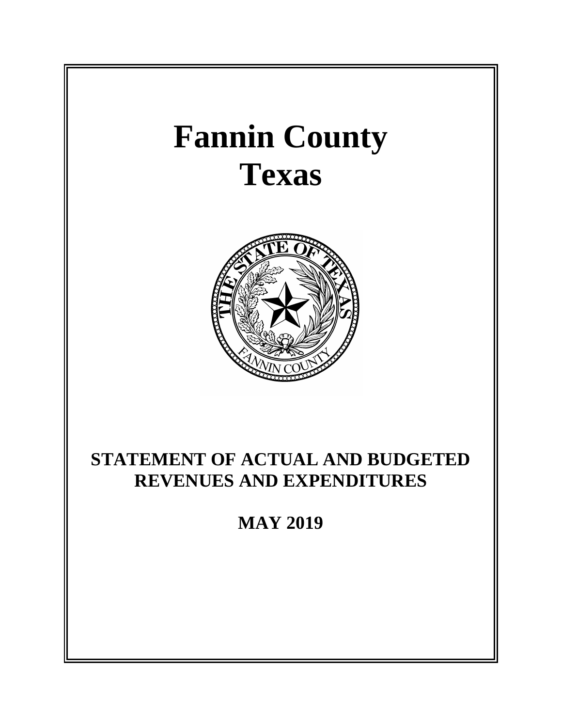# Fannin County
# Texas

## STATEMENT OF ACTUAL AND BUDGETED REVENUES AND EXPENDITURES

## MAY 2019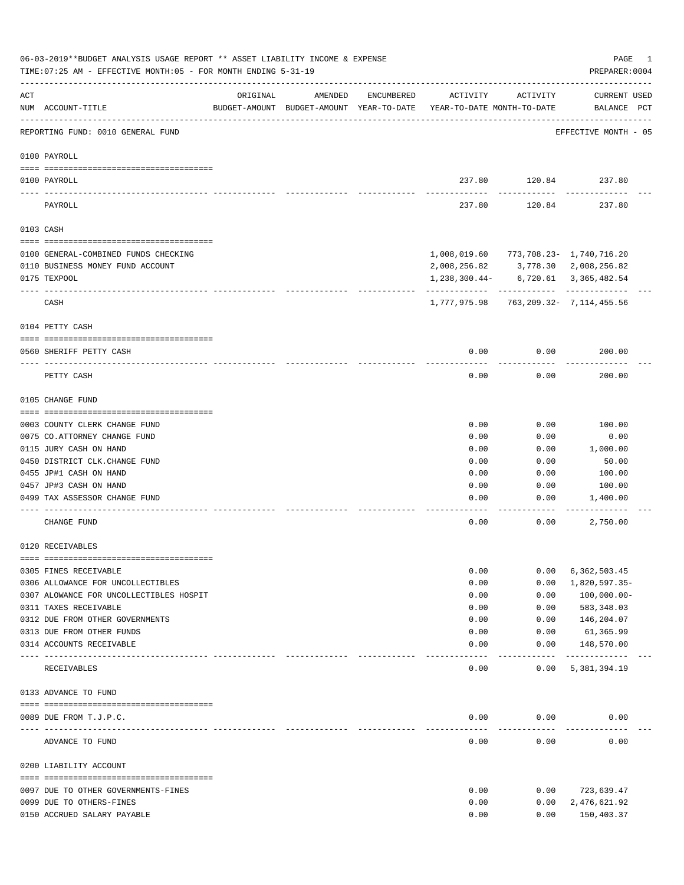06-03-2019**BUDGET ANALYSIS USAGE REPORT ** ASSET LIABILITY INCOME & EXPENSE

TIME:07:25 AM - EFFECTIVE MONTH:05 - FOR MONTH ENDING 5-31-19

PREPARER:0004

| ACT NUM | ACCOUNT-TITLE | ORIGINAL BUDGET-AMOUNT | AMENDED BUDGET-AMOUNT | ENCUMBERED YEAR-TO-DATE | ACTIVITY YEAR-TO-DATE | ACTIVITY MONTH-TO-DATE | CURRENT BALANCE | USED PCT |
|---|---|---|---|---|---|---|---|---|

REPORTING FUND: 0010 GENERAL FUND — EFFECTIVE MONTH - 05

## 0100 PAYROLL

| ACT NUM | ACCOUNT-TITLE | ORIGINAL BUDGET-AMOUNT | AMENDED BUDGET-AMOUNT | ENCUMBERED YEAR-TO-DATE | ACTIVITY YEAR-TO-DATE | ACTIVITY MONTH-TO-DATE | CURRENT BALANCE | USED PCT |
|---|---|---|---|---|---|---|---|---|
| 0100 | PAYROLL | | | | 237.80 | 120.84 | 237.80 | |
| | PAYROLL | | | | 237.80 | 120.84 | 237.80 | |

## 0103 CASH

| ACT NUM | ACCOUNT-TITLE | ORIGINAL BUDGET-AMOUNT | AMENDED BUDGET-AMOUNT | ENCUMBERED YEAR-TO-DATE | ACTIVITY YEAR-TO-DATE | ACTIVITY MONTH-TO-DATE | CURRENT BALANCE | USED PCT |
|---|---|---|---|---|---|---|---|---|
| 0100 | GENERAL-COMBINED FUNDS CHECKING | | | | 1,008,019.60 | 773,708.23- | 1,740,716.20 | |
| 0110 | BUSINESS MONEY FUND ACCOUNT | | | | 2,008,256.82 | 3,778.30 | 2,008,256.82 | |
| 0175 | TEXPOOL | | | | 1,238,300.44- | 6,720.61 | 3,365,482.54 | |
| | CASH | | | | 1,777,975.98 | 763,209.32- | 7,114,455.56 | |

## 0104 PETTY CASH

| ACT NUM | ACCOUNT-TITLE | ORIGINAL BUDGET-AMOUNT | AMENDED BUDGET-AMOUNT | ENCUMBERED YEAR-TO-DATE | ACTIVITY YEAR-TO-DATE | ACTIVITY MONTH-TO-DATE | CURRENT BALANCE | USED PCT |
|---|---|---|---|---|---|---|---|---|
| 0560 | SHERIFF PETTY CASH | | | | 0.00 | 0.00 | 200.00 | |
| | PETTY CASH | | | | 0.00 | 0.00 | 200.00 | |

## 0105 CHANGE FUND

| ACT NUM | ACCOUNT-TITLE | ORIGINAL BUDGET-AMOUNT | AMENDED BUDGET-AMOUNT | ENCUMBERED YEAR-TO-DATE | ACTIVITY YEAR-TO-DATE | ACTIVITY MONTH-TO-DATE | CURRENT BALANCE | USED PCT |
|---|---|---|---|---|---|---|---|---|
| 0003 | COUNTY CLERK CHANGE FUND | | | | 0.00 | 0.00 | 100.00 | |
| 0075 | CO.ATTORNEY CHANGE FUND | | | | 0.00 | 0.00 | 0.00 | |
| 0115 | JURY CASH ON HAND | | | | 0.00 | 0.00 | 1,000.00 | |
| 0450 | DISTRICT CLK.CHANGE FUND | | | | 0.00 | 0.00 | 50.00 | |
| 0455 | JP#1 CASH ON HAND | | | | 0.00 | 0.00 | 100.00 | |
| 0457 | JP#3 CASH ON HAND | | | | 0.00 | 0.00 | 100.00 | |
| 0499 | TAX ASSESSOR CHANGE FUND | | | | 0.00 | 0.00 | 1,400.00 | |
| | CHANGE FUND | | | | 0.00 | 0.00 | 2,750.00 | |

## 0120 RECEIVABLES

| ACT NUM | ACCOUNT-TITLE | ORIGINAL BUDGET-AMOUNT | AMENDED BUDGET-AMOUNT | ENCUMBERED YEAR-TO-DATE | ACTIVITY YEAR-TO-DATE | ACTIVITY MONTH-TO-DATE | CURRENT BALANCE | USED PCT |
|---|---|---|---|---|---|---|---|---|
| 0305 | FINES RECEIVABLE | | | | 0.00 | 0.00 | 6,362,503.45 | |
| 0306 | ALLOWANCE FOR UNCOLLECTIBLES | | | | 0.00 | 0.00 | 1,820,597.35- | |
| 0307 | ALOWANCE FOR UNCOLLECTIBLES HOSPIT | | | | 0.00 | 0.00 | 100,000.00- | |
| 0311 | TAXES RECEIVABLE | | | | 0.00 | 0.00 | 583,348.03 | |
| 0312 | DUE FROM OTHER GOVERNMENTS | | | | 0.00 | 0.00 | 146,204.07 | |
| 0313 | DUE FROM OTHER FUNDS | | | | 0.00 | 0.00 | 61,365.99 | |
| 0314 | ACCOUNTS RECEIVABLE | | | | 0.00 | 0.00 | 148,570.00 | |
| | RECEIVABLES | | | | 0.00 | 0.00 | 5,381,394.19 | |

## 0133 ADVANCE TO FUND

| ACT NUM | ACCOUNT-TITLE | ORIGINAL BUDGET-AMOUNT | AMENDED BUDGET-AMOUNT | ENCUMBERED YEAR-TO-DATE | ACTIVITY YEAR-TO-DATE | ACTIVITY MONTH-TO-DATE | CURRENT BALANCE | USED PCT |
|---|---|---|---|---|---|---|---|---|
| 0089 | DUE FROM T.J.P.C. | | | | 0.00 | 0.00 | 0.00 | |
| | ADVANCE TO FUND | | | | 0.00 | 0.00 | 0.00 | |

## 0200 LIABILITY ACCOUNT

| ACT NUM | ACCOUNT-TITLE | ORIGINAL BUDGET-AMOUNT | AMENDED BUDGET-AMOUNT | ENCUMBERED YEAR-TO-DATE | ACTIVITY YEAR-TO-DATE | ACTIVITY MONTH-TO-DATE | CURRENT BALANCE | USED PCT |
|---|---|---|---|---|---|---|---|---|
| 0097 | DUE TO OTHER GOVERNMENTS-FINES | | | | 0.00 | 0.00 | 723,639.47 | |
| 0099 | DUE TO OTHERS-FINES | | | | 0.00 | 0.00 | 2,476,621.92 | |
| 0150 | ACCRUED SALARY PAYABLE | | | | 0.00 | 0.00 | 150,403.37 | |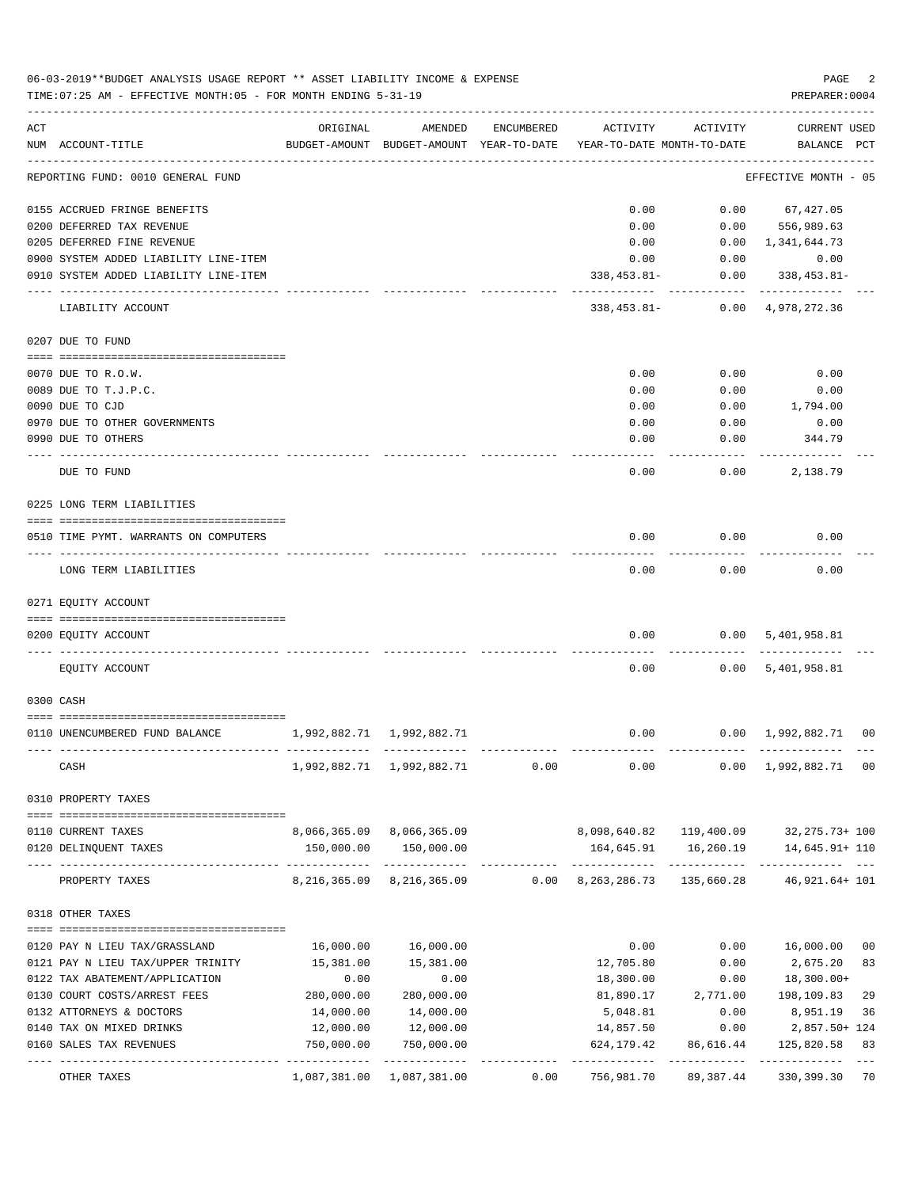06-03-2019**BUDGET ANALYSIS USAGE REPORT ** ASSET LIABILITY INCOME & EXPENSE

TIME:07:25 AM - EFFECTIVE MONTH:05 - FOR MONTH ENDING 5-31-19

PREPARER:0004

| ACT NUM | ACCOUNT-TITLE | ORIGINAL BUDGET-AMOUNT | AMENDED BUDGET-AMOUNT | ENCUMBERED YEAR-TO-DATE | ACTIVITY YEAR-TO-DATE | ACTIVITY MONTH-TO-DATE | CURRENT USED BALANCE | PCT |
|---|---|---|---|---|---|---|---|---|
| | REPORTING FUND: 0010 GENERAL FUND | | | | | | EFFECTIVE MONTH - 05 | |
| 0155 | ACCRUED FRINGE BENEFITS | | | | 0.00 | 0.00 | 67,427.05 | |
| 0200 | DEFERRED TAX REVENUE | | | | 0.00 | 0.00 | 556,989.63 | |
| 0205 | DEFERRED FINE REVENUE | | | | 0.00 | 0.00 | 1,341,644.73 | |
| 0900 | SYSTEM ADDED LIABILITY LINE-ITEM | | | | 0.00 | 0.00 | 0.00 | |
| 0910 | SYSTEM ADDED LIABILITY LINE-ITEM | | | | 338,453.81- | 0.00 | 338,453.81- | |
| | LIABILITY ACCOUNT | | | | 338,453.81- | 0.00 | 4,978,272.36 | |
| | **0207 DUE TO FUND** | | | | | | | |
| 0070 | DUE TO R.O.W. | | | | 0.00 | 0.00 | 0.00 | |
| 0089 | DUE TO T.J.P.C. | | | | 0.00 | 0.00 | 0.00 | |
| 0090 | DUE TO CJD | | | | 0.00 | 0.00 | 1,794.00 | |
| 0970 | DUE TO OTHER GOVERNMENTS | | | | 0.00 | 0.00 | 0.00 | |
| 0990 | DUE TO OTHERS | | | | 0.00 | 0.00 | 344.79 | |
| | DUE TO FUND | | | | 0.00 | 0.00 | 2,138.79 | |
| | **0225 LONG TERM LIABILITIES** | | | | | | | |
| 0510 | TIME PYMT. WARRANTS ON COMPUTERS | | | | 0.00 | 0.00 | 0.00 | |
| | LONG TERM LIABILITIES | | | | 0.00 | 0.00 | 0.00 | |
| | **0271 EQUITY ACCOUNT** | | | | | | | |
| 0200 | EQUITY ACCOUNT | | | | 0.00 | 0.00 | 5,401,958.81 | |
| | EQUITY ACCOUNT | | | | 0.00 | 0.00 | 5,401,958.81 | |
| | **0300 CASH** | | | | | | | |
| 0110 | UNENCUMBERED FUND BALANCE | 1,992,882.71 | 1,992,882.71 | | 0.00 | 0.00 | 1,992,882.71 | 00 |
| | CASH | 1,992,882.71 | 1,992,882.71 | 0.00 | 0.00 | 0.00 | 1,992,882.71 | 00 |
| | **0310 PROPERTY TAXES** | | | | | | | |
| 0110 | CURRENT TAXES | 8,066,365.09 | 8,066,365.09 | | 8,098,640.82 | 119,400.09 | 32,275.73+ | 100 |
| 0120 | DELINQUENT TAXES | 150,000.00 | 150,000.00 | | 164,645.91 | 16,260.19 | 14,645.91+ | 110 |
| | PROPERTY TAXES | 8,216,365.09 | 8,216,365.09 | 0.00 | 8,263,286.73 | 135,660.28 | 46,921.64+ | 101 |
| | **0318 OTHER TAXES** | | | | | | | |
| 0120 | PAY N LIEU TAX/GRASSLAND | 16,000.00 | 16,000.00 | | 0.00 | 0.00 | 16,000.00 | 00 |
| 0121 | PAY N LIEU TAX/UPPER TRINITY | 15,381.00 | 15,381.00 | | 12,705.80 | 0.00 | 2,675.20 | 83 |
| 0122 | TAX ABATEMENT/APPLICATION | 0.00 | 0.00 | | 18,300.00 | 0.00 | 18,300.00+ | |
| 0130 | COURT COSTS/ARREST FEES | 280,000.00 | 280,000.00 | | 81,890.17 | 2,771.00 | 198,109.83 | 29 |
| 0132 | ATTORNEYS & DOCTORS | 14,000.00 | 14,000.00 | | 5,048.81 | 0.00 | 8,951.19 | 36 |
| 0140 | TAX ON MIXED DRINKS | 12,000.00 | 12,000.00 | | 14,857.50 | 0.00 | 2,857.50+ | 124 |
| 0160 | SALES TAX REVENUES | 750,000.00 | 750,000.00 | | 624,179.42 | 86,616.44 | 125,820.58 | 83 |
| | OTHER TAXES | 1,087,381.00 | 1,087,381.00 | 0.00 | 756,981.70 | 89,387.44 | 330,399.30 | 70 |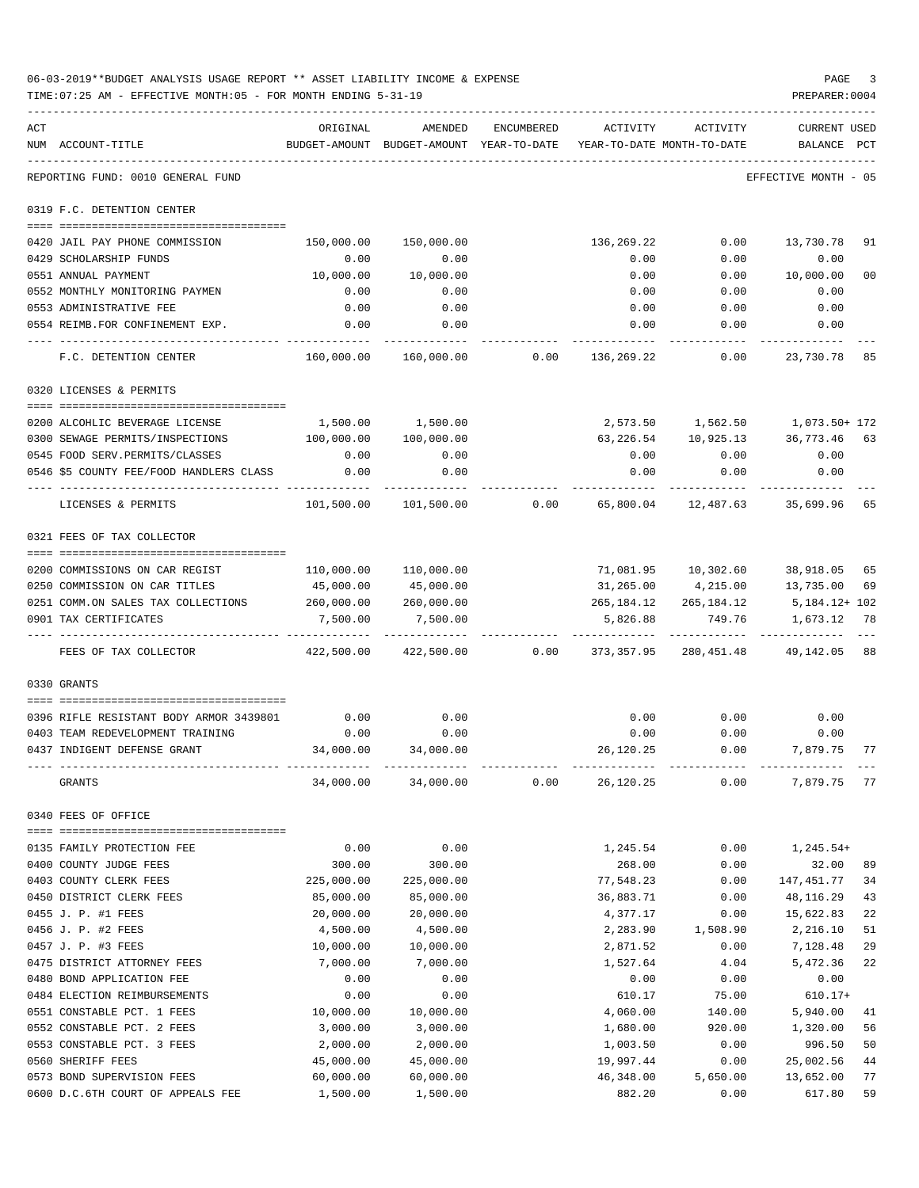06-03-2019**BUDGET ANALYSIS USAGE REPORT ** ASSET LIABILITY INCOME & EXPENSE

TIME:07:25 AM - EFFECTIVE MONTH:05 - FOR MONTH ENDING 5-31-19

PREPARER:0004

REPORTING FUND: 0010 GENERAL FUND — EFFECTIVE MONTH - 05

| ACT NUM | ACCOUNT-TITLE | ORIGINAL BUDGET-AMOUNT | AMENDED BUDGET-AMOUNT | ENCUMBERED YEAR-TO-DATE | ACTIVITY YEAR-TO-DATE | ACTIVITY MONTH-TO-DATE | CURRENT BALANCE | USED PCT |
|---|---|---|---|---|---|---|---|---|
| | **0319 F.C. DETENTION CENTER** | | | | | | | |
| 0420 | JAIL PAY PHONE COMMISSION | 150,000.00 | 150,000.00 | | 136,269.22 | 0.00 | 13,730.78 | 91 |
| 0429 | SCHOLARSHIP FUNDS | 0.00 | 0.00 | | 0.00 | 0.00 | 0.00 | |
| 0551 | ANNUAL PAYMENT | 10,000.00 | 10,000.00 | | 0.00 | 0.00 | 10,000.00 | 00 |
| 0552 | MONTHLY MONITORING PAYMEN | 0.00 | 0.00 | | 0.00 | 0.00 | 0.00 | |
| 0553 | ADMINISTRATIVE FEE | 0.00 | 0.00 | | 0.00 | 0.00 | 0.00 | |
| 0554 | REIMB.FOR CONFINEMENT EXP. | 0.00 | 0.00 | | 0.00 | 0.00 | 0.00 | |
| | F.C. DETENTION CENTER | 160,000.00 | 160,000.00 | 0.00 | 136,269.22 | 0.00 | 23,730.78 | 85 |
| | **0320 LICENSES & PERMITS** | | | | | | | |
| 0200 | ALCOHLIC BEVERAGE LICENSE | 1,500.00 | 1,500.00 | | 2,573.50 | 1,562.50 | 1,073.50+ | 172 |
| 0300 | SEWAGE PERMITS/INSPECTIONS | 100,000.00 | 100,000.00 | | 63,226.54 | 10,925.13 | 36,773.46 | 63 |
| 0545 | FOOD SERV.PERMITS/CLASSES | 0.00 | 0.00 | | 0.00 | 0.00 | 0.00 | |
| 0546 | $5 COUNTY FEE/FOOD HANDLERS CLASS | 0.00 | 0.00 | | 0.00 | 0.00 | 0.00 | |
| | LICENSES & PERMITS | 101,500.00 | 101,500.00 | 0.00 | 65,800.04 | 12,487.63 | 35,699.96 | 65 |
| | **0321 FEES OF TAX COLLECTOR** | | | | | | | |
| 0200 | COMMISSIONS ON CAR REGIST | 110,000.00 | 110,000.00 | | 71,081.95 | 10,302.60 | 38,918.05 | 65 |
| 0250 | COMMISSION ON CAR TITLES | 45,000.00 | 45,000.00 | | 31,265.00 | 4,215.00 | 13,735.00 | 69 |
| 0251 | COMM.ON SALES TAX COLLECTIONS | 260,000.00 | 260,000.00 | | 265,184.12 | 265,184.12 | 5,184.12+ | 102 |
| 0901 | TAX CERTIFICATES | 7,500.00 | 7,500.00 | | 5,826.88 | 749.76 | 1,673.12 | 78 |
| | FEES OF TAX COLLECTOR | 422,500.00 | 422,500.00 | 0.00 | 373,357.95 | 280,451.48 | 49,142.05 | 88 |
| | **0330 GRANTS** | | | | | | | |
| 0396 | RIFLE RESISTANT BODY ARMOR 3439801 | 0.00 | 0.00 | | 0.00 | 0.00 | 0.00 | |
| 0403 | TEAM REDEVELOPMENT TRAINING | 0.00 | 0.00 | | 0.00 | 0.00 | 0.00 | |
| 0437 | INDIGENT DEFENSE GRANT | 34,000.00 | 34,000.00 | | 26,120.25 | 0.00 | 7,879.75 | 77 |
| | GRANTS | 34,000.00 | 34,000.00 | 0.00 | 26,120.25 | 0.00 | 7,879.75 | 77 |
| | **0340 FEES OF OFFICE** | | | | | | | |
| 0135 | FAMILY PROTECTION FEE | 0.00 | 0.00 | | 1,245.54 | 0.00 | 1,245.54+ | |
| 0400 | COUNTY JUDGE FEES | 300.00 | 300.00 | | 268.00 | 0.00 | 32.00 | 89 |
| 0403 | COUNTY CLERK FEES | 225,000.00 | 225,000.00 | | 77,548.23 | 0.00 | 147,451.77 | 34 |
| 0450 | DISTRICT CLERK FEES | 85,000.00 | 85,000.00 | | 36,883.71 | 0.00 | 48,116.29 | 43 |
| 0455 | J. P. #1 FEES | 20,000.00 | 20,000.00 | | 4,377.17 | 0.00 | 15,622.83 | 22 |
| 0456 | J. P. #2 FEES | 4,500.00 | 4,500.00 | | 2,283.90 | 1,508.90 | 2,216.10 | 51 |
| 0457 | J. P. #3 FEES | 10,000.00 | 10,000.00 | | 2,871.52 | 0.00 | 7,128.48 | 29 |
| 0475 | DISTRICT ATTORNEY FEES | 7,000.00 | 7,000.00 | | 1,527.64 | 4.04 | 5,472.36 | 22 |
| 0480 | BOND APPLICATION FEE | 0.00 | 0.00 | | 0.00 | 0.00 | 0.00 | |
| 0484 | ELECTION REIMBURSEMENTS | 0.00 | 0.00 | | 610.17 | 75.00 | 610.17+ | |
| 0551 | CONSTABLE PCT. 1 FEES | 10,000.00 | 10,000.00 | | 4,060.00 | 140.00 | 5,940.00 | 41 |
| 0552 | CONSTABLE PCT. 2 FEES | 3,000.00 | 3,000.00 | | 1,680.00 | 920.00 | 1,320.00 | 56 |
| 0553 | CONSTABLE PCT. 3 FEES | 2,000.00 | 2,000.00 | | 1,003.50 | 0.00 | 996.50 | 50 |
| 0560 | SHERIFF FEES | 45,000.00 | 45,000.00 | | 19,997.44 | 0.00 | 25,002.56 | 44 |
| 0573 | BOND SUPERVISION FEES | 60,000.00 | 60,000.00 | | 46,348.00 | 5,650.00 | 13,652.00 | 77 |
| 0600 | D.C.6TH COURT OF APPEALS FEE | 1,500.00 | 1,500.00 | | 882.20 | 0.00 | 617.80 | 59 |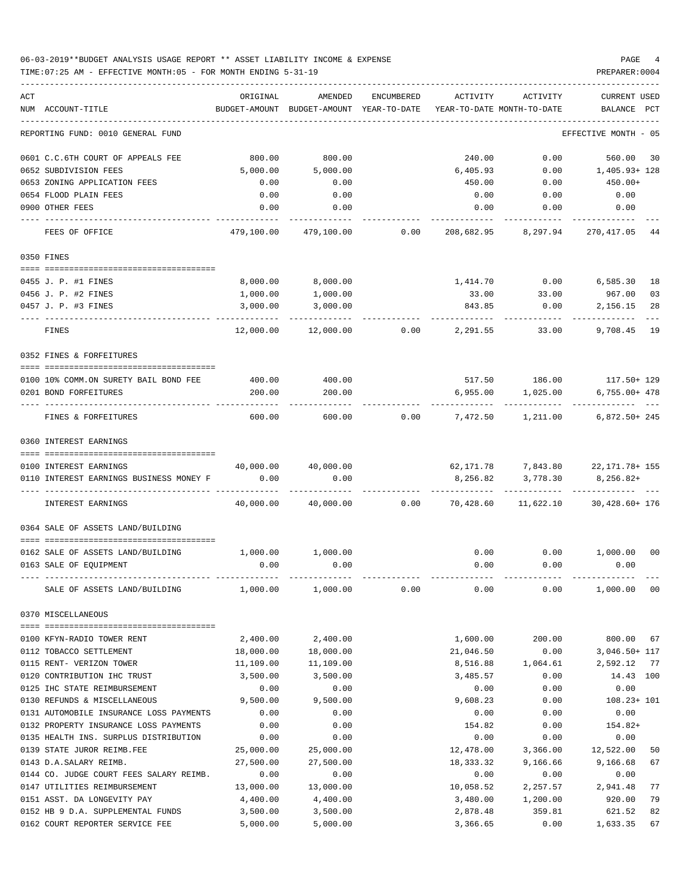06-03-2019**BUDGET ANALYSIS USAGE REPORT ** ASSET LIABILITY INCOME & EXPENSE

TIME:07:25 AM - EFFECTIVE MONTH:05 - FOR MONTH ENDING 5-31-19 PREPARER:0004

REPORTING FUND: 0010 GENERAL FUND EFFECTIVE MONTH - 05

| ACT NUM | ACCOUNT-TITLE | ORIGINAL BUDGET-AMOUNT | AMENDED BUDGET-AMOUNT | ENCUMBERED YEAR-TO-DATE | ACTIVITY YEAR-TO-DATE | ACTIVITY MONTH-TO-DATE | CURRENT BALANCE | USED PCT |
|---|---|---|---|---|---|---|---|---|
| 0601 | C.C.6TH COURT OF APPEALS FEE | 800.00 | 800.00 | | 240.00 | 0.00 | 560.00 | 30 |
| 0652 | SUBDIVISION FEES | 5,000.00 | 5,000.00 | | 6,405.93 | 0.00 | 1,405.93+ | 128 |
| 0653 | ZONING APPLICATION FEES | 0.00 | 0.00 | | 450.00 | 0.00 | 450.00+ | |
| 0654 | FLOOD PLAIN FEES | 0.00 | 0.00 | | 0.00 | 0.00 | 0.00 | |
| 0900 | OTHER FEES | 0.00 | 0.00 | | 0.00 | 0.00 | 0.00 | |
| | FEES OF OFFICE | 479,100.00 | 479,100.00 | 0.00 | 208,682.95 | 8,297.94 | 270,417.05 | 44 |
| 0350 | FINES | | | | | | | |
| 0455 | J. P. #1 FINES | 8,000.00 | 8,000.00 | | 1,414.70 | 0.00 | 6,585.30 | 18 |
| 0456 | J. P. #2 FINES | 1,000.00 | 1,000.00 | | 33.00 | 33.00 | 967.00 | 03 |
| 0457 | J. P. #3 FINES | 3,000.00 | 3,000.00 | | 843.85 | 0.00 | 2,156.15 | 28 |
| | FINES | 12,000.00 | 12,000.00 | 0.00 | 2,291.55 | 33.00 | 9,708.45 | 19 |
| 0352 | FINES & FORFEITURES | | | | | | | |
| 0100 | 10% COMM.ON SURETY BAIL BOND FEE | 400.00 | 400.00 | | 517.50 | 186.00 | 117.50+ | 129 |
| 0201 | BOND FORFEITURES | 200.00 | 200.00 | | 6,955.00 | 1,025.00 | 6,755.00+ | 478 |
| | FINES & FORFEITURES | 600.00 | 600.00 | 0.00 | 7,472.50 | 1,211.00 | 6,872.50+ | 245 |
| 0360 | INTEREST EARNINGS | | | | | | | |
| 0100 | INTEREST EARNINGS | 40,000.00 | 40,000.00 | | 62,171.78 | 7,843.80 | 22,171.78+ | 155 |
| 0110 | INTEREST EARNINGS BUSINESS MONEY F | 0.00 | 0.00 | | 8,256.82 | 3,778.30 | 8,256.82+ | |
| | INTEREST EARNINGS | 40,000.00 | 40,000.00 | 0.00 | 70,428.60 | 11,622.10 | 30,428.60+ | 176 |
| 0364 | SALE OF ASSETS LAND/BUILDING | | | | | | | |
| 0162 | SALE OF ASSETS LAND/BUILDING | 1,000.00 | 1,000.00 | | 0.00 | 0.00 | 1,000.00 | 00 |
| 0163 | SALE OF EQUIPMENT | 0.00 | 0.00 | | 0.00 | 0.00 | 0.00 | |
| | SALE OF ASSETS LAND/BUILDING | 1,000.00 | 1,000.00 | 0.00 | 0.00 | 0.00 | 1,000.00 | 00 |
| 0370 | MISCELLANEOUS | | | | | | | |
| 0100 | KFYN-RADIO TOWER RENT | 2,400.00 | 2,400.00 | | 1,600.00 | 200.00 | 800.00 | 67 |
| 0112 | TOBACCO SETTLEMENT | 18,000.00 | 18,000.00 | | 21,046.50 | 0.00 | 3,046.50+ | 117 |
| 0115 | RENT- VERIZON TOWER | 11,109.00 | 11,109.00 | | 8,516.88 | 1,064.61 | 2,592.12 | 77 |
| 0120 | CONTRIBUTION IHC TRUST | 3,500.00 | 3,500.00 | | 3,485.57 | 0.00 | 14.43 | 100 |
| 0125 | IHC STATE REIMBURSEMENT | 0.00 | 0.00 | | 0.00 | 0.00 | 0.00 | |
| 0130 | REFUNDS & MISCELLANEOUS | 9,500.00 | 9,500.00 | | 9,608.23 | 0.00 | 108.23+ | 101 |
| 0131 | AUTOMOBILE INSURANCE LOSS PAYMENTS | 0.00 | 0.00 | | 0.00 | 0.00 | 0.00 | |
| 0132 | PROPERTY INSURANCE LOSS PAYMENTS | 0.00 | 0.00 | | 154.82 | 0.00 | 154.82+ | |
| 0135 | HEALTH INS. SURPLUS DISTRIBUTION | 0.00 | 0.00 | | 0.00 | 0.00 | 0.00 | |
| 0139 | STATE JUROR REIMB.FEE | 25,000.00 | 25,000.00 | | 12,478.00 | 3,366.00 | 12,522.00 | 50 |
| 0143 | D.A.SALARY REIMB. | 27,500.00 | 27,500.00 | | 18,333.32 | 9,166.66 | 9,166.68 | 67 |
| 0144 | CO. JUDGE COURT FEES SALARY REIMB. | 0.00 | 0.00 | | 0.00 | 0.00 | 0.00 | |
| 0147 | UTILITIES REIMBURSEMENT | 13,000.00 | 13,000.00 | | 10,058.52 | 2,257.57 | 2,941.48 | 77 |
| 0151 | ASST. DA LONGEVITY PAY | 4,400.00 | 4,400.00 | | 3,480.00 | 1,200.00 | 920.00 | 79 |
| 0152 | HB 9 D.A. SUPPLEMENTAL FUNDS | 3,500.00 | 3,500.00 | | 2,878.48 | 359.81 | 621.52 | 82 |
| 0162 | COURT REPORTER SERVICE FEE | 5,000.00 | 5,000.00 | | 3,366.65 | 0.00 | 1,633.35 | 67 |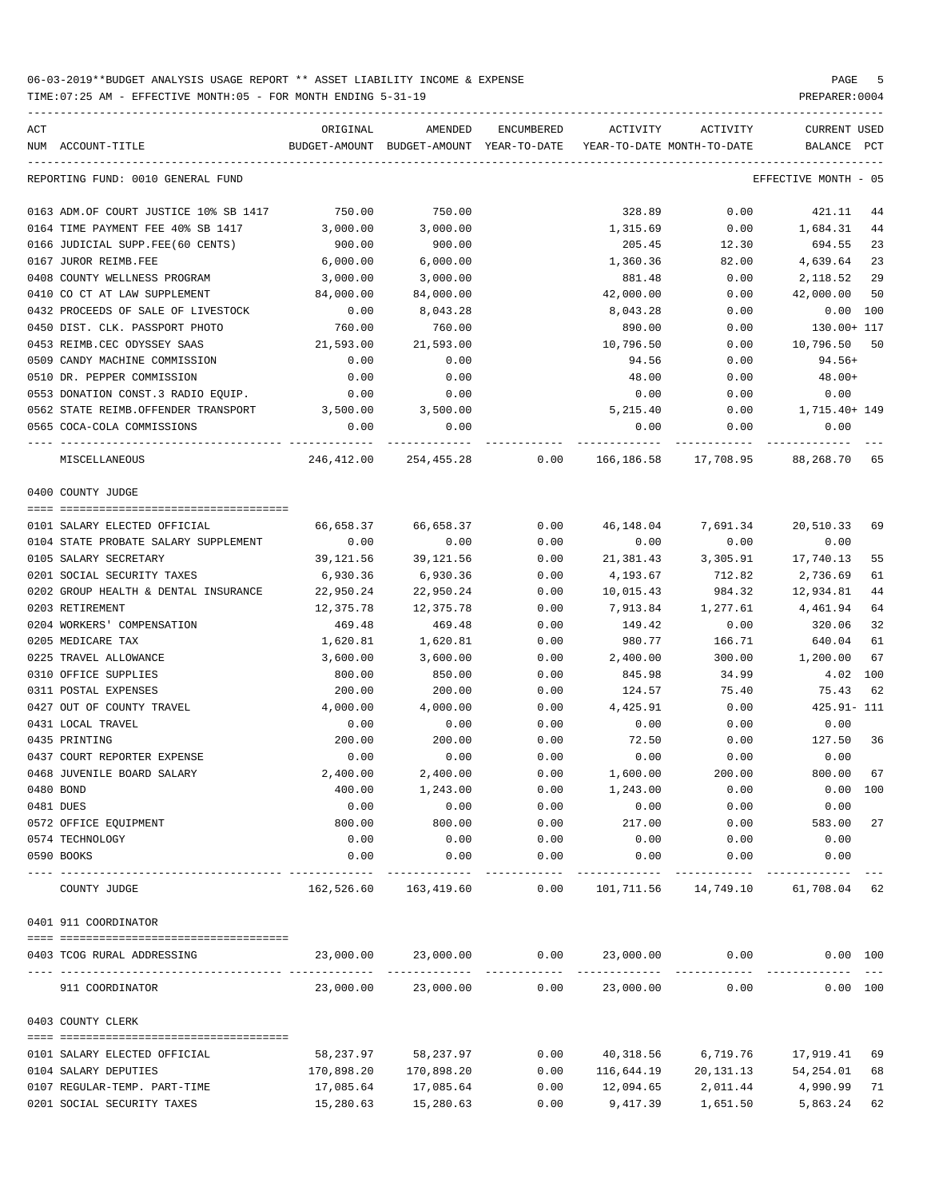06-03-2019**BUDGET ANALYSIS USAGE REPORT ** ASSET LIABILITY INCOME & EXPENSE

TIME:07:25 AM - EFFECTIVE MONTH:05 - FOR MONTH ENDING 5-31-19

PREPARER:0004

| ACT NUM | ACCOUNT-TITLE | ORIGINAL BUDGET-AMOUNT | AMENDED BUDGET-AMOUNT | ENCUMBERED YEAR-TO-DATE | ACTIVITY YEAR-TO-DATE | ACTIVITY MONTH-TO-DATE | CURRENT BALANCE | USED PCT |
|---|---|---|---|---|---|---|---|---|
| | REPORTING FUND: 0010 GENERAL FUND | | | | | | EFFECTIVE MONTH - 05 | |
| 0163 | ADM.OF COURT JUSTICE 10% SB 1417 | 750.00 | 750.00 | | 328.89 | 0.00 | 421.11 | 44 |
| 0164 | TIME PAYMENT FEE 40% SB 1417 | 3,000.00 | 3,000.00 | | 1,315.69 | 0.00 | 1,684.31 | 44 |
| 0166 | JUDICIAL SUPP.FEE(60 CENTS) | 900.00 | 900.00 | | 205.45 | 12.30 | 694.55 | 23 |
| 0167 | JUROR REIMB.FEE | 6,000.00 | 6,000.00 | | 1,360.36 | 82.00 | 4,639.64 | 23 |
| 0408 | COUNTY WELLNESS PROGRAM | 3,000.00 | 3,000.00 | | 881.48 | 0.00 | 2,118.52 | 29 |
| 0410 | CO CT AT LAW SUPPLEMENT | 84,000.00 | 84,000.00 | | 42,000.00 | 0.00 | 42,000.00 | 50 |
| 0432 | PROCEEDS OF SALE OF LIVESTOCK | 0.00 | 8,043.28 | | 8,043.28 | 0.00 | 0.00 | 100 |
| 0450 | DIST. CLK. PASSPORT PHOTO | 760.00 | 760.00 | | 890.00 | 0.00 | 130.00+ | 117 |
| 0453 | REIMB.CEC ODYSSEY SAAS | 21,593.00 | 21,593.00 | | 10,796.50 | 0.00 | 10,796.50 | 50 |
| 0509 | CANDY MACHINE COMMISSION | 0.00 | 0.00 | | 94.56 | 0.00 | 94.56+ | |
| 0510 | DR. PEPPER COMMISSION | 0.00 | 0.00 | | 48.00 | 0.00 | 48.00+ | |
| 0553 | DONATION CONST.3 RADIO EQUIP. | 0.00 | 0.00 | | 0.00 | 0.00 | 0.00 | |
| 0562 | STATE REIMB.OFFENDER TRANSPORT | 3,500.00 | 3,500.00 | | 5,215.40 | 0.00 | 1,715.40+ | 149 |
| 0565 | COCA-COLA COMMISSIONS | 0.00 | 0.00 | | 0.00 | 0.00 | 0.00 | |
| | MISCELLANEOUS | 246,412.00 | 254,455.28 | 0.00 | 166,186.58 | 17,708.95 | 88,268.70 | 65 |
| | **0400 COUNTY JUDGE** | | | | | | | |
| 0101 | SALARY ELECTED OFFICIAL | 66,658.37 | 66,658.37 | 0.00 | 46,148.04 | 7,691.34 | 20,510.33 | 69 |
| 0104 | STATE PROBATE SALARY SUPPLEMENT | 0.00 | 0.00 | 0.00 | 0.00 | 0.00 | 0.00 | |
| 0105 | SALARY SECRETARY | 39,121.56 | 39,121.56 | 0.00 | 21,381.43 | 3,305.91 | 17,740.13 | 55 |
| 0201 | SOCIAL SECURITY TAXES | 6,930.36 | 6,930.36 | 0.00 | 4,193.67 | 712.82 | 2,736.69 | 61 |
| 0202 | GROUP HEALTH & DENTAL INSURANCE | 22,950.24 | 22,950.24 | 0.00 | 10,015.43 | 984.32 | 12,934.81 | 44 |
| 0203 | RETIREMENT | 12,375.78 | 12,375.78 | 0.00 | 7,913.84 | 1,277.61 | 4,461.94 | 64 |
| 0204 | WORKERS' COMPENSATION | 469.48 | 469.48 | 0.00 | 149.42 | 0.00 | 320.06 | 32 |
| 0205 | MEDICARE TAX | 1,620.81 | 1,620.81 | 0.00 | 980.77 | 166.71 | 640.04 | 61 |
| 0225 | TRAVEL ALLOWANCE | 3,600.00 | 3,600.00 | 0.00 | 2,400.00 | 300.00 | 1,200.00 | 67 |
| 0310 | OFFICE SUPPLIES | 800.00 | 850.00 | 0.00 | 845.98 | 34.99 | 4.02 | 100 |
| 0311 | POSTAL EXPENSES | 200.00 | 200.00 | 0.00 | 124.57 | 75.40 | 75.43 | 62 |
| 0427 | OUT OF COUNTY TRAVEL | 4,000.00 | 4,000.00 | 0.00 | 4,425.91 | 0.00 | 425.91- | 111 |
| 0431 | LOCAL TRAVEL | 0.00 | 0.00 | 0.00 | 0.00 | 0.00 | 0.00 | |
| 0435 | PRINTING | 200.00 | 200.00 | 0.00 | 72.50 | 0.00 | 127.50 | 36 |
| 0437 | COURT REPORTER EXPENSE | 0.00 | 0.00 | 0.00 | 0.00 | 0.00 | 0.00 | |
| 0468 | JUVENILE BOARD SALARY | 2,400.00 | 2,400.00 | 0.00 | 1,600.00 | 200.00 | 800.00 | 67 |
| 0480 | BOND | 400.00 | 1,243.00 | 0.00 | 1,243.00 | 0.00 | 0.00 | 100 |
| 0481 | DUES | 0.00 | 0.00 | 0.00 | 0.00 | 0.00 | 0.00 | |
| 0572 | OFFICE EQUIPMENT | 800.00 | 800.00 | 0.00 | 217.00 | 0.00 | 583.00 | 27 |
| 0574 | TECHNOLOGY | 0.00 | 0.00 | 0.00 | 0.00 | 0.00 | 0.00 | |
| 0590 | BOOKS | 0.00 | 0.00 | 0.00 | 0.00 | 0.00 | 0.00 | |
| | COUNTY JUDGE | 162,526.60 | 163,419.60 | 0.00 | 101,711.56 | 14,749.10 | 61,708.04 | 62 |
| | **0401 911 COORDINATOR** | | | | | | | |
| 0403 | TCOG RURAL ADDRESSING | 23,000.00 | 23,000.00 | 0.00 | 23,000.00 | 0.00 | 0.00 | 100 |
| | 911 COORDINATOR | 23,000.00 | 23,000.00 | 0.00 | 23,000.00 | 0.00 | 0.00 | 100 |
| | **0403 COUNTY CLERK** | | | | | | | |
| 0101 | SALARY ELECTED OFFICIAL | 58,237.97 | 58,237.97 | 0.00 | 40,318.56 | 6,719.76 | 17,919.41 | 69 |
| 0104 | SALARY DEPUTIES | 170,898.20 | 170,898.20 | 0.00 | 116,644.19 | 20,131.13 | 54,254.01 | 68 |
| 0107 | REGULAR-TEMP. PART-TIME | 17,085.64 | 17,085.64 | 0.00 | 12,094.65 | 2,011.44 | 4,990.99 | 71 |
| 0201 | SOCIAL SECURITY TAXES | 15,280.63 | 15,280.63 | 0.00 | 9,417.39 | 1,651.50 | 5,863.24 | 62 |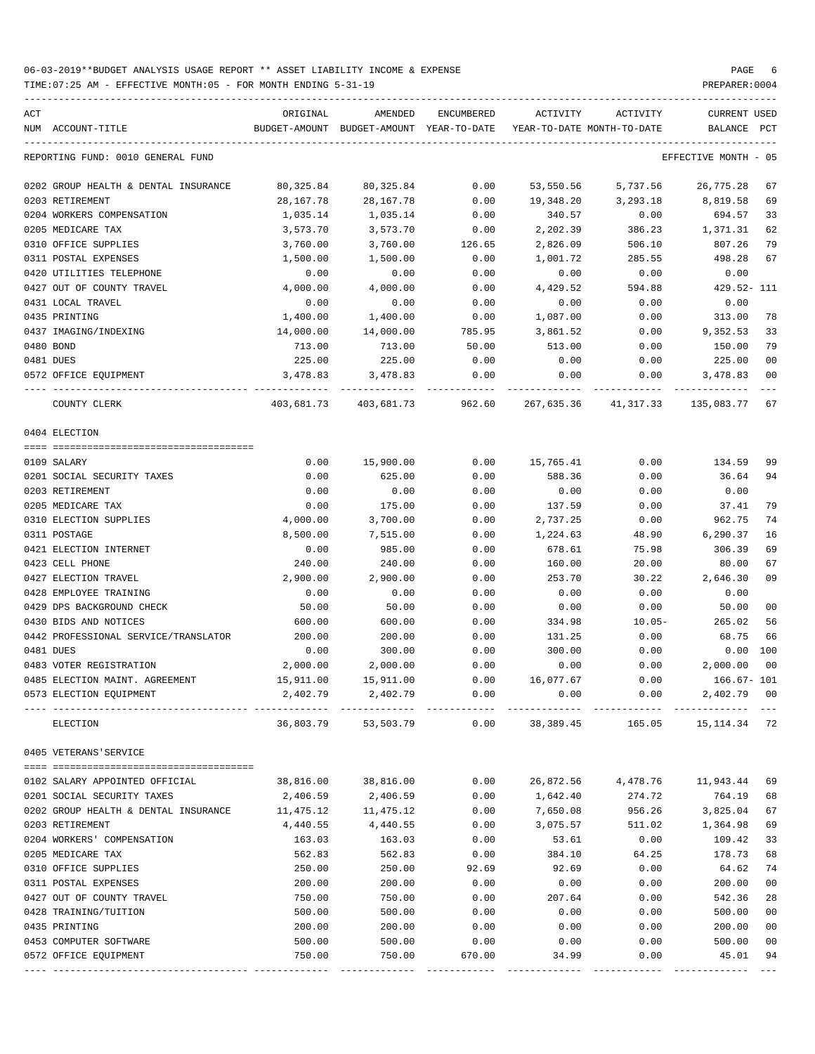06-03-2019**BUDGET ANALYSIS USAGE REPORT ** ASSET LIABILITY INCOME & EXPENSE

TIME:07:25 AM - EFFECTIVE MONTH:05 - FOR MONTH ENDING 5-31-19

REPORTING FUND: 0010 GENERAL FUND — EFFECTIVE MONTH - 05

| ACT NUM | ACCOUNT-TITLE | ORIGINAL BUDGET-AMOUNT | AMENDED BUDGET-AMOUNT | ENCUMBERED YEAR-TO-DATE | ACTIVITY YEAR-TO-DATE | ACTIVITY MONTH-TO-DATE | CURRENT BALANCE | USED PCT |
|---|---|---|---|---|---|---|---|---|
| 0202 | GROUP HEALTH & DENTAL INSURANCE | 80,325.84 | 80,325.84 | 0.00 | 53,550.56 | 5,737.56 | 26,775.28 | 67 |
| 0203 | RETIREMENT | 28,167.78 | 28,167.78 | 0.00 | 19,348.20 | 3,293.18 | 8,819.58 | 69 |
| 0204 | WORKERS COMPENSATION | 1,035.14 | 1,035.14 | 0.00 | 340.57 | 0.00 | 694.57 | 33 |
| 0205 | MEDICARE TAX | 3,573.70 | 3,573.70 | 0.00 | 2,202.39 | 386.23 | 1,371.31 | 62 |
| 0310 | OFFICE SUPPLIES | 3,760.00 | 3,760.00 | 126.65 | 2,826.09 | 506.10 | 807.26 | 79 |
| 0311 | POSTAL EXPENSES | 1,500.00 | 1,500.00 | 0.00 | 1,001.72 | 285.55 | 498.28 | 67 |
| 0420 | UTILITIES TELEPHONE | 0.00 | 0.00 | 0.00 | 0.00 | 0.00 | 0.00 | |
| 0427 | OUT OF COUNTY TRAVEL | 4,000.00 | 4,000.00 | 0.00 | 4,429.52 | 594.88 | 429.52- | 111 |
| 0431 | LOCAL TRAVEL | 0.00 | 0.00 | 0.00 | 0.00 | 0.00 | 0.00 | |
| 0435 | PRINTING | 1,400.00 | 1,400.00 | 0.00 | 1,087.00 | 0.00 | 313.00 | 78 |
| 0437 | IMAGING/INDEXING | 14,000.00 | 14,000.00 | 785.95 | 3,861.52 | 0.00 | 9,352.53 | 33 |
| 0480 | BOND | 713.00 | 713.00 | 50.00 | 513.00 | 0.00 | 150.00 | 79 |
| 0481 | DUES | 225.00 | 225.00 | 0.00 | 0.00 | 0.00 | 225.00 | 00 |
| 0572 | OFFICE EQUIPMENT | 3,478.83 | 3,478.83 | 0.00 | 0.00 | 0.00 | 3,478.83 | 00 |
| | COUNTY CLERK | 403,681.73 | 403,681.73 | 962.60 | 267,635.36 | 41,317.33 | 135,083.77 | 67 |

0404 ELECTION

| ACT NUM | ACCOUNT-TITLE | ORIGINAL BUDGET-AMOUNT | AMENDED BUDGET-AMOUNT | ENCUMBERED YEAR-TO-DATE | ACTIVITY YEAR-TO-DATE | ACTIVITY MONTH-TO-DATE | CURRENT BALANCE | USED PCT |
|---|---|---|---|---|---|---|---|---|
| 0109 | SALARY | 0.00 | 15,900.00 | 0.00 | 15,765.41 | 0.00 | 134.59 | 99 |
| 0201 | SOCIAL SECURITY TAXES | 0.00 | 625.00 | 0.00 | 588.36 | 0.00 | 36.64 | 94 |
| 0203 | RETIREMENT | 0.00 | 0.00 | 0.00 | 0.00 | 0.00 | 0.00 | |
| 0205 | MEDICARE TAX | 0.00 | 175.00 | 0.00 | 137.59 | 0.00 | 37.41 | 79 |
| 0310 | ELECTION SUPPLIES | 4,000.00 | 3,700.00 | 0.00 | 2,737.25 | 0.00 | 962.75 | 74 |
| 0311 | POSTAGE | 8,500.00 | 7,515.00 | 0.00 | 1,224.63 | 48.90 | 6,290.37 | 16 |
| 0421 | ELECTION INTERNET | 0.00 | 985.00 | 0.00 | 678.61 | 75.98 | 306.39 | 69 |
| 0423 | CELL PHONE | 240.00 | 240.00 | 0.00 | 160.00 | 20.00 | 80.00 | 67 |
| 0427 | ELECTION TRAVEL | 2,900.00 | 2,900.00 | 0.00 | 253.70 | 30.22 | 2,646.30 | 09 |
| 0428 | EMPLOYEE TRAINING | 0.00 | 0.00 | 0.00 | 0.00 | 0.00 | 0.00 | |
| 0429 | DPS BACKGROUND CHECK | 50.00 | 50.00 | 0.00 | 0.00 | 0.00 | 50.00 | 00 |
| 0430 | BIDS AND NOTICES | 600.00 | 600.00 | 0.00 | 334.98 | 10.05- | 265.02 | 56 |
| 0442 | PROFESSIONAL SERVICE/TRANSLATOR | 200.00 | 200.00 | 0.00 | 131.25 | 0.00 | 68.75 | 66 |
| 0481 | DUES | 0.00 | 300.00 | 0.00 | 300.00 | 0.00 | 0.00 | 100 |
| 0483 | VOTER REGISTRATION | 2,000.00 | 2,000.00 | 0.00 | 0.00 | 0.00 | 2,000.00 | 00 |
| 0485 | ELECTION MAINT. AGREEMENT | 15,911.00 | 15,911.00 | 0.00 | 16,077.67 | 0.00 | 166.67- | 101 |
| 0573 | ELECTION EQUIPMENT | 2,402.79 | 2,402.79 | 0.00 | 0.00 | 0.00 | 2,402.79 | 00 |
| | ELECTION | 36,803.79 | 53,503.79 | 0.00 | 38,389.45 | 165.05 | 15,114.34 | 72 |

0405 VETERANS'SERVICE

| ACT NUM | ACCOUNT-TITLE | ORIGINAL BUDGET-AMOUNT | AMENDED BUDGET-AMOUNT | ENCUMBERED YEAR-TO-DATE | ACTIVITY YEAR-TO-DATE | ACTIVITY MONTH-TO-DATE | CURRENT BALANCE | USED PCT |
|---|---|---|---|---|---|---|---|---|
| 0102 | SALARY APPOINTED OFFICIAL | 38,816.00 | 38,816.00 | 0.00 | 26,872.56 | 4,478.76 | 11,943.44 | 69 |
| 0201 | SOCIAL SECURITY TAXES | 2,406.59 | 2,406.59 | 0.00 | 1,642.40 | 274.72 | 764.19 | 68 |
| 0202 | GROUP HEALTH & DENTAL INSURANCE | 11,475.12 | 11,475.12 | 0.00 | 7,650.08 | 956.26 | 3,825.04 | 67 |
| 0203 | RETIREMENT | 4,440.55 | 4,440.55 | 0.00 | 3,075.57 | 511.02 | 1,364.98 | 69 |
| 0204 | WORKERS' COMPENSATION | 163.03 | 163.03 | 0.00 | 53.61 | 0.00 | 109.42 | 33 |
| 0205 | MEDICARE TAX | 562.83 | 562.83 | 0.00 | 384.10 | 64.25 | 178.73 | 68 |
| 0310 | OFFICE SUPPLIES | 250.00 | 250.00 | 92.69 | 92.69 | 0.00 | 64.62 | 74 |
| 0311 | POSTAL EXPENSES | 200.00 | 200.00 | 0.00 | 0.00 | 0.00 | 200.00 | 00 |
| 0427 | OUT OF COUNTY TRAVEL | 750.00 | 750.00 | 0.00 | 207.64 | 0.00 | 542.36 | 28 |
| 0428 | TRAINING/TUITION | 500.00 | 500.00 | 0.00 | 0.00 | 0.00 | 500.00 | 00 |
| 0435 | PRINTING | 200.00 | 200.00 | 0.00 | 0.00 | 0.00 | 200.00 | 00 |
| 0453 | COMPUTER SOFTWARE | 500.00 | 500.00 | 0.00 | 0.00 | 0.00 | 500.00 | 00 |
| 0572 | OFFICE EQUIPMENT | 750.00 | 750.00 | 670.00 | 34.99 | 0.00 | 45.01 | 94 |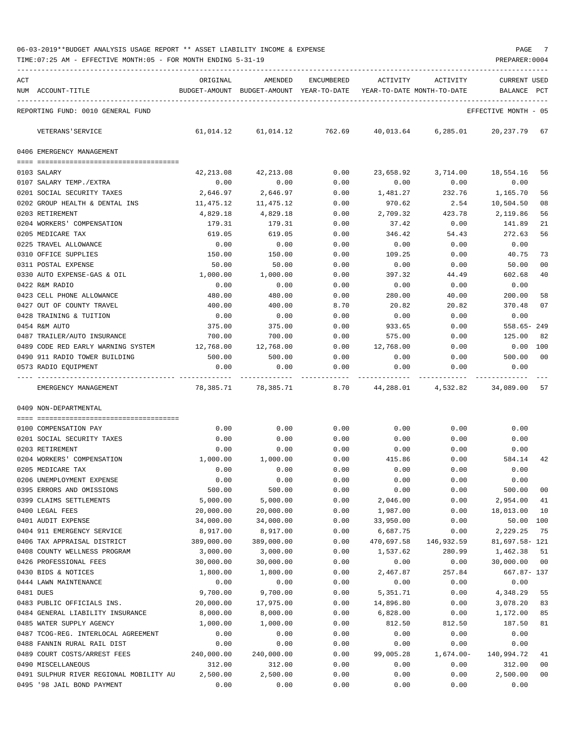06-03-2019**BUDGET ANALYSIS USAGE REPORT ** ASSET LIABILITY INCOME & EXPENSE

TIME:07:25 AM - EFFECTIVE MONTH:05 - FOR MONTH ENDING 5-31-19

REPORTING FUND: 0010 GENERAL FUND — EFFECTIVE MONTH - 05

| ACT NUM | ACCOUNT-TITLE | ORIGINAL BUDGET-AMOUNT | AMENDED BUDGET-AMOUNT | ENCUMBERED YEAR-TO-DATE | ACTIVITY YEAR-TO-DATE | ACTIVITY MONTH-TO-DATE | CURRENT BALANCE | USED PCT |
|---|---|---|---|---|---|---|---|---|
| | VETERANS'SERVICE | 61,014.12 | 61,014.12 | 762.69 | 40,013.64 | 6,285.01 | 20,237.79 | 67 |
| | **0406 EMERGENCY MANAGEMENT** | | | | | | | |
| 0103 | SALARY | 42,213.08 | 42,213.08 | 0.00 | 23,658.92 | 3,714.00 | 18,554.16 | 56 |
| 0107 | SALARY TEMP./EXTRA | 0.00 | 0.00 | 0.00 | 0.00 | 0.00 | 0.00 | |
| 0201 | SOCIAL SECURITY TAXES | 2,646.97 | 2,646.97 | 0.00 | 1,481.27 | 232.76 | 1,165.70 | 56 |
| 0202 | GROUP HEALTH & DENTAL INS | 11,475.12 | 11,475.12 | 0.00 | 970.62 | 2.54 | 10,504.50 | 08 |
| 0203 | RETIREMENT | 4,829.18 | 4,829.18 | 0.00 | 2,709.32 | 423.78 | 2,119.86 | 56 |
| 0204 | WORKERS' COMPENSATION | 179.31 | 179.31 | 0.00 | 37.42 | 0.00 | 141.89 | 21 |
| 0205 | MEDICARE TAX | 619.05 | 619.05 | 0.00 | 346.42 | 54.43 | 272.63 | 56 |
| 0225 | TRAVEL ALLOWANCE | 0.00 | 0.00 | 0.00 | 0.00 | 0.00 | 0.00 | |
| 0310 | OFFICE SUPPLIES | 150.00 | 150.00 | 0.00 | 109.25 | 0.00 | 40.75 | 73 |
| 0311 | POSTAL EXPENSE | 50.00 | 50.00 | 0.00 | 0.00 | 0.00 | 50.00 | 00 |
| 0330 | AUTO EXPENSE-GAS & OIL | 1,000.00 | 1,000.00 | 0.00 | 397.32 | 44.49 | 602.68 | 40 |
| 0422 | R&M RADIO | 0.00 | 0.00 | 0.00 | 0.00 | 0.00 | 0.00 | |
| 0423 | CELL PHONE ALLOWANCE | 480.00 | 480.00 | 0.00 | 280.00 | 40.00 | 200.00 | 58 |
| 0427 | OUT OF COUNTY TRAVEL | 400.00 | 400.00 | 8.70 | 20.82 | 20.82 | 370.48 | 07 |
| 0428 | TRAINING & TUITION | 0.00 | 0.00 | 0.00 | 0.00 | 0.00 | 0.00 | |
| 0454 | R&M AUTO | 375.00 | 375.00 | 0.00 | 933.65 | 0.00 | 558.65- | 249 |
| 0487 | TRAILER/AUTO INSURANCE | 700.00 | 700.00 | 0.00 | 575.00 | 0.00 | 125.00 | 82 |
| 0489 | CODE RED EARLY WARNING SYSTEM | 12,768.00 | 12,768.00 | 0.00 | 12,768.00 | 0.00 | 0.00 | 100 |
| 0490 | 911 RADIO TOWER BUILDING | 500.00 | 500.00 | 0.00 | 0.00 | 0.00 | 500.00 | 00 |
| 0573 | RADIO EQUIPMENT | 0.00 | 0.00 | 0.00 | 0.00 | 0.00 | 0.00 | |
| | EMERGENCY MANAGEMENT | 78,385.71 | 78,385.71 | 8.70 | 44,288.01 | 4,532.82 | 34,089.00 | 57 |
| | **0409 NON-DEPARTMENTAL** | | | | | | | |
| 0100 | COMPENSATION PAY | 0.00 | 0.00 | 0.00 | 0.00 | 0.00 | 0.00 | |
| 0201 | SOCIAL SECURITY TAXES | 0.00 | 0.00 | 0.00 | 0.00 | 0.00 | 0.00 | |
| 0203 | RETIREMENT | 0.00 | 0.00 | 0.00 | 0.00 | 0.00 | 0.00 | |
| 0204 | WORKERS' COMPENSATION | 1,000.00 | 1,000.00 | 0.00 | 415.86 | 0.00 | 584.14 | 42 |
| 0205 | MEDICARE TAX | 0.00 | 0.00 | 0.00 | 0.00 | 0.00 | 0.00 | |
| 0206 | UNEMPLOYMENT EXPENSE | 0.00 | 0.00 | 0.00 | 0.00 | 0.00 | 0.00 | |
| 0395 | ERRORS AND OMISSIONS | 500.00 | 500.00 | 0.00 | 0.00 | 0.00 | 500.00 | 00 |
| 0399 | CLAIMS SETTLEMENTS | 5,000.00 | 5,000.00 | 0.00 | 2,046.00 | 0.00 | 2,954.00 | 41 |
| 0400 | LEGAL FEES | 20,000.00 | 20,000.00 | 0.00 | 1,987.00 | 0.00 | 18,013.00 | 10 |
| 0401 | AUDIT EXPENSE | 34,000.00 | 34,000.00 | 0.00 | 33,950.00 | 0.00 | 50.00 | 100 |
| 0404 | 911 EMERGENCY SERVICE | 8,917.00 | 8,917.00 | 0.00 | 6,687.75 | 0.00 | 2,229.25 | 75 |
| 0406 | TAX APPRAISAL DISTRICT | 389,000.00 | 389,000.00 | 0.00 | 470,697.58 | 146,932.59 | 81,697.58- | 121 |
| 0408 | COUNTY WELLNESS PROGRAM | 3,000.00 | 3,000.00 | 0.00 | 1,537.62 | 280.99 | 1,462.38 | 51 |
| 0426 | PROFESSIONAL FEES | 30,000.00 | 30,000.00 | 0.00 | 0.00 | 0.00 | 30,000.00 | 00 |
| 0430 | BIDS & NOTICES | 1,800.00 | 1,800.00 | 0.00 | 2,467.87 | 257.84 | 667.87- | 137 |
| 0444 | LAWN MAINTENANCE | 0.00 | 0.00 | 0.00 | 0.00 | 0.00 | 0.00 | |
| 0481 | DUES | 9,700.00 | 9,700.00 | 0.00 | 5,351.71 | 0.00 | 4,348.29 | 55 |
| 0483 | PUBLIC OFFICIALS INS. | 20,000.00 | 17,975.00 | 0.00 | 14,896.80 | 0.00 | 3,078.20 | 83 |
| 0484 | GENERAL LIABILITY INSURANCE | 8,000.00 | 8,000.00 | 0.00 | 6,828.00 | 0.00 | 1,172.00 | 85 |
| 0485 | WATER SUPPLY AGENCY | 1,000.00 | 1,000.00 | 0.00 | 812.50 | 812.50 | 187.50 | 81 |
| 0487 | TCOG-REG. INTERLOCAL AGREEMENT | 0.00 | 0.00 | 0.00 | 0.00 | 0.00 | 0.00 | |
| 0488 | FANNIN RURAL RAIL DIST | 0.00 | 0.00 | 0.00 | 0.00 | 0.00 | 0.00 | |
| 0489 | COURT COSTS/ARREST FEES | 240,000.00 | 240,000.00 | 0.00 | 99,005.28 | 1,674.00- | 140,994.72 | 41 |
| 0490 | MISCELLANEOUS | 312.00 | 312.00 | 0.00 | 0.00 | 0.00 | 312.00 | 00 |
| 0491 | SULPHUR RIVER REGIONAL MOBILITY AU | 2,500.00 | 2,500.00 | 0.00 | 0.00 | 0.00 | 2,500.00 | 00 |
| 0495 | '98 JAIL BOND PAYMENT | 0.00 | 0.00 | 0.00 | 0.00 | 0.00 | 0.00 | |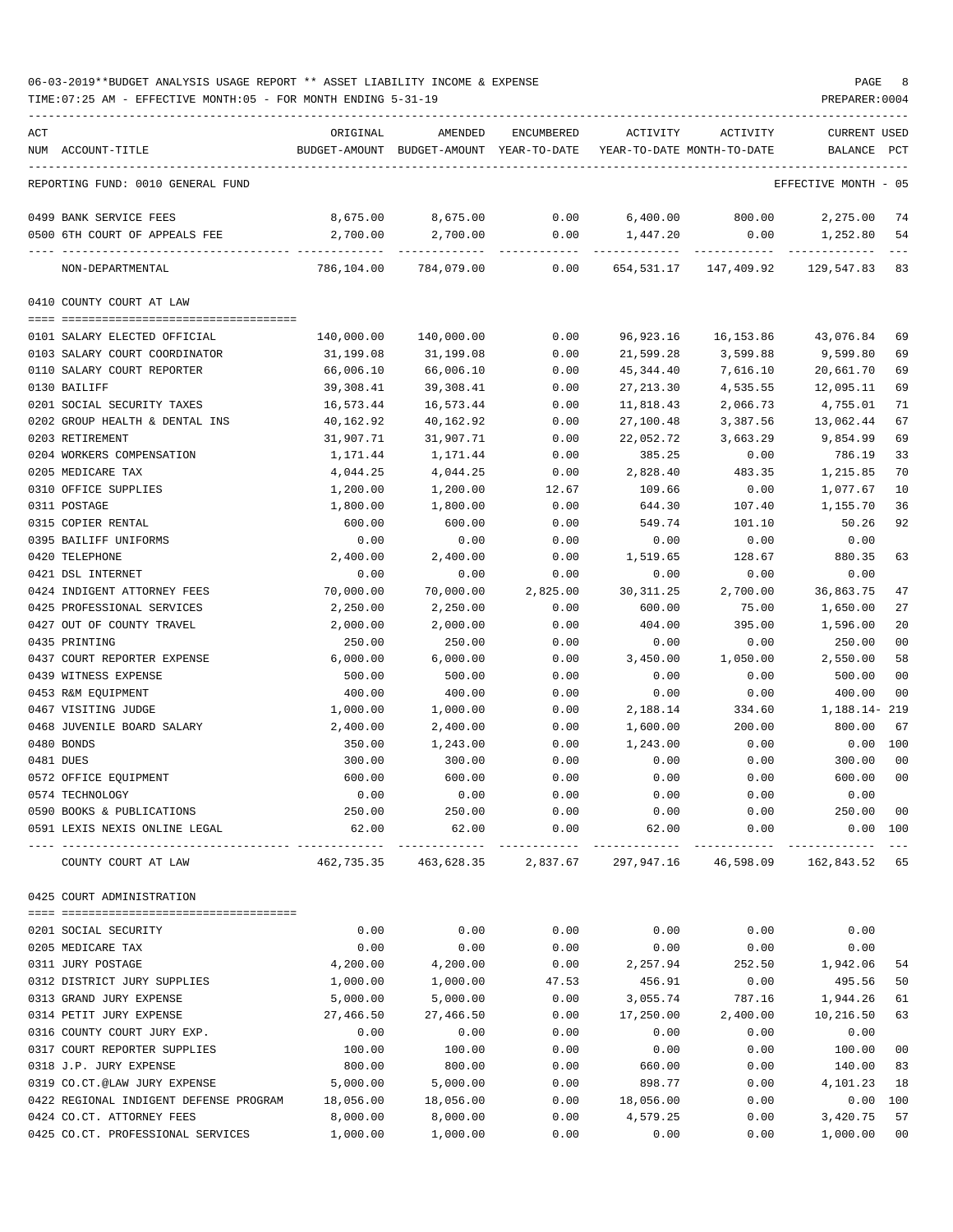06-03-2019**BUDGET ANALYSIS USAGE REPORT ** ASSET LIABILITY INCOME & EXPENSE

TIME:07:25 AM - EFFECTIVE MONTH:05 - FOR MONTH ENDING 5-31-19 PREPARER:0004

| ACT NUM | ACCOUNT-TITLE | ORIGINAL BUDGET-AMOUNT | AMENDED BUDGET-AMOUNT | ENCUMBERED YEAR-TO-DATE | ACTIVITY YEAR-TO-DATE | ACTIVITY MONTH-TO-DATE | CURRENT BALANCE | USED PCT |
|---|---|---|---|---|---|---|---|---|
| | REPORTING FUND: 0010 GENERAL FUND | | | | | | EFFECTIVE MONTH - 05 | |
| 0499 | BANK SERVICE FEES | 8,675.00 | 8,675.00 | 0.00 | 6,400.00 | 800.00 | 2,275.00 | 74 |
| 0500 | 6TH COURT OF APPEALS FEE | 2,700.00 | 2,700.00 | 0.00 | 1,447.20 | 0.00 | 1,252.80 | 54 |
| | NON-DEPARTMENTAL | 786,104.00 | 784,079.00 | 0.00 | 654,531.17 | 147,409.92 | 129,547.83 | 83 |
| | **0410 COUNTY COURT AT LAW** | | | | | | | |
| 0101 | SALARY ELECTED OFFICIAL | 140,000.00 | 140,000.00 | 0.00 | 96,923.16 | 16,153.86 | 43,076.84 | 69 |
| 0103 | SALARY COURT COORDINATOR | 31,199.08 | 31,199.08 | 0.00 | 21,599.28 | 3,599.88 | 9,599.80 | 69 |
| 0110 | SALARY COURT REPORTER | 66,006.10 | 66,006.10 | 0.00 | 45,344.40 | 7,616.10 | 20,661.70 | 69 |
| 0130 | BAILIFF | 39,308.41 | 39,308.41 | 0.00 | 27,213.30 | 4,535.55 | 12,095.11 | 69 |
| 0201 | SOCIAL SECURITY TAXES | 16,573.44 | 16,573.44 | 0.00 | 11,818.43 | 2,066.73 | 4,755.01 | 71 |
| 0202 | GROUP HEALTH & DENTAL INS | 40,162.92 | 40,162.92 | 0.00 | 27,100.48 | 3,387.56 | 13,062.44 | 67 |
| 0203 | RETIREMENT | 31,907.71 | 31,907.71 | 0.00 | 22,052.72 | 3,663.29 | 9,854.99 | 69 |
| 0204 | WORKERS COMPENSATION | 1,171.44 | 1,171.44 | 0.00 | 385.25 | 0.00 | 786.19 | 33 |
| 0205 | MEDICARE TAX | 4,044.25 | 4,044.25 | 0.00 | 2,828.40 | 483.35 | 1,215.85 | 70 |
| 0310 | OFFICE SUPPLIES | 1,200.00 | 1,200.00 | 12.67 | 109.66 | 0.00 | 1,077.67 | 10 |
| 0311 | POSTAGE | 1,800.00 | 1,800.00 | 0.00 | 644.30 | 107.40 | 1,155.70 | 36 |
| 0315 | COPIER RENTAL | 600.00 | 600.00 | 0.00 | 549.74 | 101.10 | 50.26 | 92 |
| 0395 | BAILIFF UNIFORMS | 0.00 | 0.00 | 0.00 | 0.00 | 0.00 | 0.00 | |
| 0420 | TELEPHONE | 2,400.00 | 2,400.00 | 0.00 | 1,519.65 | 128.67 | 880.35 | 63 |
| 0421 | DSL INTERNET | 0.00 | 0.00 | 0.00 | 0.00 | 0.00 | 0.00 | |
| 0424 | INDIGENT ATTORNEY FEES | 70,000.00 | 70,000.00 | 2,825.00 | 30,311.25 | 2,700.00 | 36,863.75 | 47 |
| 0425 | PROFESSIONAL SERVICES | 2,250.00 | 2,250.00 | 0.00 | 600.00 | 75.00 | 1,650.00 | 27 |
| 0427 | OUT OF COUNTY TRAVEL | 2,000.00 | 2,000.00 | 0.00 | 404.00 | 395.00 | 1,596.00 | 20 |
| 0435 | PRINTING | 250.00 | 250.00 | 0.00 | 0.00 | 0.00 | 250.00 | 00 |
| 0437 | COURT REPORTER EXPENSE | 6,000.00 | 6,000.00 | 0.00 | 3,450.00 | 1,050.00 | 2,550.00 | 58 |
| 0439 | WITNESS EXPENSE | 500.00 | 500.00 | 0.00 | 0.00 | 0.00 | 500.00 | 00 |
| 0453 | R&M EQUIPMENT | 400.00 | 400.00 | 0.00 | 0.00 | 0.00 | 400.00 | 00 |
| 0467 | VISITING JUDGE | 1,000.00 | 1,000.00 | 0.00 | 2,188.14 | 334.60 | 1,188.14- | 219 |
| 0468 | JUVENILE BOARD SALARY | 2,400.00 | 2,400.00 | 0.00 | 1,600.00 | 200.00 | 800.00 | 67 |
| 0480 | BONDS | 350.00 | 1,243.00 | 0.00 | 1,243.00 | 0.00 | 0.00 | 100 |
| 0481 | DUES | 300.00 | 300.00 | 0.00 | 0.00 | 0.00 | 300.00 | 00 |
| 0572 | OFFICE EQUIPMENT | 600.00 | 600.00 | 0.00 | 0.00 | 0.00 | 600.00 | 00 |
| 0574 | TECHNOLOGY | 0.00 | 0.00 | 0.00 | 0.00 | 0.00 | 0.00 | |
| 0590 | BOOKS & PUBLICATIONS | 250.00 | 250.00 | 0.00 | 0.00 | 0.00 | 250.00 | 00 |
| 0591 | LEXIS NEXIS ONLINE LEGAL | 62.00 | 62.00 | 0.00 | 62.00 | 0.00 | 0.00 | 100 |
| | COUNTY COURT AT LAW | 462,735.35 | 463,628.35 | 2,837.67 | 297,947.16 | 46,598.09 | 162,843.52 | 65 |
| | **0425 COURT ADMINISTRATION** | | | | | | | |
| 0201 | SOCIAL SECURITY | 0.00 | 0.00 | 0.00 | 0.00 | 0.00 | 0.00 | |
| 0205 | MEDICARE TAX | 0.00 | 0.00 | 0.00 | 0.00 | 0.00 | 0.00 | |
| 0311 | JURY POSTAGE | 4,200.00 | 4,200.00 | 0.00 | 2,257.94 | 252.50 | 1,942.06 | 54 |
| 0312 | DISTRICT JURY SUPPLIES | 1,000.00 | 1,000.00 | 47.53 | 456.91 | 0.00 | 495.56 | 50 |
| 0313 | GRAND JURY EXPENSE | 5,000.00 | 5,000.00 | 0.00 | 3,055.74 | 787.16 | 1,944.26 | 61 |
| 0314 | PETIT JURY EXPENSE | 27,466.50 | 27,466.50 | 0.00 | 17,250.00 | 2,400.00 | 10,216.50 | 63 |
| 0316 | COUNTY COURT JURY EXP. | 0.00 | 0.00 | 0.00 | 0.00 | 0.00 | 0.00 | |
| 0317 | COURT REPORTER SUPPLIES | 100.00 | 100.00 | 0.00 | 0.00 | 0.00 | 100.00 | 00 |
| 0318 | J.P. JURY EXPENSE | 800.00 | 800.00 | 0.00 | 660.00 | 0.00 | 140.00 | 83 |
| 0319 | CO.CT.@LAW JURY EXPENSE | 5,000.00 | 5,000.00 | 0.00 | 898.77 | 0.00 | 4,101.23 | 18 |
| 0422 | REGIONAL INDIGENT DEFENSE PROGRAM | 18,056.00 | 18,056.00 | 0.00 | 18,056.00 | 0.00 | 0.00 | 100 |
| 0424 | CO.CT. ATTORNEY FEES | 8,000.00 | 8,000.00 | 0.00 | 4,579.25 | 0.00 | 3,420.75 | 57 |
| 0425 | CO.CT. PROFESSIONAL SERVICES | 1,000.00 | 1,000.00 | 0.00 | 0.00 | 0.00 | 1,000.00 | 00 |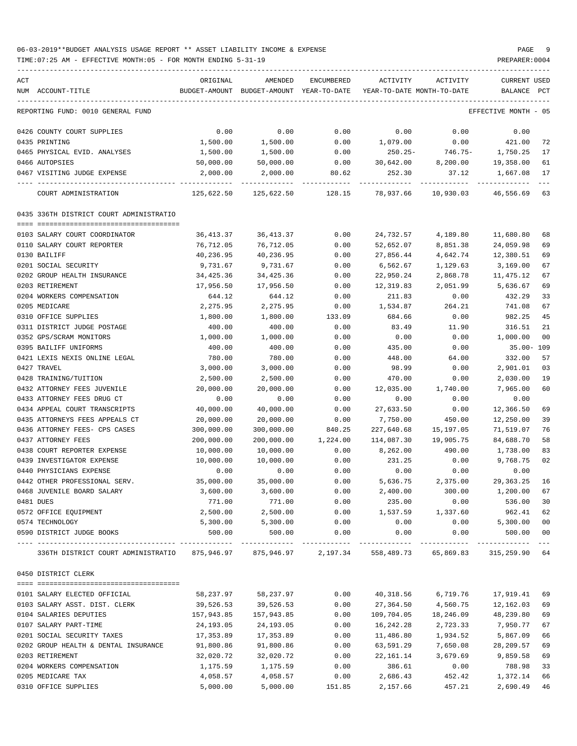06-03-2019**BUDGET ANALYSIS USAGE REPORT ** ASSET LIABILITY INCOME & EXPENSE

TIME:07:25 AM - EFFECTIVE MONTH:05 - FOR MONTH ENDING 5-31-19 PREPARER:0004

| ACT NUM | ACCOUNT-TITLE | ORIGINAL BUDGET-AMOUNT | AMENDED BUDGET-AMOUNT | ENCUMBERED YEAR-TO-DATE | ACTIVITY YEAR-TO-DATE | ACTIVITY MONTH-TO-DATE | CURRENT BALANCE | USED PCT |
|---|---|---|---|---|---|---|---|---|
| | REPORTING FUND: 0010 GENERAL FUND | | | | | | EFFECTIVE MONTH - 05 | |
| 0426 | COUNTY COURT SUPPLIES | 0.00 | 0.00 | 0.00 | 0.00 | 0.00 | 0.00 | |
| 0435 | PRINTING | 1,500.00 | 1,500.00 | 0.00 | 1,079.00 | 0.00 | 421.00 | 72 |
| 0465 | PHYSICAL EVID. ANALYSES | 1,500.00 | 1,500.00 | 0.00 | 250.25- | 746.75- | 1,750.25 | 17 |
| 0466 | AUTOPSIES | 50,000.00 | 50,000.00 | 0.00 | 30,642.00 | 8,200.00 | 19,358.00 | 61 |
| 0467 | VISITING JUDGE EXPENSE | 2,000.00 | 2,000.00 | 80.62 | 252.30 | 37.12 | 1,667.08 | 17 |
| | COURT ADMINISTRATION | 125,622.50 | 125,622.50 | 128.15 | 78,937.66 | 10,930.03 | 46,556.69 | 63 |
| 0435 | 336TH DISTRICT COURT ADMINISTRATIO | | | | | | | |
| 0103 | SALARY COURT COORDINATOR | 36,413.37 | 36,413.37 | 0.00 | 24,732.57 | 4,189.80 | 11,680.80 | 68 |
| 0110 | SALARY COURT REPORTER | 76,712.05 | 76,712.05 | 0.00 | 52,652.07 | 8,851.38 | 24,059.98 | 69 |
| 0130 | BAILIFF | 40,236.95 | 40,236.95 | 0.00 | 27,856.44 | 4,642.74 | 12,380.51 | 69 |
| 0201 | SOCIAL SECURITY | 9,731.67 | 9,731.67 | 0.00 | 6,562.67 | 1,129.63 | 3,169.00 | 67 |
| 0202 | GROUP HEALTH INSURANCE | 34,425.36 | 34,425.36 | 0.00 | 22,950.24 | 2,868.78 | 11,475.12 | 67 |
| 0203 | RETIREMENT | 17,956.50 | 17,956.50 | 0.00 | 12,319.83 | 2,051.99 | 5,636.67 | 69 |
| 0204 | WORKERS COMPENSATION | 644.12 | 644.12 | 0.00 | 211.83 | 0.00 | 432.29 | 33 |
| 0205 | MEDICARE | 2,275.95 | 2,275.95 | 0.00 | 1,534.87 | 264.21 | 741.08 | 67 |
| 0310 | OFFICE SUPPLIES | 1,800.00 | 1,800.00 | 133.09 | 684.66 | 0.00 | 982.25 | 45 |
| 0311 | DISTRICT JUDGE POSTAGE | 400.00 | 400.00 | 0.00 | 83.49 | 11.90 | 316.51 | 21 |
| 0352 | GPS/SCRAM MONITORS | 1,000.00 | 1,000.00 | 0.00 | 0.00 | 0.00 | 1,000.00 | 00 |
| 0395 | BAILIFF UNIFORMS | 400.00 | 400.00 | 0.00 | 435.00 | 0.00 | 35.00- | 109 |
| 0421 | LEXIS NEXIS ONLINE LEGAL | 780.00 | 780.00 | 0.00 | 448.00 | 64.00 | 332.00 | 57 |
| 0427 | TRAVEL | 3,000.00 | 3,000.00 | 0.00 | 98.99 | 0.00 | 2,901.01 | 03 |
| 0428 | TRAINING/TUITION | 2,500.00 | 2,500.00 | 0.00 | 470.00 | 0.00 | 2,030.00 | 19 |
| 0432 | ATTORNEY FEES JUVENILE | 20,000.00 | 20,000.00 | 0.00 | 12,035.00 | 1,740.00 | 7,965.00 | 60 |
| 0433 | ATTORNEY FEES DRUG CT | 0.00 | 0.00 | 0.00 | 0.00 | 0.00 | 0.00 | |
| 0434 | APPEAL COURT TRANSCRIPTS | 40,000.00 | 40,000.00 | 0.00 | 27,633.50 | 0.00 | 12,366.50 | 69 |
| 0435 | ATTORNEYS FEES APPEALS CT | 20,000.00 | 20,000.00 | 0.00 | 7,750.00 | 450.00 | 12,250.00 | 39 |
| 0436 | ATTORNEY FEES- CPS CASES | 300,000.00 | 300,000.00 | 840.25 | 227,640.68 | 15,197.05 | 71,519.07 | 76 |
| 0437 | ATTORNEY FEES | 200,000.00 | 200,000.00 | 1,224.00 | 114,087.30 | 19,905.75 | 84,688.70 | 58 |
| 0438 | COURT REPORTER EXPENSE | 10,000.00 | 10,000.00 | 0.00 | 8,262.00 | 490.00 | 1,738.00 | 83 |
| 0439 | INVESTIGATOR EXPENSE | 10,000.00 | 10,000.00 | 0.00 | 231.25 | 0.00 | 9,768.75 | 02 |
| 0440 | PHYSICIANS EXPENSE | 0.00 | 0.00 | 0.00 | 0.00 | 0.00 | 0.00 | |
| 0442 | OTHER PROFESSIONAL SERV. | 35,000.00 | 35,000.00 | 0.00 | 5,636.75 | 2,375.00 | 29,363.25 | 16 |
| 0468 | JUVENILE BOARD SALARY | 3,600.00 | 3,600.00 | 0.00 | 2,400.00 | 300.00 | 1,200.00 | 67 |
| 0481 | DUES | 771.00 | 771.00 | 0.00 | 235.00 | 0.00 | 536.00 | 30 |
| 0572 | OFFICE EQUIPMENT | 2,500.00 | 2,500.00 | 0.00 | 1,537.59 | 1,337.60 | 962.41 | 62 |
| 0574 | TECHNOLOGY | 5,300.00 | 5,300.00 | 0.00 | 0.00 | 0.00 | 5,300.00 | 00 |
| 0590 | DISTRICT JUDGE BOOKS | 500.00 | 500.00 | 0.00 | 0.00 | 0.00 | 500.00 | 00 |
| | 336TH DISTRICT COURT ADMINISTRATIO | 875,946.97 | 875,946.97 | 2,197.34 | 558,489.73 | 65,869.83 | 315,259.90 | 64 |
| 0450 | DISTRICT CLERK | | | | | | | |
| 0101 | SALARY ELECTED OFFICIAL | 58,237.97 | 58,237.97 | 0.00 | 40,318.56 | 6,719.76 | 17,919.41 | 69 |
| 0103 | SALARY ASST. DIST. CLERK | 39,526.53 | 39,526.53 | 0.00 | 27,364.50 | 4,560.75 | 12,162.03 | 69 |
| 0104 | SALARIES DEPUTIES | 157,943.85 | 157,943.85 | 0.00 | 109,704.05 | 18,246.09 | 48,239.80 | 69 |
| 0107 | SALARY PART-TIME | 24,193.05 | 24,193.05 | 0.00 | 16,242.28 | 2,723.33 | 7,950.77 | 67 |
| 0201 | SOCIAL SECURITY TAXES | 17,353.89 | 17,353.89 | 0.00 | 11,486.80 | 1,934.52 | 5,867.09 | 66 |
| 0202 | GROUP HEALTH & DENTAL INSURANCE | 91,800.86 | 91,800.86 | 0.00 | 63,591.29 | 7,650.08 | 28,209.57 | 69 |
| 0203 | RETIREMENT | 32,020.72 | 32,020.72 | 0.00 | 22,161.14 | 3,679.69 | 9,859.58 | 69 |
| 0204 | WORKERS COMPENSATION | 1,175.59 | 1,175.59 | 0.00 | 386.61 | 0.00 | 788.98 | 33 |
| 0205 | MEDICARE TAX | 4,058.57 | 4,058.57 | 0.00 | 2,686.43 | 452.42 | 1,372.14 | 66 |
| 0310 | OFFICE SUPPLIES | 5,000.00 | 5,000.00 | 151.85 | 2,157.66 | 457.21 | 2,690.49 | 46 |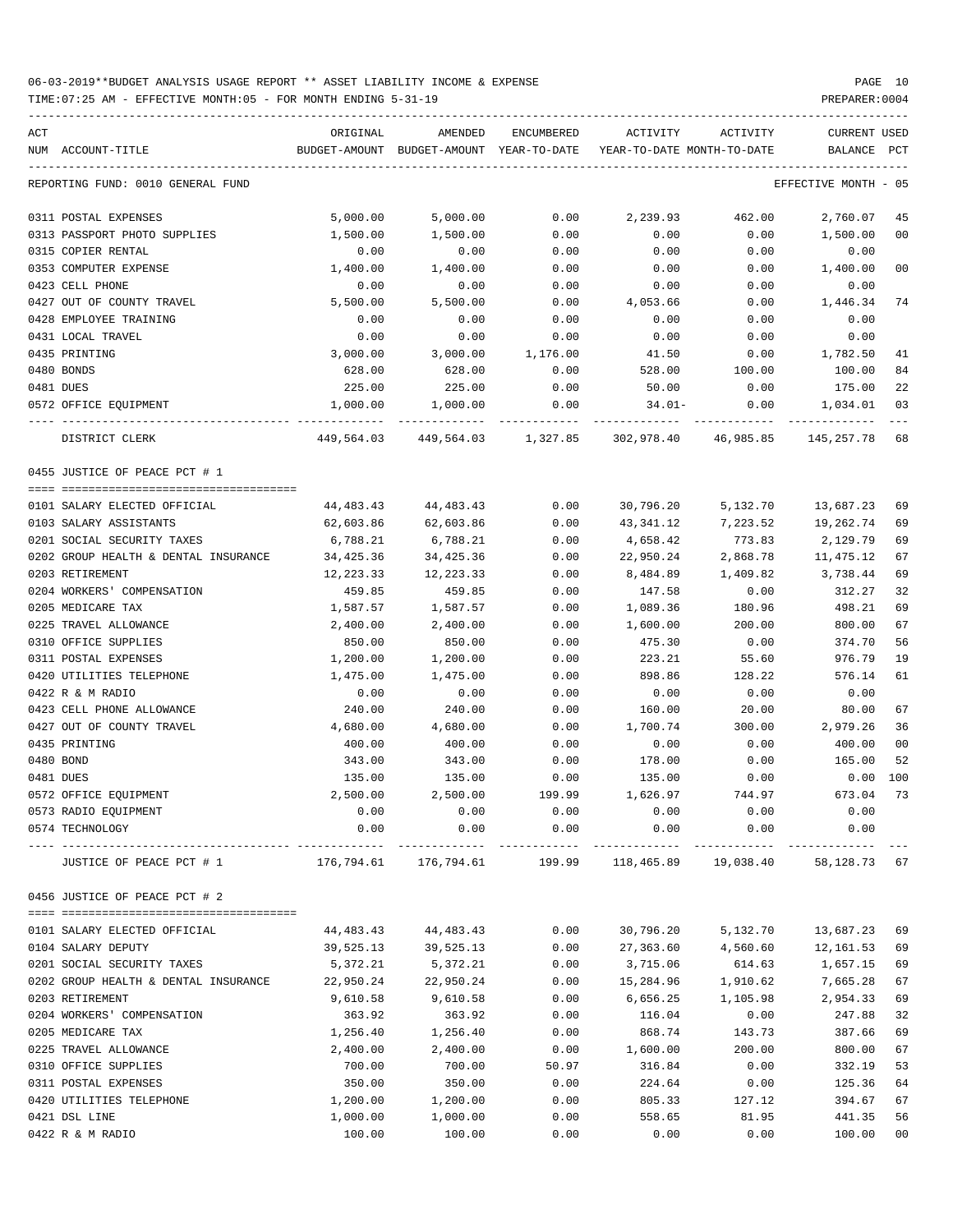06-03-2019**BUDGET ANALYSIS USAGE REPORT ** ASSET LIABILITY INCOME & EXPENSE

TIME:07:25 AM - EFFECTIVE MONTH:05 - FOR MONTH ENDING 5-31-19

PREPARER:0004

REPORTING FUND: 0010 GENERAL FUND — EFFECTIVE MONTH - 05

| ACT NUM | ACCOUNT-TITLE | ORIGINAL BUDGET-AMOUNT | AMENDED BUDGET-AMOUNT | ENCUMBERED YEAR-TO-DATE | ACTIVITY YEAR-TO-DATE | ACTIVITY MONTH-TO-DATE | CURRENT BALANCE | USED PCT |
|---|---|---|---|---|---|---|---|---|
| 0311 | POSTAL EXPENSES | 5,000.00 | 5,000.00 | 0.00 | 2,239.93 | 462.00 | 2,760.07 | 45 |
| 0313 | PASSPORT PHOTO SUPPLIES | 1,500.00 | 1,500.00 | 0.00 | 0.00 | 0.00 | 1,500.00 | 00 |
| 0315 | COPIER RENTAL | 0.00 | 0.00 | 0.00 | 0.00 | 0.00 | 0.00 | |
| 0353 | COMPUTER EXPENSE | 1,400.00 | 1,400.00 | 0.00 | 0.00 | 0.00 | 1,400.00 | 00 |
| 0423 | CELL PHONE | 0.00 | 0.00 | 0.00 | 0.00 | 0.00 | 0.00 | |
| 0427 | OUT OF COUNTY TRAVEL | 5,500.00 | 5,500.00 | 0.00 | 4,053.66 | 0.00 | 1,446.34 | 74 |
| 0428 | EMPLOYEE TRAINING | 0.00 | 0.00 | 0.00 | 0.00 | 0.00 | 0.00 | |
| 0431 | LOCAL TRAVEL | 0.00 | 0.00 | 0.00 | 0.00 | 0.00 | 0.00 | |
| 0435 | PRINTING | 3,000.00 | 3,000.00 | 1,176.00 | 41.50 | 0.00 | 1,782.50 | 41 |
| 0480 | BONDS | 628.00 | 628.00 | 0.00 | 528.00 | 100.00 | 100.00 | 84 |
| 0481 | DUES | 225.00 | 225.00 | 0.00 | 50.00 | 0.00 | 175.00 | 22 |
| 0572 | OFFICE EQUIPMENT | 1,000.00 | 1,000.00 | 0.00 | 34.01- | 0.00 | 1,034.01 | 03 |
| | DISTRICT CLERK | 449,564.03 | 449,564.03 | 1,327.85 | 302,978.40 | 46,985.85 | 145,257.78 | 68 |

## 0455 JUSTICE OF PEACE PCT # 1

| ACT NUM | ACCOUNT-TITLE | ORIGINAL BUDGET-AMOUNT | AMENDED BUDGET-AMOUNT | ENCUMBERED YEAR-TO-DATE | ACTIVITY YEAR-TO-DATE | ACTIVITY MONTH-TO-DATE | CURRENT BALANCE | USED PCT |
|---|---|---|---|---|---|---|---|---|
| 0101 | SALARY ELECTED OFFICIAL | 44,483.43 | 44,483.43 | 0.00 | 30,796.20 | 5,132.70 | 13,687.23 | 69 |
| 0103 | SALARY ASSISTANTS | 62,603.86 | 62,603.86 | 0.00 | 43,341.12 | 7,223.52 | 19,262.74 | 69 |
| 0201 | SOCIAL SECURITY TAXES | 6,788.21 | 6,788.21 | 0.00 | 4,658.42 | 773.83 | 2,129.79 | 69 |
| 0202 | GROUP HEALTH & DENTAL INSURANCE | 34,425.36 | 34,425.36 | 0.00 | 22,950.24 | 2,868.78 | 11,475.12 | 67 |
| 0203 | RETIREMENT | 12,223.33 | 12,223.33 | 0.00 | 8,484.89 | 1,409.82 | 3,738.44 | 69 |
| 0204 | WORKERS' COMPENSATION | 459.85 | 459.85 | 0.00 | 147.58 | 0.00 | 312.27 | 32 |
| 0205 | MEDICARE TAX | 1,587.57 | 1,587.57 | 0.00 | 1,089.36 | 180.96 | 498.21 | 69 |
| 0225 | TRAVEL ALLOWANCE | 2,400.00 | 2,400.00 | 0.00 | 1,600.00 | 200.00 | 800.00 | 67 |
| 0310 | OFFICE SUPPLIES | 850.00 | 850.00 | 0.00 | 475.30 | 0.00 | 374.70 | 56 |
| 0311 | POSTAL EXPENSES | 1,200.00 | 1,200.00 | 0.00 | 223.21 | 55.60 | 976.79 | 19 |
| 0420 | UTILITIES TELEPHONE | 1,475.00 | 1,475.00 | 0.00 | 898.86 | 128.22 | 576.14 | 61 |
| 0422 | R & M RADIO | 0.00 | 0.00 | 0.00 | 0.00 | 0.00 | 0.00 | |
| 0423 | CELL PHONE ALLOWANCE | 240.00 | 240.00 | 0.00 | 160.00 | 20.00 | 80.00 | 67 |
| 0427 | OUT OF COUNTY TRAVEL | 4,680.00 | 4,680.00 | 0.00 | 1,700.74 | 300.00 | 2,979.26 | 36 |
| 0435 | PRINTING | 400.00 | 400.00 | 0.00 | 0.00 | 0.00 | 400.00 | 00 |
| 0480 | BOND | 343.00 | 343.00 | 0.00 | 178.00 | 0.00 | 165.00 | 52 |
| 0481 | DUES | 135.00 | 135.00 | 0.00 | 135.00 | 0.00 | 0.00 | 100 |
| 0572 | OFFICE EQUIPMENT | 2,500.00 | 2,500.00 | 199.99 | 1,626.97 | 744.97 | 673.04 | 73 |
| 0573 | RADIO EQUIPMENT | 0.00 | 0.00 | 0.00 | 0.00 | 0.00 | 0.00 | |
| 0574 | TECHNOLOGY | 0.00 | 0.00 | 0.00 | 0.00 | 0.00 | 0.00 | |
| | JUSTICE OF PEACE PCT # 1 | 176,794.61 | 176,794.61 | 199.99 | 118,465.89 | 19,038.40 | 58,128.73 | 67 |

## 0456 JUSTICE OF PEACE PCT # 2

| ACT NUM | ACCOUNT-TITLE | ORIGINAL BUDGET-AMOUNT | AMENDED BUDGET-AMOUNT | ENCUMBERED YEAR-TO-DATE | ACTIVITY YEAR-TO-DATE | ACTIVITY MONTH-TO-DATE | CURRENT BALANCE | USED PCT |
|---|---|---|---|---|---|---|---|---|
| 0101 | SALARY ELECTED OFFICIAL | 44,483.43 | 44,483.43 | 0.00 | 30,796.20 | 5,132.70 | 13,687.23 | 69 |
| 0104 | SALARY DEPUTY | 39,525.13 | 39,525.13 | 0.00 | 27,363.60 | 4,560.60 | 12,161.53 | 69 |
| 0201 | SOCIAL SECURITY TAXES | 5,372.21 | 5,372.21 | 0.00 | 3,715.06 | 614.63 | 1,657.15 | 69 |
| 0202 | GROUP HEALTH & DENTAL INSURANCE | 22,950.24 | 22,950.24 | 0.00 | 15,284.96 | 1,910.62 | 7,665.28 | 67 |
| 0203 | RETIREMENT | 9,610.58 | 9,610.58 | 0.00 | 6,656.25 | 1,105.98 | 2,954.33 | 69 |
| 0204 | WORKERS' COMPENSATION | 363.92 | 363.92 | 0.00 | 116.04 | 0.00 | 247.88 | 32 |
| 0205 | MEDICARE TAX | 1,256.40 | 1,256.40 | 0.00 | 868.74 | 143.73 | 387.66 | 69 |
| 0225 | TRAVEL ALLOWANCE | 2,400.00 | 2,400.00 | 0.00 | 1,600.00 | 200.00 | 800.00 | 67 |
| 0310 | OFFICE SUPPLIES | 700.00 | 700.00 | 50.97 | 316.84 | 0.00 | 332.19 | 53 |
| 0311 | POSTAL EXPENSES | 350.00 | 350.00 | 0.00 | 224.64 | 0.00 | 125.36 | 64 |
| 0420 | UTILITIES TELEPHONE | 1,200.00 | 1,200.00 | 0.00 | 805.33 | 127.12 | 394.67 | 67 |
| 0421 | DSL LINE | 1,000.00 | 1,000.00 | 0.00 | 558.65 | 81.95 | 441.35 | 56 |
| 0422 | R & M RADIO | 100.00 | 100.00 | 0.00 | 0.00 | 0.00 | 100.00 | 00 |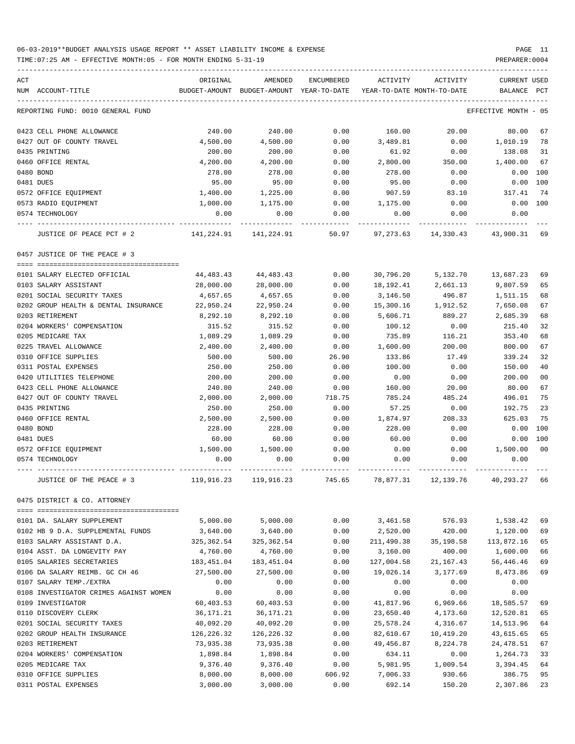06-03-2019**BUDGET ANALYSIS USAGE REPORT ** ASSET LIABILITY INCOME & EXPENSE

TIME:07:25 AM - EFFECTIVE MONTH:05 - FOR MONTH ENDING 5-31-19

PREPARER:0004

REPORTING FUND: 0010 GENERAL FUND — EFFECTIVE MONTH - 05

| ACT NUM | ACCOUNT-TITLE | ORIGINAL BUDGET-AMOUNT | AMENDED BUDGET-AMOUNT | ENCUMBERED YEAR-TO-DATE | ACTIVITY YEAR-TO-DATE | ACTIVITY MONTH-TO-DATE | CURRENT BALANCE | USED PCT |
|---|---|---|---|---|---|---|---|---|
| 0423 | CELL PHONE ALLOWANCE | 240.00 | 240.00 | 0.00 | 160.00 | 20.00 | 80.00 | 67 |
| 0427 | OUT OF COUNTY TRAVEL | 4,500.00 | 4,500.00 | 0.00 | 3,489.81 | 0.00 | 1,010.19 | 78 |
| 0435 | PRINTING | 200.00 | 200.00 | 0.00 | 61.92 | 0.00 | 138.08 | 31 |
| 0460 | OFFICE RENTAL | 4,200.00 | 4,200.00 | 0.00 | 2,800.00 | 350.00 | 1,400.00 | 67 |
| 0480 | BOND | 278.00 | 278.00 | 0.00 | 278.00 | 0.00 | 0.00 | 100 |
| 0481 | DUES | 95.00 | 95.00 | 0.00 | 95.00 | 0.00 | 0.00 | 100 |
| 0572 | OFFICE EQUIPMENT | 1,400.00 | 1,225.00 | 0.00 | 907.59 | 83.10 | 317.41 | 74 |
| 0573 | RADIO EQUIPMENT | 1,000.00 | 1,175.00 | 0.00 | 1,175.00 | 0.00 | 0.00 | 100 |
| 0574 | TECHNOLOGY | 0.00 | 0.00 | 0.00 | 0.00 | 0.00 | 0.00 | |
| | JUSTICE OF PEACE PCT # 2 | 141,224.91 | 141,224.91 | 50.97 | 97,273.63 | 14,330.43 | 43,900.31 | 69 |

0457 JUSTICE OF THE PEACE # 3

| ACT NUM | ACCOUNT-TITLE | ORIGINAL BUDGET-AMOUNT | AMENDED BUDGET-AMOUNT | ENCUMBERED YEAR-TO-DATE | ACTIVITY YEAR-TO-DATE | ACTIVITY MONTH-TO-DATE | CURRENT BALANCE | USED PCT |
|---|---|---|---|---|---|---|---|---|
| 0101 | SALARY ELECTED OFFICIAL | 44,483.43 | 44,483.43 | 0.00 | 30,796.20 | 5,132.70 | 13,687.23 | 69 |
| 0103 | SALARY ASSISTANT | 28,000.00 | 28,000.00 | 0.00 | 18,192.41 | 2,661.13 | 9,807.59 | 65 |
| 0201 | SOCIAL SECURITY TAXES | 4,657.65 | 4,657.65 | 0.00 | 3,146.50 | 496.87 | 1,511.15 | 68 |
| 0202 | GROUP HEALTH & DENTAL INSURANCE | 22,950.24 | 22,950.24 | 0.00 | 15,300.16 | 1,912.52 | 7,650.08 | 67 |
| 0203 | RETIREMENT | 8,292.10 | 8,292.10 | 0.00 | 5,606.71 | 889.27 | 2,685.39 | 68 |
| 0204 | WORKERS' COMPENSATION | 315.52 | 315.52 | 0.00 | 100.12 | 0.00 | 215.40 | 32 |
| 0205 | MEDICARE TAX | 1,089.29 | 1,089.29 | 0.00 | 735.89 | 116.21 | 353.40 | 68 |
| 0225 | TRAVEL ALLOWANCE | 2,400.00 | 2,400.00 | 0.00 | 1,600.00 | 200.00 | 800.00 | 67 |
| 0310 | OFFICE SUPPLIES | 500.00 | 500.00 | 26.90 | 133.86 | 17.49 | 339.24 | 32 |
| 0311 | POSTAL EXPENSES | 250.00 | 250.00 | 0.00 | 100.00 | 0.00 | 150.00 | 40 |
| 0420 | UTILITIES TELEPHONE | 200.00 | 200.00 | 0.00 | 0.00 | 0.00 | 200.00 | 00 |
| 0423 | CELL PHONE ALLOWANCE | 240.00 | 240.00 | 0.00 | 160.00 | 20.00 | 80.00 | 67 |
| 0427 | OUT OF COUNTY TRAVEL | 2,000.00 | 2,000.00 | 718.75 | 785.24 | 485.24 | 496.01 | 75 |
| 0435 | PRINTING | 250.00 | 250.00 | 0.00 | 57.25 | 0.00 | 192.75 | 23 |
| 0460 | OFFICE RENTAL | 2,500.00 | 2,500.00 | 0.00 | 1,874.97 | 208.33 | 625.03 | 75 |
| 0480 | BOND | 228.00 | 228.00 | 0.00 | 228.00 | 0.00 | 0.00 | 100 |
| 0481 | DUES | 60.00 | 60.00 | 0.00 | 60.00 | 0.00 | 0.00 | 100 |
| 0572 | OFFICE EQUIPMENT | 1,500.00 | 1,500.00 | 0.00 | 0.00 | 0.00 | 1,500.00 | 00 |
| 0574 | TECHNOLOGY | 0.00 | 0.00 | 0.00 | 0.00 | 0.00 | 0.00 | |
| | JUSTICE OF THE PEACE # 3 | 119,916.23 | 119,916.23 | 745.65 | 78,877.31 | 12,139.76 | 40,293.27 | 66 |

0475 DISTRICT & CO. ATTORNEY

| ACT NUM | ACCOUNT-TITLE | ORIGINAL BUDGET-AMOUNT | AMENDED BUDGET-AMOUNT | ENCUMBERED YEAR-TO-DATE | ACTIVITY YEAR-TO-DATE | ACTIVITY MONTH-TO-DATE | CURRENT BALANCE | USED PCT |
|---|---|---|---|---|---|---|---|---|
| 0101 | DA. SALARY SUPPLEMENT | 5,000.00 | 5,000.00 | 0.00 | 3,461.58 | 576.93 | 1,538.42 | 69 |
| 0102 | HB 9 D.A. SUPPLEMENTAL FUNDS | 3,640.00 | 3,640.00 | 0.00 | 2,520.00 | 420.00 | 1,120.00 | 69 |
| 0103 | SALARY ASSISTANT D.A. | 325,362.54 | 325,362.54 | 0.00 | 211,490.38 | 35,198.58 | 113,872.16 | 65 |
| 0104 | ASST. DA LONGEVITY PAY | 4,760.00 | 4,760.00 | 0.00 | 3,160.00 | 400.00 | 1,600.00 | 66 |
| 0105 | SALARIES SECRETARIES | 183,451.04 | 183,451.04 | 0.00 | 127,004.58 | 21,167.43 | 56,446.46 | 69 |
| 0106 | DA SALARY REIMB. GC CH 46 | 27,500.00 | 27,500.00 | 0.00 | 19,026.14 | 3,177.69 | 8,473.86 | 69 |
| 0107 | SALARY TEMP./EXTRA | 0.00 | 0.00 | 0.00 | 0.00 | 0.00 | 0.00 | |
| 0108 | INVESTIGATOR CRIMES AGAINST WOMEN | 0.00 | 0.00 | 0.00 | 0.00 | 0.00 | 0.00 | |
| 0109 | INVESTIGATOR | 60,403.53 | 60,403.53 | 0.00 | 41,817.96 | 6,969.66 | 18,585.57 | 69 |
| 0110 | DISCOVERY CLERK | 36,171.21 | 36,171.21 | 0.00 | 23,650.40 | 4,173.60 | 12,520.81 | 65 |
| 0201 | SOCIAL SECURITY TAXES | 40,092.20 | 40,092.20 | 0.00 | 25,578.24 | 4,316.67 | 14,513.96 | 64 |
| 0202 | GROUP HEALTH INSURANCE | 126,226.32 | 126,226.32 | 0.00 | 82,610.67 | 10,419.20 | 43,615.65 | 65 |
| 0203 | RETIREMENT | 73,935.38 | 73,935.38 | 0.00 | 49,456.87 | 8,224.78 | 24,478.51 | 67 |
| 0204 | WORKERS' COMPENSATION | 1,898.84 | 1,898.84 | 0.00 | 634.11 | 0.00 | 1,264.73 | 33 |
| 0205 | MEDICARE TAX | 9,376.40 | 9,376.40 | 0.00 | 5,981.95 | 1,009.54 | 3,394.45 | 64 |
| 0310 | OFFICE SUPPLIES | 8,000.00 | 8,000.00 | 606.92 | 7,006.33 | 930.66 | 386.75 | 95 |
| 0311 | POSTAL EXPENSES | 3,000.00 | 3,000.00 | 0.00 | 692.14 | 150.20 | 2,307.86 | 23 |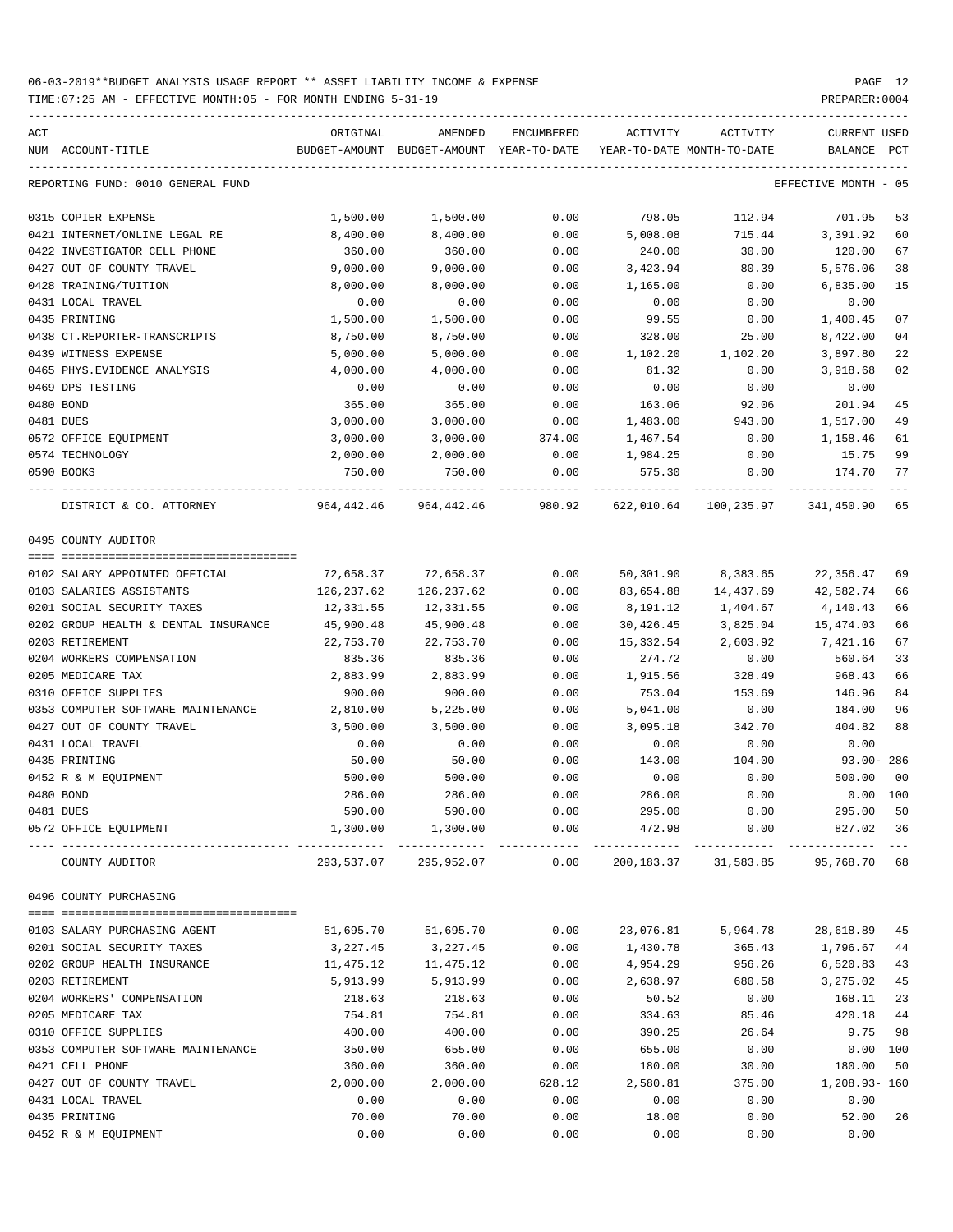06-03-2019**BUDGET ANALYSIS USAGE REPORT ** ASSET LIABILITY INCOME & EXPENSE

TIME:07:25 AM - EFFECTIVE MONTH:05 - FOR MONTH ENDING 5-31-19

PREPARER:0004

| ACT NUM | ACCOUNT-TITLE | ORIGINAL BUDGET-AMOUNT | AMENDED BUDGET-AMOUNT | ENCUMBERED YEAR-TO-DATE | ACTIVITY YEAR-TO-DATE | ACTIVITY MONTH-TO-DATE | CURRENT BALANCE | USED PCT |
|---|---|---|---|---|---|---|---|---|
| | REPORTING FUND: 0010 GENERAL FUND | | | | | | EFFECTIVE MONTH - 05 | |
| 0315 | COPIER EXPENSE | 1,500.00 | 1,500.00 | 0.00 | 798.05 | 112.94 | 701.95 | 53 |
| 0421 | INTERNET/ONLINE LEGAL RE | 8,400.00 | 8,400.00 | 0.00 | 5,008.08 | 715.44 | 3,391.92 | 60 |
| 0422 | INVESTIGATOR CELL PHONE | 360.00 | 360.00 | 0.00 | 240.00 | 30.00 | 120.00 | 67 |
| 0427 | OUT OF COUNTY TRAVEL | 9,000.00 | 9,000.00 | 0.00 | 3,423.94 | 80.39 | 5,576.06 | 38 |
| 0428 | TRAINING/TUITION | 8,000.00 | 8,000.00 | 0.00 | 1,165.00 | 0.00 | 6,835.00 | 15 |
| 0431 | LOCAL TRAVEL | 0.00 | 0.00 | 0.00 | 0.00 | 0.00 | 0.00 | |
| 0435 | PRINTING | 1,500.00 | 1,500.00 | 0.00 | 99.55 | 0.00 | 1,400.45 | 07 |
| 0438 | CT.REPORTER-TRANSCRIPTS | 8,750.00 | 8,750.00 | 0.00 | 328.00 | 25.00 | 8,422.00 | 04 |
| 0439 | WITNESS EXPENSE | 5,000.00 | 5,000.00 | 0.00 | 1,102.20 | 1,102.20 | 3,897.80 | 22 |
| 0465 | PHYS.EVIDENCE ANALYSIS | 4,000.00 | 4,000.00 | 0.00 | 81.32 | 0.00 | 3,918.68 | 02 |
| 0469 | DPS TESTING | 0.00 | 0.00 | 0.00 | 0.00 | 0.00 | 0.00 | |
| 0480 | BOND | 365.00 | 365.00 | 0.00 | 163.06 | 92.06 | 201.94 | 45 |
| 0481 | DUES | 3,000.00 | 3,000.00 | 0.00 | 1,483.00 | 943.00 | 1,517.00 | 49 |
| 0572 | OFFICE EQUIPMENT | 3,000.00 | 3,000.00 | 374.00 | 1,467.54 | 0.00 | 1,158.46 | 61 |
| 0574 | TECHNOLOGY | 2,000.00 | 2,000.00 | 0.00 | 1,984.25 | 0.00 | 15.75 | 99 |
| 0590 | BOOKS | 750.00 | 750.00 | 0.00 | 575.30 | 0.00 | 174.70 | 77 |
| | DISTRICT & CO. ATTORNEY | 964,442.46 | 964,442.46 | 980.92 | 622,010.64 | 100,235.97 | 341,450.90 | 65 |
| | 0495 COUNTY AUDITOR | | | | | | | |
| 0102 | SALARY APPOINTED OFFICIAL | 72,658.37 | 72,658.37 | 0.00 | 50,301.90 | 8,383.65 | 22,356.47 | 69 |
| 0103 | SALARIES ASSISTANTS | 126,237.62 | 126,237.62 | 0.00 | 83,654.88 | 14,437.69 | 42,582.74 | 66 |
| 0201 | SOCIAL SECURITY TAXES | 12,331.55 | 12,331.55 | 0.00 | 8,191.12 | 1,404.67 | 4,140.43 | 66 |
| 0202 | GROUP HEALTH & DENTAL INSURANCE | 45,900.48 | 45,900.48 | 0.00 | 30,426.45 | 3,825.04 | 15,474.03 | 66 |
| 0203 | RETIREMENT | 22,753.70 | 22,753.70 | 0.00 | 15,332.54 | 2,603.92 | 7,421.16 | 67 |
| 0204 | WORKERS COMPENSATION | 835.36 | 835.36 | 0.00 | 274.72 | 0.00 | 560.64 | 33 |
| 0205 | MEDICARE TAX | 2,883.99 | 2,883.99 | 0.00 | 1,915.56 | 328.49 | 968.43 | 66 |
| 0310 | OFFICE SUPPLIES | 900.00 | 900.00 | 0.00 | 753.04 | 153.69 | 146.96 | 84 |
| 0353 | COMPUTER SOFTWARE MAINTENANCE | 2,810.00 | 5,225.00 | 0.00 | 5,041.00 | 0.00 | 184.00 | 96 |
| 0427 | OUT OF COUNTY TRAVEL | 3,500.00 | 3,500.00 | 0.00 | 3,095.18 | 342.70 | 404.82 | 88 |
| 0431 | LOCAL TRAVEL | 0.00 | 0.00 | 0.00 | 0.00 | 0.00 | 0.00 | |
| 0435 | PRINTING | 50.00 | 50.00 | 0.00 | 143.00 | 104.00 | 93.00- | 286 |
| 0452 | R & M EQUIPMENT | 500.00 | 500.00 | 0.00 | 0.00 | 0.00 | 500.00 | 00 |
| 0480 | BOND | 286.00 | 286.00 | 0.00 | 286.00 | 0.00 | 0.00 | 100 |
| 0481 | DUES | 590.00 | 590.00 | 0.00 | 295.00 | 0.00 | 295.00 | 50 |
| 0572 | OFFICE EQUIPMENT | 1,300.00 | 1,300.00 | 0.00 | 472.98 | 0.00 | 827.02 | 36 |
| | COUNTY AUDITOR | 293,537.07 | 295,952.07 | 0.00 | 200,183.37 | 31,583.85 | 95,768.70 | 68 |
| | 0496 COUNTY PURCHASING | | | | | | | |
| 0103 | SALARY PURCHASING AGENT | 51,695.70 | 51,695.70 | 0.00 | 23,076.81 | 5,964.78 | 28,618.89 | 45 |
| 0201 | SOCIAL SECURITY TAXES | 3,227.45 | 3,227.45 | 0.00 | 1,430.78 | 365.43 | 1,796.67 | 44 |
| 0202 | GROUP HEALTH INSURANCE | 11,475.12 | 11,475.12 | 0.00 | 4,954.29 | 956.26 | 6,520.83 | 43 |
| 0203 | RETIREMENT | 5,913.99 | 5,913.99 | 0.00 | 2,638.97 | 680.58 | 3,275.02 | 45 |
| 0204 | WORKERS' COMPENSATION | 218.63 | 218.63 | 0.00 | 50.52 | 0.00 | 168.11 | 23 |
| 0205 | MEDICARE TAX | 754.81 | 754.81 | 0.00 | 334.63 | 85.46 | 420.18 | 44 |
| 0310 | OFFICE SUPPLIES | 400.00 | 400.00 | 0.00 | 390.25 | 26.64 | 9.75 | 98 |
| 0353 | COMPUTER SOFTWARE MAINTENANCE | 350.00 | 655.00 | 0.00 | 655.00 | 0.00 | 0.00 | 100 |
| 0421 | CELL PHONE | 360.00 | 360.00 | 0.00 | 180.00 | 30.00 | 180.00 | 50 |
| 0427 | OUT OF COUNTY TRAVEL | 2,000.00 | 2,000.00 | 628.12 | 2,580.81 | 375.00 | 1,208.93- | 160 |
| 0431 | LOCAL TRAVEL | 0.00 | 0.00 | 0.00 | 0.00 | 0.00 | 0.00 | |
| 0435 | PRINTING | 70.00 | 70.00 | 0.00 | 18.00 | 0.00 | 52.00 | 26 |
| 0452 | R & M EQUIPMENT | 0.00 | 0.00 | 0.00 | 0.00 | 0.00 | 0.00 | |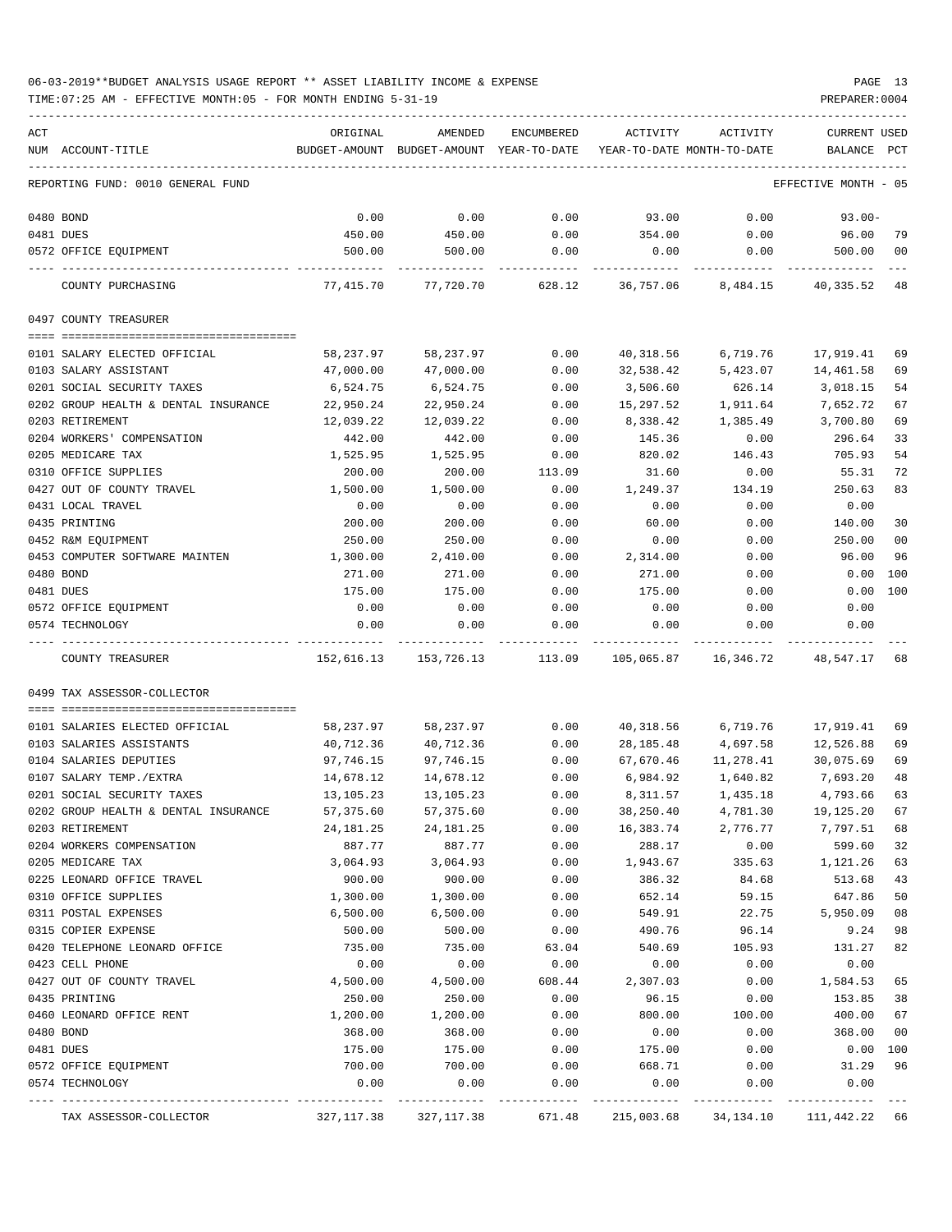06-03-2019**BUDGET ANALYSIS USAGE REPORT ** ASSET LIABILITY INCOME & EXPENSE

TIME:07:25 AM - EFFECTIVE MONTH:05 - FOR MONTH ENDING 5-31-19 PREPARER:0004

| ACT NUM | ACCOUNT-TITLE | ORIGINAL BUDGET-AMOUNT | AMENDED BUDGET-AMOUNT | ENCUMBERED YEAR-TO-DATE | ACTIVITY YEAR-TO-DATE | ACTIVITY MONTH-TO-DATE | CURRENT BALANCE | USED PCT |
|---|---|---|---|---|---|---|---|---|
| | REPORTING FUND: 0010 GENERAL FUND | | | | | | EFFECTIVE MONTH - 05 | |
| 0480 | BOND | 0.00 | 0.00 | 0.00 | 93.00 | 0.00 | 93.00- | |
| 0481 | DUES | 450.00 | 450.00 | 0.00 | 354.00 | 0.00 | 96.00 | 79 |
| 0572 | OFFICE EQUIPMENT | 500.00 | 500.00 | 0.00 | 0.00 | 0.00 | 500.00 | 00 |
| | COUNTY PURCHASING | 77,415.70 | 77,720.70 | 628.12 | 36,757.06 | 8,484.15 | 40,335.52 | 48 |
| | 0497 COUNTY TREASURER | | | | | | | |
| 0101 | SALARY ELECTED OFFICIAL | 58,237.97 | 58,237.97 | 0.00 | 40,318.56 | 6,719.76 | 17,919.41 | 69 |
| 0103 | SALARY ASSISTANT | 47,000.00 | 47,000.00 | 0.00 | 32,538.42 | 5,423.07 | 14,461.58 | 69 |
| 0201 | SOCIAL SECURITY TAXES | 6,524.75 | 6,524.75 | 0.00 | 3,506.60 | 626.14 | 3,018.15 | 54 |
| 0202 | GROUP HEALTH & DENTAL INSURANCE | 22,950.24 | 22,950.24 | 0.00 | 15,297.52 | 1,911.64 | 7,652.72 | 67 |
| 0203 | RETIREMENT | 12,039.22 | 12,039.22 | 0.00 | 8,338.42 | 1,385.49 | 3,700.80 | 69 |
| 0204 | WORKERS' COMPENSATION | 442.00 | 442.00 | 0.00 | 145.36 | 0.00 | 296.64 | 33 |
| 0205 | MEDICARE TAX | 1,525.95 | 1,525.95 | 0.00 | 820.02 | 146.43 | 705.93 | 54 |
| 0310 | OFFICE SUPPLIES | 200.00 | 200.00 | 113.09 | 31.60 | 0.00 | 55.31 | 72 |
| 0427 | OUT OF COUNTY TRAVEL | 1,500.00 | 1,500.00 | 0.00 | 1,249.37 | 134.19 | 250.63 | 83 |
| 0431 | LOCAL TRAVEL | 0.00 | 0.00 | 0.00 | 0.00 | 0.00 | 0.00 | |
| 0435 | PRINTING | 200.00 | 200.00 | 0.00 | 60.00 | 0.00 | 140.00 | 30 |
| 0452 | R&M EQUIPMENT | 250.00 | 250.00 | 0.00 | 0.00 | 0.00 | 250.00 | 00 |
| 0453 | COMPUTER SOFTWARE MAINTEN | 1,300.00 | 2,410.00 | 0.00 | 2,314.00 | 0.00 | 96.00 | 96 |
| 0480 | BOND | 271.00 | 271.00 | 0.00 | 271.00 | 0.00 | 0.00 | 100 |
| 0481 | DUES | 175.00 | 175.00 | 0.00 | 175.00 | 0.00 | 0.00 | 100 |
| 0572 | OFFICE EQUIPMENT | 0.00 | 0.00 | 0.00 | 0.00 | 0.00 | 0.00 | |
| 0574 | TECHNOLOGY | 0.00 | 0.00 | 0.00 | 0.00 | 0.00 | 0.00 | |
| | COUNTY TREASURER | 152,616.13 | 153,726.13 | 113.09 | 105,065.87 | 16,346.72 | 48,547.17 | 68 |
| | 0499 TAX ASSESSOR-COLLECTOR | | | | | | | |
| 0101 | SALARIES ELECTED OFFICIAL | 58,237.97 | 58,237.97 | 0.00 | 40,318.56 | 6,719.76 | 17,919.41 | 69 |
| 0103 | SALARIES ASSISTANTS | 40,712.36 | 40,712.36 | 0.00 | 28,185.48 | 4,697.58 | 12,526.88 | 69 |
| 0104 | SALARIES DEPUTIES | 97,746.15 | 97,746.15 | 0.00 | 67,670.46 | 11,278.41 | 30,075.69 | 69 |
| 0107 | SALARY TEMP./EXTRA | 14,678.12 | 14,678.12 | 0.00 | 6,984.92 | 1,640.82 | 7,693.20 | 48 |
| 0201 | SOCIAL SECURITY TAXES | 13,105.23 | 13,105.23 | 0.00 | 8,311.57 | 1,435.18 | 4,793.66 | 63 |
| 0202 | GROUP HEALTH & DENTAL INSURANCE | 57,375.60 | 57,375.60 | 0.00 | 38,250.40 | 4,781.30 | 19,125.20 | 67 |
| 0203 | RETIREMENT | 24,181.25 | 24,181.25 | 0.00 | 16,383.74 | 2,776.77 | 7,797.51 | 68 |
| 0204 | WORKERS COMPENSATION | 887.77 | 887.77 | 0.00 | 288.17 | 0.00 | 599.60 | 32 |
| 0205 | MEDICARE TAX | 3,064.93 | 3,064.93 | 0.00 | 1,943.67 | 335.63 | 1,121.26 | 63 |
| 0225 | LEONARD OFFICE TRAVEL | 900.00 | 900.00 | 0.00 | 386.32 | 84.68 | 513.68 | 43 |
| 0310 | OFFICE SUPPLIES | 1,300.00 | 1,300.00 | 0.00 | 652.14 | 59.15 | 647.86 | 50 |
| 0311 | POSTAL EXPENSES | 6,500.00 | 6,500.00 | 0.00 | 549.91 | 22.75 | 5,950.09 | 08 |
| 0315 | COPIER EXPENSE | 500.00 | 500.00 | 0.00 | 490.76 | 96.14 | 9.24 | 98 |
| 0420 | TELEPHONE LEONARD OFFICE | 735.00 | 735.00 | 63.04 | 540.69 | 105.93 | 131.27 | 82 |
| 0423 | CELL PHONE | 0.00 | 0.00 | 0.00 | 0.00 | 0.00 | 0.00 | |
| 0427 | OUT OF COUNTY TRAVEL | 4,500.00 | 4,500.00 | 608.44 | 2,307.03 | 0.00 | 1,584.53 | 65 |
| 0435 | PRINTING | 250.00 | 250.00 | 0.00 | 96.15 | 0.00 | 153.85 | 38 |
| 0460 | LEONARD OFFICE RENT | 1,200.00 | 1,200.00 | 0.00 | 800.00 | 100.00 | 400.00 | 67 |
| 0480 | BOND | 368.00 | 368.00 | 0.00 | 0.00 | 0.00 | 368.00 | 00 |
| 0481 | DUES | 175.00 | 175.00 | 0.00 | 175.00 | 0.00 | 0.00 | 100 |
| 0572 | OFFICE EQUIPMENT | 700.00 | 700.00 | 0.00 | 668.71 | 0.00 | 31.29 | 96 |
| 0574 | TECHNOLOGY | 0.00 | 0.00 | 0.00 | 0.00 | 0.00 | 0.00 | |
| | TAX ASSESSOR-COLLECTOR | 327,117.38 | 327,117.38 | 671.48 | 215,003.68 | 34,134.10 | 111,442.22 | 66 |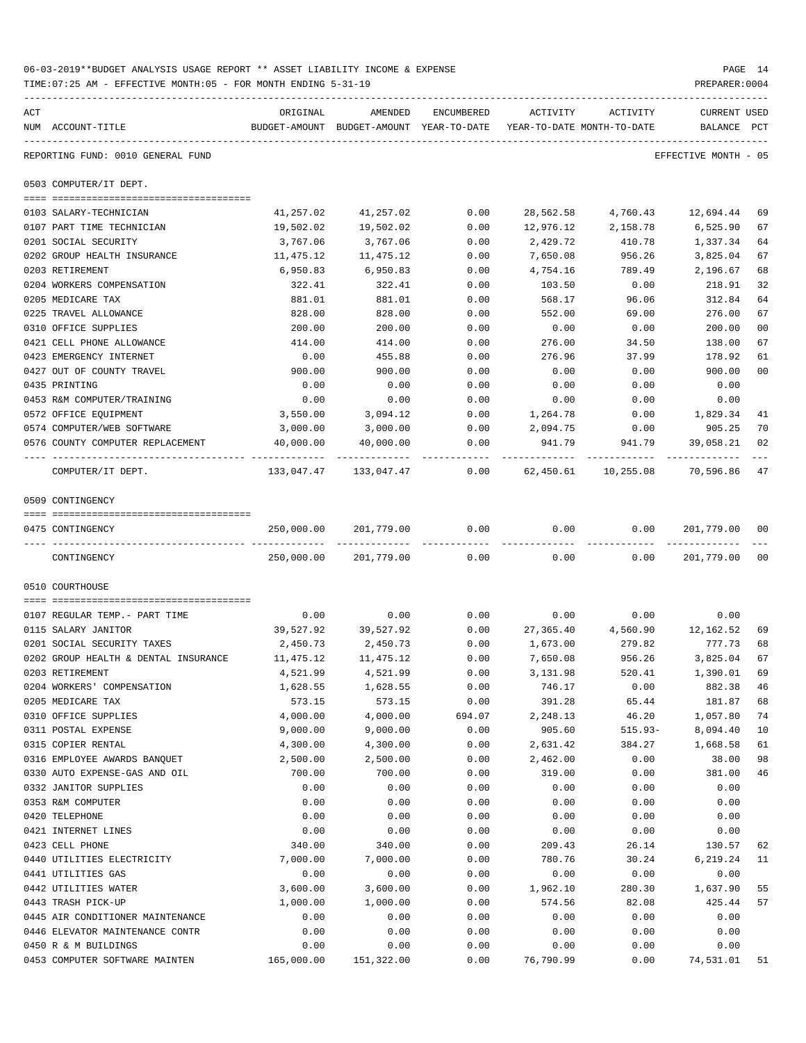06-03-2019**BUDGET ANALYSIS USAGE REPORT ** ASSET LIABILITY INCOME & EXPENSE

TIME:07:25 AM - EFFECTIVE MONTH:05 - FOR MONTH ENDING 5-31-19

PREPARER:0004

REPORTING FUND: 0010 GENERAL FUND

EFFECTIVE MONTH - 05

## 0503 COMPUTER/IT DEPT.

| ACT NUM | ACCOUNT-TITLE | ORIGINAL BUDGET-AMOUNT | AMENDED BUDGET-AMOUNT | ENCUMBERED YEAR-TO-DATE | ACTIVITY YEAR-TO-DATE | ACTIVITY MONTH-TO-DATE | CURRENT BALANCE | USED PCT |
|---|---|---|---|---|---|---|---|---|
| 0103 | SALARY-TECHNICIAN | 41,257.02 | 41,257.02 | 0.00 | 28,562.58 | 4,760.43 | 12,694.44 | 69 |
| 0107 | PART TIME TECHNICIAN | 19,502.02 | 19,502.02 | 0.00 | 12,976.12 | 2,158.78 | 6,525.90 | 67 |
| 0201 | SOCIAL SECURITY | 3,767.06 | 3,767.06 | 0.00 | 2,429.72 | 410.78 | 1,337.34 | 64 |
| 0202 | GROUP HEALTH INSURANCE | 11,475.12 | 11,475.12 | 0.00 | 7,650.08 | 956.26 | 3,825.04 | 67 |
| 0203 | RETIREMENT | 6,950.83 | 6,950.83 | 0.00 | 4,754.16 | 789.49 | 2,196.67 | 68 |
| 0204 | WORKERS COMPENSATION | 322.41 | 322.41 | 0.00 | 103.50 | 0.00 | 218.91 | 32 |
| 0205 | MEDICARE TAX | 881.01 | 881.01 | 0.00 | 568.17 | 96.06 | 312.84 | 64 |
| 0225 | TRAVEL ALLOWANCE | 828.00 | 828.00 | 0.00 | 552.00 | 69.00 | 276.00 | 67 |
| 0310 | OFFICE SUPPLIES | 200.00 | 200.00 | 0.00 | 0.00 | 0.00 | 200.00 | 00 |
| 0421 | CELL PHONE ALLOWANCE | 414.00 | 414.00 | 0.00 | 276.00 | 34.50 | 138.00 | 67 |
| 0423 | EMERGENCY INTERNET | 0.00 | 455.88 | 0.00 | 276.96 | 37.99 | 178.92 | 61 |
| 0427 | OUT OF COUNTY TRAVEL | 900.00 | 900.00 | 0.00 | 0.00 | 0.00 | 900.00 | 00 |
| 0435 | PRINTING | 0.00 | 0.00 | 0.00 | 0.00 | 0.00 | 0.00 | |
| 0453 | R&M COMPUTER/TRAINING | 0.00 | 0.00 | 0.00 | 0.00 | 0.00 | 0.00 | |
| 0572 | OFFICE EQUIPMENT | 3,550.00 | 3,094.12 | 0.00 | 1,264.78 | 0.00 | 1,829.34 | 41 |
| 0574 | COMPUTER/WEB SOFTWARE | 3,000.00 | 3,000.00 | 0.00 | 2,094.75 | 0.00 | 905.25 | 70 |
| 0576 | COUNTY COMPUTER REPLACEMENT | 40,000.00 | 40,000.00 | 0.00 | 941.79 | 941.79 | 39,058.21 | 02 |
| | COMPUTER/IT DEPT. | 133,047.47 | 133,047.47 | 0.00 | 62,450.61 | 10,255.08 | 70,596.86 | 47 |

## 0509 CONTINGENCY

| ACT NUM | ACCOUNT-TITLE | ORIGINAL BUDGET-AMOUNT | AMENDED BUDGET-AMOUNT | ENCUMBERED YEAR-TO-DATE | ACTIVITY YEAR-TO-DATE | ACTIVITY MONTH-TO-DATE | CURRENT BALANCE | USED PCT |
|---|---|---|---|---|---|---|---|---|
| 0475 | CONTINGENCY | 250,000.00 | 201,779.00 | 0.00 | 0.00 | 0.00 | 201,779.00 | 00 |
| | CONTINGENCY | 250,000.00 | 201,779.00 | 0.00 | 0.00 | 0.00 | 201,779.00 | 00 |

## 0510 COURTHOUSE

| ACT NUM | ACCOUNT-TITLE | ORIGINAL BUDGET-AMOUNT | AMENDED BUDGET-AMOUNT | ENCUMBERED YEAR-TO-DATE | ACTIVITY YEAR-TO-DATE | ACTIVITY MONTH-TO-DATE | CURRENT BALANCE | USED PCT |
|---|---|---|---|---|---|---|---|---|
| 0107 | REGULAR TEMP.- PART TIME | 0.00 | 0.00 | 0.00 | 0.00 | 0.00 | 0.00 | |
| 0115 | SALARY JANITOR | 39,527.92 | 39,527.92 | 0.00 | 27,365.40 | 4,560.90 | 12,162.52 | 69 |
| 0201 | SOCIAL SECURITY TAXES | 2,450.73 | 2,450.73 | 0.00 | 1,673.00 | 279.82 | 777.73 | 68 |
| 0202 | GROUP HEALTH & DENTAL INSURANCE | 11,475.12 | 11,475.12 | 0.00 | 7,650.08 | 956.26 | 3,825.04 | 67 |
| 0203 | RETIREMENT | 4,521.99 | 4,521.99 | 0.00 | 3,131.98 | 520.41 | 1,390.01 | 69 |
| 0204 | WORKERS' COMPENSATION | 1,628.55 | 1,628.55 | 0.00 | 746.17 | 0.00 | 882.38 | 46 |
| 0205 | MEDICARE TAX | 573.15 | 573.15 | 0.00 | 391.28 | 65.44 | 181.87 | 68 |
| 0310 | OFFICE SUPPLIES | 4,000.00 | 4,000.00 | 694.07 | 2,248.13 | 46.20 | 1,057.80 | 74 |
| 0311 | POSTAL EXPENSE | 9,000.00 | 9,000.00 | 0.00 | 905.60 | 515.93- | 8,094.40 | 10 |
| 0315 | COPIER RENTAL | 4,300.00 | 4,300.00 | 0.00 | 2,631.42 | 384.27 | 1,668.58 | 61 |
| 0316 | EMPLOYEE AWARDS BANQUET | 2,500.00 | 2,500.00 | 0.00 | 2,462.00 | 0.00 | 38.00 | 98 |
| 0330 | AUTO EXPENSE-GAS AND OIL | 700.00 | 700.00 | 0.00 | 319.00 | 0.00 | 381.00 | 46 |
| 0332 | JANITOR SUPPLIES | 0.00 | 0.00 | 0.00 | 0.00 | 0.00 | 0.00 | |
| 0353 | R&M COMPUTER | 0.00 | 0.00 | 0.00 | 0.00 | 0.00 | 0.00 | |
| 0420 | TELEPHONE | 0.00 | 0.00 | 0.00 | 0.00 | 0.00 | 0.00 | |
| 0421 | INTERNET LINES | 0.00 | 0.00 | 0.00 | 0.00 | 0.00 | 0.00 | |
| 0423 | CELL PHONE | 340.00 | 340.00 | 0.00 | 209.43 | 26.14 | 130.57 | 62 |
| 0440 | UTILITIES ELECTRICITY | 7,000.00 | 7,000.00 | 0.00 | 780.76 | 30.24 | 6,219.24 | 11 |
| 0441 | UTILITIES GAS | 0.00 | 0.00 | 0.00 | 0.00 | 0.00 | 0.00 | |
| 0442 | UTILITIES WATER | 3,600.00 | 3,600.00 | 0.00 | 1,962.10 | 280.30 | 1,637.90 | 55 |
| 0443 | TRASH PICK-UP | 1,000.00 | 1,000.00 | 0.00 | 574.56 | 82.08 | 425.44 | 57 |
| 0445 | AIR CONDITIONER MAINTENANCE | 0.00 | 0.00 | 0.00 | 0.00 | 0.00 | 0.00 | |
| 0446 | ELEVATOR MAINTENANCE CONTR | 0.00 | 0.00 | 0.00 | 0.00 | 0.00 | 0.00 | |
| 0450 | R & M BUILDINGS | 0.00 | 0.00 | 0.00 | 0.00 | 0.00 | 0.00 | |
| 0453 | COMPUTER SOFTWARE MAINTEN | 165,000.00 | 151,322.00 | 0.00 | 76,790.99 | 0.00 | 74,531.01 | 51 |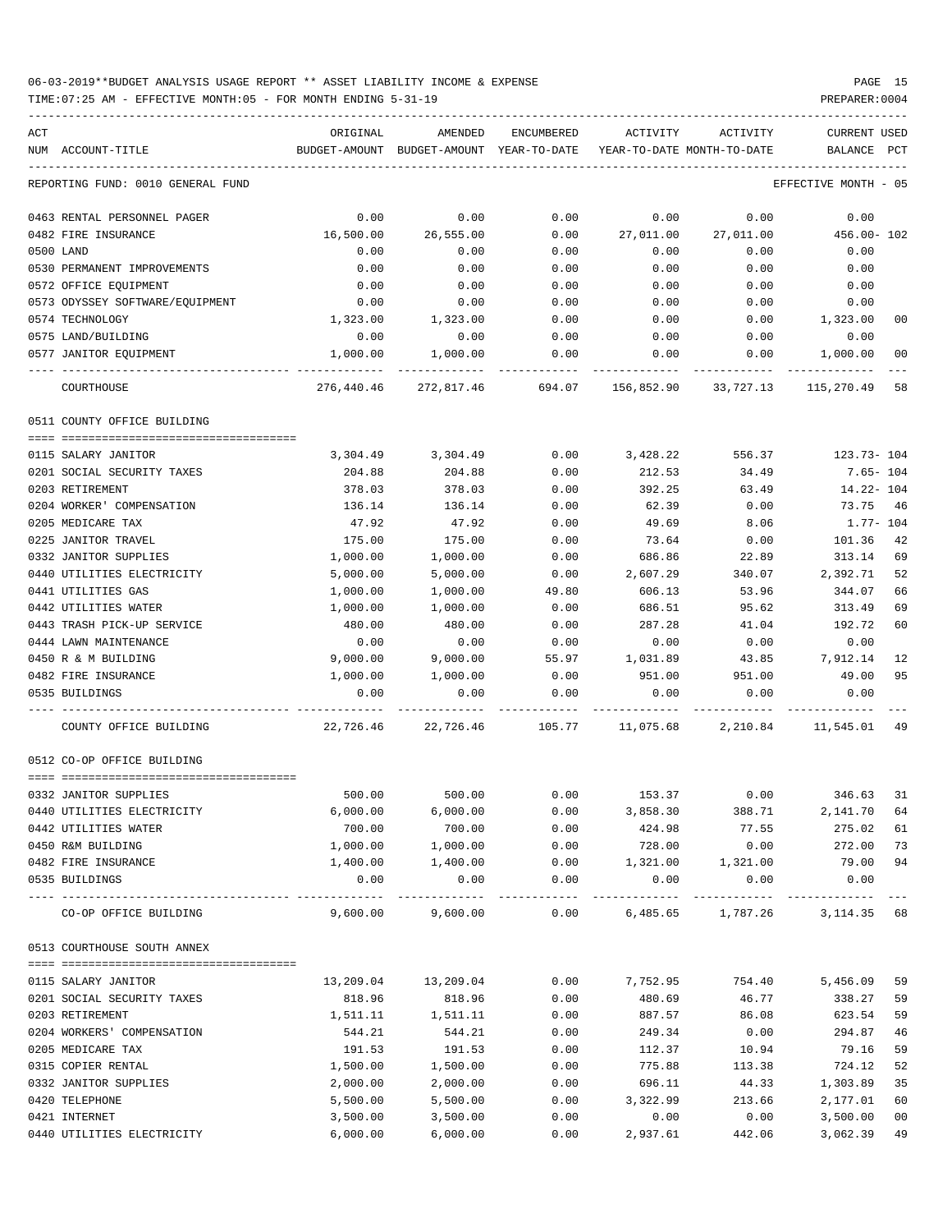06-03-2019**BUDGET ANALYSIS USAGE REPORT ** ASSET LIABILITY INCOME & EXPENSE

TIME:07:25 AM - EFFECTIVE MONTH:05 - FOR MONTH ENDING 5-31-19

PREPARER:0004

REPORTING FUND: 0010 GENERAL FUND — EFFECTIVE MONTH - 05

| ACT NUM | ACCOUNT-TITLE | ORIGINAL BUDGET-AMOUNT | AMENDED BUDGET-AMOUNT | ENCUMBERED YEAR-TO-DATE | ACTIVITY YEAR-TO-DATE | ACTIVITY MONTH-TO-DATE | CURRENT BALANCE | USED PCT |
|---|---|---|---|---|---|---|---|---|
| 0463 | RENTAL PERSONNEL PAGER | 0.00 | 0.00 | 0.00 | 0.00 | 0.00 | 0.00 | |
| 0482 | FIRE INSURANCE | 16,500.00 | 26,555.00 | 0.00 | 27,011.00 | 27,011.00 | 456.00- | 102 |
| 0500 | LAND | 0.00 | 0.00 | 0.00 | 0.00 | 0.00 | 0.00 | |
| 0530 | PERMANENT IMPROVEMENTS | 0.00 | 0.00 | 0.00 | 0.00 | 0.00 | 0.00 | |
| 0572 | OFFICE EQUIPMENT | 0.00 | 0.00 | 0.00 | 0.00 | 0.00 | 0.00 | |
| 0573 | ODYSSEY SOFTWARE/EQUIPMENT | 0.00 | 0.00 | 0.00 | 0.00 | 0.00 | 0.00 | |
| 0574 | TECHNOLOGY | 1,323.00 | 1,323.00 | 0.00 | 0.00 | 0.00 | 1,323.00 | 00 |
| 0575 | LAND/BUILDING | 0.00 | 0.00 | 0.00 | 0.00 | 0.00 | 0.00 | |
| 0577 | JANITOR EQUIPMENT | 1,000.00 | 1,000.00 | 0.00 | 0.00 | 0.00 | 1,000.00 | 00 |
| | COURTHOUSE | 276,440.46 | 272,817.46 | 694.07 | 156,852.90 | 33,727.13 | 115,270.49 | 58 |

0511 COUNTY OFFICE BUILDING

| ACT NUM | ACCOUNT-TITLE | ORIGINAL BUDGET-AMOUNT | AMENDED BUDGET-AMOUNT | ENCUMBERED YEAR-TO-DATE | ACTIVITY YEAR-TO-DATE | ACTIVITY MONTH-TO-DATE | CURRENT BALANCE | USED PCT |
|---|---|---|---|---|---|---|---|---|
| 0115 | SALARY JANITOR | 3,304.49 | 3,304.49 | 0.00 | 3,428.22 | 556.37 | 123.73- | 104 |
| 0201 | SOCIAL SECURITY TAXES | 204.88 | 204.88 | 0.00 | 212.53 | 34.49 | 7.65- | 104 |
| 0203 | RETIREMENT | 378.03 | 378.03 | 0.00 | 392.25 | 63.49 | 14.22- | 104 |
| 0204 | WORKER' COMPENSATION | 136.14 | 136.14 | 0.00 | 62.39 | 0.00 | 73.75 | 46 |
| 0205 | MEDICARE TAX | 47.92 | 47.92 | 0.00 | 49.69 | 8.06 | 1.77- | 104 |
| 0225 | JANITOR TRAVEL | 175.00 | 175.00 | 0.00 | 73.64 | 0.00 | 101.36 | 42 |
| 0332 | JANITOR SUPPLIES | 1,000.00 | 1,000.00 | 0.00 | 686.86 | 22.89 | 313.14 | 69 |
| 0440 | UTILITIES ELECTRICITY | 5,000.00 | 5,000.00 | 0.00 | 2,607.29 | 340.07 | 2,392.71 | 52 |
| 0441 | UTILITIES GAS | 1,000.00 | 1,000.00 | 49.80 | 606.13 | 53.96 | 344.07 | 66 |
| 0442 | UTILITIES WATER | 1,000.00 | 1,000.00 | 0.00 | 686.51 | 95.62 | 313.49 | 69 |
| 0443 | TRASH PICK-UP SERVICE | 480.00 | 480.00 | 0.00 | 287.28 | 41.04 | 192.72 | 60 |
| 0444 | LAWN MAINTENANCE | 0.00 | 0.00 | 0.00 | 0.00 | 0.00 | 0.00 | |
| 0450 | R & M BUILDING | 9,000.00 | 9,000.00 | 55.97 | 1,031.89 | 43.85 | 7,912.14 | 12 |
| 0482 | FIRE INSURANCE | 1,000.00 | 1,000.00 | 0.00 | 951.00 | 951.00 | 49.00 | 95 |
| 0535 | BUILDINGS | 0.00 | 0.00 | 0.00 | 0.00 | 0.00 | 0.00 | |
| | COUNTY OFFICE BUILDING | 22,726.46 | 22,726.46 | 105.77 | 11,075.68 | 2,210.84 | 11,545.01 | 49 |

0512 CO-OP OFFICE BUILDING

| ACT NUM | ACCOUNT-TITLE | ORIGINAL BUDGET-AMOUNT | AMENDED BUDGET-AMOUNT | ENCUMBERED YEAR-TO-DATE | ACTIVITY YEAR-TO-DATE | ACTIVITY MONTH-TO-DATE | CURRENT BALANCE | USED PCT |
|---|---|---|---|---|---|---|---|---|
| 0332 | JANITOR SUPPLIES | 500.00 | 500.00 | 0.00 | 153.37 | 0.00 | 346.63 | 31 |
| 0440 | UTILITIES ELECTRICITY | 6,000.00 | 6,000.00 | 0.00 | 3,858.30 | 388.71 | 2,141.70 | 64 |
| 0442 | UTILITIES WATER | 700.00 | 700.00 | 0.00 | 424.98 | 77.55 | 275.02 | 61 |
| 0450 | R&M BUILDING | 1,000.00 | 1,000.00 | 0.00 | 728.00 | 0.00 | 272.00 | 73 |
| 0482 | FIRE INSURANCE | 1,400.00 | 1,400.00 | 0.00 | 1,321.00 | 1,321.00 | 79.00 | 94 |
| 0535 | BUILDINGS | 0.00 | 0.00 | 0.00 | 0.00 | 0.00 | 0.00 | |
| | CO-OP OFFICE BUILDING | 9,600.00 | 9,600.00 | 0.00 | 6,485.65 | 1,787.26 | 3,114.35 | 68 |

0513 COURTHOUSE SOUTH ANNEX

| ACT NUM | ACCOUNT-TITLE | ORIGINAL BUDGET-AMOUNT | AMENDED BUDGET-AMOUNT | ENCUMBERED YEAR-TO-DATE | ACTIVITY YEAR-TO-DATE | ACTIVITY MONTH-TO-DATE | CURRENT BALANCE | USED PCT |
|---|---|---|---|---|---|---|---|---|
| 0115 | SALARY JANITOR | 13,209.04 | 13,209.04 | 0.00 | 7,752.95 | 754.40 | 5,456.09 | 59 |
| 0201 | SOCIAL SECURITY TAXES | 818.96 | 818.96 | 0.00 | 480.69 | 46.77 | 338.27 | 59 |
| 0203 | RETIREMENT | 1,511.11 | 1,511.11 | 0.00 | 887.57 | 86.08 | 623.54 | 59 |
| 0204 | WORKERS' COMPENSATION | 544.21 | 544.21 | 0.00 | 249.34 | 0.00 | 294.87 | 46 |
| 0205 | MEDICARE TAX | 191.53 | 191.53 | 0.00 | 112.37 | 10.94 | 79.16 | 59 |
| 0315 | COPIER RENTAL | 1,500.00 | 1,500.00 | 0.00 | 775.88 | 113.38 | 724.12 | 52 |
| 0332 | JANITOR SUPPLIES | 2,000.00 | 2,000.00 | 0.00 | 696.11 | 44.33 | 1,303.89 | 35 |
| 0420 | TELEPHONE | 5,500.00 | 5,500.00 | 0.00 | 3,322.99 | 213.66 | 2,177.01 | 60 |
| 0421 | INTERNET | 3,500.00 | 3,500.00 | 0.00 | 0.00 | 0.00 | 3,500.00 | 00 |
| 0440 | UTILITIES ELECTRICITY | 6,000.00 | 6,000.00 | 0.00 | 2,937.61 | 442.06 | 3,062.39 | 49 |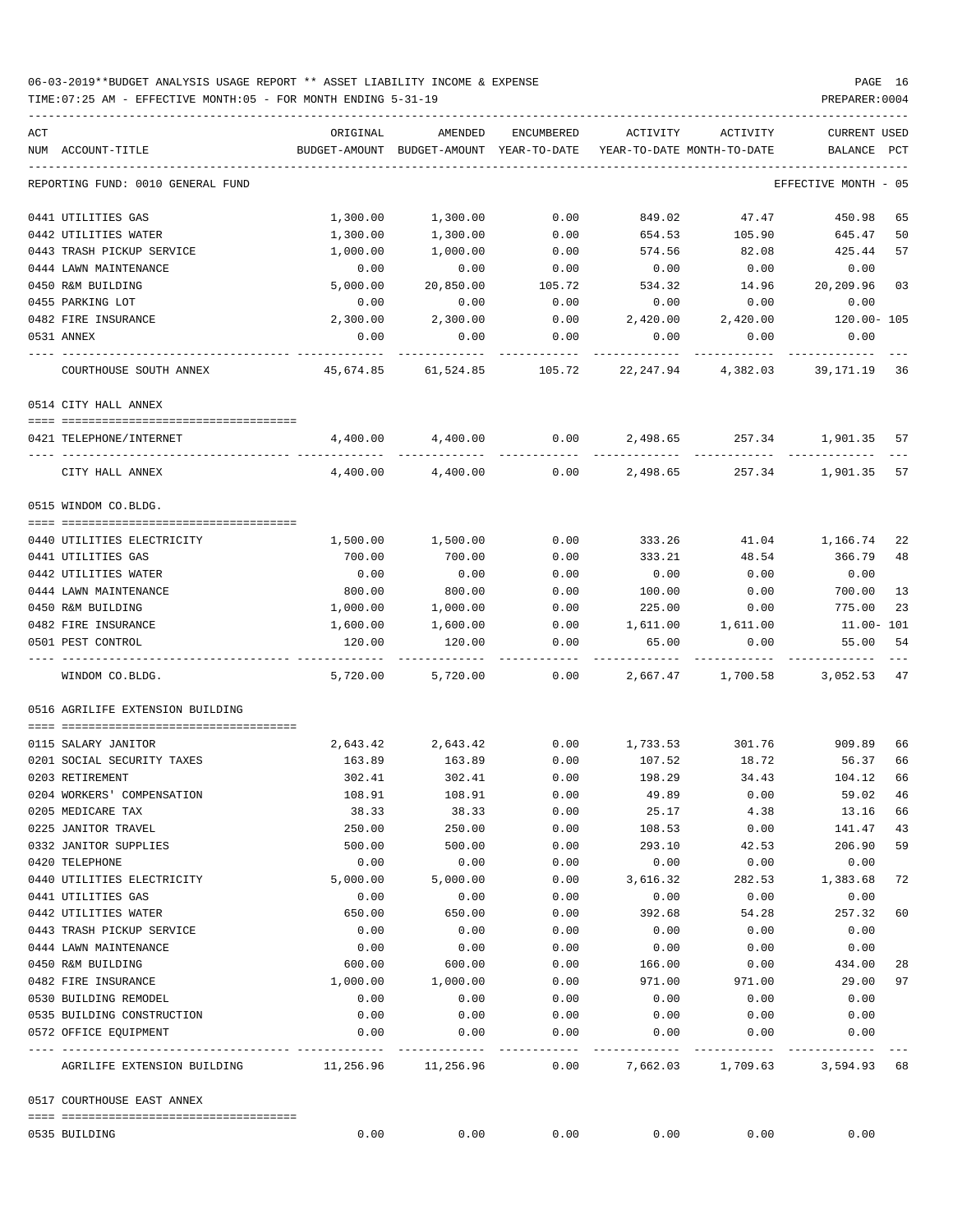06-03-2019**BUDGET ANALYSIS USAGE REPORT ** ASSET LIABILITY INCOME & EXPENSE

TIME:07:25 AM - EFFECTIVE MONTH:05 - FOR MONTH ENDING 5-31-19

PREPARER:0004

| ACT NUM | ACCOUNT-TITLE | ORIGINAL BUDGET-AMOUNT | AMENDED BUDGET-AMOUNT | ENCUMBERED YEAR-TO-DATE | ACTIVITY YEAR-TO-DATE | ACTIVITY MONTH-TO-DATE | CURRENT BALANCE | USED PCT |
|---|---|---|---|---|---|---|---|---|
| | REPORTING FUND: 0010 GENERAL FUND | | | | | | EFFECTIVE MONTH - 05 | |
| 0441 | UTILITIES GAS | 1,300.00 | 1,300.00 | 0.00 | 849.02 | 47.47 | 450.98 | 65 |
| 0442 | UTILITIES WATER | 1,300.00 | 1,300.00 | 0.00 | 654.53 | 105.90 | 645.47 | 50 |
| 0443 | TRASH PICKUP SERVICE | 1,000.00 | 1,000.00 | 0.00 | 574.56 | 82.08 | 425.44 | 57 |
| 0444 | LAWN MAINTENANCE | 0.00 | 0.00 | 0.00 | 0.00 | 0.00 | 0.00 | |
| 0450 | R&M BUILDING | 5,000.00 | 20,850.00 | 105.72 | 534.32 | 14.96 | 20,209.96 | 03 |
| 0455 | PARKING LOT | 0.00 | 0.00 | 0.00 | 0.00 | 0.00 | 0.00 | |
| 0482 | FIRE INSURANCE | 2,300.00 | 2,300.00 | 0.00 | 2,420.00 | 2,420.00 | 120.00- | 105 |
| 0531 | ANNEX | 0.00 | 0.00 | 0.00 | 0.00 | 0.00 | 0.00 | |
| | COURTHOUSE SOUTH ANNEX | 45,674.85 | 61,524.85 | 105.72 | 22,247.94 | 4,382.03 | 39,171.19 | 36 |
| | **0514 CITY HALL ANNEX** | | | | | | | |
| 0421 | TELEPHONE/INTERNET | 4,400.00 | 4,400.00 | 0.00 | 2,498.65 | 257.34 | 1,901.35 | 57 |
| | CITY HALL ANNEX | 4,400.00 | 4,400.00 | 0.00 | 2,498.65 | 257.34 | 1,901.35 | 57 |
| | **0515 WINDOM CO.BLDG.** | | | | | | | |
| 0440 | UTILITIES ELECTRICITY | 1,500.00 | 1,500.00 | 0.00 | 333.26 | 41.04 | 1,166.74 | 22 |
| 0441 | UTILITIES GAS | 700.00 | 700.00 | 0.00 | 333.21 | 48.54 | 366.79 | 48 |
| 0442 | UTILITIES WATER | 0.00 | 0.00 | 0.00 | 0.00 | 0.00 | 0.00 | |
| 0444 | LAWN MAINTENANCE | 800.00 | 800.00 | 0.00 | 100.00 | 0.00 | 700.00 | 13 |
| 0450 | R&M BUILDING | 1,000.00 | 1,000.00 | 0.00 | 225.00 | 0.00 | 775.00 | 23 |
| 0482 | FIRE INSURANCE | 1,600.00 | 1,600.00 | 0.00 | 1,611.00 | 1,611.00 | 11.00- | 101 |
| 0501 | PEST CONTROL | 120.00 | 120.00 | 0.00 | 65.00 | 0.00 | 55.00 | 54 |
| | WINDOM CO.BLDG. | 5,720.00 | 5,720.00 | 0.00 | 2,667.47 | 1,700.58 | 3,052.53 | 47 |
| | **0516 AGRILIFE EXTENSION BUILDING** | | | | | | | |
| 0115 | SALARY JANITOR | 2,643.42 | 2,643.42 | 0.00 | 1,733.53 | 301.76 | 909.89 | 66 |
| 0201 | SOCIAL SECURITY TAXES | 163.89 | 163.89 | 0.00 | 107.52 | 18.72 | 56.37 | 66 |
| 0203 | RETIREMENT | 302.41 | 302.41 | 0.00 | 198.29 | 34.43 | 104.12 | 66 |
| 0204 | WORKERS' COMPENSATION | 108.91 | 108.91 | 0.00 | 49.89 | 0.00 | 59.02 | 46 |
| 0205 | MEDICARE TAX | 38.33 | 38.33 | 0.00 | 25.17 | 4.38 | 13.16 | 66 |
| 0225 | JANITOR TRAVEL | 250.00 | 250.00 | 0.00 | 108.53 | 0.00 | 141.47 | 43 |
| 0332 | JANITOR SUPPLIES | 500.00 | 500.00 | 0.00 | 293.10 | 42.53 | 206.90 | 59 |
| 0420 | TELEPHONE | 0.00 | 0.00 | 0.00 | 0.00 | 0.00 | 0.00 | |
| 0440 | UTILITIES ELECTRICITY | 5,000.00 | 5,000.00 | 0.00 | 3,616.32 | 282.53 | 1,383.68 | 72 |
| 0441 | UTILITIES GAS | 0.00 | 0.00 | 0.00 | 0.00 | 0.00 | 0.00 | |
| 0442 | UTILITIES WATER | 650.00 | 650.00 | 0.00 | 392.68 | 54.28 | 257.32 | 60 |
| 0443 | TRASH PICKUP SERVICE | 0.00 | 0.00 | 0.00 | 0.00 | 0.00 | 0.00 | |
| 0444 | LAWN MAINTENANCE | 0.00 | 0.00 | 0.00 | 0.00 | 0.00 | 0.00 | |
| 0450 | R&M BUILDING | 600.00 | 600.00 | 0.00 | 166.00 | 0.00 | 434.00 | 28 |
| 0482 | FIRE INSURANCE | 1,000.00 | 1,000.00 | 0.00 | 971.00 | 971.00 | 29.00 | 97 |
| 0530 | BUILDING REMODEL | 0.00 | 0.00 | 0.00 | 0.00 | 0.00 | 0.00 | |
| 0535 | BUILDING CONSTRUCTION | 0.00 | 0.00 | 0.00 | 0.00 | 0.00 | 0.00 | |
| 0572 | OFFICE EQUIPMENT | 0.00 | 0.00 | 0.00 | 0.00 | 0.00 | 0.00 | |
| | AGRILIFE EXTENSION BUILDING | 11,256.96 | 11,256.96 | 0.00 | 7,662.03 | 1,709.63 | 3,594.93 | 68 |
| | **0517 COURTHOUSE EAST ANNEX** | | | | | | | |
| 0535 | BUILDING | 0.00 | 0.00 | 0.00 | 0.00 | 0.00 | 0.00 | |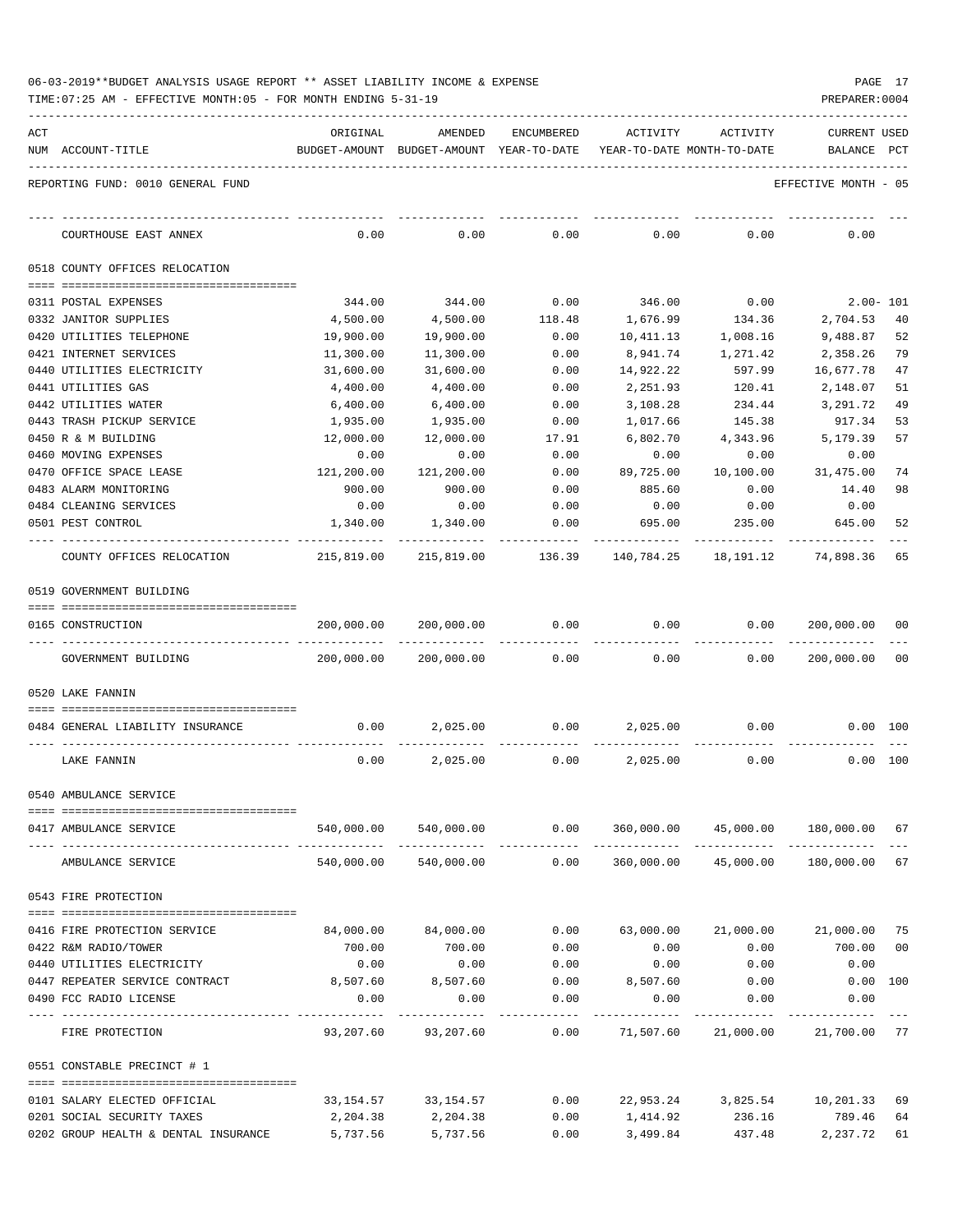06-03-2019**BUDGET ANALYSIS USAGE REPORT ** ASSET LIABILITY INCOME & EXPENSE

TIME:07:25 AM - EFFECTIVE MONTH:05 - FOR MONTH ENDING 5-31-19

REPORTING FUND: 0010 GENERAL FUND — EFFECTIVE MONTH - 05

| ACT NUM | ACCOUNT-TITLE | ORIGINAL BUDGET-AMOUNT | AMENDED BUDGET-AMOUNT | ENCUMBERED YEAR-TO-DATE | ACTIVITY YEAR-TO-DATE | ACTIVITY MONTH-TO-DATE | CURRENT BALANCE | USED PCT |
|---|---|---|---|---|---|---|---|---|
| | COURTHOUSE EAST ANNEX | 0.00 | 0.00 | 0.00 | 0.00 | 0.00 | 0.00 | |
| | **0518 COUNTY OFFICES RELOCATION** | | | | | | | |
| 0311 | POSTAL EXPENSES | 344.00 | 344.00 | 0.00 | 346.00 | 0.00 | 2.00- | 101 |
| 0332 | JANITOR SUPPLIES | 4,500.00 | 4,500.00 | 118.48 | 1,676.99 | 134.36 | 2,704.53 | 40 |
| 0420 | UTILITIES TELEPHONE | 19,900.00 | 19,900.00 | 0.00 | 10,411.13 | 1,008.16 | 9,488.87 | 52 |
| 0421 | INTERNET SERVICES | 11,300.00 | 11,300.00 | 0.00 | 8,941.74 | 1,271.42 | 2,358.26 | 79 |
| 0440 | UTILITIES ELECTRICITY | 31,600.00 | 31,600.00 | 0.00 | 14,922.22 | 597.99 | 16,677.78 | 47 |
| 0441 | UTILITIES GAS | 4,400.00 | 4,400.00 | 0.00 | 2,251.93 | 120.41 | 2,148.07 | 51 |
| 0442 | UTILITIES WATER | 6,400.00 | 6,400.00 | 0.00 | 3,108.28 | 234.44 | 3,291.72 | 49 |
| 0443 | TRASH PICKUP SERVICE | 1,935.00 | 1,935.00 | 0.00 | 1,017.66 | 145.38 | 917.34 | 53 |
| 0450 | R & M BUILDING | 12,000.00 | 12,000.00 | 17.91 | 6,802.70 | 4,343.96 | 5,179.39 | 57 |
| 0460 | MOVING EXPENSES | 0.00 | 0.00 | 0.00 | 0.00 | 0.00 | 0.00 | |
| 0470 | OFFICE SPACE LEASE | 121,200.00 | 121,200.00 | 0.00 | 89,725.00 | 10,100.00 | 31,475.00 | 74 |
| 0483 | ALARM MONITORING | 900.00 | 900.00 | 0.00 | 885.60 | 0.00 | 14.40 | 98 |
| 0484 | CLEANING SERVICES | 0.00 | 0.00 | 0.00 | 0.00 | 0.00 | 0.00 | |
| 0501 | PEST CONTROL | 1,340.00 | 1,340.00 | 0.00 | 695.00 | 235.00 | 645.00 | 52 |
| | COUNTY OFFICES RELOCATION | 215,819.00 | 215,819.00 | 136.39 | 140,784.25 | 18,191.12 | 74,898.36 | 65 |
| | **0519 GOVERNMENT BUILDING** | | | | | | | |
| 0165 | CONSTRUCTION | 200,000.00 | 200,000.00 | 0.00 | 0.00 | 0.00 | 200,000.00 | 00 |
| | GOVERNMENT BUILDING | 200,000.00 | 200,000.00 | 0.00 | 0.00 | 0.00 | 200,000.00 | 00 |
| | **0520 LAKE FANNIN** | | | | | | | |
| 0484 | GENERAL LIABILITY INSURANCE | 0.00 | 2,025.00 | 0.00 | 2,025.00 | 0.00 | 0.00 | 100 |
| | LAKE FANNIN | 0.00 | 2,025.00 | 0.00 | 2,025.00 | 0.00 | 0.00 | 100 |
| | **0540 AMBULANCE SERVICE** | | | | | | | |
| 0417 | AMBULANCE SERVICE | 540,000.00 | 540,000.00 | 0.00 | 360,000.00 | 45,000.00 | 180,000.00 | 67 |
| | AMBULANCE SERVICE | 540,000.00 | 540,000.00 | 0.00 | 360,000.00 | 45,000.00 | 180,000.00 | 67 |
| | **0543 FIRE PROTECTION** | | | | | | | |
| 0416 | FIRE PROTECTION SERVICE | 84,000.00 | 84,000.00 | 0.00 | 63,000.00 | 21,000.00 | 21,000.00 | 75 |
| 0422 | R&M RADIO/TOWER | 700.00 | 700.00 | 0.00 | 0.00 | 0.00 | 700.00 | 00 |
| 0440 | UTILITIES ELECTRICITY | 0.00 | 0.00 | 0.00 | 0.00 | 0.00 | 0.00 | |
| 0447 | REPEATER SERVICE CONTRACT | 8,507.60 | 8,507.60 | 0.00 | 8,507.60 | 0.00 | 0.00 | 100 |
| 0490 | FCC RADIO LICENSE | 0.00 | 0.00 | 0.00 | 0.00 | 0.00 | 0.00 | |
| | FIRE PROTECTION | 93,207.60 | 93,207.60 | 0.00 | 71,507.60 | 21,000.00 | 21,700.00 | 77 |
| | **0551 CONSTABLE PRECINCT # 1** | | | | | | | |
| 0101 | SALARY ELECTED OFFICIAL | 33,154.57 | 33,154.57 | 0.00 | 22,953.24 | 3,825.54 | 10,201.33 | 69 |
| 0201 | SOCIAL SECURITY TAXES | 2,204.38 | 2,204.38 | 0.00 | 1,414.92 | 236.16 | 789.46 | 64 |
| 0202 | GROUP HEALTH & DENTAL INSURANCE | 5,737.56 | 5,737.56 | 0.00 | 3,499.84 | 437.48 | 2,237.72 | 61 |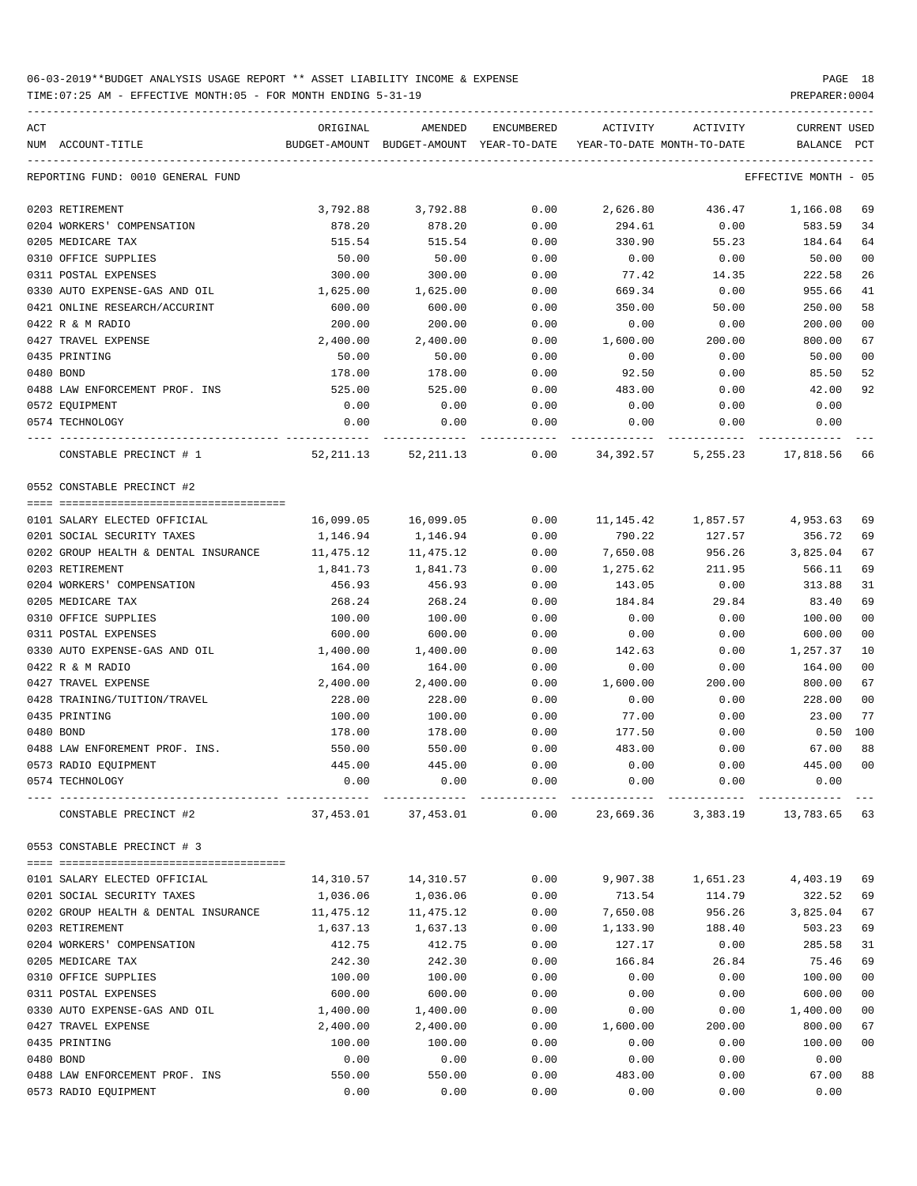06-03-2019**BUDGET ANALYSIS USAGE REPORT ** ASSET LIABILITY INCOME & EXPENSE

TIME:07:25 AM - EFFECTIVE MONTH:05 - FOR MONTH ENDING 5-31-19

PREPARER:0004

| ACT NUM | ACCOUNT-TITLE | ORIGINAL BUDGET-AMOUNT | AMENDED BUDGET-AMOUNT | ENCUMBERED YEAR-TO-DATE | ACTIVITY YEAR-TO-DATE | ACTIVITY MONTH-TO-DATE | CURRENT BALANCE | USED PCT |
|---|---|---|---|---|---|---|---|---|
| | REPORTING FUND: 0010 GENERAL FUND | | | | | | EFFECTIVE MONTH - 05 | |
| 0203 | RETIREMENT | 3,792.88 | 3,792.88 | 0.00 | 2,626.80 | 436.47 | 1,166.08 | 69 |
| 0204 | WORKERS' COMPENSATION | 878.20 | 878.20 | 0.00 | 294.61 | 0.00 | 583.59 | 34 |
| 0205 | MEDICARE TAX | 515.54 | 515.54 | 0.00 | 330.90 | 55.23 | 184.64 | 64 |
| 0310 | OFFICE SUPPLIES | 50.00 | 50.00 | 0.00 | 0.00 | 0.00 | 50.00 | 00 |
| 0311 | POSTAL EXPENSES | 300.00 | 300.00 | 0.00 | 77.42 | 14.35 | 222.58 | 26 |
| 0330 | AUTO EXPENSE-GAS AND OIL | 1,625.00 | 1,625.00 | 0.00 | 669.34 | 0.00 | 955.66 | 41 |
| 0421 | ONLINE RESEARCH/ACCURINT | 600.00 | 600.00 | 0.00 | 350.00 | 50.00 | 250.00 | 58 |
| 0422 | R & M RADIO | 200.00 | 200.00 | 0.00 | 0.00 | 0.00 | 200.00 | 00 |
| 0427 | TRAVEL EXPENSE | 2,400.00 | 2,400.00 | 0.00 | 1,600.00 | 200.00 | 800.00 | 67 |
| 0435 | PRINTING | 50.00 | 50.00 | 0.00 | 0.00 | 0.00 | 50.00 | 00 |
| 0480 | BOND | 178.00 | 178.00 | 0.00 | 92.50 | 0.00 | 85.50 | 52 |
| 0488 | LAW ENFORCEMENT PROF. INS | 525.00 | 525.00 | 0.00 | 483.00 | 0.00 | 42.00 | 92 |
| 0572 | EQUIPMENT | 0.00 | 0.00 | 0.00 | 0.00 | 0.00 | 0.00 | |
| 0574 | TECHNOLOGY | 0.00 | 0.00 | 0.00 | 0.00 | 0.00 | 0.00 | |
| | CONSTABLE PRECINCT # 1 | 52,211.13 | 52,211.13 | 0.00 | 34,392.57 | 5,255.23 | 17,818.56 | 66 |
| | 0552 CONSTABLE PRECINCT #2 | | | | | | | |
| 0101 | SALARY ELECTED OFFICIAL | 16,099.05 | 16,099.05 | 0.00 | 11,145.42 | 1,857.57 | 4,953.63 | 69 |
| 0201 | SOCIAL SECURITY TAXES | 1,146.94 | 1,146.94 | 0.00 | 790.22 | 127.57 | 356.72 | 69 |
| 0202 | GROUP HEALTH & DENTAL INSURANCE | 11,475.12 | 11,475.12 | 0.00 | 7,650.08 | 956.26 | 3,825.04 | 67 |
| 0203 | RETIREMENT | 1,841.73 | 1,841.73 | 0.00 | 1,275.62 | 211.95 | 566.11 | 69 |
| 0204 | WORKERS' COMPENSATION | 456.93 | 456.93 | 0.00 | 143.05 | 0.00 | 313.88 | 31 |
| 0205 | MEDICARE TAX | 268.24 | 268.24 | 0.00 | 184.84 | 29.84 | 83.40 | 69 |
| 0310 | OFFICE SUPPLIES | 100.00 | 100.00 | 0.00 | 0.00 | 0.00 | 100.00 | 00 |
| 0311 | POSTAL EXPENSES | 600.00 | 600.00 | 0.00 | 0.00 | 0.00 | 600.00 | 00 |
| 0330 | AUTO EXPENSE-GAS AND OIL | 1,400.00 | 1,400.00 | 0.00 | 142.63 | 0.00 | 1,257.37 | 10 |
| 0422 | R & M RADIO | 164.00 | 164.00 | 0.00 | 0.00 | 0.00 | 164.00 | 00 |
| 0427 | TRAVEL EXPENSE | 2,400.00 | 2,400.00 | 0.00 | 1,600.00 | 200.00 | 800.00 | 67 |
| 0428 | TRAINING/TUITION/TRAVEL | 228.00 | 228.00 | 0.00 | 0.00 | 0.00 | 228.00 | 00 |
| 0435 | PRINTING | 100.00 | 100.00 | 0.00 | 77.00 | 0.00 | 23.00 | 77 |
| 0480 | BOND | 178.00 | 178.00 | 0.00 | 177.50 | 0.00 | 0.50 | 100 |
| 0488 | LAW ENFOREMENT PROF. INS. | 550.00 | 550.00 | 0.00 | 483.00 | 0.00 | 67.00 | 88 |
| 0573 | RADIO EQUIPMENT | 445.00 | 445.00 | 0.00 | 0.00 | 0.00 | 445.00 | 00 |
| 0574 | TECHNOLOGY | 0.00 | 0.00 | 0.00 | 0.00 | 0.00 | 0.00 | |
| | CONSTABLE PRECINCT #2 | 37,453.01 | 37,453.01 | 0.00 | 23,669.36 | 3,383.19 | 13,783.65 | 63 |
| | 0553 CONSTABLE PRECINCT # 3 | | | | | | | |
| 0101 | SALARY ELECTED OFFICIAL | 14,310.57 | 14,310.57 | 0.00 | 9,907.38 | 1,651.23 | 4,403.19 | 69 |
| 0201 | SOCIAL SECURITY TAXES | 1,036.06 | 1,036.06 | 0.00 | 713.54 | 114.79 | 322.52 | 69 |
| 0202 | GROUP HEALTH & DENTAL INSURANCE | 11,475.12 | 11,475.12 | 0.00 | 7,650.08 | 956.26 | 3,825.04 | 67 |
| 0203 | RETIREMENT | 1,637.13 | 1,637.13 | 0.00 | 1,133.90 | 188.40 | 503.23 | 69 |
| 0204 | WORKERS' COMPENSATION | 412.75 | 412.75 | 0.00 | 127.17 | 0.00 | 285.58 | 31 |
| 0205 | MEDICARE TAX | 242.30 | 242.30 | 0.00 | 166.84 | 26.84 | 75.46 | 69 |
| 0310 | OFFICE SUPPLIES | 100.00 | 100.00 | 0.00 | 0.00 | 0.00 | 100.00 | 00 |
| 0311 | POSTAL EXPENSES | 600.00 | 600.00 | 0.00 | 0.00 | 0.00 | 600.00 | 00 |
| 0330 | AUTO EXPENSE-GAS AND OIL | 1,400.00 | 1,400.00 | 0.00 | 0.00 | 0.00 | 1,400.00 | 00 |
| 0427 | TRAVEL EXPENSE | 2,400.00 | 2,400.00 | 0.00 | 1,600.00 | 200.00 | 800.00 | 67 |
| 0435 | PRINTING | 100.00 | 100.00 | 0.00 | 0.00 | 0.00 | 100.00 | 00 |
| 0480 | BOND | 0.00 | 0.00 | 0.00 | 0.00 | 0.00 | 0.00 | |
| 0488 | LAW ENFORCEMENT PROF. INS | 550.00 | 550.00 | 0.00 | 483.00 | 0.00 | 67.00 | 88 |
| 0573 | RADIO EQUIPMENT | 0.00 | 0.00 | 0.00 | 0.00 | 0.00 | 0.00 | |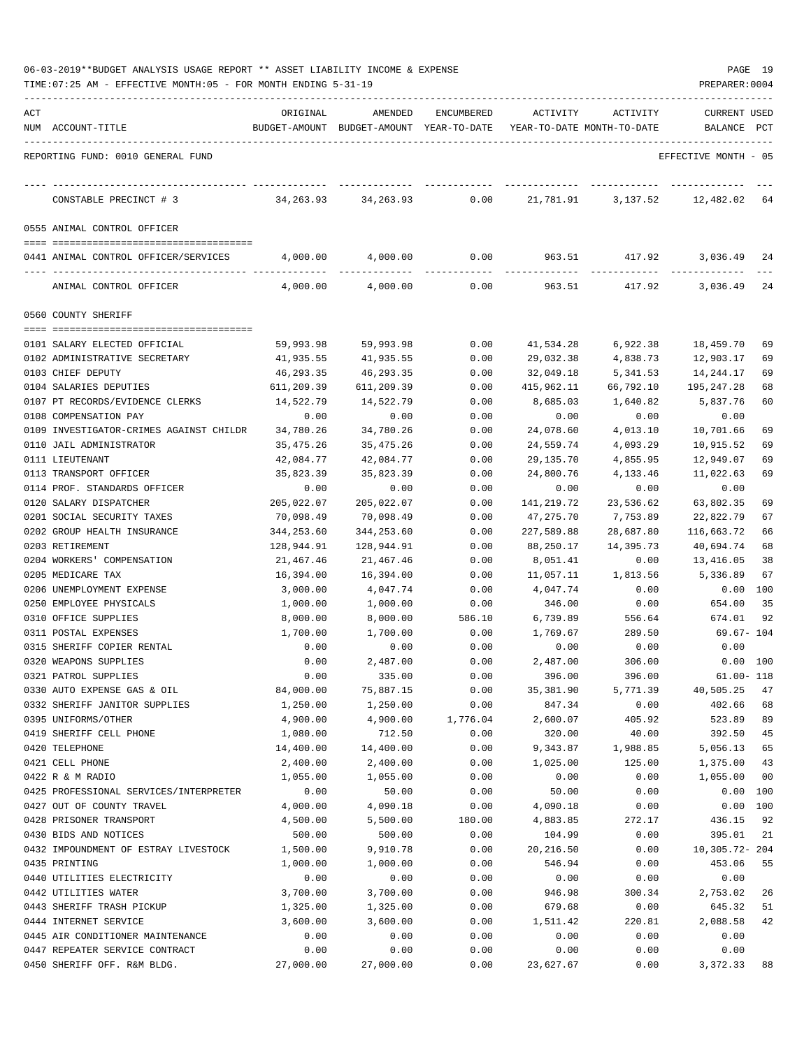06-03-2019**BUDGET ANALYSIS USAGE REPORT ** ASSET LIABILITY INCOME & EXPENSE

TIME:07:25 AM - EFFECTIVE MONTH:05 - FOR MONTH ENDING 5-31-19

| ACT NUM | ACCOUNT-TITLE | ORIGINAL BUDGET-AMOUNT | AMENDED BUDGET-AMOUNT | ENCUMBERED YEAR-TO-DATE | ACTIVITY YEAR-TO-DATE | ACTIVITY MONTH-TO-DATE | CURRENT BALANCE | USED PCT |
|---|---|---|---|---|---|---|---|---|
| REPORTING FUND: 0010 GENERAL FUND | | | | | | | EFFECTIVE MONTH - 05 | |
| | CONSTABLE PRECINCT # 3 | 34,263.93 | 34,263.93 | 0.00 | 21,781.91 | 3,137.52 | 12,482.02 | 64 |
| 0555 ANIMAL CONTROL OFFICER | | | | | | | | |
| 0441 | ANIMAL CONTROL OFFICER/SERVICES | 4,000.00 | 4,000.00 | 0.00 | 963.51 | 417.92 | 3,036.49 | 24 |
| | ANIMAL CONTROL OFFICER | 4,000.00 | 4,000.00 | 0.00 | 963.51 | 417.92 | 3,036.49 | 24 |
| 0560 COUNTY SHERIFF | | | | | | | | |
| 0101 | SALARY ELECTED OFFICIAL | 59,993.98 | 59,993.98 | 0.00 | 41,534.28 | 6,922.38 | 18,459.70 | 69 |
| 0102 | ADMINISTRATIVE SECRETARY | 41,935.55 | 41,935.55 | 0.00 | 29,032.38 | 4,838.73 | 12,903.17 | 69 |
| 0103 | CHIEF DEPUTY | 46,293.35 | 46,293.35 | 0.00 | 32,049.18 | 5,341.53 | 14,244.17 | 69 |
| 0104 | SALARIES DEPUTIES | 611,209.39 | 611,209.39 | 0.00 | 415,962.11 | 66,792.10 | 195,247.28 | 68 |
| 0107 | PT RECORDS/EVIDENCE CLERKS | 14,522.79 | 14,522.79 | 0.00 | 8,685.03 | 1,640.82 | 5,837.76 | 60 |
| 0108 | COMPENSATION PAY | 0.00 | 0.00 | 0.00 | 0.00 | 0.00 | 0.00 | |
| 0109 | INVESTIGATOR-CRIMES AGAINST CHILDR | 34,780.26 | 34,780.26 | 0.00 | 24,078.60 | 4,013.10 | 10,701.66 | 69 |
| 0110 | JAIL ADMINISTRATOR | 35,475.26 | 35,475.26 | 0.00 | 24,559.74 | 4,093.29 | 10,915.52 | 69 |
| 0111 | LIEUTENANT | 42,084.77 | 42,084.77 | 0.00 | 29,135.70 | 4,855.95 | 12,949.07 | 69 |
| 0113 | TRANSPORT OFFICER | 35,823.39 | 35,823.39 | 0.00 | 24,800.76 | 4,133.46 | 11,022.63 | 69 |
| 0114 | PROF. STANDARDS OFFICER | 0.00 | 0.00 | 0.00 | 0.00 | 0.00 | 0.00 | |
| 0120 | SALARY DISPATCHER | 205,022.07 | 205,022.07 | 0.00 | 141,219.72 | 23,536.62 | 63,802.35 | 69 |
| 0201 | SOCIAL SECURITY TAXES | 70,098.49 | 70,098.49 | 0.00 | 47,275.70 | 7,753.89 | 22,822.79 | 67 |
| 0202 | GROUP HEALTH INSURANCE | 344,253.60 | 344,253.60 | 0.00 | 227,589.88 | 28,687.80 | 116,663.72 | 66 |
| 0203 | RETIREMENT | 128,944.91 | 128,944.91 | 0.00 | 88,250.17 | 14,395.73 | 40,694.74 | 68 |
| 0204 | WORKERS' COMPENSATION | 21,467.46 | 21,467.46 | 0.00 | 8,051.41 | 0.00 | 13,416.05 | 38 |
| 0205 | MEDICARE TAX | 16,394.00 | 16,394.00 | 0.00 | 11,057.11 | 1,813.56 | 5,336.89 | 67 |
| 0206 | UNEMPLOYMENT EXPENSE | 3,000.00 | 4,047.74 | 0.00 | 4,047.74 | 0.00 | 0.00 | 100 |
| 0250 | EMPLOYEE PHYSICALS | 1,000.00 | 1,000.00 | 0.00 | 346.00 | 0.00 | 654.00 | 35 |
| 0310 | OFFICE SUPPLIES | 8,000.00 | 8,000.00 | 586.10 | 6,739.89 | 556.64 | 674.01 | 92 |
| 0311 | POSTAL EXPENSES | 1,700.00 | 1,700.00 | 0.00 | 1,769.67 | 289.50 | 69.67- | 104 |
| 0315 | SHERIFF COPIER RENTAL | 0.00 | 0.00 | 0.00 | 0.00 | 0.00 | 0.00 | |
| 0320 | WEAPONS SUPPLIES | 0.00 | 2,487.00 | 0.00 | 2,487.00 | 306.00 | 0.00 | 100 |
| 0321 | PATROL SUPPLIES | 0.00 | 335.00 | 0.00 | 396.00 | 396.00 | 61.00- | 118 |
| 0330 | AUTO EXPENSE GAS & OIL | 84,000.00 | 75,887.15 | 0.00 | 35,381.90 | 5,771.39 | 40,505.25 | 47 |
| 0332 | SHERIFF JANITOR SUPPLIES | 1,250.00 | 1,250.00 | 0.00 | 847.34 | 0.00 | 402.66 | 68 |
| 0395 | UNIFORMS/OTHER | 4,900.00 | 4,900.00 | 1,776.04 | 2,600.07 | 405.92 | 523.89 | 89 |
| 0419 | SHERIFF CELL PHONE | 1,080.00 | 712.50 | 0.00 | 320.00 | 40.00 | 392.50 | 45 |
| 0420 | TELEPHONE | 14,400.00 | 14,400.00 | 0.00 | 9,343.87 | 1,988.85 | 5,056.13 | 65 |
| 0421 | CELL PHONE | 2,400.00 | 2,400.00 | 0.00 | 1,025.00 | 125.00 | 1,375.00 | 43 |
| 0422 | R & M RADIO | 1,055.00 | 1,055.00 | 0.00 | 0.00 | 0.00 | 1,055.00 | 00 |
| 0425 | PROFESSIONAL SERVICES/INTERPRETER | 0.00 | 50.00 | 0.00 | 50.00 | 0.00 | 0.00 | 100 |
| 0427 | OUT OF COUNTY TRAVEL | 4,000.00 | 4,090.18 | 0.00 | 4,090.18 | 0.00 | 0.00 | 100 |
| 0428 | PRISONER TRANSPORT | 4,500.00 | 5,500.00 | 180.00 | 4,883.85 | 272.17 | 436.15 | 92 |
| 0430 | BIDS AND NOTICES | 500.00 | 500.00 | 0.00 | 104.99 | 0.00 | 395.01 | 21 |
| 0432 | IMPOUNDMENT OF ESTRAY LIVESTOCK | 1,500.00 | 9,910.78 | 0.00 | 20,216.50 | 0.00 | 10,305.72- | 204 |
| 0435 | PRINTING | 1,000.00 | 1,000.00 | 0.00 | 546.94 | 0.00 | 453.06 | 55 |
| 0440 | UTILITIES ELECTRICITY | 0.00 | 0.00 | 0.00 | 0.00 | 0.00 | 0.00 | |
| 0442 | UTILITIES WATER | 3,700.00 | 3,700.00 | 0.00 | 946.98 | 300.34 | 2,753.02 | 26 |
| 0443 | SHERIFF TRASH PICKUP | 1,325.00 | 1,325.00 | 0.00 | 679.68 | 0.00 | 645.32 | 51 |
| 0444 | INTERNET SERVICE | 3,600.00 | 3,600.00 | 0.00 | 1,511.42 | 220.81 | 2,088.58 | 42 |
| 0445 | AIR CONDITIONER MAINTENANCE | 0.00 | 0.00 | 0.00 | 0.00 | 0.00 | 0.00 | |
| 0447 | REPEATER SERVICE CONTRACT | 0.00 | 0.00 | 0.00 | 0.00 | 0.00 | 0.00 | |
| 0450 | SHERIFF OFF. R&M BLDG. | 27,000.00 | 27,000.00 | 0.00 | 23,627.67 | 0.00 | 3,372.33 | 88 |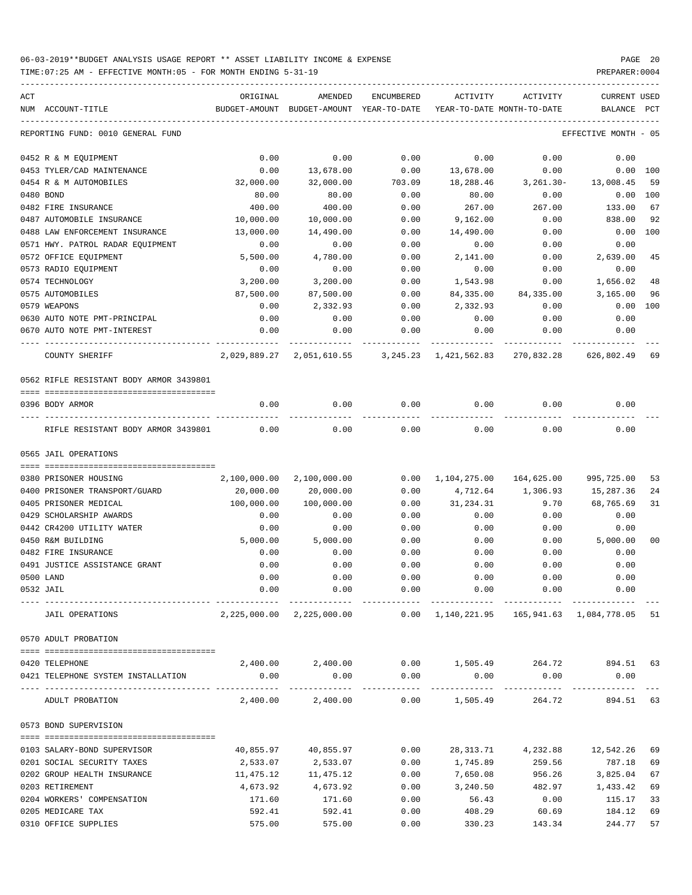06-03-2019**BUDGET ANALYSIS USAGE REPORT ** ASSET LIABILITY INCOME & EXPENSE

TIME:07:25 AM - EFFECTIVE MONTH:05 - FOR MONTH ENDING 5-31-19

PREPARER:0004

| ACT NUM | ACCOUNT-TITLE | ORIGINAL BUDGET-AMOUNT | AMENDED BUDGET-AMOUNT | ENCUMBERED YEAR-TO-DATE | ACTIVITY YEAR-TO-DATE | ACTIVITY MONTH-TO-DATE | CURRENT BALANCE | USED PCT |
|---|---|---|---|---|---|---|---|---|
| | REPORTING FUND: 0010 GENERAL FUND | | | | | | EFFECTIVE MONTH - 05 | |
| 0452 | R & M EQUIPMENT | 0.00 | 0.00 | 0.00 | 0.00 | 0.00 | 0.00 | |
| 0453 | TYLER/CAD MAINTENANCE | 0.00 | 13,678.00 | 0.00 | 13,678.00 | 0.00 | 0.00 | 100 |
| 0454 | R & M AUTOMOBILES | 32,000.00 | 32,000.00 | 703.09 | 18,288.46 | 3,261.30- | 13,008.45 | 59 |
| 0480 | BOND | 80.00 | 80.00 | 0.00 | 80.00 | 0.00 | 0.00 | 100 |
| 0482 | FIRE INSURANCE | 400.00 | 400.00 | 0.00 | 267.00 | 267.00 | 133.00 | 67 |
| 0487 | AUTOMOBILE INSURANCE | 10,000.00 | 10,000.00 | 0.00 | 9,162.00 | 0.00 | 838.00 | 92 |
| 0488 | LAW ENFORCEMENT INSURANCE | 13,000.00 | 14,490.00 | 0.00 | 14,490.00 | 0.00 | 0.00 | 100 |
| 0571 | HWY. PATROL RADAR EQUIPMENT | 0.00 | 0.00 | 0.00 | 0.00 | 0.00 | 0.00 | |
| 0572 | OFFICE EQUIPMENT | 5,500.00 | 4,780.00 | 0.00 | 2,141.00 | 0.00 | 2,639.00 | 45 |
| 0573 | RADIO EQUIPMENT | 0.00 | 0.00 | 0.00 | 0.00 | 0.00 | 0.00 | |
| 0574 | TECHNOLOGY | 3,200.00 | 3,200.00 | 0.00 | 1,543.98 | 0.00 | 1,656.02 | 48 |
| 0575 | AUTOMOBILES | 87,500.00 | 87,500.00 | 0.00 | 84,335.00 | 84,335.00 | 3,165.00 | 96 |
| 0579 | WEAPONS | 0.00 | 2,332.93 | 0.00 | 2,332.93 | 0.00 | 0.00 | 100 |
| 0630 | AUTO NOTE PMT-PRINCIPAL | 0.00 | 0.00 | 0.00 | 0.00 | 0.00 | 0.00 | |
| 0670 | AUTO NOTE PMT-INTEREST | 0.00 | 0.00 | 0.00 | 0.00 | 0.00 | 0.00 | |
| | COUNTY SHERIFF | 2,029,889.27 | 2,051,610.55 | 3,245.23 | 1,421,562.83 | 270,832.28 | 626,802.49 | 69 |
| | 0562 RIFLE RESISTANT BODY ARMOR 3439801 | | | | | | | |
| 0396 | BODY ARMOR | 0.00 | 0.00 | 0.00 | 0.00 | 0.00 | 0.00 | |
| | RIFLE RESISTANT BODY ARMOR 3439801 | 0.00 | 0.00 | 0.00 | 0.00 | 0.00 | 0.00 | |
| | 0565 JAIL OPERATIONS | | | | | | | |
| 0380 | PRISONER HOUSING | 2,100,000.00 | 2,100,000.00 | 0.00 | 1,104,275.00 | 164,625.00 | 995,725.00 | 53 |
| 0400 | PRISONER TRANSPORT/GUARD | 20,000.00 | 20,000.00 | 0.00 | 4,712.64 | 1,306.93 | 15,287.36 | 24 |
| 0405 | PRISONER MEDICAL | 100,000.00 | 100,000.00 | 0.00 | 31,234.31 | 9.70 | 68,765.69 | 31 |
| 0429 | SCHOLARSHIP AWARDS | 0.00 | 0.00 | 0.00 | 0.00 | 0.00 | 0.00 | |
| 0442 | CR4200 UTILITY WATER | 0.00 | 0.00 | 0.00 | 0.00 | 0.00 | 0.00 | |
| 0450 | R&M BUILDING | 5,000.00 | 5,000.00 | 0.00 | 0.00 | 0.00 | 5,000.00 | 00 |
| 0482 | FIRE INSURANCE | 0.00 | 0.00 | 0.00 | 0.00 | 0.00 | 0.00 | |
| 0491 | JUSTICE ASSISTANCE GRANT | 0.00 | 0.00 | 0.00 | 0.00 | 0.00 | 0.00 | |
| 0500 | LAND | 0.00 | 0.00 | 0.00 | 0.00 | 0.00 | 0.00 | |
| 0532 | JAIL | 0.00 | 0.00 | 0.00 | 0.00 | 0.00 | 0.00 | |
| | JAIL OPERATIONS | 2,225,000.00 | 2,225,000.00 | 0.00 | 1,140,221.95 | 165,941.63 | 1,084,778.05 | 51 |
| | 0570 ADULT PROBATION | | | | | | | |
| 0420 | TELEPHONE | 2,400.00 | 2,400.00 | 0.00 | 1,505.49 | 264.72 | 894.51 | 63 |
| 0421 | TELEPHONE SYSTEM INSTALLATION | 0.00 | 0.00 | 0.00 | 0.00 | 0.00 | 0.00 | |
| | ADULT PROBATION | 2,400.00 | 2,400.00 | 0.00 | 1,505.49 | 264.72 | 894.51 | 63 |
| | 0573 BOND SUPERVISION | | | | | | | |
| 0103 | SALARY-BOND SUPERVISOR | 40,855.97 | 40,855.97 | 0.00 | 28,313.71 | 4,232.88 | 12,542.26 | 69 |
| 0201 | SOCIAL SECURITY TAXES | 2,533.07 | 2,533.07 | 0.00 | 1,745.89 | 259.56 | 787.18 | 69 |
| 0202 | GROUP HEALTH INSURANCE | 11,475.12 | 11,475.12 | 0.00 | 7,650.08 | 956.26 | 3,825.04 | 67 |
| 0203 | RETIREMENT | 4,673.92 | 4,673.92 | 0.00 | 3,240.50 | 482.97 | 1,433.42 | 69 |
| 0204 | WORKERS' COMPENSATION | 171.60 | 171.60 | 0.00 | 56.43 | 0.00 | 115.17 | 33 |
| 0205 | MEDICARE TAX | 592.41 | 592.41 | 0.00 | 408.29 | 60.69 | 184.12 | 69 |
| 0310 | OFFICE SUPPLIES | 575.00 | 575.00 | 0.00 | 330.23 | 143.34 | 244.77 | 57 |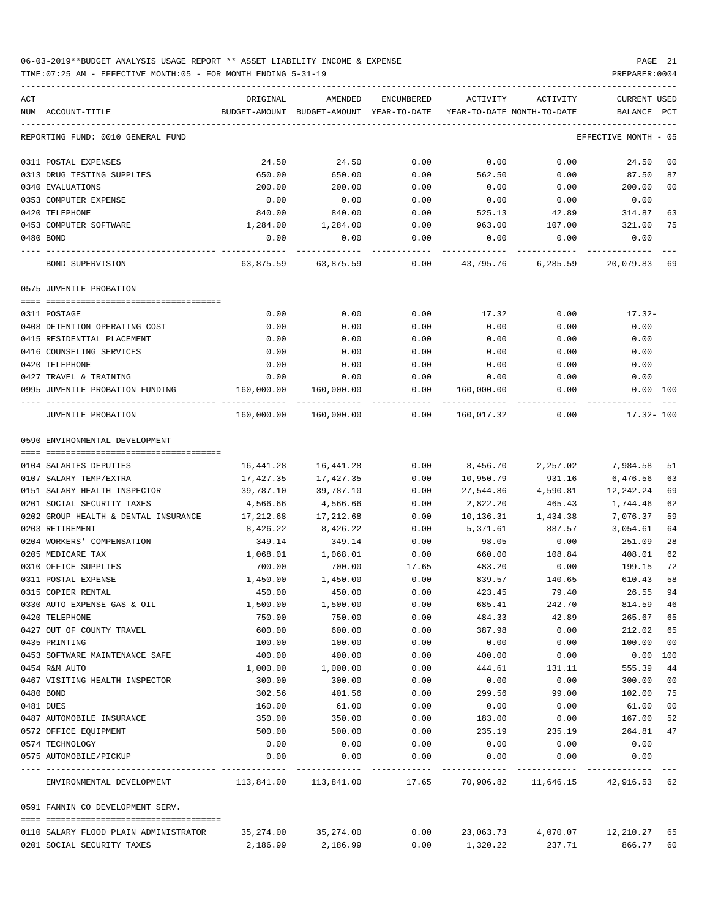06-03-2019**BUDGET ANALYSIS USAGE REPORT ** ASSET LIABILITY INCOME & EXPENSE

TIME:07:25 AM - EFFECTIVE MONTH:05 - FOR MONTH ENDING 5-31-19

PREPARER:0004

REPORTING FUND: 0010 GENERAL FUND — EFFECTIVE MONTH - 05

| ACT NUM | ACCOUNT-TITLE | ORIGINAL BUDGET-AMOUNT | AMENDED BUDGET-AMOUNT | ENCUMBERED YEAR-TO-DATE | ACTIVITY YEAR-TO-DATE | ACTIVITY MONTH-TO-DATE | CURRENT BALANCE | USED PCT |
|---|---|---|---|---|---|---|---|---|
| 0311 | POSTAL EXPENSES | 24.50 | 24.50 | 0.00 | 0.00 | 0.00 | 24.50 | 00 |
| 0313 | DRUG TESTING SUPPLIES | 650.00 | 650.00 | 0.00 | 562.50 | 0.00 | 87.50 | 87 |
| 0340 | EVALUATIONS | 200.00 | 200.00 | 0.00 | 0.00 | 0.00 | 200.00 | 00 |
| 0353 | COMPUTER EXPENSE | 0.00 | 0.00 | 0.00 | 0.00 | 0.00 | 0.00 | |
| 0420 | TELEPHONE | 840.00 | 840.00 | 0.00 | 525.13 | 42.89 | 314.87 | 63 |
| 0453 | COMPUTER SOFTWARE | 1,284.00 | 1,284.00 | 0.00 | 963.00 | 107.00 | 321.00 | 75 |
| 0480 | BOND | 0.00 | 0.00 | 0.00 | 0.00 | 0.00 | 0.00 | |
| | BOND SUPERVISION | 63,875.59 | 63,875.59 | 0.00 | 43,795.76 | 6,285.59 | 20,079.83 | 69 |
| | **0575 JUVENILE PROBATION** | | | | | | | |
| 0311 | POSTAGE | 0.00 | 0.00 | 0.00 | 17.32 | 0.00 | 17.32- | |
| 0408 | DETENTION OPERATING COST | 0.00 | 0.00 | 0.00 | 0.00 | 0.00 | 0.00 | |
| 0415 | RESIDENTIAL PLACEMENT | 0.00 | 0.00 | 0.00 | 0.00 | 0.00 | 0.00 | |
| 0416 | COUNSELING SERVICES | 0.00 | 0.00 | 0.00 | 0.00 | 0.00 | 0.00 | |
| 0420 | TELEPHONE | 0.00 | 0.00 | 0.00 | 0.00 | 0.00 | 0.00 | |
| 0427 | TRAVEL & TRAINING | 0.00 | 0.00 | 0.00 | 0.00 | 0.00 | 0.00 | |
| 0995 | JUVENILE PROBATION FUNDING | 160,000.00 | 160,000.00 | 0.00 | 160,000.00 | 0.00 | 0.00 | 100 |
| | JUVENILE PROBATION | 160,000.00 | 160,000.00 | 0.00 | 160,017.32 | 0.00 | 17.32- | 100 |
| | **0590 ENVIRONMENTAL DEVELOPMENT** | | | | | | | |
| 0104 | SALARIES DEPUTIES | 16,441.28 | 16,441.28 | 0.00 | 8,456.70 | 2,257.02 | 7,984.58 | 51 |
| 0107 | SALARY TEMP/EXTRA | 17,427.35 | 17,427.35 | 0.00 | 10,950.79 | 931.16 | 6,476.56 | 63 |
| 0151 | SALARY HEALTH INSPECTOR | 39,787.10 | 39,787.10 | 0.00 | 27,544.86 | 4,590.81 | 12,242.24 | 69 |
| 0201 | SOCIAL SECURITY TAXES | 4,566.66 | 4,566.66 | 0.00 | 2,822.20 | 465.43 | 1,744.46 | 62 |
| 0202 | GROUP HEALTH & DENTAL INSURANCE | 17,212.68 | 17,212.68 | 0.00 | 10,136.31 | 1,434.38 | 7,076.37 | 59 |
| 0203 | RETIREMENT | 8,426.22 | 8,426.22 | 0.00 | 5,371.61 | 887.57 | 3,054.61 | 64 |
| 0204 | WORKERS' COMPENSATION | 349.14 | 349.14 | 0.00 | 98.05 | 0.00 | 251.09 | 28 |
| 0205 | MEDICARE TAX | 1,068.01 | 1,068.01 | 0.00 | 660.00 | 108.84 | 408.01 | 62 |
| 0310 | OFFICE SUPPLIES | 700.00 | 700.00 | 17.65 | 483.20 | 0.00 | 199.15 | 72 |
| 0311 | POSTAL EXPENSE | 1,450.00 | 1,450.00 | 0.00 | 839.57 | 140.65 | 610.43 | 58 |
| 0315 | COPIER RENTAL | 450.00 | 450.00 | 0.00 | 423.45 | 79.40 | 26.55 | 94 |
| 0330 | AUTO EXPENSE GAS & OIL | 1,500.00 | 1,500.00 | 0.00 | 685.41 | 242.70 | 814.59 | 46 |
| 0420 | TELEPHONE | 750.00 | 750.00 | 0.00 | 484.33 | 42.89 | 265.67 | 65 |
| 0427 | OUT OF COUNTY TRAVEL | 600.00 | 600.00 | 0.00 | 387.98 | 0.00 | 212.02 | 65 |
| 0435 | PRINTING | 100.00 | 100.00 | 0.00 | 0.00 | 0.00 | 100.00 | 00 |
| 0453 | SOFTWARE MAINTENANCE SAFE | 400.00 | 400.00 | 0.00 | 400.00 | 0.00 | 0.00 | 100 |
| 0454 | R&M AUTO | 1,000.00 | 1,000.00 | 0.00 | 444.61 | 131.11 | 555.39 | 44 |
| 0467 | VISITING HEALTH INSPECTOR | 300.00 | 300.00 | 0.00 | 0.00 | 0.00 | 300.00 | 00 |
| 0480 | BOND | 302.56 | 401.56 | 0.00 | 299.56 | 99.00 | 102.00 | 75 |
| 0481 | DUES | 160.00 | 61.00 | 0.00 | 0.00 | 0.00 | 61.00 | 00 |
| 0487 | AUTOMOBILE INSURANCE | 350.00 | 350.00 | 0.00 | 183.00 | 0.00 | 167.00 | 52 |
| 0572 | OFFICE EQUIPMENT | 500.00 | 500.00 | 0.00 | 235.19 | 235.19 | 264.81 | 47 |
| 0574 | TECHNOLOGY | 0.00 | 0.00 | 0.00 | 0.00 | 0.00 | 0.00 | |
| 0575 | AUTOMOBILE/PICKUP | 0.00 | 0.00 | 0.00 | 0.00 | 0.00 | 0.00 | |
| | ENVIRONMENTAL DEVELOPMENT | 113,841.00 | 113,841.00 | 17.65 | 70,906.82 | 11,646.15 | 42,916.53 | 62 |
| | **0591 FANNIN CO DEVELOPMENT SERV.** | | | | | | | |
| 0110 | SALARY FLOOD PLAIN ADMINISTRATOR | 35,274.00 | 35,274.00 | 0.00 | 23,063.73 | 4,070.07 | 12,210.27 | 65 |
| 0201 | SOCIAL SECURITY TAXES | 2,186.99 | 2,186.99 | 0.00 | 1,320.22 | 237.71 | 866.77 | 60 |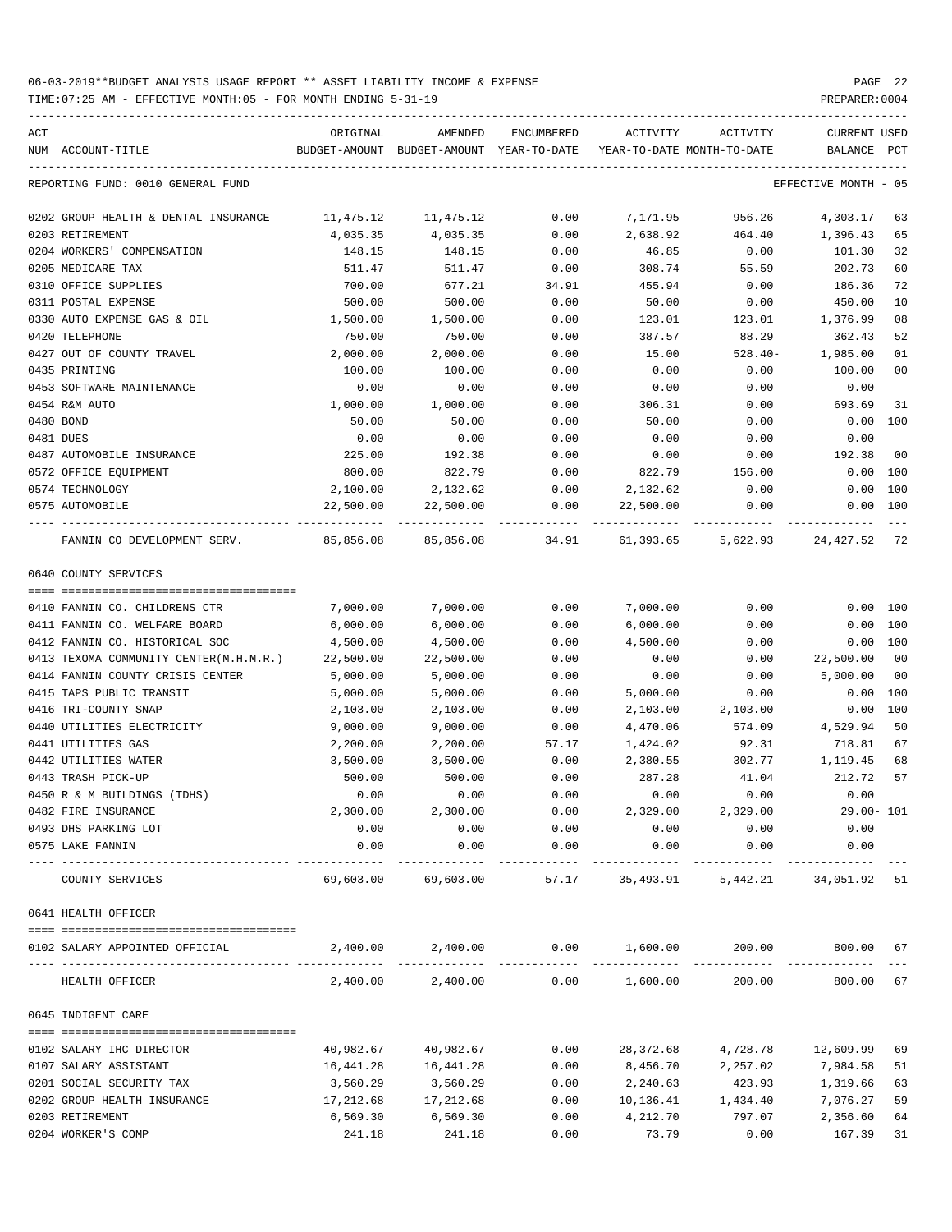06-03-2019**BUDGET ANALYSIS USAGE REPORT ** ASSET LIABILITY INCOME & EXPENSE

TIME:07:25 AM - EFFECTIVE MONTH:05 - FOR MONTH ENDING 5-31-19

PREPARER:0004

| ACT NUM | ACCOUNT-TITLE | ORIGINAL BUDGET-AMOUNT | AMENDED BUDGET-AMOUNT | ENCUMBERED YEAR-TO-DATE | ACTIVITY YEAR-TO-DATE | ACTIVITY MONTH-TO-DATE | CURRENT BALANCE | USED PCT |
|---|---|---|---|---|---|---|---|---|
| | REPORTING FUND: 0010 GENERAL FUND | | | | | | EFFECTIVE MONTH - 05 | |
| 0202 | GROUP HEALTH & DENTAL INSURANCE | 11,475.12 | 11,475.12 | 0.00 | 7,171.95 | 956.26 | 4,303.17 | 63 |
| 0203 | RETIREMENT | 4,035.35 | 4,035.35 | 0.00 | 2,638.92 | 464.40 | 1,396.43 | 65 |
| 0204 | WORKERS' COMPENSATION | 148.15 | 148.15 | 0.00 | 46.85 | 0.00 | 101.30 | 32 |
| 0205 | MEDICARE TAX | 511.47 | 511.47 | 0.00 | 308.74 | 55.59 | 202.73 | 60 |
| 0310 | OFFICE SUPPLIES | 700.00 | 677.21 | 34.91 | 455.94 | 0.00 | 186.36 | 72 |
| 0311 | POSTAL EXPENSE | 500.00 | 500.00 | 0.00 | 50.00 | 0.00 | 450.00 | 10 |
| 0330 | AUTO EXPENSE GAS & OIL | 1,500.00 | 1,500.00 | 0.00 | 123.01 | 123.01 | 1,376.99 | 08 |
| 0420 | TELEPHONE | 750.00 | 750.00 | 0.00 | 387.57 | 88.29 | 362.43 | 52 |
| 0427 | OUT OF COUNTY TRAVEL | 2,000.00 | 2,000.00 | 0.00 | 15.00 | 528.40- | 1,985.00 | 01 |
| 0435 | PRINTING | 100.00 | 100.00 | 0.00 | 0.00 | 0.00 | 100.00 | 00 |
| 0453 | SOFTWARE MAINTENANCE | 0.00 | 0.00 | 0.00 | 0.00 | 0.00 | 0.00 | |
| 0454 | R&M AUTO | 1,000.00 | 1,000.00 | 0.00 | 306.31 | 0.00 | 693.69 | 31 |
| 0480 | BOND | 50.00 | 50.00 | 0.00 | 50.00 | 0.00 | 0.00 | 100 |
| 0481 | DUES | 0.00 | 0.00 | 0.00 | 0.00 | 0.00 | 0.00 | |
| 0487 | AUTOMOBILE INSURANCE | 225.00 | 192.38 | 0.00 | 0.00 | 0.00 | 192.38 | 00 |
| 0572 | OFFICE EQUIPMENT | 800.00 | 822.79 | 0.00 | 822.79 | 156.00 | 0.00 | 100 |
| 0574 | TECHNOLOGY | 2,100.00 | 2,132.62 | 0.00 | 2,132.62 | 0.00 | 0.00 | 100 |
| 0575 | AUTOMOBILE | 22,500.00 | 22,500.00 | 0.00 | 22,500.00 | 0.00 | 0.00 | 100 |
| | FANNIN CO DEVELOPMENT SERV. | 85,856.08 | 85,856.08 | 34.91 | 61,393.65 | 5,622.93 | 24,427.52 | 72 |
| | 0640 COUNTY SERVICES | | | | | | | |
| 0410 | FANNIN CO. CHILDRENS CTR | 7,000.00 | 7,000.00 | 0.00 | 7,000.00 | 0.00 | 0.00 | 100 |
| 0411 | FANNIN CO. WELFARE BOARD | 6,000.00 | 6,000.00 | 0.00 | 6,000.00 | 0.00 | 0.00 | 100 |
| 0412 | FANNIN CO. HISTORICAL SOC | 4,500.00 | 4,500.00 | 0.00 | 4,500.00 | 0.00 | 0.00 | 100 |
| 0413 | TEXOMA COMMUNITY CENTER(M.H.M.R.) | 22,500.00 | 22,500.00 | 0.00 | 0.00 | 0.00 | 22,500.00 | 00 |
| 0414 | FANNIN COUNTY CRISIS CENTER | 5,000.00 | 5,000.00 | 0.00 | 0.00 | 0.00 | 5,000.00 | 00 |
| 0415 | TAPS PUBLIC TRANSIT | 5,000.00 | 5,000.00 | 0.00 | 5,000.00 | 0.00 | 0.00 | 100 |
| 0416 | TRI-COUNTY SNAP | 2,103.00 | 2,103.00 | 0.00 | 2,103.00 | 2,103.00 | 0.00 | 100 |
| 0440 | UTILITIES ELECTRICITY | 9,000.00 | 9,000.00 | 0.00 | 4,470.06 | 574.09 | 4,529.94 | 50 |
| 0441 | UTILITIES GAS | 2,200.00 | 2,200.00 | 57.17 | 1,424.02 | 92.31 | 718.81 | 67 |
| 0442 | UTILITIES WATER | 3,500.00 | 3,500.00 | 0.00 | 2,380.55 | 302.77 | 1,119.45 | 68 |
| 0443 | TRASH PICK-UP | 500.00 | 500.00 | 0.00 | 287.28 | 41.04 | 212.72 | 57 |
| 0450 | R & M BUILDINGS (TDHS) | 0.00 | 0.00 | 0.00 | 0.00 | 0.00 | 0.00 | |
| 0482 | FIRE INSURANCE | 2,300.00 | 2,300.00 | 0.00 | 2,329.00 | 2,329.00 | 29.00- | 101 |
| 0493 | DHS PARKING LOT | 0.00 | 0.00 | 0.00 | 0.00 | 0.00 | 0.00 | |
| 0575 | LAKE FANNIN | 0.00 | 0.00 | 0.00 | 0.00 | 0.00 | 0.00 | |
| | COUNTY SERVICES | 69,603.00 | 69,603.00 | 57.17 | 35,493.91 | 5,442.21 | 34,051.92 | 51 |
| | 0641 HEALTH OFFICER | | | | | | | |
| 0102 | SALARY APPOINTED OFFICIAL | 2,400.00 | 2,400.00 | 0.00 | 1,600.00 | 200.00 | 800.00 | 67 |
| | HEALTH OFFICER | 2,400.00 | 2,400.00 | 0.00 | 1,600.00 | 200.00 | 800.00 | 67 |
| | 0645 INDIGENT CARE | | | | | | | |
| 0102 | SALARY IHC DIRECTOR | 40,982.67 | 40,982.67 | 0.00 | 28,372.68 | 4,728.78 | 12,609.99 | 69 |
| 0107 | SALARY ASSISTANT | 16,441.28 | 16,441.28 | 0.00 | 8,456.70 | 2,257.02 | 7,984.58 | 51 |
| 0201 | SOCIAL SECURITY TAX | 3,560.29 | 3,560.29 | 0.00 | 2,240.63 | 423.93 | 1,319.66 | 63 |
| 0202 | GROUP HEALTH INSURANCE | 17,212.68 | 17,212.68 | 0.00 | 10,136.41 | 1,434.40 | 7,076.27 | 59 |
| 0203 | RETIREMENT | 6,569.30 | 6,569.30 | 0.00 | 4,212.70 | 797.07 | 2,356.60 | 64 |
| 0204 | WORKER'S COMP | 241.18 | 241.18 | 0.00 | 73.79 | 0.00 | 167.39 | 31 |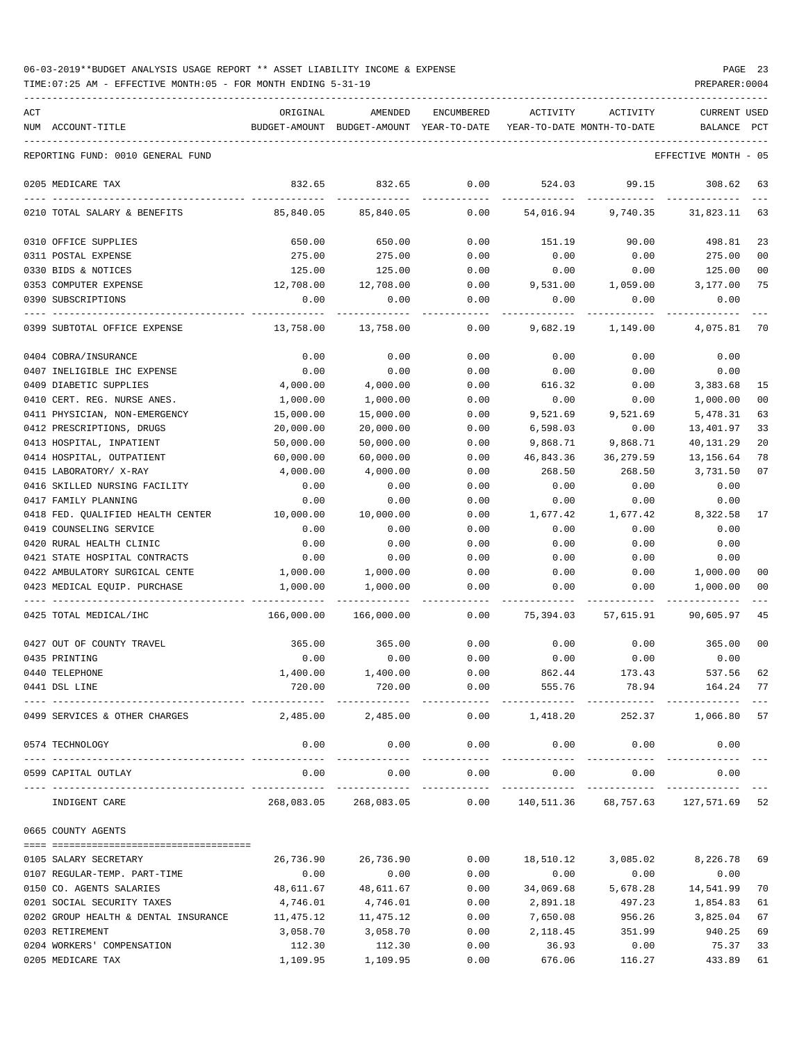06-03-2019**BUDGET ANALYSIS USAGE REPORT ** ASSET LIABILITY INCOME & EXPENSE

TIME:07:25 AM - EFFECTIVE MONTH:05 - FOR MONTH ENDING 5-31-19

PREPARER:0004

| ACT NUM | ACCOUNT-TITLE | ORIGINAL BUDGET-AMOUNT | AMENDED BUDGET-AMOUNT | ENCUMBERED YEAR-TO-DATE | ACTIVITY YEAR-TO-DATE | ACTIVITY MONTH-TO-DATE | CURRENT BALANCE | USED PCT |
|---|---|---|---|---|---|---|---|---|
| | REPORTING FUND: 0010 GENERAL FUND | | | | | | EFFECTIVE MONTH - 05 | |
| 0205 | MEDICARE TAX | 832.65 | 832.65 | 0.00 | 524.03 | 99.15 | 308.62 | 63 |
| 0210 | TOTAL SALARY & BENEFITS | 85,840.05 | 85,840.05 | 0.00 | 54,016.94 | 9,740.35 | 31,823.11 | 63 |
| 0310 | OFFICE SUPPLIES | 650.00 | 650.00 | 0.00 | 151.19 | 90.00 | 498.81 | 23 |
| 0311 | POSTAL EXPENSE | 275.00 | 275.00 | 0.00 | 0.00 | 0.00 | 275.00 | 00 |
| 0330 | BIDS & NOTICES | 125.00 | 125.00 | 0.00 | 0.00 | 0.00 | 125.00 | 00 |
| 0353 | COMPUTER EXPENSE | 12,708.00 | 12,708.00 | 0.00 | 9,531.00 | 1,059.00 | 3,177.00 | 75 |
| 0390 | SUBSCRIPTIONS | 0.00 | 0.00 | 0.00 | 0.00 | 0.00 | 0.00 | |
| 0399 | SUBTOTAL OFFICE EXPENSE | 13,758.00 | 13,758.00 | 0.00 | 9,682.19 | 1,149.00 | 4,075.81 | 70 |
| 0404 | COBRA/INSURANCE | 0.00 | 0.00 | 0.00 | 0.00 | 0.00 | 0.00 | |
| 0407 | INELIGIBLE IHC EXPENSE | 0.00 | 0.00 | 0.00 | 0.00 | 0.00 | 0.00 | |
| 0409 | DIABETIC SUPPLIES | 4,000.00 | 4,000.00 | 0.00 | 616.32 | 0.00 | 3,383.68 | 15 |
| 0410 | CERT. REG. NURSE ANES. | 1,000.00 | 1,000.00 | 0.00 | 0.00 | 0.00 | 1,000.00 | 00 |
| 0411 | PHYSICIAN, NON-EMERGENCY | 15,000.00 | 15,000.00 | 0.00 | 9,521.69 | 9,521.69 | 5,478.31 | 63 |
| 0412 | PRESCRIPTIONS, DRUGS | 20,000.00 | 20,000.00 | 0.00 | 6,598.03 | 0.00 | 13,401.97 | 33 |
| 0413 | HOSPITAL, INPATIENT | 50,000.00 | 50,000.00 | 0.00 | 9,868.71 | 9,868.71 | 40,131.29 | 20 |
| 0414 | HOSPITAL, OUTPATIENT | 60,000.00 | 60,000.00 | 0.00 | 46,843.36 | 36,279.59 | 13,156.64 | 78 |
| 0415 | LABORATORY/ X-RAY | 4,000.00 | 4,000.00 | 0.00 | 268.50 | 268.50 | 3,731.50 | 07 |
| 0416 | SKILLED NURSING FACILITY | 0.00 | 0.00 | 0.00 | 0.00 | 0.00 | 0.00 | |
| 0417 | FAMILY PLANNING | 0.00 | 0.00 | 0.00 | 0.00 | 0.00 | 0.00 | |
| 0418 | FED. QUALIFIED HEALTH CENTER | 10,000.00 | 10,000.00 | 0.00 | 1,677.42 | 1,677.42 | 8,322.58 | 17 |
| 0419 | COUNSELING SERVICE | 0.00 | 0.00 | 0.00 | 0.00 | 0.00 | 0.00 | |
| 0420 | RURAL HEALTH CLINIC | 0.00 | 0.00 | 0.00 | 0.00 | 0.00 | 0.00 | |
| 0421 | STATE HOSPITAL CONTRACTS | 0.00 | 0.00 | 0.00 | 0.00 | 0.00 | 0.00 | |
| 0422 | AMBULATORY SURGICAL CENTE | 1,000.00 | 1,000.00 | 0.00 | 0.00 | 0.00 | 1,000.00 | 00 |
| 0423 | MEDICAL EQUIP. PURCHASE | 1,000.00 | 1,000.00 | 0.00 | 0.00 | 0.00 | 1,000.00 | 00 |
| 0425 | TOTAL MEDICAL/IHC | 166,000.00 | 166,000.00 | 0.00 | 75,394.03 | 57,615.91 | 90,605.97 | 45 |
| 0427 | OUT OF COUNTY TRAVEL | 365.00 | 365.00 | 0.00 | 0.00 | 0.00 | 365.00 | 00 |
| 0435 | PRINTING | 0.00 | 0.00 | 0.00 | 0.00 | 0.00 | 0.00 | |
| 0440 | TELEPHONE | 1,400.00 | 1,400.00 | 0.00 | 862.44 | 173.43 | 537.56 | 62 |
| 0441 | DSL LINE | 720.00 | 720.00 | 0.00 | 555.76 | 78.94 | 164.24 | 77 |
| 0499 | SERVICES & OTHER CHARGES | 2,485.00 | 2,485.00 | 0.00 | 1,418.20 | 252.37 | 1,066.80 | 57 |
| 0574 | TECHNOLOGY | 0.00 | 0.00 | 0.00 | 0.00 | 0.00 | 0.00 | |
| 0599 | CAPITAL OUTLAY | 0.00 | 0.00 | 0.00 | 0.00 | 0.00 | 0.00 | |
| | INDIGENT CARE | 268,083.05 | 268,083.05 | 0.00 | 140,511.36 | 68,757.63 | 127,571.69 | 52 |
| 0665 | COUNTY AGENTS | | | | | | | |
| 0105 | SALARY SECRETARY | 26,736.90 | 26,736.90 | 0.00 | 18,510.12 | 3,085.02 | 8,226.78 | 69 |
| 0107 | REGULAR-TEMP. PART-TIME | 0.00 | 0.00 | 0.00 | 0.00 | 0.00 | 0.00 | |
| 0150 | CO. AGENTS SALARIES | 48,611.67 | 48,611.67 | 0.00 | 34,069.68 | 5,678.28 | 14,541.99 | 70 |
| 0201 | SOCIAL SECURITY TAXES | 4,746.01 | 4,746.01 | 0.00 | 2,891.18 | 497.23 | 1,854.83 | 61 |
| 0202 | GROUP HEALTH & DENTAL INSURANCE | 11,475.12 | 11,475.12 | 0.00 | 7,650.08 | 956.26 | 3,825.04 | 67 |
| 0203 | RETIREMENT | 3,058.70 | 3,058.70 | 0.00 | 2,118.45 | 351.99 | 940.25 | 69 |
| 0204 | WORKERS' COMPENSATION | 112.30 | 112.30 | 0.00 | 36.93 | 0.00 | 75.37 | 33 |
| 0205 | MEDICARE TAX | 1,109.95 | 1,109.95 | 0.00 | 676.06 | 116.27 | 433.89 | 61 |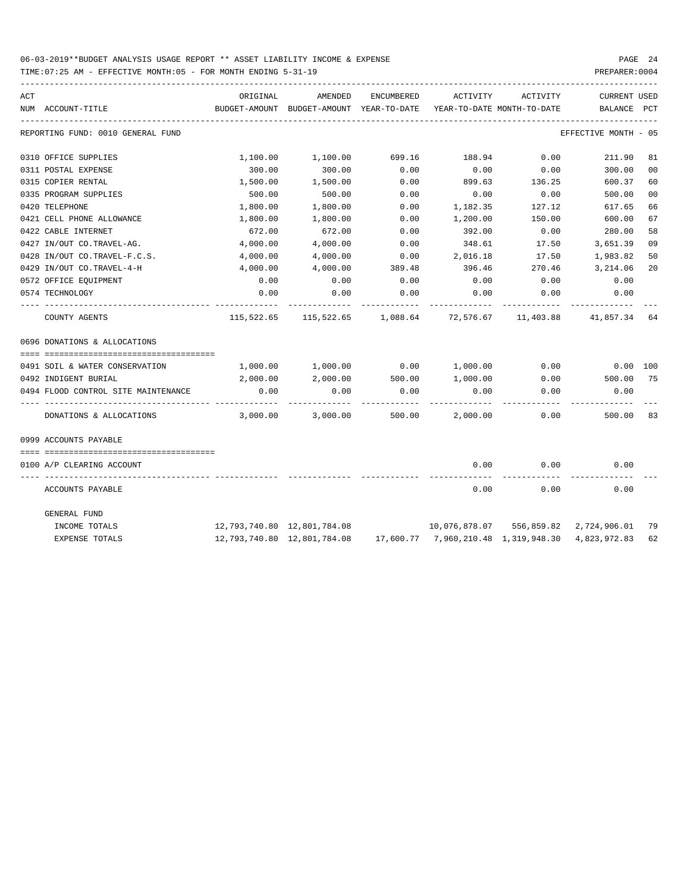06-03-2019**BUDGET ANALYSIS USAGE REPORT ** ASSET LIABILITY INCOME & EXPENSE

TIME:07:25 AM - EFFECTIVE MONTH:05 - FOR MONTH ENDING 5-31-19

PREPARER:0004

| ACT NUM | ACCOUNT-TITLE | ORIGINAL BUDGET-AMOUNT | AMENDED BUDGET-AMOUNT | ENCUMBERED YEAR-TO-DATE | ACTIVITY YEAR-TO-DATE | ACTIVITY MONTH-TO-DATE | CURRENT BALANCE | USED PCT |
|---|---|---|---|---|---|---|---|---|
| | REPORTING FUND: 0010 GENERAL FUND | | | | | | EFFECTIVE MONTH - 05 | |
| 0310 | OFFICE SUPPLIES | 1,100.00 | 1,100.00 | 699.16 | 188.94 | 0.00 | 211.90 | 81 |
| 0311 | POSTAL EXPENSE | 300.00 | 300.00 | 0.00 | 0.00 | 0.00 | 300.00 | 00 |
| 0315 | COPIER RENTAL | 1,500.00 | 1,500.00 | 0.00 | 899.63 | 136.25 | 600.37 | 60 |
| 0335 | PROGRAM SUPPLIES | 500.00 | 500.00 | 0.00 | 0.00 | 0.00 | 500.00 | 00 |
| 0420 | TELEPHONE | 1,800.00 | 1,800.00 | 0.00 | 1,182.35 | 127.12 | 617.65 | 66 |
| 0421 | CELL PHONE ALLOWANCE | 1,800.00 | 1,800.00 | 0.00 | 1,200.00 | 150.00 | 600.00 | 67 |
| 0422 | CABLE INTERNET | 672.00 | 672.00 | 0.00 | 392.00 | 0.00 | 280.00 | 58 |
| 0427 | IN/OUT CO.TRAVEL-AG. | 4,000.00 | 4,000.00 | 0.00 | 348.61 | 17.50 | 3,651.39 | 09 |
| 0428 | IN/OUT CO.TRAVEL-F.C.S. | 4,000.00 | 4,000.00 | 0.00 | 2,016.18 | 17.50 | 1,983.82 | 50 |
| 0429 | IN/OUT CO.TRAVEL-4-H | 4,000.00 | 4,000.00 | 389.48 | 396.46 | 270.46 | 3,214.06 | 20 |
| 0572 | OFFICE EQUIPMENT | 0.00 | 0.00 | 0.00 | 0.00 | 0.00 | 0.00 | |
| 0574 | TECHNOLOGY | 0.00 | 0.00 | 0.00 | 0.00 | 0.00 | 0.00 | |
| | COUNTY AGENTS | 115,522.65 | 115,522.65 | 1,088.64 | 72,576.67 | 11,403.88 | 41,857.34 | 64 |
| | 0696 DONATIONS & ALLOCATIONS | | | | | | | |
| 0491 | SOIL & WATER CONSERVATION | 1,000.00 | 1,000.00 | 0.00 | 1,000.00 | 0.00 | 0.00 | 100 |
| 0492 | INDIGENT BURIAL | 2,000.00 | 2,000.00 | 500.00 | 1,000.00 | 0.00 | 500.00 | 75 |
| 0494 | FLOOD CONTROL SITE MAINTENANCE | 0.00 | 0.00 | 0.00 | 0.00 | 0.00 | 0.00 | |
| | DONATIONS & ALLOCATIONS | 3,000.00 | 3,000.00 | 500.00 | 2,000.00 | 0.00 | 500.00 | 83 |
| | 0999 ACCOUNTS PAYABLE | | | | | | | |
| 0100 | A/P CLEARING ACCOUNT | | | | 0.00 | 0.00 | 0.00 | |
| | ACCOUNTS PAYABLE | | | | 0.00 | 0.00 | 0.00 | |
| | GENERAL FUND | | | | | | | |
| | INCOME TOTALS | 12,793,740.80 | 12,801,784.08 | | 10,076,878.07 | 556,859.82 | 2,724,906.01 | 79 |
| | EXPENSE TOTALS | 12,793,740.80 | 12,801,784.08 | 17,600.77 | 7,960,210.48 | 1,319,948.30 | 4,823,972.83 | 62 |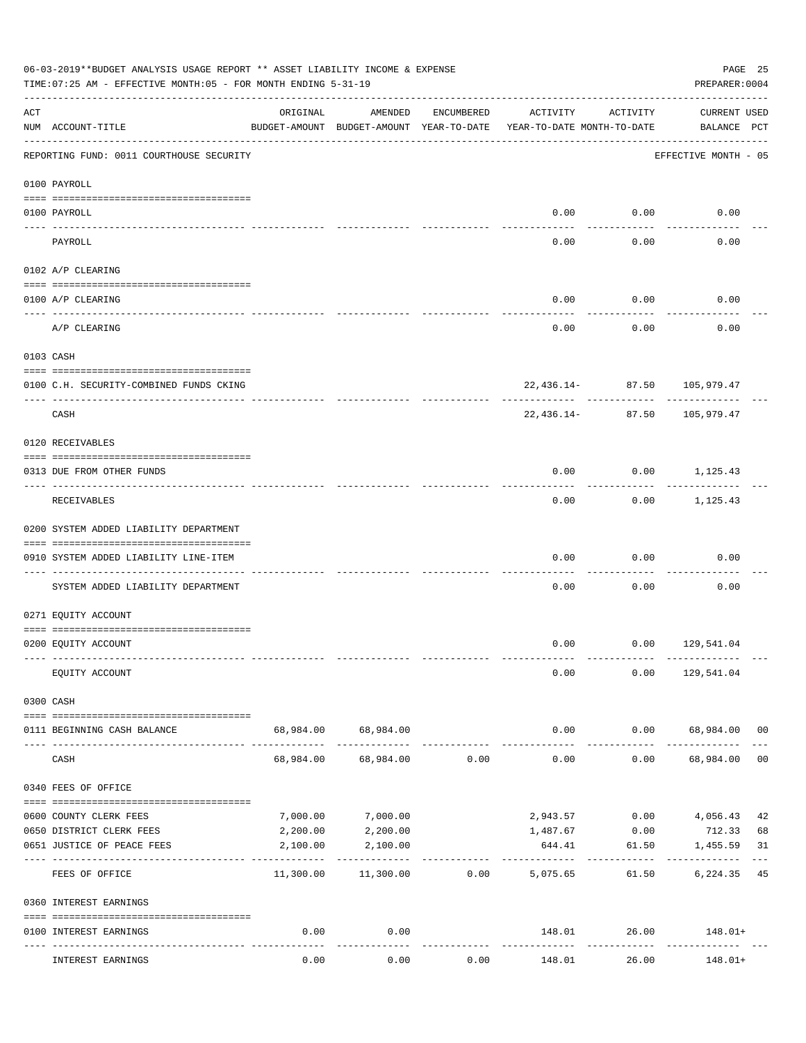06-03-2019**BUDGET ANALYSIS USAGE REPORT ** ASSET LIABILITY INCOME & EXPENSE

TIME:07:25 AM - EFFECTIVE MONTH:05 - FOR MONTH ENDING 5-31-19

PREPARER:0004

| ACT NUM | ACCOUNT-TITLE | ORIGINAL BUDGET-AMOUNT | AMENDED BUDGET-AMOUNT | ENCUMBERED YEAR-TO-DATE | ACTIVITY YEAR-TO-DATE | ACTIVITY MONTH-TO-DATE | CURRENT BALANCE | USED PCT |
|---|---|---|---|---|---|---|---|---|
| | REPORTING FUND: 0011 COURTHOUSE SECURITY | | | | | | EFFECTIVE MONTH - 05 | |
| | 0100 PAYROLL | | | | | | | |
| 0100 | PAYROLL | | | | 0.00 | 0.00 | 0.00 | |
| | PAYROLL | | | | 0.00 | 0.00 | 0.00 | |
| | 0102 A/P CLEARING | | | | | | | |
| 0100 | A/P CLEARING | | | | 0.00 | 0.00 | 0.00 | |
| | A/P CLEARING | | | | 0.00 | 0.00 | 0.00 | |
| | 0103 CASH | | | | | | | |
| 0100 | C.H. SECURITY-COMBINED FUNDS CKING | | | | 22,436.14- | 87.50 | 105,979.47 | |
| | CASH | | | | 22,436.14- | 87.50 | 105,979.47 | |
| | 0120 RECEIVABLES | | | | | | | |
| 0313 | DUE FROM OTHER FUNDS | | | | 0.00 | 0.00 | 1,125.43 | |
| | RECEIVABLES | | | | 0.00 | 0.00 | 1,125.43 | |
| | 0200 SYSTEM ADDED LIABILITY DEPARTMENT | | | | | | | |
| 0910 | SYSTEM ADDED LIABILITY LINE-ITEM | | | | 0.00 | 0.00 | 0.00 | |
| | SYSTEM ADDED LIABILITY DEPARTMENT | | | | 0.00 | 0.00 | 0.00 | |
| | 0271 EQUITY ACCOUNT | | | | | | | |
| 0200 | EQUITY ACCOUNT | | | | 0.00 | 0.00 | 129,541.04 | |
| | EQUITY ACCOUNT | | | | 0.00 | 0.00 | 129,541.04 | |
| | 0300 CASH | | | | | | | |
| 0111 | BEGINNING CASH BALANCE | 68,984.00 | 68,984.00 | | 0.00 | 0.00 | 68,984.00 | 00 |
| | CASH | 68,984.00 | 68,984.00 | 0.00 | 0.00 | 0.00 | 68,984.00 | 00 |
| | 0340 FEES OF OFFICE | | | | | | | |
| 0600 | COUNTY CLERK FEES | 7,000.00 | 7,000.00 | | 2,943.57 | 0.00 | 4,056.43 | 42 |
| 0650 | DISTRICT CLERK FEES | 2,200.00 | 2,200.00 | | 1,487.67 | 0.00 | 712.33 | 68 |
| 0651 | JUSTICE OF PEACE FEES | 2,100.00 | 2,100.00 | | 644.41 | 61.50 | 1,455.59 | 31 |
| | FEES OF OFFICE | 11,300.00 | 11,300.00 | 0.00 | 5,075.65 | 61.50 | 6,224.35 | 45 |
| | 0360 INTEREST EARNINGS | | | | | | | |
| 0100 | INTEREST EARNINGS | 0.00 | 0.00 | | 148.01 | 26.00 | 148.01+ | |
| | INTEREST EARNINGS | 0.00 | 0.00 | 0.00 | 148.01 | 26.00 | 148.01+ | |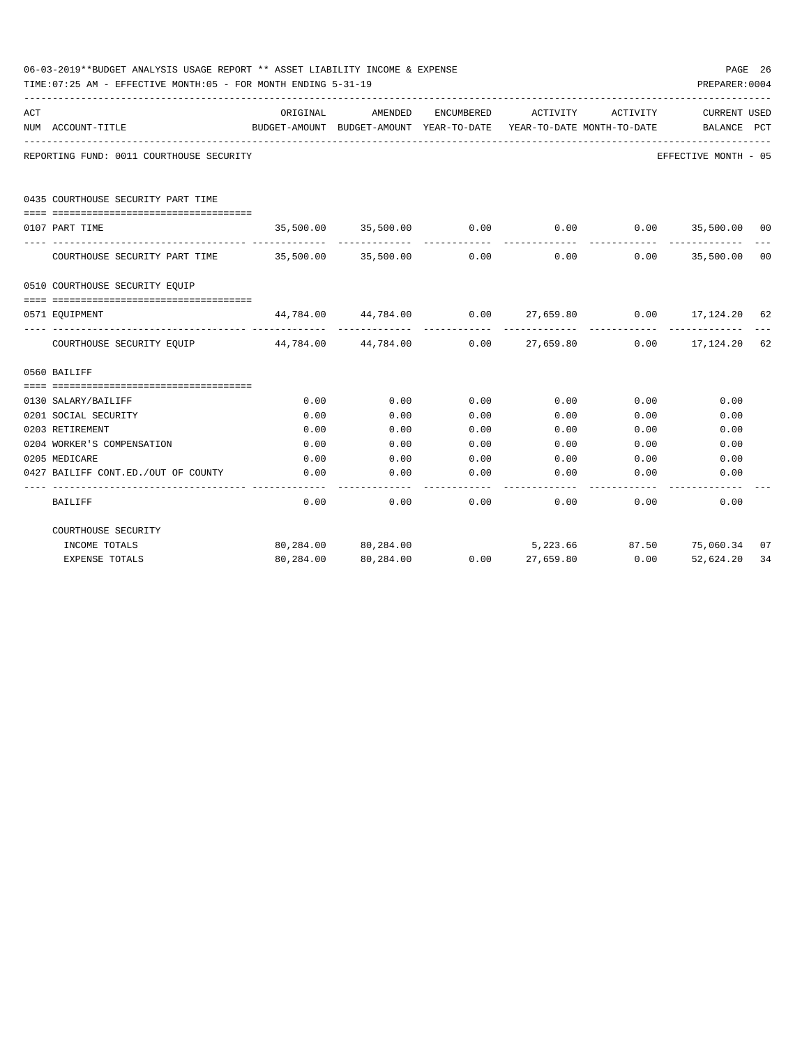REPORTING FUND: 0011 COURTHOUSE SECURITY — EFFECTIVE MONTH - 05

| ACT NUM | ACCOUNT-TITLE | ORIGINAL BUDGET-AMOUNT | AMENDED BUDGET-AMOUNT | ENCUMBERED YEAR-TO-DATE | ACTIVITY YEAR-TO-DATE | ACTIVITY MONTH-TO-DATE | CURRENT BALANCE | USED PCT |
|---|---|---|---|---|---|---|---|---|
| | **0435 COURTHOUSE SECURITY PART TIME** | | | | | | | |
| 0107 | PART TIME | 35,500.00 | 35,500.00 | 0.00 | 0.00 | 0.00 | 35,500.00 | 00 |
| | COURTHOUSE SECURITY PART TIME | 35,500.00 | 35,500.00 | 0.00 | 0.00 | 0.00 | 35,500.00 | 00 |
| | **0510 COURTHOUSE SECURITY EQUIP** | | | | | | | |
| 0571 | EQUIPMENT | 44,784.00 | 44,784.00 | 0.00 | 27,659.80 | 0.00 | 17,124.20 | 62 |
| | COURTHOUSE SECURITY EQUIP | 44,784.00 | 44,784.00 | 0.00 | 27,659.80 | 0.00 | 17,124.20 | 62 |
| | **0560 BAILIFF** | | | | | | | |
| 0130 | SALARY/BAILIFF | 0.00 | 0.00 | 0.00 | 0.00 | 0.00 | 0.00 | |
| 0201 | SOCIAL SECURITY | 0.00 | 0.00 | 0.00 | 0.00 | 0.00 | 0.00 | |
| 0203 | RETIREMENT | 0.00 | 0.00 | 0.00 | 0.00 | 0.00 | 0.00 | |
| 0204 | WORKER'S COMPENSATION | 0.00 | 0.00 | 0.00 | 0.00 | 0.00 | 0.00 | |
| 0205 | MEDICARE | 0.00 | 0.00 | 0.00 | 0.00 | 0.00 | 0.00 | |
| 0427 | BAILIFF CONT.ED./OUT OF COUNTY | 0.00 | 0.00 | 0.00 | 0.00 | 0.00 | 0.00 | |
| | BAILIFF | 0.00 | 0.00 | 0.00 | 0.00 | 0.00 | 0.00 | |
| | **COURTHOUSE SECURITY** | | | | | | | |
| | INCOME TOTALS | 80,284.00 | 80,284.00 | | 5,223.66 | 87.50 | 75,060.34 | 07 |
| | EXPENSE TOTALS | 80,284.00 | 80,284.00 | 0.00 | 27,659.80 | 0.00 | 52,624.20 | 34 |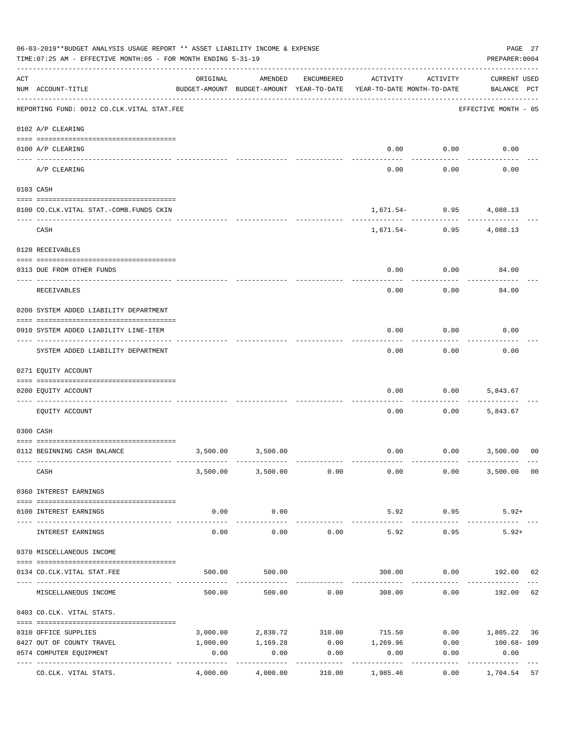06-03-2019**BUDGET ANALYSIS USAGE REPORT ** ASSET LIABILITY INCOME & EXPENSE

TIME:07:25 AM - EFFECTIVE MONTH:05 - FOR MONTH ENDING 5-31-19

PREPARER:0004

| ACT NUM | ACCOUNT-TITLE | ORIGINAL BUDGET-AMOUNT | AMENDED BUDGET-AMOUNT | ENCUMBERED YEAR-TO-DATE | ACTIVITY YEAR-TO-DATE | ACTIVITY MONTH-TO-DATE | CURRENT USED BALANCE | PCT |
|---|---|---|---|---|---|---|---|---|
| | REPORTING FUND: 0012 CO.CLK.VITAL STAT.FEE | | | | | | EFFECTIVE MONTH - 05 | |
| | 0102 A/P CLEARING | | | | | | | |
| 0100 | A/P CLEARING | | | | 0.00 | 0.00 | 0.00 | |
| | A/P CLEARING | | | | 0.00 | 0.00 | 0.00 | |
| | 0103 CASH | | | | | | | |
| 0100 | CO.CLK.VITAL STAT.-COMB.FUNDS CKIN | | | | 1,671.54- | 0.95 | 4,088.13 | |
| | CASH | | | | 1,671.54- | 0.95 | 4,088.13 | |
| | 0120 RECEIVABLES | | | | | | | |
| 0313 | DUE FROM OTHER FUNDS | | | | 0.00 | 0.00 | 84.00 | |
| | RECEIVABLES | | | | 0.00 | 0.00 | 84.00 | |
| | 0200 SYSTEM ADDED LIABILITY DEPARTMENT | | | | | | | |
| 0910 | SYSTEM ADDED LIABILITY LINE-ITEM | | | | 0.00 | 0.00 | 0.00 | |
| | SYSTEM ADDED LIABILITY DEPARTMENT | | | | 0.00 | 0.00 | 0.00 | |
| | 0271 EQUITY ACCOUNT | | | | | | | |
| 0200 | EQUITY ACCOUNT | | | | 0.00 | 0.00 | 5,843.67 | |
| | EQUITY ACCOUNT | | | | 0.00 | 0.00 | 5,843.67 | |
| | 0300 CASH | | | | | | | |
| 0112 | BEGINNING CASH BALANCE | 3,500.00 | 3,500.00 | | 0.00 | 0.00 | 3,500.00 | 00 |
| | CASH | 3,500.00 | 3,500.00 | 0.00 | 0.00 | 0.00 | 3,500.00 | 00 |
| | 0360 INTEREST EARNINGS | | | | | | | |
| 0100 | INTEREST EARNINGS | 0.00 | 0.00 | | 5.92 | 0.95 | 5.92+ | |
| | INTEREST EARNINGS | 0.00 | 0.00 | 0.00 | 5.92 | 0.95 | 5.92+ | |
| | 0370 MISCELLANEOUS INCOME | | | | | | | |
| 0134 | CO.CLK.VITAL STAT.FEE | 500.00 | 500.00 | | 308.00 | 0.00 | 192.00 | 62 |
| | MISCELLANEOUS INCOME | 500.00 | 500.00 | 0.00 | 308.00 | 0.00 | 192.00 | 62 |
| | 0403 CO.CLK. VITAL STATS. | | | | | | | |
| 0310 | OFFICE SUPPLIES | 3,000.00 | 2,830.72 | 310.00 | 715.50 | 0.00 | 1,805.22 | 36 |
| 0427 | OUT OF COUNTY TRAVEL | 1,000.00 | 1,169.28 | 0.00 | 1,269.96 | 0.00 | 100.68- | 109 |
| 0574 | COMPUTER EQUIPMENT | 0.00 | 0.00 | 0.00 | 0.00 | 0.00 | 0.00 | |
| | CO.CLK. VITAL STATS. | 4,000.00 | 4,000.00 | 310.00 | 1,985.46 | 0.00 | 1,704.54 | 57 |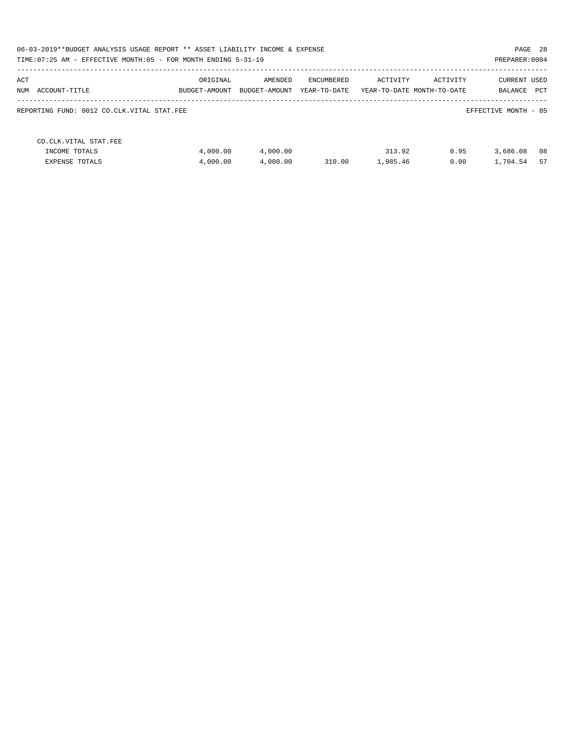06-03-2019**BUDGET ANALYSIS USAGE REPORT ** ASSET LIABILITY INCOME & EXPENSE

TIME:07:25 AM - EFFECTIVE MONTH:05 - FOR MONTH ENDING 5-31-19

PREPARER:0004

| ACT NUM | ACCOUNT-TITLE | ORIGINAL BUDGET-AMOUNT | AMENDED BUDGET-AMOUNT | ENCUMBERED YEAR-TO-DATE | ACTIVITY YEAR-TO-DATE | ACTIVITY MONTH-TO-DATE | CURRENT BALANCE | USED PCT |
|---|---|---|---|---|---|---|---|---|

REPORTING FUND: 0012 CO.CLK.VITAL STAT.FEE

EFFECTIVE MONTH - 05

| ACT NUM | ACCOUNT-TITLE | ORIGINAL BUDGET-AMOUNT | AMENDED BUDGET-AMOUNT | ENCUMBERED YEAR-TO-DATE | ACTIVITY YEAR-TO-DATE | ACTIVITY MONTH-TO-DATE | CURRENT BALANCE | USED PCT |
|---|---|---|---|---|---|---|---|---|
| | CO.CLK.VITAL STAT.FEE | | | | | | | |
| | INCOME TOTALS | 4,000.00 | 4,000.00 | | 313.92 | 0.95 | 3,686.08 | 08 |
| | EXPENSE TOTALS | 4,000.00 | 4,000.00 | 310.00 | 1,985.46 | 0.00 | 1,704.54 | 57 |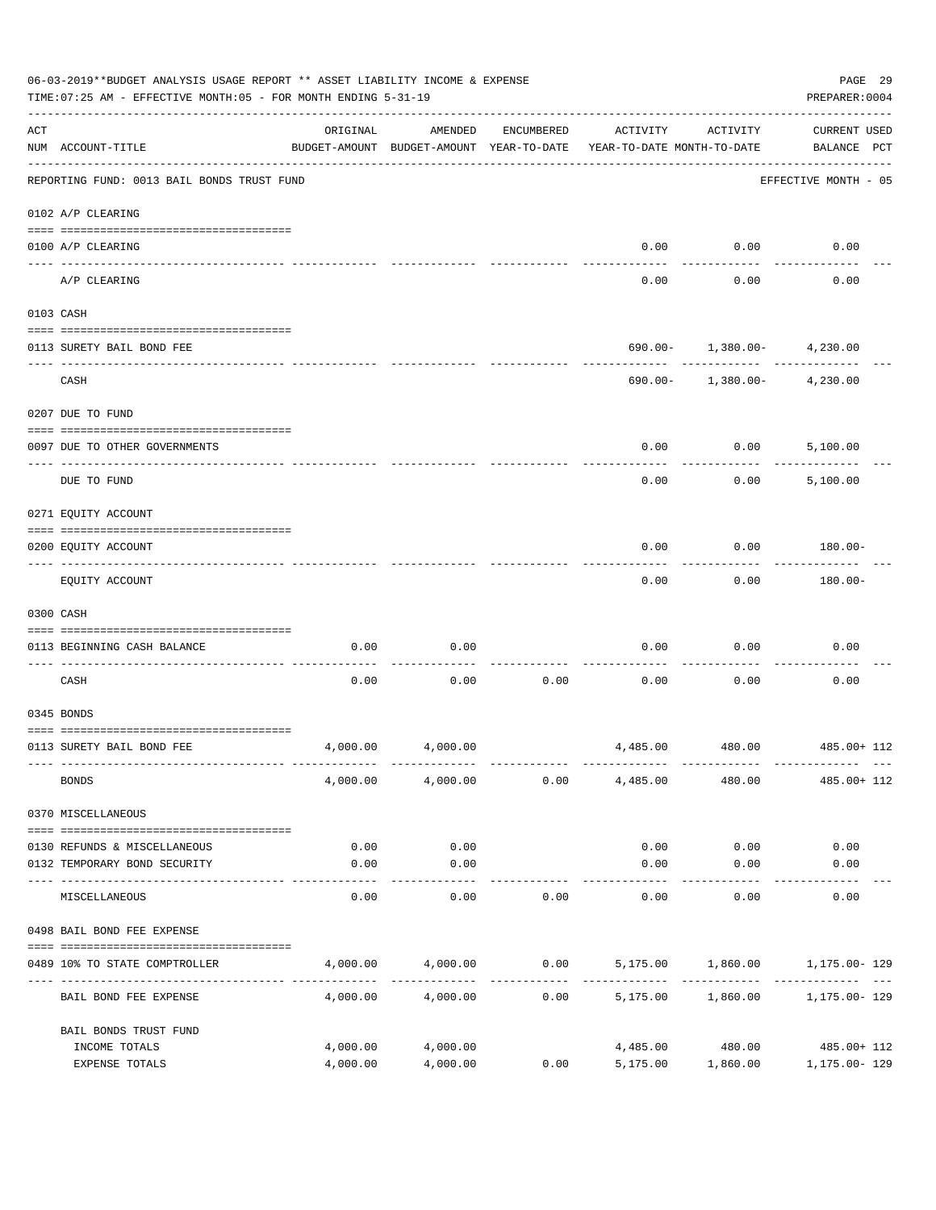06-03-2019**BUDGET ANALYSIS USAGE REPORT ** ASSET LIABILITY INCOME & EXPENSE

TIME:07:25 AM - EFFECTIVE MONTH:05 - FOR MONTH ENDING 5-31-19

PREPARER:0004

| ACT NUM | ACCOUNT-TITLE | ORIGINAL BUDGET-AMOUNT | AMENDED BUDGET-AMOUNT | ENCUMBERED YEAR-TO-DATE | ACTIVITY YEAR-TO-DATE | ACTIVITY MONTH-TO-DATE | CURRENT USED BALANCE | PCT |
|---|---|---|---|---|---|---|---|---|
| | REPORTING FUND: 0013 BAIL BONDS TRUST FUND | | | | | | EFFECTIVE MONTH - 05 | |
| | 0102 A/P CLEARING | | | | | | | |
| 0100 | A/P CLEARING | | | | 0.00 | 0.00 | 0.00 | |
| | A/P CLEARING | | | | 0.00 | 0.00 | 0.00 | |
| | 0103 CASH | | | | | | | |
| 0113 | SURETY BAIL BOND FEE | | | | 690.00- | 1,380.00- | 4,230.00 | |
| | CASH | | | | 690.00- | 1,380.00- | 4,230.00 | |
| | 0207 DUE TO FUND | | | | | | | |
| 0097 | DUE TO OTHER GOVERNMENTS | | | | 0.00 | 0.00 | 5,100.00 | |
| | DUE TO FUND | | | | 0.00 | 0.00 | 5,100.00 | |
| | 0271 EQUITY ACCOUNT | | | | | | | |
| 0200 | EQUITY ACCOUNT | | | | 0.00 | 0.00 | 180.00- | |
| | EQUITY ACCOUNT | | | | 0.00 | 0.00 | 180.00- | |
| | 0300 CASH | | | | | | | |
| 0113 | BEGINNING CASH BALANCE | 0.00 | 0.00 | | 0.00 | 0.00 | 0.00 | |
| | CASH | 0.00 | 0.00 | 0.00 | 0.00 | 0.00 | 0.00 | |
| | 0345 BONDS | | | | | | | |
| 0113 | SURETY BAIL BOND FEE | 4,000.00 | 4,000.00 | | 4,485.00 | 480.00 | 485.00+ | 112 |
| | BONDS | 4,000.00 | 4,000.00 | 0.00 | 4,485.00 | 480.00 | 485.00+ | 112 |
| | 0370 MISCELLANEOUS | | | | | | | |
| 0130 | REFUNDS & MISCELLANEOUS | 0.00 | 0.00 | | 0.00 | 0.00 | 0.00 | |
| 0132 | TEMPORARY BOND SECURITY | 0.00 | 0.00 | | 0.00 | 0.00 | 0.00 | |
| | MISCELLANEOUS | 0.00 | 0.00 | 0.00 | 0.00 | 0.00 | 0.00 | |
| | 0498 BAIL BOND FEE EXPENSE | | | | | | | |
| 0489 | 10% TO STATE COMPTROLLER | 4,000.00 | 4,000.00 | 0.00 | 5,175.00 | 1,860.00 | 1,175.00- | 129 |
| | BAIL BOND FEE EXPENSE | 4,000.00 | 4,000.00 | 0.00 | 5,175.00 | 1,860.00 | 1,175.00- | 129 |
| | BAIL BONDS TRUST FUND | | | | | | | |
| | INCOME TOTALS | 4,000.00 | 4,000.00 | | 4,485.00 | 480.00 | 485.00+ | 112 |
| | EXPENSE TOTALS | 4,000.00 | 4,000.00 | 0.00 | 5,175.00 | 1,860.00 | 1,175.00- | 129 |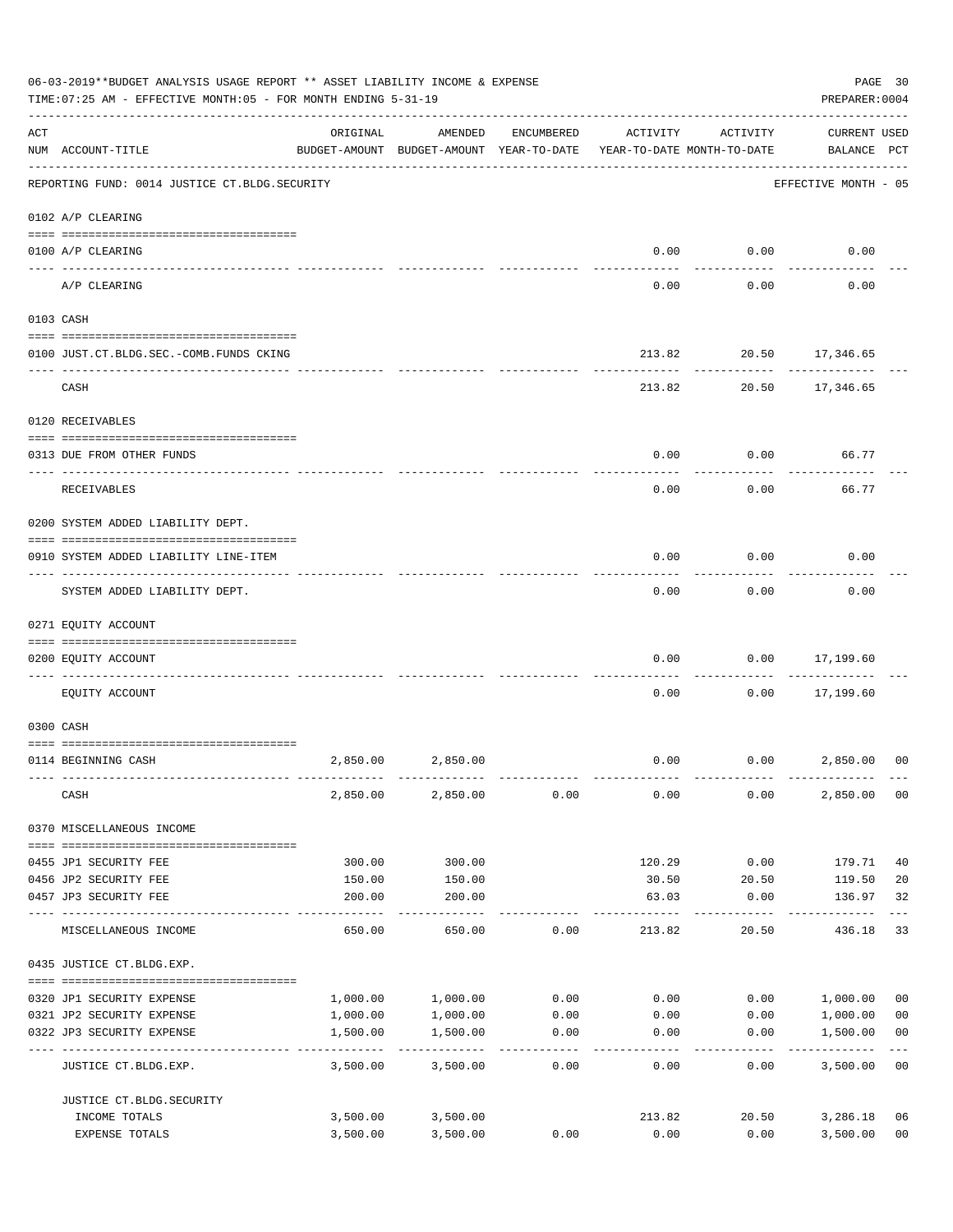06-03-2019**BUDGET ANALYSIS USAGE REPORT ** ASSET LIABILITY INCOME & EXPENSE

TIME:07:25 AM - EFFECTIVE MONTH:05 - FOR MONTH ENDING 5-31-19

PREPARER:0004

| ACT NUM | ACCOUNT-TITLE | ORIGINAL BUDGET-AMOUNT | AMENDED BUDGET-AMOUNT | ENCUMBERED YEAR-TO-DATE | ACTIVITY YEAR-TO-DATE | ACTIVITY MONTH-TO-DATE | CURRENT BALANCE | USED PCT |
|---|---|---|---|---|---|---|---|---|
| | REPORTING FUND: 0014 JUSTICE CT.BLDG.SECURITY | | | | | | EFFECTIVE MONTH - 05 | |
| | 0102 A/P CLEARING | | | | | | | |
| 0100 | A/P CLEARING | | | | 0.00 | 0.00 | 0.00 | |
| | A/P CLEARING | | | | 0.00 | 0.00 | 0.00 | |
| | 0103 CASH | | | | | | | |
| 0100 | JUST.CT.BLDG.SEC.-COMB.FUNDS CKING | | | | 213.82 | 20.50 | 17,346.65 | |
| | CASH | | | | 213.82 | 20.50 | 17,346.65 | |
| | 0120 RECEIVABLES | | | | | | | |
| 0313 | DUE FROM OTHER FUNDS | | | | 0.00 | 0.00 | 66.77 | |
| | RECEIVABLES | | | | 0.00 | 0.00 | 66.77 | |
| | 0200 SYSTEM ADDED LIABILITY DEPT. | | | | | | | |
| 0910 | SYSTEM ADDED LIABILITY LINE-ITEM | | | | 0.00 | 0.00 | 0.00 | |
| | SYSTEM ADDED LIABILITY DEPT. | | | | 0.00 | 0.00 | 0.00 | |
| | 0271 EQUITY ACCOUNT | | | | | | | |
| 0200 | EQUITY ACCOUNT | | | | 0.00 | 0.00 | 17,199.60 | |
| | EQUITY ACCOUNT | | | | 0.00 | 0.00 | 17,199.60 | |
| | 0300 CASH | | | | | | | |
| 0114 | BEGINNING CASH | 2,850.00 | 2,850.00 | | 0.00 | 0.00 | 2,850.00 | 00 |
| | CASH | 2,850.00 | 2,850.00 | 0.00 | 0.00 | 0.00 | 2,850.00 | 00 |
| | 0370 MISCELLANEOUS INCOME | | | | | | | |
| 0455 | JP1 SECURITY FEE | 300.00 | 300.00 | | 120.29 | 0.00 | 179.71 | 40 |
| 0456 | JP2 SECURITY FEE | 150.00 | 150.00 | | 30.50 | 20.50 | 119.50 | 20 |
| 0457 | JP3 SECURITY FEE | 200.00 | 200.00 | | 63.03 | 0.00 | 136.97 | 32 |
| | MISCELLANEOUS INCOME | 650.00 | 650.00 | 0.00 | 213.82 | 20.50 | 436.18 | 33 |
| | 0435 JUSTICE CT.BLDG.EXP. | | | | | | | |
| 0320 | JP1 SECURITY EXPENSE | 1,000.00 | 1,000.00 | 0.00 | 0.00 | 0.00 | 1,000.00 | 00 |
| 0321 | JP2 SECURITY EXPENSE | 1,000.00 | 1,000.00 | 0.00 | 0.00 | 0.00 | 1,000.00 | 00 |
| 0322 | JP3 SECURITY EXPENSE | 1,500.00 | 1,500.00 | 0.00 | 0.00 | 0.00 | 1,500.00 | 00 |
| | JUSTICE CT.BLDG.EXP. | 3,500.00 | 3,500.00 | 0.00 | 0.00 | 0.00 | 3,500.00 | 00 |
| | JUSTICE CT.BLDG.SECURITY | | | | | | | |
| | INCOME TOTALS | 3,500.00 | 3,500.00 | | 213.82 | 20.50 | 3,286.18 | 06 |
| | EXPENSE TOTALS | 3,500.00 | 3,500.00 | 0.00 | 0.00 | 0.00 | 3,500.00 | 00 |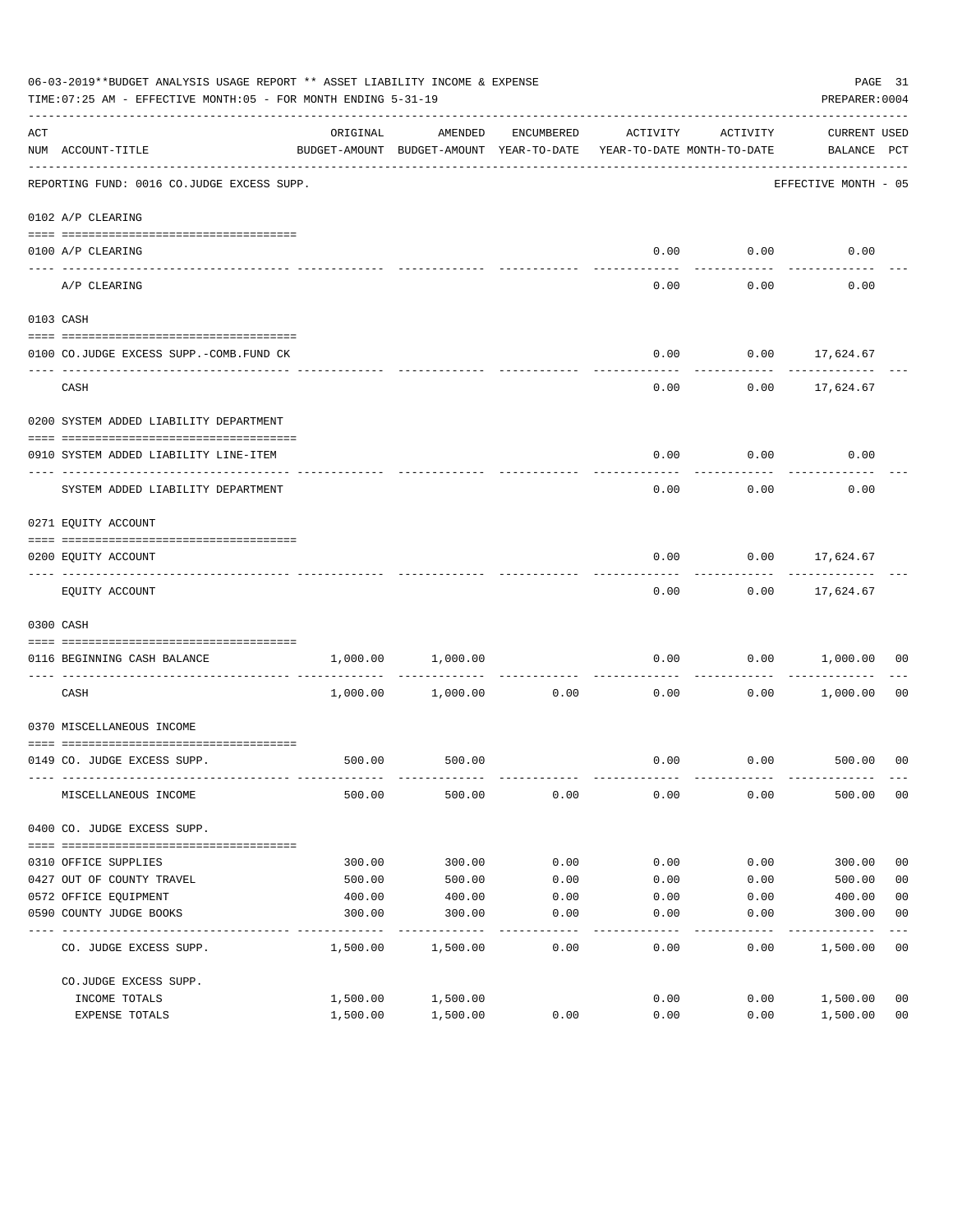06-03-2019**BUDGET ANALYSIS USAGE REPORT ** ASSET LIABILITY INCOME & EXPENSE

TIME:07:25 AM - EFFECTIVE MONTH:05 - FOR MONTH ENDING 5-31-19

PREPARER:0004

REPORTING FUND: 0016 CO.JUDGE EXCESS SUPP. — EFFECTIVE MONTH - 05

| ACT NUM | ACCOUNT-TITLE | ORIGINAL BUDGET-AMOUNT | AMENDED BUDGET-AMOUNT | ENCUMBERED YEAR-TO-DATE | ACTIVITY YEAR-TO-DATE | ACTIVITY MONTH-TO-DATE | CURRENT BALANCE | USED PCT |
|---|---|---|---|---|---|---|---|---|
| | **0102 A/P CLEARING** | | | | | | | |
| 0100 | A/P CLEARING | | | | 0.00 | 0.00 | 0.00 | |
| | A/P CLEARING | | | | 0.00 | 0.00 | 0.00 | |
| | **0103 CASH** | | | | | | | |
| 0100 | CO.JUDGE EXCESS SUPP.-COMB.FUND CK | | | | 0.00 | 0.00 | 17,624.67 | |
| | CASH | | | | 0.00 | 0.00 | 17,624.67 | |
| | **0200 SYSTEM ADDED LIABILITY DEPARTMENT** | | | | | | | |
| 0910 | SYSTEM ADDED LIABILITY LINE-ITEM | | | | 0.00 | 0.00 | 0.00 | |
| | SYSTEM ADDED LIABILITY DEPARTMENT | | | | 0.00 | 0.00 | 0.00 | |
| | **0271 EQUITY ACCOUNT** | | | | | | | |
| 0200 | EQUITY ACCOUNT | | | | 0.00 | 0.00 | 17,624.67 | |
| | EQUITY ACCOUNT | | | | 0.00 | 0.00 | 17,624.67 | |
| | **0300 CASH** | | | | | | | |
| 0116 | BEGINNING CASH BALANCE | 1,000.00 | 1,000.00 | | 0.00 | 0.00 | 1,000.00 | 00 |
| | CASH | 1,000.00 | 1,000.00 | 0.00 | 0.00 | 0.00 | 1,000.00 | 00 |
| | **0370 MISCELLANEOUS INCOME** | | | | | | | |
| 0149 | CO. JUDGE EXCESS SUPP. | 500.00 | 500.00 | | 0.00 | 0.00 | 500.00 | 00 |
| | MISCELLANEOUS INCOME | 500.00 | 500.00 | 0.00 | 0.00 | 0.00 | 500.00 | 00 |
| | **0400 CO. JUDGE EXCESS SUPP.** | | | | | | | |
| 0310 | OFFICE SUPPLIES | 300.00 | 300.00 | 0.00 | 0.00 | 0.00 | 300.00 | 00 |
| 0427 | OUT OF COUNTY TRAVEL | 500.00 | 500.00 | 0.00 | 0.00 | 0.00 | 500.00 | 00 |
| 0572 | OFFICE EQUIPMENT | 400.00 | 400.00 | 0.00 | 0.00 | 0.00 | 400.00 | 00 |
| 0590 | COUNTY JUDGE BOOKS | 300.00 | 300.00 | 0.00 | 0.00 | 0.00 | 300.00 | 00 |
| | CO. JUDGE EXCESS SUPP. | 1,500.00 | 1,500.00 | 0.00 | 0.00 | 0.00 | 1,500.00 | 00 |
| | CO.JUDGE EXCESS SUPP. | | | | | | | |
| | INCOME TOTALS | 1,500.00 | 1,500.00 | | 0.00 | 0.00 | 1,500.00 | 00 |
| | EXPENSE TOTALS | 1,500.00 | 1,500.00 | 0.00 | 0.00 | 0.00 | 1,500.00 | 00 |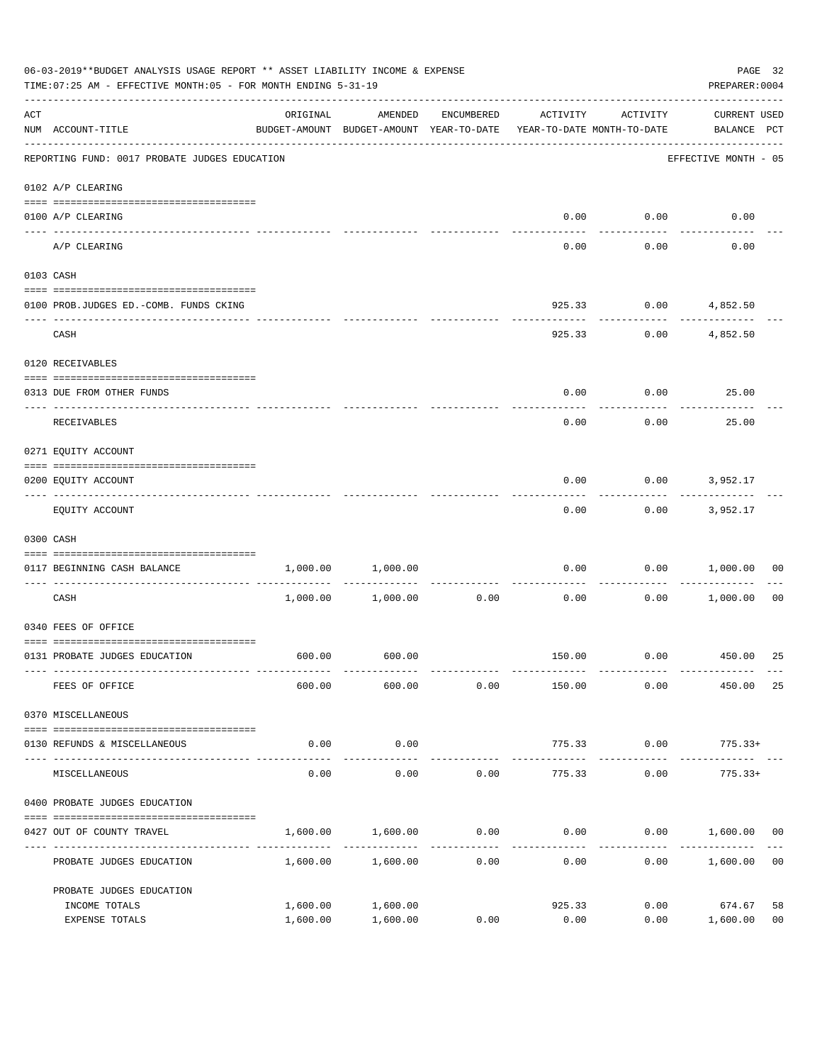06-03-2019**BUDGET ANALYSIS USAGE REPORT ** ASSET LIABILITY INCOME & EXPENSE

TIME:07:25 AM - EFFECTIVE MONTH:05 - FOR MONTH ENDING 5-31-19

PREPARER:0004

| ACT NUM | ACCOUNT-TITLE | ORIGINAL BUDGET-AMOUNT | AMENDED BUDGET-AMOUNT | ENCUMBERED YEAR-TO-DATE | ACTIVITY YEAR-TO-DATE | ACTIVITY MONTH-TO-DATE | CURRENT USED BALANCE | PCT |
|---|---|---|---|---|---|---|---|---|
| | REPORTING FUND: 0017 PROBATE JUDGES EDUCATION | | | | | | EFFECTIVE MONTH - 05 | |
| | 0102 A/P CLEARING | | | | | | | |
| 0100 | A/P CLEARING | | | | 0.00 | 0.00 | 0.00 | |
| | A/P CLEARING | | | | 0.00 | 0.00 | 0.00 | |
| | 0103 CASH | | | | | | | |
| 0100 | PROB.JUDGES ED.-COMB. FUNDS CKING | | | | 925.33 | 0.00 | 4,852.50 | |
| | CASH | | | | 925.33 | 0.00 | 4,852.50 | |
| | 0120 RECEIVABLES | | | | | | | |
| 0313 | DUE FROM OTHER FUNDS | | | | 0.00 | 0.00 | 25.00 | |
| | RECEIVABLES | | | | 0.00 | 0.00 | 25.00 | |
| | 0271 EQUITY ACCOUNT | | | | | | | |
| 0200 | EQUITY ACCOUNT | | | | 0.00 | 0.00 | 3,952.17 | |
| | EQUITY ACCOUNT | | | | 0.00 | 0.00 | 3,952.17 | |
| | 0300 CASH | | | | | | | |
| 0117 | BEGINNING CASH BALANCE | 1,000.00 | 1,000.00 | | 0.00 | 0.00 | 1,000.00 | 00 |
| | CASH | 1,000.00 | 1,000.00 | 0.00 | 0.00 | 0.00 | 1,000.00 | 00 |
| | 0340 FEES OF OFFICE | | | | | | | |
| 0131 | PROBATE JUDGES EDUCATION | 600.00 | 600.00 | | 150.00 | 0.00 | 450.00 | 25 |
| | FEES OF OFFICE | 600.00 | 600.00 | 0.00 | 150.00 | 0.00 | 450.00 | 25 |
| | 0370 MISCELLANEOUS | | | | | | | |
| 0130 | REFUNDS & MISCELLANEOUS | 0.00 | 0.00 | | 775.33 | 0.00 | 775.33+ | |
| | MISCELLANEOUS | 0.00 | 0.00 | 0.00 | 775.33 | 0.00 | 775.33+ | |
| | 0400 PROBATE JUDGES EDUCATION | | | | | | | |
| 0427 | OUT OF COUNTY TRAVEL | 1,600.00 | 1,600.00 | 0.00 | 0.00 | 0.00 | 1,600.00 | 00 |
| | PROBATE JUDGES EDUCATION | 1,600.00 | 1,600.00 | 0.00 | 0.00 | 0.00 | 1,600.00 | 00 |
| | PROBATE JUDGES EDUCATION | | | | | | | |
| | INCOME TOTALS | 1,600.00 | 1,600.00 | | 925.33 | 0.00 | 674.67 | 58 |
| | EXPENSE TOTALS | 1,600.00 | 1,600.00 | 0.00 | 0.00 | 0.00 | 1,600.00 | 00 |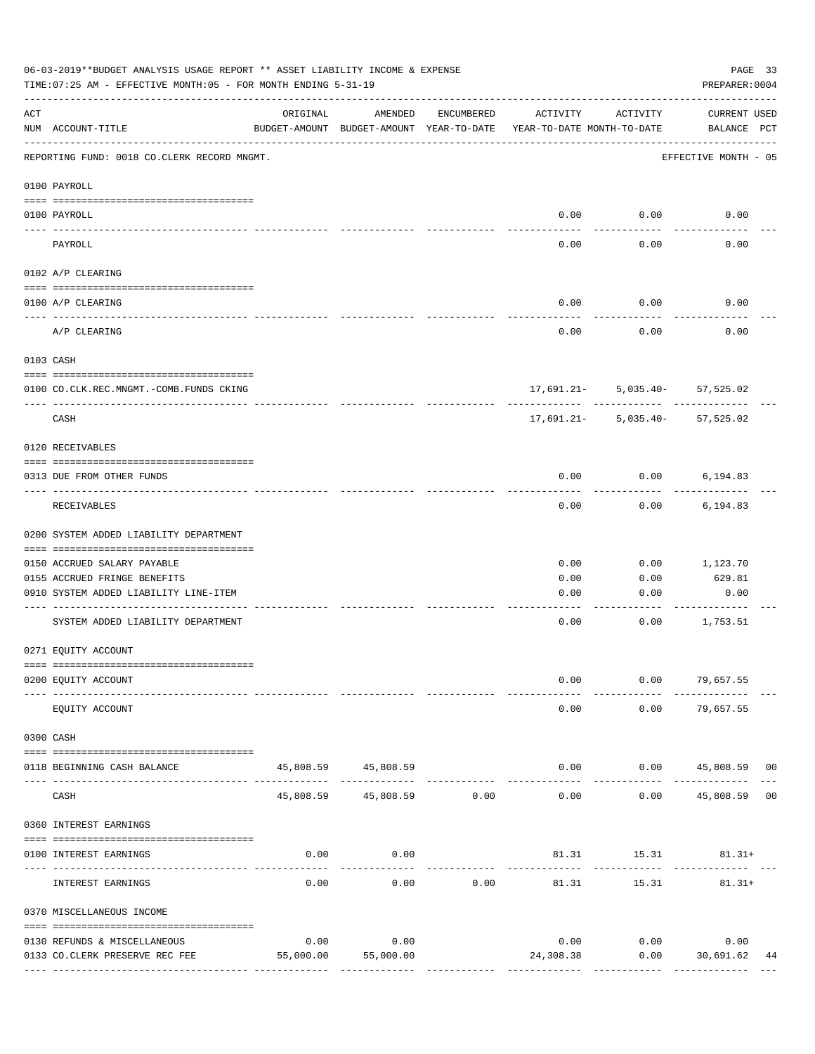06-03-2019**BUDGET ANALYSIS USAGE REPORT ** ASSET LIABILITY INCOME & EXPENSE

TIME:07:25 AM - EFFECTIVE MONTH:05 - FOR MONTH ENDING 5-31-19

PREPARER:0004

| ACT NUM | ACCOUNT-TITLE | ORIGINAL BUDGET-AMOUNT | AMENDED BUDGET-AMOUNT | ENCUMBERED YEAR-TO-DATE | ACTIVITY YEAR-TO-DATE | ACTIVITY MONTH-TO-DATE | CURRENT BALANCE | USED PCT |
|---|---|---|---|---|---|---|---|---|
| | REPORTING FUND: 0018 CO.CLERK RECORD MNGMT. | | | | | | EFFECTIVE MONTH - 05 | |
| | 0100 PAYROLL | | | | | | | |
| 0100 | PAYROLL | | | | 0.00 | 0.00 | 0.00 | |
| | PAYROLL | | | | 0.00 | 0.00 | 0.00 | |
| | 0102 A/P CLEARING | | | | | | | |
| 0100 | A/P CLEARING | | | | 0.00 | 0.00 | 0.00 | |
| | A/P CLEARING | | | | 0.00 | 0.00 | 0.00 | |
| | 0103 CASH | | | | | | | |
| 0100 | CO.CLK.REC.MNGMT.-COMB.FUNDS CKING | | | | 17,691.21- | 5,035.40- | 57,525.02 | |
| | CASH | | | | 17,691.21- | 5,035.40- | 57,525.02 | |
| | 0120 RECEIVABLES | | | | | | | |
| 0313 | DUE FROM OTHER FUNDS | | | | 0.00 | 0.00 | 6,194.83 | |
| | RECEIVABLES | | | | 0.00 | 0.00 | 6,194.83 | |
| | 0200 SYSTEM ADDED LIABILITY DEPARTMENT | | | | | | | |
| 0150 | ACCRUED SALARY PAYABLE | | | | 0.00 | 0.00 | 1,123.70 | |
| 0155 | ACCRUED FRINGE BENEFITS | | | | 0.00 | 0.00 | 629.81 | |
| 0910 | SYSTEM ADDED LIABILITY LINE-ITEM | | | | 0.00 | 0.00 | 0.00 | |
| | SYSTEM ADDED LIABILITY DEPARTMENT | | | | 0.00 | 0.00 | 1,753.51 | |
| | 0271 EQUITY ACCOUNT | | | | | | | |
| 0200 | EQUITY ACCOUNT | | | | 0.00 | 0.00 | 79,657.55 | |
| | EQUITY ACCOUNT | | | | 0.00 | 0.00 | 79,657.55 | |
| | 0300 CASH | | | | | | | |
| 0118 | BEGINNING CASH BALANCE | 45,808.59 | 45,808.59 | | 0.00 | 0.00 | 45,808.59 | 00 |
| | CASH | 45,808.59 | 45,808.59 | 0.00 | 0.00 | 0.00 | 45,808.59 | 00 |
| | 0360 INTEREST EARNINGS | | | | | | | |
| 0100 | INTEREST EARNINGS | 0.00 | 0.00 | | 81.31 | 15.31 | 81.31+ | |
| | INTEREST EARNINGS | 0.00 | 0.00 | 0.00 | 81.31 | 15.31 | 81.31+ | |
| | 0370 MISCELLANEOUS INCOME | | | | | | | |
| 0130 | REFUNDS & MISCELLANEOUS | 0.00 | 0.00 | | 0.00 | 0.00 | 0.00 | |
| 0133 | CO.CLERK PRESERVE REC FEE | 55,000.00 | 55,000.00 | | 24,308.38 | 0.00 | 30,691.62 | 44 |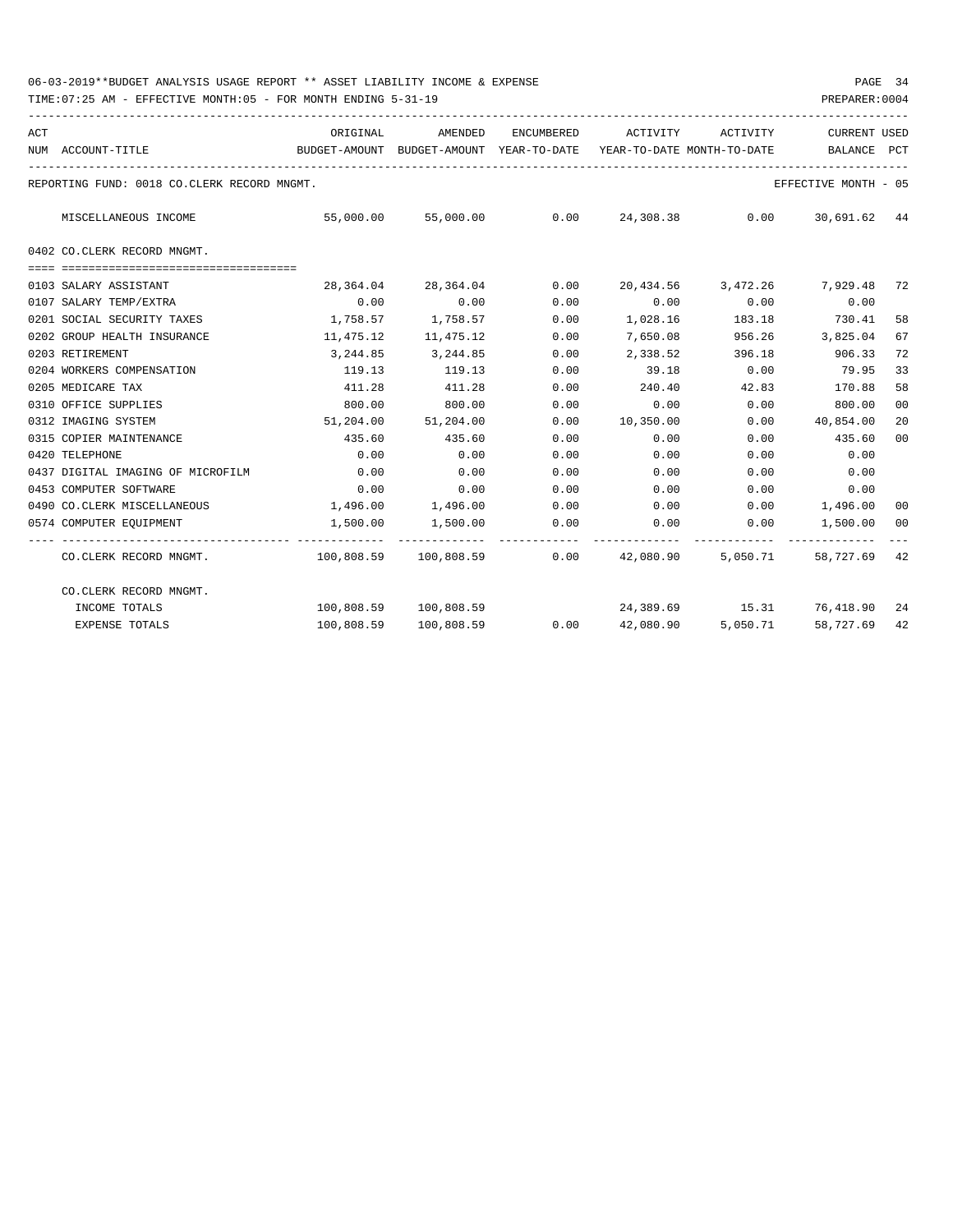06-03-2019**BUDGET ANALYSIS USAGE REPORT ** ASSET LIABILITY INCOME & EXPENSE

TIME:07:25 AM - EFFECTIVE MONTH:05 - FOR MONTH ENDING 5-31-19

| ACT NUM | ACCOUNT-TITLE | ORIGINAL BUDGET-AMOUNT | AMENDED BUDGET-AMOUNT | ENCUMBERED YEAR-TO-DATE | ACTIVITY YEAR-TO-DATE | ACTIVITY MONTH-TO-DATE | CURRENT BALANCE | USED PCT |
|---|---|---|---|---|---|---|---|---|
| | REPORTING FUND: 0018 CO.CLERK RECORD MNGMT. | | | | | | | EFFECTIVE MONTH - 05 |
| | MISCELLANEOUS INCOME | 55,000.00 | 55,000.00 | 0.00 | 24,308.38 | 0.00 | 30,691.62 | 44 |
| | 0402 CO.CLERK RECORD MNGMT. | | | | | | | |
| 0103 | SALARY ASSISTANT | 28,364.04 | 28,364.04 | 0.00 | 20,434.56 | 3,472.26 | 7,929.48 | 72 |
| 0107 | SALARY TEMP/EXTRA | 0.00 | 0.00 | 0.00 | 0.00 | 0.00 | 0.00 | |
| 0201 | SOCIAL SECURITY TAXES | 1,758.57 | 1,758.57 | 0.00 | 1,028.16 | 183.18 | 730.41 | 58 |
| 0202 | GROUP HEALTH INSURANCE | 11,475.12 | 11,475.12 | 0.00 | 7,650.08 | 956.26 | 3,825.04 | 67 |
| 0203 | RETIREMENT | 3,244.85 | 3,244.85 | 0.00 | 2,338.52 | 396.18 | 906.33 | 72 |
| 0204 | WORKERS COMPENSATION | 119.13 | 119.13 | 0.00 | 39.18 | 0.00 | 79.95 | 33 |
| 0205 | MEDICARE TAX | 411.28 | 411.28 | 0.00 | 240.40 | 42.83 | 170.88 | 58 |
| 0310 | OFFICE SUPPLIES | 800.00 | 800.00 | 0.00 | 0.00 | 0.00 | 800.00 | 00 |
| 0312 | IMAGING SYSTEM | 51,204.00 | 51,204.00 | 0.00 | 10,350.00 | 0.00 | 40,854.00 | 20 |
| 0315 | COPIER MAINTENANCE | 435.60 | 435.60 | 0.00 | 0.00 | 0.00 | 435.60 | 00 |
| 0420 | TELEPHONE | 0.00 | 0.00 | 0.00 | 0.00 | 0.00 | 0.00 | |
| 0437 | DIGITAL IMAGING OF MICROFILM | 0.00 | 0.00 | 0.00 | 0.00 | 0.00 | 0.00 | |
| 0453 | COMPUTER SOFTWARE | 0.00 | 0.00 | 0.00 | 0.00 | 0.00 | 0.00 | |
| 0490 | CO.CLERK MISCELLANEOUS | 1,496.00 | 1,496.00 | 0.00 | 0.00 | 0.00 | 1,496.00 | 00 |
| 0574 | COMPUTER EQUIPMENT | 1,500.00 | 1,500.00 | 0.00 | 0.00 | 0.00 | 1,500.00 | 00 |
| | CO.CLERK RECORD MNGMT. | 100,808.59 | 100,808.59 | 0.00 | 42,080.90 | 5,050.71 | 58,727.69 | 42 |
| | CO.CLERK RECORD MNGMT. | | | | | | | |
| | INCOME TOTALS | 100,808.59 | 100,808.59 | | 24,389.69 | 15.31 | 76,418.90 | 24 |
| | EXPENSE TOTALS | 100,808.59 | 100,808.59 | 0.00 | 42,080.90 | 5,050.71 | 58,727.69 | 42 |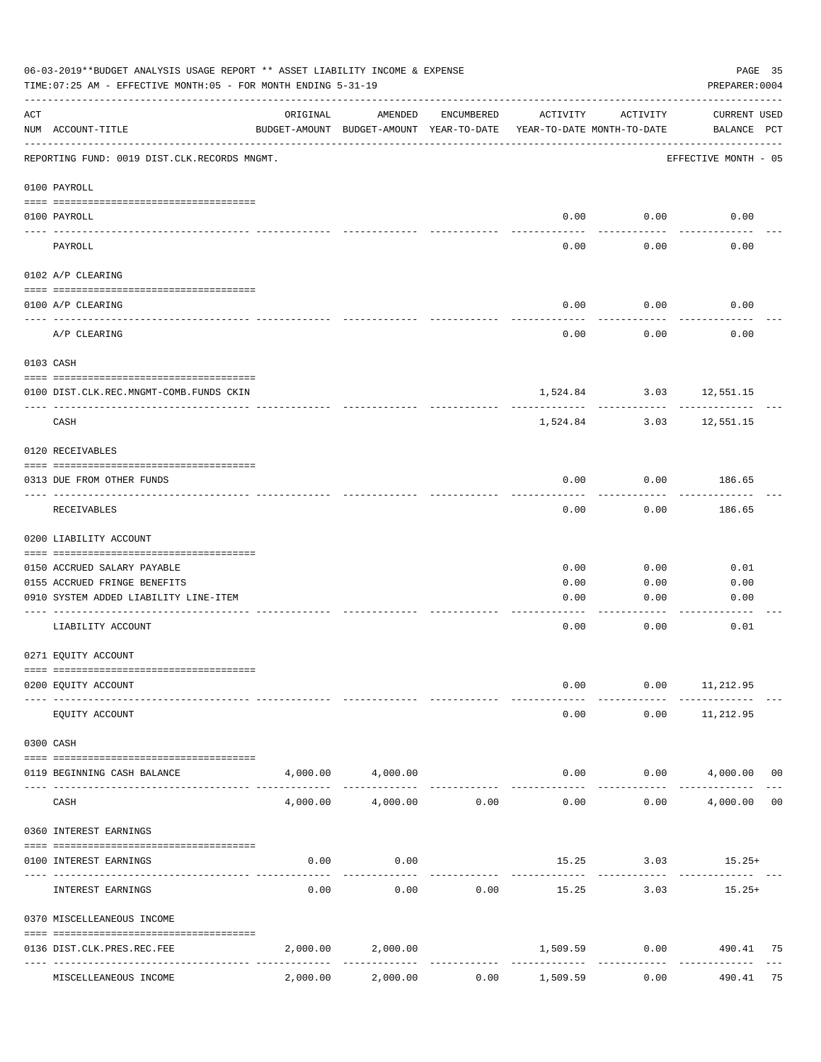06-03-2019**BUDGET ANALYSIS USAGE REPORT ** ASSET LIABILITY INCOME & EXPENSE

TIME:07:25 AM - EFFECTIVE MONTH:05 - FOR MONTH ENDING 5-31-19

PREPARER:0004

| ACT NUM | ACCOUNT-TITLE | ORIGINAL BUDGET-AMOUNT | AMENDED BUDGET-AMOUNT | ENCUMBERED YEAR-TO-DATE | ACTIVITY YEAR-TO-DATE | ACTIVITY MONTH-TO-DATE | CURRENT BALANCE | USED PCT |
|---|---|---|---|---|---|---|---|---|
| | REPORTING FUND: 0019 DIST.CLK.RECORDS MNGMT. | | | | | | EFFECTIVE MONTH - 05 | |
| | **0100 PAYROLL** | | | | | | | |
| 0100 | PAYROLL | | | | 0.00 | 0.00 | 0.00 | |
| | PAYROLL | | | | 0.00 | 0.00 | 0.00 | |
| | **0102 A/P CLEARING** | | | | | | | |
| 0100 | A/P CLEARING | | | | 0.00 | 0.00 | 0.00 | |
| | A/P CLEARING | | | | 0.00 | 0.00 | 0.00 | |
| | **0103 CASH** | | | | | | | |
| 0100 | DIST.CLK.REC.MNGMT-COMB.FUNDS CKIN | | | | 1,524.84 | 3.03 | 12,551.15 | |
| | CASH | | | | 1,524.84 | 3.03 | 12,551.15 | |
| | **0120 RECEIVABLES** | | | | | | | |
| 0313 | DUE FROM OTHER FUNDS | | | | 0.00 | 0.00 | 186.65 | |
| | RECEIVABLES | | | | 0.00 | 0.00 | 186.65 | |
| | **0200 LIABILITY ACCOUNT** | | | | | | | |
| 0150 | ACCRUED SALARY PAYABLE | | | | 0.00 | 0.00 | 0.01 | |
| 0155 | ACCRUED FRINGE BENEFITS | | | | 0.00 | 0.00 | 0.00 | |
| 0910 | SYSTEM ADDED LIABILITY LINE-ITEM | | | | 0.00 | 0.00 | 0.00 | |
| | LIABILITY ACCOUNT | | | | 0.00 | 0.00 | 0.01 | |
| | **0271 EQUITY ACCOUNT** | | | | | | | |
| 0200 | EQUITY ACCOUNT | | | | 0.00 | 0.00 | 11,212.95 | |
| | EQUITY ACCOUNT | | | | 0.00 | 0.00 | 11,212.95 | |
| | **0300 CASH** | | | | | | | |
| 0119 | BEGINNING CASH BALANCE | 4,000.00 | 4,000.00 | | 0.00 | 0.00 | 4,000.00 | 00 |
| | CASH | 4,000.00 | 4,000.00 | 0.00 | 0.00 | 0.00 | 4,000.00 | 00 |
| | **0360 INTEREST EARNINGS** | | | | | | | |
| 0100 | INTEREST EARNINGS | 0.00 | 0.00 | | 15.25 | 3.03 | 15.25+ | |
| | INTEREST EARNINGS | 0.00 | 0.00 | 0.00 | 15.25 | 3.03 | 15.25+ | |
| | **0370 MISCELLEANEOUS INCOME** | | | | | | | |
| 0136 | DIST.CLK.PRES.REC.FEE | 2,000.00 | 2,000.00 | | 1,509.59 | 0.00 | 490.41 | 75 |
| | MISCELLEANEOUS INCOME | 2,000.00 | 2,000.00 | 0.00 | 1,509.59 | 0.00 | 490.41 | 75 |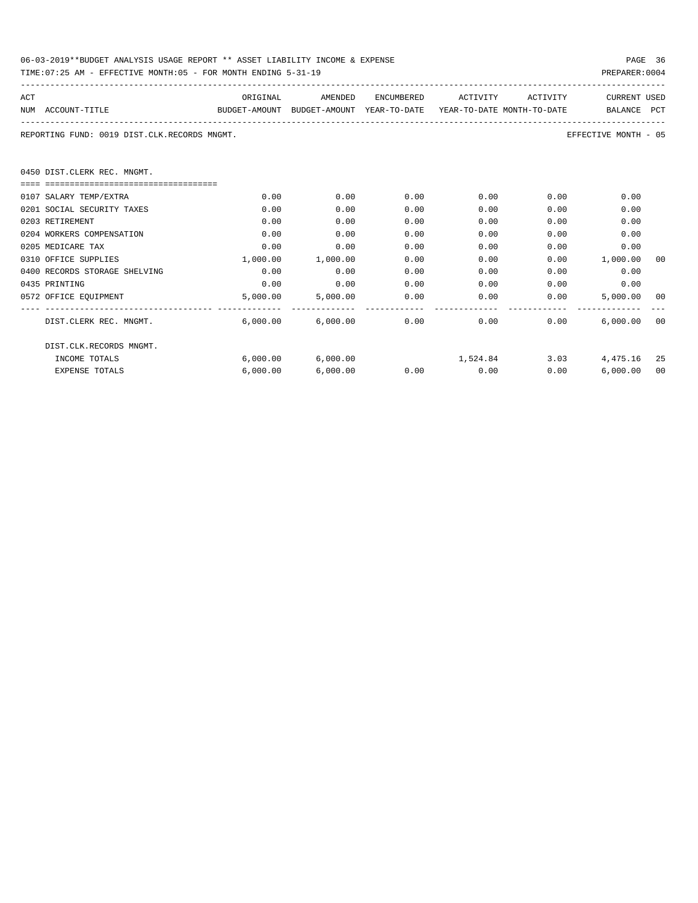06-03-2019**BUDGET ANALYSIS USAGE REPORT ** ASSET LIABILITY INCOME & EXPENSE

TIME:07:25 AM - EFFECTIVE MONTH:05 - FOR MONTH ENDING 5-31-19

REPORTING FUND: 0019 DIST.CLK.RECORDS MNGMT. — EFFECTIVE MONTH - 05

0450 DIST.CLERK REC. MNGMT.

| ACT NUM | ACCOUNT-TITLE | ORIGINAL BUDGET-AMOUNT | AMENDED BUDGET-AMOUNT | ENCUMBERED YEAR-TO-DATE | ACTIVITY YEAR-TO-DATE | ACTIVITY MONTH-TO-DATE | CURRENT BALANCE | USED PCT |
|---|---|---|---|---|---|---|---|---|
| 0107 | SALARY TEMP/EXTRA | 0.00 | 0.00 | 0.00 | 0.00 | 0.00 | 0.00 | |
| 0201 | SOCIAL SECURITY TAXES | 0.00 | 0.00 | 0.00 | 0.00 | 0.00 | 0.00 | |
| 0203 | RETIREMENT | 0.00 | 0.00 | 0.00 | 0.00 | 0.00 | 0.00 | |
| 0204 | WORKERS COMPENSATION | 0.00 | 0.00 | 0.00 | 0.00 | 0.00 | 0.00 | |
| 0205 | MEDICARE TAX | 0.00 | 0.00 | 0.00 | 0.00 | 0.00 | 0.00 | |
| 0310 | OFFICE SUPPLIES | 1,000.00 | 1,000.00 | 0.00 | 0.00 | 0.00 | 1,000.00 | 00 |
| 0400 | RECORDS STORAGE SHELVING | 0.00 | 0.00 | 0.00 | 0.00 | 0.00 | 0.00 | |
| 0435 | PRINTING | 0.00 | 0.00 | 0.00 | 0.00 | 0.00 | 0.00 | |
| 0572 | OFFICE EQUIPMENT | 5,000.00 | 5,000.00 | 0.00 | 0.00 | 0.00 | 5,000.00 | 00 |
| | DIST.CLERK REC. MNGMT. | 6,000.00 | 6,000.00 | 0.00 | 0.00 | 0.00 | 6,000.00 | 00 |
| | DIST.CLK.RECORDS MNGMT. | | | | | | | |
| | INCOME TOTALS | 6,000.00 | 6,000.00 | | 1,524.84 | 3.03 | 4,475.16 | 25 |
| | EXPENSE TOTALS | 6,000.00 | 6,000.00 | 0.00 | 0.00 | 0.00 | 6,000.00 | 00 |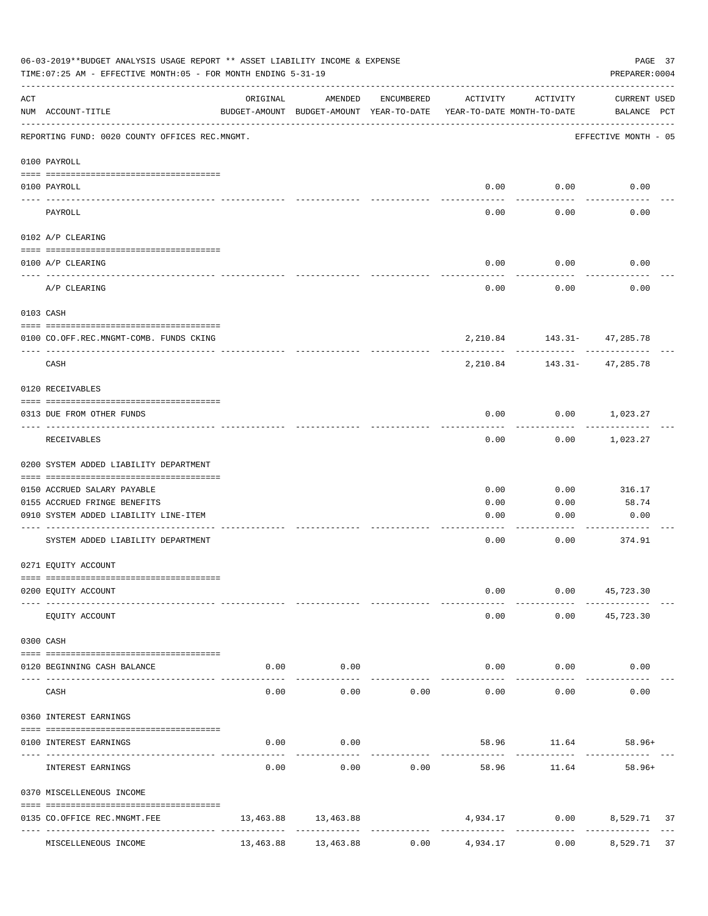06-03-2019**BUDGET ANALYSIS USAGE REPORT ** ASSET LIABILITY INCOME & EXPENSE

TIME:07:25 AM - EFFECTIVE MONTH:05 - FOR MONTH ENDING 5-31-19

PREPARER:0004

| ACT NUM | ACCOUNT-TITLE | ORIGINAL BUDGET-AMOUNT | AMENDED BUDGET-AMOUNT | ENCUMBERED YEAR-TO-DATE | ACTIVITY YEAR-TO-DATE | ACTIVITY MONTH-TO-DATE | CURRENT USED BALANCE | PCT |
|---|---|---|---|---|---|---|---|---|
| | REPORTING FUND: 0020 COUNTY OFFICES REC.MNGMT. | | | | | | EFFECTIVE MONTH - 05 | |
| | **0100 PAYROLL** | | | | | | | |
| 0100 | PAYROLL | | | | 0.00 | 0.00 | 0.00 | |
| | PAYROLL | | | | 0.00 | 0.00 | 0.00 | |
| | **0102 A/P CLEARING** | | | | | | | |
| 0100 | A/P CLEARING | | | | 0.00 | 0.00 | 0.00 | |
| | A/P CLEARING | | | | 0.00 | 0.00 | 0.00 | |
| | **0103 CASH** | | | | | | | |
| 0100 | CO.OFF.REC.MNGMT-COMB. FUNDS CKING | | | | 2,210.84 | 143.31- | 47,285.78 | |
| | CASH | | | | 2,210.84 | 143.31- | 47,285.78 | |
| | **0120 RECEIVABLES** | | | | | | | |
| 0313 | DUE FROM OTHER FUNDS | | | | 0.00 | 0.00 | 1,023.27 | |
| | RECEIVABLES | | | | 0.00 | 0.00 | 1,023.27 | |
| | **0200 SYSTEM ADDED LIABILITY DEPARTMENT** | | | | | | | |
| 0150 | ACCRUED SALARY PAYABLE | | | | 0.00 | 0.00 | 316.17 | |
| 0155 | ACCRUED FRINGE BENEFITS | | | | 0.00 | 0.00 | 58.74 | |
| 0910 | SYSTEM ADDED LIABILITY LINE-ITEM | | | | 0.00 | 0.00 | 0.00 | |
| | SYSTEM ADDED LIABILITY DEPARTMENT | | | | 0.00 | 0.00 | 374.91 | |
| | **0271 EQUITY ACCOUNT** | | | | | | | |
| 0200 | EQUITY ACCOUNT | | | | 0.00 | 0.00 | 45,723.30 | |
| | EQUITY ACCOUNT | | | | 0.00 | 0.00 | 45,723.30 | |
| | **0300 CASH** | | | | | | | |
| 0120 | BEGINNING CASH BALANCE | 0.00 | 0.00 | | 0.00 | 0.00 | 0.00 | |
| | CASH | 0.00 | 0.00 | 0.00 | 0.00 | 0.00 | 0.00 | |
| | **0360 INTEREST EARNINGS** | | | | | | | |
| 0100 | INTEREST EARNINGS | 0.00 | 0.00 | | 58.96 | 11.64 | 58.96+ | |
| | INTEREST EARNINGS | 0.00 | 0.00 | 0.00 | 58.96 | 11.64 | 58.96+ | |
| | **0370 MISCELLENEOUS INCOME** | | | | | | | |
| 0135 | CO.OFFICE REC.MNGMT.FEE | 13,463.88 | 13,463.88 | | 4,934.17 | 0.00 | 8,529.71 | 37 |
| | MISCELLENEOUS INCOME | 13,463.88 | 13,463.88 | 0.00 | 4,934.17 | 0.00 | 8,529.71 | 37 |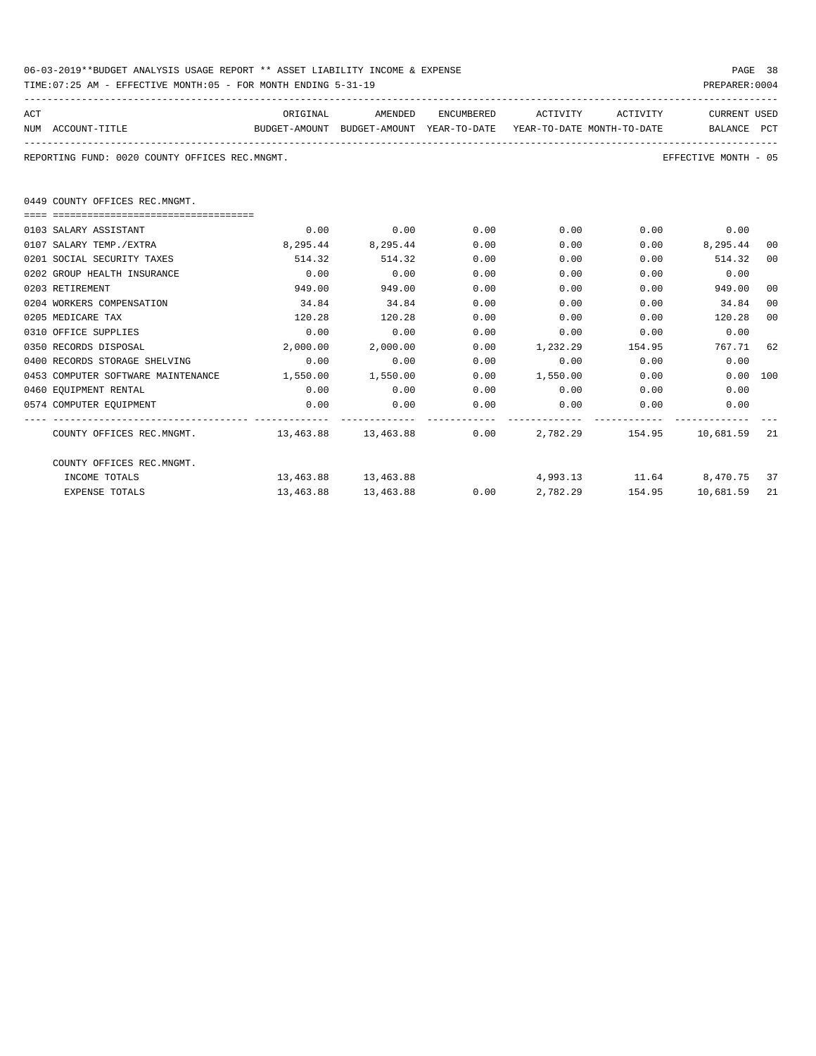06-03-2019**BUDGET ANALYSIS USAGE REPORT ** ASSET LIABILITY INCOME & EXPENSE

TIME:07:25 AM - EFFECTIVE MONTH:05 - FOR MONTH ENDING 5-31-19

PREPARER:0004

REPORTING FUND: 0020 COUNTY OFFICES REC.MNGMT.

EFFECTIVE MONTH - 05

0449 COUNTY OFFICES REC.MNGMT.

| ACT NUM | ACCOUNT-TITLE | ORIGINAL BUDGET-AMOUNT | AMENDED BUDGET-AMOUNT | ENCUMBERED YEAR-TO-DATE | ACTIVITY YEAR-TO-DATE | ACTIVITY MONTH-TO-DATE | CURRENT BALANCE | USED PCT |
|---|---|---|---|---|---|---|---|---|
| 0103 | SALARY ASSISTANT | 0.00 | 0.00 | 0.00 | 0.00 | 0.00 | 0.00 | |
| 0107 | SALARY TEMP./EXTRA | 8,295.44 | 8,295.44 | 0.00 | 0.00 | 0.00 | 8,295.44 | 00 |
| 0201 | SOCIAL SECURITY TAXES | 514.32 | 514.32 | 0.00 | 0.00 | 0.00 | 514.32 | 00 |
| 0202 | GROUP HEALTH INSURANCE | 0.00 | 0.00 | 0.00 | 0.00 | 0.00 | 0.00 | |
| 0203 | RETIREMENT | 949.00 | 949.00 | 0.00 | 0.00 | 0.00 | 949.00 | 00 |
| 0204 | WORKERS COMPENSATION | 34.84 | 34.84 | 0.00 | 0.00 | 0.00 | 34.84 | 00 |
| 0205 | MEDICARE TAX | 120.28 | 120.28 | 0.00 | 0.00 | 0.00 | 120.28 | 00 |
| 0310 | OFFICE SUPPLIES | 0.00 | 0.00 | 0.00 | 0.00 | 0.00 | 0.00 | |
| 0350 | RECORDS DISPOSAL | 2,000.00 | 2,000.00 | 0.00 | 1,232.29 | 154.95 | 767.71 | 62 |
| 0400 | RECORDS STORAGE SHELVING | 0.00 | 0.00 | 0.00 | 0.00 | 0.00 | 0.00 | |
| 0453 | COMPUTER SOFTWARE MAINTENANCE | 1,550.00 | 1,550.00 | 0.00 | 1,550.00 | 0.00 | 0.00 | 100 |
| 0460 | EQUIPMENT RENTAL | 0.00 | 0.00 | 0.00 | 0.00 | 0.00 | 0.00 | |
| 0574 | COMPUTER EQUIPMENT | 0.00 | 0.00 | 0.00 | 0.00 | 0.00 | 0.00 | |
| | COUNTY OFFICES REC.MNGMT. | 13,463.88 | 13,463.88 | 0.00 | 2,782.29 | 154.95 | 10,681.59 | 21 |
| | COUNTY OFFICES REC.MNGMT. | | | | | | | |
| | INCOME TOTALS | 13,463.88 | 13,463.88 | | 4,993.13 | 11.64 | 8,470.75 | 37 |
| | EXPENSE TOTALS | 13,463.88 | 13,463.88 | 0.00 | 2,782.29 | 154.95 | 10,681.59 | 21 |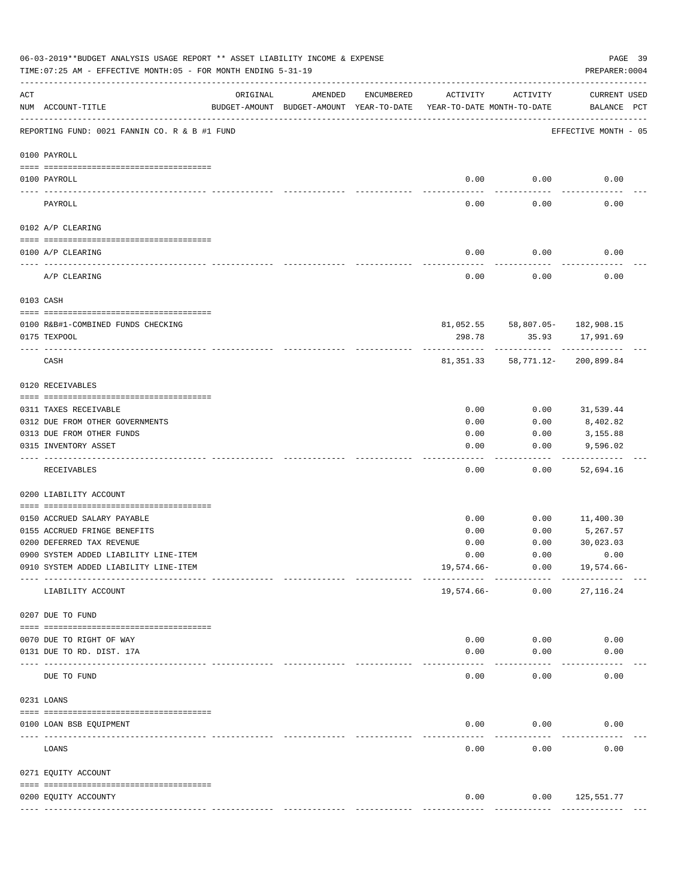06-03-2019**BUDGET ANALYSIS USAGE REPORT ** ASSET LIABILITY INCOME & EXPENSE

TIME:07:25 AM - EFFECTIVE MONTH:05 - FOR MONTH ENDING 5-31-19

PREPARER:0004

REPORTING FUND: 0021 FANNIN CO. R & B #1 FUND — EFFECTIVE MONTH - 05

| ACT NUM | ACCOUNT-TITLE | ORIGINAL BUDGET-AMOUNT | AMENDED BUDGET-AMOUNT | ENCUMBERED YEAR-TO-DATE | ACTIVITY YEAR-TO-DATE | ACTIVITY MONTH-TO-DATE | CURRENT BALANCE | USED PCT |
|---|---|---|---|---|---|---|---|---|
| | **0100 PAYROLL** | | | | | | | |
| 0100 | PAYROLL | | | | 0.00 | 0.00 | 0.00 | |
| | PAYROLL | | | | 0.00 | 0.00 | 0.00 | |
| | **0102 A/P CLEARING** | | | | | | | |
| 0100 | A/P CLEARING | | | | 0.00 | 0.00 | 0.00 | |
| | A/P CLEARING | | | | 0.00 | 0.00 | 0.00 | |
| | **0103 CASH** | | | | | | | |
| 0100 | R&B#1-COMBINED FUNDS CHECKING | | | | 81,052.55 | 58,807.05- | 182,908.15 | |
| 0175 | TEXPOOL | | | | 298.78 | 35.93 | 17,991.69 | |
| | CASH | | | | 81,351.33 | 58,771.12- | 200,899.84 | |
| | **0120 RECEIVABLES** | | | | | | | |
| 0311 | TAXES RECEIVABLE | | | | 0.00 | 0.00 | 31,539.44 | |
| 0312 | DUE FROM OTHER GOVERNMENTS | | | | 0.00 | 0.00 | 8,402.82 | |
| 0313 | DUE FROM OTHER FUNDS | | | | 0.00 | 0.00 | 3,155.88 | |
| 0315 | INVENTORY ASSET | | | | 0.00 | 0.00 | 9,596.02 | |
| | RECEIVABLES | | | | 0.00 | 0.00 | 52,694.16 | |
| | **0200 LIABILITY ACCOUNT** | | | | | | | |
| 0150 | ACCRUED SALARY PAYABLE | | | | 0.00 | 0.00 | 11,400.30 | |
| 0155 | ACCRUED FRINGE BENEFITS | | | | 0.00 | 0.00 | 5,267.57 | |
| 0200 | DEFERRED TAX REVENUE | | | | 0.00 | 0.00 | 30,023.03 | |
| 0900 | SYSTEM ADDED LIABILITY LINE-ITEM | | | | 0.00 | 0.00 | 0.00 | |
| 0910 | SYSTEM ADDED LIABILITY LINE-ITEM | | | | 19,574.66- | 0.00 | 19,574.66- | |
| | LIABILITY ACCOUNT | | | | 19,574.66- | 0.00 | 27,116.24 | |
| | **0207 DUE TO FUND** | | | | | | | |
| 0070 | DUE TO RIGHT OF WAY | | | | 0.00 | 0.00 | 0.00 | |
| 0131 | DUE TO RD. DIST. 17A | | | | 0.00 | 0.00 | 0.00 | |
| | DUE TO FUND | | | | 0.00 | 0.00 | 0.00 | |
| | **0231 LOANS** | | | | | | | |
| 0100 | LOAN BSB EQUIPMENT | | | | 0.00 | 0.00 | 0.00 | |
| | LOANS | | | | 0.00 | 0.00 | 0.00 | |
| | **0271 EQUITY ACCOUNT** | | | | | | | |
| 0200 | EQUITY ACCOUNTY | | | | 0.00 | 0.00 | 125,551.77 | |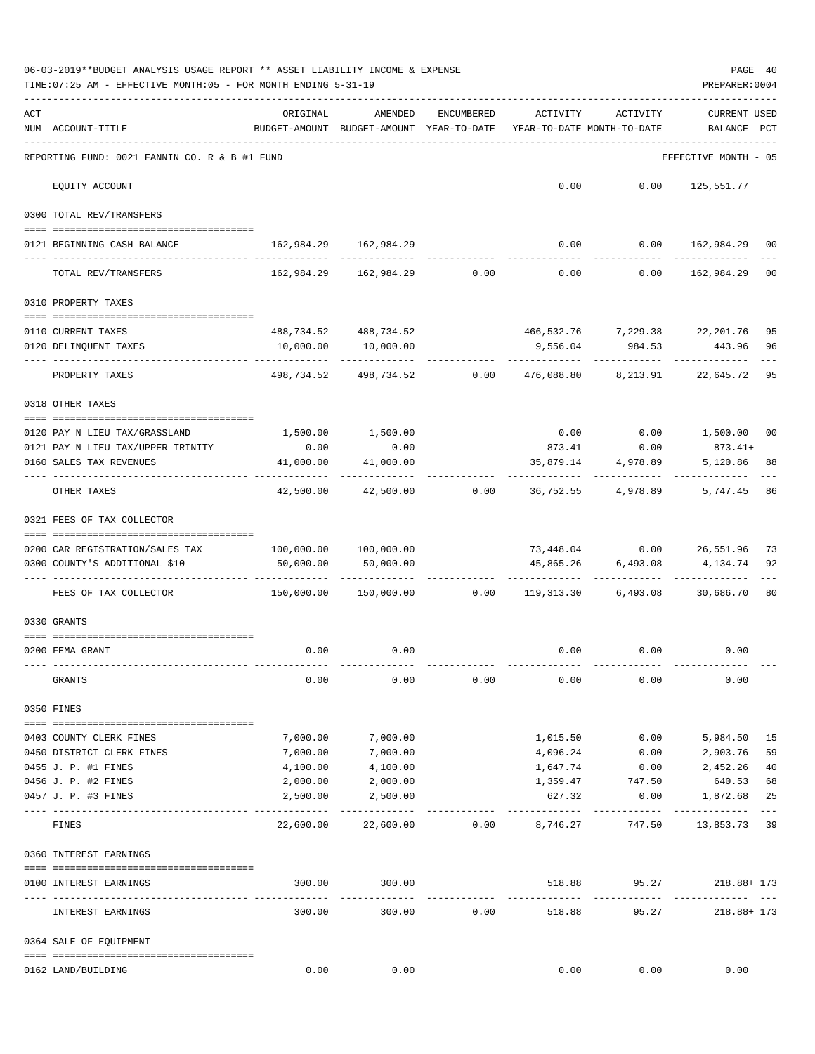06-03-2019**BUDGET ANALYSIS USAGE REPORT ** ASSET LIABILITY INCOME & EXPENSE

TIME:07:25 AM - EFFECTIVE MONTH:05 - FOR MONTH ENDING 5-31-19

PREPARER:0004

| ACT NUM | ACCOUNT-TITLE | ORIGINAL BUDGET-AMOUNT | AMENDED BUDGET-AMOUNT | ENCUMBERED YEAR-TO-DATE | ACTIVITY YEAR-TO-DATE | ACTIVITY MONTH-TO-DATE | CURRENT USED BALANCE | PCT |
|---|---|---|---|---|---|---|---|---|
| | REPORTING FUND: 0021 FANNIN CO. R & B #1 FUND | | | | | | EFFECTIVE MONTH - 05 | |
| | EQUITY ACCOUNT | | | | 0.00 | 0.00 | 125,551.77 | |
| | 0300 TOTAL REV/TRANSFERS | | | | | | | |
| 0121 | BEGINNING CASH BALANCE | 162,984.29 | 162,984.29 | | 0.00 | 0.00 | 162,984.29 | 00 |
| | TOTAL REV/TRANSFERS | 162,984.29 | 162,984.29 | 0.00 | 0.00 | 0.00 | 162,984.29 | 00 |
| | 0310 PROPERTY TAXES | | | | | | | |
| 0110 | CURRENT TAXES | 488,734.52 | 488,734.52 | | 466,532.76 | 7,229.38 | 22,201.76 | 95 |
| 0120 | DELINQUENT TAXES | 10,000.00 | 10,000.00 | | 9,556.04 | 984.53 | 443.96 | 96 |
| | PROPERTY TAXES | 498,734.52 | 498,734.52 | 0.00 | 476,088.80 | 8,213.91 | 22,645.72 | 95 |
| | 0318 OTHER TAXES | | | | | | | |
| 0120 | PAY N LIEU TAX/GRASSLAND | 1,500.00 | 1,500.00 | | 0.00 | 0.00 | 1,500.00 | 00 |
| 0121 | PAY N LIEU TAX/UPPER TRINITY | 0.00 | 0.00 | | 873.41 | 0.00 | 873.41+ | |
| 0160 | SALES TAX REVENUES | 41,000.00 | 41,000.00 | | 35,879.14 | 4,978.89 | 5,120.86 | 88 |
| | OTHER TAXES | 42,500.00 | 42,500.00 | 0.00 | 36,752.55 | 4,978.89 | 5,747.45 | 86 |
| | 0321 FEES OF TAX COLLECTOR | | | | | | | |
| 0200 | CAR REGISTRATION/SALES TAX | 100,000.00 | 100,000.00 | | 73,448.04 | 0.00 | 26,551.96 | 73 |
| 0300 | COUNTY'S ADDITIONAL $10 | 50,000.00 | 50,000.00 | | 45,865.26 | 6,493.08 | 4,134.74 | 92 |
| | FEES OF TAX COLLECTOR | 150,000.00 | 150,000.00 | 0.00 | 119,313.30 | 6,493.08 | 30,686.70 | 80 |
| | 0330 GRANTS | | | | | | | |
| 0200 | FEMA GRANT | 0.00 | 0.00 | | 0.00 | 0.00 | 0.00 | |
| | GRANTS | 0.00 | 0.00 | 0.00 | 0.00 | 0.00 | 0.00 | |
| | 0350 FINES | | | | | | | |
| 0403 | COUNTY CLERK FINES | 7,000.00 | 7,000.00 | | 1,015.50 | 0.00 | 5,984.50 | 15 |
| 0450 | DISTRICT CLERK FINES | 7,000.00 | 7,000.00 | | 4,096.24 | 0.00 | 2,903.76 | 59 |
| 0455 | J. P. #1 FINES | 4,100.00 | 4,100.00 | | 1,647.74 | 0.00 | 2,452.26 | 40 |
| 0456 | J. P. #2 FINES | 2,000.00 | 2,000.00 | | 1,359.47 | 747.50 | 640.53 | 68 |
| 0457 | J. P. #3 FINES | 2,500.00 | 2,500.00 | | 627.32 | 0.00 | 1,872.68 | 25 |
| | FINES | 22,600.00 | 22,600.00 | 0.00 | 8,746.27 | 747.50 | 13,853.73 | 39 |
| | 0360 INTEREST EARNINGS | | | | | | | |
| 0100 | INTEREST EARNINGS | 300.00 | 300.00 | | 518.88 | 95.27 | 218.88+ | 173 |
| | INTEREST EARNINGS | 300.00 | 300.00 | 0.00 | 518.88 | 95.27 | 218.88+ | 173 |
| | 0364 SALE OF EQUIPMENT | | | | | | | |
| 0162 | LAND/BUILDING | 0.00 | 0.00 | | 0.00 | 0.00 | 0.00 | |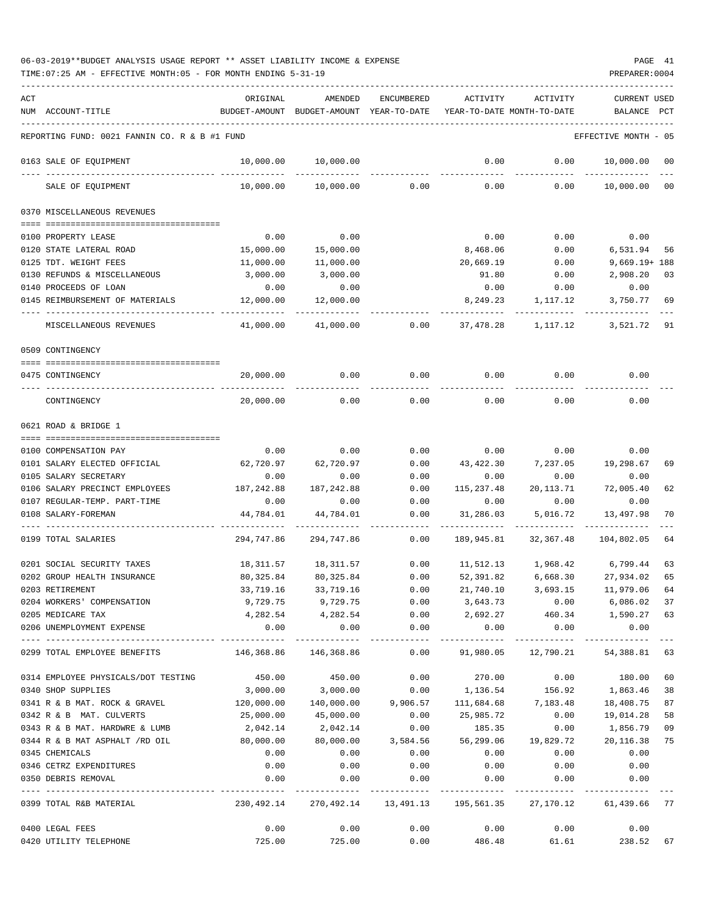06-03-2019**BUDGET ANALYSIS USAGE REPORT ** ASSET LIABILITY INCOME & EXPENSE

TIME:07:25 AM - EFFECTIVE MONTH:05 - FOR MONTH ENDING 5-31-19

PREPARER:0004

| ACT NUM | ACCOUNT-TITLE | ORIGINAL BUDGET-AMOUNT | AMENDED BUDGET-AMOUNT | ENCUMBERED YEAR-TO-DATE | ACTIVITY YEAR-TO-DATE | ACTIVITY MONTH-TO-DATE | CURRENT BALANCE | USED PCT |
|---|---|---|---|---|---|---|---|---|
| | REPORTING FUND: 0021 FANNIN CO. R & B #1 FUND | | | | | | EFFECTIVE MONTH - 05 | |
| 0163 | SALE OF EQUIPMENT | 10,000.00 | 10,000.00 | | 0.00 | 0.00 | 10,000.00 | 00 |
| | SALE OF EQUIPMENT | 10,000.00 | 10,000.00 | 0.00 | 0.00 | 0.00 | 10,000.00 | 00 |
| 0370 | MISCELLANEOUS REVENUES | | | | | | | |
| 0100 | PROPERTY LEASE | 0.00 | 0.00 | | 0.00 | 0.00 | 0.00 | |
| 0120 | STATE LATERAL ROAD | 15,000.00 | 15,000.00 | | 8,468.06 | 0.00 | 6,531.94 | 56 |
| 0125 | TDT. WEIGHT FEES | 11,000.00 | 11,000.00 | | 20,669.19 | 0.00 | 9,669.19+ | 188 |
| 0130 | REFUNDS & MISCELLANEOUS | 3,000.00 | 3,000.00 | | 91.80 | 0.00 | 2,908.20 | 03 |
| 0140 | PROCEEDS OF LOAN | 0.00 | 0.00 | | 0.00 | 0.00 | 0.00 | |
| 0145 | REIMBURSEMENT OF MATERIALS | 12,000.00 | 12,000.00 | | 8,249.23 | 1,117.12 | 3,750.77 | 69 |
| | MISCELLANEOUS REVENUES | 41,000.00 | 41,000.00 | 0.00 | 37,478.28 | 1,117.12 | 3,521.72 | 91 |
| 0509 | CONTINGENCY | | | | | | | |
| 0475 | CONTINGENCY | 20,000.00 | 0.00 | 0.00 | 0.00 | 0.00 | 0.00 | |
| | CONTINGENCY | 20,000.00 | 0.00 | 0.00 | 0.00 | 0.00 | 0.00 | |
| 0621 | ROAD & BRIDGE 1 | | | | | | | |
| 0100 | COMPENSATION PAY | 0.00 | 0.00 | 0.00 | 0.00 | 0.00 | 0.00 | |
| 0101 | SALARY ELECTED OFFICIAL | 62,720.97 | 62,720.97 | 0.00 | 43,422.30 | 7,237.05 | 19,298.67 | 69 |
| 0105 | SALARY SECRETARY | 0.00 | 0.00 | 0.00 | 0.00 | 0.00 | 0.00 | |
| 0106 | SALARY PRECINCT EMPLOYEES | 187,242.88 | 187,242.88 | 0.00 | 115,237.48 | 20,113.71 | 72,005.40 | 62 |
| 0107 | REGULAR-TEMP. PART-TIME | 0.00 | 0.00 | 0.00 | 0.00 | 0.00 | 0.00 | |
| 0108 | SALARY-FOREMAN | 44,784.01 | 44,784.01 | 0.00 | 31,286.03 | 5,016.72 | 13,497.98 | 70 |
| 0199 | TOTAL SALARIES | 294,747.86 | 294,747.86 | 0.00 | 189,945.81 | 32,367.48 | 104,802.05 | 64 |
| 0201 | SOCIAL SECURITY TAXES | 18,311.57 | 18,311.57 | 0.00 | 11,512.13 | 1,968.42 | 6,799.44 | 63 |
| 0202 | GROUP HEALTH INSURANCE | 80,325.84 | 80,325.84 | 0.00 | 52,391.82 | 6,668.30 | 27,934.02 | 65 |
| 0203 | RETIREMENT | 33,719.16 | 33,719.16 | 0.00 | 21,740.10 | 3,693.15 | 11,979.06 | 64 |
| 0204 | WORKERS' COMPENSATION | 9,729.75 | 9,729.75 | 0.00 | 3,643.73 | 0.00 | 6,086.02 | 37 |
| 0205 | MEDICARE TAX | 4,282.54 | 4,282.54 | 0.00 | 2,692.27 | 460.34 | 1,590.27 | 63 |
| 0206 | UNEMPLOYMENT EXPENSE | 0.00 | 0.00 | 0.00 | 0.00 | 0.00 | 0.00 | |
| 0299 | TOTAL EMPLOYEE BENEFITS | 146,368.86 | 146,368.86 | 0.00 | 91,980.05 | 12,790.21 | 54,388.81 | 63 |
| 0314 | EMPLOYEE PHYSICALS/DOT TESTING | 450.00 | 450.00 | 0.00 | 270.00 | 0.00 | 180.00 | 60 |
| 0340 | SHOP SUPPLIES | 3,000.00 | 3,000.00 | 0.00 | 1,136.54 | 156.92 | 1,863.46 | 38 |
| 0341 | R & B MAT. ROCK & GRAVEL | 120,000.00 | 140,000.00 | 9,906.57 | 111,684.68 | 7,183.48 | 18,408.75 | 87 |
| 0342 | R & B MAT. CULVERTS | 25,000.00 | 45,000.00 | 0.00 | 25,985.72 | 0.00 | 19,014.28 | 58 |
| 0343 | R & B MAT. HARDWRE & LUMB | 2,042.14 | 2,042.14 | 0.00 | 185.35 | 0.00 | 1,856.79 | 09 |
| 0344 | R & B MAT ASPHALT /RD OIL | 80,000.00 | 80,000.00 | 3,584.56 | 56,299.06 | 19,829.72 | 20,116.38 | 75 |
| 0345 | CHEMICALS | 0.00 | 0.00 | 0.00 | 0.00 | 0.00 | 0.00 | |
| 0346 | CETRZ EXPENDITURES | 0.00 | 0.00 | 0.00 | 0.00 | 0.00 | 0.00 | |
| 0350 | DEBRIS REMOVAL | 0.00 | 0.00 | 0.00 | 0.00 | 0.00 | 0.00 | |
| 0399 | TOTAL R&B MATERIAL | 230,492.14 | 270,492.14 | 13,491.13 | 195,561.35 | 27,170.12 | 61,439.66 | 77 |
| 0400 | LEGAL FEES | 0.00 | 0.00 | 0.00 | 0.00 | 0.00 | 0.00 | |
| 0420 | UTILITY TELEPHONE | 725.00 | 725.00 | 0.00 | 486.48 | 61.61 | 238.52 | 67 |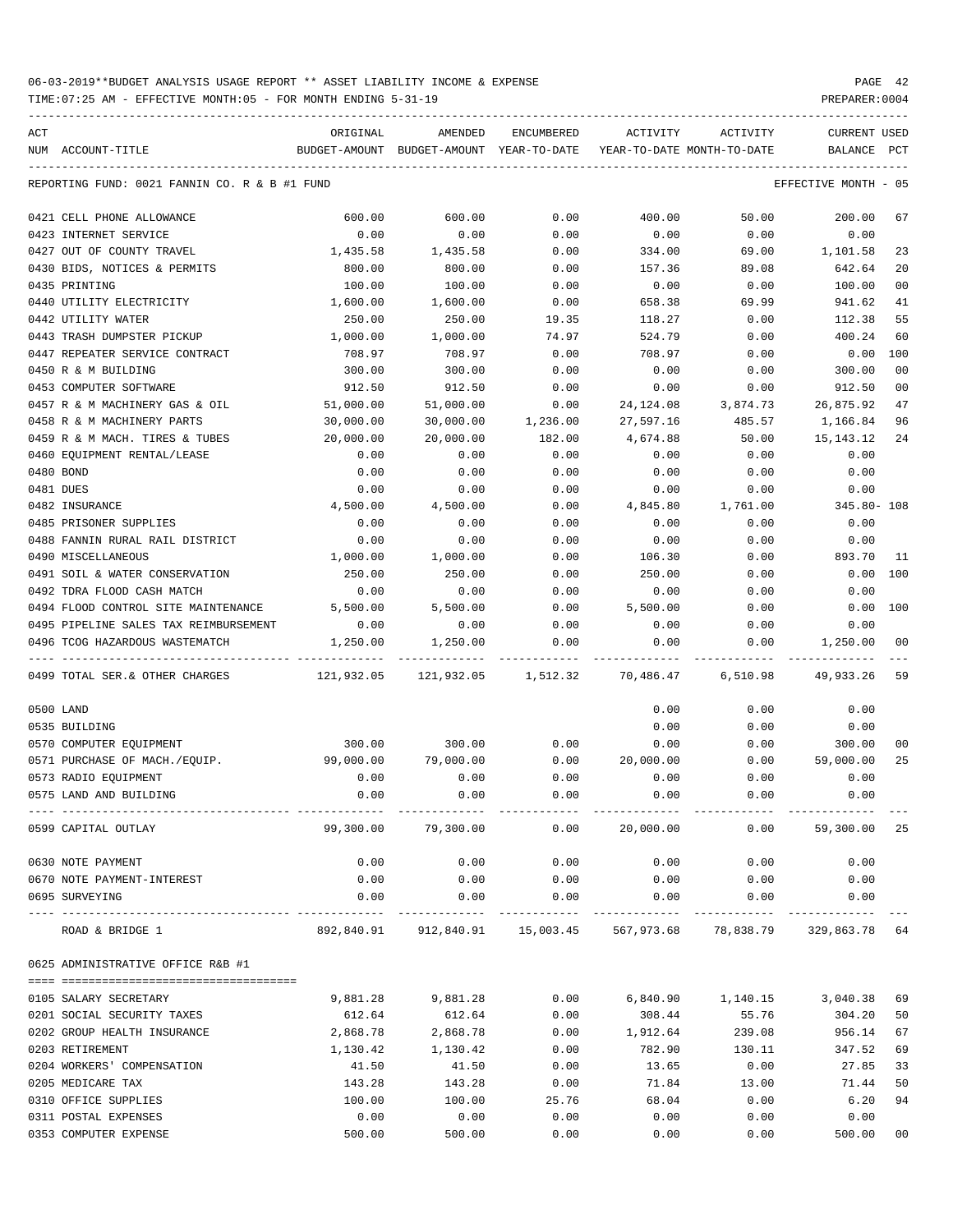06-03-2019**BUDGET ANALYSIS USAGE REPORT ** ASSET LIABILITY INCOME & EXPENSE

TIME:07:25 AM - EFFECTIVE MONTH:05 - FOR MONTH ENDING 5-31-19 PREPARER:0004

REPORTING FUND: 0021 FANNIN CO. R & B #1 FUND EFFECTIVE MONTH - 05

| ACT NUM | ACCOUNT-TITLE | ORIGINAL BUDGET-AMOUNT | AMENDED BUDGET-AMOUNT | ENCUMBERED YEAR-TO-DATE | ACTIVITY YEAR-TO-DATE | ACTIVITY MONTH-TO-DATE | CURRENT USED BALANCE | PCT |
|---|---|---|---|---|---|---|---|---|
| 0421 | CELL PHONE ALLOWANCE | 600.00 | 600.00 | 0.00 | 400.00 | 50.00 | 200.00 | 67 |
| 0423 | INTERNET SERVICE | 0.00 | 0.00 | 0.00 | 0.00 | 0.00 | 0.00 | |
| 0427 | OUT OF COUNTY TRAVEL | 1,435.58 | 1,435.58 | 0.00 | 334.00 | 69.00 | 1,101.58 | 23 |
| 0430 | BIDS, NOTICES & PERMITS | 800.00 | 800.00 | 0.00 | 157.36 | 89.08 | 642.64 | 20 |
| 0435 | PRINTING | 100.00 | 100.00 | 0.00 | 0.00 | 0.00 | 100.00 | 00 |
| 0440 | UTILITY ELECTRICITY | 1,600.00 | 1,600.00 | 0.00 | 658.38 | 69.99 | 941.62 | 41 |
| 0442 | UTILITY WATER | 250.00 | 250.00 | 19.35 | 118.27 | 0.00 | 112.38 | 55 |
| 0443 | TRASH DUMPSTER PICKUP | 1,000.00 | 1,000.00 | 74.97 | 524.79 | 0.00 | 400.24 | 60 |
| 0447 | REPEATER SERVICE CONTRACT | 708.97 | 708.97 | 0.00 | 708.97 | 0.00 | 0.00 | 100 |
| 0450 | R & M BUILDING | 300.00 | 300.00 | 0.00 | 0.00 | 0.00 | 300.00 | 00 |
| 0453 | COMPUTER SOFTWARE | 912.50 | 912.50 | 0.00 | 0.00 | 0.00 | 912.50 | 00 |
| 0457 | R & M MACHINERY GAS & OIL | 51,000.00 | 51,000.00 | 0.00 | 24,124.08 | 3,874.73 | 26,875.92 | 47 |
| 0458 | R & M MACHINERY PARTS | 30,000.00 | 30,000.00 | 1,236.00 | 27,597.16 | 485.57 | 1,166.84 | 96 |
| 0459 | R & M MACH. TIRES & TUBES | 20,000.00 | 20,000.00 | 182.00 | 4,674.88 | 50.00 | 15,143.12 | 24 |
| 0460 | EQUIPMENT RENTAL/LEASE | 0.00 | 0.00 | 0.00 | 0.00 | 0.00 | 0.00 | |
| 0480 | BOND | 0.00 | 0.00 | 0.00 | 0.00 | 0.00 | 0.00 | |
| 0481 | DUES | 0.00 | 0.00 | 0.00 | 0.00 | 0.00 | 0.00 | |
| 0482 | INSURANCE | 4,500.00 | 4,500.00 | 0.00 | 4,845.80 | 1,761.00 | 345.80- | 108 |
| 0485 | PRISONER SUPPLIES | 0.00 | 0.00 | 0.00 | 0.00 | 0.00 | 0.00 | |
| 0488 | FANNIN RURAL RAIL DISTRICT | 0.00 | 0.00 | 0.00 | 0.00 | 0.00 | 0.00 | |
| 0490 | MISCELLANEOUS | 1,000.00 | 1,000.00 | 0.00 | 106.30 | 0.00 | 893.70 | 11 |
| 0491 | SOIL & WATER CONSERVATION | 250.00 | 250.00 | 0.00 | 250.00 | 0.00 | 0.00 | 100 |
| 0492 | TDRA FLOOD CASH MATCH | 0.00 | 0.00 | 0.00 | 0.00 | 0.00 | 0.00 | |
| 0494 | FLOOD CONTROL SITE MAINTENANCE | 5,500.00 | 5,500.00 | 0.00 | 5,500.00 | 0.00 | 0.00 | 100 |
| 0495 | PIPELINE SALES TAX REIMBURSEMENT | 0.00 | 0.00 | 0.00 | 0.00 | 0.00 | 0.00 | |
| 0496 | TCOG HAZARDOUS WASTEMATCH | 1,250.00 | 1,250.00 | 0.00 | 0.00 | 0.00 | 1,250.00 | 00 |
| 0499 | TOTAL SER.& OTHER CHARGES | 121,932.05 | 121,932.05 | 1,512.32 | 70,486.47 | 6,510.98 | 49,933.26 | 59 |
| 0500 | LAND | | | | 0.00 | 0.00 | 0.00 | |
| 0535 | BUILDING | | | | 0.00 | 0.00 | 0.00 | |
| 0570 | COMPUTER EQUIPMENT | 300.00 | 300.00 | 0.00 | 0.00 | 0.00 | 300.00 | 00 |
| 0571 | PURCHASE OF MACH./EQUIP. | 99,000.00 | 79,000.00 | 0.00 | 20,000.00 | 0.00 | 59,000.00 | 25 |
| 0573 | RADIO EQUIPMENT | 0.00 | 0.00 | 0.00 | 0.00 | 0.00 | 0.00 | |
| 0575 | LAND AND BUILDING | 0.00 | 0.00 | 0.00 | 0.00 | 0.00 | 0.00 | |
| 0599 | CAPITAL OUTLAY | 99,300.00 | 79,300.00 | 0.00 | 20,000.00 | 0.00 | 59,300.00 | 25 |
| 0630 | NOTE PAYMENT | 0.00 | 0.00 | 0.00 | 0.00 | 0.00 | 0.00 | |
| 0670 | NOTE PAYMENT-INTEREST | 0.00 | 0.00 | 0.00 | 0.00 | 0.00 | 0.00 | |
| 0695 | SURVEYING | 0.00 | 0.00 | 0.00 | 0.00 | 0.00 | 0.00 | |
| | ROAD & BRIDGE 1 | 892,840.91 | 912,840.91 | 15,003.45 | 567,973.68 | 78,838.79 | 329,863.78 | 64 |

0625 ADMINISTRATIVE OFFICE R&B #1

| ACT NUM | ACCOUNT-TITLE | ORIGINAL BUDGET-AMOUNT | AMENDED BUDGET-AMOUNT | ENCUMBERED YEAR-TO-DATE | ACTIVITY YEAR-TO-DATE | ACTIVITY MONTH-TO-DATE | CURRENT USED BALANCE | PCT |
|---|---|---|---|---|---|---|---|---|
| 0105 | SALARY SECRETARY | 9,881.28 | 9,881.28 | 0.00 | 6,840.90 | 1,140.15 | 3,040.38 | 69 |
| 0201 | SOCIAL SECURITY TAXES | 612.64 | 612.64 | 0.00 | 308.44 | 55.76 | 304.20 | 50 |
| 0202 | GROUP HEALTH INSURANCE | 2,868.78 | 2,868.78 | 0.00 | 1,912.64 | 239.08 | 956.14 | 67 |
| 0203 | RETIREMENT | 1,130.42 | 1,130.42 | 0.00 | 782.90 | 130.11 | 347.52 | 69 |
| 0204 | WORKERS' COMPENSATION | 41.50 | 41.50 | 0.00 | 13.65 | 0.00 | 27.85 | 33 |
| 0205 | MEDICARE TAX | 143.28 | 143.28 | 0.00 | 71.84 | 13.00 | 71.44 | 50 |
| 0310 | OFFICE SUPPLIES | 100.00 | 100.00 | 25.76 | 68.04 | 0.00 | 6.20 | 94 |
| 0311 | POSTAL EXPENSES | 0.00 | 0.00 | 0.00 | 0.00 | 0.00 | 0.00 | |
| 0353 | COMPUTER EXPENSE | 500.00 | 500.00 | 0.00 | 0.00 | 0.00 | 500.00 | 00 |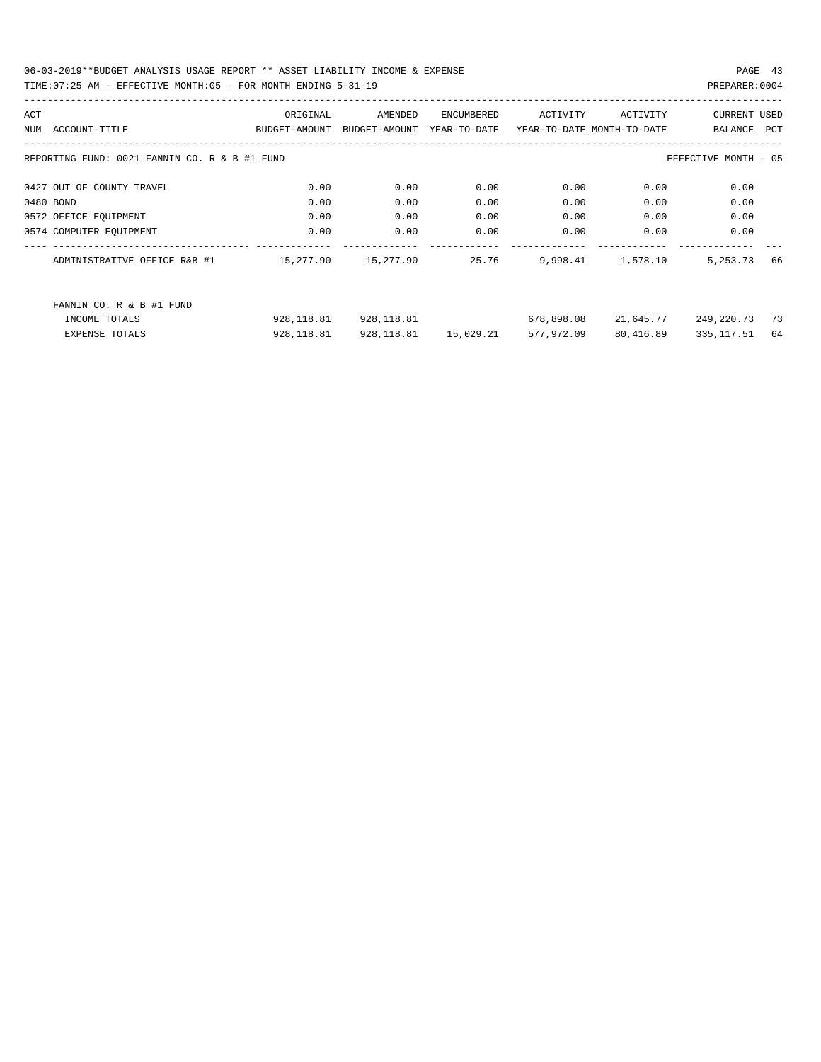06-03-2019**BUDGET ANALYSIS USAGE REPORT ** ASSET LIABILITY INCOME & EXPENSE

TIME:07:25 AM - EFFECTIVE MONTH:05 - FOR MONTH ENDING 5-31-19

PREPARER:0004

| ACT NUM | ACCOUNT-TITLE | ORIGINAL BUDGET-AMOUNT | AMENDED BUDGET-AMOUNT | ENCUMBERED YEAR-TO-DATE | ACTIVITY YEAR-TO-DATE | ACTIVITY MONTH-TO-DATE | CURRENT BALANCE | USED PCT |
|---|---|---|---|---|---|---|---|---|
| REPORTING FUND: 0021 FANNIN CO. R & B #1 FUND | | | | | | | EFFECTIVE MONTH - 05 | |
| 0427 | OUT OF COUNTY TRAVEL | 0.00 | 0.00 | 0.00 | 0.00 | 0.00 | 0.00 | |
| 0480 | BOND | 0.00 | 0.00 | 0.00 | 0.00 | 0.00 | 0.00 | |
| 0572 | OFFICE EQUIPMENT | 0.00 | 0.00 | 0.00 | 0.00 | 0.00 | 0.00 | |
| 0574 | COMPUTER EQUIPMENT | 0.00 | 0.00 | 0.00 | 0.00 | 0.00 | 0.00 | |
| | ADMINISTRATIVE OFFICE R&B #1 | 15,277.90 | 15,277.90 | 25.76 | 9,998.41 | 1,578.10 | 5,253.73 | 66 |
| | FANNIN CO. R & B #1 FUND | | | | | | | |
| | INCOME TOTALS | 928,118.81 | 928,118.81 | | 678,898.08 | 21,645.77 | 249,220.73 | 73 |
| | EXPENSE TOTALS | 928,118.81 | 928,118.81 | 15,029.21 | 577,972.09 | 80,416.89 | 335,117.51 | 64 |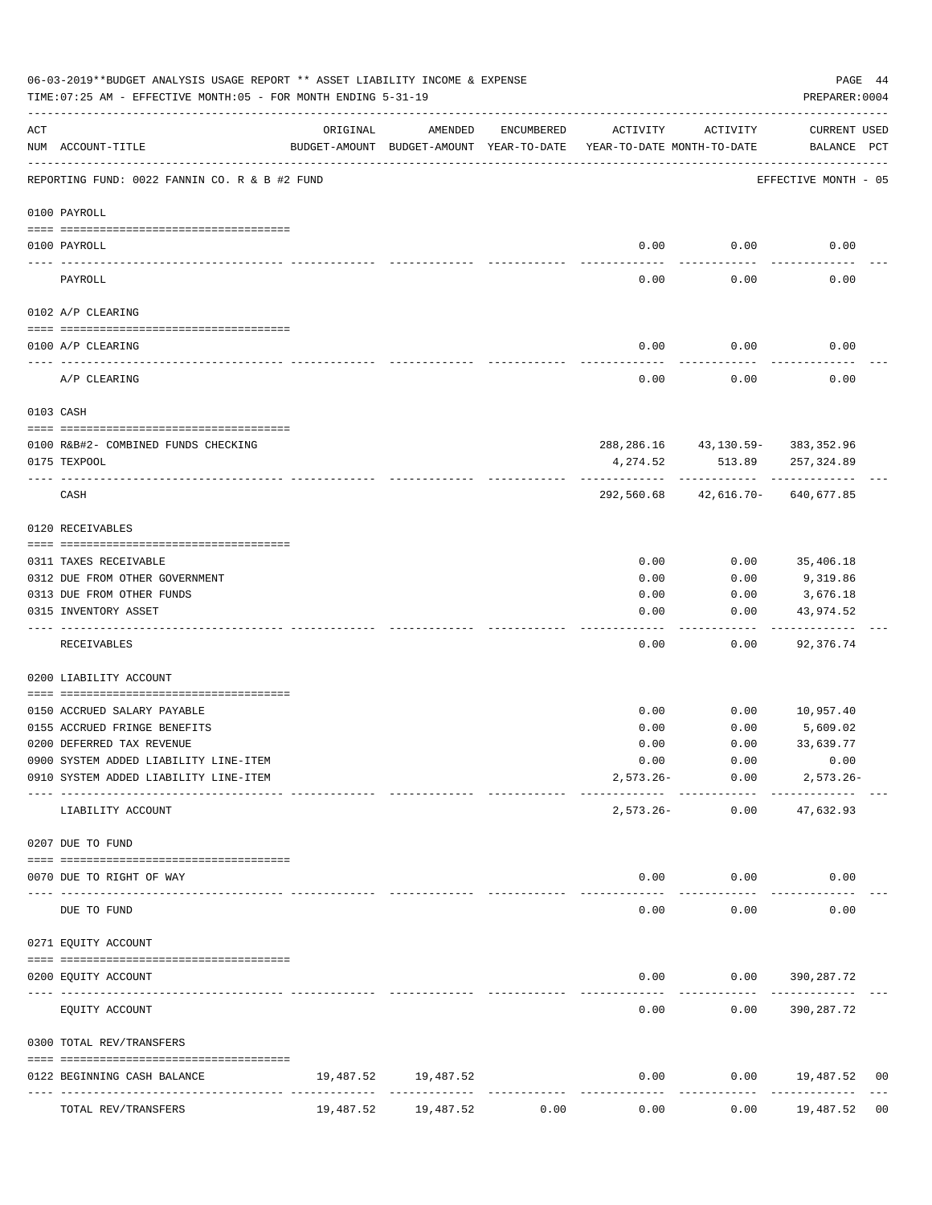06-03-2019**BUDGET ANALYSIS USAGE REPORT ** ASSET LIABILITY INCOME & EXPENSE

TIME:07:25 AM - EFFECTIVE MONTH:05 - FOR MONTH ENDING 5-31-19

PREPARER:0004

| ACT NUM | ACCOUNT-TITLE | ORIGINAL BUDGET-AMOUNT | AMENDED BUDGET-AMOUNT | ENCUMBERED YEAR-TO-DATE | ACTIVITY YEAR-TO-DATE | ACTIVITY MONTH-TO-DATE | CURRENT USED BALANCE | PCT |
|---|---|---|---|---|---|---|---|---|
| | REPORTING FUND: 0022 FANNIN CO. R & B #2 FUND | | | | | | EFFECTIVE MONTH - 05 | |
| | 0100 PAYROLL | | | | | | | |
| 0100 | PAYROLL | | | | 0.00 | 0.00 | 0.00 | |
| | PAYROLL | | | | 0.00 | 0.00 | 0.00 | |
| | 0102 A/P CLEARING | | | | | | | |
| 0100 | A/P CLEARING | | | | 0.00 | 0.00 | 0.00 | |
| | A/P CLEARING | | | | 0.00 | 0.00 | 0.00 | |
| | 0103 CASH | | | | | | | |
| 0100 | R&B#2- COMBINED FUNDS CHECKING | | | | 288,286.16 | 43,130.59- | 383,352.96 | |
| 0175 | TEXPOOL | | | | 4,274.52 | 513.89 | 257,324.89 | |
| | CASH | | | | 292,560.68 | 42,616.70- | 640,677.85 | |
| | 0120 RECEIVABLES | | | | | | | |
| 0311 | TAXES RECEIVABLE | | | | 0.00 | 0.00 | 35,406.18 | |
| 0312 | DUE FROM OTHER GOVERNMENT | | | | 0.00 | 0.00 | 9,319.86 | |
| 0313 | DUE FROM OTHER FUNDS | | | | 0.00 | 0.00 | 3,676.18 | |
| 0315 | INVENTORY ASSET | | | | 0.00 | 0.00 | 43,974.52 | |
| | RECEIVABLES | | | | 0.00 | 0.00 | 92,376.74 | |
| | 0200 LIABILITY ACCOUNT | | | | | | | |
| 0150 | ACCRUED SALARY PAYABLE | | | | 0.00 | 0.00 | 10,957.40 | |
| 0155 | ACCRUED FRINGE BENEFITS | | | | 0.00 | 0.00 | 5,609.02 | |
| 0200 | DEFERRED TAX REVENUE | | | | 0.00 | 0.00 | 33,639.77 | |
| 0900 | SYSTEM ADDED LIABILITY LINE-ITEM | | | | 0.00 | 0.00 | 0.00 | |
| 0910 | SYSTEM ADDED LIABILITY LINE-ITEM | | | | 2,573.26- | 0.00 | 2,573.26- | |
| | LIABILITY ACCOUNT | | | | 2,573.26- | 0.00 | 47,632.93 | |
| | 0207 DUE TO FUND | | | | | | | |
| 0070 | DUE TO RIGHT OF WAY | | | | 0.00 | 0.00 | 0.00 | |
| | DUE TO FUND | | | | 0.00 | 0.00 | 0.00 | |
| | 0271 EQUITY ACCOUNT | | | | | | | |
| 0200 | EQUITY ACCOUNT | | | | 0.00 | 0.00 | 390,287.72 | |
| | EQUITY ACCOUNT | | | | 0.00 | 0.00 | 390,287.72 | |
| | 0300 TOTAL REV/TRANSFERS | | | | | | | |
| 0122 | BEGINNING CASH BALANCE | 19,487.52 | 19,487.52 | | 0.00 | 0.00 | 19,487.52 | 00 |
| | TOTAL REV/TRANSFERS | 19,487.52 | 19,487.52 | 0.00 | 0.00 | 0.00 | 19,487.52 | 00 |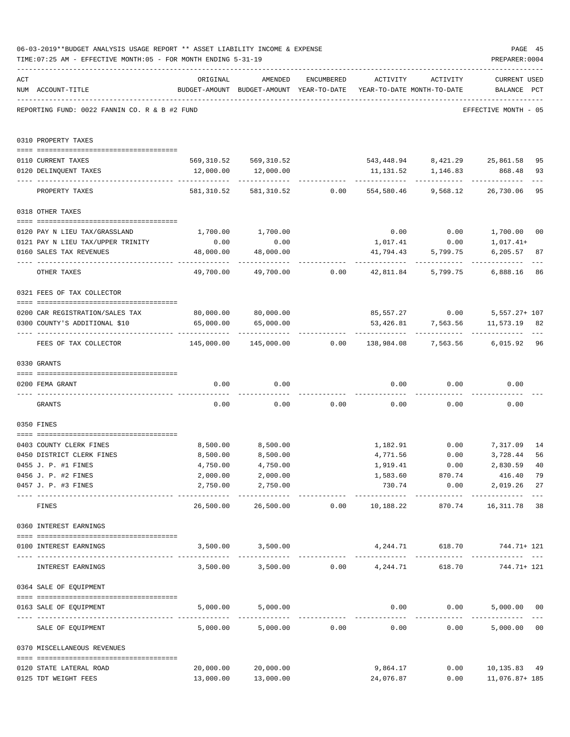06-03-2019**BUDGET ANALYSIS USAGE REPORT ** ASSET LIABILITY INCOME & EXPENSE

TIME:07:25 AM - EFFECTIVE MONTH:05 - FOR MONTH ENDING 5-31-19

PREPARER:0004

REPORTING FUND: 0022 FANNIN CO. R & B #2 FUND — EFFECTIVE MONTH - 05

| ACT NUM | ACCOUNT-TITLE | ORIGINAL BUDGET-AMOUNT | AMENDED BUDGET-AMOUNT | ENCUMBERED YEAR-TO-DATE | ACTIVITY YEAR-TO-DATE | ACTIVITY MONTH-TO-DATE | CURRENT BALANCE | USED PCT |
|---|---|---|---|---|---|---|---|---|
| 0310 | PROPERTY TAXES | | | | | | | |
| 0110 | CURRENT TAXES | 569,310.52 | 569,310.52 | | 543,448.94 | 8,421.29 | 25,861.58 | 95 |
| 0120 | DELINQUENT TAXES | 12,000.00 | 12,000.00 | | 11,131.52 | 1,146.83 | 868.48 | 93 |
| | PROPERTY TAXES | 581,310.52 | 581,310.52 | 0.00 | 554,580.46 | 9,568.12 | 26,730.06 | 95 |
| 0318 | OTHER TAXES | | | | | | | |
| 0120 | PAY N LIEU TAX/GRASSLAND | 1,700.00 | 1,700.00 | | 0.00 | 0.00 | 1,700.00 | 00 |
| 0121 | PAY N LIEU TAX/UPPER TRINITY | 0.00 | 0.00 | | 1,017.41 | 0.00 | 1,017.41+ | |
| 0160 | SALES TAX REVENUES | 48,000.00 | 48,000.00 | | 41,794.43 | 5,799.75 | 6,205.57 | 87 |
| | OTHER TAXES | 49,700.00 | 49,700.00 | 0.00 | 42,811.84 | 5,799.75 | 6,888.16 | 86 |
| 0321 | FEES OF TAX COLLECTOR | | | | | | | |
| 0200 | CAR REGISTRATION/SALES TAX | 80,000.00 | 80,000.00 | | 85,557.27 | 0.00 | 5,557.27+ | 107 |
| 0300 | COUNTY'S ADDITIONAL $10 | 65,000.00 | 65,000.00 | | 53,426.81 | 7,563.56 | 11,573.19 | 82 |
| | FEES OF TAX COLLECTOR | 145,000.00 | 145,000.00 | 0.00 | 138,984.08 | 7,563.56 | 6,015.92 | 96 |
| 0330 | GRANTS | | | | | | | |
| 0200 | FEMA GRANT | 0.00 | 0.00 | | 0.00 | 0.00 | 0.00 | |
| | GRANTS | 0.00 | 0.00 | 0.00 | 0.00 | 0.00 | 0.00 | |
| 0350 | FINES | | | | | | | |
| 0403 | COUNTY CLERK FINES | 8,500.00 | 8,500.00 | | 1,182.91 | 0.00 | 7,317.09 | 14 |
| 0450 | DISTRICT CLERK FINES | 8,500.00 | 8,500.00 | | 4,771.56 | 0.00 | 3,728.44 | 56 |
| 0455 | J. P. #1 FINES | 4,750.00 | 4,750.00 | | 1,919.41 | 0.00 | 2,830.59 | 40 |
| 0456 | J. P. #2 FINES | 2,000.00 | 2,000.00 | | 1,583.60 | 870.74 | 416.40 | 79 |
| 0457 | J. P. #3 FINES | 2,750.00 | 2,750.00 | | 730.74 | 0.00 | 2,019.26 | 27 |
| | FINES | 26,500.00 | 26,500.00 | 0.00 | 10,188.22 | 870.74 | 16,311.78 | 38 |
| 0360 | INTEREST EARNINGS | | | | | | | |
| 0100 | INTEREST EARNINGS | 3,500.00 | 3,500.00 | | 4,244.71 | 618.70 | 744.71+ | 121 |
| | INTEREST EARNINGS | 3,500.00 | 3,500.00 | 0.00 | 4,244.71 | 618.70 | 744.71+ | 121 |
| 0364 | SALE OF EQUIPMENT | | | | | | | |
| 0163 | SALE OF EQUIPMENT | 5,000.00 | 5,000.00 | | 0.00 | 0.00 | 5,000.00 | 00 |
| | SALE OF EQUIPMENT | 5,000.00 | 5,000.00 | 0.00 | 0.00 | 0.00 | 5,000.00 | 00 |
| 0370 | MISCELLANEOUS REVENUES | | | | | | | |
| 0120 | STATE LATERAL ROAD | 20,000.00 | 20,000.00 | | 9,864.17 | 0.00 | 10,135.83 | 49 |
| 0125 | TDT WEIGHT FEES | 13,000.00 | 13,000.00 | | 24,076.87 | 0.00 | 11,076.87+ | 185 |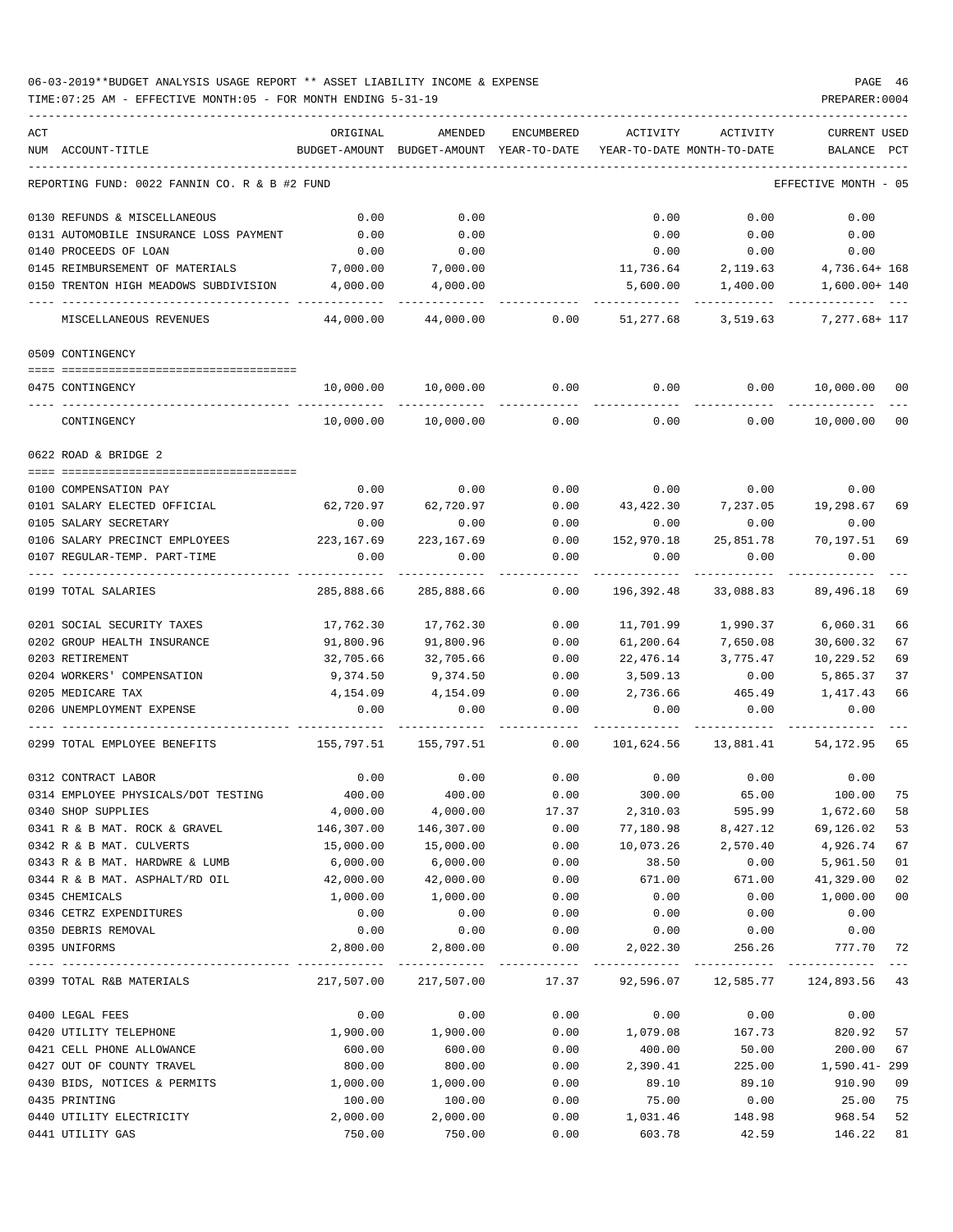06-03-2019**BUDGET ANALYSIS USAGE REPORT ** ASSET LIABILITY INCOME & EXPENSE

TIME:07:25 AM - EFFECTIVE MONTH:05 - FOR MONTH ENDING 5-31-19

PREPARER:0004

| ACT NUM | ACCOUNT-TITLE | ORIGINAL BUDGET-AMOUNT | AMENDED BUDGET-AMOUNT | ENCUMBERED YEAR-TO-DATE | ACTIVITY YEAR-TO-DATE | ACTIVITY MONTH-TO-DATE | CURRENT USED BALANCE | PCT |
|---|---|---|---|---|---|---|---|---|
| | REPORTING FUND: 0022 FANNIN CO. R & B #2 FUND | | | | | | EFFECTIVE MONTH - 05 | |
| 0130 | REFUNDS & MISCELLANEOUS | 0.00 | 0.00 | | 0.00 | 0.00 | 0.00 | |
| 0131 | AUTOMOBILE INSURANCE LOSS PAYMENT | 0.00 | 0.00 | | 0.00 | 0.00 | 0.00 | |
| 0140 | PROCEEDS OF LOAN | 0.00 | 0.00 | | 0.00 | 0.00 | 0.00 | |
| 0145 | REIMBURSEMENT OF MATERIALS | 7,000.00 | 7,000.00 | | 11,736.64 | 2,119.63 | 4,736.64+ | 168 |
| 0150 | TRENTON HIGH MEADOWS SUBDIVISION | 4,000.00 | 4,000.00 | | 5,600.00 | 1,400.00 | 1,600.00+ | 140 |
| | MISCELLANEOUS REVENUES | 44,000.00 | 44,000.00 | 0.00 | 51,277.68 | 3,519.63 | 7,277.68+ | 117 |
| | 0509 CONTINGENCY | | | | | | | |
| 0475 | CONTINGENCY | 10,000.00 | 10,000.00 | 0.00 | 0.00 | 0.00 | 10,000.00 | 00 |
| | CONTINGENCY | 10,000.00 | 10,000.00 | 0.00 | 0.00 | 0.00 | 10,000.00 | 00 |
| | 0622 ROAD & BRIDGE 2 | | | | | | | |
| 0100 | COMPENSATION PAY | 0.00 | 0.00 | 0.00 | 0.00 | 0.00 | 0.00 | |
| 0101 | SALARY ELECTED OFFICIAL | 62,720.97 | 62,720.97 | 0.00 | 43,422.30 | 7,237.05 | 19,298.67 | 69 |
| 0105 | SALARY SECRETARY | 0.00 | 0.00 | 0.00 | 0.00 | 0.00 | 0.00 | |
| 0106 | SALARY PRECINCT EMPLOYEES | 223,167.69 | 223,167.69 | 0.00 | 152,970.18 | 25,851.78 | 70,197.51 | 69 |
| 0107 | REGULAR-TEMP. PART-TIME | 0.00 | 0.00 | 0.00 | 0.00 | 0.00 | 0.00 | |
| 0199 | TOTAL SALARIES | 285,888.66 | 285,888.66 | 0.00 | 196,392.48 | 33,088.83 | 89,496.18 | 69 |
| 0201 | SOCIAL SECURITY TAXES | 17,762.30 | 17,762.30 | 0.00 | 11,701.99 | 1,990.37 | 6,060.31 | 66 |
| 0202 | GROUP HEALTH INSURANCE | 91,800.96 | 91,800.96 | 0.00 | 61,200.64 | 7,650.08 | 30,600.32 | 67 |
| 0203 | RETIREMENT | 32,705.66 | 32,705.66 | 0.00 | 22,476.14 | 3,775.47 | 10,229.52 | 69 |
| 0204 | WORKERS' COMPENSATION | 9,374.50 | 9,374.50 | 0.00 | 3,509.13 | 0.00 | 5,865.37 | 37 |
| 0205 | MEDICARE TAX | 4,154.09 | 4,154.09 | 0.00 | 2,736.66 | 465.49 | 1,417.43 | 66 |
| 0206 | UNEMPLOYMENT EXPENSE | 0.00 | 0.00 | 0.00 | 0.00 | 0.00 | 0.00 | |
| 0299 | TOTAL EMPLOYEE BENEFITS | 155,797.51 | 155,797.51 | 0.00 | 101,624.56 | 13,881.41 | 54,172.95 | 65 |
| 0312 | CONTRACT LABOR | 0.00 | 0.00 | 0.00 | 0.00 | 0.00 | 0.00 | |
| 0314 | EMPLOYEE PHYSICALS/DOT TESTING | 400.00 | 400.00 | 0.00 | 300.00 | 65.00 | 100.00 | 75 |
| 0340 | SHOP SUPPLIES | 4,000.00 | 4,000.00 | 17.37 | 2,310.03 | 595.99 | 1,672.60 | 58 |
| 0341 | R & B MAT. ROCK & GRAVEL | 146,307.00 | 146,307.00 | 0.00 | 77,180.98 | 8,427.12 | 69,126.02 | 53 |
| 0342 | R & B MAT. CULVERTS | 15,000.00 | 15,000.00 | 0.00 | 10,073.26 | 2,570.40 | 4,926.74 | 67 |
| 0343 | R & B MAT. HARDWRE & LUMB | 6,000.00 | 6,000.00 | 0.00 | 38.50 | 0.00 | 5,961.50 | 01 |
| 0344 | R & B MAT. ASPHALT/RD OIL | 42,000.00 | 42,000.00 | 0.00 | 671.00 | 671.00 | 41,329.00 | 02 |
| 0345 | CHEMICALS | 1,000.00 | 1,000.00 | 0.00 | 0.00 | 0.00 | 1,000.00 | 00 |
| 0346 | CETRZ EXPENDITURES | 0.00 | 0.00 | 0.00 | 0.00 | 0.00 | 0.00 | |
| 0350 | DEBRIS REMOVAL | 0.00 | 0.00 | 0.00 | 0.00 | 0.00 | 0.00 | |
| 0395 | UNIFORMS | 2,800.00 | 2,800.00 | 0.00 | 2,022.30 | 256.26 | 777.70 | 72 |
| 0399 | TOTAL R&B MATERIALS | 217,507.00 | 217,507.00 | 17.37 | 92,596.07 | 12,585.77 | 124,893.56 | 43 |
| 0400 | LEGAL FEES | 0.00 | 0.00 | 0.00 | 0.00 | 0.00 | 0.00 | |
| 0420 | UTILITY TELEPHONE | 1,900.00 | 1,900.00 | 0.00 | 1,079.08 | 167.73 | 820.92 | 57 |
| 0421 | CELL PHONE ALLOWANCE | 600.00 | 600.00 | 0.00 | 400.00 | 50.00 | 200.00 | 67 |
| 0427 | OUT OF COUNTY TRAVEL | 800.00 | 800.00 | 0.00 | 2,390.41 | 225.00 | 1,590.41- | 299 |
| 0430 | BIDS, NOTICES & PERMITS | 1,000.00 | 1,000.00 | 0.00 | 89.10 | 89.10 | 910.90 | 09 |
| 0435 | PRINTING | 100.00 | 100.00 | 0.00 | 75.00 | 0.00 | 25.00 | 75 |
| 0440 | UTILITY ELECTRICITY | 2,000.00 | 2,000.00 | 0.00 | 1,031.46 | 148.98 | 968.54 | 52 |
| 0441 | UTILITY GAS | 750.00 | 750.00 | 0.00 | 603.78 | 42.59 | 146.22 | 81 |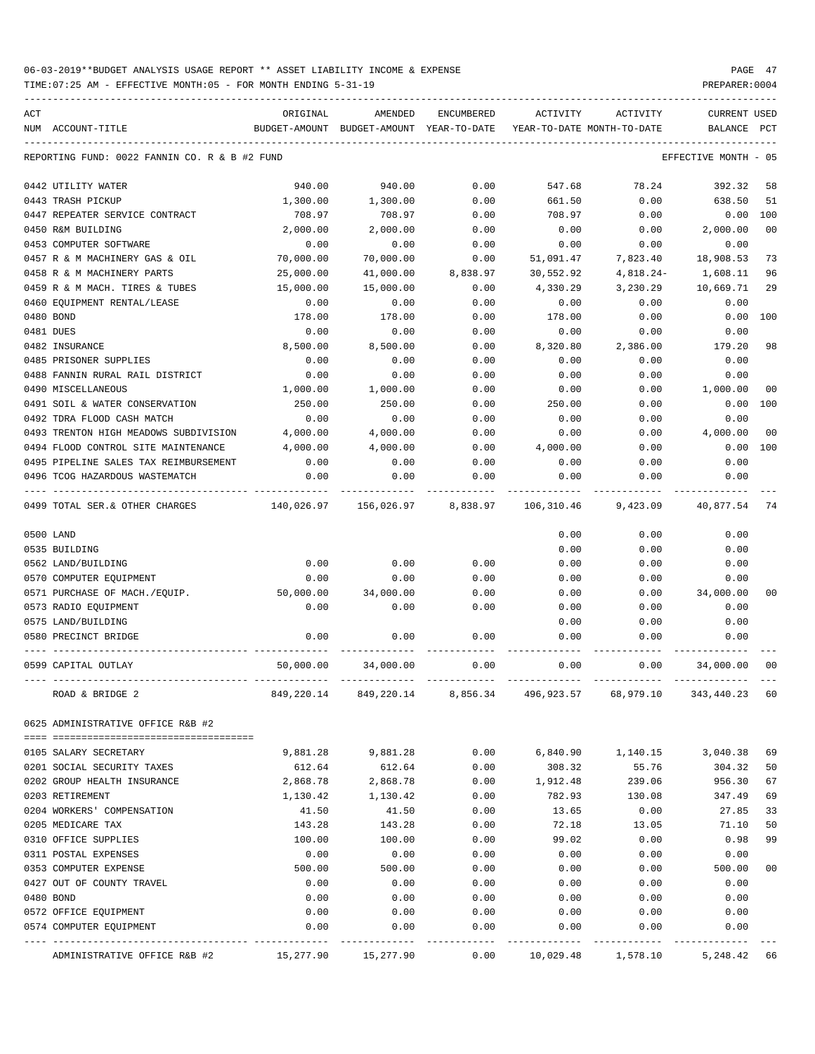06-03-2019**BUDGET ANALYSIS USAGE REPORT ** ASSET LIABILITY INCOME & EXPENSE

TIME:07:25 AM - EFFECTIVE MONTH:05 - FOR MONTH ENDING 5-31-19

PREPARER:0004

| ACT NUM | ACCOUNT-TITLE | ORIGINAL BUDGET-AMOUNT | AMENDED BUDGET-AMOUNT | ENCUMBERED YEAR-TO-DATE | ACTIVITY YEAR-TO-DATE | ACTIVITY MONTH-TO-DATE | CURRENT BALANCE | USED PCT |
|---|---|---|---|---|---|---|---|---|
| | REPORTING FUND: 0022 FANNIN CO. R & B #2 FUND | | | | | | EFFECTIVE MONTH - 05 | |
| 0442 | UTILITY WATER | 940.00 | 940.00 | 0.00 | 547.68 | 78.24 | 392.32 | 58 |
| 0443 | TRASH PICKUP | 1,300.00 | 1,300.00 | 0.00 | 661.50 | 0.00 | 638.50 | 51 |
| 0447 | REPEATER SERVICE CONTRACT | 708.97 | 708.97 | 0.00 | 708.97 | 0.00 | 0.00 | 100 |
| 0450 | R&M BUILDING | 2,000.00 | 2,000.00 | 0.00 | 0.00 | 0.00 | 2,000.00 | 00 |
| 0453 | COMPUTER SOFTWARE | 0.00 | 0.00 | 0.00 | 0.00 | 0.00 | 0.00 | |
| 0457 | R & M MACHINERY GAS & OIL | 70,000.00 | 70,000.00 | 0.00 | 51,091.47 | 7,823.40 | 18,908.53 | 73 |
| 0458 | R & M MACHINERY PARTS | 25,000.00 | 41,000.00 | 8,838.97 | 30,552.92 | 4,818.24- | 1,608.11 | 96 |
| 0459 | R & M MACH. TIRES & TUBES | 15,000.00 | 15,000.00 | 0.00 | 4,330.29 | 3,230.29 | 10,669.71 | 29 |
| 0460 | EQUIPMENT RENTAL/LEASE | 0.00 | 0.00 | 0.00 | 0.00 | 0.00 | 0.00 | |
| 0480 | BOND | 178.00 | 178.00 | 0.00 | 178.00 | 0.00 | 0.00 | 100 |
| 0481 | DUES | 0.00 | 0.00 | 0.00 | 0.00 | 0.00 | 0.00 | |
| 0482 | INSURANCE | 8,500.00 | 8,500.00 | 0.00 | 8,320.80 | 2,386.00 | 179.20 | 98 |
| 0485 | PRISONER SUPPLIES | 0.00 | 0.00 | 0.00 | 0.00 | 0.00 | 0.00 | |
| 0488 | FANNIN RURAL RAIL DISTRICT | 0.00 | 0.00 | 0.00 | 0.00 | 0.00 | 0.00 | |
| 0490 | MISCELLANEOUS | 1,000.00 | 1,000.00 | 0.00 | 0.00 | 0.00 | 1,000.00 | 00 |
| 0491 | SOIL & WATER CONSERVATION | 250.00 | 250.00 | 0.00 | 250.00 | 0.00 | 0.00 | 100 |
| 0492 | TDRA FLOOD CASH MATCH | 0.00 | 0.00 | 0.00 | 0.00 | 0.00 | 0.00 | |
| 0493 | TRENTON HIGH MEADOWS SUBDIVISION | 4,000.00 | 4,000.00 | 0.00 | 0.00 | 0.00 | 4,000.00 | 00 |
| 0494 | FLOOD CONTROL SITE MAINTENANCE | 4,000.00 | 4,000.00 | 0.00 | 4,000.00 | 0.00 | 0.00 | 100 |
| 0495 | PIPELINE SALES TAX REIMBURSEMENT | 0.00 | 0.00 | 0.00 | 0.00 | 0.00 | 0.00 | |
| 0496 | TCOG HAZARDOUS WASTEMATCH | 0.00 | 0.00 | 0.00 | 0.00 | 0.00 | 0.00 | |
| 0499 | TOTAL SER.& OTHER CHARGES | 140,026.97 | 156,026.97 | 8,838.97 | 106,310.46 | 9,423.09 | 40,877.54 | 74 |
| 0500 | LAND | | | | 0.00 | 0.00 | 0.00 | |
| 0535 | BUILDING | | | | 0.00 | 0.00 | 0.00 | |
| 0562 | LAND/BUILDING | 0.00 | 0.00 | 0.00 | 0.00 | 0.00 | 0.00 | |
| 0570 | COMPUTER EQUIPMENT | 0.00 | 0.00 | 0.00 | 0.00 | 0.00 | 0.00 | |
| 0571 | PURCHASE OF MACH./EQUIP. | 50,000.00 | 34,000.00 | 0.00 | 0.00 | 0.00 | 34,000.00 | 00 |
| 0573 | RADIO EQUIPMENT | 0.00 | 0.00 | 0.00 | 0.00 | 0.00 | 0.00 | |
| 0575 | LAND/BUILDING | | | | 0.00 | 0.00 | 0.00 | |
| 0580 | PRECINCT BRIDGE | 0.00 | 0.00 | 0.00 | 0.00 | 0.00 | 0.00 | |
| 0599 | CAPITAL OUTLAY | 50,000.00 | 34,000.00 | 0.00 | 0.00 | 0.00 | 34,000.00 | 00 |
| | ROAD & BRIDGE 2 | 849,220.14 | 849,220.14 | 8,856.34 | 496,923.57 | 68,979.10 | 343,440.23 | 60 |
| | 0625 ADMINISTRATIVE OFFICE R&B #2 | | | | | | | |
| 0105 | SALARY SECRETARY | 9,881.28 | 9,881.28 | 0.00 | 6,840.90 | 1,140.15 | 3,040.38 | 69 |
| 0201 | SOCIAL SECURITY TAXES | 612.64 | 612.64 | 0.00 | 308.32 | 55.76 | 304.32 | 50 |
| 0202 | GROUP HEALTH INSURANCE | 2,868.78 | 2,868.78 | 0.00 | 1,912.48 | 239.06 | 956.30 | 67 |
| 0203 | RETIREMENT | 1,130.42 | 1,130.42 | 0.00 | 782.93 | 130.08 | 347.49 | 69 |
| 0204 | WORKERS' COMPENSATION | 41.50 | 41.50 | 0.00 | 13.65 | 0.00 | 27.85 | 33 |
| 0205 | MEDICARE TAX | 143.28 | 143.28 | 0.00 | 72.18 | 13.05 | 71.10 | 50 |
| 0310 | OFFICE SUPPLIES | 100.00 | 100.00 | 0.00 | 99.02 | 0.00 | 0.98 | 99 |
| 0311 | POSTAL EXPENSES | 0.00 | 0.00 | 0.00 | 0.00 | 0.00 | 0.00 | |
| 0353 | COMPUTER EXPENSE | 500.00 | 500.00 | 0.00 | 0.00 | 0.00 | 500.00 | 00 |
| 0427 | OUT OF COUNTY TRAVEL | 0.00 | 0.00 | 0.00 | 0.00 | 0.00 | 0.00 | |
| 0480 | BOND | 0.00 | 0.00 | 0.00 | 0.00 | 0.00 | 0.00 | |
| 0572 | OFFICE EQUIPMENT | 0.00 | 0.00 | 0.00 | 0.00 | 0.00 | 0.00 | |
| 0574 | COMPUTER EQUIPMENT | 0.00 | 0.00 | 0.00 | 0.00 | 0.00 | 0.00 | |
| | ADMINISTRATIVE OFFICE R&B #2 | 15,277.90 | 15,277.90 | 0.00 | 10,029.48 | 1,578.10 | 5,248.42 | 66 |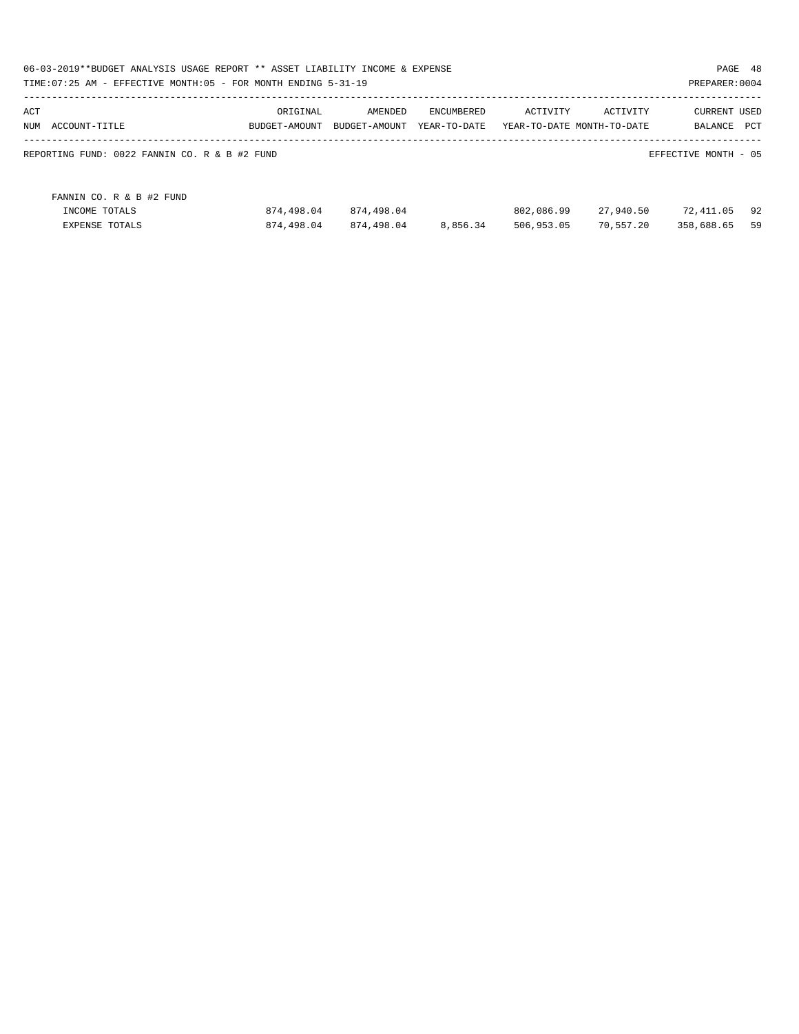06-03-2019**BUDGET ANALYSIS USAGE REPORT ** ASSET LIABILITY INCOME & EXPENSE

TIME:07:25 AM - EFFECTIVE MONTH:05 - FOR MONTH ENDING 5-31-19

PREPARER:0004

| ACT NUM ACCOUNT-TITLE | ORIGINAL BUDGET-AMOUNT | AMENDED BUDGET-AMOUNT | ENCUMBERED YEAR-TO-DATE | ACTIVITY YEAR-TO-DATE | ACTIVITY MONTH-TO-DATE | CURRENT BALANCE | USED PCT |
|---|---|---|---|---|---|---|---|

REPORTING FUND: 0022 FANNIN CO. R & B #2 FUND

EFFECTIVE MONTH - 05

| FANNIN CO. R & B #2 FUND | | | | | | | |
|---|---|---|---|---|---|---|---|
| INCOME TOTALS | 874,498.04 | 874,498.04 | | 802,086.99 | 27,940.50 | 72,411.05 | 92 |
| EXPENSE TOTALS | 874,498.04 | 874,498.04 | 8,856.34 | 506,953.05 | 70,557.20 | 358,688.65 | 59 |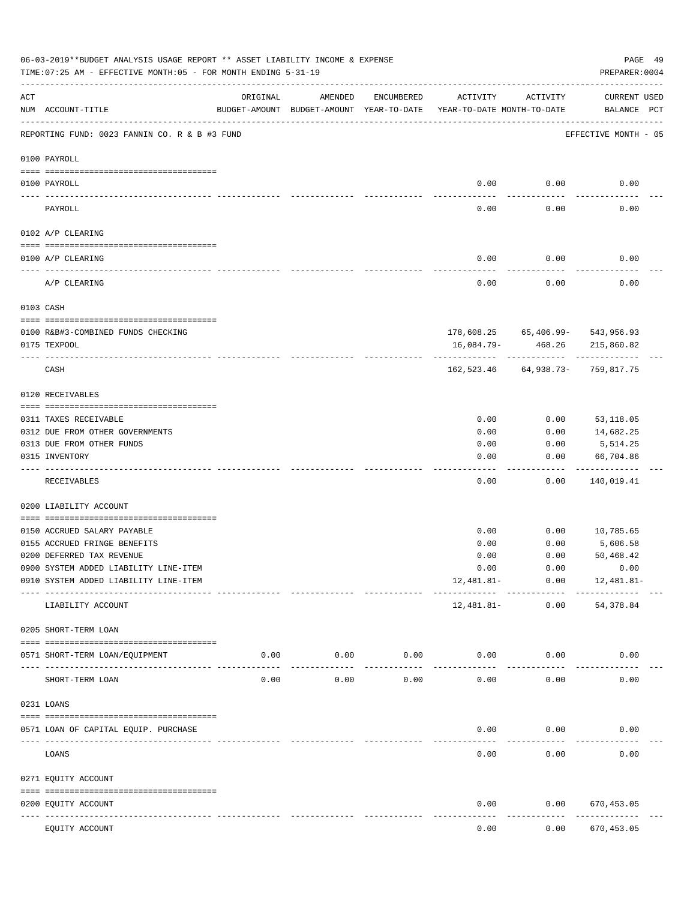06-03-2019**BUDGET ANALYSIS USAGE REPORT ** ASSET LIABILITY INCOME & EXPENSE

TIME:07:25 AM - EFFECTIVE MONTH:05 - FOR MONTH ENDING 5-31-19

PREPARER:0004

REPORTING FUND: 0023 FANNIN CO. R & B #3 FUND — EFFECTIVE MONTH - 05

| ACT NUM | ACCOUNT-TITLE | ORIGINAL BUDGET-AMOUNT | AMENDED BUDGET-AMOUNT | ENCUMBERED YEAR-TO-DATE | ACTIVITY YEAR-TO-DATE | ACTIVITY MONTH-TO-DATE | CURRENT BALANCE | USED PCT |
|---|---|---|---|---|---|---|---|---|
| **0100 PAYROLL** | | | | | | | | |
| 0100 | PAYROLL | | | | 0.00 | 0.00 | 0.00 | |
| | PAYROLL | | | | 0.00 | 0.00 | 0.00 | |
| **0102 A/P CLEARING** | | | | | | | | |
| 0100 | A/P CLEARING | | | | 0.00 | 0.00 | 0.00 | |
| | A/P CLEARING | | | | 0.00 | 0.00 | 0.00 | |
| **0103 CASH** | | | | | | | | |
| 0100 | R&B#3-COMBINED FUNDS CHECKING | | | | 178,608.25 | 65,406.99- | 543,956.93 | |
| 0175 | TEXPOOL | | | | 16,084.79- | 468.26 | 215,860.82 | |
| | CASH | | | | 162,523.46 | 64,938.73- | 759,817.75 | |
| **0120 RECEIVABLES** | | | | | | | | |
| 0311 | TAXES RECEIVABLE | | | | 0.00 | 0.00 | 53,118.05 | |
| 0312 | DUE FROM OTHER GOVERNMENTS | | | | 0.00 | 0.00 | 14,682.25 | |
| 0313 | DUE FROM OTHER FUNDS | | | | 0.00 | 0.00 | 5,514.25 | |
| 0315 | INVENTORY | | | | 0.00 | 0.00 | 66,704.86 | |
| | RECEIVABLES | | | | 0.00 | 0.00 | 140,019.41 | |
| **0200 LIABILITY ACCOUNT** | | | | | | | | |
| 0150 | ACCRUED SALARY PAYABLE | | | | 0.00 | 0.00 | 10,785.65 | |
| 0155 | ACCRUED FRINGE BENEFITS | | | | 0.00 | 0.00 | 5,606.58 | |
| 0200 | DEFERRED TAX REVENUE | | | | 0.00 | 0.00 | 50,468.42 | |
| 0900 | SYSTEM ADDED LIABILITY LINE-ITEM | | | | 0.00 | 0.00 | 0.00 | |
| 0910 | SYSTEM ADDED LIABILITY LINE-ITEM | | | | 12,481.81- | 0.00 | 12,481.81- | |
| | LIABILITY ACCOUNT | | | | 12,481.81- | 0.00 | 54,378.84 | |
| **0205 SHORT-TERM LOAN** | | | | | | | | |
| 0571 | SHORT-TERM LOAN/EQUIPMENT | 0.00 | 0.00 | 0.00 | 0.00 | 0.00 | 0.00 | |
| | SHORT-TERM LOAN | 0.00 | 0.00 | 0.00 | 0.00 | 0.00 | 0.00 | |
| **0231 LOANS** | | | | | | | | |
| 0571 | LOAN OF CAPITAL EQUIP. PURCHASE | | | | 0.00 | 0.00 | 0.00 | |
| | LOANS | | | | 0.00 | 0.00 | 0.00 | |
| **0271 EQUITY ACCOUNT** | | | | | | | | |
| 0200 | EQUITY ACCOUNT | | | | 0.00 | 0.00 | 670,453.05 | |
| | EQUITY ACCOUNT | | | | 0.00 | 0.00 | 670,453.05 | |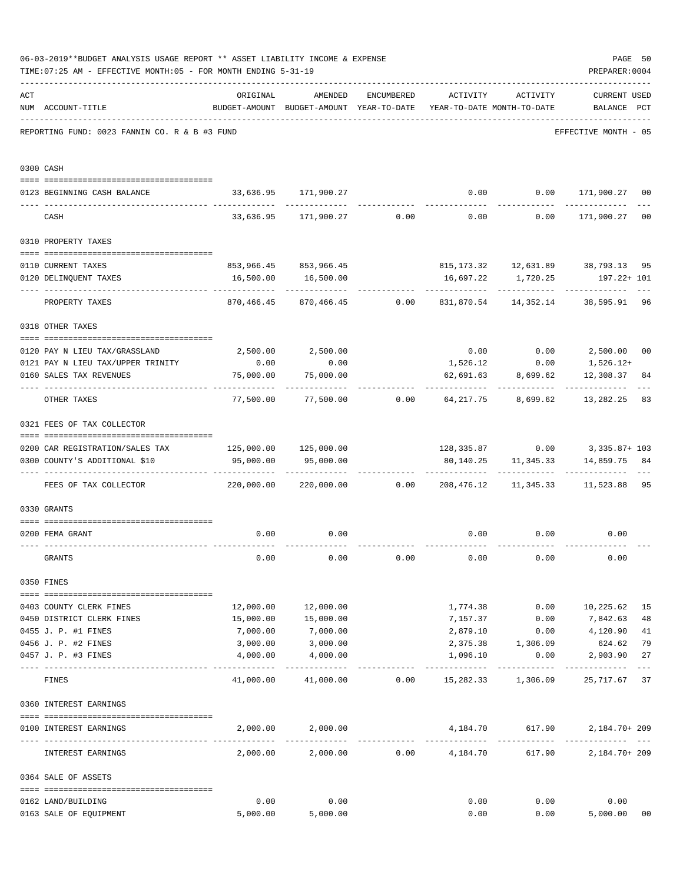06-03-2019**BUDGET ANALYSIS USAGE REPORT ** ASSET LIABILITY INCOME & EXPENSE

TIME:07:25 AM - EFFECTIVE MONTH:05 - FOR MONTH ENDING 5-31-19

PREPARER:0004

REPORTING FUND: 0023 FANNIN CO. R & B #3 FUND

EFFECTIVE MONTH - 05

| ACT NUM | ACCOUNT-TITLE | ORIGINAL BUDGET-AMOUNT | AMENDED BUDGET-AMOUNT | ENCUMBERED YEAR-TO-DATE | ACTIVITY YEAR-TO-DATE | ACTIVITY MONTH-TO-DATE | CURRENT BALANCE | USED PCT |
|---|---|---|---|---|---|---|---|---|
| **0300** | **CASH** | | | | | | | |
| 0123 | BEGINNING CASH BALANCE | 33,636.95 | 171,900.27 | | 0.00 | 0.00 | 171,900.27 | 00 |
| | CASH | 33,636.95 | 171,900.27 | 0.00 | 0.00 | 0.00 | 171,900.27 | 00 |
| **0310** | **PROPERTY TAXES** | | | | | | | |
| 0110 | CURRENT TAXES | 853,966.45 | 853,966.45 | | 815,173.32 | 12,631.89 | 38,793.13 | 95 |
| 0120 | DELINQUENT TAXES | 16,500.00 | 16,500.00 | | 16,697.22 | 1,720.25 | 197.22+ | 101 |
| | PROPERTY TAXES | 870,466.45 | 870,466.45 | 0.00 | 831,870.54 | 14,352.14 | 38,595.91 | 96 |
| **0318** | **OTHER TAXES** | | | | | | | |
| 0120 | PAY N LIEU TAX/GRASSLAND | 2,500.00 | 2,500.00 | | 0.00 | 0.00 | 2,500.00 | 00 |
| 0121 | PAY N LIEU TAX/UPPER TRINITY | 0.00 | 0.00 | | 1,526.12 | 0.00 | 1,526.12+ | |
| 0160 | SALES TAX REVENUES | 75,000.00 | 75,000.00 | | 62,691.63 | 8,699.62 | 12,308.37 | 84 |
| | OTHER TAXES | 77,500.00 | 77,500.00 | 0.00 | 64,217.75 | 8,699.62 | 13,282.25 | 83 |
| **0321** | **FEES OF TAX COLLECTOR** | | | | | | | |
| 0200 | CAR REGISTRATION/SALES TAX | 125,000.00 | 125,000.00 | | 128,335.87 | 0.00 | 3,335.87+ | 103 |
| 0300 | COUNTY'S ADDITIONAL $10 | 95,000.00 | 95,000.00 | | 80,140.25 | 11,345.33 | 14,859.75 | 84 |
| | FEES OF TAX COLLECTOR | 220,000.00 | 220,000.00 | 0.00 | 208,476.12 | 11,345.33 | 11,523.88 | 95 |
| **0330** | **GRANTS** | | | | | | | |
| 0200 | FEMA GRANT | 0.00 | 0.00 | | 0.00 | 0.00 | 0.00 | |
| | GRANTS | 0.00 | 0.00 | 0.00 | 0.00 | 0.00 | 0.00 | |
| **0350** | **FINES** | | | | | | | |
| 0403 | COUNTY CLERK FINES | 12,000.00 | 12,000.00 | | 1,774.38 | 0.00 | 10,225.62 | 15 |
| 0450 | DISTRICT CLERK FINES | 15,000.00 | 15,000.00 | | 7,157.37 | 0.00 | 7,842.63 | 48 |
| 0455 | J. P. #1 FINES | 7,000.00 | 7,000.00 | | 2,879.10 | 0.00 | 4,120.90 | 41 |
| 0456 | J. P. #2 FINES | 3,000.00 | 3,000.00 | | 2,375.38 | 1,306.09 | 624.62 | 79 |
| 0457 | J. P. #3 FINES | 4,000.00 | 4,000.00 | | 1,096.10 | 0.00 | 2,903.90 | 27 |
| | FINES | 41,000.00 | 41,000.00 | 0.00 | 15,282.33 | 1,306.09 | 25,717.67 | 37 |
| **0360** | **INTEREST EARNINGS** | | | | | | | |
| 0100 | INTEREST EARNINGS | 2,000.00 | 2,000.00 | | 4,184.70 | 617.90 | 2,184.70+ | 209 |
| | INTEREST EARNINGS | 2,000.00 | 2,000.00 | 0.00 | 4,184.70 | 617.90 | 2,184.70+ | 209 |
| **0364** | **SALE OF ASSETS** | | | | | | | |
| 0162 | LAND/BUILDING | 0.00 | 0.00 | | 0.00 | 0.00 | 0.00 | |
| 0163 | SALE OF EQUIPMENT | 5,000.00 | 5,000.00 | | 0.00 | 0.00 | 5,000.00 | 00 |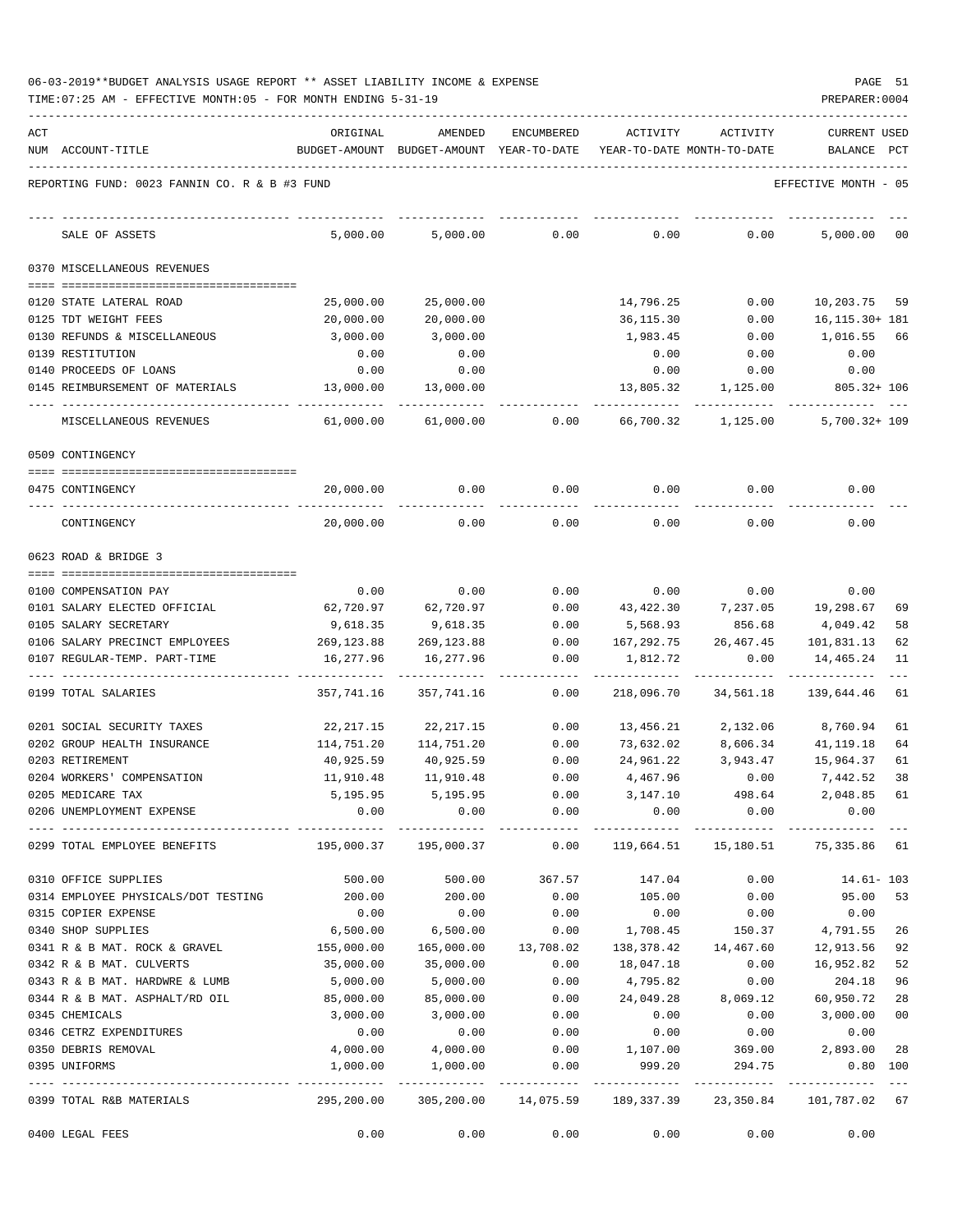06-03-2019**BUDGET ANALYSIS USAGE REPORT ** ASSET LIABILITY INCOME & EXPENSE

TIME:07:25 AM - EFFECTIVE MONTH:05 - FOR MONTH ENDING 5-31-19

PREPARER:0004

REPORTING FUND: 0023 FANNIN CO. R & B #3 FUND — EFFECTIVE MONTH - 05

| ACT NUM | ACCOUNT-TITLE | ORIGINAL BUDGET-AMOUNT | AMENDED BUDGET-AMOUNT | ENCUMBERED YEAR-TO-DATE | ACTIVITY YEAR-TO-DATE | ACTIVITY MONTH-TO-DATE | CURRENT USED BALANCE | PCT |
|---|---|---|---|---|---|---|---|---|
| | SALE OF ASSETS | 5,000.00 | 5,000.00 | 0.00 | 0.00 | 0.00 | 5,000.00 | 00 |
| | **0370 MISCELLANEOUS REVENUES** | | | | | | | |
| 0120 | STATE LATERAL ROAD | 25,000.00 | 25,000.00 | | 14,796.25 | 0.00 | 10,203.75 | 59 |
| 0125 | TDT WEIGHT FEES | 20,000.00 | 20,000.00 | | 36,115.30 | 0.00 | 16,115.30+ | 181 |
| 0130 | REFUNDS & MISCELLANEOUS | 3,000.00 | 3,000.00 | | 1,983.45 | 0.00 | 1,016.55 | 66 |
| 0139 | RESTITUTION | 0.00 | 0.00 | | 0.00 | 0.00 | 0.00 | |
| 0140 | PROCEEDS OF LOANS | 0.00 | 0.00 | | 0.00 | 0.00 | 0.00 | |
| 0145 | REIMBURSEMENT OF MATERIALS | 13,000.00 | 13,000.00 | | 13,805.32 | 1,125.00 | 805.32+ | 106 |
| | MISCELLANEOUS REVENUES | 61,000.00 | 61,000.00 | 0.00 | 66,700.32 | 1,125.00 | 5,700.32+ | 109 |
| | **0509 CONTINGENCY** | | | | | | | |
| 0475 | CONTINGENCY | 20,000.00 | 0.00 | 0.00 | 0.00 | 0.00 | 0.00 | |
| | CONTINGENCY | 20,000.00 | 0.00 | 0.00 | 0.00 | 0.00 | 0.00 | |
| | **0623 ROAD & BRIDGE 3** | | | | | | | |
| 0100 | COMPENSATION PAY | 0.00 | 0.00 | 0.00 | 0.00 | 0.00 | 0.00 | |
| 0101 | SALARY ELECTED OFFICIAL | 62,720.97 | 62,720.97 | 0.00 | 43,422.30 | 7,237.05 | 19,298.67 | 69 |
| 0105 | SALARY SECRETARY | 9,618.35 | 9,618.35 | 0.00 | 5,568.93 | 856.68 | 4,049.42 | 58 |
| 0106 | SALARY PRECINCT EMPLOYEES | 269,123.88 | 269,123.88 | 0.00 | 167,292.75 | 26,467.45 | 101,831.13 | 62 |
| 0107 | REGULAR-TEMP. PART-TIME | 16,277.96 | 16,277.96 | 0.00 | 1,812.72 | 0.00 | 14,465.24 | 11 |
| 0199 | TOTAL SALARIES | 357,741.16 | 357,741.16 | 0.00 | 218,096.70 | 34,561.18 | 139,644.46 | 61 |
| 0201 | SOCIAL SECURITY TAXES | 22,217.15 | 22,217.15 | 0.00 | 13,456.21 | 2,132.06 | 8,760.94 | 61 |
| 0202 | GROUP HEALTH INSURANCE | 114,751.20 | 114,751.20 | 0.00 | 73,632.02 | 8,606.34 | 41,119.18 | 64 |
| 0203 | RETIREMENT | 40,925.59 | 40,925.59 | 0.00 | 24,961.22 | 3,943.47 | 15,964.37 | 61 |
| 0204 | WORKERS' COMPENSATION | 11,910.48 | 11,910.48 | 0.00 | 4,467.96 | 0.00 | 7,442.52 | 38 |
| 0205 | MEDICARE TAX | 5,195.95 | 5,195.95 | 0.00 | 3,147.10 | 498.64 | 2,048.85 | 61 |
| 0206 | UNEMPLOYMENT EXPENSE | 0.00 | 0.00 | 0.00 | 0.00 | 0.00 | 0.00 | |
| 0299 | TOTAL EMPLOYEE BENEFITS | 195,000.37 | 195,000.37 | 0.00 | 119,664.51 | 15,180.51 | 75,335.86 | 61 |
| 0310 | OFFICE SUPPLIES | 500.00 | 500.00 | 367.57 | 147.04 | 0.00 | 14.61- | 103 |
| 0314 | EMPLOYEE PHYSICALS/DOT TESTING | 200.00 | 200.00 | 0.00 | 105.00 | 0.00 | 95.00 | 53 |
| 0315 | COPIER EXPENSE | 0.00 | 0.00 | 0.00 | 0.00 | 0.00 | 0.00 | |
| 0340 | SHOP SUPPLIES | 6,500.00 | 6,500.00 | 0.00 | 1,708.45 | 150.37 | 4,791.55 | 26 |
| 0341 | R & B MAT. ROCK & GRAVEL | 155,000.00 | 165,000.00 | 13,708.02 | 138,378.42 | 14,467.60 | 12,913.56 | 92 |
| 0342 | R & B MAT. CULVERTS | 35,000.00 | 35,000.00 | 0.00 | 18,047.18 | 0.00 | 16,952.82 | 52 |
| 0343 | R & B MAT. HARDWRE & LUMB | 5,000.00 | 5,000.00 | 0.00 | 4,795.82 | 0.00 | 204.18 | 96 |
| 0344 | R & B MAT. ASPHALT/RD OIL | 85,000.00 | 85,000.00 | 0.00 | 24,049.28 | 8,069.12 | 60,950.72 | 28 |
| 0345 | CHEMICALS | 3,000.00 | 3,000.00 | 0.00 | 0.00 | 0.00 | 3,000.00 | 00 |
| 0346 | CETRZ EXPENDITURES | 0.00 | 0.00 | 0.00 | 0.00 | 0.00 | 0.00 | |
| 0350 | DEBRIS REMOVAL | 4,000.00 | 4,000.00 | 0.00 | 1,107.00 | 369.00 | 2,893.00 | 28 |
| 0395 | UNIFORMS | 1,000.00 | 1,000.00 | 0.00 | 999.20 | 294.75 | 0.80 | 100 |
| 0399 | TOTAL R&B MATERIALS | 295,200.00 | 305,200.00 | 14,075.59 | 189,337.39 | 23,350.84 | 101,787.02 | 67 |
| 0400 | LEGAL FEES | 0.00 | 0.00 | 0.00 | 0.00 | 0.00 | 0.00 | |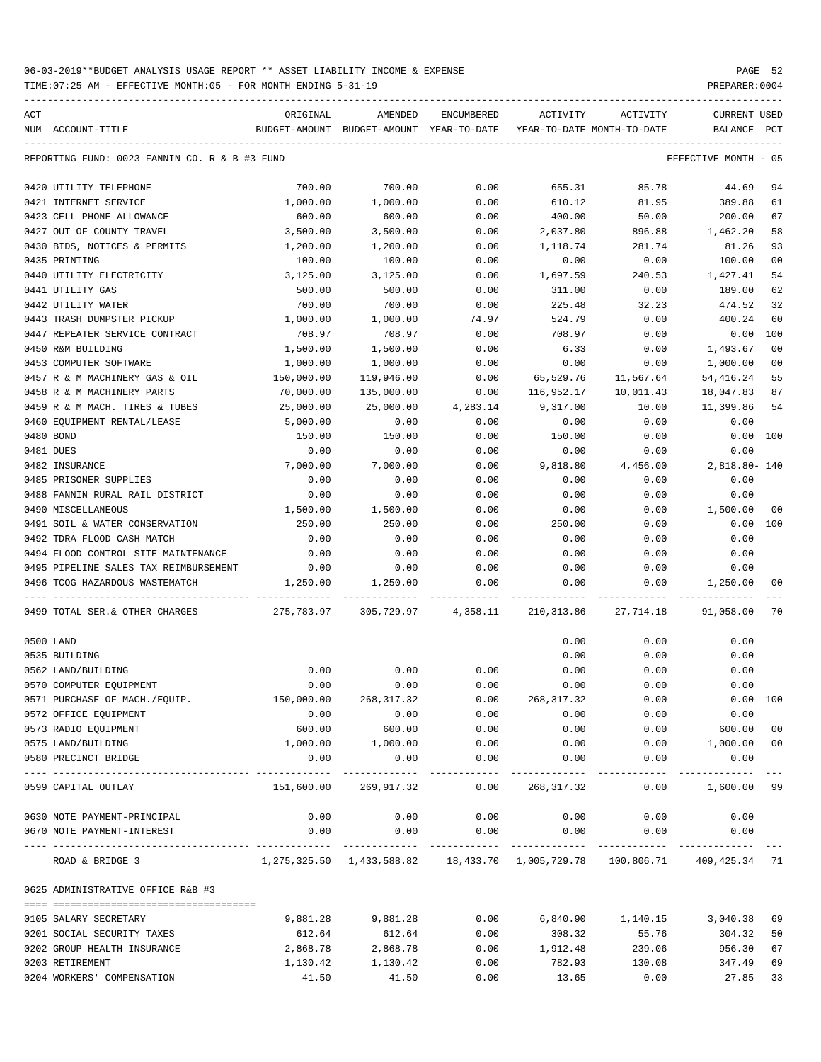06-03-2019**BUDGET ANALYSIS USAGE REPORT ** ASSET LIABILITY INCOME & EXPENSE

TIME:07:25 AM - EFFECTIVE MONTH:05 - FOR MONTH ENDING 5-31-19

PREPARER:0004

| ACT NUM | ACCOUNT-TITLE | ORIGINAL BUDGET-AMOUNT | AMENDED BUDGET-AMOUNT | ENCUMBERED YEAR-TO-DATE | ACTIVITY YEAR-TO-DATE | ACTIVITY MONTH-TO-DATE | CURRENT USED BALANCE | PCT |
|---|---|---|---|---|---|---|---|---|
| REPORTING FUND: 0023 FANNIN CO. R & B #3 FUND | | | | | | | EFFECTIVE MONTH - 05 | |
| 0420 | UTILITY TELEPHONE | 700.00 | 700.00 | 0.00 | 655.31 | 85.78 | 44.69 | 94 |
| 0421 | INTERNET SERVICE | 1,000.00 | 1,000.00 | 0.00 | 610.12 | 81.95 | 389.88 | 61 |
| 0423 | CELL PHONE ALLOWANCE | 600.00 | 600.00 | 0.00 | 400.00 | 50.00 | 200.00 | 67 |
| 0427 | OUT OF COUNTY TRAVEL | 3,500.00 | 3,500.00 | 0.00 | 2,037.80 | 896.88 | 1,462.20 | 58 |
| 0430 | BIDS, NOTICES & PERMITS | 1,200.00 | 1,200.00 | 0.00 | 1,118.74 | 281.74 | 81.26 | 93 |
| 0435 | PRINTING | 100.00 | 100.00 | 0.00 | 0.00 | 0.00 | 100.00 | 00 |
| 0440 | UTILITY ELECTRICITY | 3,125.00 | 3,125.00 | 0.00 | 1,697.59 | 240.53 | 1,427.41 | 54 |
| 0441 | UTILITY GAS | 500.00 | 500.00 | 0.00 | 311.00 | 0.00 | 189.00 | 62 |
| 0442 | UTILITY WATER | 700.00 | 700.00 | 0.00 | 225.48 | 32.23 | 474.52 | 32 |
| 0443 | TRASH DUMPSTER PICKUP | 1,000.00 | 1,000.00 | 74.97 | 524.79 | 0.00 | 400.24 | 60 |
| 0447 | REPEATER SERVICE CONTRACT | 708.97 | 708.97 | 0.00 | 708.97 | 0.00 | 0.00 | 100 |
| 0450 | R&M BUILDING | 1,500.00 | 1,500.00 | 0.00 | 6.33 | 0.00 | 1,493.67 | 00 |
| 0453 | COMPUTER SOFTWARE | 1,000.00 | 1,000.00 | 0.00 | 0.00 | 0.00 | 1,000.00 | 00 |
| 0457 | R & M MACHINERY GAS & OIL | 150,000.00 | 119,946.00 | 0.00 | 65,529.76 | 11,567.64 | 54,416.24 | 55 |
| 0458 | R & M MACHINERY PARTS | 70,000.00 | 135,000.00 | 0.00 | 116,952.17 | 10,011.43 | 18,047.83 | 87 |
| 0459 | R & M MACH. TIRES & TUBES | 25,000.00 | 25,000.00 | 4,283.14 | 9,317.00 | 10.00 | 11,399.86 | 54 |
| 0460 | EQUIPMENT RENTAL/LEASE | 5,000.00 | 0.00 | 0.00 | 0.00 | 0.00 | 0.00 | |
| 0480 | BOND | 150.00 | 150.00 | 0.00 | 150.00 | 0.00 | 0.00 | 100 |
| 0481 | DUES | 0.00 | 0.00 | 0.00 | 0.00 | 0.00 | 0.00 | |
| 0482 | INSURANCE | 7,000.00 | 7,000.00 | 0.00 | 9,818.80 | 4,456.00 | 2,818.80- | 140 |
| 0485 | PRISONER SUPPLIES | 0.00 | 0.00 | 0.00 | 0.00 | 0.00 | 0.00 | |
| 0488 | FANNIN RURAL RAIL DISTRICT | 0.00 | 0.00 | 0.00 | 0.00 | 0.00 | 0.00 | |
| 0490 | MISCELLANEOUS | 1,500.00 | 1,500.00 | 0.00 | 0.00 | 0.00 | 1,500.00 | 00 |
| 0491 | SOIL & WATER CONSERVATION | 250.00 | 250.00 | 0.00 | 250.00 | 0.00 | 0.00 | 100 |
| 0492 | TDRA FLOOD CASH MATCH | 0.00 | 0.00 | 0.00 | 0.00 | 0.00 | 0.00 | |
| 0494 | FLOOD CONTROL SITE MAINTENANCE | 0.00 | 0.00 | 0.00 | 0.00 | 0.00 | 0.00 | |
| 0495 | PIPELINE SALES TAX REIMBURSEMENT | 0.00 | 0.00 | 0.00 | 0.00 | 0.00 | 0.00 | |
| 0496 | TCOG HAZARDOUS WASTEMATCH | 1,250.00 | 1,250.00 | 0.00 | 0.00 | 0.00 | 1,250.00 | 00 |
| 0499 | TOTAL SER.& OTHER CHARGES | 275,783.97 | 305,729.97 | 4,358.11 | 210,313.86 | 27,714.18 | 91,058.00 | 70 |
| 0500 | LAND | | | | 0.00 | 0.00 | 0.00 | |
| 0535 | BUILDING | | | | 0.00 | 0.00 | 0.00 | |
| 0562 | LAND/BUILDING | 0.00 | 0.00 | 0.00 | 0.00 | 0.00 | 0.00 | |
| 0570 | COMPUTER EQUIPMENT | 0.00 | 0.00 | 0.00 | 0.00 | 0.00 | 0.00 | |
| 0571 | PURCHASE OF MACH./EQUIP. | 150,000.00 | 268,317.32 | 0.00 | 268,317.32 | 0.00 | 0.00 | 100 |
| 0572 | OFFICE EQUIPMENT | 0.00 | 0.00 | 0.00 | 0.00 | 0.00 | 0.00 | |
| 0573 | RADIO EQUIPMENT | 600.00 | 600.00 | 0.00 | 0.00 | 0.00 | 600.00 | 00 |
| 0575 | LAND/BUILDING | 1,000.00 | 1,000.00 | 0.00 | 0.00 | 0.00 | 1,000.00 | 00 |
| 0580 | PRECINCT BRIDGE | 0.00 | 0.00 | 0.00 | 0.00 | 0.00 | 0.00 | |
| 0599 | CAPITAL OUTLAY | 151,600.00 | 269,917.32 | 0.00 | 268,317.32 | 0.00 | 1,600.00 | 99 |
| 0630 | NOTE PAYMENT-PRINCIPAL | 0.00 | 0.00 | 0.00 | 0.00 | 0.00 | 0.00 | |
| 0670 | NOTE PAYMENT-INTEREST | 0.00 | 0.00 | 0.00 | 0.00 | 0.00 | 0.00 | |
| | ROAD & BRIDGE 3 | 1,275,325.50 | 1,433,588.82 | 18,433.70 | 1,005,729.78 | 100,806.71 | 409,425.34 | 71 |
| 0625 | ADMINISTRATIVE OFFICE R&B #3 | | | | | | | |
| 0105 | SALARY SECRETARY | 9,881.28 | 9,881.28 | 0.00 | 6,840.90 | 1,140.15 | 3,040.38 | 69 |
| 0201 | SOCIAL SECURITY TAXES | 612.64 | 612.64 | 0.00 | 308.32 | 55.76 | 304.32 | 50 |
| 0202 | GROUP HEALTH INSURANCE | 2,868.78 | 2,868.78 | 0.00 | 1,912.48 | 239.06 | 956.30 | 67 |
| 0203 | RETIREMENT | 1,130.42 | 1,130.42 | 0.00 | 782.93 | 130.08 | 347.49 | 69 |
| 0204 | WORKERS' COMPENSATION | 41.50 | 41.50 | 0.00 | 13.65 | 0.00 | 27.85 | 33 |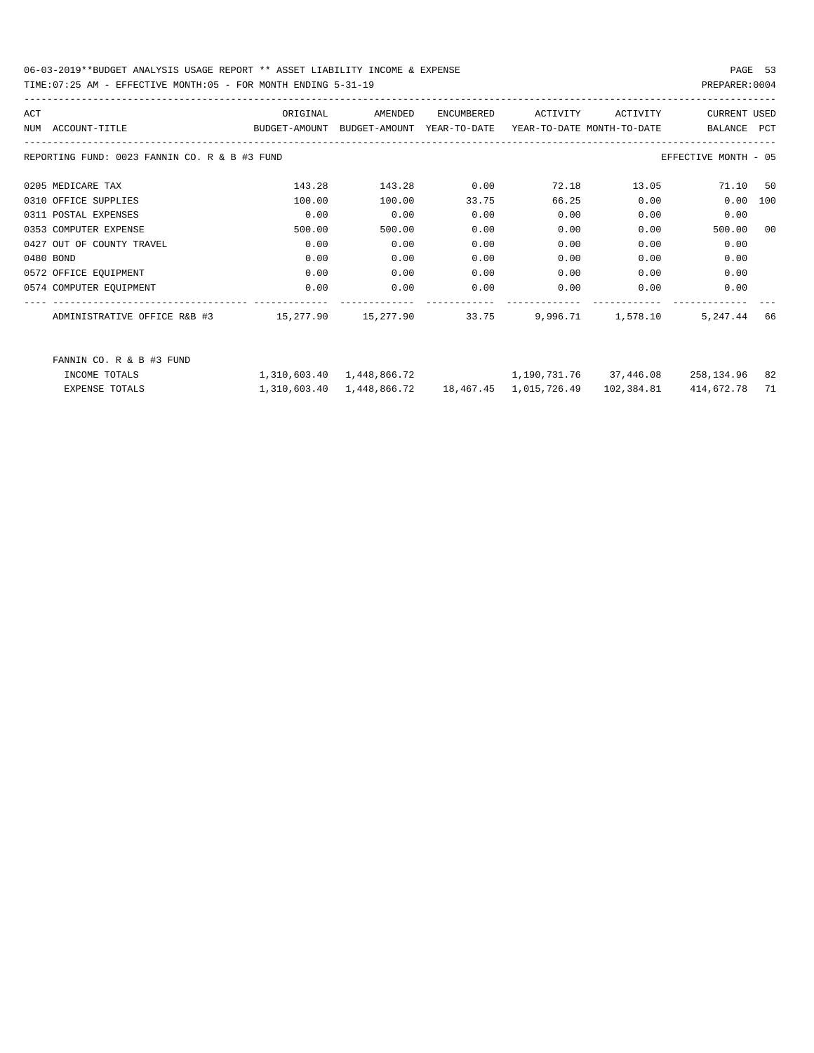06-03-2019**BUDGET ANALYSIS USAGE REPORT ** ASSET LIABILITY INCOME & EXPENSE

TIME:07:25 AM - EFFECTIVE MONTH:05 - FOR MONTH ENDING 5-31-19

| ACT NUM | ACCOUNT-TITLE | ORIGINAL BUDGET-AMOUNT | AMENDED BUDGET-AMOUNT | ENCUMBERED YEAR-TO-DATE | ACTIVITY YEAR-TO-DATE | ACTIVITY MONTH-TO-DATE | CURRENT BALANCE | USED PCT |
|---|---|---|---|---|---|---|---|---|
| REPORTING FUND: 0023 FANNIN CO. R & B #3 FUND | | | | | | | EFFECTIVE MONTH - 05 | |
| 0205 | MEDICARE TAX | 143.28 | 143.28 | 0.00 | 72.18 | 13.05 | 71.10 | 50 |
| 0310 | OFFICE SUPPLIES | 100.00 | 100.00 | 33.75 | 66.25 | 0.00 | 0.00 | 100 |
| 0311 | POSTAL EXPENSES | 0.00 | 0.00 | 0.00 | 0.00 | 0.00 | 0.00 | |
| 0353 | COMPUTER EXPENSE | 500.00 | 500.00 | 0.00 | 0.00 | 0.00 | 500.00 | 00 |
| 0427 | OUT OF COUNTY TRAVEL | 0.00 | 0.00 | 0.00 | 0.00 | 0.00 | 0.00 | |
| 0480 | BOND | 0.00 | 0.00 | 0.00 | 0.00 | 0.00 | 0.00 | |
| 0572 | OFFICE EQUIPMENT | 0.00 | 0.00 | 0.00 | 0.00 | 0.00 | 0.00 | |
| 0574 | COMPUTER EQUIPMENT | 0.00 | 0.00 | 0.00 | 0.00 | 0.00 | 0.00 | |
| | ADMINISTRATIVE OFFICE R&B #3 | 15,277.90 | 15,277.90 | 33.75 | 9,996.71 | 1,578.10 | 5,247.44 | 66 |
| | FANNIN CO. R & B #3 FUND | | | | | | | |
| | INCOME TOTALS | 1,310,603.40 | 1,448,866.72 | | 1,190,731.76 | 37,446.08 | 258,134.96 | 82 |
| | EXPENSE TOTALS | 1,310,603.40 | 1,448,866.72 | 18,467.45 | 1,015,726.49 | 102,384.81 | 414,672.78 | 71 |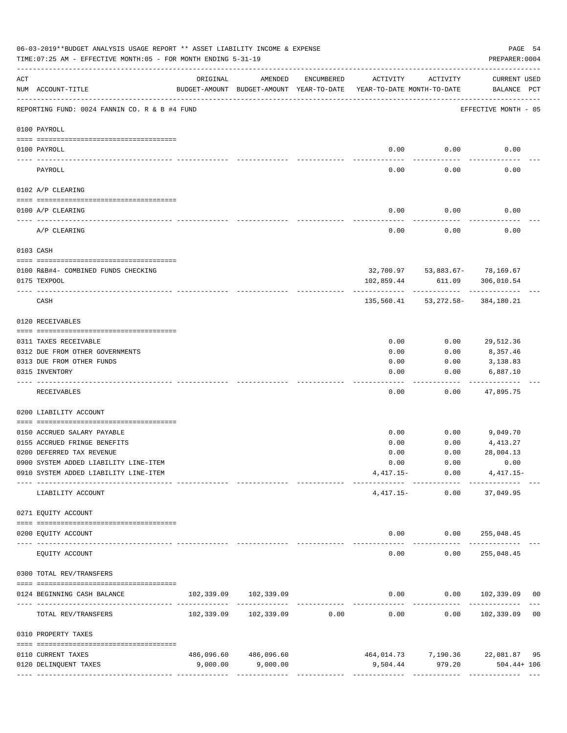06-03-2019**BUDGET ANALYSIS USAGE REPORT ** ASSET LIABILITY INCOME & EXPENSE

TIME:07:25 AM - EFFECTIVE MONTH:05 - FOR MONTH ENDING 5-31-19

PREPARER:0004

REPORTING FUND: 0024 FANNIN CO. R & B #4 FUND — EFFECTIVE MONTH - 05

| ACT NUM | ACCOUNT-TITLE | ORIGINAL BUDGET-AMOUNT | AMENDED BUDGET-AMOUNT | ENCUMBERED YEAR-TO-DATE | ACTIVITY YEAR-TO-DATE | ACTIVITY MONTH-TO-DATE | CURRENT USED BALANCE | PCT |
|---|---|---|---|---|---|---|---|---|
| **0100 PAYROLL** | | | | | | | | |
| 0100 | PAYROLL | | | | 0.00 | 0.00 | 0.00 | |
| | PAYROLL | | | | 0.00 | 0.00 | 0.00 | |
| **0102 A/P CLEARING** | | | | | | | | |
| 0100 | A/P CLEARING | | | | 0.00 | 0.00 | 0.00 | |
| | A/P CLEARING | | | | 0.00 | 0.00 | 0.00 | |
| **0103 CASH** | | | | | | | | |
| 0100 | R&B#4- COMBINED FUNDS CHECKING | | | | 32,700.97 | 53,883.67- | 78,169.67 | |
| 0175 | TEXPOOL | | | | 102,859.44 | 611.09 | 306,010.54 | |
| | CASH | | | | 135,560.41 | 53,272.58- | 384,180.21 | |
| **0120 RECEIVABLES** | | | | | | | | |
| 0311 | TAXES RECEIVABLE | | | | 0.00 | 0.00 | 29,512.36 | |
| 0312 | DUE FROM OTHER GOVERNMENTS | | | | 0.00 | 0.00 | 8,357.46 | |
| 0313 | DUE FROM OTHER FUNDS | | | | 0.00 | 0.00 | 3,138.83 | |
| 0315 | INVENTORY | | | | 0.00 | 0.00 | 6,887.10 | |
| | RECEIVABLES | | | | 0.00 | 0.00 | 47,895.75 | |
| **0200 LIABILITY ACCOUNT** | | | | | | | | |
| 0150 | ACCRUED SALARY PAYABLE | | | | 0.00 | 0.00 | 9,049.70 | |
| 0155 | ACCRUED FRINGE BENEFITS | | | | 0.00 | 0.00 | 4,413.27 | |
| 0200 | DEFERRED TAX REVENUE | | | | 0.00 | 0.00 | 28,004.13 | |
| 0900 | SYSTEM ADDED LIABILITY LINE-ITEM | | | | 0.00 | 0.00 | 0.00 | |
| 0910 | SYSTEM ADDED LIABILITY LINE-ITEM | | | | 4,417.15- | 0.00 | 4,417.15- | |
| | LIABILITY ACCOUNT | | | | 4,417.15- | 0.00 | 37,049.95 | |
| **0271 EQUITY ACCOUNT** | | | | | | | | |
| 0200 | EQUITY ACCOUNT | | | | 0.00 | 0.00 | 255,048.45 | |
| | EQUITY ACCOUNT | | | | 0.00 | 0.00 | 255,048.45 | |
| **0300 TOTAL REV/TRANSFERS** | | | | | | | | |
| 0124 | BEGINNING CASH BALANCE | 102,339.09 | 102,339.09 | | 0.00 | 0.00 | 102,339.09 | 00 |
| | TOTAL REV/TRANSFERS | 102,339.09 | 102,339.09 | 0.00 | 0.00 | 0.00 | 102,339.09 | 00 |
| **0310 PROPERTY TAXES** | | | | | | | | |
| 0110 | CURRENT TAXES | 486,096.60 | 486,096.60 | | 464,014.73 | 7,190.36 | 22,081.87 | 95 |
| 0120 | DELINQUENT TAXES | 9,000.00 | 9,000.00 | | 9,504.44 | 979.20 | 504.44+ | 106 |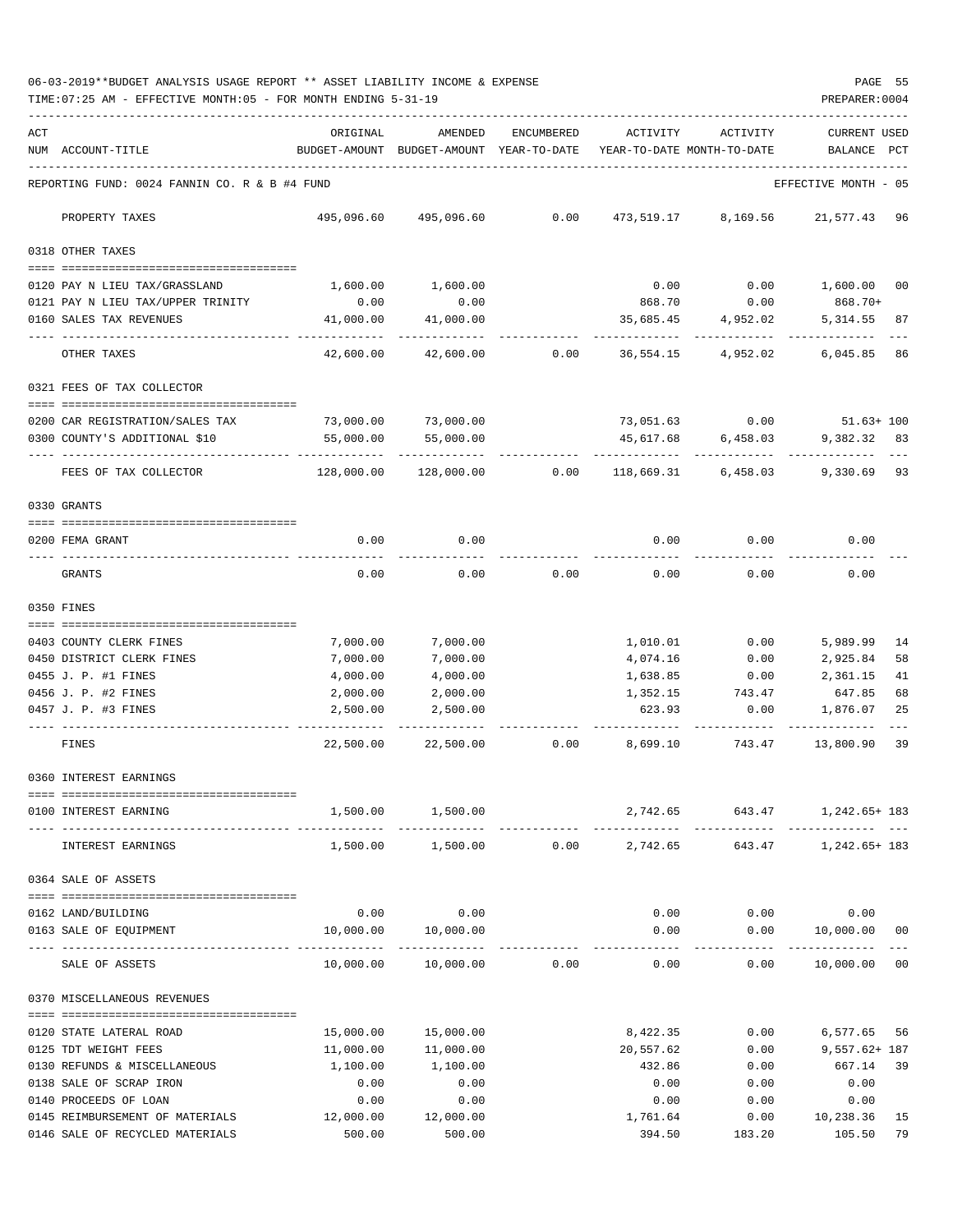06-03-2019**BUDGET ANALYSIS USAGE REPORT ** ASSET LIABILITY INCOME & EXPENSE

TIME:07:25 AM - EFFECTIVE MONTH:05 - FOR MONTH ENDING 5-31-19

PREPARER:0004

| ACT NUM | ACCOUNT-TITLE | ORIGINAL BUDGET-AMOUNT | AMENDED BUDGET-AMOUNT | ENCUMBERED YEAR-TO-DATE | ACTIVITY YEAR-TO-DATE | ACTIVITY MONTH-TO-DATE | CURRENT USED BALANCE | PCT |
|---|---|---|---|---|---|---|---|---|
| | REPORTING FUND: 0024 FANNIN CO. R & B #4 FUND | | | | | | EFFECTIVE MONTH - 05 | |
| | PROPERTY TAXES | 495,096.60 | 495,096.60 | 0.00 | 473,519.17 | 8,169.56 | 21,577.43 | 96 |
| | 0318 OTHER TAXES | | | | | | | |
| 0120 | PAY N LIEU TAX/GRASSLAND | 1,600.00 | 1,600.00 | | 0.00 | 0.00 | 1,600.00 | 00 |
| 0121 | PAY N LIEU TAX/UPPER TRINITY | 0.00 | 0.00 | | 868.70 | 0.00 | 868.70+ | |
| 0160 | SALES TAX REVENUES | 41,000.00 | 41,000.00 | | 35,685.45 | 4,952.02 | 5,314.55 | 87 |
| | OTHER TAXES | 42,600.00 | 42,600.00 | 0.00 | 36,554.15 | 4,952.02 | 6,045.85 | 86 |
| | 0321 FEES OF TAX COLLECTOR | | | | | | | |
| 0200 | CAR REGISTRATION/SALES TAX | 73,000.00 | 73,000.00 | | 73,051.63 | 0.00 | 51.63+ | 100 |
| 0300 | COUNTY'S ADDITIONAL $10 | 55,000.00 | 55,000.00 | | 45,617.68 | 6,458.03 | 9,382.32 | 83 |
| | FEES OF TAX COLLECTOR | 128,000.00 | 128,000.00 | 0.00 | 118,669.31 | 6,458.03 | 9,330.69 | 93 |
| | 0330 GRANTS | | | | | | | |
| 0200 | FEMA GRANT | 0.00 | 0.00 | | 0.00 | 0.00 | 0.00 | |
| | GRANTS | 0.00 | 0.00 | 0.00 | 0.00 | 0.00 | 0.00 | |
| | 0350 FINES | | | | | | | |
| 0403 | COUNTY CLERK FINES | 7,000.00 | 7,000.00 | | 1,010.01 | 0.00 | 5,989.99 | 14 |
| 0450 | DISTRICT CLERK FINES | 7,000.00 | 7,000.00 | | 4,074.16 | 0.00 | 2,925.84 | 58 |
| 0455 | J. P. #1 FINES | 4,000.00 | 4,000.00 | | 1,638.85 | 0.00 | 2,361.15 | 41 |
| 0456 | J. P. #2 FINES | 2,000.00 | 2,000.00 | | 1,352.15 | 743.47 | 647.85 | 68 |
| 0457 | J. P. #3 FINES | 2,500.00 | 2,500.00 | | 623.93 | 0.00 | 1,876.07 | 25 |
| | FINES | 22,500.00 | 22,500.00 | 0.00 | 8,699.10 | 743.47 | 13,800.90 | 39 |
| | 0360 INTEREST EARNINGS | | | | | | | |
| 0100 | INTEREST EARNING | 1,500.00 | 1,500.00 | | 2,742.65 | 643.47 | 1,242.65+ | 183 |
| | INTEREST EARNINGS | 1,500.00 | 1,500.00 | 0.00 | 2,742.65 | 643.47 | 1,242.65+ | 183 |
| | 0364 SALE OF ASSETS | | | | | | | |
| 0162 | LAND/BUILDING | 0.00 | 0.00 | | 0.00 | 0.00 | 0.00 | |
| 0163 | SALE OF EQUIPMENT | 10,000.00 | 10,000.00 | | 0.00 | 0.00 | 10,000.00 | 00 |
| | SALE OF ASSETS | 10,000.00 | 10,000.00 | 0.00 | 0.00 | 0.00 | 10,000.00 | 00 |
| | 0370 MISCELLANEOUS REVENUES | | | | | | | |
| 0120 | STATE LATERAL ROAD | 15,000.00 | 15,000.00 | | 8,422.35 | 0.00 | 6,577.65 | 56 |
| 0125 | TDT WEIGHT FEES | 11,000.00 | 11,000.00 | | 20,557.62 | 0.00 | 9,557.62+ | 187 |
| 0130 | REFUNDS & MISCELLANEOUS | 1,100.00 | 1,100.00 | | 432.86 | 0.00 | 667.14 | 39 |
| 0138 | SALE OF SCRAP IRON | 0.00 | 0.00 | | 0.00 | 0.00 | 0.00 | |
| 0140 | PROCEEDS OF LOAN | 0.00 | 0.00 | | 0.00 | 0.00 | 0.00 | |
| 0145 | REIMBURSEMENT OF MATERIALS | 12,000.00 | 12,000.00 | | 1,761.64 | 0.00 | 10,238.36 | 15 |
| 0146 | SALE OF RECYCLED MATERIALS | 500.00 | 500.00 | | 394.50 | 183.20 | 105.50 | 79 |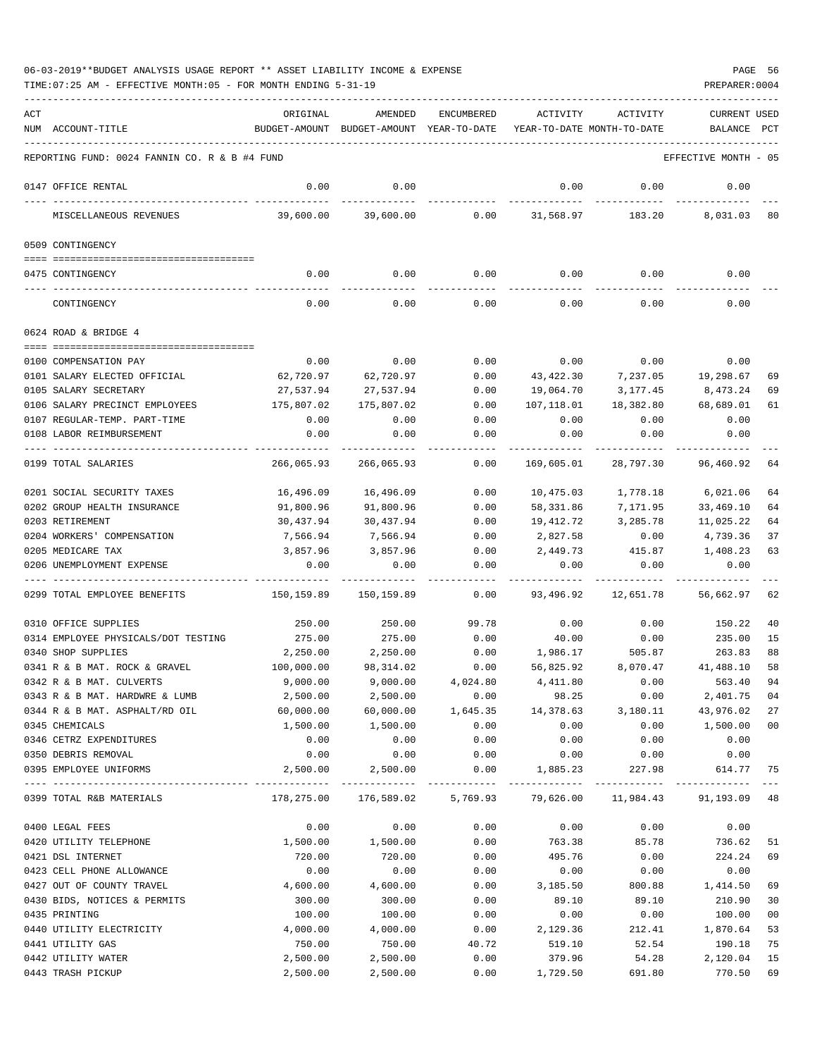06-03-2019**BUDGET ANALYSIS USAGE REPORT ** ASSET LIABILITY INCOME & EXPENSE

TIME:07:25 AM - EFFECTIVE MONTH:05 - FOR MONTH ENDING 5-31-19

PREPARER:0004

| ACT NUM | ACCOUNT-TITLE | ORIGINAL BUDGET-AMOUNT | AMENDED BUDGET-AMOUNT | ENCUMBERED YEAR-TO-DATE | ACTIVITY YEAR-TO-DATE | ACTIVITY MONTH-TO-DATE | CURRENT BALANCE | USED PCT |
|---|---|---|---|---|---|---|---|---|
| | REPORTING FUND: 0024 FANNIN CO. R & B #4 FUND | | | | | | EFFECTIVE MONTH - 05 | |
| 0147 | OFFICE RENTAL | 0.00 | 0.00 | | 0.00 | 0.00 | 0.00 | |
| | MISCELLANEOUS REVENUES | 39,600.00 | 39,600.00 | 0.00 | 31,568.97 | 183.20 | 8,031.03 | 80 |
| | 0509 CONTINGENCY | | | | | | | |
| 0475 | CONTINGENCY | 0.00 | 0.00 | 0.00 | 0.00 | 0.00 | 0.00 | |
| | CONTINGENCY | 0.00 | 0.00 | 0.00 | 0.00 | 0.00 | 0.00 | |
| | 0624 ROAD & BRIDGE 4 | | | | | | | |
| 0100 | COMPENSATION PAY | 0.00 | 0.00 | 0.00 | 0.00 | 0.00 | 0.00 | |
| 0101 | SALARY ELECTED OFFICIAL | 62,720.97 | 62,720.97 | 0.00 | 43,422.30 | 7,237.05 | 19,298.67 | 69 |
| 0105 | SALARY SECRETARY | 27,537.94 | 27,537.94 | 0.00 | 19,064.70 | 3,177.45 | 8,473.24 | 69 |
| 0106 | SALARY PRECINCT EMPLOYEES | 175,807.02 | 175,807.02 | 0.00 | 107,118.01 | 18,382.80 | 68,689.01 | 61 |
| 0107 | REGULAR-TEMP. PART-TIME | 0.00 | 0.00 | 0.00 | 0.00 | 0.00 | 0.00 | |
| 0108 | LABOR REIMBURSEMENT | 0.00 | 0.00 | 0.00 | 0.00 | 0.00 | 0.00 | |
| 0199 | TOTAL SALARIES | 266,065.93 | 266,065.93 | 0.00 | 169,605.01 | 28,797.30 | 96,460.92 | 64 |
| 0201 | SOCIAL SECURITY TAXES | 16,496.09 | 16,496.09 | 0.00 | 10,475.03 | 1,778.18 | 6,021.06 | 64 |
| 0202 | GROUP HEALTH INSURANCE | 91,800.96 | 91,800.96 | 0.00 | 58,331.86 | 7,171.95 | 33,469.10 | 64 |
| 0203 | RETIREMENT | 30,437.94 | 30,437.94 | 0.00 | 19,412.72 | 3,285.78 | 11,025.22 | 64 |
| 0204 | WORKERS' COMPENSATION | 7,566.94 | 7,566.94 | 0.00 | 2,827.58 | 0.00 | 4,739.36 | 37 |
| 0205 | MEDICARE TAX | 3,857.96 | 3,857.96 | 0.00 | 2,449.73 | 415.87 | 1,408.23 | 63 |
| 0206 | UNEMPLOYMENT EXPENSE | 0.00 | 0.00 | 0.00 | 0.00 | 0.00 | 0.00 | |
| 0299 | TOTAL EMPLOYEE BENEFITS | 150,159.89 | 150,159.89 | 0.00 | 93,496.92 | 12,651.78 | 56,662.97 | 62 |
| 0310 | OFFICE SUPPLIES | 250.00 | 250.00 | 99.78 | 0.00 | 0.00 | 150.22 | 40 |
| 0314 | EMPLOYEE PHYSICALS/DOT TESTING | 275.00 | 275.00 | 0.00 | 40.00 | 0.00 | 235.00 | 15 |
| 0340 | SHOP SUPPLIES | 2,250.00 | 2,250.00 | 0.00 | 1,986.17 | 505.87 | 263.83 | 88 |
| 0341 | R & B MAT. ROCK & GRAVEL | 100,000.00 | 98,314.02 | 0.00 | 56,825.92 | 8,070.47 | 41,488.10 | 58 |
| 0342 | R & B MAT. CULVERTS | 9,000.00 | 9,000.00 | 4,024.80 | 4,411.80 | 0.00 | 563.40 | 94 |
| 0343 | R & B MAT. HARDWRE & LUMB | 2,500.00 | 2,500.00 | 0.00 | 98.25 | 0.00 | 2,401.75 | 04 |
| 0344 | R & B MAT. ASPHALT/RD OIL | 60,000.00 | 60,000.00 | 1,645.35 | 14,378.63 | 3,180.11 | 43,976.02 | 27 |
| 0345 | CHEMICALS | 1,500.00 | 1,500.00 | 0.00 | 0.00 | 0.00 | 1,500.00 | 00 |
| 0346 | CETRZ EXPENDITURES | 0.00 | 0.00 | 0.00 | 0.00 | 0.00 | 0.00 | |
| 0350 | DEBRIS REMOVAL | 0.00 | 0.00 | 0.00 | 0.00 | 0.00 | 0.00 | |
| 0395 | EMPLOYEE UNIFORMS | 2,500.00 | 2,500.00 | 0.00 | 1,885.23 | 227.98 | 614.77 | 75 |
| 0399 | TOTAL R&B MATERIALS | 178,275.00 | 176,589.02 | 5,769.93 | 79,626.00 | 11,984.43 | 91,193.09 | 48 |
| 0400 | LEGAL FEES | 0.00 | 0.00 | 0.00 | 0.00 | 0.00 | 0.00 | |
| 0420 | UTILITY TELEPHONE | 1,500.00 | 1,500.00 | 0.00 | 763.38 | 85.78 | 736.62 | 51 |
| 0421 | DSL INTERNET | 720.00 | 720.00 | 0.00 | 495.76 | 0.00 | 224.24 | 69 |
| 0423 | CELL PHONE ALLOWANCE | 0.00 | 0.00 | 0.00 | 0.00 | 0.00 | 0.00 | |
| 0427 | OUT OF COUNTY TRAVEL | 4,600.00 | 4,600.00 | 0.00 | 3,185.50 | 800.88 | 1,414.50 | 69 |
| 0430 | BIDS, NOTICES & PERMITS | 300.00 | 300.00 | 0.00 | 89.10 | 89.10 | 210.90 | 30 |
| 0435 | PRINTING | 100.00 | 100.00 | 0.00 | 0.00 | 0.00 | 100.00 | 00 |
| 0440 | UTILITY ELECTRICITY | 4,000.00 | 4,000.00 | 0.00 | 2,129.36 | 212.41 | 1,870.64 | 53 |
| 0441 | UTILITY GAS | 750.00 | 750.00 | 40.72 | 519.10 | 52.54 | 190.18 | 75 |
| 0442 | UTILITY WATER | 2,500.00 | 2,500.00 | 0.00 | 379.96 | 54.28 | 2,120.04 | 15 |
| 0443 | TRASH PICKUP | 2,500.00 | 2,500.00 | 0.00 | 1,729.50 | 691.80 | 770.50 | 69 |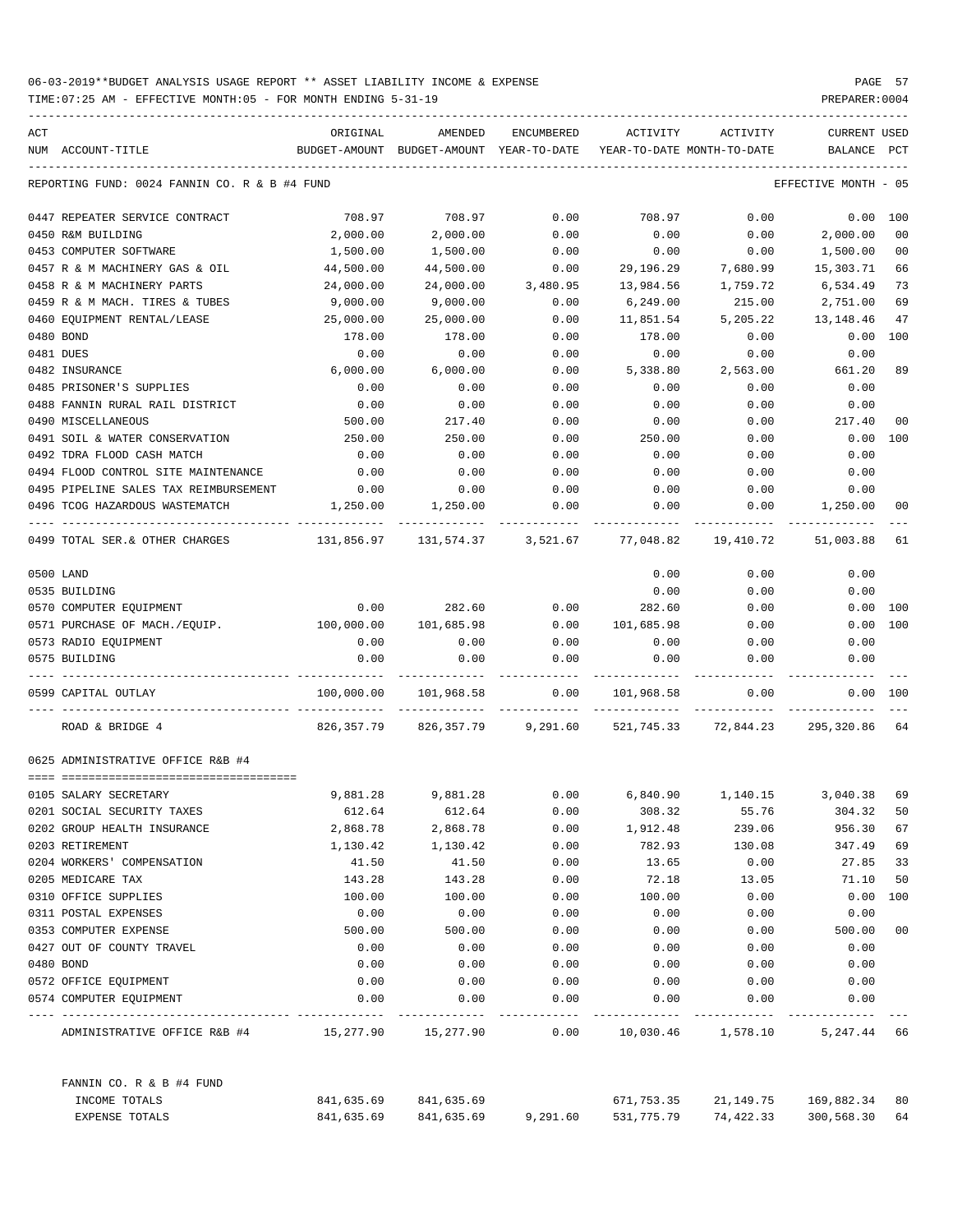06-03-2019**BUDGET ANALYSIS USAGE REPORT ** ASSET LIABILITY INCOME & EXPENSE

TIME:07:25 AM - EFFECTIVE MONTH:05 - FOR MONTH ENDING 5-31-19

PREPARER:0004

| ACT NUM | ACCOUNT-TITLE | ORIGINAL BUDGET-AMOUNT | AMENDED BUDGET-AMOUNT | ENCUMBERED YEAR-TO-DATE | ACTIVITY YEAR-TO-DATE | ACTIVITY MONTH-TO-DATE | CURRENT BALANCE | USED PCT |
|---|---|---|---|---|---|---|---|---|
| | REPORTING FUND: 0024 FANNIN CO. R & B #4 FUND | | | | | | EFFECTIVE MONTH - 05 | |
| 0447 | REPEATER SERVICE CONTRACT | 708.97 | 708.97 | 0.00 | 708.97 | 0.00 | 0.00 | 100 |
| 0450 | R&M BUILDING | 2,000.00 | 2,000.00 | 0.00 | 0.00 | 0.00 | 2,000.00 | 00 |
| 0453 | COMPUTER SOFTWARE | 1,500.00 | 1,500.00 | 0.00 | 0.00 | 0.00 | 1,500.00 | 00 |
| 0457 | R & M MACHINERY GAS & OIL | 44,500.00 | 44,500.00 | 0.00 | 29,196.29 | 7,680.99 | 15,303.71 | 66 |
| 0458 | R & M MACHINERY PARTS | 24,000.00 | 24,000.00 | 3,480.95 | 13,984.56 | 1,759.72 | 6,534.49 | 73 |
| 0459 | R & M MACH. TIRES & TUBES | 9,000.00 | 9,000.00 | 0.00 | 6,249.00 | 215.00 | 2,751.00 | 69 |
| 0460 | EQUIPMENT RENTAL/LEASE | 25,000.00 | 25,000.00 | 0.00 | 11,851.54 | 5,205.22 | 13,148.46 | 47 |
| 0480 | BOND | 178.00 | 178.00 | 0.00 | 178.00 | 0.00 | 0.00 | 100 |
| 0481 | DUES | 0.00 | 0.00 | 0.00 | 0.00 | 0.00 | 0.00 | |
| 0482 | INSURANCE | 6,000.00 | 6,000.00 | 0.00 | 5,338.80 | 2,563.00 | 661.20 | 89 |
| 0485 | PRISONER'S SUPPLIES | 0.00 | 0.00 | 0.00 | 0.00 | 0.00 | 0.00 | |
| 0488 | FANNIN RURAL RAIL DISTRICT | 0.00 | 0.00 | 0.00 | 0.00 | 0.00 | 0.00 | |
| 0490 | MISCELLANEOUS | 500.00 | 217.40 | 0.00 | 0.00 | 0.00 | 217.40 | 00 |
| 0491 | SOIL & WATER CONSERVATION | 250.00 | 250.00 | 0.00 | 250.00 | 0.00 | 0.00 | 100 |
| 0492 | TDRA FLOOD CASH MATCH | 0.00 | 0.00 | 0.00 | 0.00 | 0.00 | 0.00 | |
| 0494 | FLOOD CONTROL SITE MAINTENANCE | 0.00 | 0.00 | 0.00 | 0.00 | 0.00 | 0.00 | |
| 0495 | PIPELINE SALES TAX REIMBURSEMENT | 0.00 | 0.00 | 0.00 | 0.00 | 0.00 | 0.00 | |
| 0496 | TCOG HAZARDOUS WASTEMATCH | 1,250.00 | 1,250.00 | 0.00 | 0.00 | 0.00 | 1,250.00 | 00 |
| 0499 | TOTAL SER.& OTHER CHARGES | 131,856.97 | 131,574.37 | 3,521.67 | 77,048.82 | 19,410.72 | 51,003.88 | 61 |
| 0500 | LAND | | | | 0.00 | 0.00 | 0.00 | |
| 0535 | BUILDING | | | | 0.00 | 0.00 | 0.00 | |
| 0570 | COMPUTER EQUIPMENT | 0.00 | 282.60 | 0.00 | 282.60 | 0.00 | 0.00 | 100 |
| 0571 | PURCHASE OF MACH./EQUIP. | 100,000.00 | 101,685.98 | 0.00 | 101,685.98 | 0.00 | 0.00 | 100 |
| 0573 | RADIO EQUIPMENT | 0.00 | 0.00 | 0.00 | 0.00 | 0.00 | 0.00 | |
| 0575 | BUILDING | 0.00 | 0.00 | 0.00 | 0.00 | 0.00 | 0.00 | |
| 0599 | CAPITAL OUTLAY | 100,000.00 | 101,968.58 | 0.00 | 101,968.58 | 0.00 | 0.00 | 100 |
| | ROAD & BRIDGE 4 | 826,357.79 | 826,357.79 | 9,291.60 | 521,745.33 | 72,844.23 | 295,320.86 | 64 |
| | 0625 ADMINISTRATIVE OFFICE R&B #4 | | | | | | | |
| 0105 | SALARY SECRETARY | 9,881.28 | 9,881.28 | 0.00 | 6,840.90 | 1,140.15 | 3,040.38 | 69 |
| 0201 | SOCIAL SECURITY TAXES | 612.64 | 612.64 | 0.00 | 308.32 | 55.76 | 304.32 | 50 |
| 0202 | GROUP HEALTH INSURANCE | 2,868.78 | 2,868.78 | 0.00 | 1,912.48 | 239.06 | 956.30 | 67 |
| 0203 | RETIREMENT | 1,130.42 | 1,130.42 | 0.00 | 782.93 | 130.08 | 347.49 | 69 |
| 0204 | WORKERS' COMPENSATION | 41.50 | 41.50 | 0.00 | 13.65 | 0.00 | 27.85 | 33 |
| 0205 | MEDICARE TAX | 143.28 | 143.28 | 0.00 | 72.18 | 13.05 | 71.10 | 50 |
| 0310 | OFFICE SUPPLIES | 100.00 | 100.00 | 0.00 | 100.00 | 0.00 | 0.00 | 100 |
| 0311 | POSTAL EXPENSES | 0.00 | 0.00 | 0.00 | 0.00 | 0.00 | 0.00 | |
| 0353 | COMPUTER EXPENSE | 500.00 | 500.00 | 0.00 | 0.00 | 0.00 | 500.00 | 00 |
| 0427 | OUT OF COUNTY TRAVEL | 0.00 | 0.00 | 0.00 | 0.00 | 0.00 | 0.00 | |
| 0480 | BOND | 0.00 | 0.00 | 0.00 | 0.00 | 0.00 | 0.00 | |
| 0572 | OFFICE EQUIPMENT | 0.00 | 0.00 | 0.00 | 0.00 | 0.00 | 0.00 | |
| 0574 | COMPUTER EQUIPMENT | 0.00 | 0.00 | 0.00 | 0.00 | 0.00 | 0.00 | |
| | ADMINISTRATIVE OFFICE R&B #4 | 15,277.90 | 15,277.90 | 0.00 | 10,030.46 | 1,578.10 | 5,247.44 | 66 |
| | FANNIN CO. R & B #4 FUND | | | | | | | |
| | INCOME TOTALS | 841,635.69 | 841,635.69 | | 671,753.35 | 21,149.75 | 169,882.34 | 80 |
| | EXPENSE TOTALS | 841,635.69 | 841,635.69 | 9,291.60 | 531,775.79 | 74,422.33 | 300,568.30 | 64 |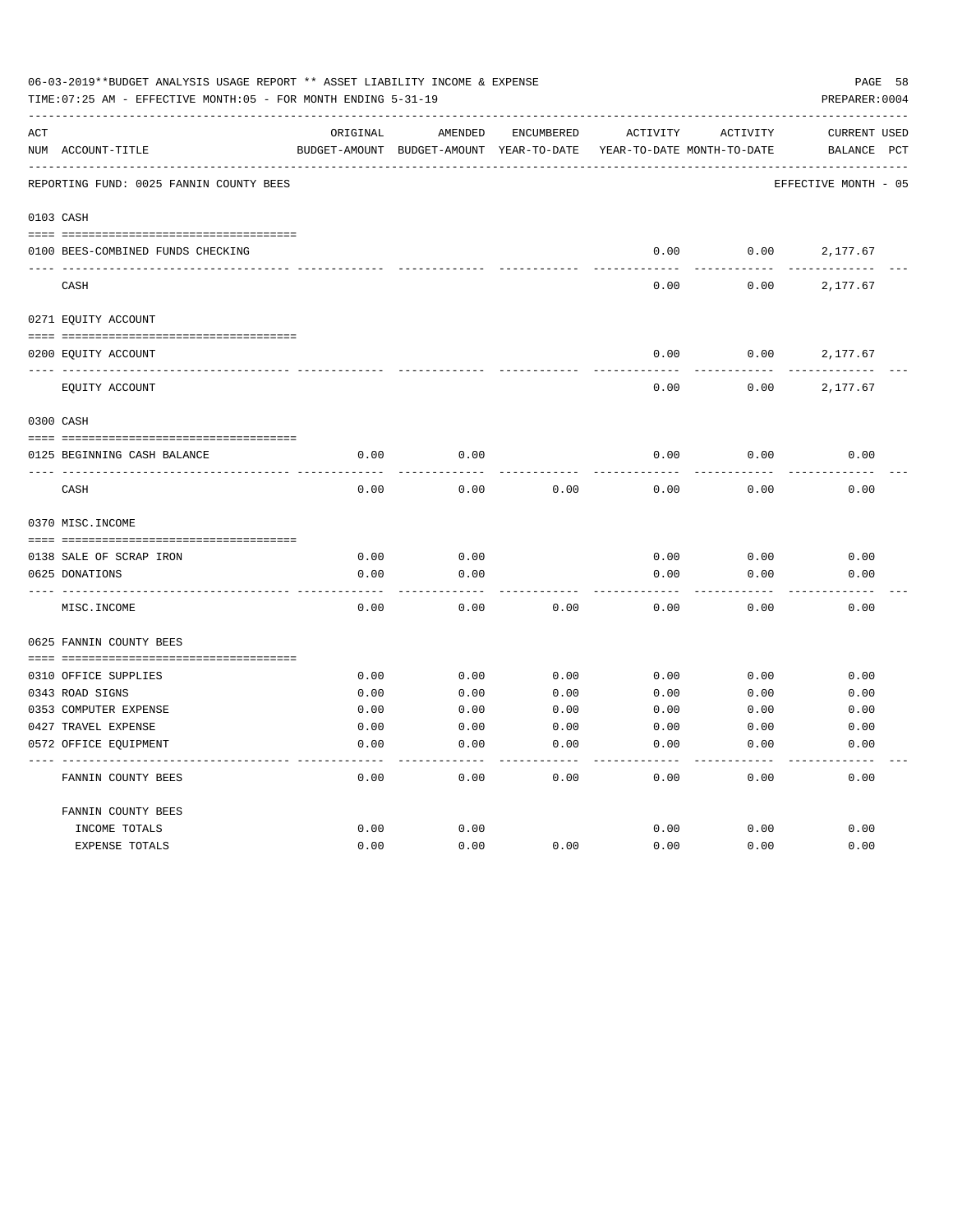06-03-2019**BUDGET ANALYSIS USAGE REPORT ** ASSET LIABILITY INCOME & EXPENSE

TIME:07:25 AM - EFFECTIVE MONTH:05 - FOR MONTH ENDING 5-31-19

PREPARER:0004

| ACT NUM | ACCOUNT-TITLE | ORIGINAL BUDGET-AMOUNT | AMENDED BUDGET-AMOUNT | ENCUMBERED YEAR-TO-DATE | ACTIVITY YEAR-TO-DATE | ACTIVITY MONTH-TO-DATE | CURRENT BALANCE | USED PCT |
|---|---|---|---|---|---|---|---|---|
| | REPORTING FUND: 0025 FANNIN COUNTY BEES | | | | | | EFFECTIVE MONTH - 05 | |
| 0103 | CASH | | | | | | | |
| 0100 | BEES-COMBINED FUNDS CHECKING | | | | 0.00 | 0.00 | 2,177.67 | |
| | CASH | | | | 0.00 | 0.00 | 2,177.67 | |
| 0271 | EQUITY ACCOUNT | | | | | | | |
| 0200 | EQUITY ACCOUNT | | | | 0.00 | 0.00 | 2,177.67 | |
| | EQUITY ACCOUNT | | | | 0.00 | 0.00 | 2,177.67 | |
| 0300 | CASH | | | | | | | |
| 0125 | BEGINNING CASH BALANCE | 0.00 | 0.00 | | 0.00 | 0.00 | 0.00 | |
| | CASH | 0.00 | 0.00 | 0.00 | 0.00 | 0.00 | 0.00 | |
| 0370 | MISC.INCOME | | | | | | | |
| 0138 | SALE OF SCRAP IRON | 0.00 | 0.00 | | 0.00 | 0.00 | 0.00 | |
| 0625 | DONATIONS | 0.00 | 0.00 | | 0.00 | 0.00 | 0.00 | |
| | MISC.INCOME | 0.00 | 0.00 | 0.00 | 0.00 | 0.00 | 0.00 | |
| 0625 | FANNIN COUNTY BEES | | | | | | | |
| 0310 | OFFICE SUPPLIES | 0.00 | 0.00 | 0.00 | 0.00 | 0.00 | 0.00 | |
| 0343 | ROAD SIGNS | 0.00 | 0.00 | 0.00 | 0.00 | 0.00 | 0.00 | |
| 0353 | COMPUTER EXPENSE | 0.00 | 0.00 | 0.00 | 0.00 | 0.00 | 0.00 | |
| 0427 | TRAVEL EXPENSE | 0.00 | 0.00 | 0.00 | 0.00 | 0.00 | 0.00 | |
| 0572 | OFFICE EQUIPMENT | 0.00 | 0.00 | 0.00 | 0.00 | 0.00 | 0.00 | |
| | FANNIN COUNTY BEES | 0.00 | 0.00 | 0.00 | 0.00 | 0.00 | 0.00 | |
| | FANNIN COUNTY BEES | | | | | | | |
| | INCOME TOTALS | 0.00 | 0.00 | | 0.00 | 0.00 | 0.00 | |
| | EXPENSE TOTALS | 0.00 | 0.00 | 0.00 | 0.00 | 0.00 | 0.00 | |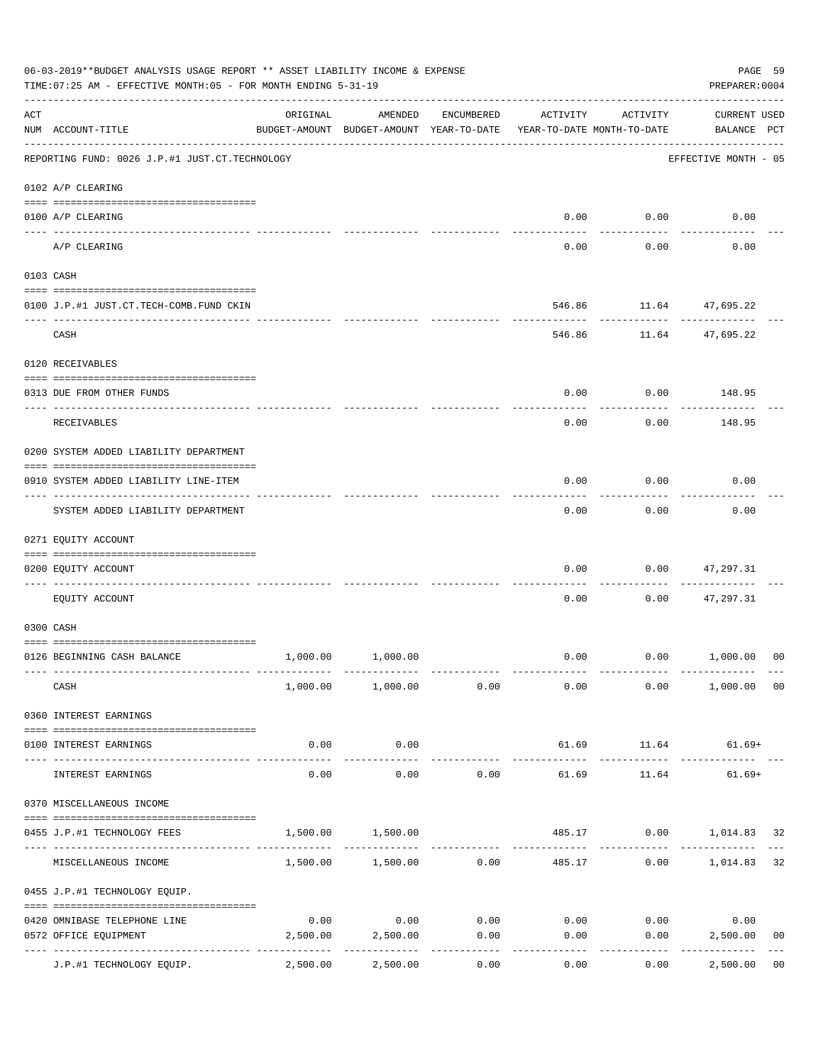06-03-2019**BUDGET ANALYSIS USAGE REPORT ** ASSET LIABILITY INCOME & EXPENSE

TIME:07:25 AM - EFFECTIVE MONTH:05 - FOR MONTH ENDING 5-31-19

PREPARER:0004

REPORTING FUND: 0026 J.P.#1 JUST.CT.TECHNOLOGY — EFFECTIVE MONTH - 05

| ACT NUM | ACCOUNT-TITLE | ORIGINAL BUDGET-AMOUNT | AMENDED BUDGET-AMOUNT | ENCUMBERED YEAR-TO-DATE | ACTIVITY YEAR-TO-DATE | ACTIVITY MONTH-TO-DATE | CURRENT USED BALANCE | PCT |
|---|---|---|---|---|---|---|---|---|
| 0102 | A/P CLEARING | | | | | | | |
| 0100 | A/P CLEARING | | | | 0.00 | 0.00 | 0.00 | |
| | A/P CLEARING | | | | 0.00 | 0.00 | 0.00 | |
| 0103 | CASH | | | | | | | |
| 0100 | J.P.#1 JUST.CT.TECH-COMB.FUND CKIN | | | | 546.86 | 11.64 | 47,695.22 | |
| | CASH | | | | 546.86 | 11.64 | 47,695.22 | |
| 0120 | RECEIVABLES | | | | | | | |
| 0313 | DUE FROM OTHER FUNDS | | | | 0.00 | 0.00 | 148.95 | |
| | RECEIVABLES | | | | 0.00 | 0.00 | 148.95 | |
| 0200 | SYSTEM ADDED LIABILITY DEPARTMENT | | | | | | | |
| 0910 | SYSTEM ADDED LIABILITY LINE-ITEM | | | | 0.00 | 0.00 | 0.00 | |
| | SYSTEM ADDED LIABILITY DEPARTMENT | | | | 0.00 | 0.00 | 0.00 | |
| 0271 | EQUITY ACCOUNT | | | | | | | |
| 0200 | EQUITY ACCOUNT | | | | 0.00 | 0.00 | 47,297.31 | |
| | EQUITY ACCOUNT | | | | 0.00 | 0.00 | 47,297.31 | |
| 0300 | CASH | | | | | | | |
| 0126 | BEGINNING CASH BALANCE | 1,000.00 | 1,000.00 | | 0.00 | 0.00 | 1,000.00 | 00 |
| | CASH | 1,000.00 | 1,000.00 | 0.00 | 0.00 | 0.00 | 1,000.00 | 00 |
| 0360 | INTEREST EARNINGS | | | | | | | |
| 0100 | INTEREST EARNINGS | 0.00 | 0.00 | | 61.69 | 11.64 | 61.69+ | |
| | INTEREST EARNINGS | 0.00 | 0.00 | 0.00 | 61.69 | 11.64 | 61.69+ | |
| 0370 | MISCELLANEOUS INCOME | | | | | | | |
| 0455 | J.P.#1 TECHNOLOGY FEES | 1,500.00 | 1,500.00 | | 485.17 | 0.00 | 1,014.83 | 32 |
| | MISCELLANEOUS INCOME | 1,500.00 | 1,500.00 | 0.00 | 485.17 | 0.00 | 1,014.83 | 32 |
| 0455 | J.P.#1 TECHNOLOGY EQUIP. | | | | | | | |
| 0420 | OMNIBASE TELEPHONE LINE | 0.00 | 0.00 | 0.00 | 0.00 | 0.00 | 0.00 | |
| 0572 | OFFICE EQUIPMENT | 2,500.00 | 2,500.00 | 0.00 | 0.00 | 0.00 | 2,500.00 | 00 |
| | J.P.#1 TECHNOLOGY EQUIP. | 2,500.00 | 2,500.00 | 0.00 | 0.00 | 0.00 | 2,500.00 | 00 |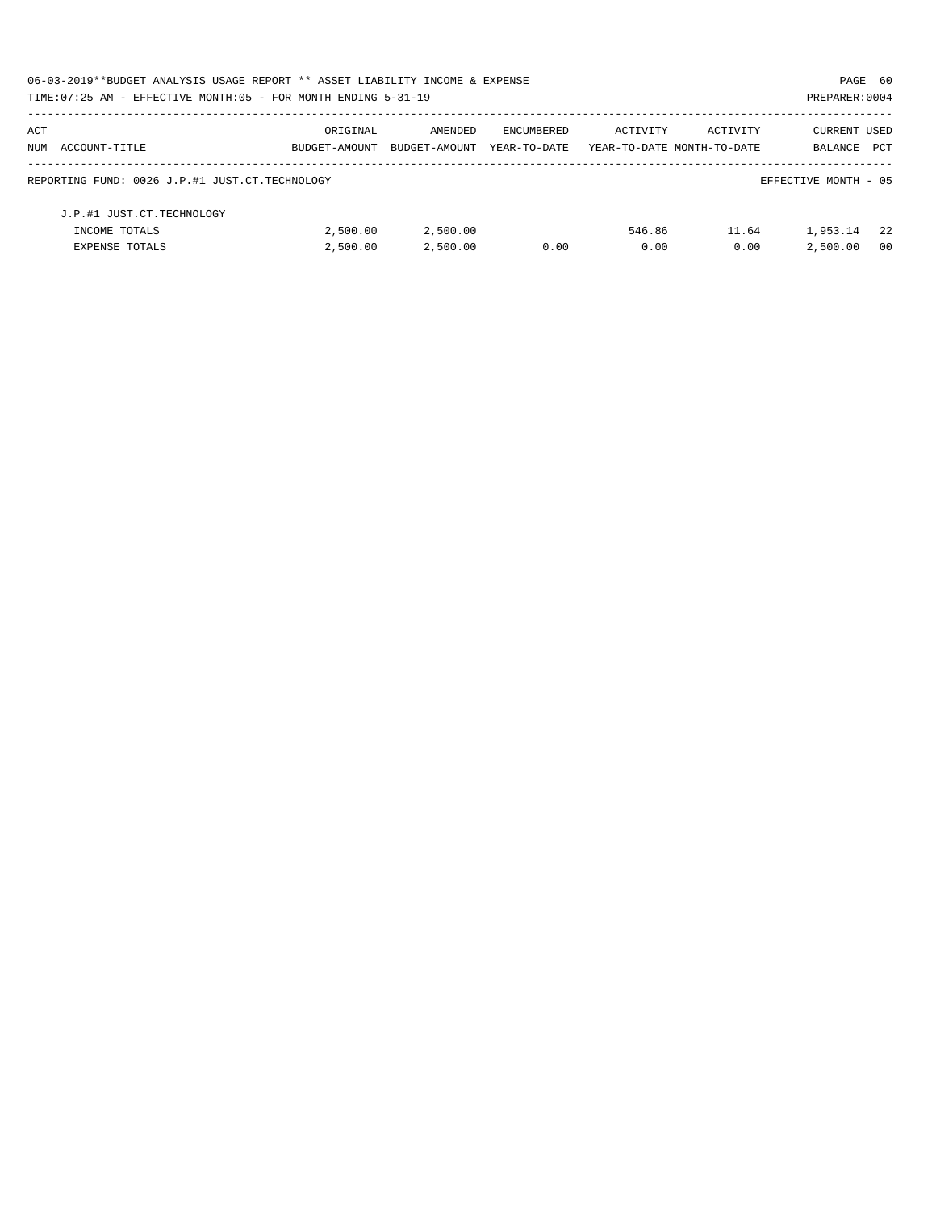06-03-2019**BUDGET ANALYSIS USAGE REPORT ** ASSET LIABILITY INCOME & EXPENSE

TIME:07:25 AM - EFFECTIVE MONTH:05 - FOR MONTH ENDING 5-31-19

PREPARER:0004

| ACT NUM | ACCOUNT-TITLE | ORIGINAL BUDGET-AMOUNT | AMENDED BUDGET-AMOUNT | ENCUMBERED YEAR-TO-DATE | ACTIVITY YEAR-TO-DATE | ACTIVITY MONTH-TO-DATE | CURRENT BALANCE | USED PCT |
|---|---|---|---|---|---|---|---|---|
| | REPORTING FUND: 0026 J.P.#1 JUST.CT.TECHNOLOGY | | | | | | EFFECTIVE MONTH - 05 | |
| | J.P.#1 JUST.CT.TECHNOLOGY | | | | | | | |
| | INCOME TOTALS | 2,500.00 | 2,500.00 | | 546.86 | 11.64 | 1,953.14 | 22 |
| | EXPENSE TOTALS | 2,500.00 | 2,500.00 | 0.00 | 0.00 | 0.00 | 2,500.00 | 00 |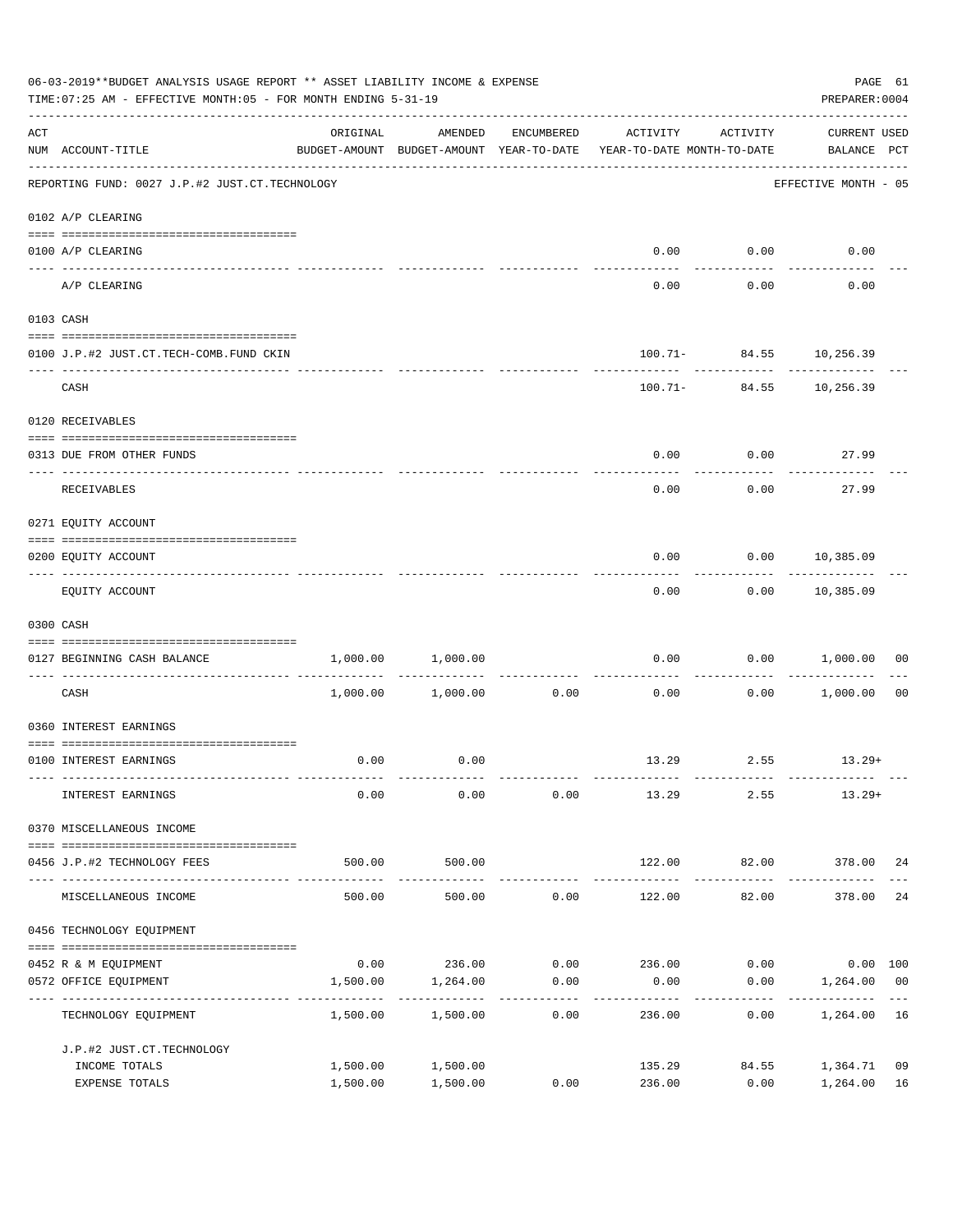06-03-2019**BUDGET ANALYSIS USAGE REPORT ** ASSET LIABILITY INCOME & EXPENSE

TIME:07:25 AM - EFFECTIVE MONTH:05 - FOR MONTH ENDING 5-31-19

PREPARER:0004

| ACT NUM | ACCOUNT-TITLE | ORIGINAL BUDGET-AMOUNT | AMENDED BUDGET-AMOUNT | ENCUMBERED YEAR-TO-DATE | ACTIVITY YEAR-TO-DATE | ACTIVITY MONTH-TO-DATE | CURRENT USED BALANCE | PCT |
|---|---|---|---|---|---|---|---|---|
| | REPORTING FUND: 0027 J.P.#2 JUST.CT.TECHNOLOGY | | | | | | EFFECTIVE MONTH - 05 | |
| | 0102 A/P CLEARING | | | | | | | |
| 0100 | A/P CLEARING | | | | 0.00 | 0.00 | 0.00 | |
| | A/P CLEARING | | | | 0.00 | 0.00 | 0.00 | |
| | 0103 CASH | | | | | | | |
| 0100 | J.P.#2 JUST.CT.TECH-COMB.FUND CKIN | | | | 100.71- | 84.55 | 10,256.39 | |
| | CASH | | | | 100.71- | 84.55 | 10,256.39 | |
| | 0120 RECEIVABLES | | | | | | | |
| 0313 | DUE FROM OTHER FUNDS | | | | 0.00 | 0.00 | 27.99 | |
| | RECEIVABLES | | | | 0.00 | 0.00 | 27.99 | |
| | 0271 EQUITY ACCOUNT | | | | | | | |
| 0200 | EQUITY ACCOUNT | | | | 0.00 | 0.00 | 10,385.09 | |
| | EQUITY ACCOUNT | | | | 0.00 | 0.00 | 10,385.09 | |
| | 0300 CASH | | | | | | | |
| 0127 | BEGINNING CASH BALANCE | 1,000.00 | 1,000.00 | | 0.00 | 0.00 | 1,000.00 | 00 |
| | CASH | 1,000.00 | 1,000.00 | 0.00 | 0.00 | 0.00 | 1,000.00 | 00 |
| | 0360 INTEREST EARNINGS | | | | | | | |
| 0100 | INTEREST EARNINGS | 0.00 | 0.00 | | 13.29 | 2.55 | 13.29+ | |
| | INTEREST EARNINGS | 0.00 | 0.00 | 0.00 | 13.29 | 2.55 | 13.29+ | |
| | 0370 MISCELLANEOUS INCOME | | | | | | | |
| 0456 | J.P.#2 TECHNOLOGY FEES | 500.00 | 500.00 | | 122.00 | 82.00 | 378.00 | 24 |
| | MISCELLANEOUS INCOME | 500.00 | 500.00 | 0.00 | 122.00 | 82.00 | 378.00 | 24 |
| | 0456 TECHNOLOGY EQUIPMENT | | | | | | | |
| 0452 | R & M EQUIPMENT | 0.00 | 236.00 | 0.00 | 236.00 | 0.00 | 0.00 | 100 |
| 0572 | OFFICE EQUIPMENT | 1,500.00 | 1,264.00 | 0.00 | 0.00 | 0.00 | 1,264.00 | 00 |
| | TECHNOLOGY EQUIPMENT | 1,500.00 | 1,500.00 | 0.00 | 236.00 | 0.00 | 1,264.00 | 16 |
| | J.P.#2 JUST.CT.TECHNOLOGY | | | | | | | |
| | INCOME TOTALS | 1,500.00 | 1,500.00 | | 135.29 | 84.55 | 1,364.71 | 09 |
| | EXPENSE TOTALS | 1,500.00 | 1,500.00 | 0.00 | 236.00 | 0.00 | 1,264.00 | 16 |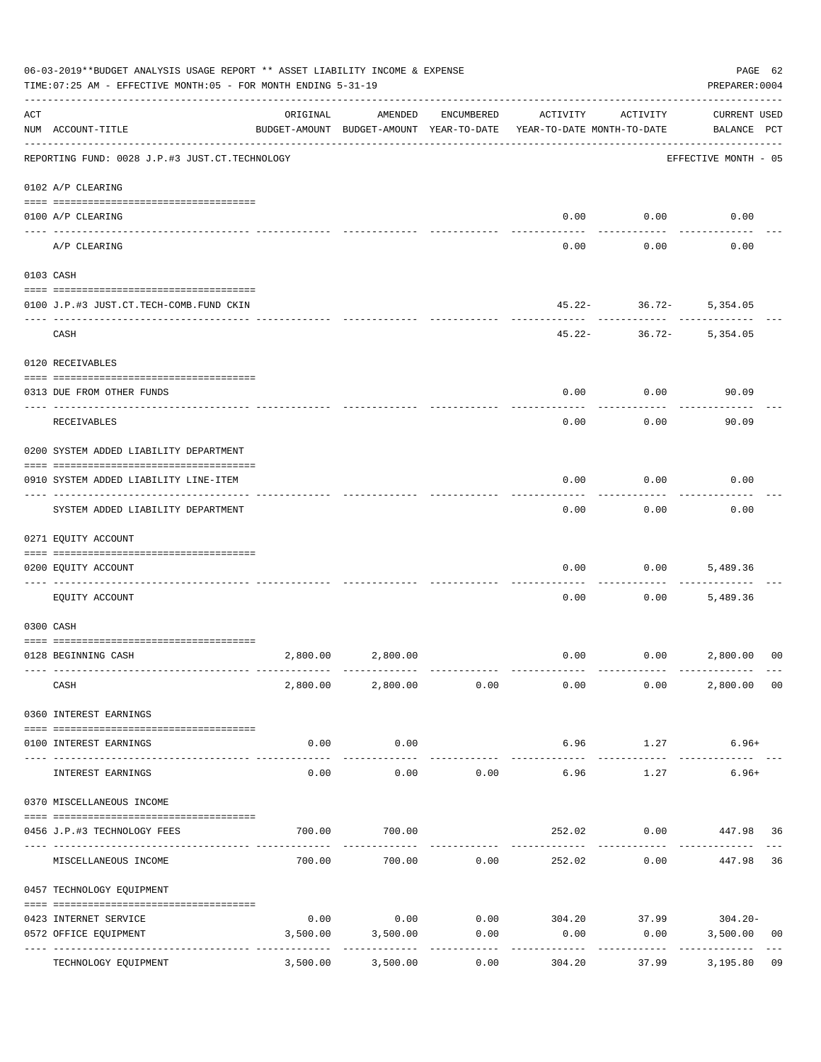06-03-2019**BUDGET ANALYSIS USAGE REPORT ** ASSET LIABILITY INCOME & EXPENSE

TIME:07:25 AM - EFFECTIVE MONTH:05 - FOR MONTH ENDING 5-31-19

PREPARER:0004

| ACT NUM | ACCOUNT-TITLE | ORIGINAL BUDGET-AMOUNT | AMENDED BUDGET-AMOUNT | ENCUMBERED YEAR-TO-DATE | ACTIVITY YEAR-TO-DATE | ACTIVITY MONTH-TO-DATE | CURRENT BALANCE | USED PCT |
|---|---|---|---|---|---|---|---|---|
| | REPORTING FUND: 0028 J.P.#3 JUST.CT.TECHNOLOGY | | | | | | EFFECTIVE MONTH - 05 | |
| | 0102 A/P CLEARING | | | | | | | |
| 0100 | A/P CLEARING | | | | 0.00 | 0.00 | 0.00 | |
| | A/P CLEARING | | | | 0.00 | 0.00 | 0.00 | |
| | 0103 CASH | | | | | | | |
| 0100 | J.P.#3 JUST.CT.TECH-COMB.FUND CKIN | | | | 45.22- | 36.72- | 5,354.05 | |
| | CASH | | | | 45.22- | 36.72- | 5,354.05 | |
| | 0120 RECEIVABLES | | | | | | | |
| 0313 | DUE FROM OTHER FUNDS | | | | 0.00 | 0.00 | 90.09 | |
| | RECEIVABLES | | | | 0.00 | 0.00 | 90.09 | |
| | 0200 SYSTEM ADDED LIABILITY DEPARTMENT | | | | | | | |
| 0910 | SYSTEM ADDED LIABILITY LINE-ITEM | | | | 0.00 | 0.00 | 0.00 | |
| | SYSTEM ADDED LIABILITY DEPARTMENT | | | | 0.00 | 0.00 | 0.00 | |
| | 0271 EQUITY ACCOUNT | | | | | | | |
| 0200 | EQUITY ACCOUNT | | | | 0.00 | 0.00 | 5,489.36 | |
| | EQUITY ACCOUNT | | | | 0.00 | 0.00 | 5,489.36 | |
| | 0300 CASH | | | | | | | |
| 0128 | BEGINNING CASH | 2,800.00 | 2,800.00 | | 0.00 | 0.00 | 2,800.00 | 00 |
| | CASH | 2,800.00 | 2,800.00 | 0.00 | 0.00 | 0.00 | 2,800.00 | 00 |
| | 0360 INTEREST EARNINGS | | | | | | | |
| 0100 | INTEREST EARNINGS | 0.00 | 0.00 | | 6.96 | 1.27 | 6.96+ | |
| | INTEREST EARNINGS | 0.00 | 0.00 | 0.00 | 6.96 | 1.27 | 6.96+ | |
| | 0370 MISCELLANEOUS INCOME | | | | | | | |
| 0456 | J.P.#3 TECHNOLOGY FEES | 700.00 | 700.00 | | 252.02 | 0.00 | 447.98 | 36 |
| | MISCELLANEOUS INCOME | 700.00 | 700.00 | 0.00 | 252.02 | 0.00 | 447.98 | 36 |
| | 0457 TECHNOLOGY EQUIPMENT | | | | | | | |
| 0423 | INTERNET SERVICE | 0.00 | 0.00 | 0.00 | 304.20 | 37.99 | 304.20- | |
| 0572 | OFFICE EQUIPMENT | 3,500.00 | 3,500.00 | 0.00 | 0.00 | 0.00 | 3,500.00 | 00 |
| | TECHNOLOGY EQUIPMENT | 3,500.00 | 3,500.00 | 0.00 | 304.20 | 37.99 | 3,195.80 | 09 |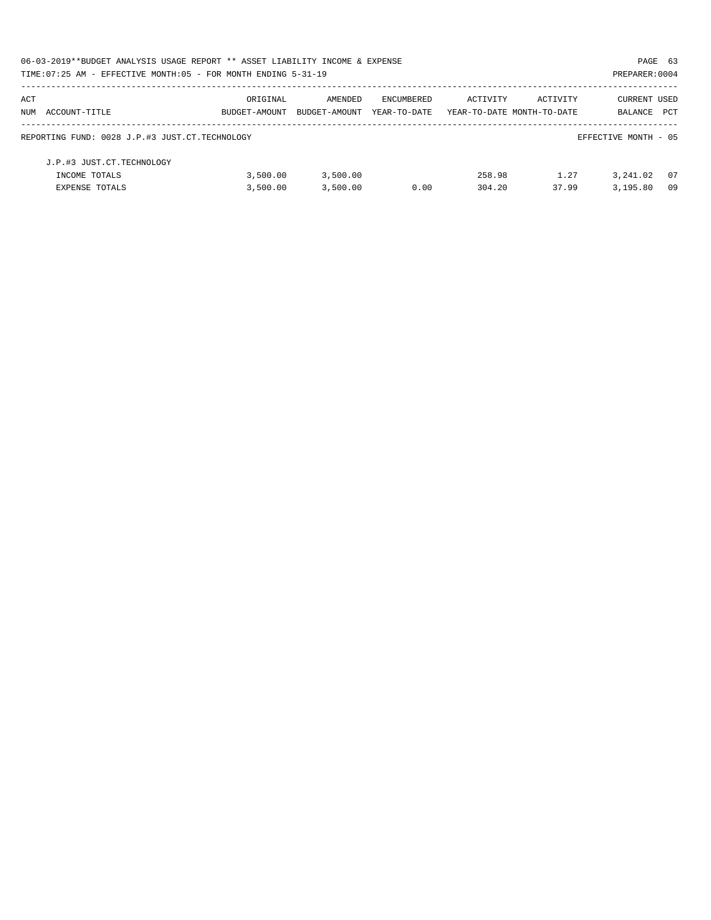06-03-2019**BUDGET ANALYSIS USAGE REPORT ** ASSET LIABILITY INCOME & EXPENSE

TIME:07:25 AM - EFFECTIVE MONTH:05 - FOR MONTH ENDING 5-31-19

PREPARER:0004

| ACT NUM | ACCOUNT-TITLE | ORIGINAL BUDGET-AMOUNT | AMENDED BUDGET-AMOUNT | ENCUMBERED YEAR-TO-DATE | ACTIVITY YEAR-TO-DATE | ACTIVITY MONTH-TO-DATE | CURRENT BALANCE | USED PCT |
|---|---|---|---|---|---|---|---|---|
| | REPORTING FUND: 0028 J.P.#3 JUST.CT.TECHNOLOGY | | | | | | EFFECTIVE MONTH - 05 | |
| | J.P.#3 JUST.CT.TECHNOLOGY | | | | | | | |
| | INCOME TOTALS | 3,500.00 | 3,500.00 | | 258.98 | 1.27 | 3,241.02 | 07 |
| | EXPENSE TOTALS | 3,500.00 | 3,500.00 | 0.00 | 304.20 | 37.99 | 3,195.80 | 09 |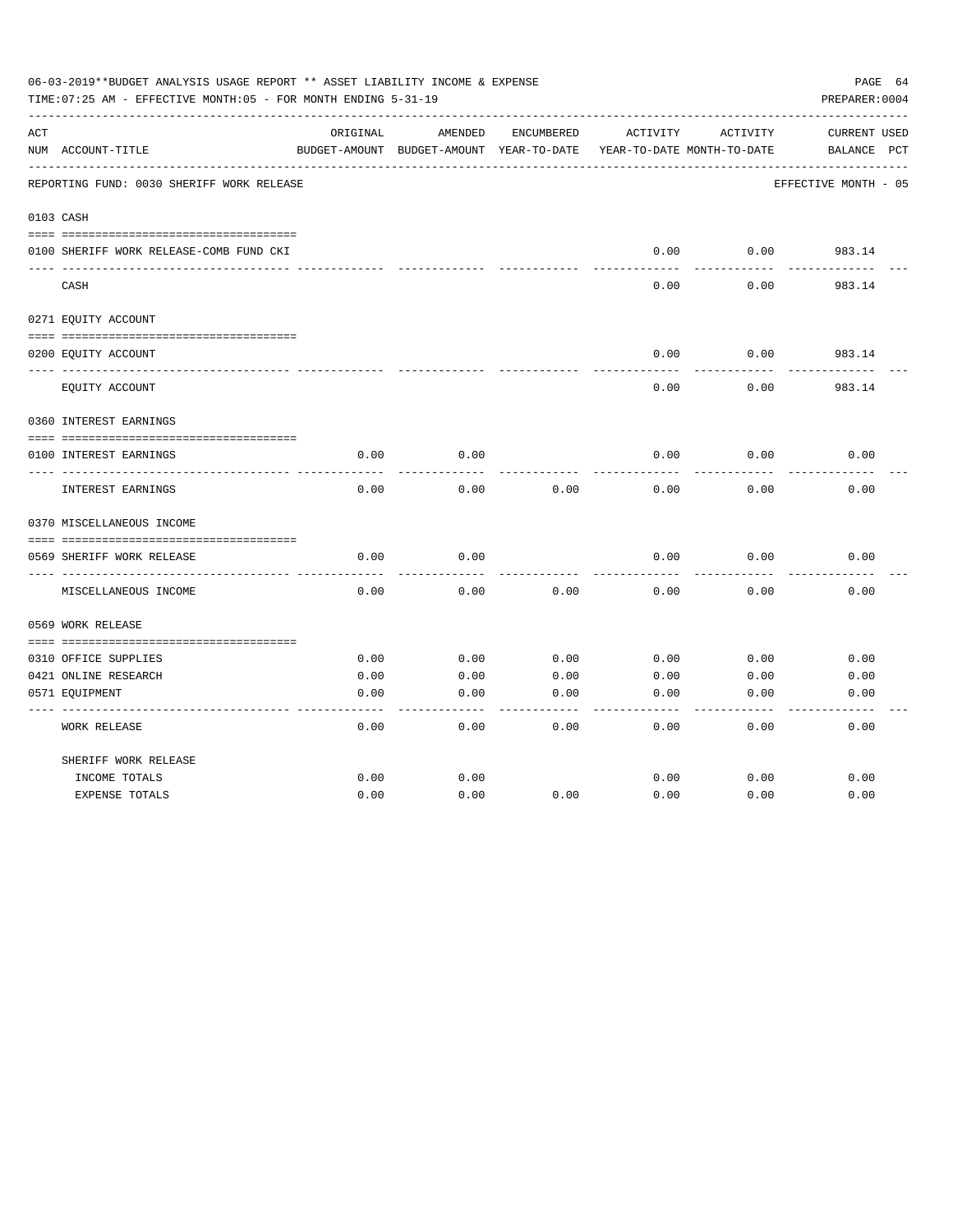06-03-2019**BUDGET ANALYSIS USAGE REPORT ** ASSET LIABILITY INCOME & EXPENSE

TIME:07:25 AM - EFFECTIVE MONTH:05 - FOR MONTH ENDING 5-31-19

PREPARER:0004

REPORTING FUND: 0030 SHERIFF WORK RELEASE — EFFECTIVE MONTH - 05

| ACT NUM | ACCOUNT-TITLE | ORIGINAL BUDGET-AMOUNT | AMENDED BUDGET-AMOUNT | ENCUMBERED YEAR-TO-DATE | ACTIVITY YEAR-TO-DATE | ACTIVITY MONTH-TO-DATE | CURRENT BALANCE | USED PCT |
|---|---|---|---|---|---|---|---|---|
| 0103 | CASH | | | | | | | |
| 0100 | SHERIFF WORK RELEASE-COMB FUND CKI | | | | 0.00 | 0.00 | 983.14 | |
| | CASH | | | | 0.00 | 0.00 | 983.14 | |
| 0271 | EQUITY ACCOUNT | | | | | | | |
| 0200 | EQUITY ACCOUNT | | | | 0.00 | 0.00 | 983.14 | |
| | EQUITY ACCOUNT | | | | 0.00 | 0.00 | 983.14 | |
| 0360 | INTEREST EARNINGS | | | | | | | |
| 0100 | INTEREST EARNINGS | 0.00 | 0.00 | | 0.00 | 0.00 | 0.00 | |
| | INTEREST EARNINGS | 0.00 | 0.00 | 0.00 | 0.00 | 0.00 | 0.00 | |
| 0370 | MISCELLANEOUS INCOME | | | | | | | |
| 0569 | SHERIFF WORK RELEASE | 0.00 | 0.00 | | 0.00 | 0.00 | 0.00 | |
| | MISCELLANEOUS INCOME | 0.00 | 0.00 | 0.00 | 0.00 | 0.00 | 0.00 | |
| 0569 | WORK RELEASE | | | | | | | |
| 0310 | OFFICE SUPPLIES | 0.00 | 0.00 | 0.00 | 0.00 | 0.00 | 0.00 | |
| 0421 | ONLINE RESEARCH | 0.00 | 0.00 | 0.00 | 0.00 | 0.00 | 0.00 | |
| 0571 | EQUIPMENT | 0.00 | 0.00 | 0.00 | 0.00 | 0.00 | 0.00 | |
| | WORK RELEASE | 0.00 | 0.00 | 0.00 | 0.00 | 0.00 | 0.00 | |
| | SHERIFF WORK RELEASE | | | | | | | |
| | INCOME TOTALS | 0.00 | 0.00 | | 0.00 | 0.00 | 0.00 | |
| | EXPENSE TOTALS | 0.00 | 0.00 | 0.00 | 0.00 | 0.00 | 0.00 | |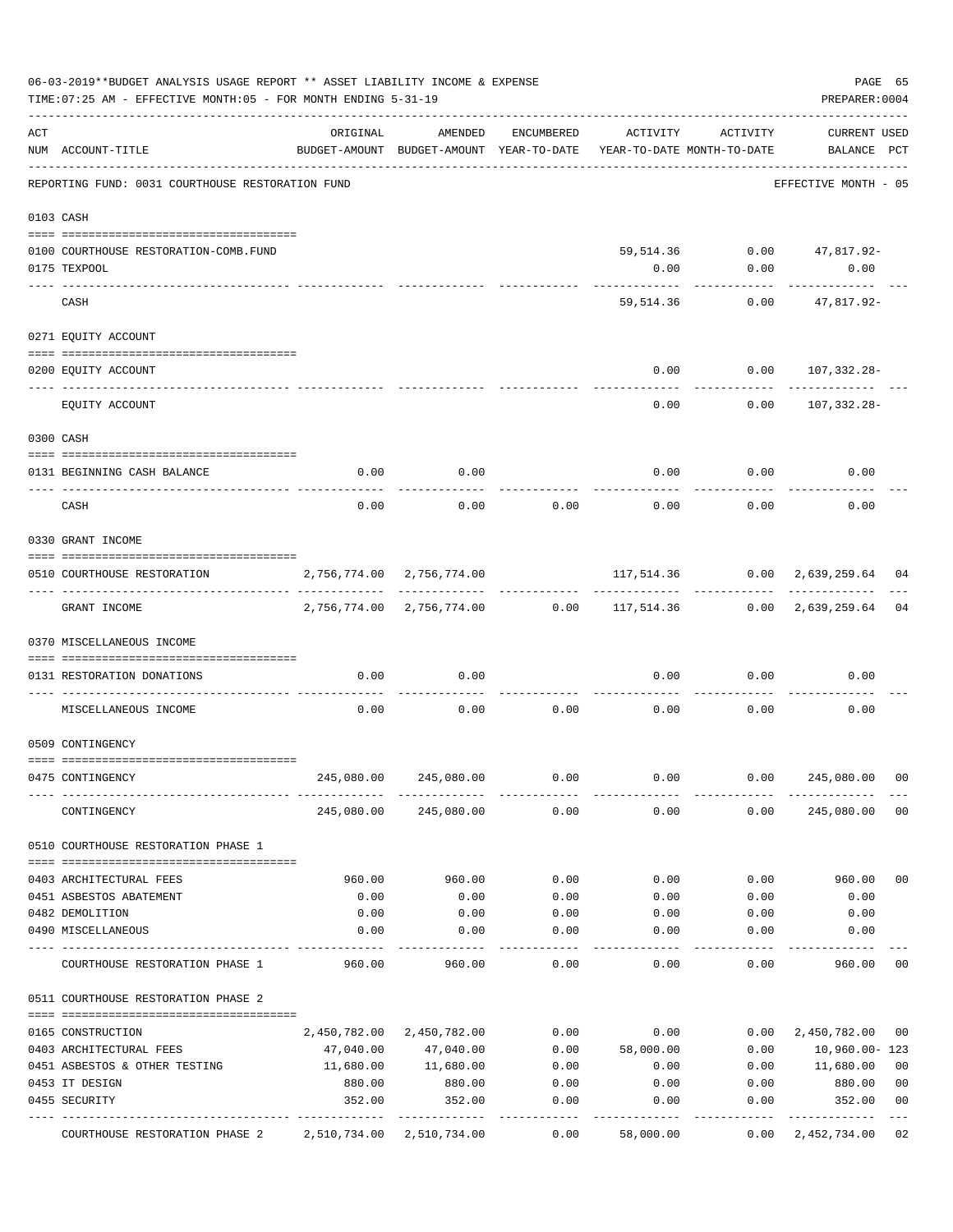06-03-2019**BUDGET ANALYSIS USAGE REPORT ** ASSET LIABILITY INCOME & EXPENSE

TIME:07:25 AM - EFFECTIVE MONTH:05 - FOR MONTH ENDING 5-31-19

PREPARER:0004

| ACT NUM | ACCOUNT-TITLE | ORIGINAL BUDGET-AMOUNT | AMENDED BUDGET-AMOUNT | ENCUMBERED YEAR-TO-DATE | ACTIVITY YEAR-TO-DATE | ACTIVITY MONTH-TO-DATE | CURRENT BALANCE | USED PCT |
|---|---|---|---|---|---|---|---|---|
| | REPORTING FUND: 0031 COURTHOUSE RESTORATION FUND | | | | | | EFFECTIVE MONTH - 05 | |
| 0103 | CASH | | | | | | | |
| 0100 | COURTHOUSE RESTORATION-COMB.FUND | | | | 59,514.36 | 0.00 | 47,817.92- | |
| 0175 | TEXPOOL | | | | 0.00 | 0.00 | 0.00 | |
| | CASH | | | | 59,514.36 | 0.00 | 47,817.92- | |
| 0271 | EQUITY ACCOUNT | | | | | | | |
| 0200 | EQUITY ACCOUNT | | | | 0.00 | 0.00 | 107,332.28- | |
| | EQUITY ACCOUNT | | | | 0.00 | 0.00 | 107,332.28- | |
| 0300 | CASH | | | | | | | |
| 0131 | BEGINNING CASH BALANCE | 0.00 | 0.00 | | 0.00 | 0.00 | 0.00 | |
| | CASH | 0.00 | 0.00 | 0.00 | 0.00 | 0.00 | 0.00 | |
| 0330 | GRANT INCOME | | | | | | | |
| 0510 | COURTHOUSE RESTORATION | 2,756,774.00 | 2,756,774.00 | | 117,514.36 | 0.00 | 2,639,259.64 | 04 |
| | GRANT INCOME | 2,756,774.00 | 2,756,774.00 | 0.00 | 117,514.36 | 0.00 | 2,639,259.64 | 04 |
| 0370 | MISCELLANEOUS INCOME | | | | | | | |
| 0131 | RESTORATION DONATIONS | 0.00 | 0.00 | | 0.00 | 0.00 | 0.00 | |
| | MISCELLANEOUS INCOME | 0.00 | 0.00 | 0.00 | 0.00 | 0.00 | 0.00 | |
| 0509 | CONTINGENCY | | | | | | | |
| 0475 | CONTINGENCY | 245,080.00 | 245,080.00 | 0.00 | 0.00 | 0.00 | 245,080.00 | 00 |
| | CONTINGENCY | 245,080.00 | 245,080.00 | 0.00 | 0.00 | 0.00 | 245,080.00 | 00 |
| 0510 | COURTHOUSE RESTORATION PHASE 1 | | | | | | | |
| 0403 | ARCHITECTURAL FEES | 960.00 | 960.00 | 0.00 | 0.00 | 0.00 | 960.00 | 00 |
| 0451 | ASBESTOS ABATEMENT | 0.00 | 0.00 | 0.00 | 0.00 | 0.00 | 0.00 | |
| 0482 | DEMOLITION | 0.00 | 0.00 | 0.00 | 0.00 | 0.00 | 0.00 | |
| 0490 | MISCELLANEOUS | 0.00 | 0.00 | 0.00 | 0.00 | 0.00 | 0.00 | |
| | COURTHOUSE RESTORATION PHASE 1 | 960.00 | 960.00 | 0.00 | 0.00 | 0.00 | 960.00 | 00 |
| 0511 | COURTHOUSE RESTORATION PHASE 2 | | | | | | | |
| 0165 | CONSTRUCTION | 2,450,782.00 | 2,450,782.00 | 0.00 | 0.00 | 0.00 | 2,450,782.00 | 00 |
| 0403 | ARCHITECTURAL FEES | 47,040.00 | 47,040.00 | 0.00 | 58,000.00 | 0.00 | 10,960.00- | 123 |
| 0451 | ASBESTOS & OTHER TESTING | 11,680.00 | 11,680.00 | 0.00 | 0.00 | 0.00 | 11,680.00 | 00 |
| 0453 | IT DESIGN | 880.00 | 880.00 | 0.00 | 0.00 | 0.00 | 880.00 | 00 |
| 0455 | SECURITY | 352.00 | 352.00 | 0.00 | 0.00 | 0.00 | 352.00 | 00 |
| | COURTHOUSE RESTORATION PHASE 2 | 2,510,734.00 | 2,510,734.00 | 0.00 | 58,000.00 | 0.00 | 2,452,734.00 | 02 |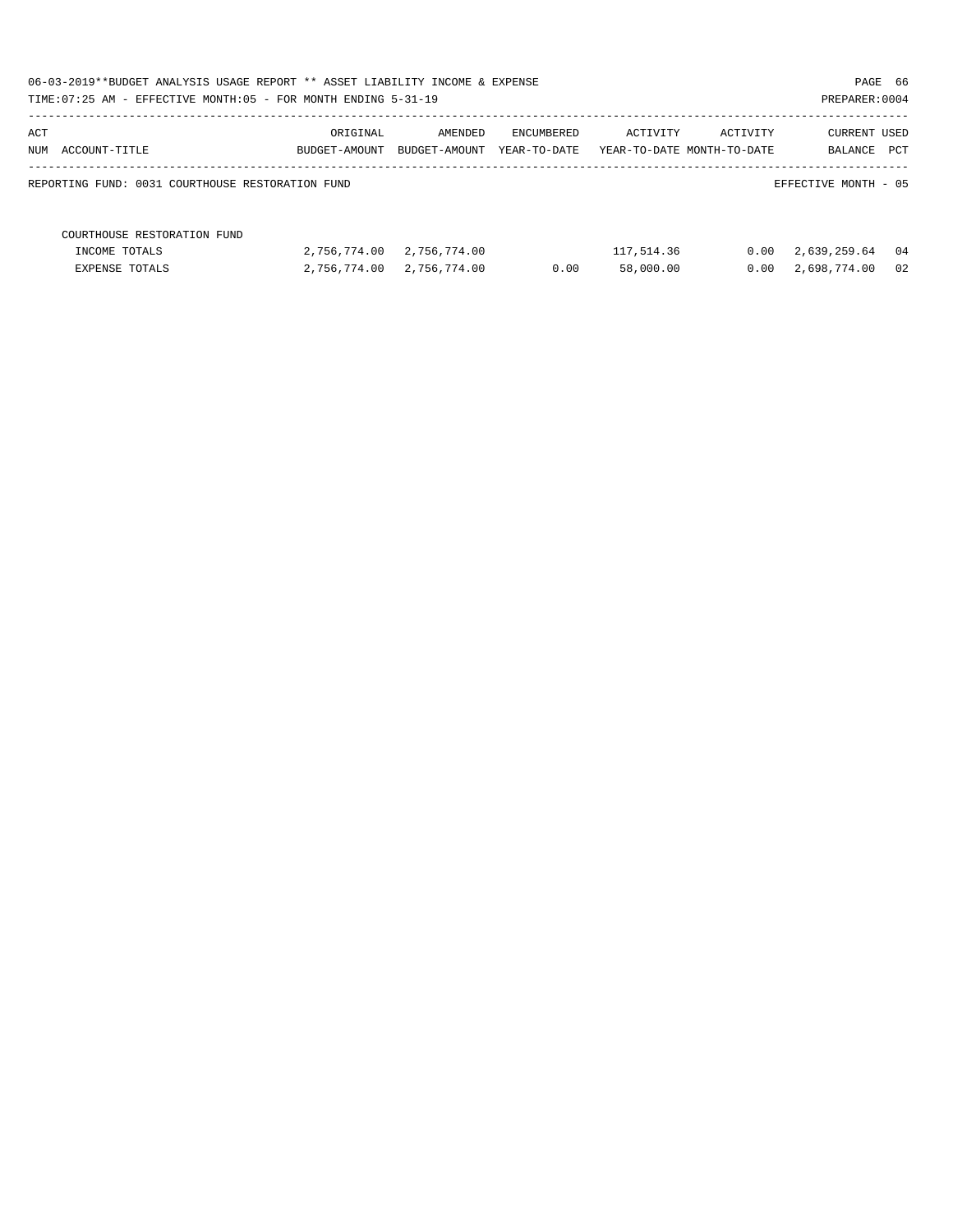06-03-2019**BUDGET ANALYSIS USAGE REPORT ** ASSET LIABILITY INCOME & EXPENSE

TIME:07:25 AM - EFFECTIVE MONTH:05 - FOR MONTH ENDING 5-31-19

PREPARER:0004

| ACT NUM | ACCOUNT-TITLE | ORIGINAL BUDGET-AMOUNT | AMENDED BUDGET-AMOUNT | ENCUMBERED YEAR-TO-DATE | ACTIVITY YEAR-TO-DATE | ACTIVITY MONTH-TO-DATE | CURRENT BALANCE | USED PCT |
|---|---|---|---|---|---|---|---|---|

REPORTING FUND: 0031 COURTHOUSE RESTORATION FUND

EFFECTIVE MONTH - 05

| ACT NUM | ACCOUNT-TITLE | ORIGINAL BUDGET-AMOUNT | AMENDED BUDGET-AMOUNT | ENCUMBERED YEAR-TO-DATE | ACTIVITY YEAR-TO-DATE | ACTIVITY MONTH-TO-DATE | CURRENT BALANCE | USED PCT |
|---|---|---|---|---|---|---|---|---|
| | COURTHOUSE RESTORATION FUND | | | | | | | |
| | INCOME TOTALS | 2,756,774.00 | 2,756,774.00 | | 117,514.36 | 0.00 | 2,639,259.64 | 04 |
| | EXPENSE TOTALS | 2,756,774.00 | 2,756,774.00 | 0.00 | 58,000.00 | 0.00 | 2,698,774.00 | 02 |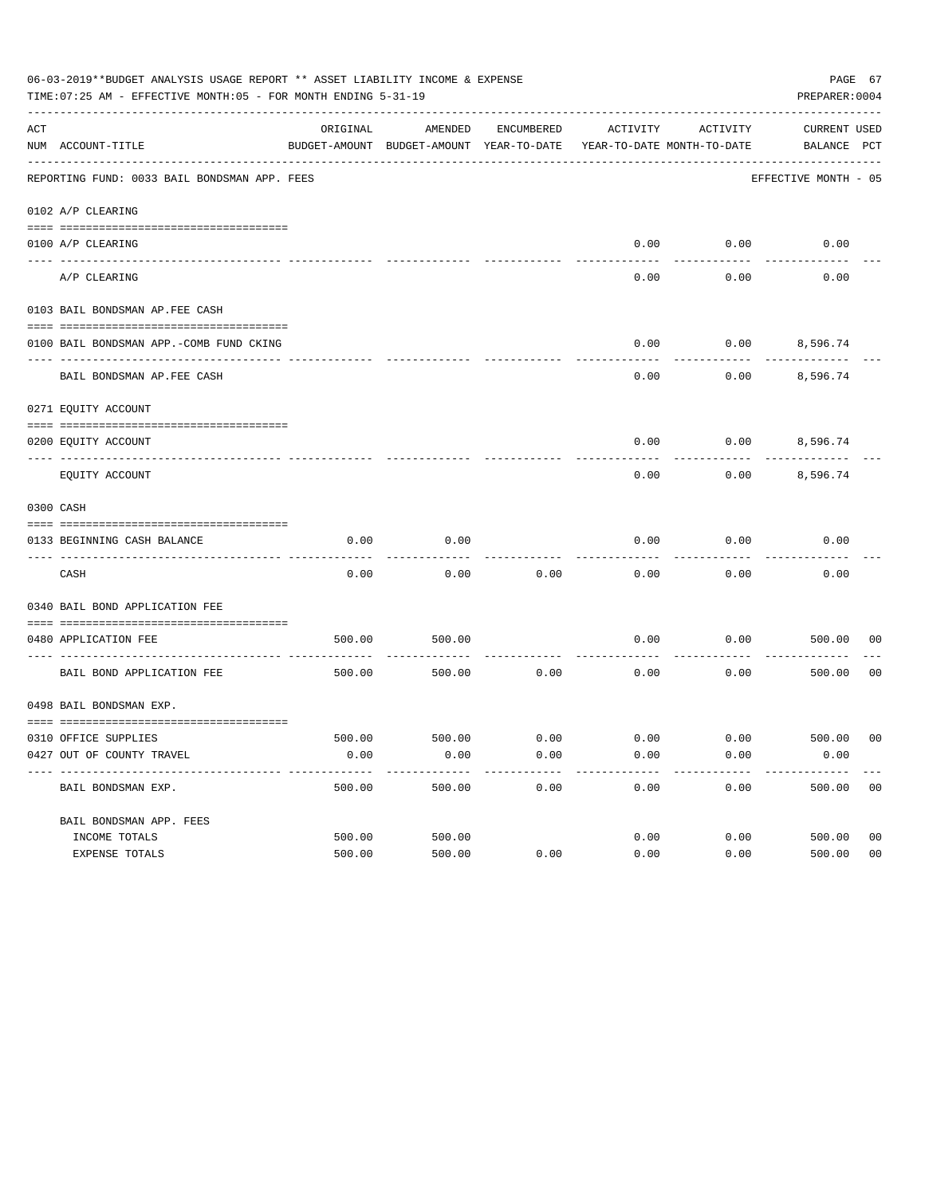06-03-2019**BUDGET ANALYSIS USAGE REPORT ** ASSET LIABILITY INCOME & EXPENSE

TIME:07:25 AM - EFFECTIVE MONTH:05 - FOR MONTH ENDING 5-31-19

PREPARER:0004

REPORTING FUND: 0033 BAIL BONDSMAN APP. FEES — EFFECTIVE MONTH - 05

| ACT NUM | ACCOUNT-TITLE | ORIGINAL BUDGET-AMOUNT | AMENDED BUDGET-AMOUNT | ENCUMBERED YEAR-TO-DATE | ACTIVITY YEAR-TO-DATE | ACTIVITY MONTH-TO-DATE | CURRENT BALANCE | USED PCT |
|---|---|---|---|---|---|---|---|---|
| **0102** | **A/P CLEARING** | | | | | | | |
| 0100 | A/P CLEARING | | | | 0.00 | 0.00 | 0.00 | |
| | A/P CLEARING | | | | 0.00 | 0.00 | 0.00 | |
| **0103** | **BAIL BONDSMAN AP.FEE CASH** | | | | | | | |
| 0100 | BAIL BONDSMAN APP.-COMB FUND CKING | | | | 0.00 | 0.00 | 8,596.74 | |
| | BAIL BONDSMAN AP.FEE CASH | | | | 0.00 | 0.00 | 8,596.74 | |
| **0271** | **EQUITY ACCOUNT** | | | | | | | |
| 0200 | EQUITY ACCOUNT | | | | 0.00 | 0.00 | 8,596.74 | |
| | EQUITY ACCOUNT | | | | 0.00 | 0.00 | 8,596.74 | |
| **0300** | **CASH** | | | | | | | |
| 0133 | BEGINNING CASH BALANCE | 0.00 | 0.00 | | 0.00 | 0.00 | 0.00 | |
| | CASH | 0.00 | 0.00 | 0.00 | 0.00 | 0.00 | 0.00 | |
| **0340** | **BAIL BOND APPLICATION FEE** | | | | | | | |
| 0480 | APPLICATION FEE | 500.00 | 500.00 | | 0.00 | 0.00 | 500.00 | 00 |
| | BAIL BOND APPLICATION FEE | 500.00 | 500.00 | 0.00 | 0.00 | 0.00 | 500.00 | 00 |
| **0498** | **BAIL BONDSMAN EXP.** | | | | | | | |
| 0310 | OFFICE SUPPLIES | 500.00 | 500.00 | 0.00 | 0.00 | 0.00 | 500.00 | 00 |
| 0427 | OUT OF COUNTY TRAVEL | 0.00 | 0.00 | 0.00 | 0.00 | 0.00 | 0.00 | |
| | BAIL BONDSMAN EXP. | 500.00 | 500.00 | 0.00 | 0.00 | 0.00 | 500.00 | 00 |
| | BAIL BONDSMAN APP. FEES | | | | | | | |
| | INCOME TOTALS | 500.00 | 500.00 | | 0.00 | 0.00 | 500.00 | 00 |
| | EXPENSE TOTALS | 500.00 | 500.00 | 0.00 | 0.00 | 0.00 | 500.00 | 00 |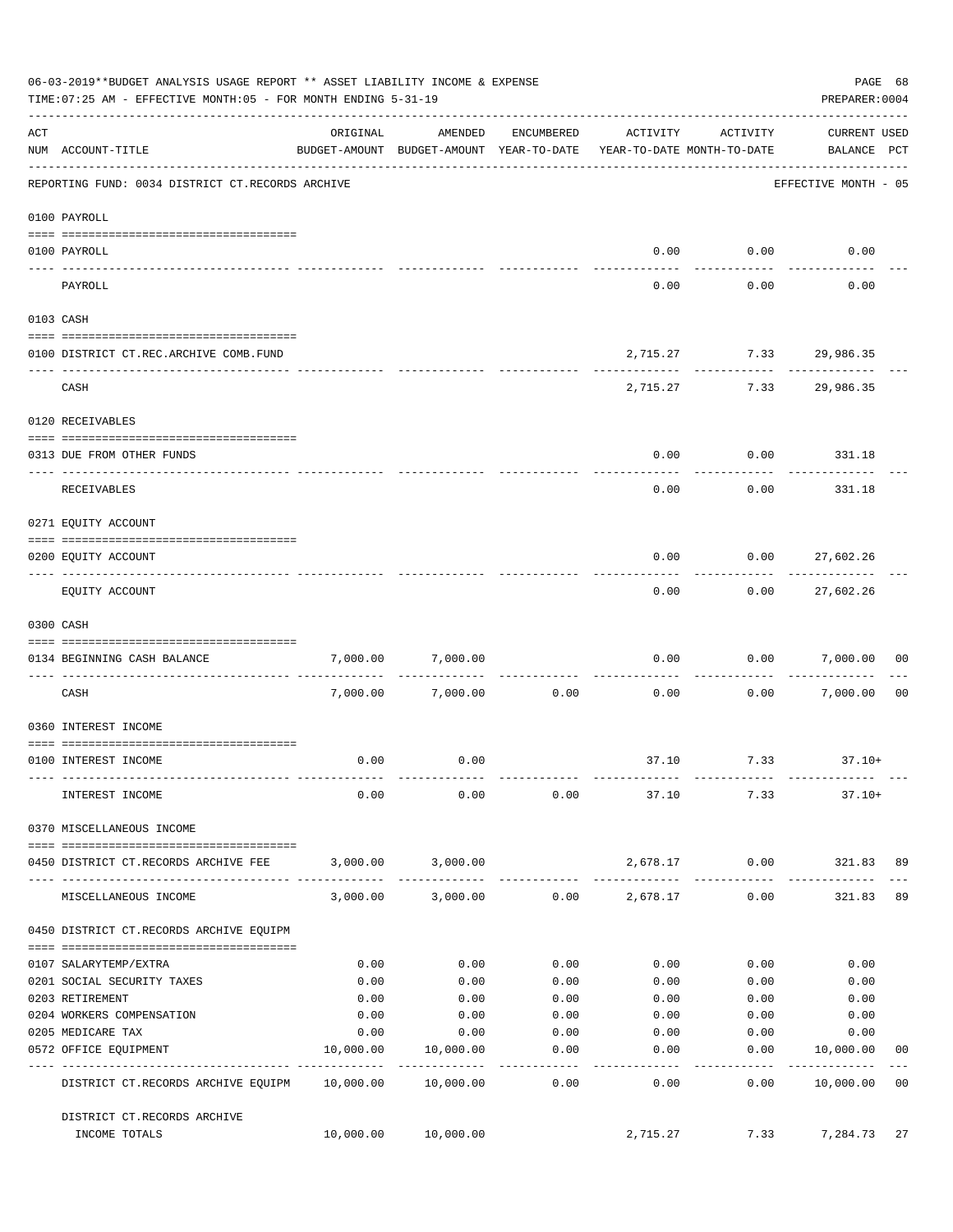06-03-2019**BUDGET ANALYSIS USAGE REPORT ** ASSET LIABILITY INCOME & EXPENSE

TIME:07:25 AM - EFFECTIVE MONTH:05 - FOR MONTH ENDING 5-31-19

PREPARER:0004

| ACT NUM | ACCOUNT-TITLE | ORIGINAL BUDGET-AMOUNT | AMENDED BUDGET-AMOUNT | ENCUMBERED YEAR-TO-DATE | ACTIVITY YEAR-TO-DATE | ACTIVITY MONTH-TO-DATE | CURRENT USED BALANCE | PCT |
|---|---|---|---|---|---|---|---|---|
| | REPORTING FUND: 0034 DISTRICT CT.RECORDS ARCHIVE | | | | | | EFFECTIVE MONTH - 05 | |
| | 0100 PAYROLL | | | | | | | |
| 0100 | PAYROLL | | | | 0.00 | 0.00 | 0.00 | |
| | PAYROLL | | | | 0.00 | 0.00 | 0.00 | |
| | 0103 CASH | | | | | | | |
| 0100 | DISTRICT CT.REC.ARCHIVE COMB.FUND | | | | 2,715.27 | 7.33 | 29,986.35 | |
| | CASH | | | | 2,715.27 | 7.33 | 29,986.35 | |
| | 0120 RECEIVABLES | | | | | | | |
| 0313 | DUE FROM OTHER FUNDS | | | | 0.00 | 0.00 | 331.18 | |
| | RECEIVABLES | | | | 0.00 | 0.00 | 331.18 | |
| | 0271 EQUITY ACCOUNT | | | | | | | |
| 0200 | EQUITY ACCOUNT | | | | 0.00 | 0.00 | 27,602.26 | |
| | EQUITY ACCOUNT | | | | 0.00 | 0.00 | 27,602.26 | |
| | 0300 CASH | | | | | | | |
| 0134 | BEGINNING CASH BALANCE | 7,000.00 | 7,000.00 | | 0.00 | 0.00 | 7,000.00 | 00 |
| | CASH | 7,000.00 | 7,000.00 | 0.00 | 0.00 | 0.00 | 7,000.00 | 00 |
| | 0360 INTEREST INCOME | | | | | | | |
| 0100 | INTEREST INCOME | 0.00 | 0.00 | | 37.10 | 7.33 | 37.10+ | |
| | INTEREST INCOME | 0.00 | 0.00 | 0.00 | 37.10 | 7.33 | 37.10+ | |
| | 0370 MISCELLANEOUS INCOME | | | | | | | |
| 0450 | DISTRICT CT.RECORDS ARCHIVE FEE | 3,000.00 | 3,000.00 | | 2,678.17 | 0.00 | 321.83 | 89 |
| | MISCELLANEOUS INCOME | 3,000.00 | 3,000.00 | 0.00 | 2,678.17 | 0.00 | 321.83 | 89 |
| | 0450 DISTRICT CT.RECORDS ARCHIVE EQUIPM | | | | | | | |
| 0107 | SALARYTEMP/EXTRA | 0.00 | 0.00 | 0.00 | 0.00 | 0.00 | 0.00 | |
| 0201 | SOCIAL SECURITY TAXES | 0.00 | 0.00 | 0.00 | 0.00 | 0.00 | 0.00 | |
| 0203 | RETIREMENT | 0.00 | 0.00 | 0.00 | 0.00 | 0.00 | 0.00 | |
| 0204 | WORKERS COMPENSATION | 0.00 | 0.00 | 0.00 | 0.00 | 0.00 | 0.00 | |
| 0205 | MEDICARE TAX | 0.00 | 0.00 | 0.00 | 0.00 | 0.00 | 0.00 | |
| 0572 | OFFICE EQUIPMENT | 10,000.00 | 10,000.00 | 0.00 | 0.00 | 0.00 | 10,000.00 | 00 |
| | DISTRICT CT.RECORDS ARCHIVE EQUIPM | 10,000.00 | 10,000.00 | 0.00 | 0.00 | 0.00 | 10,000.00 | 00 |
| | DISTRICT CT.RECORDS ARCHIVE INCOME TOTALS | 10,000.00 | 10,000.00 | | 2,715.27 | 7.33 | 7,284.73 | 27 |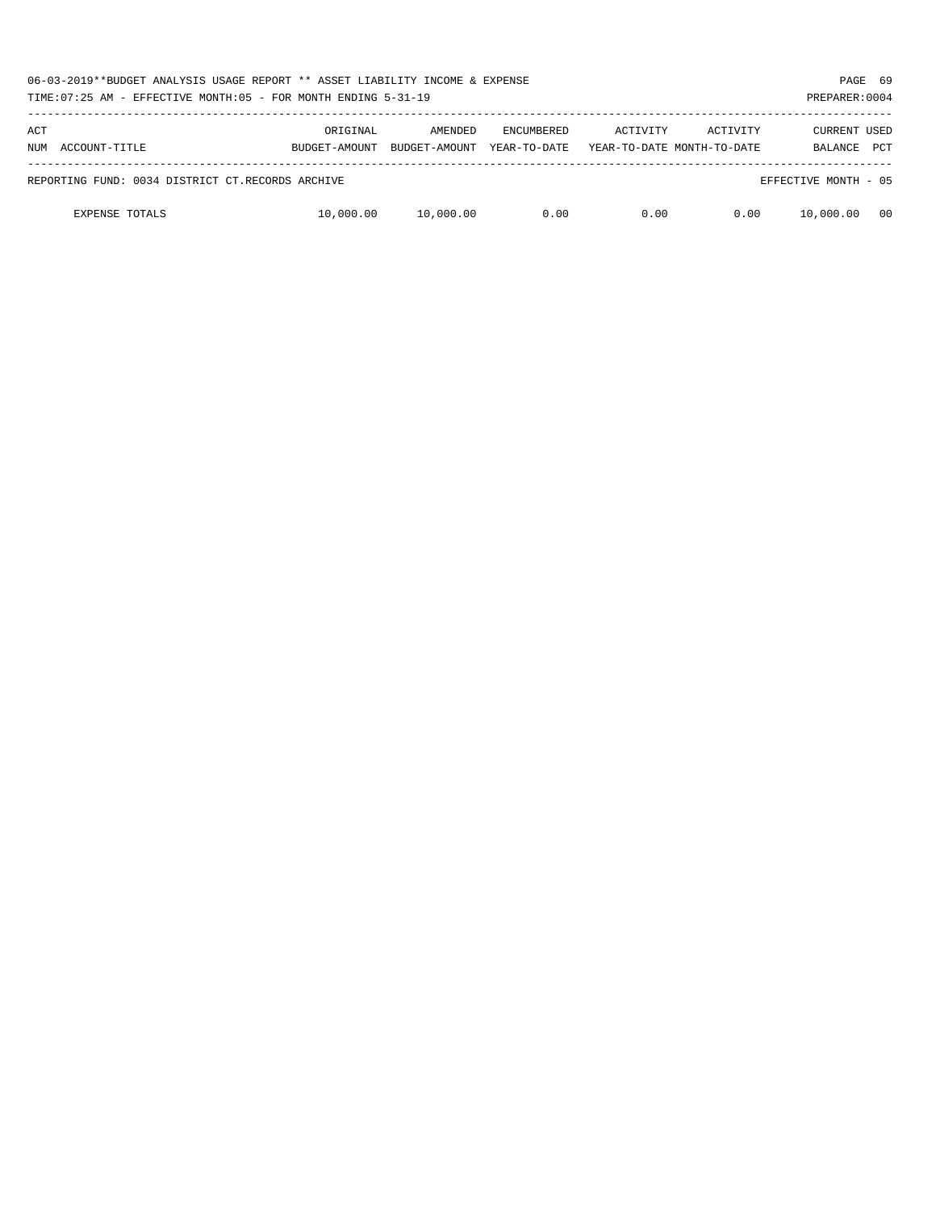06-03-2019**BUDGET ANALYSIS USAGE REPORT ** ASSET LIABILITY INCOME & EXPENSE

TIME:07:25 AM - EFFECTIVE MONTH:05 - FOR MONTH ENDING 5-31-19

PREPARER:0004

| ACT NUM | ACCOUNT-TITLE | ORIGINAL BUDGET-AMOUNT | AMENDED BUDGET-AMOUNT | ENCUMBERED YEAR-TO-DATE | ACTIVITY YEAR-TO-DATE | ACTIVITY MONTH-TO-DATE | CURRENT BALANCE | USED PCT |
|---|---|---|---|---|---|---|---|---|
| REPORTING FUND: 0034 DISTRICT CT.RECORDS ARCHIVE | | | | | | | EFFECTIVE MONTH - 05 | |
| | EXPENSE TOTALS | 10,000.00 | 10,000.00 | 0.00 | 0.00 | 0.00 | 10,000.00 | 00 |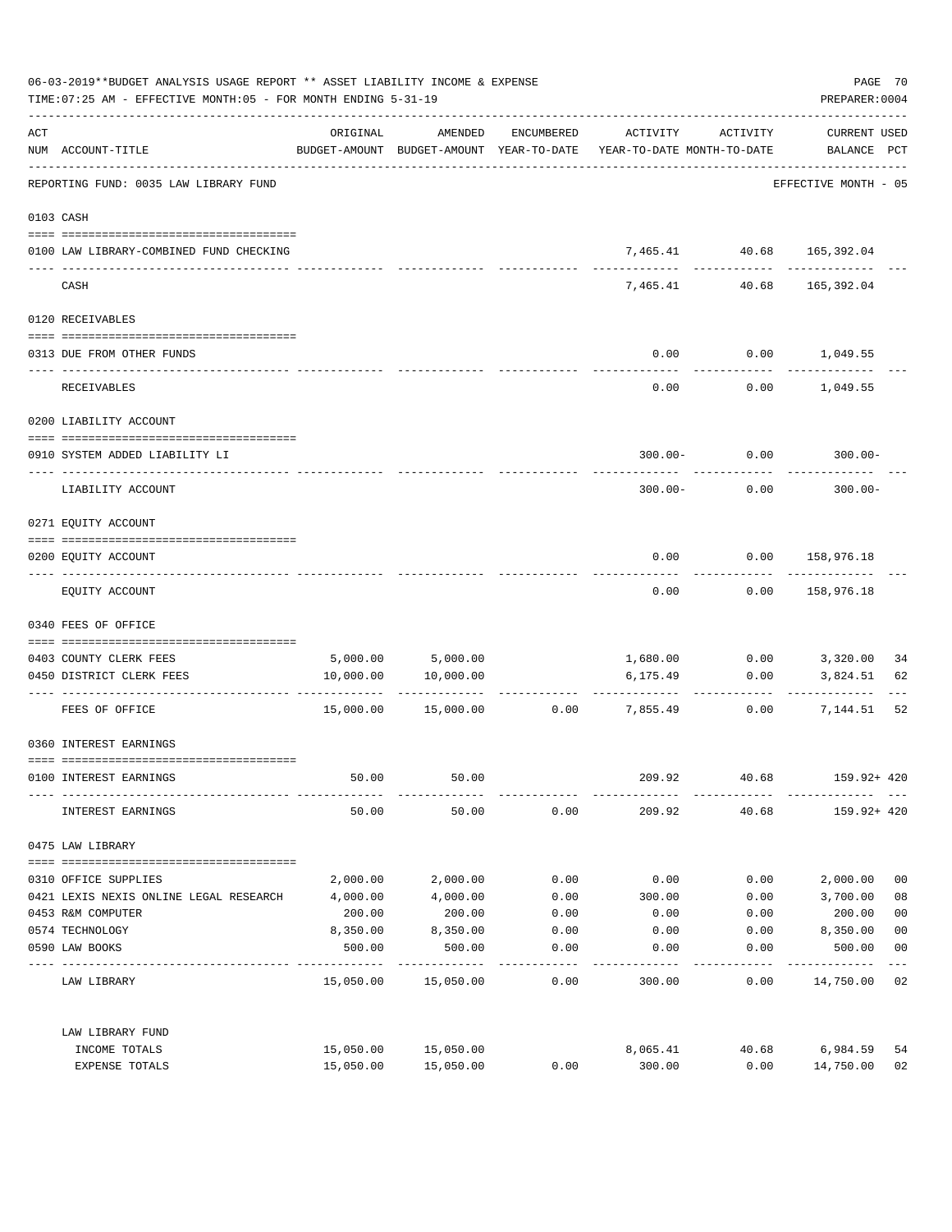06-03-2019**BUDGET ANALYSIS USAGE REPORT ** ASSET LIABILITY INCOME & EXPENSE

TIME:07:25 AM - EFFECTIVE MONTH:05 - FOR MONTH ENDING 5-31-19

PREPARER:0004

| ACT NUM | ACCOUNT-TITLE | ORIGINAL BUDGET-AMOUNT | AMENDED BUDGET-AMOUNT | ENCUMBERED YEAR-TO-DATE | ACTIVITY YEAR-TO-DATE | ACTIVITY MONTH-TO-DATE | CURRENT USED BALANCE | PCT |
|---|---|---|---|---|---|---|---|---|
| | REPORTING FUND: 0035 LAW LIBRARY FUND | | | | | | EFFECTIVE MONTH - 05 | |
| 0103 | CASH | | | | | | | |
| 0100 | LAW LIBRARY-COMBINED FUND CHECKING | | | | 7,465.41 | 40.68 | 165,392.04 | |
| | CASH | | | | 7,465.41 | 40.68 | 165,392.04 | |
| 0120 | RECEIVABLES | | | | | | | |
| 0313 | DUE FROM OTHER FUNDS | | | | 0.00 | 0.00 | 1,049.55 | |
| | RECEIVABLES | | | | 0.00 | 0.00 | 1,049.55 | |
| 0200 | LIABILITY ACCOUNT | | | | | | | |
| 0910 | SYSTEM ADDED LIABILITY LI | | | | 300.00- | 0.00 | 300.00- | |
| | LIABILITY ACCOUNT | | | | 300.00- | 0.00 | 300.00- | |
| 0271 | EQUITY ACCOUNT | | | | | | | |
| 0200 | EQUITY ACCOUNT | | | | 0.00 | 0.00 | 158,976.18 | |
| | EQUITY ACCOUNT | | | | 0.00 | 0.00 | 158,976.18 | |
| 0340 | FEES OF OFFICE | | | | | | | |
| 0403 | COUNTY CLERK FEES | 5,000.00 | 5,000.00 | | 1,680.00 | 0.00 | 3,320.00 | 34 |
| 0450 | DISTRICT CLERK FEES | 10,000.00 | 10,000.00 | | 6,175.49 | 0.00 | 3,824.51 | 62 |
| | FEES OF OFFICE | 15,000.00 | 15,000.00 | 0.00 | 7,855.49 | 0.00 | 7,144.51 | 52 |
| 0360 | INTEREST EARNINGS | | | | | | | |
| 0100 | INTEREST EARNINGS | 50.00 | 50.00 | | 209.92 | 40.68 | 159.92+ | 420 |
| | INTEREST EARNINGS | 50.00 | 50.00 | 0.00 | 209.92 | 40.68 | 159.92+ | 420 |
| 0475 | LAW LIBRARY | | | | | | | |
| 0310 | OFFICE SUPPLIES | 2,000.00 | 2,000.00 | 0.00 | 0.00 | 0.00 | 2,000.00 | 00 |
| 0421 | LEXIS NEXIS ONLINE LEGAL RESEARCH | 4,000.00 | 4,000.00 | 0.00 | 300.00 | 0.00 | 3,700.00 | 08 |
| 0453 | R&M COMPUTER | 200.00 | 200.00 | 0.00 | 0.00 | 0.00 | 200.00 | 00 |
| 0574 | TECHNOLOGY | 8,350.00 | 8,350.00 | 0.00 | 0.00 | 0.00 | 8,350.00 | 00 |
| 0590 | LAW BOOKS | 500.00 | 500.00 | 0.00 | 0.00 | 0.00 | 500.00 | 00 |
| | LAW LIBRARY | 15,050.00 | 15,050.00 | 0.00 | 300.00 | 0.00 | 14,750.00 | 02 |
| | LAW LIBRARY FUND | | | | | | | |
| | INCOME TOTALS | 15,050.00 | 15,050.00 | | 8,065.41 | 40.68 | 6,984.59 | 54 |
| | EXPENSE TOTALS | 15,050.00 | 15,050.00 | 0.00 | 300.00 | 0.00 | 14,750.00 | 02 |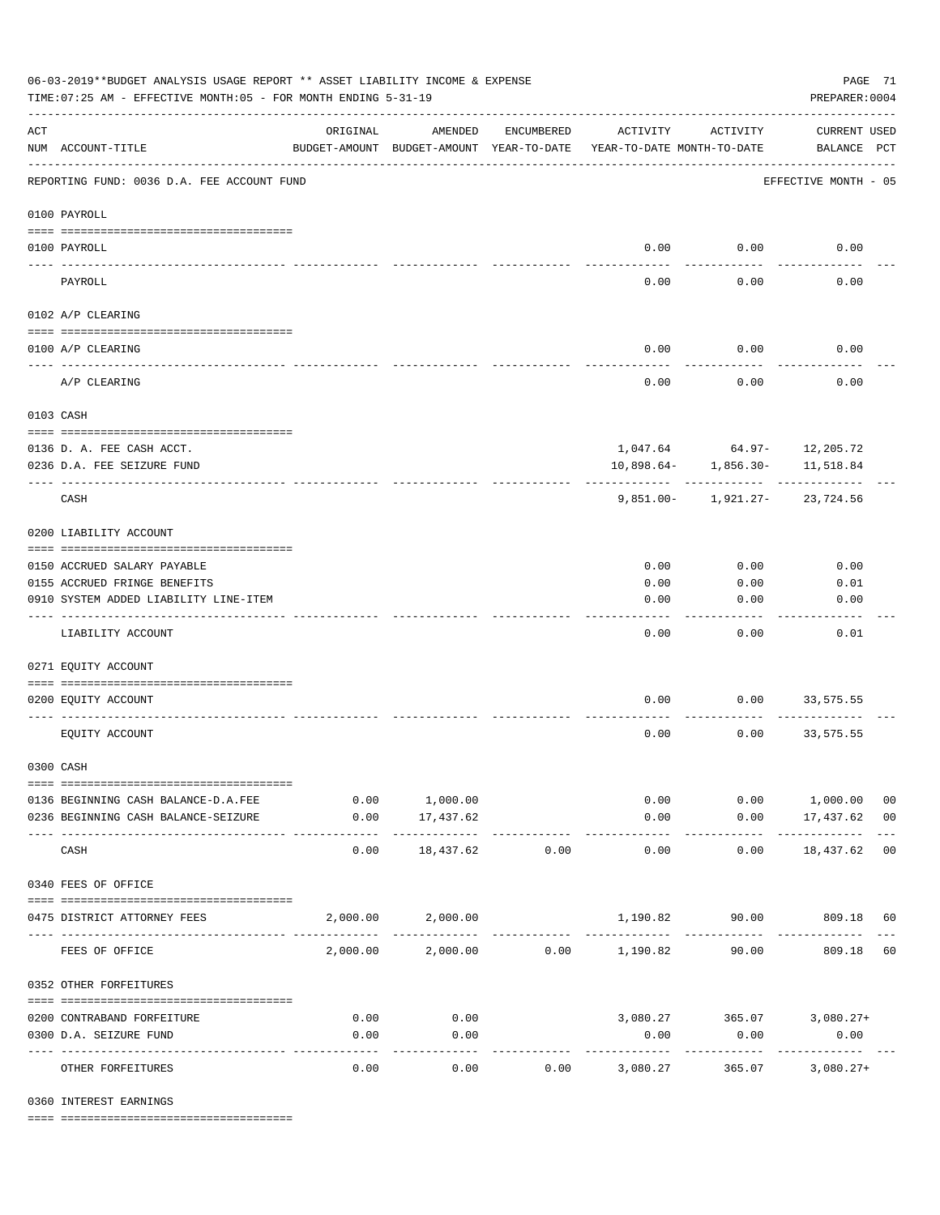06-03-2019**BUDGET ANALYSIS USAGE REPORT ** ASSET LIABILITY INCOME & EXPENSE

TIME:07:25 AM - EFFECTIVE MONTH:05 - FOR MONTH ENDING 5-31-19

PREPARER:0004

| ACT NUM | ACCOUNT-TITLE | ORIGINAL BUDGET-AMOUNT | AMENDED BUDGET-AMOUNT | ENCUMBERED YEAR-TO-DATE | ACTIVITY YEAR-TO-DATE | ACTIVITY MONTH-TO-DATE | CURRENT USED BALANCE | PCT |
|---|---|---|---|---|---|---|---|---|
| | REPORTING FUND: 0036 D.A. FEE ACCOUNT FUND | | | | | | EFFECTIVE MONTH - 05 | |
| | 0100 PAYROLL | | | | | | | |
| 0100 | PAYROLL | | | | 0.00 | 0.00 | 0.00 | |
| | PAYROLL | | | | 0.00 | 0.00 | 0.00 | |
| | 0102 A/P CLEARING | | | | | | | |
| 0100 | A/P CLEARING | | | | 0.00 | 0.00 | 0.00 | |
| | A/P CLEARING | | | | 0.00 | 0.00 | 0.00 | |
| | 0103 CASH | | | | | | | |
| 0136 | D. A. FEE CASH ACCT. | | | | 1,047.64 | 64.97- | 12,205.72 | |
| 0236 | D.A. FEE SEIZURE FUND | | | | 10,898.64- | 1,856.30- | 11,518.84 | |
| | CASH | | | | 9,851.00- | 1,921.27- | 23,724.56 | |
| | 0200 LIABILITY ACCOUNT | | | | | | | |
| 0150 | ACCRUED SALARY PAYABLE | | | | 0.00 | 0.00 | 0.00 | |
| 0155 | ACCRUED FRINGE BENEFITS | | | | 0.00 | 0.00 | 0.01 | |
| 0910 | SYSTEM ADDED LIABILITY LINE-ITEM | | | | 0.00 | 0.00 | 0.00 | |
| | LIABILITY ACCOUNT | | | | 0.00 | 0.00 | 0.01 | |
| | 0271 EQUITY ACCOUNT | | | | | | | |
| 0200 | EQUITY ACCOUNT | | | | 0.00 | 0.00 | 33,575.55 | |
| | EQUITY ACCOUNT | | | | 0.00 | 0.00 | 33,575.55 | |
| | 0300 CASH | | | | | | | |
| 0136 | BEGINNING CASH BALANCE-D.A.FEE | 0.00 | 1,000.00 | | 0.00 | 0.00 | 1,000.00 | 00 |
| 0236 | BEGINNING CASH BALANCE-SEIZURE | 0.00 | 17,437.62 | | 0.00 | 0.00 | 17,437.62 | 00 |
| | CASH | 0.00 | 18,437.62 | 0.00 | 0.00 | 0.00 | 18,437.62 | 00 |
| | 0340 FEES OF OFFICE | | | | | | | |
| 0475 | DISTRICT ATTORNEY FEES | 2,000.00 | 2,000.00 | | 1,190.82 | 90.00 | 809.18 | 60 |
| | FEES OF OFFICE | 2,000.00 | 2,000.00 | 0.00 | 1,190.82 | 90.00 | 809.18 | 60 |
| | 0352 OTHER FORFEITURES | | | | | | | |
| 0200 | CONTRABAND FORFEITURE | 0.00 | 0.00 | | 3,080.27 | 365.07 | 3,080.27+ | |
| 0300 | D.A. SEIZURE FUND | 0.00 | 0.00 | | 0.00 | 0.00 | 0.00 | |
| | OTHER FORFEITURES | 0.00 | 0.00 | 0.00 | 3,080.27 | 365.07 | 3,080.27+ | |
| | 0360 INTEREST EARNINGS | | | | | | | |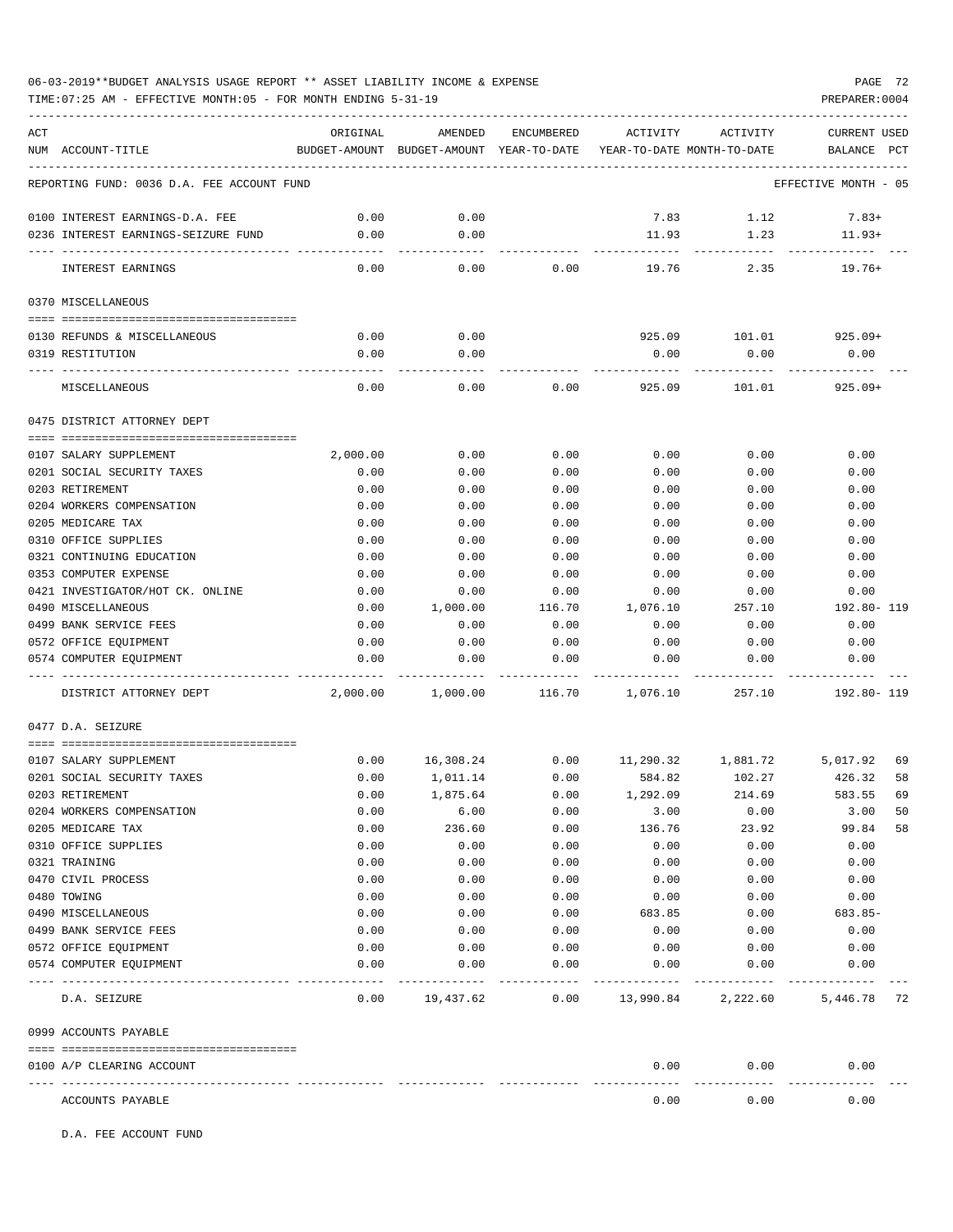06-03-2019**BUDGET ANALYSIS USAGE REPORT ** ASSET LIABILITY INCOME & EXPENSE

TIME:07:25 AM - EFFECTIVE MONTH:05 - FOR MONTH ENDING 5-31-19

PREPARER:0004

| ACT NUM | ACCOUNT-TITLE | ORIGINAL BUDGET-AMOUNT | AMENDED BUDGET-AMOUNT | ENCUMBERED YEAR-TO-DATE | ACTIVITY YEAR-TO-DATE | ACTIVITY MONTH-TO-DATE | CURRENT USED BALANCE | PCT |
|---|---|---|---|---|---|---|---|---|
| | REPORTING FUND: 0036 D.A. FEE ACCOUNT FUND | | | | | | EFFECTIVE MONTH - 05 | |
| 0100 | INTEREST EARNINGS-D.A. FEE | 0.00 | 0.00 | | 7.83 | 1.12 | 7.83+ | |
| 0236 | INTEREST EARNINGS-SEIZURE FUND | 0.00 | 0.00 | | 11.93 | 1.23 | 11.93+ | |
| | INTEREST EARNINGS | 0.00 | 0.00 | 0.00 | 19.76 | 2.35 | 19.76+ | |
| | 0370 MISCELLANEOUS | | | | | | | |
| 0130 | REFUNDS & MISCELLANEOUS | 0.00 | 0.00 | | 925.09 | 101.01 | 925.09+ | |
| 0319 | RESTITUTION | 0.00 | 0.00 | | 0.00 | 0.00 | 0.00 | |
| | MISCELLANEOUS | 0.00 | 0.00 | 0.00 | 925.09 | 101.01 | 925.09+ | |
| | 0475 DISTRICT ATTORNEY DEPT | | | | | | | |
| 0107 | SALARY SUPPLEMENT | 2,000.00 | 0.00 | 0.00 | 0.00 | 0.00 | 0.00 | |
| 0201 | SOCIAL SECURITY TAXES | 0.00 | 0.00 | 0.00 | 0.00 | 0.00 | 0.00 | |
| 0203 | RETIREMENT | 0.00 | 0.00 | 0.00 | 0.00 | 0.00 | 0.00 | |
| 0204 | WORKERS COMPENSATION | 0.00 | 0.00 | 0.00 | 0.00 | 0.00 | 0.00 | |
| 0205 | MEDICARE TAX | 0.00 | 0.00 | 0.00 | 0.00 | 0.00 | 0.00 | |
| 0310 | OFFICE SUPPLIES | 0.00 | 0.00 | 0.00 | 0.00 | 0.00 | 0.00 | |
| 0321 | CONTINUING EDUCATION | 0.00 | 0.00 | 0.00 | 0.00 | 0.00 | 0.00 | |
| 0353 | COMPUTER EXPENSE | 0.00 | 0.00 | 0.00 | 0.00 | 0.00 | 0.00 | |
| 0421 | INVESTIGATOR/HOT CK. ONLINE | 0.00 | 0.00 | 0.00 | 0.00 | 0.00 | 0.00 | |
| 0490 | MISCELLANEOUS | 0.00 | 1,000.00 | 116.70 | 1,076.10 | 257.10 | 192.80- | 119 |
| 0499 | BANK SERVICE FEES | 0.00 | 0.00 | 0.00 | 0.00 | 0.00 | 0.00 | |
| 0572 | OFFICE EQUIPMENT | 0.00 | 0.00 | 0.00 | 0.00 | 0.00 | 0.00 | |
| 0574 | COMPUTER EQUIPMENT | 0.00 | 0.00 | 0.00 | 0.00 | 0.00 | 0.00 | |
| | DISTRICT ATTORNEY DEPT | 2,000.00 | 1,000.00 | 116.70 | 1,076.10 | 257.10 | 192.80- | 119 |
| | 0477 D.A. SEIZURE | | | | | | | |
| 0107 | SALARY SUPPLEMENT | 0.00 | 16,308.24 | 0.00 | 11,290.32 | 1,881.72 | 5,017.92 | 69 |
| 0201 | SOCIAL SECURITY TAXES | 0.00 | 1,011.14 | 0.00 | 584.82 | 102.27 | 426.32 | 58 |
| 0203 | RETIREMENT | 0.00 | 1,875.64 | 0.00 | 1,292.09 | 214.69 | 583.55 | 69 |
| 0204 | WORKERS COMPENSATION | 0.00 | 6.00 | 0.00 | 3.00 | 0.00 | 3.00 | 50 |
| 0205 | MEDICARE TAX | 0.00 | 236.60 | 0.00 | 136.76 | 23.92 | 99.84 | 58 |
| 0310 | OFFICE SUPPLIES | 0.00 | 0.00 | 0.00 | 0.00 | 0.00 | 0.00 | |
| 0321 | TRAINING | 0.00 | 0.00 | 0.00 | 0.00 | 0.00 | 0.00 | |
| 0470 | CIVIL PROCESS | 0.00 | 0.00 | 0.00 | 0.00 | 0.00 | 0.00 | |
| 0480 | TOWING | 0.00 | 0.00 | 0.00 | 0.00 | 0.00 | 0.00 | |
| 0490 | MISCELLANEOUS | 0.00 | 0.00 | 0.00 | 683.85 | 0.00 | 683.85- | |
| 0499 | BANK SERVICE FEES | 0.00 | 0.00 | 0.00 | 0.00 | 0.00 | 0.00 | |
| 0572 | OFFICE EQUIPMENT | 0.00 | 0.00 | 0.00 | 0.00 | 0.00 | 0.00 | |
| 0574 | COMPUTER EQUIPMENT | 0.00 | 0.00 | 0.00 | 0.00 | 0.00 | 0.00 | |
| | D.A. SEIZURE | 0.00 | 19,437.62 | 0.00 | 13,990.84 | 2,222.60 | 5,446.78 | 72 |
| | 0999 ACCOUNTS PAYABLE | | | | | | | |
| 0100 | A/P CLEARING ACCOUNT | | | | 0.00 | 0.00 | 0.00 | |
| | ACCOUNTS PAYABLE | | | | 0.00 | 0.00 | 0.00 | |

D.A. FEE ACCOUNT FUND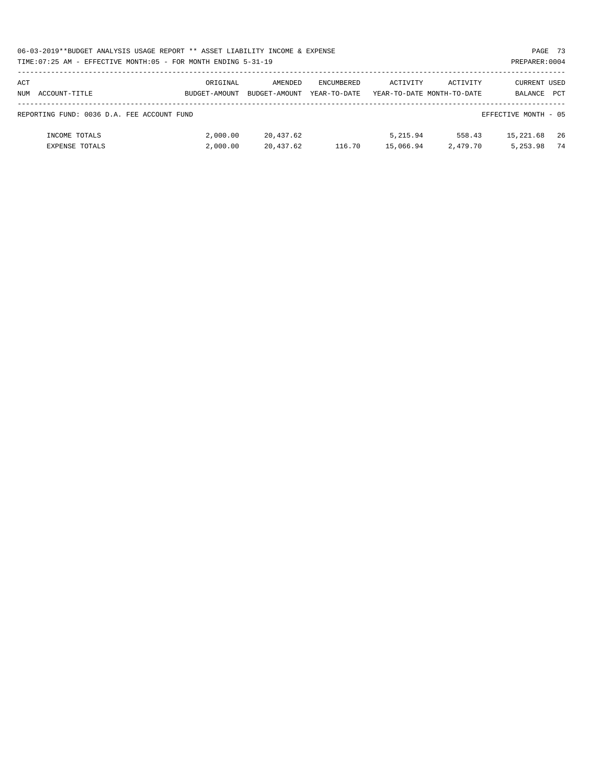06-03-2019**BUDGET ANALYSIS USAGE REPORT ** ASSET LIABILITY INCOME & EXPENSE

TIME:07:25 AM - EFFECTIVE MONTH:05 - FOR MONTH ENDING 5-31-19

PREPARER:0004

| ACT NUM ACCOUNT-TITLE | ORIGINAL BUDGET-AMOUNT | AMENDED BUDGET-AMOUNT | ENCUMBERED YEAR-TO-DATE | ACTIVITY YEAR-TO-DATE | ACTIVITY MONTH-TO-DATE | CURRENT BALANCE | USED PCT |
|---|---|---|---|---|---|---|---|
| REPORTING FUND: 0036 D.A. FEE ACCOUNT FUND | | | | | | EFFECTIVE MONTH - 05 | |
| INCOME TOTALS | 2,000.00 | 20,437.62 | | 5,215.94 | 558.43 | 15,221.68 | 26 |
| EXPENSE TOTALS | 2,000.00 | 20,437.62 | 116.70 | 15,066.94 | 2,479.70 | 5,253.98 | 74 |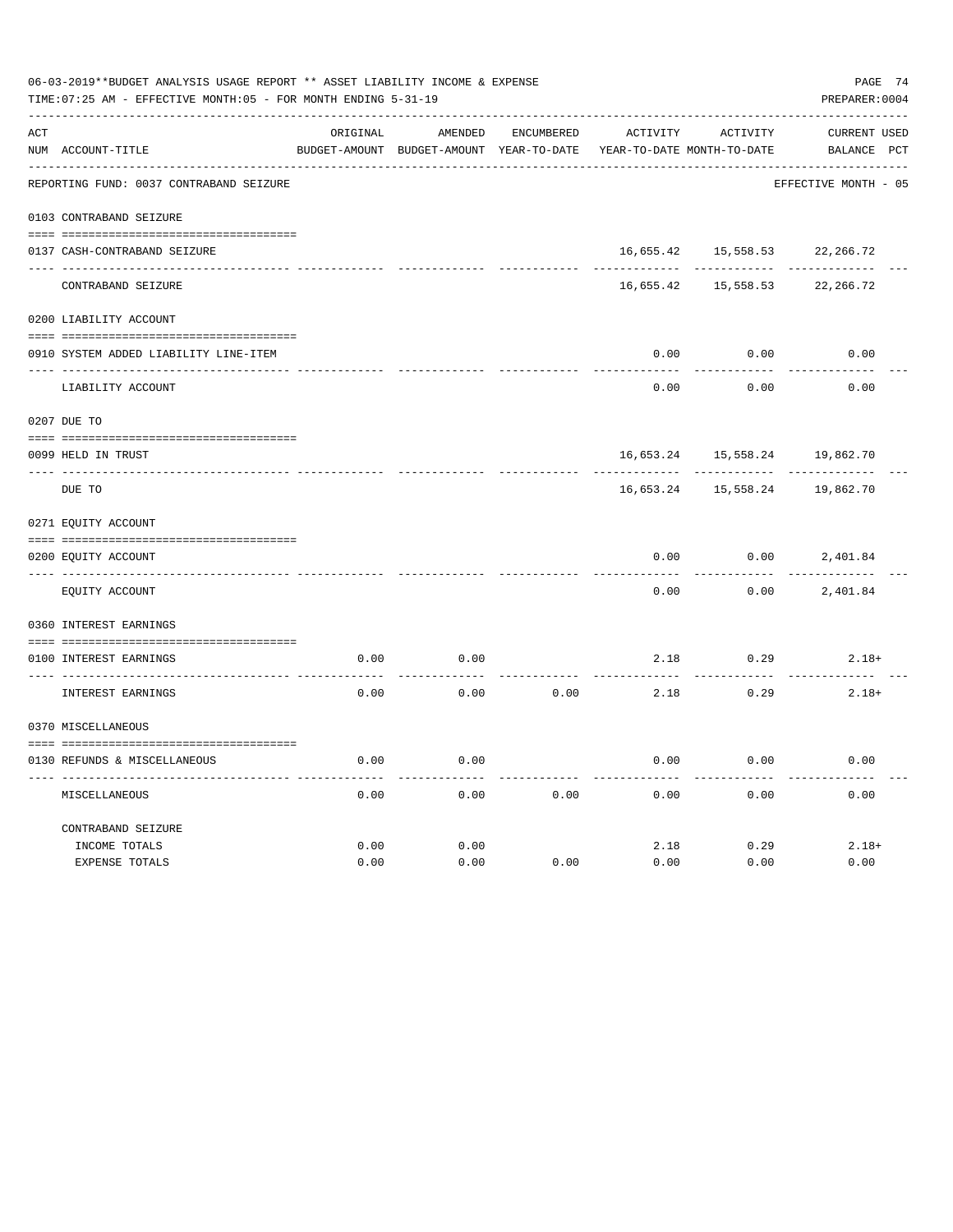06-03-2019**BUDGET ANALYSIS USAGE REPORT ** ASSET LIABILITY INCOME & EXPENSE

TIME:07:25 AM - EFFECTIVE MONTH:05 - FOR MONTH ENDING 5-31-19

PREPARER:0004

| ACT NUM | ACCOUNT-TITLE | ORIGINAL BUDGET-AMOUNT | AMENDED BUDGET-AMOUNT | ENCUMBERED YEAR-TO-DATE | ACTIVITY YEAR-TO-DATE | ACTIVITY MONTH-TO-DATE | CURRENT BALANCE | USED PCT |
|---|---|---|---|---|---|---|---|---|
| | REPORTING FUND: 0037 CONTRABAND SEIZURE | | | | | | EFFECTIVE MONTH - 05 | |
| | 0103 CONTRABAND SEIZURE | | | | | | | |
| 0137 | CASH-CONTRABAND SEIZURE | | | | 16,655.42 | 15,558.53 | 22,266.72 | |
| | CONTRABAND SEIZURE | | | | 16,655.42 | 15,558.53 | 22,266.72 | |
| | 0200 LIABILITY ACCOUNT | | | | | | | |
| 0910 | SYSTEM ADDED LIABILITY LINE-ITEM | | | | 0.00 | 0.00 | 0.00 | |
| | LIABILITY ACCOUNT | | | | 0.00 | 0.00 | 0.00 | |
| | 0207 DUE TO | | | | | | | |
| 0099 | HELD IN TRUST | | | | 16,653.24 | 15,558.24 | 19,862.70 | |
| | DUE TO | | | | 16,653.24 | 15,558.24 | 19,862.70 | |
| | 0271 EQUITY ACCOUNT | | | | | | | |
| 0200 | EQUITY ACCOUNT | | | | 0.00 | 0.00 | 2,401.84 | |
| | EQUITY ACCOUNT | | | | 0.00 | 0.00 | 2,401.84 | |
| | 0360 INTEREST EARNINGS | | | | | | | |
| 0100 | INTEREST EARNINGS | 0.00 | 0.00 | | 2.18 | 0.29 | 2.18+ | |
| | INTEREST EARNINGS | 0.00 | 0.00 | 0.00 | 2.18 | 0.29 | 2.18+ | |
| | 0370 MISCELLANEOUS | | | | | | | |
| 0130 | REFUNDS & MISCELLANEOUS | 0.00 | 0.00 | | 0.00 | 0.00 | 0.00 | |
| | MISCELLANEOUS | 0.00 | 0.00 | 0.00 | 0.00 | 0.00 | 0.00 | |
| | CONTRABAND SEIZURE | | | | | | | |
| | INCOME TOTALS | 0.00 | 0.00 | | 2.18 | 0.29 | 2.18+ | |
| | EXPENSE TOTALS | 0.00 | 0.00 | 0.00 | 0.00 | 0.00 | 0.00 | |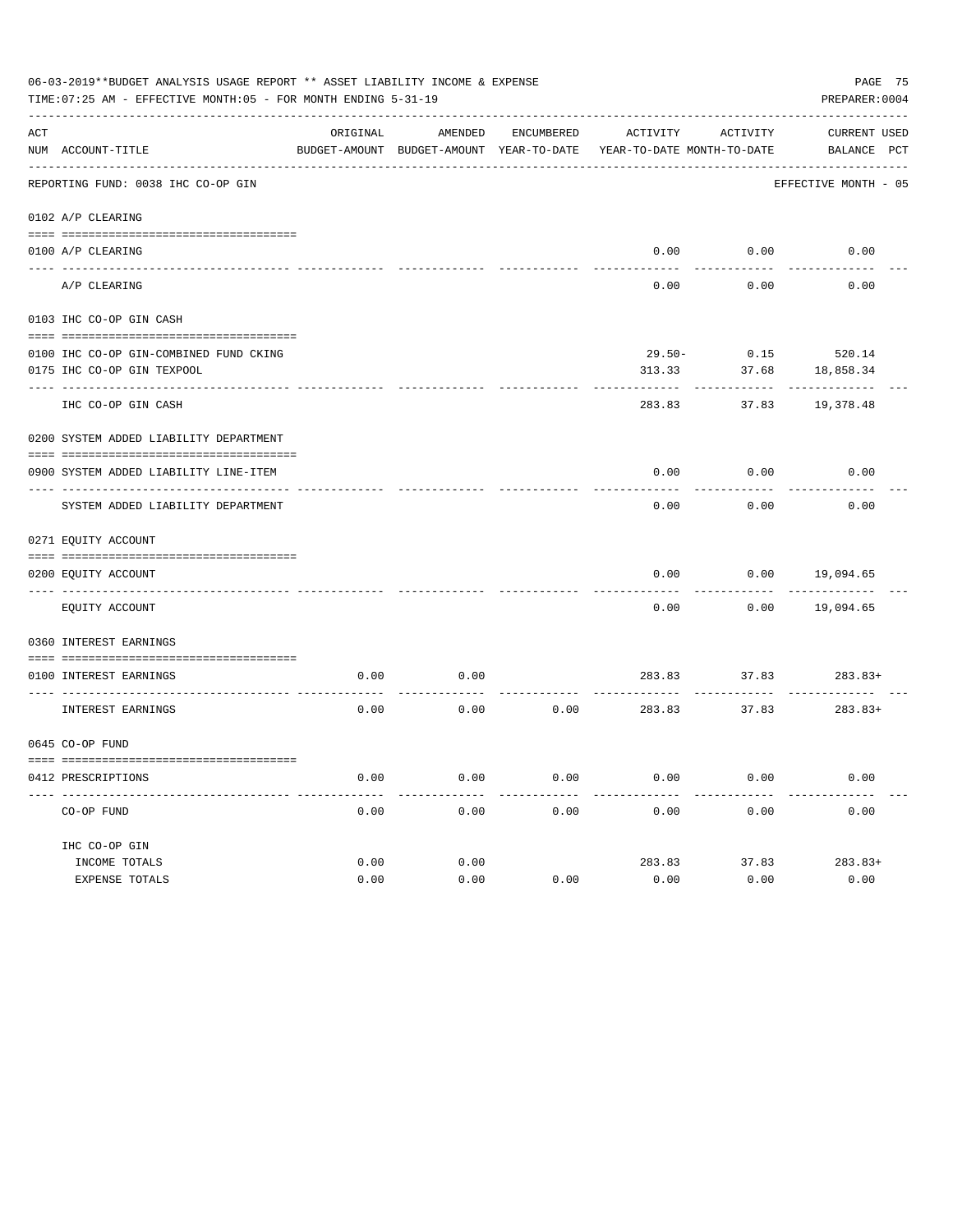06-03-2019**BUDGET ANALYSIS USAGE REPORT ** ASSET LIABILITY INCOME & EXPENSE

TIME:07:25 AM - EFFECTIVE MONTH:05 - FOR MONTH ENDING 5-31-19

PREPARER:0004

| ACT NUM | ACCOUNT-TITLE | ORIGINAL BUDGET-AMOUNT | AMENDED BUDGET-AMOUNT | ENCUMBERED YEAR-TO-DATE | ACTIVITY YEAR-TO-DATE | ACTIVITY MONTH-TO-DATE | CURRENT BALANCE | USED PCT |
|---|---|---|---|---|---|---|---|---|
| | REPORTING FUND: 0038 IHC CO-OP GIN | | | | | | EFFECTIVE MONTH - 05 | |
| 0102 | A/P CLEARING | | | | | | | |
| 0100 | A/P CLEARING | | | | 0.00 | 0.00 | 0.00 | |
| | A/P CLEARING | | | | 0.00 | 0.00 | 0.00 | |
| 0103 | IHC CO-OP GIN CASH | | | | | | | |
| 0100 | IHC CO-OP GIN-COMBINED FUND CKING | | | | 29.50- | 0.15 | 520.14 | |
| 0175 | IHC CO-OP GIN TEXPOOL | | | | 313.33 | 37.68 | 18,858.34 | |
| | IHC CO-OP GIN CASH | | | | 283.83 | 37.83 | 19,378.48 | |
| 0200 | SYSTEM ADDED LIABILITY DEPARTMENT | | | | | | | |
| 0900 | SYSTEM ADDED LIABILITY LINE-ITEM | | | | 0.00 | 0.00 | 0.00 | |
| | SYSTEM ADDED LIABILITY DEPARTMENT | | | | 0.00 | 0.00 | 0.00 | |
| 0271 | EQUITY ACCOUNT | | | | | | | |
| 0200 | EQUITY ACCOUNT | | | | 0.00 | 0.00 | 19,094.65 | |
| | EQUITY ACCOUNT | | | | 0.00 | 0.00 | 19,094.65 | |
| 0360 | INTEREST EARNINGS | | | | | | | |
| 0100 | INTEREST EARNINGS | 0.00 | 0.00 | | 283.83 | 37.83 | 283.83+ | |
| | INTEREST EARNINGS | 0.00 | 0.00 | 0.00 | 283.83 | 37.83 | 283.83+ | |
| 0645 | CO-OP FUND | | | | | | | |
| 0412 | PRESCRIPTIONS | 0.00 | 0.00 | 0.00 | 0.00 | 0.00 | 0.00 | |
| | CO-OP FUND | 0.00 | 0.00 | 0.00 | 0.00 | 0.00 | 0.00 | |
| | IHC CO-OP GIN | | | | | | | |
| | INCOME TOTALS | 0.00 | 0.00 | | 283.83 | 37.83 | 283.83+ | |
| | EXPENSE TOTALS | 0.00 | 0.00 | 0.00 | 0.00 | 0.00 | 0.00 | |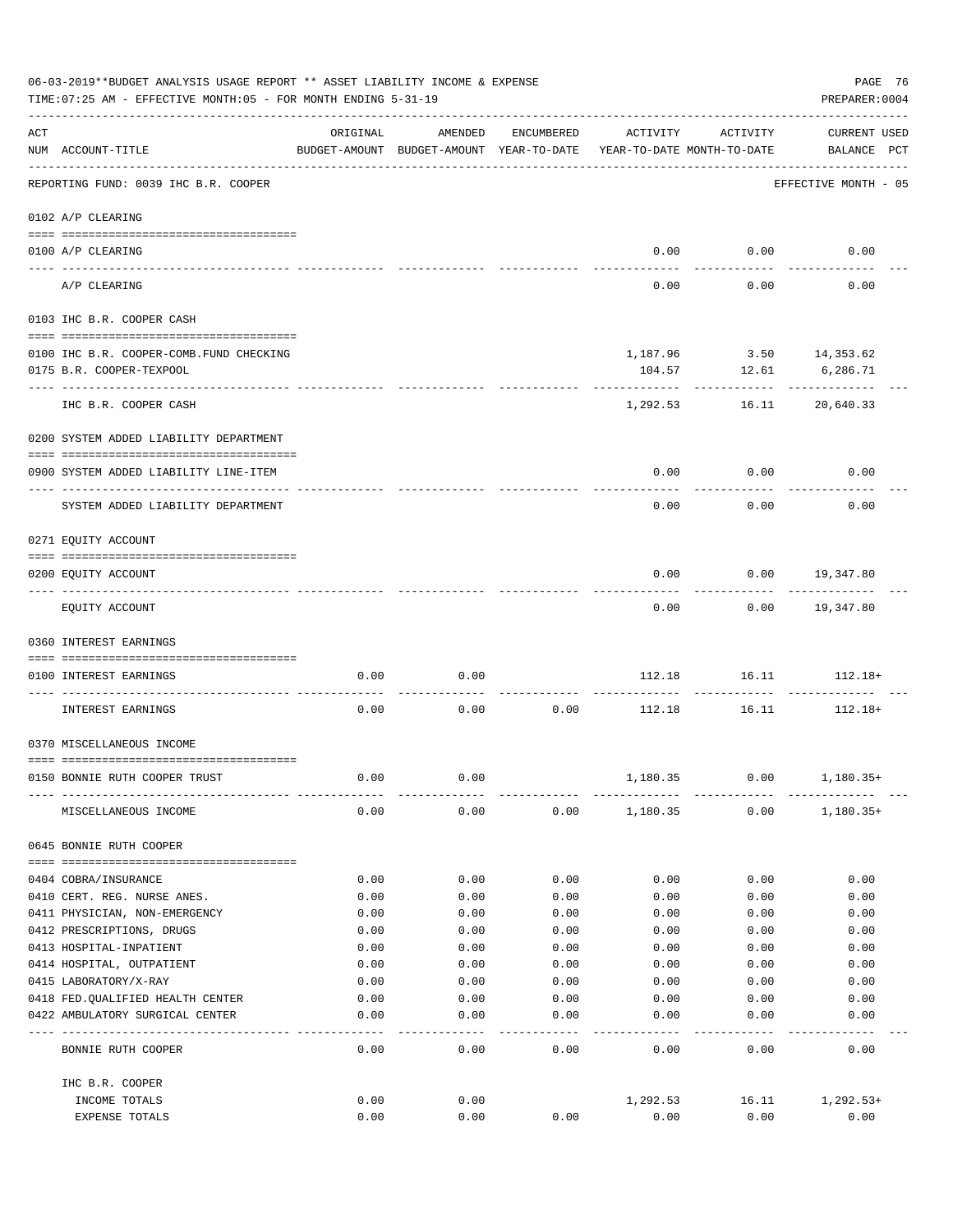06-03-2019**BUDGET ANALYSIS USAGE REPORT ** ASSET LIABILITY INCOME & EXPENSE

TIME:07:25 AM - EFFECTIVE MONTH:05 - FOR MONTH ENDING 5-31-19

PREPARER:0004

| ACT NUM | ACCOUNT-TITLE | ORIGINAL BUDGET-AMOUNT | AMENDED BUDGET-AMOUNT | ENCUMBERED YEAR-TO-DATE | ACTIVITY YEAR-TO-DATE | ACTIVITY MONTH-TO-DATE | CURRENT BALANCE | USED PCT |
|---|---|---|---|---|---|---|---|---|
| | REPORTING FUND: 0039 IHC B.R. COOPER | | | | | | EFFECTIVE MONTH - 05 | |
| | **0102 A/P CLEARING** | | | | | | | |
| 0100 | A/P CLEARING | | | | 0.00 | 0.00 | 0.00 | |
| | A/P CLEARING | | | | 0.00 | 0.00 | 0.00 | |
| | **0103 IHC B.R. COOPER CASH** | | | | | | | |
| 0100 | IHC B.R. COOPER-COMB.FUND CHECKING | | | | 1,187.96 | 3.50 | 14,353.62 | |
| 0175 | B.R. COOPER-TEXPOOL | | | | 104.57 | 12.61 | 6,286.71 | |
| | IHC B.R. COOPER CASH | | | | 1,292.53 | 16.11 | 20,640.33 | |
| | **0200 SYSTEM ADDED LIABILITY DEPARTMENT** | | | | | | | |
| 0900 | SYSTEM ADDED LIABILITY LINE-ITEM | | | | 0.00 | 0.00 | 0.00 | |
| | SYSTEM ADDED LIABILITY DEPARTMENT | | | | 0.00 | 0.00 | 0.00 | |
| | **0271 EQUITY ACCOUNT** | | | | | | | |
| 0200 | EQUITY ACCOUNT | | | | 0.00 | 0.00 | 19,347.80 | |
| | EQUITY ACCOUNT | | | | 0.00 | 0.00 | 19,347.80 | |
| | **0360 INTEREST EARNINGS** | | | | | | | |
| 0100 | INTEREST EARNINGS | 0.00 | 0.00 | | 112.18 | 16.11 | 112.18+ | |
| | INTEREST EARNINGS | 0.00 | 0.00 | 0.00 | 112.18 | 16.11 | 112.18+ | |
| | **0370 MISCELLANEOUS INCOME** | | | | | | | |
| 0150 | BONNIE RUTH COOPER TRUST | 0.00 | 0.00 | | 1,180.35 | 0.00 | 1,180.35+ | |
| | MISCELLANEOUS INCOME | 0.00 | 0.00 | 0.00 | 1,180.35 | 0.00 | 1,180.35+ | |
| | **0645 BONNIE RUTH COOPER** | | | | | | | |
| 0404 | COBRA/INSURANCE | 0.00 | 0.00 | 0.00 | 0.00 | 0.00 | 0.00 | |
| 0410 | CERT. REG. NURSE ANES. | 0.00 | 0.00 | 0.00 | 0.00 | 0.00 | 0.00 | |
| 0411 | PHYSICIAN, NON-EMERGENCY | 0.00 | 0.00 | 0.00 | 0.00 | 0.00 | 0.00 | |
| 0412 | PRESCRIPTIONS, DRUGS | 0.00 | 0.00 | 0.00 | 0.00 | 0.00 | 0.00 | |
| 0413 | HOSPITAL-INPATIENT | 0.00 | 0.00 | 0.00 | 0.00 | 0.00 | 0.00 | |
| 0414 | HOSPITAL, OUTPATIENT | 0.00 | 0.00 | 0.00 | 0.00 | 0.00 | 0.00 | |
| 0415 | LABORATORY/X-RAY | 0.00 | 0.00 | 0.00 | 0.00 | 0.00 | 0.00 | |
| 0418 | FED.QUALIFIED HEALTH CENTER | 0.00 | 0.00 | 0.00 | 0.00 | 0.00 | 0.00 | |
| 0422 | AMBULATORY SURGICAL CENTER | 0.00 | 0.00 | 0.00 | 0.00 | 0.00 | 0.00 | |
| | BONNIE RUTH COOPER | 0.00 | 0.00 | 0.00 | 0.00 | 0.00 | 0.00 | |
| | **IHC B.R. COOPER** | | | | | | | |
| | INCOME TOTALS | 0.00 | 0.00 | | 1,292.53 | 16.11 | 1,292.53+ | |
| | EXPENSE TOTALS | 0.00 | 0.00 | 0.00 | 0.00 | 0.00 | 0.00 | |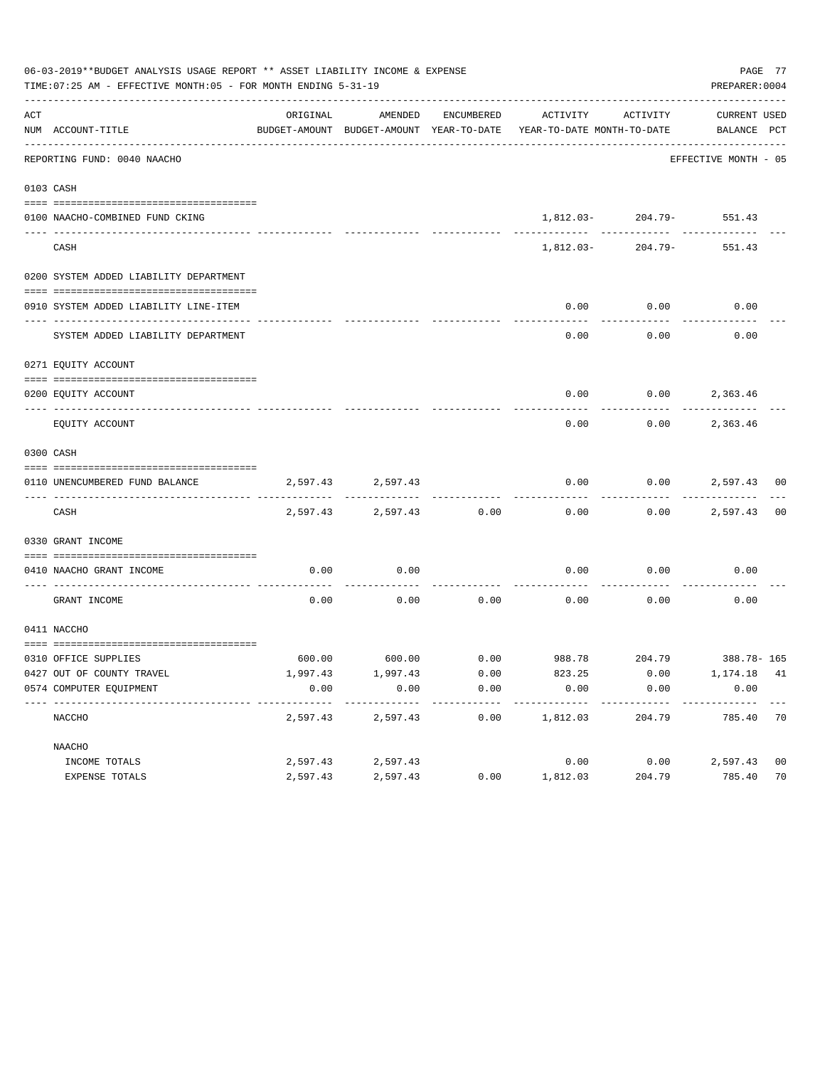06-03-2019**BUDGET ANALYSIS USAGE REPORT ** ASSET LIABILITY INCOME & EXPENSE

TIME:07:25 AM - EFFECTIVE MONTH:05 - FOR MONTH ENDING 5-31-19

PREPARER:0004

| ACT NUM | ACCOUNT-TITLE | ORIGINAL BUDGET-AMOUNT | AMENDED BUDGET-AMOUNT | ENCUMBERED YEAR-TO-DATE | ACTIVITY YEAR-TO-DATE | ACTIVITY MONTH-TO-DATE | CURRENT BALANCE | USED PCT |
|---|---|---|---|---|---|---|---|---|
| | REPORTING FUND: 0040 NAACHO | | | | | | EFFECTIVE MONTH - 05 | |
| 0103 | CASH | | | | | | | |
| 0100 | NAACHO-COMBINED FUND CKING | | | | 1,812.03- | 204.79- | 551.43 | |
| | CASH | | | | 1,812.03- | 204.79- | 551.43 | |
| 0200 | SYSTEM ADDED LIABILITY DEPARTMENT | | | | | | | |
| 0910 | SYSTEM ADDED LIABILITY LINE-ITEM | | | | 0.00 | 0.00 | 0.00 | |
| | SYSTEM ADDED LIABILITY DEPARTMENT | | | | 0.00 | 0.00 | 0.00 | |
| 0271 | EQUITY ACCOUNT | | | | | | | |
| 0200 | EQUITY ACCOUNT | | | | 0.00 | 0.00 | 2,363.46 | |
| | EQUITY ACCOUNT | | | | 0.00 | 0.00 | 2,363.46 | |
| 0300 | CASH | | | | | | | |
| 0110 | UNENCUMBERED FUND BALANCE | 2,597.43 | 2,597.43 | | 0.00 | 0.00 | 2,597.43 | 00 |
| | CASH | 2,597.43 | 2,597.43 | 0.00 | 0.00 | 0.00 | 2,597.43 | 00 |
| 0330 | GRANT INCOME | | | | | | | |
| 0410 | NAACHO GRANT INCOME | 0.00 | 0.00 | | 0.00 | 0.00 | 0.00 | |
| | GRANT INCOME | 0.00 | 0.00 | 0.00 | 0.00 | 0.00 | 0.00 | |
| 0411 | NACCHO | | | | | | | |
| 0310 | OFFICE SUPPLIES | 600.00 | 600.00 | 0.00 | 988.78 | 204.79 | 388.78- | 165 |
| 0427 | OUT OF COUNTY TRAVEL | 1,997.43 | 1,997.43 | 0.00 | 823.25 | 0.00 | 1,174.18 | 41 |
| 0574 | COMPUTER EQUIPMENT | 0.00 | 0.00 | 0.00 | 0.00 | 0.00 | 0.00 | |
| | NACCHO | 2,597.43 | 2,597.43 | 0.00 | 1,812.03 | 204.79 | 785.40 | 70 |
| | NAACHO | | | | | | | |
| | INCOME TOTALS | 2,597.43 | 2,597.43 | | 0.00 | 0.00 | 2,597.43 | 00 |
| | EXPENSE TOTALS | 2,597.43 | 2,597.43 | 0.00 | 1,812.03 | 204.79 | 785.40 | 70 |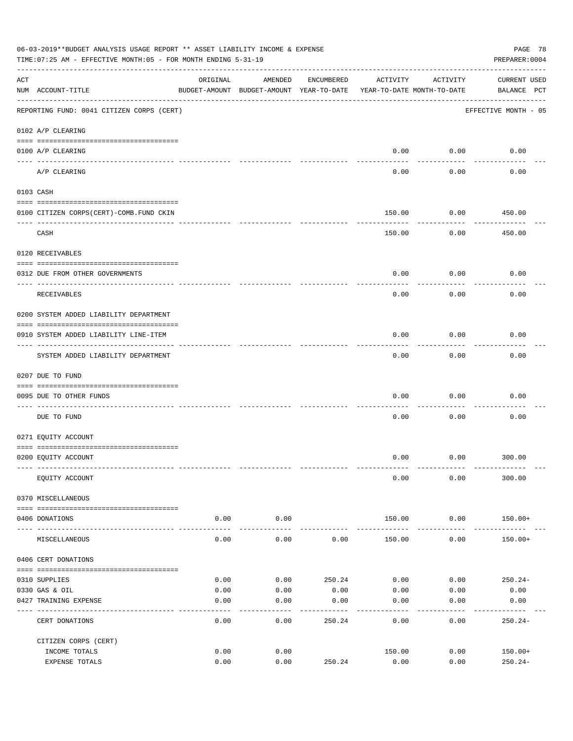06-03-2019**BUDGET ANALYSIS USAGE REPORT ** ASSET LIABILITY INCOME & EXPENSE

TIME:07:25 AM - EFFECTIVE MONTH:05 - FOR MONTH ENDING 5-31-19

PREPARER:0004

| ACT NUM | ACCOUNT-TITLE | ORIGINAL BUDGET-AMOUNT | AMENDED BUDGET-AMOUNT | ENCUMBERED YEAR-TO-DATE | ACTIVITY YEAR-TO-DATE | ACTIVITY MONTH-TO-DATE | CURRENT BALANCE | USED PCT |
|---|---|---|---|---|---|---|---|---|
| | REPORTING FUND: 0041 CITIZEN CORPS (CERT) | | | | | | EFFECTIVE MONTH - 05 | |
| | 0102 A/P CLEARING | | | | | | | |
| 0100 | A/P CLEARING | | | | 0.00 | 0.00 | 0.00 | |
| | A/P CLEARING | | | | 0.00 | 0.00 | 0.00 | |
| | 0103 CASH | | | | | | | |
| 0100 | CITIZEN CORPS(CERT)-COMB.FUND CKIN | | | | 150.00 | 0.00 | 450.00 | |
| | CASH | | | | 150.00 | 0.00 | 450.00 | |
| | 0120 RECEIVABLES | | | | | | | |
| 0312 | DUE FROM OTHER GOVERNMENTS | | | | 0.00 | 0.00 | 0.00 | |
| | RECEIVABLES | | | | 0.00 | 0.00 | 0.00 | |
| | 0200 SYSTEM ADDED LIABILITY DEPARTMENT | | | | | | | |
| 0910 | SYSTEM ADDED LIABILITY LINE-ITEM | | | | 0.00 | 0.00 | 0.00 | |
| | SYSTEM ADDED LIABILITY DEPARTMENT | | | | 0.00 | 0.00 | 0.00 | |
| | 0207 DUE TO FUND | | | | | | | |
| 0095 | DUE TO OTHER FUNDS | | | | 0.00 | 0.00 | 0.00 | |
| | DUE TO FUND | | | | 0.00 | 0.00 | 0.00 | |
| | 0271 EQUITY ACCOUNT | | | | | | | |
| 0200 | EQUITY ACCOUNT | | | | 0.00 | 0.00 | 300.00 | |
| | EQUITY ACCOUNT | | | | 0.00 | 0.00 | 300.00 | |
| | 0370 MISCELLANEOUS | | | | | | | |
| 0406 | DONATIONS | 0.00 | 0.00 | | 150.00 | 0.00 | 150.00+ | |
| | MISCELLANEOUS | 0.00 | 0.00 | 0.00 | 150.00 | 0.00 | 150.00+ | |
| | 0406 CERT DONATIONS | | | | | | | |
| 0310 | SUPPLIES | 0.00 | 0.00 | 250.24 | 0.00 | 0.00 | 250.24- | |
| 0330 | GAS & OIL | 0.00 | 0.00 | 0.00 | 0.00 | 0.00 | 0.00 | |
| 0427 | TRAINING EXPENSE | 0.00 | 0.00 | 0.00 | 0.00 | 0.00 | 0.00 | |
| | CERT DONATIONS | 0.00 | 0.00 | 250.24 | 0.00 | 0.00 | 250.24- | |
| | CITIZEN CORPS (CERT) | | | | | | | |
| | INCOME TOTALS | 0.00 | 0.00 | | 150.00 | 0.00 | 150.00+ | |
| | EXPENSE TOTALS | 0.00 | 0.00 | 250.24 | 0.00 | 0.00 | 250.24- | |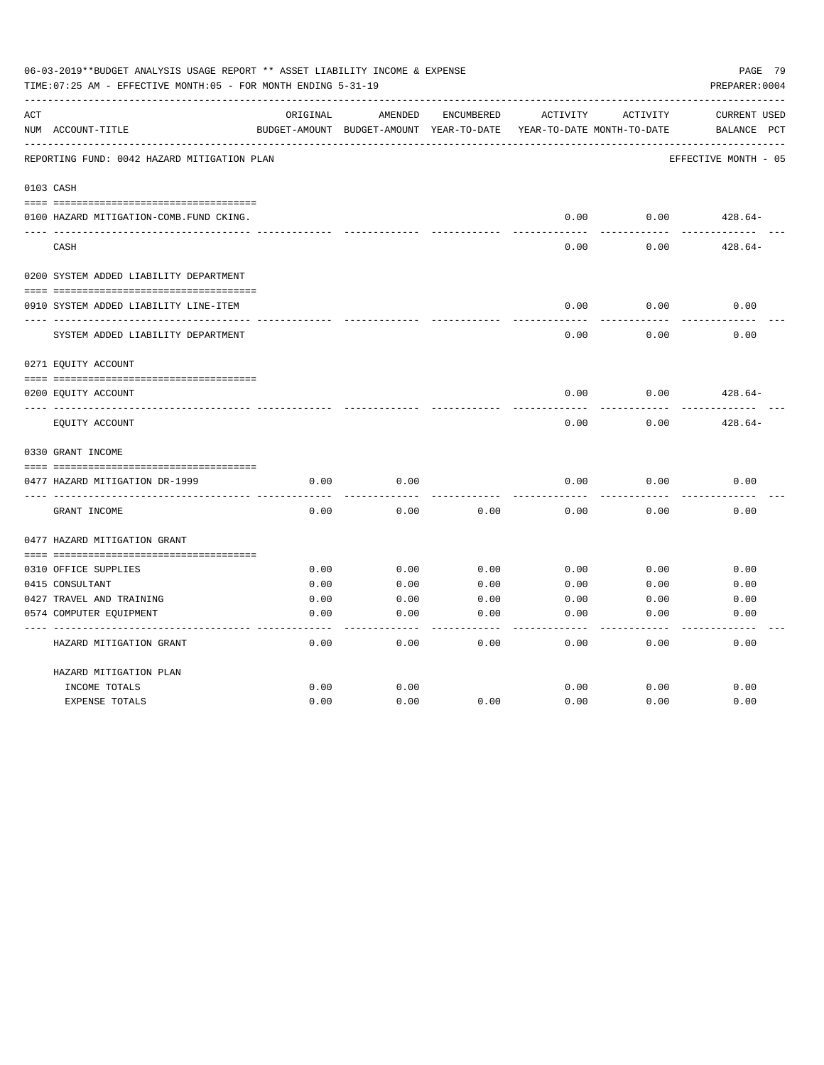06-03-2019**BUDGET ANALYSIS USAGE REPORT ** ASSET LIABILITY INCOME & EXPENSE

TIME:07:25 AM - EFFECTIVE MONTH:05 - FOR MONTH ENDING 5-31-19

PREPARER:0004

REPORTING FUND: 0042 HAZARD MITIGATION PLAN — EFFECTIVE MONTH - 05

| ACT NUM | ACCOUNT-TITLE | ORIGINAL BUDGET-AMOUNT | AMENDED BUDGET-AMOUNT | ENCUMBERED YEAR-TO-DATE | ACTIVITY YEAR-TO-DATE | ACTIVITY MONTH-TO-DATE | CURRENT BALANCE | USED PCT |
|---|---|---|---|---|---|---|---|---|
| | **0103 CASH** | | | | | | | |
| 0100 | HAZARD MITIGATION-COMB.FUND CKING. | | | | 0.00 | 0.00 | 428.64- | |
| | CASH | | | | 0.00 | 0.00 | 428.64- | |
| | **0200 SYSTEM ADDED LIABILITY DEPARTMENT** | | | | | | | |
| 0910 | SYSTEM ADDED LIABILITY LINE-ITEM | | | | 0.00 | 0.00 | 0.00 | |
| | SYSTEM ADDED LIABILITY DEPARTMENT | | | | 0.00 | 0.00 | 0.00 | |
| | **0271 EQUITY ACCOUNT** | | | | | | | |
| 0200 | EQUITY ACCOUNT | | | | 0.00 | 0.00 | 428.64- | |
| | EQUITY ACCOUNT | | | | 0.00 | 0.00 | 428.64- | |
| | **0330 GRANT INCOME** | | | | | | | |
| 0477 | HAZARD MITIGATION DR-1999 | 0.00 | 0.00 | | 0.00 | 0.00 | 0.00 | |
| | GRANT INCOME | 0.00 | 0.00 | 0.00 | 0.00 | 0.00 | 0.00 | |
| | **0477 HAZARD MITIGATION GRANT** | | | | | | | |
| 0310 | OFFICE SUPPLIES | 0.00 | 0.00 | 0.00 | 0.00 | 0.00 | 0.00 | |
| 0415 | CONSULTANT | 0.00 | 0.00 | 0.00 | 0.00 | 0.00 | 0.00 | |
| 0427 | TRAVEL AND TRAINING | 0.00 | 0.00 | 0.00 | 0.00 | 0.00 | 0.00 | |
| 0574 | COMPUTER EQUIPMENT | 0.00 | 0.00 | 0.00 | 0.00 | 0.00 | 0.00 | |
| | HAZARD MITIGATION GRANT | 0.00 | 0.00 | 0.00 | 0.00 | 0.00 | 0.00 | |
| | **HAZARD MITIGATION PLAN** | | | | | | | |
| | INCOME TOTALS | 0.00 | 0.00 | | 0.00 | 0.00 | 0.00 | |
| | EXPENSE TOTALS | 0.00 | 0.00 | 0.00 | 0.00 | 0.00 | 0.00 | |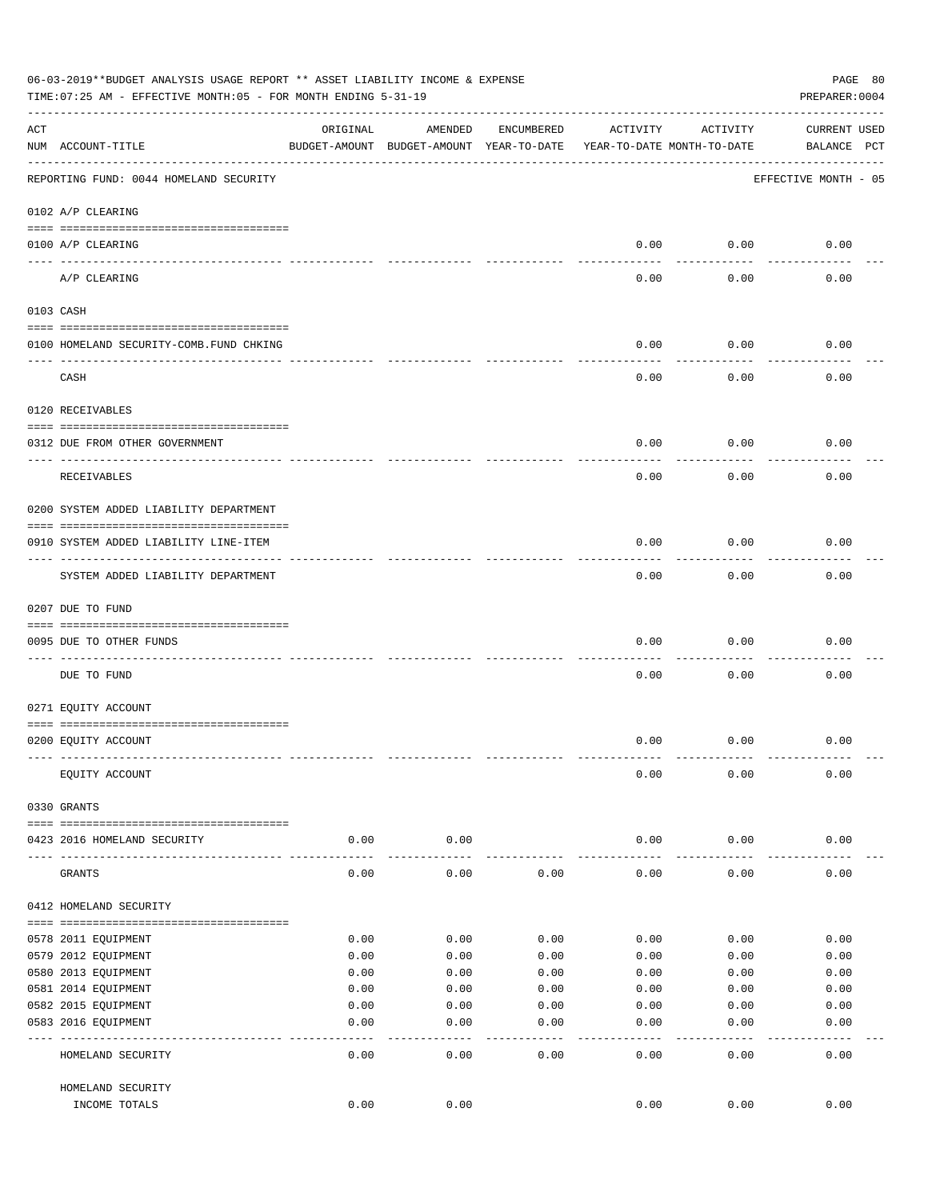06-03-2019**BUDGET ANALYSIS USAGE REPORT ** ASSET LIABILITY INCOME & EXPENSE

TIME:07:25 AM - EFFECTIVE MONTH:05 - FOR MONTH ENDING 5-31-19

PREPARER:0004

| ACT NUM | ACCOUNT-TITLE | ORIGINAL BUDGET-AMOUNT | AMENDED BUDGET-AMOUNT | ENCUMBERED YEAR-TO-DATE | ACTIVITY YEAR-TO-DATE | ACTIVITY MONTH-TO-DATE | CURRENT BALANCE | USED PCT |
|---|---|---|---|---|---|---|---|---|
| | REPORTING FUND: 0044 HOMELAND SECURITY | | | | | | EFFECTIVE MONTH - 05 | |
| | 0102 A/P CLEARING | | | | | | | |
| 0100 | A/P CLEARING | | | | 0.00 | 0.00 | 0.00 | |
| | A/P CLEARING | | | | 0.00 | 0.00 | 0.00 | |
| | 0103 CASH | | | | | | | |
| 0100 | HOMELAND SECURITY-COMB.FUND CHKING | | | | 0.00 | 0.00 | 0.00 | |
| | CASH | | | | 0.00 | 0.00 | 0.00 | |
| | 0120 RECEIVABLES | | | | | | | |
| 0312 | DUE FROM OTHER GOVERNMENT | | | | 0.00 | 0.00 | 0.00 | |
| | RECEIVABLES | | | | 0.00 | 0.00 | 0.00 | |
| | 0200 SYSTEM ADDED LIABILITY DEPARTMENT | | | | | | | |
| 0910 | SYSTEM ADDED LIABILITY LINE-ITEM | | | | 0.00 | 0.00 | 0.00 | |
| | SYSTEM ADDED LIABILITY DEPARTMENT | | | | 0.00 | 0.00 | 0.00 | |
| | 0207 DUE TO FUND | | | | | | | |
| 0095 | DUE TO OTHER FUNDS | | | | 0.00 | 0.00 | 0.00 | |
| | DUE TO FUND | | | | 0.00 | 0.00 | 0.00 | |
| | 0271 EQUITY ACCOUNT | | | | | | | |
| 0200 | EQUITY ACCOUNT | | | | 0.00 | 0.00 | 0.00 | |
| | EQUITY ACCOUNT | | | | 0.00 | 0.00 | 0.00 | |
| | 0330 GRANTS | | | | | | | |
| 0423 | 2016 HOMELAND SECURITY | 0.00 | 0.00 | | 0.00 | 0.00 | 0.00 | |
| | GRANTS | 0.00 | 0.00 | 0.00 | 0.00 | 0.00 | 0.00 | |
| | 0412 HOMELAND SECURITY | | | | | | | |
| 0578 | 2011 EQUIPMENT | 0.00 | 0.00 | 0.00 | 0.00 | 0.00 | 0.00 | |
| 0579 | 2012 EQUIPMENT | 0.00 | 0.00 | 0.00 | 0.00 | 0.00 | 0.00 | |
| 0580 | 2013 EQUIPMENT | 0.00 | 0.00 | 0.00 | 0.00 | 0.00 | 0.00 | |
| 0581 | 2014 EQUIPMENT | 0.00 | 0.00 | 0.00 | 0.00 | 0.00 | 0.00 | |
| 0582 | 2015 EQUIPMENT | 0.00 | 0.00 | 0.00 | 0.00 | 0.00 | 0.00 | |
| 0583 | 2016 EQUIPMENT | 0.00 | 0.00 | 0.00 | 0.00 | 0.00 | 0.00 | |
| | HOMELAND SECURITY | 0.00 | 0.00 | 0.00 | 0.00 | 0.00 | 0.00 | |
| | HOMELAND SECURITY INCOME TOTALS | 0.00 | 0.00 | | 0.00 | 0.00 | 0.00 | |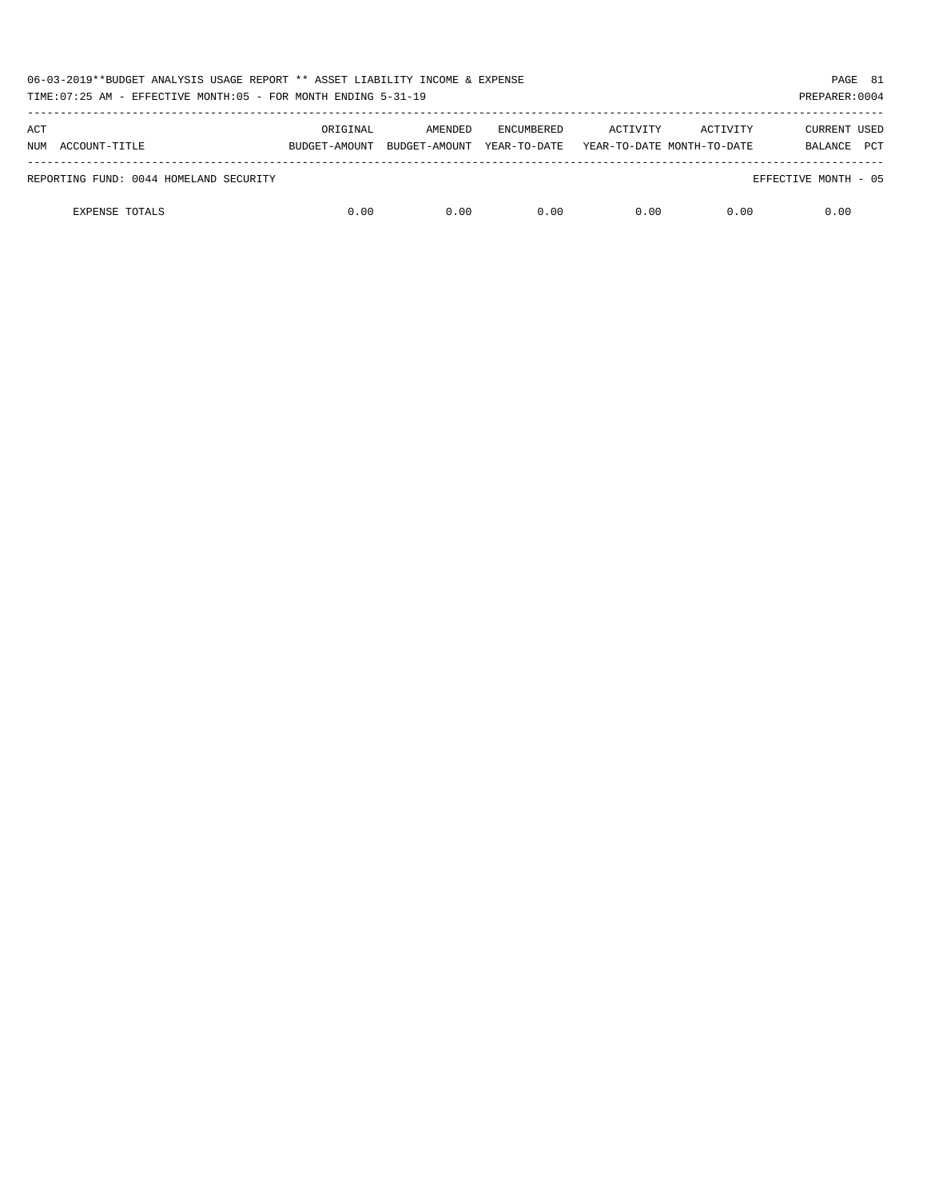| ACT NUM | ACCOUNT-TITLE | ORIGINAL BUDGET-AMOUNT | AMENDED BUDGET-AMOUNT | ENCUMBERED YEAR-TO-DATE | ACTIVITY YEAR-TO-DATE | ACTIVITY MONTH-TO-DATE | CURRENT BALANCE | USED PCT |
|---|---|---|---|---|---|---|---|---|
| REPORTING FUND: 0044 HOMELAND SECURITY | | | | | | | EFFECTIVE MONTH - 05 | |
| | EXPENSE TOTALS | 0.00 | 0.00 | 0.00 | 0.00 | 0.00 | 0.00 | |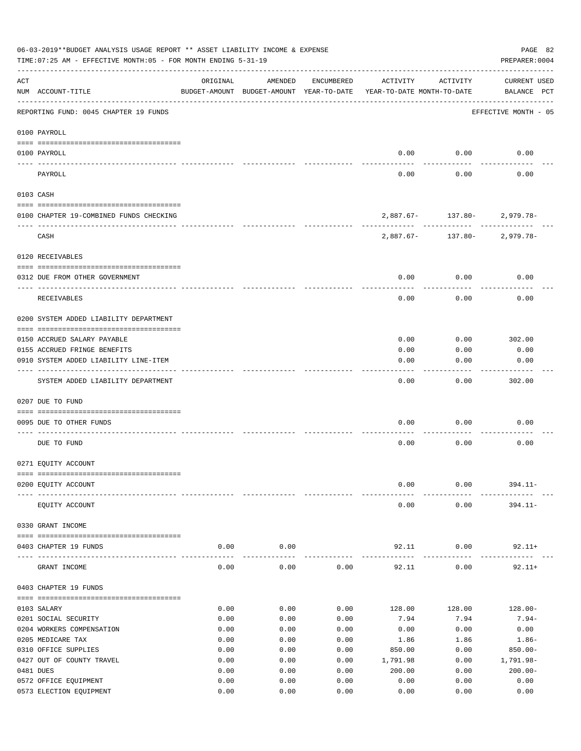06-03-2019**BUDGET ANALYSIS USAGE REPORT ** ASSET LIABILITY INCOME & EXPENSE

TIME:07:25 AM - EFFECTIVE MONTH:05 - FOR MONTH ENDING 5-31-19

PREPARER:0004

REPORTING FUND: 0045 CHAPTER 19 FUNDS — EFFECTIVE MONTH - 05

| ACT NUM | ACCOUNT-TITLE | ORIGINAL BUDGET-AMOUNT | AMENDED BUDGET-AMOUNT | ENCUMBERED YEAR-TO-DATE | ACTIVITY YEAR-TO-DATE | ACTIVITY MONTH-TO-DATE | CURRENT USED BALANCE | PCT |
|---|---|---|---|---|---|---|---|---|
| | **0100 PAYROLL** | | | | | | | |
| 0100 | PAYROLL | | | | 0.00 | 0.00 | 0.00 | |
| | PAYROLL | | | | 0.00 | 0.00 | 0.00 | |
| | **0103 CASH** | | | | | | | |
| 0100 | CHAPTER 19-COMBINED FUNDS CHECKING | | | | 2,887.67- | 137.80- | 2,979.78- | |
| | CASH | | | | 2,887.67- | 137.80- | 2,979.78- | |
| | **0120 RECEIVABLES** | | | | | | | |
| 0312 | DUE FROM OTHER GOVERNMENT | | | | 0.00 | 0.00 | 0.00 | |
| | RECEIVABLES | | | | 0.00 | 0.00 | 0.00 | |
| | **0200 SYSTEM ADDED LIABILITY DEPARTMENT** | | | | | | | |
| 0150 | ACCRUED SALARY PAYABLE | | | | 0.00 | 0.00 | 302.00 | |
| 0155 | ACCRUED FRINGE BENEFITS | | | | 0.00 | 0.00 | 0.00 | |
| 0910 | SYSTEM ADDED LIABILITY LINE-ITEM | | | | 0.00 | 0.00 | 0.00 | |
| | SYSTEM ADDED LIABILITY DEPARTMENT | | | | 0.00 | 0.00 | 302.00 | |
| | **0207 DUE TO FUND** | | | | | | | |
| 0095 | DUE TO OTHER FUNDS | | | | 0.00 | 0.00 | 0.00 | |
| | DUE TO FUND | | | | 0.00 | 0.00 | 0.00 | |
| | **0271 EQUITY ACCOUNT** | | | | | | | |
| 0200 | EQUITY ACCOUNT | | | | 0.00 | 0.00 | 394.11- | |
| | EQUITY ACCOUNT | | | | 0.00 | 0.00 | 394.11- | |
| | **0330 GRANT INCOME** | | | | | | | |
| 0403 | CHAPTER 19 FUNDS | 0.00 | 0.00 | | 92.11 | 0.00 | 92.11+ | |
| | GRANT INCOME | 0.00 | 0.00 | 0.00 | 92.11 | 0.00 | 92.11+ | |
| | **0403 CHAPTER 19 FUNDS** | | | | | | | |
| 0103 | SALARY | 0.00 | 0.00 | 0.00 | 128.00 | 128.00 | 128.00- | |
| 0201 | SOCIAL SECURITY | 0.00 | 0.00 | 0.00 | 7.94 | 7.94 | 7.94- | |
| 0204 | WORKERS COMPENSATION | 0.00 | 0.00 | 0.00 | 0.00 | 0.00 | 0.00 | |
| 0205 | MEDICARE TAX | 0.00 | 0.00 | 0.00 | 1.86 | 1.86 | 1.86- | |
| 0310 | OFFICE SUPPLIES | 0.00 | 0.00 | 0.00 | 850.00 | 0.00 | 850.00- | |
| 0427 | OUT OF COUNTY TRAVEL | 0.00 | 0.00 | 0.00 | 1,791.98 | 0.00 | 1,791.98- | |
| 0481 | DUES | 0.00 | 0.00 | 0.00 | 200.00 | 0.00 | 200.00- | |
| 0572 | OFFICE EQUIPMENT | 0.00 | 0.00 | 0.00 | 0.00 | 0.00 | 0.00 | |
| 0573 | ELECTION EQUIPMENT | 0.00 | 0.00 | 0.00 | 0.00 | 0.00 | 0.00 | |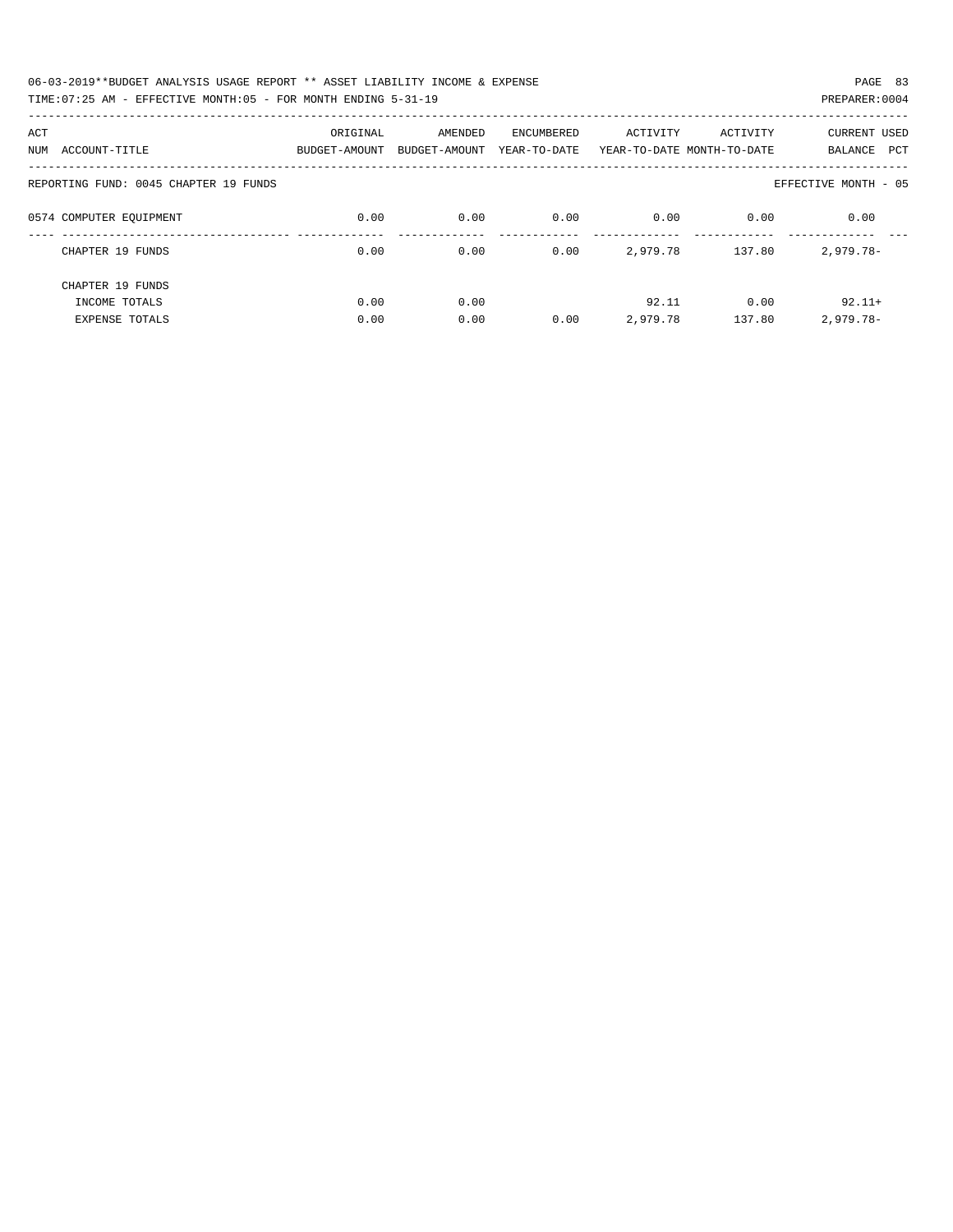06-03-2019**BUDGET ANALYSIS USAGE REPORT ** ASSET LIABILITY INCOME & EXPENSE

TIME:07:25 AM - EFFECTIVE MONTH:05 - FOR MONTH ENDING 5-31-19

PREPARER:0004

| ACT NUM | ACCOUNT-TITLE | ORIGINAL BUDGET-AMOUNT | AMENDED BUDGET-AMOUNT | ENCUMBERED YEAR-TO-DATE | ACTIVITY YEAR-TO-DATE | ACTIVITY MONTH-TO-DATE | CURRENT BALANCE | USED PCT |
|---|---|---|---|---|---|---|---|---|
| REPORTING FUND: 0045 CHAPTER 19 FUNDS | | | | | | | EFFECTIVE MONTH - 05 | |
| 0574 | COMPUTER EQUIPMENT | 0.00 | 0.00 | 0.00 | 0.00 | 0.00 | 0.00 | |
| | CHAPTER 19 FUNDS | 0.00 | 0.00 | 0.00 | 2,979.78 | 137.80 | 2,979.78- | |
| | CHAPTER 19 FUNDS | | | | | | | |
| | INCOME TOTALS | 0.00 | 0.00 | | 92.11 | 0.00 | 92.11+ | |
| | EXPENSE TOTALS | 0.00 | 0.00 | 0.00 | 2,979.78 | 137.80 | 2,979.78- | |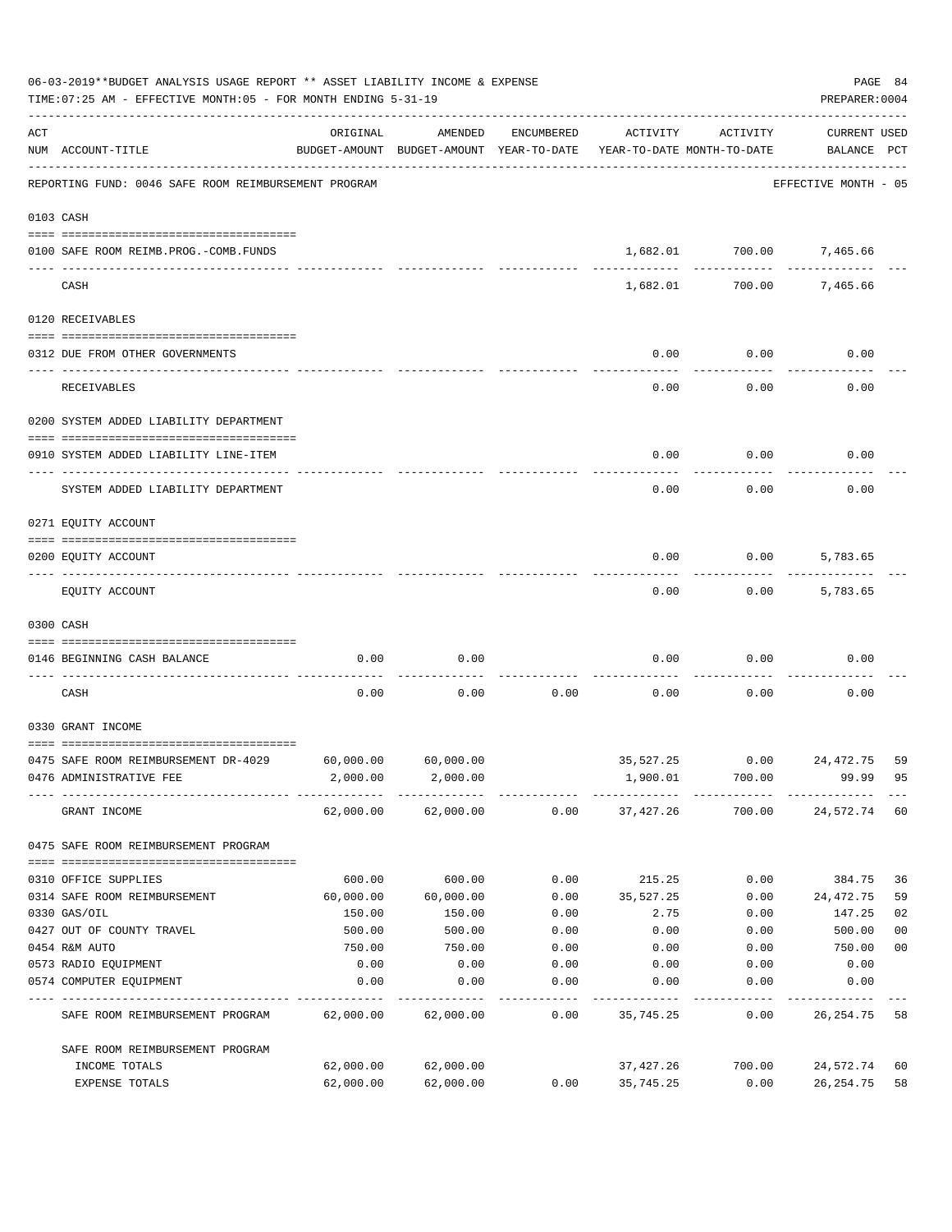06-03-2019**BUDGET ANALYSIS USAGE REPORT ** ASSET LIABILITY INCOME & EXPENSE

TIME:07:25 AM - EFFECTIVE MONTH:05 - FOR MONTH ENDING 5-31-19

PREPARER:0004

REPORTING FUND: 0046 SAFE ROOM REIMBURSEMENT PROGRAM — EFFECTIVE MONTH - 05

| ACT NUM | ACCOUNT-TITLE | ORIGINAL BUDGET-AMOUNT | AMENDED BUDGET-AMOUNT | ENCUMBERED YEAR-TO-DATE | ACTIVITY YEAR-TO-DATE | ACTIVITY MONTH-TO-DATE | CURRENT BALANCE | USED PCT |
|---|---|---|---|---|---|---|---|---|
| **0103** | **CASH** | | | | | | | |
| 0100 | SAFE ROOM REIMB.PROG.-COMB.FUNDS | | | | 1,682.01 | 700.00 | 7,465.66 | |
| | CASH | | | | 1,682.01 | 700.00 | 7,465.66 | |
| **0120** | **RECEIVABLES** | | | | | | | |
| 0312 | DUE FROM OTHER GOVERNMENTS | | | | 0.00 | 0.00 | 0.00 | |
| | RECEIVABLES | | | | 0.00 | 0.00 | 0.00 | |
| **0200** | **SYSTEM ADDED LIABILITY DEPARTMENT** | | | | | | | |
| 0910 | SYSTEM ADDED LIABILITY LINE-ITEM | | | | 0.00 | 0.00 | 0.00 | |
| | SYSTEM ADDED LIABILITY DEPARTMENT | | | | 0.00 | 0.00 | 0.00 | |
| **0271** | **EQUITY ACCOUNT** | | | | | | | |
| 0200 | EQUITY ACCOUNT | | | | 0.00 | 0.00 | 5,783.65 | |
| | EQUITY ACCOUNT | | | | 0.00 | 0.00 | 5,783.65 | |
| **0300** | **CASH** | | | | | | | |
| 0146 | BEGINNING CASH BALANCE | 0.00 | 0.00 | | 0.00 | 0.00 | 0.00 | |
| | CASH | 0.00 | 0.00 | 0.00 | 0.00 | 0.00 | 0.00 | |
| **0330** | **GRANT INCOME** | | | | | | | |
| 0475 | SAFE ROOM REIMBURSEMENT DR-4029 | 60,000.00 | 60,000.00 | | 35,527.25 | 0.00 | 24,472.75 | 59 |
| 0476 | ADMINISTRATIVE FEE | 2,000.00 | 2,000.00 | | 1,900.01 | 700.00 | 99.99 | 95 |
| | GRANT INCOME | 62,000.00 | 62,000.00 | 0.00 | 37,427.26 | 700.00 | 24,572.74 | 60 |
| **0475** | **SAFE ROOM REIMBURSEMENT PROGRAM** | | | | | | | |
| 0310 | OFFICE SUPPLIES | 600.00 | 600.00 | 0.00 | 215.25 | 0.00 | 384.75 | 36 |
| 0314 | SAFE ROOM REIMBURSEMENT | 60,000.00 | 60,000.00 | 0.00 | 35,527.25 | 0.00 | 24,472.75 | 59 |
| 0330 | GAS/OIL | 150.00 | 150.00 | 0.00 | 2.75 | 0.00 | 147.25 | 02 |
| 0427 | OUT OF COUNTY TRAVEL | 500.00 | 500.00 | 0.00 | 0.00 | 0.00 | 500.00 | 00 |
| 0454 | R&M AUTO | 750.00 | 750.00 | 0.00 | 0.00 | 0.00 | 750.00 | 00 |
| 0573 | RADIO EQUIPMENT | 0.00 | 0.00 | 0.00 | 0.00 | 0.00 | 0.00 | |
| 0574 | COMPUTER EQUIPMENT | 0.00 | 0.00 | 0.00 | 0.00 | 0.00 | 0.00 | |
| | SAFE ROOM REIMBURSEMENT PROGRAM | 62,000.00 | 62,000.00 | 0.00 | 35,745.25 | 0.00 | 26,254.75 | 58 |
| | SAFE ROOM REIMBURSEMENT PROGRAM | | | | | | | |
| | INCOME TOTALS | 62,000.00 | 62,000.00 | | 37,427.26 | 700.00 | 24,572.74 | 60 |
| | EXPENSE TOTALS | 62,000.00 | 62,000.00 | 0.00 | 35,745.25 | 0.00 | 26,254.75 | 58 |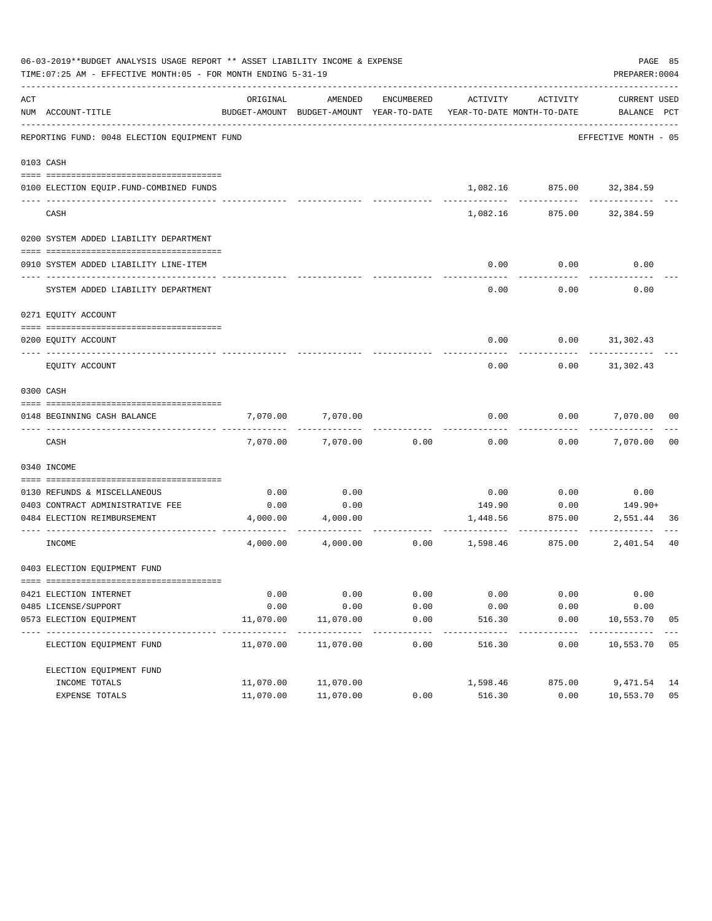06-03-2019**BUDGET ANALYSIS USAGE REPORT ** ASSET LIABILITY INCOME & EXPENSE

TIME:07:25 AM - EFFECTIVE MONTH:05 - FOR MONTH ENDING 5-31-19

PREPARER:0004

REPORTING FUND: 0048 ELECTION EQUIPMENT FUND — EFFECTIVE MONTH - 05

| ACT NUM | ACCOUNT-TITLE | ORIGINAL BUDGET-AMOUNT | AMENDED BUDGET-AMOUNT | ENCUMBERED YEAR-TO-DATE | ACTIVITY YEAR-TO-DATE | ACTIVITY MONTH-TO-DATE | CURRENT BALANCE | USED PCT |
|---|---|---|---|---|---|---|---|---|
| **0103** | **CASH** | | | | | | | |
| 0100 | ELECTION EQUIP.FUND-COMBINED FUNDS | | | | 1,082.16 | 875.00 | 32,384.59 | |
| | CASH | | | | 1,082.16 | 875.00 | 32,384.59 | |
| **0200** | **SYSTEM ADDED LIABILITY DEPARTMENT** | | | | | | | |
| 0910 | SYSTEM ADDED LIABILITY LINE-ITEM | | | | 0.00 | 0.00 | 0.00 | |
| | SYSTEM ADDED LIABILITY DEPARTMENT | | | | 0.00 | 0.00 | 0.00 | |
| **0271** | **EQUITY ACCOUNT** | | | | | | | |
| 0200 | EQUITY ACCOUNT | | | | 0.00 | 0.00 | 31,302.43 | |
| | EQUITY ACCOUNT | | | | 0.00 | 0.00 | 31,302.43 | |
| **0300** | **CASH** | | | | | | | |
| 0148 | BEGINNING CASH BALANCE | 7,070.00 | 7,070.00 | | 0.00 | 0.00 | 7,070.00 | 00 |
| | CASH | 7,070.00 | 7,070.00 | 0.00 | 0.00 | 0.00 | 7,070.00 | 00 |
| **0340** | **INCOME** | | | | | | | |
| 0130 | REFUNDS & MISCELLANEOUS | 0.00 | 0.00 | | 0.00 | 0.00 | 0.00 | |
| 0403 | CONTRACT ADMINISTRATIVE FEE | 0.00 | 0.00 | | 149.90 | 0.00 | 149.90+ | |
| 0484 | ELECTION REIMBURSEMENT | 4,000.00 | 4,000.00 | | 1,448.56 | 875.00 | 2,551.44 | 36 |
| | INCOME | 4,000.00 | 4,000.00 | 0.00 | 1,598.46 | 875.00 | 2,401.54 | 40 |
| **0403** | **ELECTION EQUIPMENT FUND** | | | | | | | |
| 0421 | ELECTION INTERNET | 0.00 | 0.00 | 0.00 | 0.00 | 0.00 | 0.00 | |
| 0485 | LICENSE/SUPPORT | 0.00 | 0.00 | 0.00 | 0.00 | 0.00 | 0.00 | |
| 0573 | ELECTION EQUIPMENT | 11,070.00 | 11,070.00 | 0.00 | 516.30 | 0.00 | 10,553.70 | 05 |
| | ELECTION EQUIPMENT FUND | 11,070.00 | 11,070.00 | 0.00 | 516.30 | 0.00 | 10,553.70 | 05 |
| | ELECTION EQUIPMENT FUND | | | | | | | |
| | INCOME TOTALS | 11,070.00 | 11,070.00 | | 1,598.46 | 875.00 | 9,471.54 | 14 |
| | EXPENSE TOTALS | 11,070.00 | 11,070.00 | 0.00 | 516.30 | 0.00 | 10,553.70 | 05 |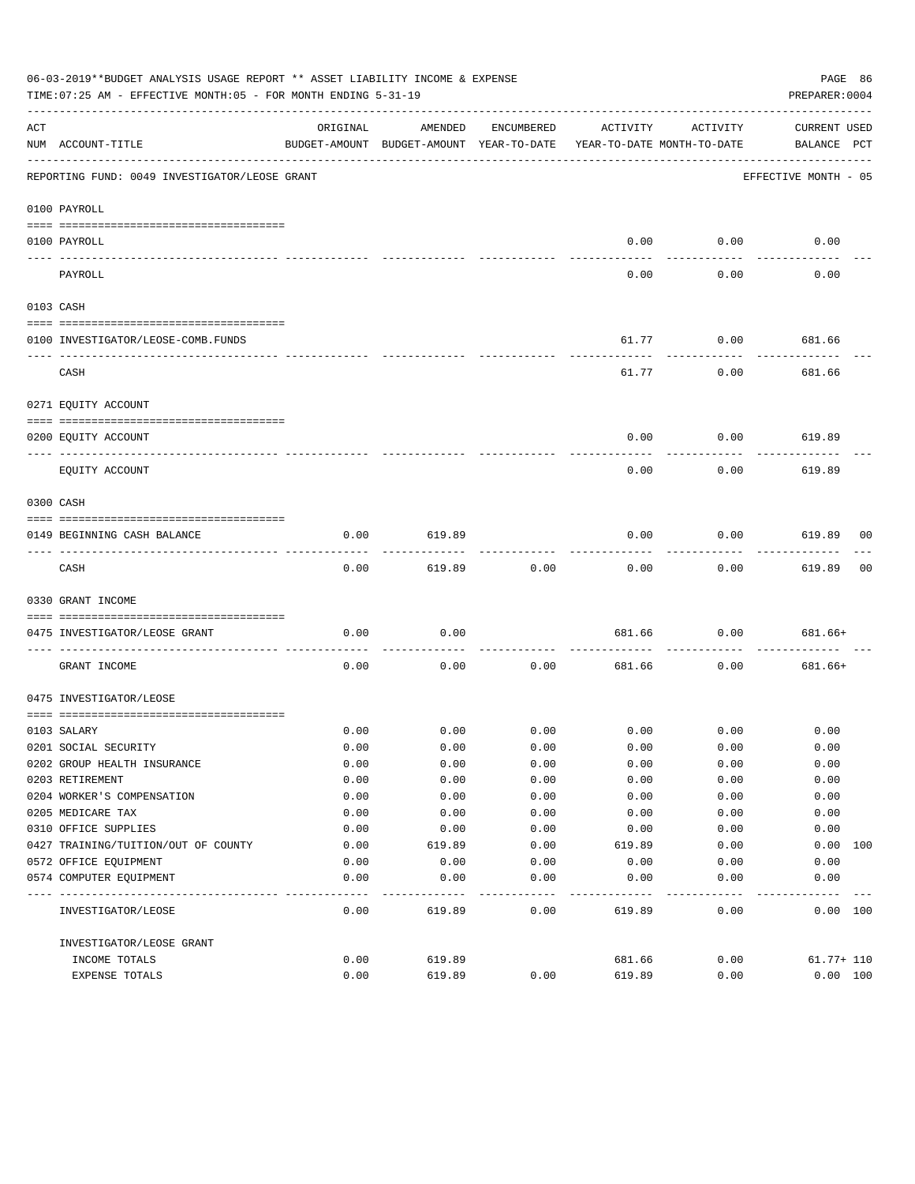06-03-2019**BUDGET ANALYSIS USAGE REPORT ** ASSET LIABILITY INCOME & EXPENSE

TIME:07:25 AM - EFFECTIVE MONTH:05 - FOR MONTH ENDING 5-31-19

PREPARER:0004

REPORTING FUND: 0049 INVESTIGATOR/LEOSE GRANT — EFFECTIVE MONTH - 05

| ACT NUM | ACCOUNT-TITLE | ORIGINAL BUDGET-AMOUNT | AMENDED BUDGET-AMOUNT | ENCUMBERED YEAR-TO-DATE | ACTIVITY YEAR-TO-DATE | ACTIVITY MONTH-TO-DATE | CURRENT BALANCE | USED PCT |
|---|---|---|---|---|---|---|---|---|
| **0100 PAYROLL** | | | | | | | | |
| 0100 | PAYROLL | | | | 0.00 | 0.00 | 0.00 | |
| | PAYROLL | | | | 0.00 | 0.00 | 0.00 | |
| **0103 CASH** | | | | | | | | |
| 0100 | INVESTIGATOR/LEOSE-COMB.FUNDS | | | | 61.77 | 0.00 | 681.66 | |
| | CASH | | | | 61.77 | 0.00 | 681.66 | |
| **0271 EQUITY ACCOUNT** | | | | | | | | |
| 0200 | EQUITY ACCOUNT | | | | 0.00 | 0.00 | 619.89 | |
| | EQUITY ACCOUNT | | | | 0.00 | 0.00 | 619.89 | |
| **0300 CASH** | | | | | | | | |
| 0149 | BEGINNING CASH BALANCE | 0.00 | 619.89 | | 0.00 | 0.00 | 619.89 | 00 |
| | CASH | 0.00 | 619.89 | 0.00 | 0.00 | 0.00 | 619.89 | 00 |
| **0330 GRANT INCOME** | | | | | | | | |
| 0475 | INVESTIGATOR/LEOSE GRANT | 0.00 | 0.00 | | 681.66 | 0.00 | 681.66+ | |
| | GRANT INCOME | 0.00 | 0.00 | 0.00 | 681.66 | 0.00 | 681.66+ | |
| **0475 INVESTIGATOR/LEOSE** | | | | | | | | |
| 0103 | SALARY | 0.00 | 0.00 | 0.00 | 0.00 | 0.00 | 0.00 | |
| 0201 | SOCIAL SECURITY | 0.00 | 0.00 | 0.00 | 0.00 | 0.00 | 0.00 | |
| 0202 | GROUP HEALTH INSURANCE | 0.00 | 0.00 | 0.00 | 0.00 | 0.00 | 0.00 | |
| 0203 | RETIREMENT | 0.00 | 0.00 | 0.00 | 0.00 | 0.00 | 0.00 | |
| 0204 | WORKER'S COMPENSATION | 0.00 | 0.00 | 0.00 | 0.00 | 0.00 | 0.00 | |
| 0205 | MEDICARE TAX | 0.00 | 0.00 | 0.00 | 0.00 | 0.00 | 0.00 | |
| 0310 | OFFICE SUPPLIES | 0.00 | 0.00 | 0.00 | 0.00 | 0.00 | 0.00 | |
| 0427 | TRAINING/TUITION/OUT OF COUNTY | 0.00 | 619.89 | 0.00 | 619.89 | 0.00 | 0.00 | 100 |
| 0572 | OFFICE EQUIPMENT | 0.00 | 0.00 | 0.00 | 0.00 | 0.00 | 0.00 | |
| 0574 | COMPUTER EQUIPMENT | 0.00 | 0.00 | 0.00 | 0.00 | 0.00 | 0.00 | |
| | INVESTIGATOR/LEOSE | 0.00 | 619.89 | 0.00 | 619.89 | 0.00 | 0.00 | 100 |
| | INVESTIGATOR/LEOSE GRANT | | | | | | | |
| | INCOME TOTALS | 0.00 | 619.89 | | 681.66 | 0.00 | 61.77+ | 110 |
| | EXPENSE TOTALS | 0.00 | 619.89 | 0.00 | 619.89 | 0.00 | 0.00 | 100 |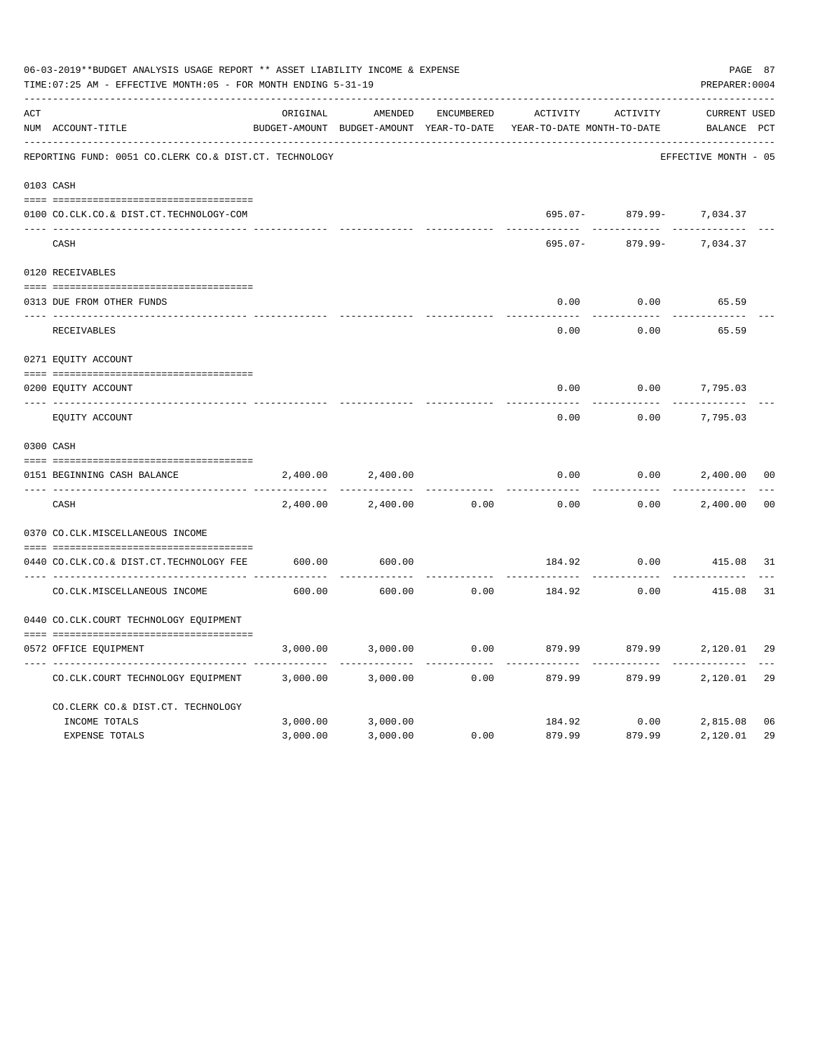06-03-2019**BUDGET ANALYSIS USAGE REPORT ** ASSET LIABILITY INCOME & EXPENSE

TIME:07:25 AM - EFFECTIVE MONTH:05 - FOR MONTH ENDING 5-31-19

PREPARER:0004

REPORTING FUND: 0051 CO.CLERK CO.& DIST.CT. TECHNOLOGY — EFFECTIVE MONTH - 05

| ACT NUM | ACCOUNT-TITLE | ORIGINAL BUDGET-AMOUNT | AMENDED BUDGET-AMOUNT | ENCUMBERED YEAR-TO-DATE | ACTIVITY YEAR-TO-DATE | ACTIVITY MONTH-TO-DATE | CURRENT BALANCE | USED PCT |
|---|---|---|---|---|---|---|---|---|
| 0103 | CASH | | | | | | | |
| 0100 | CO.CLK.CO.& DIST.CT.TECHNOLOGY-COM | | | | 695.07- | 879.99- | 7,034.37 | |
| | CASH | | | | 695.07- | 879.99- | 7,034.37 | |
| 0120 | RECEIVABLES | | | | | | | |
| 0313 | DUE FROM OTHER FUNDS | | | | 0.00 | 0.00 | 65.59 | |
| | RECEIVABLES | | | | 0.00 | 0.00 | 65.59 | |
| 0271 | EQUITY ACCOUNT | | | | | | | |
| 0200 | EQUITY ACCOUNT | | | | 0.00 | 0.00 | 7,795.03 | |
| | EQUITY ACCOUNT | | | | 0.00 | 0.00 | 7,795.03 | |
| 0300 | CASH | | | | | | | |
| 0151 | BEGINNING CASH BALANCE | 2,400.00 | 2,400.00 | | 0.00 | 0.00 | 2,400.00 | 00 |
| | CASH | 2,400.00 | 2,400.00 | 0.00 | 0.00 | 0.00 | 2,400.00 | 00 |
| 0370 | CO.CLK.MISCELLANEOUS INCOME | | | | | | | |
| 0440 | CO.CLK.CO.& DIST.CT.TECHNOLOGY FEE | 600.00 | 600.00 | | 184.92 | 0.00 | 415.08 | 31 |
| | CO.CLK.MISCELLANEOUS INCOME | 600.00 | 600.00 | 0.00 | 184.92 | 0.00 | 415.08 | 31 |
| 0440 | CO.CLK.COURT TECHNOLOGY EQUIPMENT | | | | | | | |
| 0572 | OFFICE EQUIPMENT | 3,000.00 | 3,000.00 | 0.00 | 879.99 | 879.99 | 2,120.01 | 29 |
| | CO.CLK.COURT TECHNOLOGY EQUIPMENT | 3,000.00 | 3,000.00 | 0.00 | 879.99 | 879.99 | 2,120.01 | 29 |
| | CO.CLERK CO.& DIST.CT. TECHNOLOGY | | | | | | | |
| | INCOME TOTALS | 3,000.00 | 3,000.00 | | 184.92 | 0.00 | 2,815.08 | 06 |
| | EXPENSE TOTALS | 3,000.00 | 3,000.00 | 0.00 | 879.99 | 879.99 | 2,120.01 | 29 |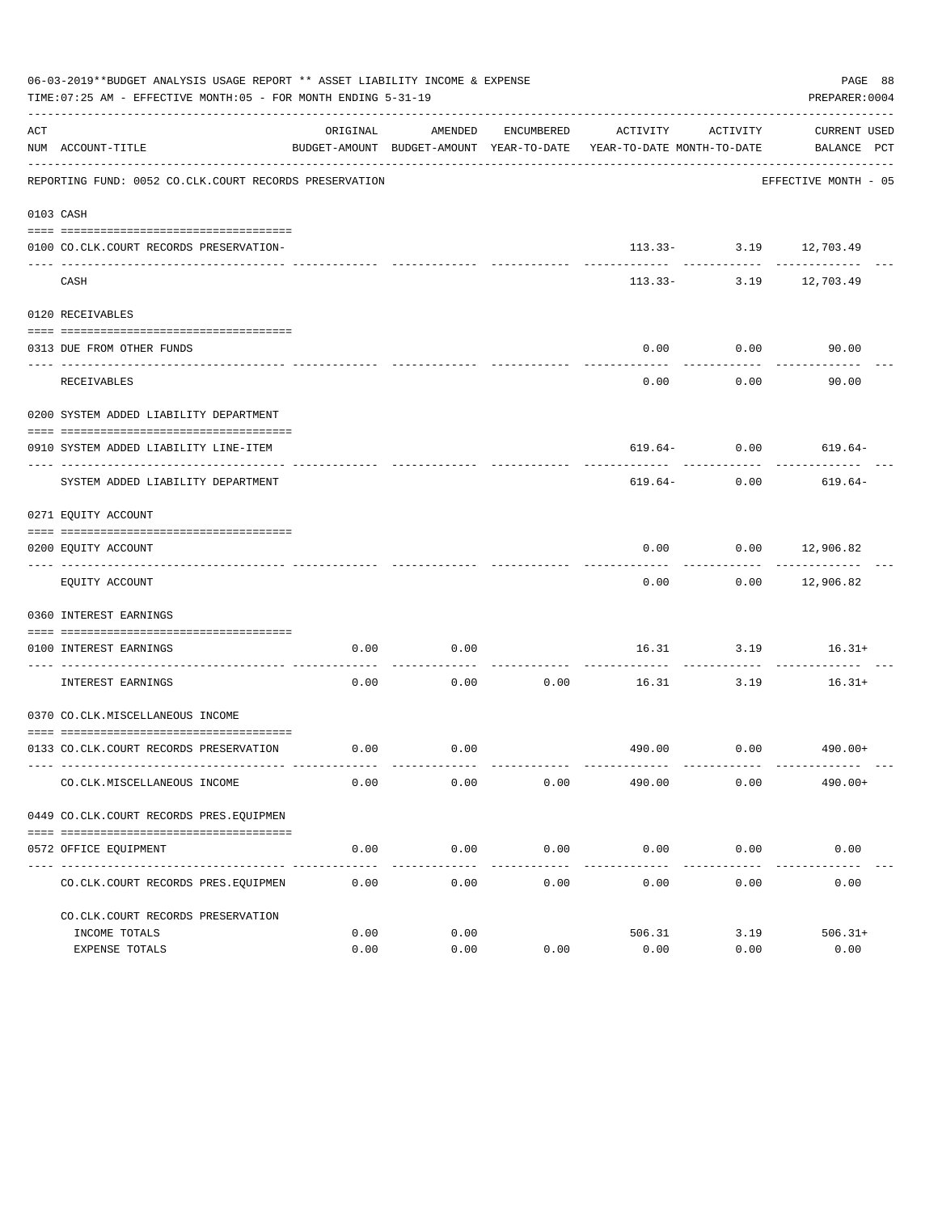06-03-2019**BUDGET ANALYSIS USAGE REPORT ** ASSET LIABILITY INCOME & EXPENSE

TIME:07:25 AM - EFFECTIVE MONTH:05 - FOR MONTH ENDING 5-31-19

PREPARER:0004

REPORTING FUND: 0052 CO.CLK.COURT RECORDS PRESERVATION — EFFECTIVE MONTH - 05

| ACT NUM | ACCOUNT-TITLE | ORIGINAL BUDGET-AMOUNT | AMENDED BUDGET-AMOUNT | ENCUMBERED YEAR-TO-DATE | ACTIVITY YEAR-TO-DATE | ACTIVITY MONTH-TO-DATE | CURRENT BALANCE | USED PCT |
|---|---|---|---|---|---|---|---|---|
| 0103 | CASH | | | | | | | |
| 0100 | CO.CLK.COURT RECORDS PRESERVATION- | | | | 113.33- | 3.19 | 12,703.49 | |
| | CASH | | | | 113.33- | 3.19 | 12,703.49 | |
| 0120 | RECEIVABLES | | | | | | | |
| 0313 | DUE FROM OTHER FUNDS | | | | 0.00 | 0.00 | 90.00 | |
| | RECEIVABLES | | | | 0.00 | 0.00 | 90.00 | |
| 0200 | SYSTEM ADDED LIABILITY DEPARTMENT | | | | | | | |
| 0910 | SYSTEM ADDED LIABILITY LINE-ITEM | | | | 619.64- | 0.00 | 619.64- | |
| | SYSTEM ADDED LIABILITY DEPARTMENT | | | | 619.64- | 0.00 | 619.64- | |
| 0271 | EQUITY ACCOUNT | | | | | | | |
| 0200 | EQUITY ACCOUNT | | | | 0.00 | 0.00 | 12,906.82 | |
| | EQUITY ACCOUNT | | | | 0.00 | 0.00 | 12,906.82 | |
| 0360 | INTEREST EARNINGS | | | | | | | |
| 0100 | INTEREST EARNINGS | 0.00 | 0.00 | | 16.31 | 3.19 | 16.31+ | |
| | INTEREST EARNINGS | 0.00 | 0.00 | 0.00 | 16.31 | 3.19 | 16.31+ | |
| 0370 | CO.CLK.MISCELLANEOUS INCOME | | | | | | | |
| 0133 | CO.CLK.COURT RECORDS PRESERVATION | 0.00 | 0.00 | | 490.00 | 0.00 | 490.00+ | |
| | CO.CLK.MISCELLANEOUS INCOME | 0.00 | 0.00 | 0.00 | 490.00 | 0.00 | 490.00+ | |
| 0449 | CO.CLK.COURT RECORDS PRES.EQUIPMEN | | | | | | | |
| 0572 | OFFICE EQUIPMENT | 0.00 | 0.00 | 0.00 | 0.00 | 0.00 | 0.00 | |
| | CO.CLK.COURT RECORDS PRES.EQUIPMEN | 0.00 | 0.00 | 0.00 | 0.00 | 0.00 | 0.00 | |
| | CO.CLK.COURT RECORDS PRESERVATION | | | | | | | |
| | INCOME TOTALS | 0.00 | 0.00 | | 506.31 | 3.19 | 506.31+ | |
| | EXPENSE TOTALS | 0.00 | 0.00 | 0.00 | 0.00 | 0.00 | 0.00 | |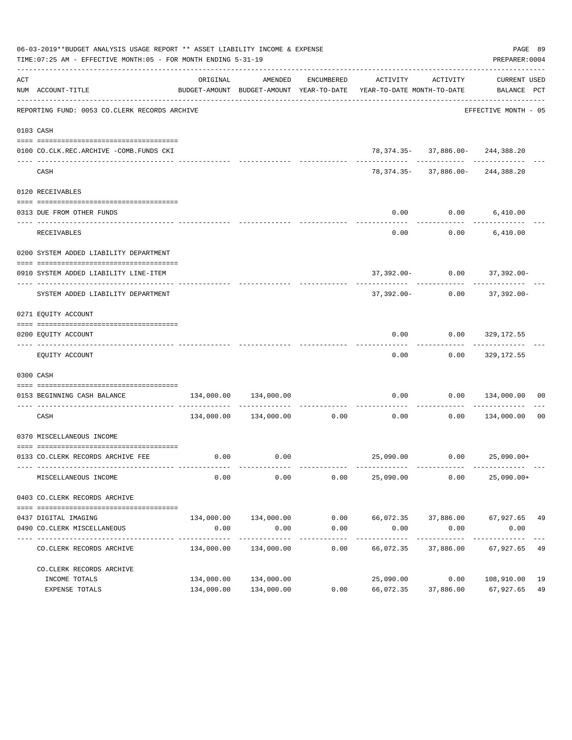06-03-2019**BUDGET ANALYSIS USAGE REPORT ** ASSET LIABILITY INCOME & EXPENSE

TIME:07:25 AM - EFFECTIVE MONTH:05 - FOR MONTH ENDING 5-31-19

PREPARER:0004

| ACT NUM | ACCOUNT-TITLE | ORIGINAL BUDGET-AMOUNT | AMENDED BUDGET-AMOUNT | ENCUMBERED YEAR-TO-DATE | ACTIVITY YEAR-TO-DATE | ACTIVITY MONTH-TO-DATE | CURRENT BALANCE | USED PCT |
|---|---|---|---|---|---|---|---|---|
| | REPORTING FUND: 0053 CO.CLERK RECORDS ARCHIVE | | | | | | EFFECTIVE MONTH - 05 | |
| 0103 | CASH | | | | | | | |
| 0100 | CO.CLK.REC.ARCHIVE -COMB.FUNDS CKI | | | | 78,374.35- | 37,886.00- | 244,388.20 | |
| | CASH | | | | 78,374.35- | 37,886.00- | 244,388.20 | |
| 0120 | RECEIVABLES | | | | | | | |
| 0313 | DUE FROM OTHER FUNDS | | | | 0.00 | 0.00 | 6,410.00 | |
| | RECEIVABLES | | | | 0.00 | 0.00 | 6,410.00 | |
| 0200 | SYSTEM ADDED LIABILITY DEPARTMENT | | | | | | | |
| 0910 | SYSTEM ADDED LIABILITY LINE-ITEM | | | | 37,392.00- | 0.00 | 37,392.00- | |
| | SYSTEM ADDED LIABILITY DEPARTMENT | | | | 37,392.00- | 0.00 | 37,392.00- | |
| 0271 | EQUITY ACCOUNT | | | | | | | |
| 0200 | EQUITY ACCOUNT | | | | 0.00 | 0.00 | 329,172.55 | |
| | EQUITY ACCOUNT | | | | 0.00 | 0.00 | 329,172.55 | |
| 0300 | CASH | | | | | | | |
| 0153 | BEGINNING CASH BALANCE | 134,000.00 | 134,000.00 | | 0.00 | 0.00 | 134,000.00 | 00 |
| | CASH | 134,000.00 | 134,000.00 | 0.00 | 0.00 | 0.00 | 134,000.00 | 00 |
| 0370 | MISCELLANEOUS INCOME | | | | | | | |
| 0133 | CO.CLERK RECORDS ARCHIVE FEE | 0.00 | 0.00 | | 25,090.00 | 0.00 | 25,090.00+ | |
| | MISCELLANEOUS INCOME | 0.00 | 0.00 | 0.00 | 25,090.00 | 0.00 | 25,090.00+ | |
| 0403 | CO.CLERK RECORDS ARCHIVE | | | | | | | |
| 0437 | DIGITAL IMAGING | 134,000.00 | 134,000.00 | 0.00 | 66,072.35 | 37,886.00 | 67,927.65 | 49 |
| 0490 | CO.CLERK MISCELLANEOUS | 0.00 | 0.00 | 0.00 | 0.00 | 0.00 | 0.00 | |
| | CO.CLERK RECORDS ARCHIVE | 134,000.00 | 134,000.00 | 0.00 | 66,072.35 | 37,886.00 | 67,927.65 | 49 |
| | CO.CLERK RECORDS ARCHIVE | | | | | | | |
| | INCOME TOTALS | 134,000.00 | 134,000.00 | | 25,090.00 | 0.00 | 108,910.00 | 19 |
| | EXPENSE TOTALS | 134,000.00 | 134,000.00 | 0.00 | 66,072.35 | 37,886.00 | 67,927.65 | 49 |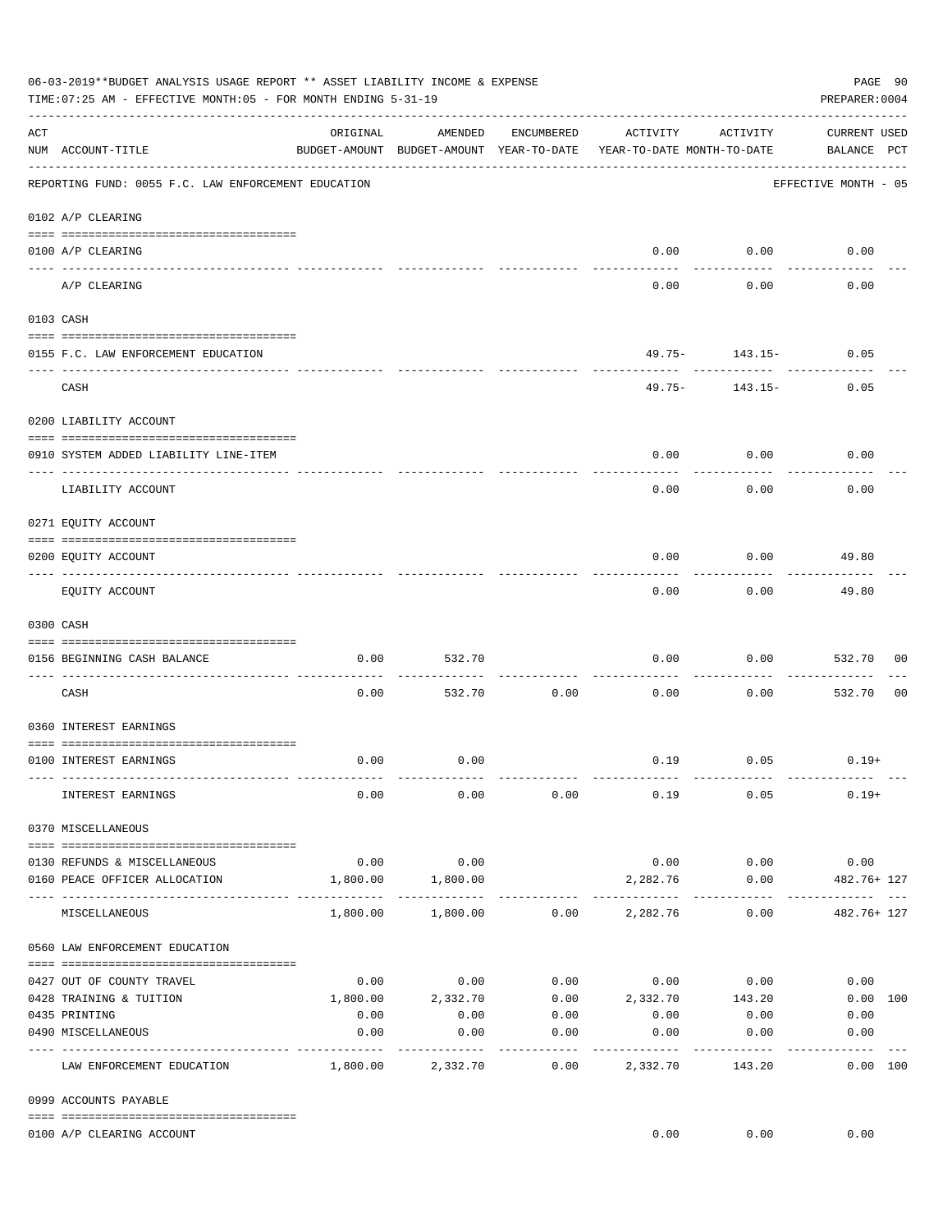06-03-2019**BUDGET ANALYSIS USAGE REPORT ** ASSET LIABILITY INCOME & EXPENSE

TIME:07:25 AM - EFFECTIVE MONTH:05 - FOR MONTH ENDING 5-31-19

PREPARER:0004

| ACT NUM | ACCOUNT-TITLE | ORIGINAL BUDGET-AMOUNT | AMENDED BUDGET-AMOUNT | ENCUMBERED YEAR-TO-DATE | ACTIVITY YEAR-TO-DATE | ACTIVITY MONTH-TO-DATE | CURRENT USED BALANCE | PCT |
|---|---|---|---|---|---|---|---|---|
| | REPORTING FUND: 0055 F.C. LAW ENFORCEMENT EDUCATION | | | | | | EFFECTIVE MONTH - 05 | |
| | 0102 A/P CLEARING | | | | | | | |
| 0100 | A/P CLEARING | | | | 0.00 | 0.00 | 0.00 | |
| | A/P CLEARING | | | | 0.00 | 0.00 | 0.00 | |
| | 0103 CASH | | | | | | | |
| 0155 | F.C. LAW ENFORCEMENT EDUCATION | | | | 49.75- | 143.15- | 0.05 | |
| | CASH | | | | 49.75- | 143.15- | 0.05 | |
| | 0200 LIABILITY ACCOUNT | | | | | | | |
| 0910 | SYSTEM ADDED LIABILITY LINE-ITEM | | | | 0.00 | 0.00 | 0.00 | |
| | LIABILITY ACCOUNT | | | | 0.00 | 0.00 | 0.00 | |
| | 0271 EQUITY ACCOUNT | | | | | | | |
| 0200 | EQUITY ACCOUNT | | | | 0.00 | 0.00 | 49.80 | |
| | EQUITY ACCOUNT | | | | 0.00 | 0.00 | 49.80 | |
| | 0300 CASH | | | | | | | |
| 0156 | BEGINNING CASH BALANCE | 0.00 | 532.70 | | 0.00 | 0.00 | 532.70 | 00 |
| | CASH | 0.00 | 532.70 | 0.00 | 0.00 | 0.00 | 532.70 | 00 |
| | 0360 INTEREST EARNINGS | | | | | | | |
| 0100 | INTEREST EARNINGS | 0.00 | 0.00 | | 0.19 | 0.05 | 0.19+ | |
| | INTEREST EARNINGS | 0.00 | 0.00 | 0.00 | 0.19 | 0.05 | 0.19+ | |
| | 0370 MISCELLANEOUS | | | | | | | |
| 0130 | REFUNDS & MISCELLANEOUS | 0.00 | 0.00 | | 0.00 | 0.00 | 0.00 | |
| 0160 | PEACE OFFICER ALLOCATION | 1,800.00 | 1,800.00 | | 2,282.76 | 0.00 | 482.76+ | 127 |
| | MISCELLANEOUS | 1,800.00 | 1,800.00 | 0.00 | 2,282.76 | 0.00 | 482.76+ | 127 |
| | 0560 LAW ENFORCEMENT EDUCATION | | | | | | | |
| 0427 | OUT OF COUNTY TRAVEL | 0.00 | 0.00 | 0.00 | 0.00 | 0.00 | 0.00 | |
| 0428 | TRAINING & TUITION | 1,800.00 | 2,332.70 | 0.00 | 2,332.70 | 143.20 | 0.00 | 100 |
| 0435 | PRINTING | 0.00 | 0.00 | 0.00 | 0.00 | 0.00 | 0.00 | |
| 0490 | MISCELLANEOUS | 0.00 | 0.00 | 0.00 | 0.00 | 0.00 | 0.00 | |
| | LAW ENFORCEMENT EDUCATION | 1,800.00 | 2,332.70 | 0.00 | 2,332.70 | 143.20 | 0.00 | 100 |
| | 0999 ACCOUNTS PAYABLE | | | | | | | |
| 0100 | A/P CLEARING ACCOUNT | | | | 0.00 | 0.00 | 0.00 | |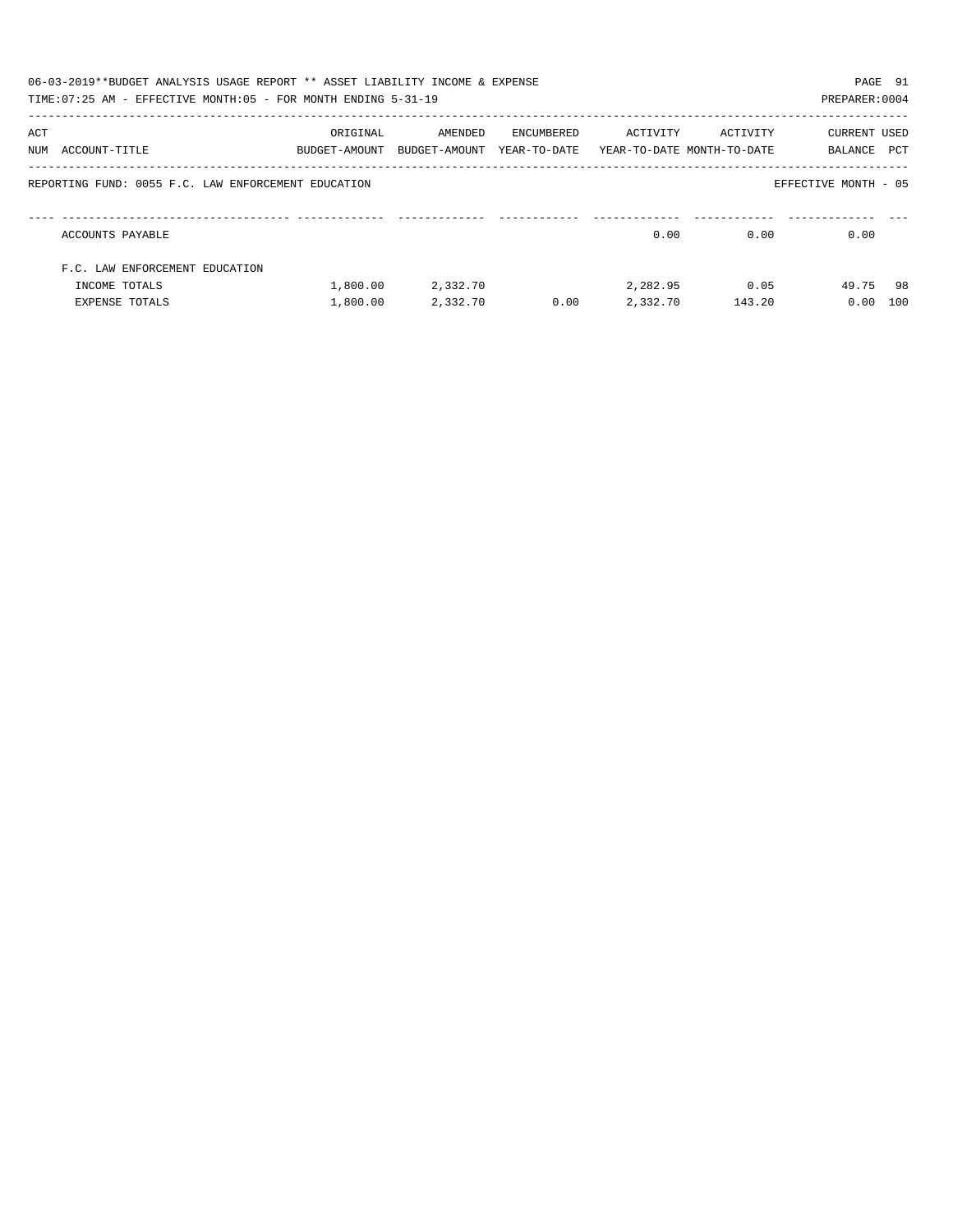REPORTING FUND: 0055 F.C. LAW ENFORCEMENT EDUCATION

EFFECTIVE MONTH - 05

| ACT NUM | ACCOUNT-TITLE | ORIGINAL BUDGET-AMOUNT | AMENDED BUDGET-AMOUNT | ENCUMBERED YEAR-TO-DATE | ACTIVITY YEAR-TO-DATE | ACTIVITY MONTH-TO-DATE | CURRENT BALANCE | USED PCT |
|---|---|---|---|---|---|---|---|---|
| | ACCOUNTS PAYABLE | | | | 0.00 | 0.00 | 0.00 | |
| | F.C. LAW ENFORCEMENT EDUCATION | | | | | | | |
| | INCOME TOTALS | 1,800.00 | 2,332.70 | | 2,282.95 | 0.05 | 49.75 | 98 |
| | EXPENSE TOTALS | 1,800.00 | 2,332.70 | 0.00 | 2,332.70 | 143.20 | 0.00 | 100 |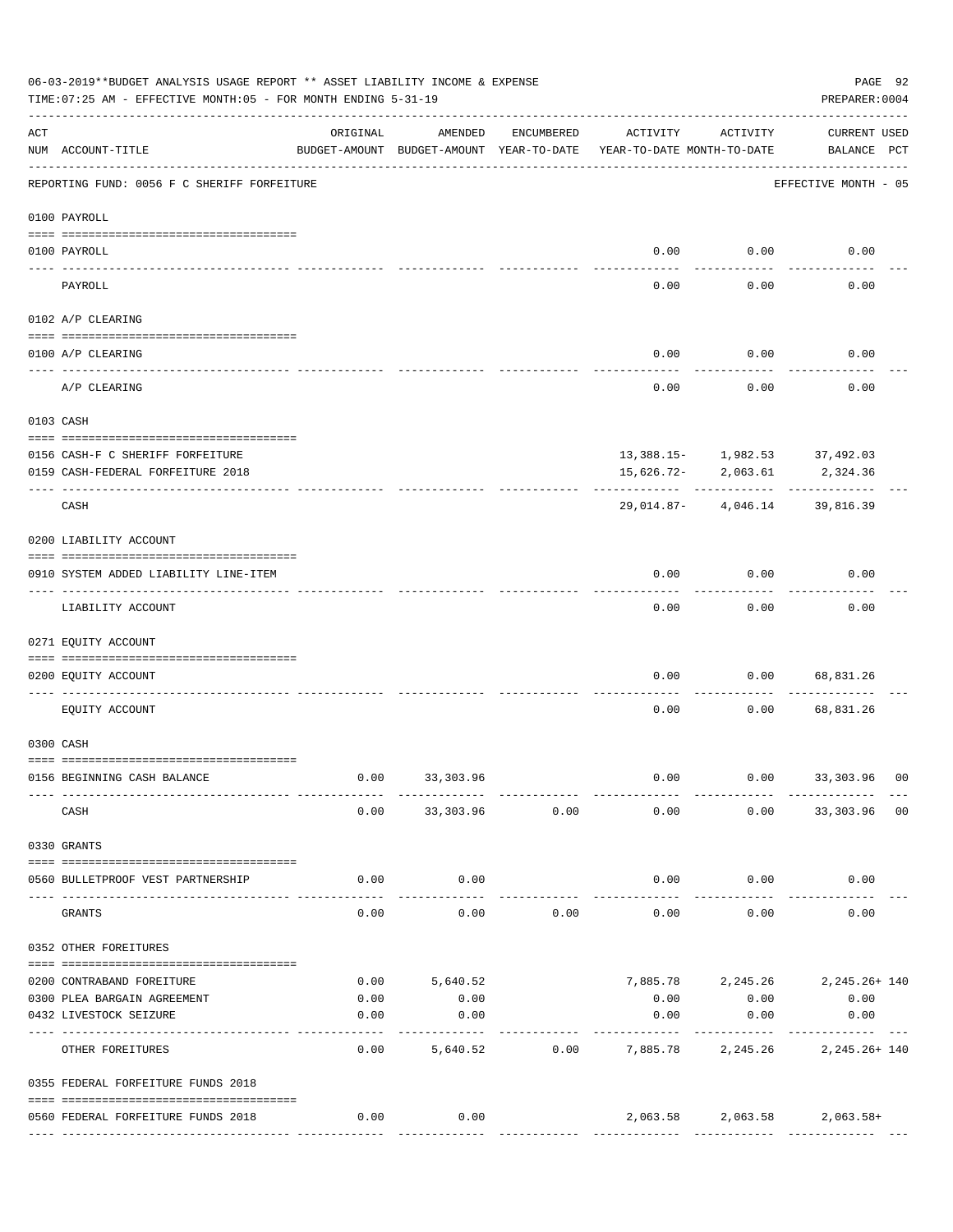06-03-2019**BUDGET ANALYSIS USAGE REPORT ** ASSET LIABILITY INCOME & EXPENSE

TIME:07:25 AM - EFFECTIVE MONTH:05 - FOR MONTH ENDING 5-31-19

PREPARER:0004

REPORTING FUND: 0056 F C SHERIFF FORFEITURE — EFFECTIVE MONTH - 05

| ACT NUM | ACCOUNT-TITLE | ORIGINAL BUDGET-AMOUNT | AMENDED BUDGET-AMOUNT | ENCUMBERED YEAR-TO-DATE | ACTIVITY YEAR-TO-DATE | ACTIVITY MONTH-TO-DATE | CURRENT BALANCE | USED PCT |
|---|---|---|---|---|---|---|---|---|
| **0100 PAYROLL** | | | | | | | | |
| 0100 | PAYROLL | | | | 0.00 | 0.00 | 0.00 | |
| | PAYROLL | | | | 0.00 | 0.00 | 0.00 | |
| **0102 A/P CLEARING** | | | | | | | | |
| 0100 | A/P CLEARING | | | | 0.00 | 0.00 | 0.00 | |
| | A/P CLEARING | | | | 0.00 | 0.00 | 0.00 | |
| **0103 CASH** | | | | | | | | |
| 0156 | CASH-F C SHERIFF FORFEITURE | | | | 13,388.15- | 1,982.53 | 37,492.03 | |
| 0159 | CASH-FEDERAL FORFEITURE 2018 | | | | 15,626.72- | 2,063.61 | 2,324.36 | |
| | CASH | | | | 29,014.87- | 4,046.14 | 39,816.39 | |
| **0200 LIABILITY ACCOUNT** | | | | | | | | |
| 0910 | SYSTEM ADDED LIABILITY LINE-ITEM | | | | 0.00 | 0.00 | 0.00 | |
| | LIABILITY ACCOUNT | | | | 0.00 | 0.00 | 0.00 | |
| **0271 EQUITY ACCOUNT** | | | | | | | | |
| 0200 | EQUITY ACCOUNT | | | | 0.00 | 0.00 | 68,831.26 | |
| | EQUITY ACCOUNT | | | | 0.00 | 0.00 | 68,831.26 | |
| **0300 CASH** | | | | | | | | |
| 0156 | BEGINNING CASH BALANCE | 0.00 | 33,303.96 | | 0.00 | 0.00 | 33,303.96 | 00 |
| | CASH | 0.00 | 33,303.96 | 0.00 | 0.00 | 0.00 | 33,303.96 | 00 |
| **0330 GRANTS** | | | | | | | | |
| 0560 | BULLETPROOF VEST PARTNERSHIP | 0.00 | 0.00 | | 0.00 | 0.00 | 0.00 | |
| | GRANTS | 0.00 | 0.00 | 0.00 | 0.00 | 0.00 | 0.00 | |
| **0352 OTHER FOREITURES** | | | | | | | | |
| 0200 | CONTRABAND FOREITURE | 0.00 | 5,640.52 | | 7,885.78 | 2,245.26 | 2,245.26+ | 140 |
| 0300 | PLEA BARGAIN AGREEMENT | 0.00 | 0.00 | | 0.00 | 0.00 | 0.00 | |
| 0432 | LIVESTOCK SEIZURE | 0.00 | 0.00 | | 0.00 | 0.00 | 0.00 | |
| | OTHER FOREITURES | 0.00 | 5,640.52 | 0.00 | 7,885.78 | 2,245.26 | 2,245.26+ | 140 |
| **0355 FEDERAL FORFEITURE FUNDS 2018** | | | | | | | | |
| 0560 | FEDERAL FORFEITURE FUNDS 2018 | 0.00 | 0.00 | | 2,063.58 | 2,063.58 | 2,063.58+ | |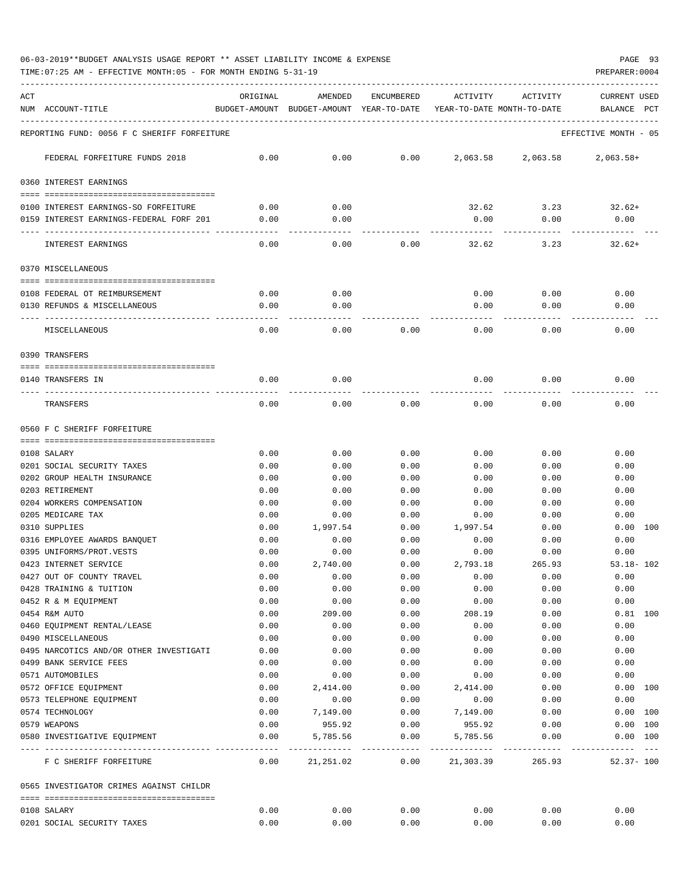06-03-2019**BUDGET ANALYSIS USAGE REPORT ** ASSET LIABILITY INCOME & EXPENSE

TIME:07:25 AM - EFFECTIVE MONTH:05 - FOR MONTH ENDING 5-31-19

PREPARER:0004

| ACT NUM | ACCOUNT-TITLE | ORIGINAL BUDGET-AMOUNT | AMENDED BUDGET-AMOUNT | ENCUMBERED YEAR-TO-DATE | ACTIVITY YEAR-TO-DATE | ACTIVITY MONTH-TO-DATE | CURRENT USED BALANCE | PCT |
|---|---|---|---|---|---|---|---|---|
| | REPORTING FUND: 0056 F C SHERIFF FORFEITURE | | | | | | EFFECTIVE MONTH - 05 | |
| | FEDERAL FORFEITURE FUNDS 2018 | 0.00 | 0.00 | 0.00 | 2,063.58 | 2,063.58 | 2,063.58+ | |
| | 0360 INTEREST EARNINGS | | | | | | | |
| 0100 | INTEREST EARNINGS-SO FORFEITURE | 0.00 | 0.00 | | 32.62 | 3.23 | 32.62+ | |
| 0159 | INTEREST EARNINGS-FEDERAL FORF 201 | 0.00 | 0.00 | | 0.00 | 0.00 | 0.00 | |
| | INTEREST EARNINGS | 0.00 | 0.00 | 0.00 | 32.62 | 3.23 | 32.62+ | |
| | 0370 MISCELLANEOUS | | | | | | | |
| 0108 | FEDERAL OT REIMBURSEMENT | 0.00 | 0.00 | | 0.00 | 0.00 | 0.00 | |
| 0130 | REFUNDS & MISCELLANEOUS | 0.00 | 0.00 | | 0.00 | 0.00 | 0.00 | |
| | MISCELLANEOUS | 0.00 | 0.00 | 0.00 | 0.00 | 0.00 | 0.00 | |
| | 0390 TRANSFERS | | | | | | | |
| 0140 | TRANSFERS IN | 0.00 | 0.00 | | 0.00 | 0.00 | 0.00 | |
| | TRANSFERS | 0.00 | 0.00 | 0.00 | 0.00 | 0.00 | 0.00 | |
| | 0560 F C SHERIFF FORFEITURE | | | | | | | |
| 0108 | SALARY | 0.00 | 0.00 | 0.00 | 0.00 | 0.00 | 0.00 | |
| 0201 | SOCIAL SECURITY TAXES | 0.00 | 0.00 | 0.00 | 0.00 | 0.00 | 0.00 | |
| 0202 | GROUP HEALTH INSURANCE | 0.00 | 0.00 | 0.00 | 0.00 | 0.00 | 0.00 | |
| 0203 | RETIREMENT | 0.00 | 0.00 | 0.00 | 0.00 | 0.00 | 0.00 | |
| 0204 | WORKERS COMPENSATION | 0.00 | 0.00 | 0.00 | 0.00 | 0.00 | 0.00 | |
| 0205 | MEDICARE TAX | 0.00 | 0.00 | 0.00 | 0.00 | 0.00 | 0.00 | |
| 0310 | SUPPLIES | 0.00 | 1,997.54 | 0.00 | 1,997.54 | 0.00 | 0.00 | 100 |
| 0316 | EMPLOYEE AWARDS BANQUET | 0.00 | 0.00 | 0.00 | 0.00 | 0.00 | 0.00 | |
| 0395 | UNIFORMS/PROT.VESTS | 0.00 | 0.00 | 0.00 | 0.00 | 0.00 | 0.00 | |
| 0423 | INTERNET SERVICE | 0.00 | 2,740.00 | 0.00 | 2,793.18 | 265.93 | 53.18- | 102 |
| 0427 | OUT OF COUNTY TRAVEL | 0.00 | 0.00 | 0.00 | 0.00 | 0.00 | 0.00 | |
| 0428 | TRAINING & TUITION | 0.00 | 0.00 | 0.00 | 0.00 | 0.00 | 0.00 | |
| 0452 | R & M EQUIPMENT | 0.00 | 0.00 | 0.00 | 0.00 | 0.00 | 0.00 | |
| 0454 | R&M AUTO | 0.00 | 209.00 | 0.00 | 208.19 | 0.00 | 0.81 | 100 |
| 0460 | EQUIPMENT RENTAL/LEASE | 0.00 | 0.00 | 0.00 | 0.00 | 0.00 | 0.00 | |
| 0490 | MISCELLANEOUS | 0.00 | 0.00 | 0.00 | 0.00 | 0.00 | 0.00 | |
| 0495 | NARCOTICS AND/OR OTHER INVESTIGATI | 0.00 | 0.00 | 0.00 | 0.00 | 0.00 | 0.00 | |
| 0499 | BANK SERVICE FEES | 0.00 | 0.00 | 0.00 | 0.00 | 0.00 | 0.00 | |
| 0571 | AUTOMOBILES | 0.00 | 0.00 | 0.00 | 0.00 | 0.00 | 0.00 | |
| 0572 | OFFICE EQUIPMENT | 0.00 | 2,414.00 | 0.00 | 2,414.00 | 0.00 | 0.00 | 100 |
| 0573 | TELEPHONE EQUIPMENT | 0.00 | 0.00 | 0.00 | 0.00 | 0.00 | 0.00 | |
| 0574 | TECHNOLOGY | 0.00 | 7,149.00 | 0.00 | 7,149.00 | 0.00 | 0.00 | 100 |
| 0579 | WEAPONS | 0.00 | 955.92 | 0.00 | 955.92 | 0.00 | 0.00 | 100 |
| 0580 | INVESTIGATIVE EQUIPMENT | 0.00 | 5,785.56 | 0.00 | 5,785.56 | 0.00 | 0.00 | 100 |
| | F C SHERIFF FORFEITURE | 0.00 | 21,251.02 | 0.00 | 21,303.39 | 265.93 | 52.37- | 100 |
| | 0565 INVESTIGATOR CRIMES AGAINST CHILDR | | | | | | | |
| 0108 | SALARY | 0.00 | 0.00 | 0.00 | 0.00 | 0.00 | 0.00 | |
| 0201 | SOCIAL SECURITY TAXES | 0.00 | 0.00 | 0.00 | 0.00 | 0.00 | 0.00 | |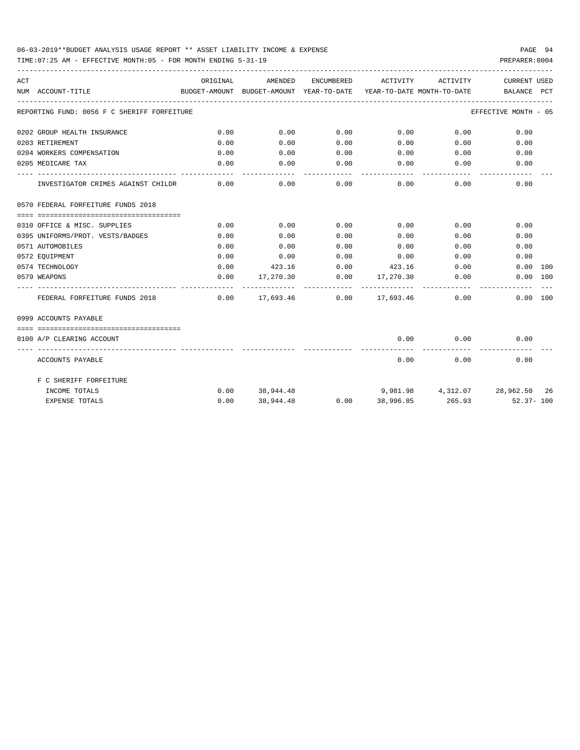06-03-2019**BUDGET ANALYSIS USAGE REPORT ** ASSET LIABILITY INCOME & EXPENSE

TIME:07:25 AM - EFFECTIVE MONTH:05 - FOR MONTH ENDING 5-31-19

PREPARER:0004

| ACT NUM | ACCOUNT-TITLE | ORIGINAL BUDGET-AMOUNT | AMENDED BUDGET-AMOUNT | ENCUMBERED YEAR-TO-DATE | ACTIVITY YEAR-TO-DATE | ACTIVITY MONTH-TO-DATE | CURRENT BALANCE | USED PCT |
|---|---|---|---|---|---|---|---|---|
| REPORTING FUND: 0056 F C SHERIFF FORFEITURE | | | | | | | EFFECTIVE MONTH - 05 | |
| 0202 | GROUP HEALTH INSURANCE | 0.00 | 0.00 | 0.00 | 0.00 | 0.00 | 0.00 | |
| 0203 | RETIREMENT | 0.00 | 0.00 | 0.00 | 0.00 | 0.00 | 0.00 | |
| 0204 | WORKERS COMPENSATION | 0.00 | 0.00 | 0.00 | 0.00 | 0.00 | 0.00 | |
| 0205 | MEDICARE TAX | 0.00 | 0.00 | 0.00 | 0.00 | 0.00 | 0.00 | |
| | INVESTIGATOR CRIMES AGAINST CHILDR | 0.00 | 0.00 | 0.00 | 0.00 | 0.00 | 0.00 | |
| 0570 | FEDERAL FORFEITURE FUNDS 2018 | | | | | | | |
| 0310 | OFFICE & MISC. SUPPLIES | 0.00 | 0.00 | 0.00 | 0.00 | 0.00 | 0.00 | |
| 0395 | UNIFORMS/PROT. VESTS/BADGES | 0.00 | 0.00 | 0.00 | 0.00 | 0.00 | 0.00 | |
| 0571 | AUTOMOBILES | 0.00 | 0.00 | 0.00 | 0.00 | 0.00 | 0.00 | |
| 0572 | EQUIPMENT | 0.00 | 0.00 | 0.00 | 0.00 | 0.00 | 0.00 | |
| 0574 | TECHNOLOGY | 0.00 | 423.16 | 0.00 | 423.16 | 0.00 | 0.00 | 100 |
| 0579 | WEAPONS | 0.00 | 17,270.30 | 0.00 | 17,270.30 | 0.00 | 0.00 | 100 |
| | FEDERAL FORFEITURE FUNDS 2018 | 0.00 | 17,693.46 | 0.00 | 17,693.46 | 0.00 | 0.00 | 100 |
| 0999 | ACCOUNTS PAYABLE | | | | | | | |
| 0100 | A/P CLEARING ACCOUNT | | | | 0.00 | 0.00 | 0.00 | |
| | ACCOUNTS PAYABLE | | | | 0.00 | 0.00 | 0.00 | |
| | F C SHERIFF FORFEITURE | | | | | | | |
| | INCOME TOTALS | 0.00 | 38,944.48 | | 9,981.98 | 4,312.07 | 28,962.50 | 26 |
| | EXPENSE TOTALS | 0.00 | 38,944.48 | 0.00 | 38,996.85 | 265.93 | 52.37- | 100 |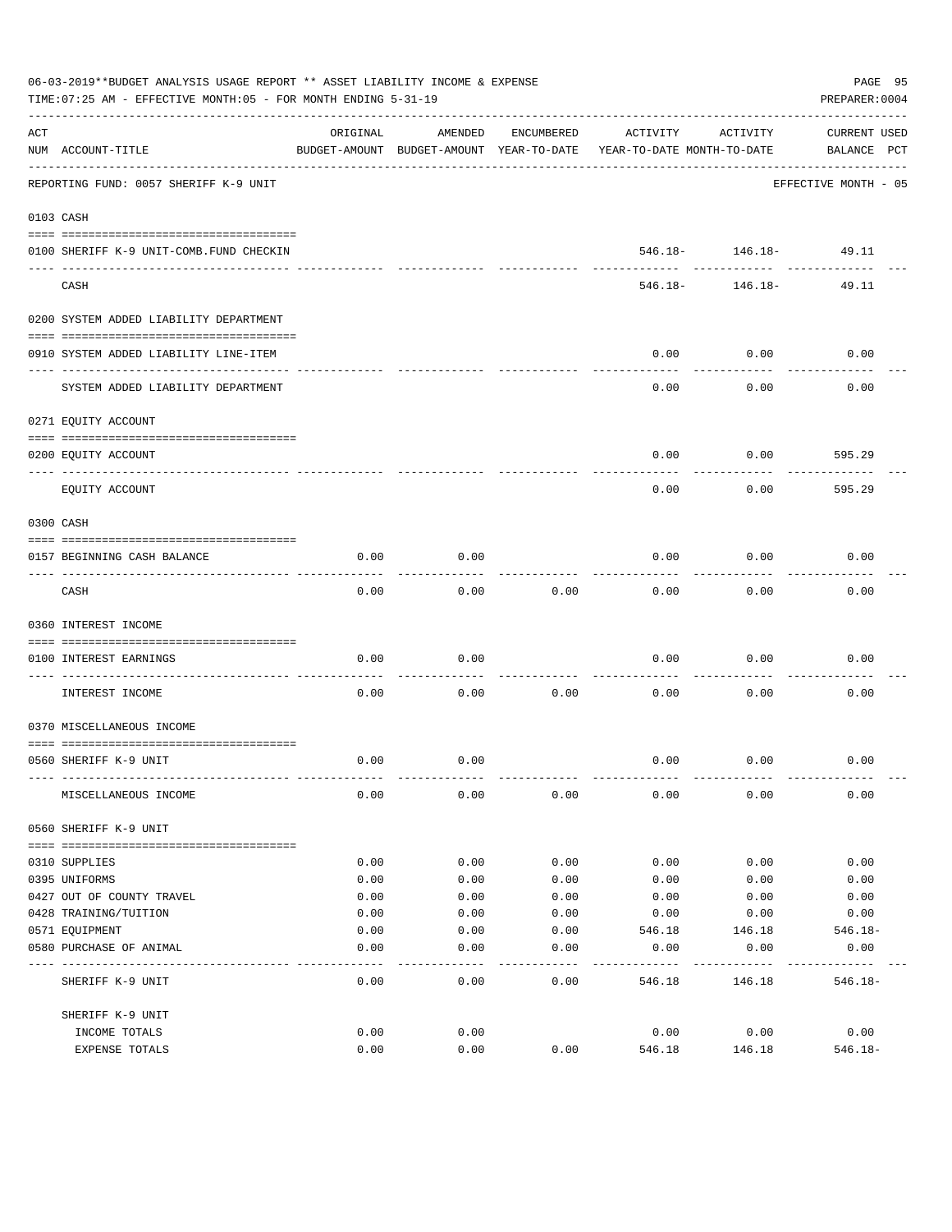06-03-2019**BUDGET ANALYSIS USAGE REPORT ** ASSET LIABILITY INCOME & EXPENSE

TIME:07:25 AM - EFFECTIVE MONTH:05 - FOR MONTH ENDING 5-31-19

PREPARER:0004

REPORTING FUND: 0057 SHERIFF K-9 UNIT

EFFECTIVE MONTH - 05

| ACT NUM | ACCOUNT-TITLE | ORIGINAL BUDGET-AMOUNT | AMENDED BUDGET-AMOUNT | ENCUMBERED YEAR-TO-DATE | ACTIVITY YEAR-TO-DATE | ACTIVITY MONTH-TO-DATE | CURRENT USED BALANCE | PCT |
|---|---|---|---|---|---|---|---|---|
| **0103 CASH** | | | | | | | | |
| 0100 | SHERIFF K-9 UNIT-COMB.FUND CHECKIN | | | | 546.18- | 146.18- | 49.11 | |
| | CASH | | | | 546.18- | 146.18- | 49.11 | |
| **0200 SYSTEM ADDED LIABILITY DEPARTMENT** | | | | | | | | |
| 0910 | SYSTEM ADDED LIABILITY LINE-ITEM | | | | 0.00 | 0.00 | 0.00 | |
| | SYSTEM ADDED LIABILITY DEPARTMENT | | | | 0.00 | 0.00 | 0.00 | |
| **0271 EQUITY ACCOUNT** | | | | | | | | |
| 0200 | EQUITY ACCOUNT | | | | 0.00 | 0.00 | 595.29 | |
| | EQUITY ACCOUNT | | | | 0.00 | 0.00 | 595.29 | |
| **0300 CASH** | | | | | | | | |
| 0157 | BEGINNING CASH BALANCE | 0.00 | 0.00 | | 0.00 | 0.00 | 0.00 | |
| | CASH | 0.00 | 0.00 | 0.00 | 0.00 | 0.00 | 0.00 | |
| **0360 INTEREST INCOME** | | | | | | | | |
| 0100 | INTEREST EARNINGS | 0.00 | 0.00 | | 0.00 | 0.00 | 0.00 | |
| | INTEREST INCOME | 0.00 | 0.00 | 0.00 | 0.00 | 0.00 | 0.00 | |
| **0370 MISCELLANEOUS INCOME** | | | | | | | | |
| 0560 | SHERIFF K-9 UNIT | 0.00 | 0.00 | | 0.00 | 0.00 | 0.00 | |
| | MISCELLANEOUS INCOME | 0.00 | 0.00 | 0.00 | 0.00 | 0.00 | 0.00 | |
| **0560 SHERIFF K-9 UNIT** | | | | | | | | |
| 0310 | SUPPLIES | 0.00 | 0.00 | 0.00 | 0.00 | 0.00 | 0.00 | |
| 0395 | UNIFORMS | 0.00 | 0.00 | 0.00 | 0.00 | 0.00 | 0.00 | |
| 0427 | OUT OF COUNTY TRAVEL | 0.00 | 0.00 | 0.00 | 0.00 | 0.00 | 0.00 | |
| 0428 | TRAINING/TUITION | 0.00 | 0.00 | 0.00 | 0.00 | 0.00 | 0.00 | |
| 0571 | EQUIPMENT | 0.00 | 0.00 | 0.00 | 546.18 | 146.18 | 546.18- | |
| 0580 | PURCHASE OF ANIMAL | 0.00 | 0.00 | 0.00 | 0.00 | 0.00 | 0.00 | |
| | SHERIFF K-9 UNIT | 0.00 | 0.00 | 0.00 | 546.18 | 146.18 | 546.18- | |
| | SHERIFF K-9 UNIT | | | | | | | |
| | INCOME TOTALS | 0.00 | 0.00 | | 0.00 | 0.00 | 0.00 | |
| | EXPENSE TOTALS | 0.00 | 0.00 | 0.00 | 546.18 | 146.18 | 546.18- | |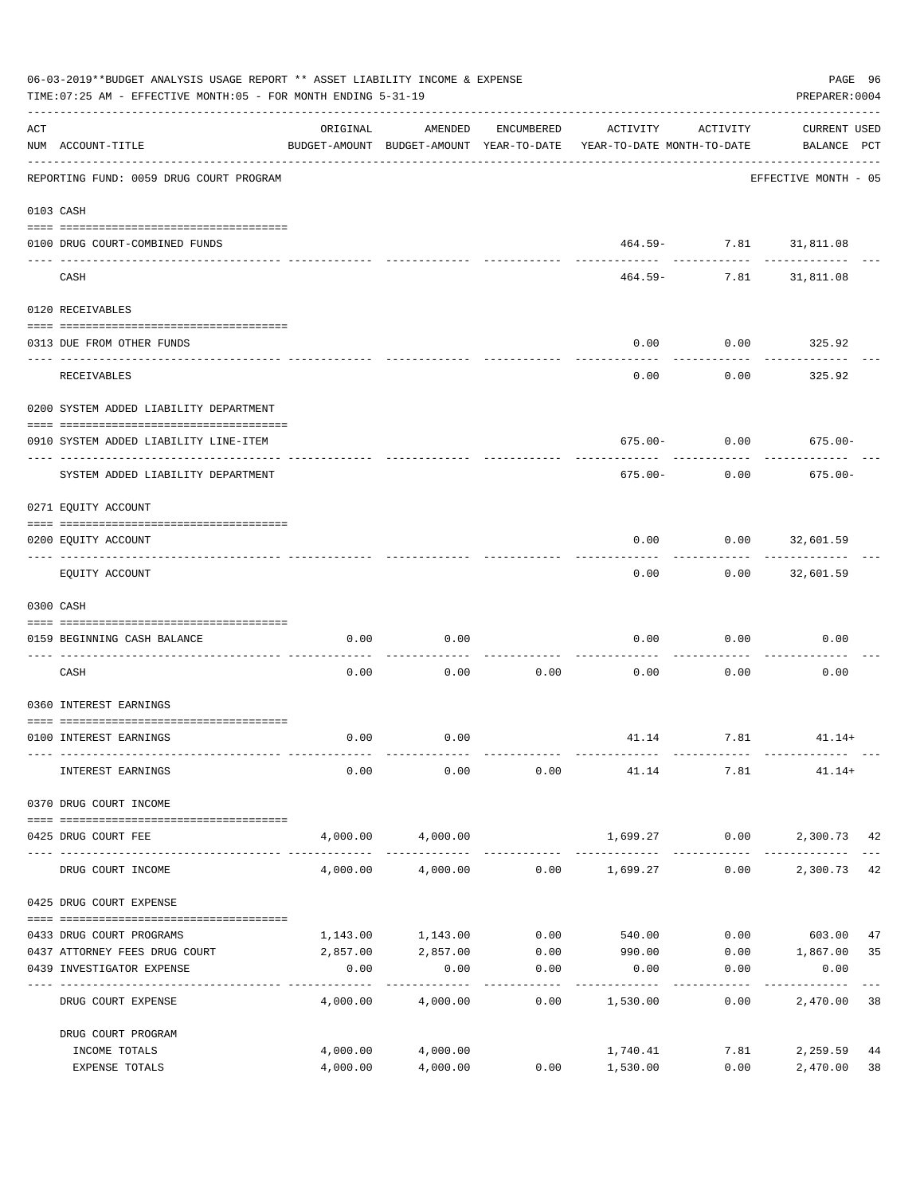06-03-2019**BUDGET ANALYSIS USAGE REPORT ** ASSET LIABILITY INCOME & EXPENSE

TIME:07:25 AM - EFFECTIVE MONTH:05 - FOR MONTH ENDING 5-31-19

PREPARER:0004

| ACT NUM | ACCOUNT-TITLE | ORIGINAL BUDGET-AMOUNT | AMENDED BUDGET-AMOUNT | ENCUMBERED YEAR-TO-DATE | ACTIVITY YEAR-TO-DATE | ACTIVITY MONTH-TO-DATE | CURRENT BALANCE | USED PCT |
|---|---|---|---|---|---|---|---|---|
| | REPORTING FUND: 0059 DRUG COURT PROGRAM | | | | | | EFFECTIVE MONTH - 05 | |
| | 0103 CASH | | | | | | | |
| 0100 | DRUG COURT-COMBINED FUNDS | | | | 464.59- | 7.81 | 31,811.08 | |
| | CASH | | | | 464.59- | 7.81 | 31,811.08 | |
| | 0120 RECEIVABLES | | | | | | | |
| 0313 | DUE FROM OTHER FUNDS | | | | 0.00 | 0.00 | 325.92 | |
| | RECEIVABLES | | | | 0.00 | 0.00 | 325.92 | |
| | 0200 SYSTEM ADDED LIABILITY DEPARTMENT | | | | | | | |
| 0910 | SYSTEM ADDED LIABILITY LINE-ITEM | | | | 675.00- | 0.00 | 675.00- | |
| | SYSTEM ADDED LIABILITY DEPARTMENT | | | | 675.00- | 0.00 | 675.00- | |
| | 0271 EQUITY ACCOUNT | | | | | | | |
| 0200 | EQUITY ACCOUNT | | | | 0.00 | 0.00 | 32,601.59 | |
| | EQUITY ACCOUNT | | | | 0.00 | 0.00 | 32,601.59 | |
| | 0300 CASH | | | | | | | |
| 0159 | BEGINNING CASH BALANCE | 0.00 | 0.00 | | 0.00 | 0.00 | 0.00 | |
| | CASH | 0.00 | 0.00 | 0.00 | 0.00 | 0.00 | 0.00 | |
| | 0360 INTEREST EARNINGS | | | | | | | |
| 0100 | INTEREST EARNINGS | 0.00 | 0.00 | | 41.14 | 7.81 | 41.14+ | |
| | INTEREST EARNINGS | 0.00 | 0.00 | 0.00 | 41.14 | 7.81 | 41.14+ | |
| | 0370 DRUG COURT INCOME | | | | | | | |
| 0425 | DRUG COURT FEE | 4,000.00 | 4,000.00 | | 1,699.27 | 0.00 | 2,300.73 | 42 |
| | DRUG COURT INCOME | 4,000.00 | 4,000.00 | 0.00 | 1,699.27 | 0.00 | 2,300.73 | 42 |
| | 0425 DRUG COURT EXPENSE | | | | | | | |
| 0433 | DRUG COURT PROGRAMS | 1,143.00 | 1,143.00 | 0.00 | 540.00 | 0.00 | 603.00 | 47 |
| 0437 | ATTORNEY FEES DRUG COURT | 2,857.00 | 2,857.00 | 0.00 | 990.00 | 0.00 | 1,867.00 | 35 |
| 0439 | INVESTIGATOR EXPENSE | 0.00 | 0.00 | 0.00 | 0.00 | 0.00 | 0.00 | |
| | DRUG COURT EXPENSE | 4,000.00 | 4,000.00 | 0.00 | 1,530.00 | 0.00 | 2,470.00 | 38 |
| | DRUG COURT PROGRAM | | | | | | | |
| | INCOME TOTALS | 4,000.00 | 4,000.00 | | 1,740.41 | 7.81 | 2,259.59 | 44 |
| | EXPENSE TOTALS | 4,000.00 | 4,000.00 | 0.00 | 1,530.00 | 0.00 | 2,470.00 | 38 |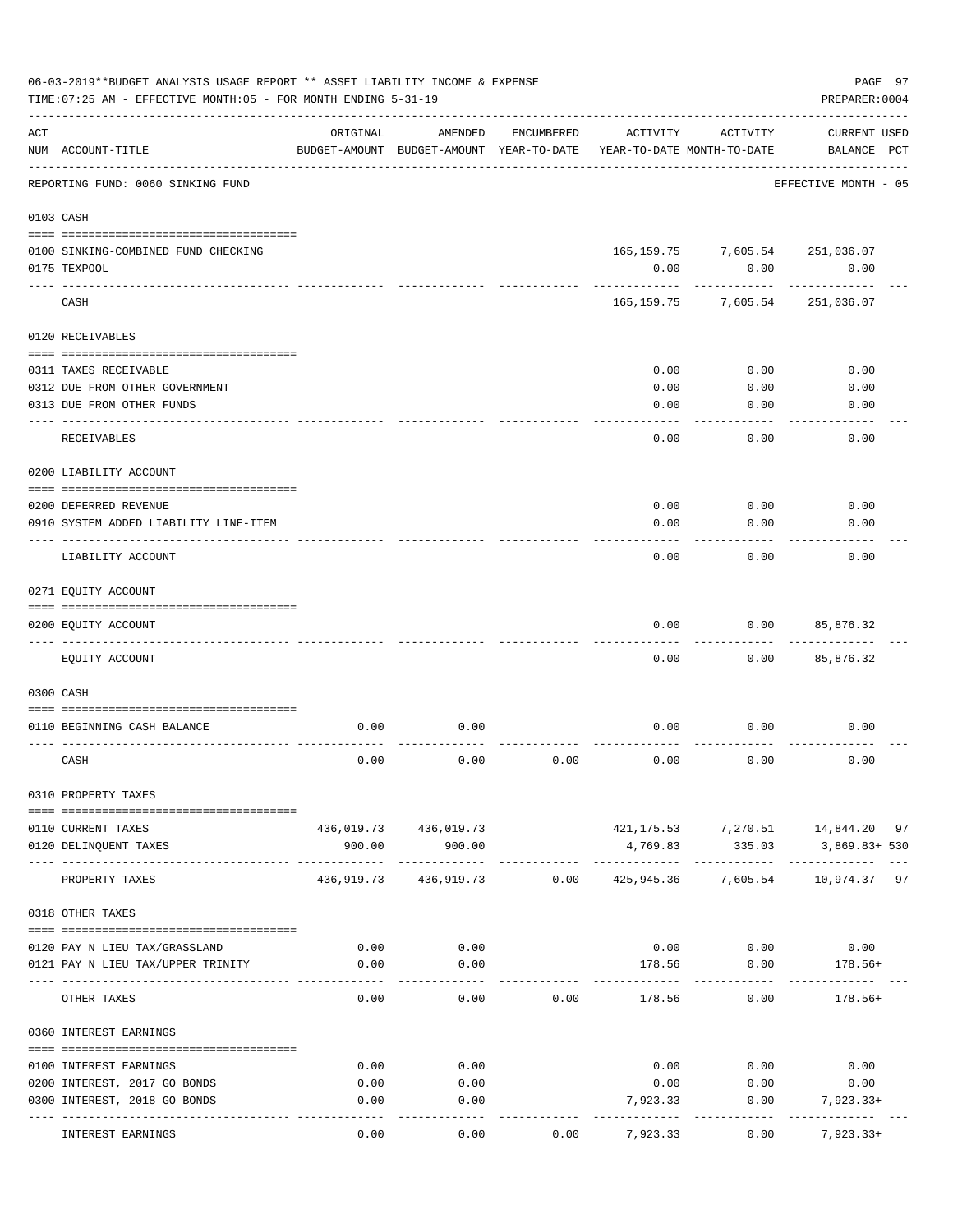06-03-2019**BUDGET ANALYSIS USAGE REPORT ** ASSET LIABILITY INCOME & EXPENSE

TIME:07:25 AM - EFFECTIVE MONTH:05 - FOR MONTH ENDING 5-31-19

PREPARER:0004

| ACT NUM | ACCOUNT-TITLE | ORIGINAL BUDGET-AMOUNT | AMENDED BUDGET-AMOUNT | ENCUMBERED YEAR-TO-DATE | ACTIVITY YEAR-TO-DATE | ACTIVITY MONTH-TO-DATE | CURRENT BALANCE | USED PCT |
|---|---|---|---|---|---|---|---|---|
| | REPORTING FUND: 0060 SINKING FUND | | | | | | EFFECTIVE MONTH - 05 | |
| 0103 | CASH | | | | | | | |
| 0100 | SINKING-COMBINED FUND CHECKING | | | | 165,159.75 | 7,605.54 | 251,036.07 | |
| 0175 | TEXPOOL | | | | 0.00 | 0.00 | 0.00 | |
| | CASH | | | | 165,159.75 | 7,605.54 | 251,036.07 | |
| 0120 | RECEIVABLES | | | | | | | |
| 0311 | TAXES RECEIVABLE | | | | 0.00 | 0.00 | 0.00 | |
| 0312 | DUE FROM OTHER GOVERNMENT | | | | 0.00 | 0.00 | 0.00 | |
| 0313 | DUE FROM OTHER FUNDS | | | | 0.00 | 0.00 | 0.00 | |
| | RECEIVABLES | | | | 0.00 | 0.00 | 0.00 | |
| 0200 | LIABILITY ACCOUNT | | | | | | | |
| 0200 | DEFERRED REVENUE | | | | 0.00 | 0.00 | 0.00 | |
| 0910 | SYSTEM ADDED LIABILITY LINE-ITEM | | | | 0.00 | 0.00 | 0.00 | |
| | LIABILITY ACCOUNT | | | | 0.00 | 0.00 | 0.00 | |
| 0271 | EQUITY ACCOUNT | | | | | | | |
| 0200 | EQUITY ACCOUNT | | | | 0.00 | 0.00 | 85,876.32 | |
| | EQUITY ACCOUNT | | | | 0.00 | 0.00 | 85,876.32 | |
| 0300 | CASH | | | | | | | |
| 0110 | BEGINNING CASH BALANCE | 0.00 | 0.00 | | 0.00 | 0.00 | 0.00 | |
| | CASH | 0.00 | 0.00 | 0.00 | 0.00 | 0.00 | 0.00 | |
| 0310 | PROPERTY TAXES | | | | | | | |
| 0110 | CURRENT TAXES | 436,019.73 | 436,019.73 | | 421,175.53 | 7,270.51 | 14,844.20 | 97 |
| 0120 | DELINQUENT TAXES | 900.00 | 900.00 | | 4,769.83 | 335.03 | 3,869.83+ | 530 |
| | PROPERTY TAXES | 436,919.73 | 436,919.73 | 0.00 | 425,945.36 | 7,605.54 | 10,974.37 | 97 |
| 0318 | OTHER TAXES | | | | | | | |
| 0120 | PAY N LIEU TAX/GRASSLAND | 0.00 | 0.00 | | 0.00 | 0.00 | 0.00 | |
| 0121 | PAY N LIEU TAX/UPPER TRINITY | 0.00 | 0.00 | | 178.56 | 0.00 | 178.56+ | |
| | OTHER TAXES | 0.00 | 0.00 | 0.00 | 178.56 | 0.00 | 178.56+ | |
| 0360 | INTEREST EARNINGS | | | | | | | |
| 0100 | INTEREST EARNINGS | 0.00 | 0.00 | | 0.00 | 0.00 | 0.00 | |
| 0200 | INTEREST, 2017 GO BONDS | 0.00 | 0.00 | | 0.00 | 0.00 | 0.00 | |
| 0300 | INTEREST, 2018 GO BONDS | 0.00 | 0.00 | | 7,923.33 | 0.00 | 7,923.33+ | |
| | INTEREST EARNINGS | 0.00 | 0.00 | 0.00 | 7,923.33 | 0.00 | 7,923.33+ | |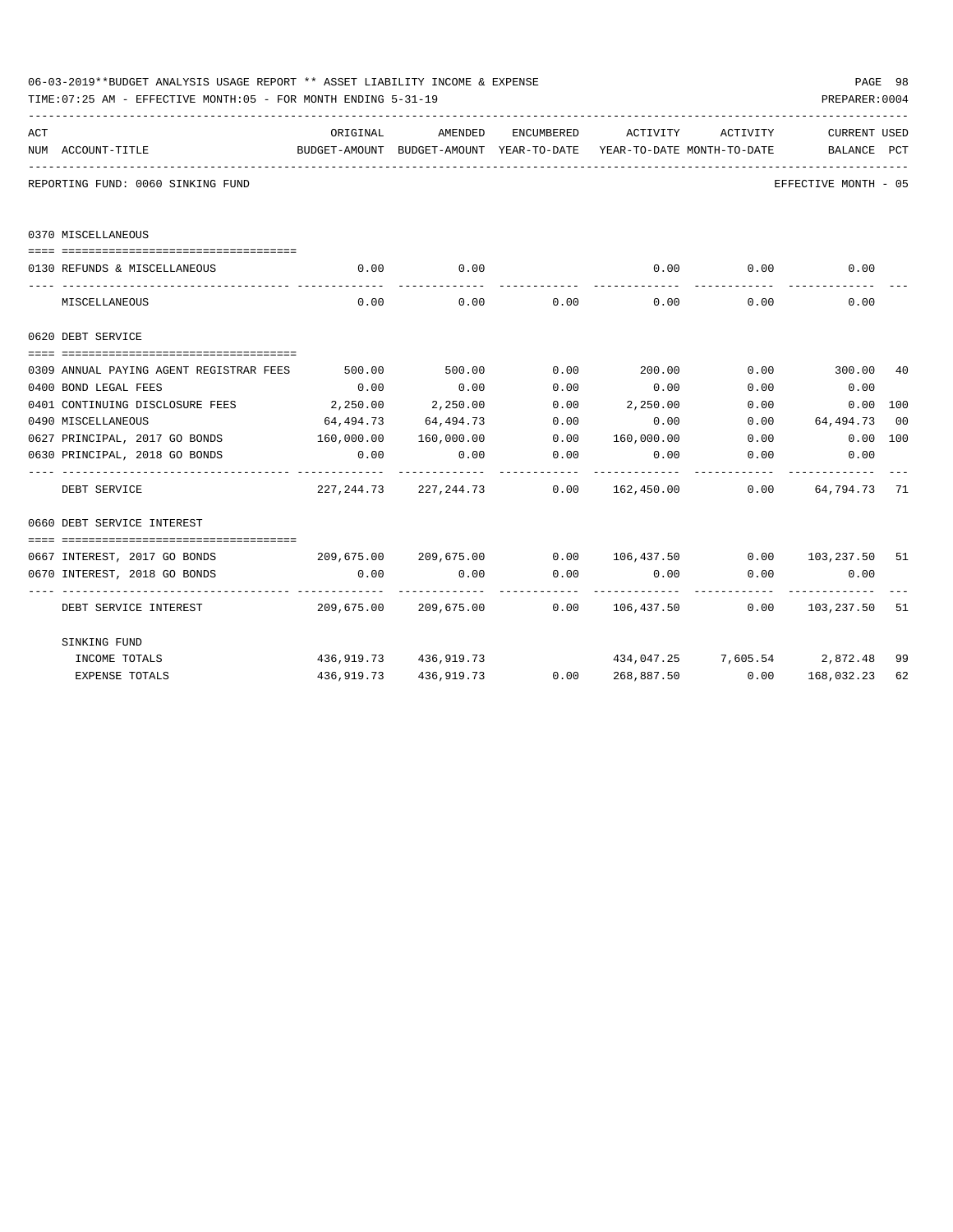06-03-2019**BUDGET ANALYSIS USAGE REPORT ** ASSET LIABILITY INCOME & EXPENSE

TIME:07:25 AM - EFFECTIVE MONTH:05 - FOR MONTH ENDING 5-31-19

PREPARER:0004

| ACT NUM | ACCOUNT-TITLE | ORIGINAL BUDGET-AMOUNT | AMENDED BUDGET-AMOUNT | ENCUMBERED YEAR-TO-DATE | ACTIVITY YEAR-TO-DATE | ACTIVITY MONTH-TO-DATE | CURRENT BALANCE | USED PCT |
|---|---|---|---|---|---|---|---|---|
| | REPORTING FUND: 0060 SINKING FUND | | | | | | EFFECTIVE MONTH - 05 | |
| | **0370 MISCELLANEOUS** | | | | | | | |
| 0130 | REFUNDS & MISCELLANEOUS | 0.00 | 0.00 | | 0.00 | 0.00 | 0.00 | |
| | MISCELLANEOUS | 0.00 | 0.00 | 0.00 | 0.00 | 0.00 | 0.00 | |
| | **0620 DEBT SERVICE** | | | | | | | |
| 0309 | ANNUAL PAYING AGENT REGISTRAR FEES | 500.00 | 500.00 | 0.00 | 200.00 | 0.00 | 300.00 | 40 |
| 0400 | BOND LEGAL FEES | 0.00 | 0.00 | 0.00 | 0.00 | 0.00 | 0.00 | |
| 0401 | CONTINUING DISCLOSURE FEES | 2,250.00 | 2,250.00 | 0.00 | 2,250.00 | 0.00 | 0.00 | 100 |
| 0490 | MISCELLANEOUS | 64,494.73 | 64,494.73 | 0.00 | 0.00 | 0.00 | 64,494.73 | 00 |
| 0627 | PRINCIPAL, 2017 GO BONDS | 160,000.00 | 160,000.00 | 0.00 | 160,000.00 | 0.00 | 0.00 | 100 |
| 0630 | PRINCIPAL, 2018 GO BONDS | 0.00 | 0.00 | 0.00 | 0.00 | 0.00 | 0.00 | |
| | DEBT SERVICE | 227,244.73 | 227,244.73 | 0.00 | 162,450.00 | 0.00 | 64,794.73 | 71 |
| | **0660 DEBT SERVICE INTEREST** | | | | | | | |
| 0667 | INTEREST, 2017 GO BONDS | 209,675.00 | 209,675.00 | 0.00 | 106,437.50 | 0.00 | 103,237.50 | 51 |
| 0670 | INTEREST, 2018 GO BONDS | 0.00 | 0.00 | 0.00 | 0.00 | 0.00 | 0.00 | |
| | DEBT SERVICE INTEREST | 209,675.00 | 209,675.00 | 0.00 | 106,437.50 | 0.00 | 103,237.50 | 51 |
| | SINKING FUND | | | | | | | |
| | INCOME TOTALS | 436,919.73 | 436,919.73 | | 434,047.25 | 7,605.54 | 2,872.48 | 99 |
| | EXPENSE TOTALS | 436,919.73 | 436,919.73 | 0.00 | 268,887.50 | 0.00 | 168,032.23 | 62 |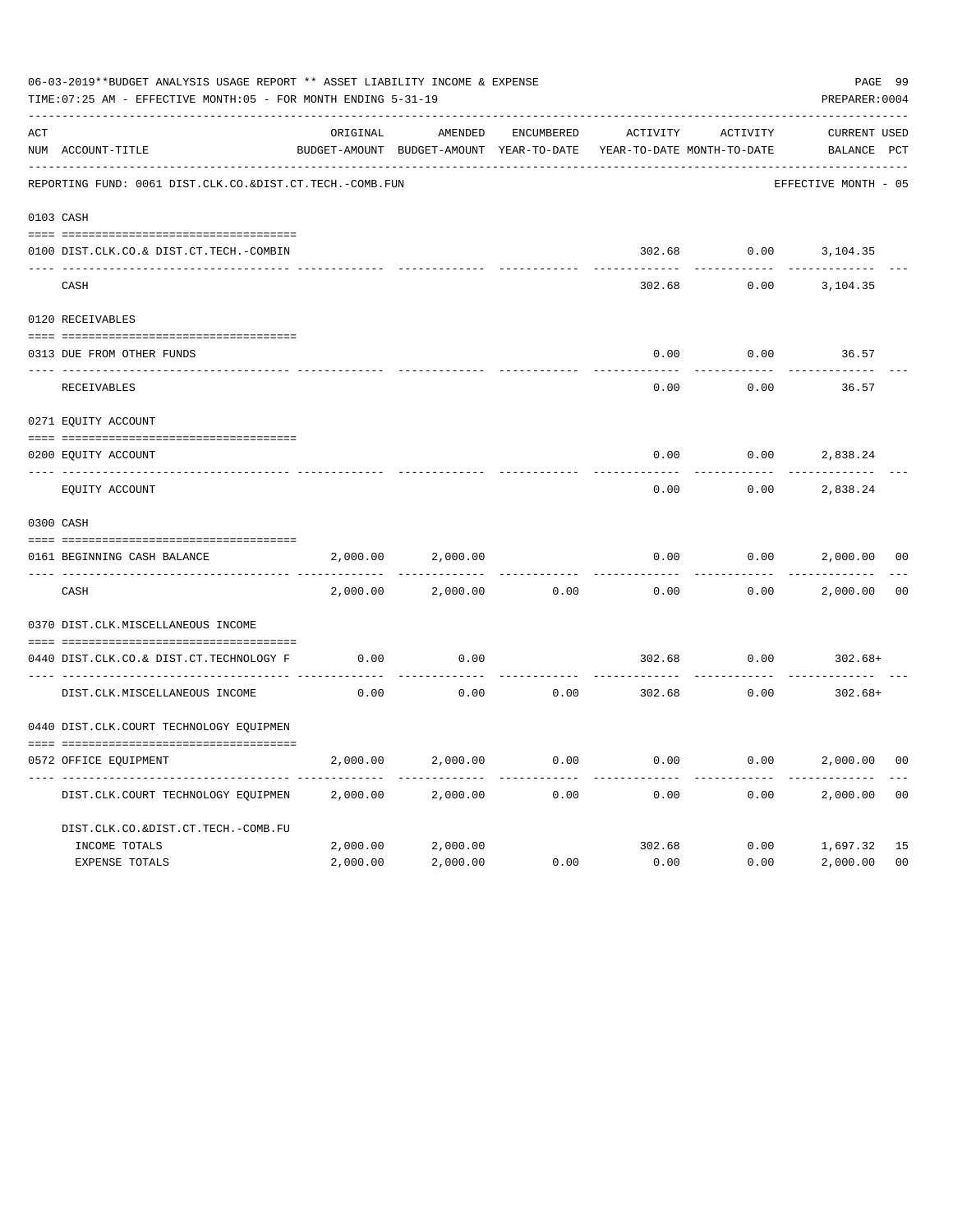06-03-2019**BUDGET ANALYSIS USAGE REPORT ** ASSET LIABILITY INCOME & EXPENSE

TIME:07:25 AM - EFFECTIVE MONTH:05 - FOR MONTH ENDING 5-31-19

PREPARER:0004

| ACT NUM | ACCOUNT-TITLE | ORIGINAL BUDGET-AMOUNT | AMENDED BUDGET-AMOUNT | ENCUMBERED YEAR-TO-DATE | ACTIVITY YEAR-TO-DATE | ACTIVITY MONTH-TO-DATE | CURRENT BALANCE | USED PCT |
|---|---|---|---|---|---|---|---|---|
| | REPORTING FUND: 0061 DIST.CLK.CO.&DIST.CT.TECH.-COMB.FUN | | | | | | EFFECTIVE MONTH - 05 | |
| 0103 | CASH | | | | | | | |
| 0100 | DIST.CLK.CO.& DIST.CT.TECH.-COMBIN | | | | 302.68 | 0.00 | 3,104.35 | |
| | CASH | | | | 302.68 | 0.00 | 3,104.35 | |
| 0120 | RECEIVABLES | | | | | | | |
| 0313 | DUE FROM OTHER FUNDS | | | | 0.00 | 0.00 | 36.57 | |
| | RECEIVABLES | | | | 0.00 | 0.00 | 36.57 | |
| 0271 | EQUITY ACCOUNT | | | | | | | |
| 0200 | EQUITY ACCOUNT | | | | 0.00 | 0.00 | 2,838.24 | |
| | EQUITY ACCOUNT | | | | 0.00 | 0.00 | 2,838.24 | |
| 0300 | CASH | | | | | | | |
| 0161 | BEGINNING CASH BALANCE | 2,000.00 | 2,000.00 | | 0.00 | 0.00 | 2,000.00 | 00 |
| | CASH | 2,000.00 | 2,000.00 | 0.00 | 0.00 | 0.00 | 2,000.00 | 00 |
| 0370 | DIST.CLK.MISCELLANEOUS INCOME | | | | | | | |
| 0440 | DIST.CLK.CO.& DIST.CT.TECHNOLOGY F | 0.00 | 0.00 | | 302.68 | 0.00 | 302.68+ | |
| | DIST.CLK.MISCELLANEOUS INCOME | 0.00 | 0.00 | 0.00 | 302.68 | 0.00 | 302.68+ | |
| 0440 | DIST.CLK.COURT TECHNOLOGY EQUIPMEN | | | | | | | |
| 0572 | OFFICE EQUIPMENT | 2,000.00 | 2,000.00 | 0.00 | 0.00 | 0.00 | 2,000.00 | 00 |
| | DIST.CLK.COURT TECHNOLOGY EQUIPMEN | 2,000.00 | 2,000.00 | 0.00 | 0.00 | 0.00 | 2,000.00 | 00 |
| | DIST.CLK.CO.&DIST.CT.TECH.-COMB.FU | | | | | | | |
| | INCOME TOTALS | 2,000.00 | 2,000.00 | | 302.68 | 0.00 | 1,697.32 | 15 |
| | EXPENSE TOTALS | 2,000.00 | 2,000.00 | 0.00 | 0.00 | 0.00 | 2,000.00 | 00 |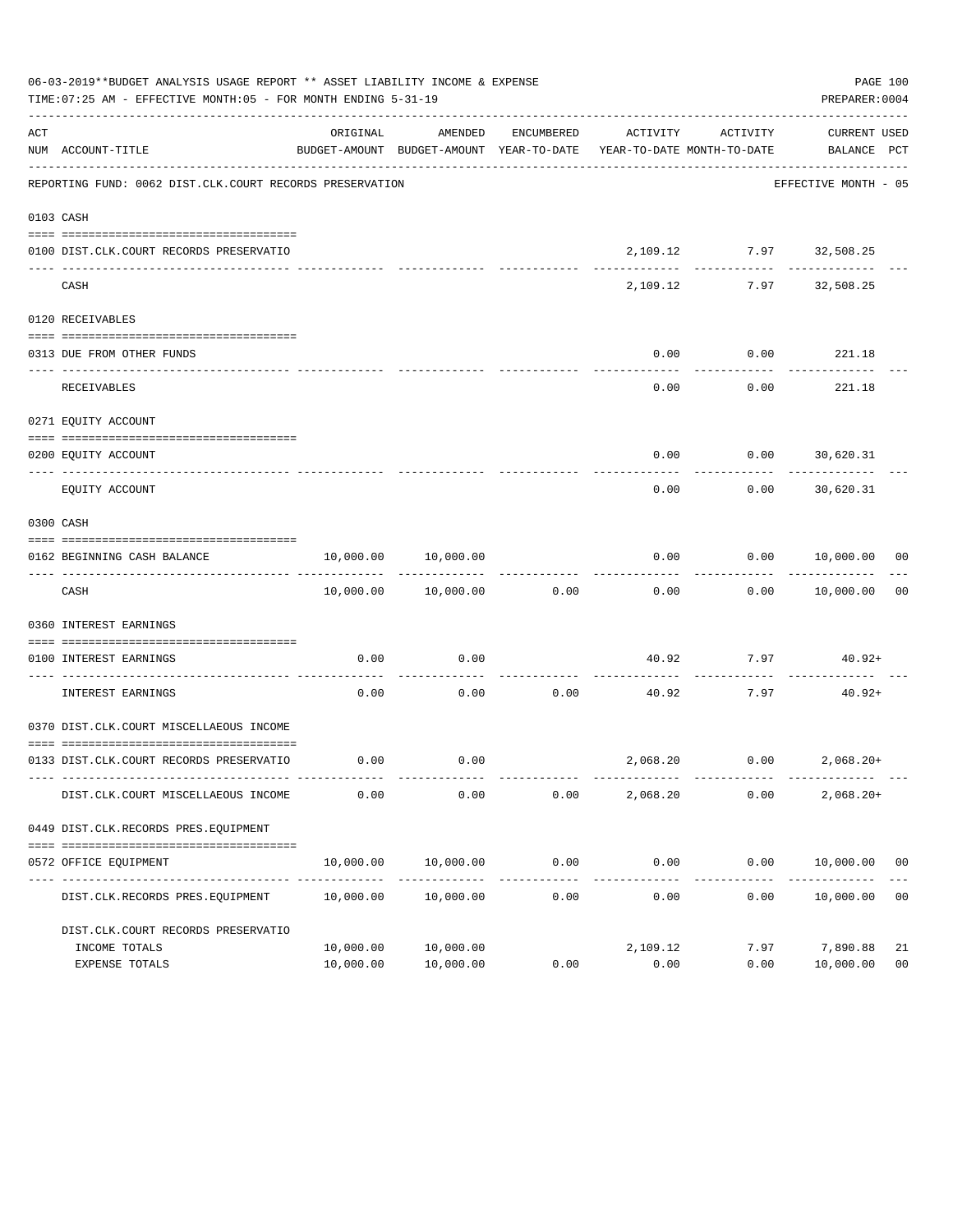06-03-2019**BUDGET ANALYSIS USAGE REPORT ** ASSET LIABILITY INCOME & EXPENSE

TIME:07:25 AM - EFFECTIVE MONTH:05 - FOR MONTH ENDING 5-31-19

PREPARER:0004

| ACT NUM | ACCOUNT-TITLE | ORIGINAL BUDGET-AMOUNT | AMENDED BUDGET-AMOUNT | ENCUMBERED YEAR-TO-DATE | ACTIVITY YEAR-TO-DATE | ACTIVITY MONTH-TO-DATE | CURRENT BALANCE | USED PCT |
|---|---|---|---|---|---|---|---|---|
| | REPORTING FUND: 0062 DIST.CLK.COURT RECORDS PRESERVATION | | | | | | EFFECTIVE MONTH - 05 | |
| 0103 | CASH | | | | | | | |
| 0100 | DIST.CLK.COURT RECORDS PRESERVATIO | | | | 2,109.12 | 7.97 | 32,508.25 | |
| | CASH | | | | 2,109.12 | 7.97 | 32,508.25 | |
| 0120 | RECEIVABLES | | | | | | | |
| 0313 | DUE FROM OTHER FUNDS | | | | 0.00 | 0.00 | 221.18 | |
| | RECEIVABLES | | | | 0.00 | 0.00 | 221.18 | |
| 0271 | EQUITY ACCOUNT | | | | | | | |
| 0200 | EQUITY ACCOUNT | | | | 0.00 | 0.00 | 30,620.31 | |
| | EQUITY ACCOUNT | | | | 0.00 | 0.00 | 30,620.31 | |
| 0300 | CASH | | | | | | | |
| 0162 | BEGINNING CASH BALANCE | 10,000.00 | 10,000.00 | | 0.00 | 0.00 | 10,000.00 | 00 |
| | CASH | 10,000.00 | 10,000.00 | 0.00 | 0.00 | 0.00 | 10,000.00 | 00 |
| 0360 | INTEREST EARNINGS | | | | | | | |
| 0100 | INTEREST EARNINGS | 0.00 | 0.00 | | 40.92 | 7.97 | 40.92+ | |
| | INTEREST EARNINGS | 0.00 | 0.00 | 0.00 | 40.92 | 7.97 | 40.92+ | |
| 0370 | DIST.CLK.COURT MISCELLAEOUS INCOME | | | | | | | |
| 0133 | DIST.CLK.COURT RECORDS PRESERVATIO | 0.00 | 0.00 | | 2,068.20 | 0.00 | 2,068.20+ | |
| | DIST.CLK.COURT MISCELLAEOUS INCOME | 0.00 | 0.00 | 0.00 | 2,068.20 | 0.00 | 2,068.20+ | |
| 0449 | DIST.CLK.RECORDS PRES.EQUIPMENT | | | | | | | |
| 0572 | OFFICE EQUIPMENT | 10,000.00 | 10,000.00 | 0.00 | 0.00 | 0.00 | 10,000.00 | 00 |
| | DIST.CLK.RECORDS PRES.EQUIPMENT | 10,000.00 | 10,000.00 | 0.00 | 0.00 | 0.00 | 10,000.00 | 00 |
| | DIST.CLK.COURT RECORDS PRESERVATIO | | | | | | | |
| | INCOME TOTALS | 10,000.00 | 10,000.00 | | 2,109.12 | 7.97 | 7,890.88 | 21 |
| | EXPENSE TOTALS | 10,000.00 | 10,000.00 | 0.00 | 0.00 | 0.00 | 10,000.00 | 00 |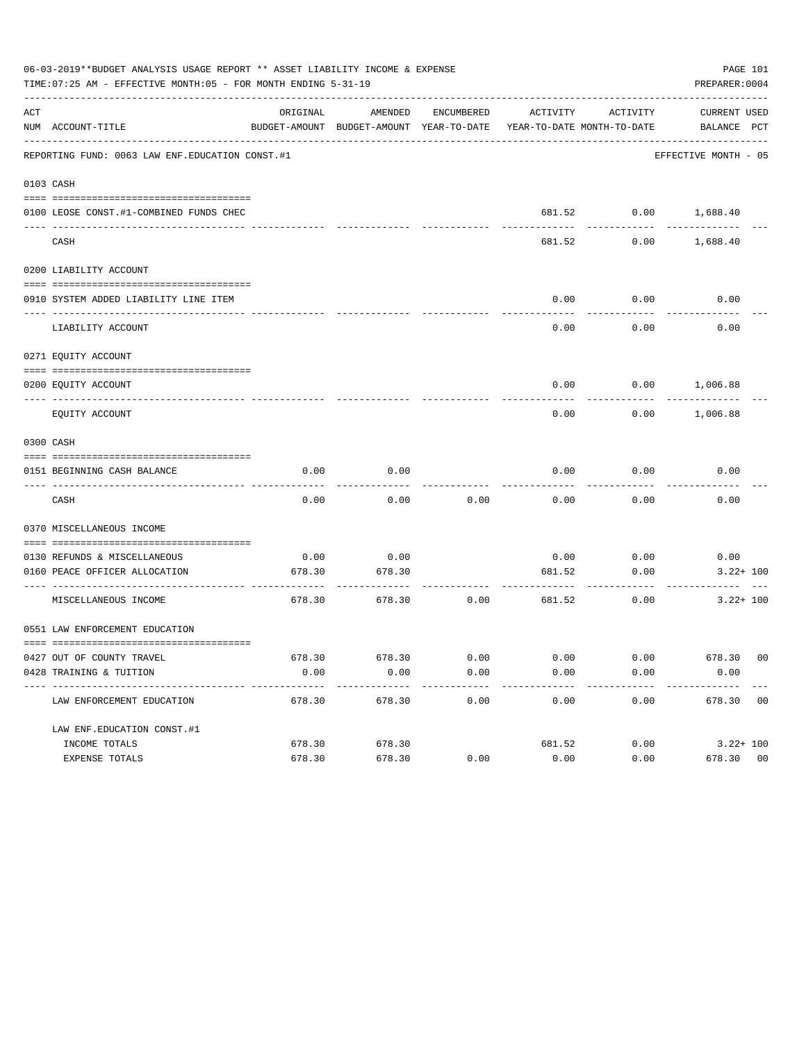06-03-2019**BUDGET ANALYSIS USAGE REPORT ** ASSET LIABILITY INCOME & EXPENSE

TIME:07:25 AM - EFFECTIVE MONTH:05 - FOR MONTH ENDING 5-31-19

PREPARER:0004

| ACT NUM | ACCOUNT-TITLE | ORIGINAL BUDGET-AMOUNT | AMENDED BUDGET-AMOUNT | ENCUMBERED YEAR-TO-DATE | ACTIVITY YEAR-TO-DATE | ACTIVITY MONTH-TO-DATE | CURRENT BALANCE | USED PCT |
|---|---|---|---|---|---|---|---|---|
| | REPORTING FUND: 0063 LAW ENF.EDUCATION CONST.#1 | | | | | | EFFECTIVE MONTH - 05 | |
| 0103 | CASH | | | | | | | |
| 0100 | LEOSE CONST.#1-COMBINED FUNDS CHEC | | | | 681.52 | 0.00 | 1,688.40 | |
| | CASH | | | | 681.52 | 0.00 | 1,688.40 | |
| 0200 | LIABILITY ACCOUNT | | | | | | | |
| 0910 | SYSTEM ADDED LIABILITY LINE ITEM | | | | 0.00 | 0.00 | 0.00 | |
| | LIABILITY ACCOUNT | | | | 0.00 | 0.00 | 0.00 | |
| 0271 | EQUITY ACCOUNT | | | | | | | |
| 0200 | EQUITY ACCOUNT | | | | 0.00 | 0.00 | 1,006.88 | |
| | EQUITY ACCOUNT | | | | 0.00 | 0.00 | 1,006.88 | |
| 0300 | CASH | | | | | | | |
| 0151 | BEGINNING CASH BALANCE | 0.00 | 0.00 | | 0.00 | 0.00 | 0.00 | |
| | CASH | 0.00 | 0.00 | 0.00 | 0.00 | 0.00 | 0.00 | |
| 0370 | MISCELLANEOUS INCOME | | | | | | | |
| 0130 | REFUNDS & MISCELLANEOUS | 0.00 | 0.00 | | 0.00 | 0.00 | 0.00 | |
| 0160 | PEACE OFFICER ALLOCATION | 678.30 | 678.30 | | 681.52 | 0.00 | 3.22+ | 100 |
| | MISCELLANEOUS INCOME | 678.30 | 678.30 | 0.00 | 681.52 | 0.00 | 3.22+ | 100 |
| 0551 | LAW ENFORCEMENT EDUCATION | | | | | | | |
| 0427 | OUT OF COUNTY TRAVEL | 678.30 | 678.30 | 0.00 | 0.00 | 0.00 | 678.30 | 00 |
| 0428 | TRAINING & TUITION | 0.00 | 0.00 | 0.00 | 0.00 | 0.00 | 0.00 | |
| | LAW ENFORCEMENT EDUCATION | 678.30 | 678.30 | 0.00 | 0.00 | 0.00 | 678.30 | 00 |
| | LAW ENF.EDUCATION CONST.#1 | | | | | | | |
| | INCOME TOTALS | 678.30 | 678.30 | | 681.52 | 0.00 | 3.22+ | 100 |
| | EXPENSE TOTALS | 678.30 | 678.30 | 0.00 | 0.00 | 0.00 | 678.30 | 00 |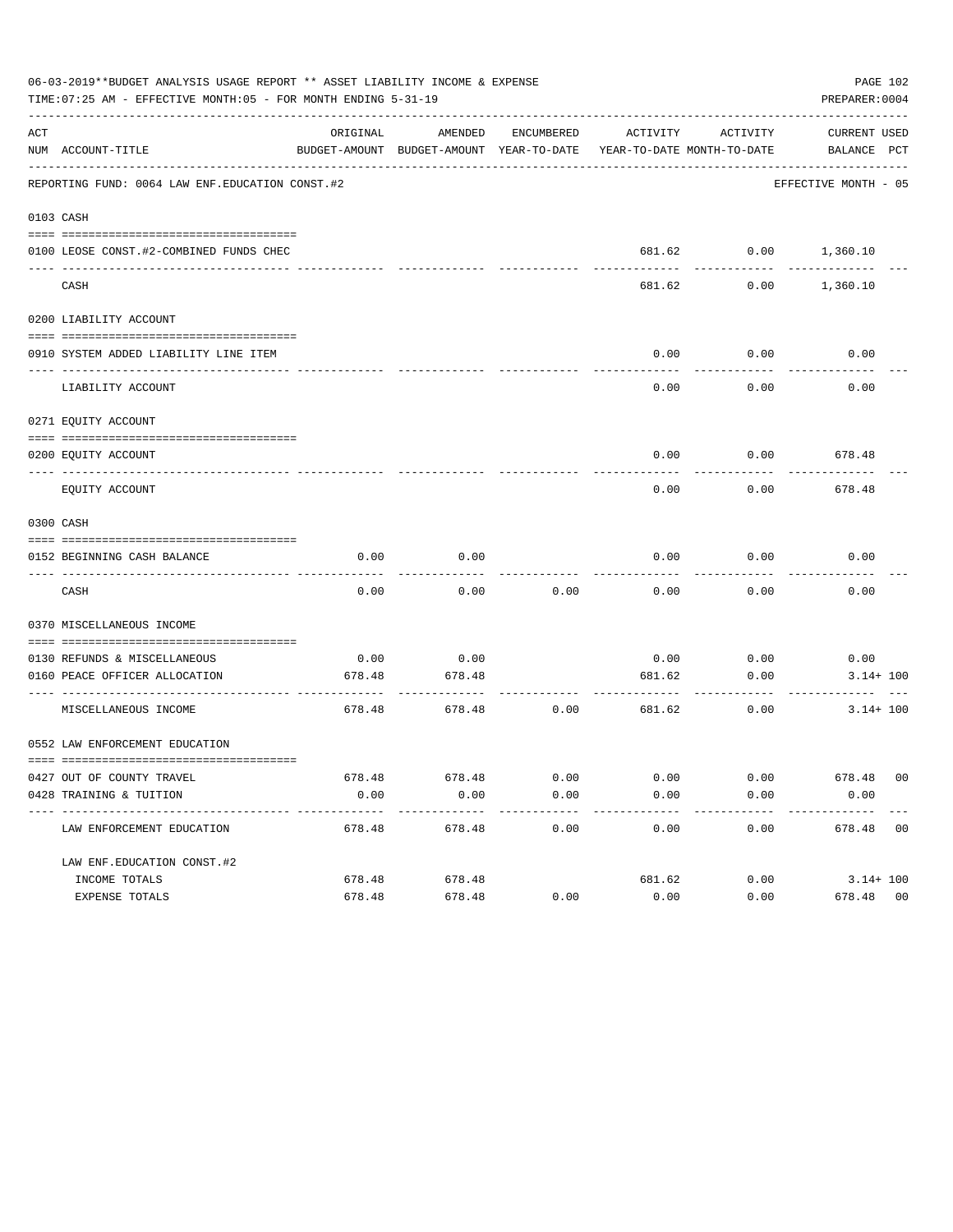06-03-2019**BUDGET ANALYSIS USAGE REPORT ** ASSET LIABILITY INCOME & EXPENSE

TIME:07:25 AM - EFFECTIVE MONTH:05 - FOR MONTH ENDING 5-31-19

PREPARER:0004

| ACT NUM | ACCOUNT-TITLE | ORIGINAL BUDGET-AMOUNT | AMENDED BUDGET-AMOUNT | ENCUMBERED YEAR-TO-DATE | ACTIVITY YEAR-TO-DATE | ACTIVITY MONTH-TO-DATE | CURRENT BALANCE | USED PCT |
|---|---|---|---|---|---|---|---|---|
| | REPORTING FUND: 0064 LAW ENF.EDUCATION CONST.#2 | | | | | | EFFECTIVE MONTH - 05 | |
| 0103 | CASH | | | | | | | |
| 0100 | LEOSE CONST.#2-COMBINED FUNDS CHEC | | | | 681.62 | 0.00 | 1,360.10 | |
| | CASH | | | | 681.62 | 0.00 | 1,360.10 | |
| 0200 | LIABILITY ACCOUNT | | | | | | | |
| 0910 | SYSTEM ADDED LIABILITY LINE ITEM | | | | 0.00 | 0.00 | 0.00 | |
| | LIABILITY ACCOUNT | | | | 0.00 | 0.00 | 0.00 | |
| 0271 | EQUITY ACCOUNT | | | | | | | |
| 0200 | EQUITY ACCOUNT | | | | 0.00 | 0.00 | 678.48 | |
| | EQUITY ACCOUNT | | | | 0.00 | 0.00 | 678.48 | |
| 0300 | CASH | | | | | | | |
| 0152 | BEGINNING CASH BALANCE | 0.00 | 0.00 | | 0.00 | 0.00 | 0.00 | |
| | CASH | 0.00 | 0.00 | 0.00 | 0.00 | 0.00 | 0.00 | |
| 0370 | MISCELLANEOUS INCOME | | | | | | | |
| 0130 | REFUNDS & MISCELLANEOUS | 0.00 | 0.00 | | 0.00 | 0.00 | 0.00 | |
| 0160 | PEACE OFFICER ALLOCATION | 678.48 | 678.48 | | 681.62 | 0.00 | 3.14+ | 100 |
| | MISCELLANEOUS INCOME | 678.48 | 678.48 | 0.00 | 681.62 | 0.00 | 3.14+ | 100 |
| 0552 | LAW ENFORCEMENT EDUCATION | | | | | | | |
| 0427 | OUT OF COUNTY TRAVEL | 678.48 | 678.48 | 0.00 | 0.00 | 0.00 | 678.48 | 00 |
| 0428 | TRAINING & TUITION | 0.00 | 0.00 | 0.00 | 0.00 | 0.00 | 0.00 | |
| | LAW ENFORCEMENT EDUCATION | 678.48 | 678.48 | 0.00 | 0.00 | 0.00 | 678.48 | 00 |
| | LAW ENF.EDUCATION CONST.#2 | | | | | | | |
| | INCOME TOTALS | 678.48 | 678.48 | | 681.62 | 0.00 | 3.14+ | 100 |
| | EXPENSE TOTALS | 678.48 | 678.48 | 0.00 | 0.00 | 0.00 | 678.48 | 00 |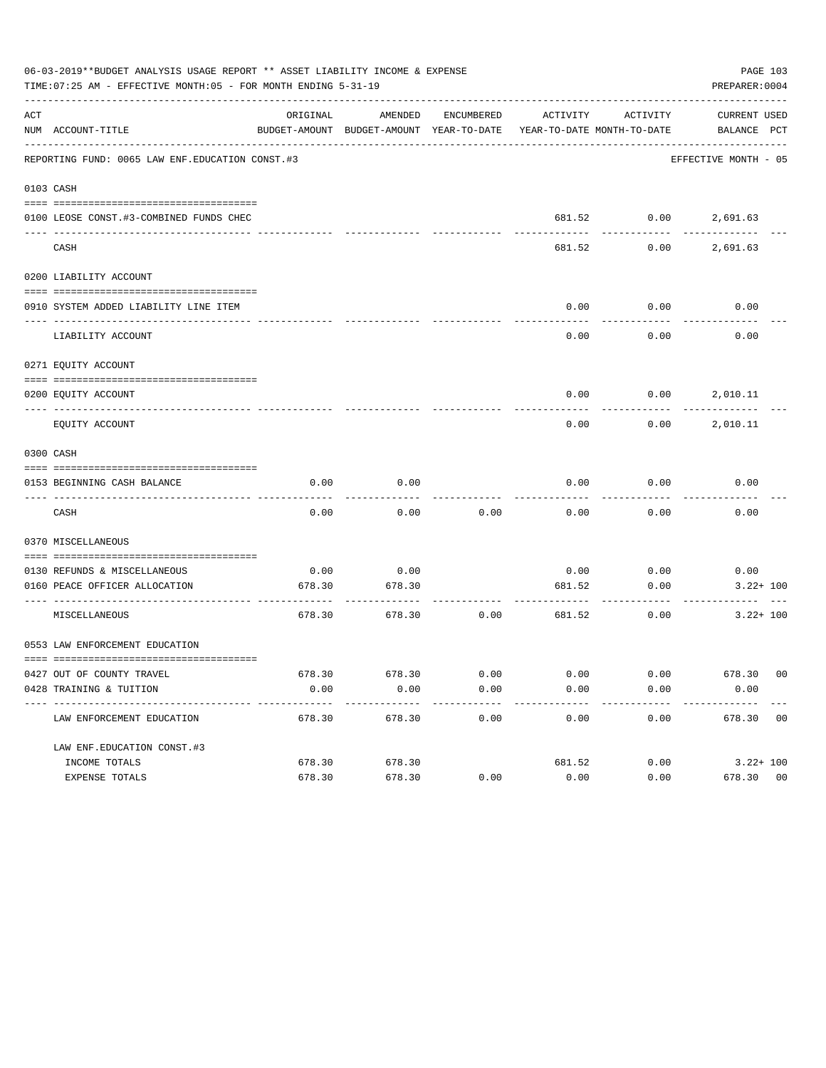06-03-2019**BUDGET ANALYSIS USAGE REPORT ** ASSET LIABILITY INCOME & EXPENSE

TIME:07:25 AM - EFFECTIVE MONTH:05 - FOR MONTH ENDING 5-31-19

PREPARER:0004

REPORTING FUND: 0065 LAW ENF.EDUCATION CONST.#3 — EFFECTIVE MONTH - 05

| ACT NUM | ACCOUNT-TITLE | ORIGINAL BUDGET-AMOUNT | AMENDED BUDGET-AMOUNT | ENCUMBERED YEAR-TO-DATE | ACTIVITY YEAR-TO-DATE | ACTIVITY MONTH-TO-DATE | CURRENT BALANCE | USED PCT |
|---|---|---|---|---|---|---|---|---|
| 0103 | CASH | | | | | | | |
| 0100 | LEOSE CONST.#3-COMBINED FUNDS CHEC | | | | 681.52 | 0.00 | 2,691.63 | |
| | CASH | | | | 681.52 | 0.00 | 2,691.63 | |
| 0200 | LIABILITY ACCOUNT | | | | | | | |
| 0910 | SYSTEM ADDED LIABILITY LINE ITEM | | | | 0.00 | 0.00 | 0.00 | |
| | LIABILITY ACCOUNT | | | | 0.00 | 0.00 | 0.00 | |
| 0271 | EQUITY ACCOUNT | | | | | | | |
| 0200 | EQUITY ACCOUNT | | | | 0.00 | 0.00 | 2,010.11 | |
| | EQUITY ACCOUNT | | | | 0.00 | 0.00 | 2,010.11 | |
| 0300 | CASH | | | | | | | |
| 0153 | BEGINNING CASH BALANCE | 0.00 | 0.00 | | 0.00 | 0.00 | 0.00 | |
| | CASH | 0.00 | 0.00 | 0.00 | 0.00 | 0.00 | 0.00 | |
| 0370 | MISCELLANEOUS | | | | | | | |
| 0130 | REFUNDS & MISCELLANEOUS | 0.00 | 0.00 | | 0.00 | 0.00 | 0.00 | |
| 0160 | PEACE OFFICER ALLOCATION | 678.30 | 678.30 | | 681.52 | 0.00 | 3.22+ | 100 |
| | MISCELLANEOUS | 678.30 | 678.30 | 0.00 | 681.52 | 0.00 | 3.22+ | 100 |
| 0553 | LAW ENFORCEMENT EDUCATION | | | | | | | |
| 0427 | OUT OF COUNTY TRAVEL | 678.30 | 678.30 | 0.00 | 0.00 | 0.00 | 678.30 | 00 |
| 0428 | TRAINING & TUITION | 0.00 | 0.00 | 0.00 | 0.00 | 0.00 | 0.00 | |
| | LAW ENFORCEMENT EDUCATION | 678.30 | 678.30 | 0.00 | 0.00 | 0.00 | 678.30 | 00 |
| | LAW ENF.EDUCATION CONST.#3 | | | | | | | |
| | INCOME TOTALS | 678.30 | 678.30 | | 681.52 | 0.00 | 3.22+ | 100 |
| | EXPENSE TOTALS | 678.30 | 678.30 | 0.00 | 0.00 | 0.00 | 678.30 | 00 |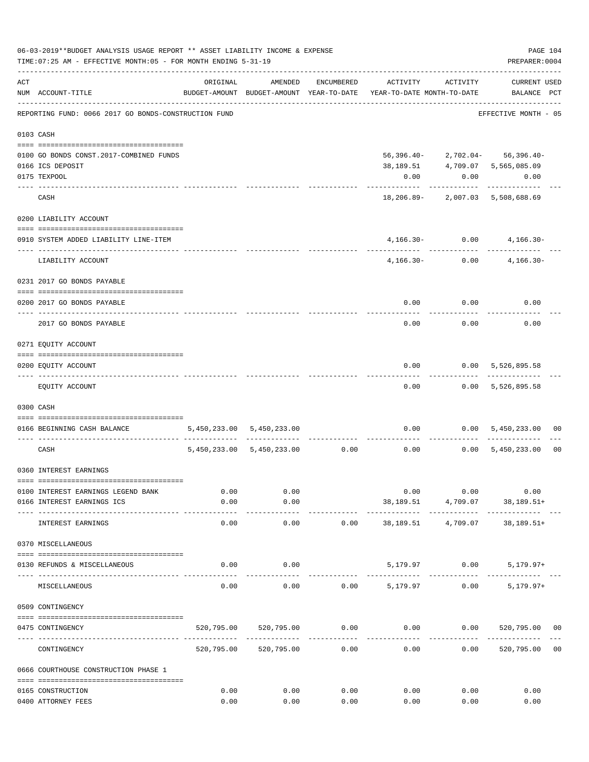06-03-2019**BUDGET ANALYSIS USAGE REPORT ** ASSET LIABILITY INCOME & EXPENSE
TIME:07:25 AM - EFFECTIVE MONTH:05 - FOR MONTH ENDING 5-31-19
PREPARER:0004

REPORTING FUND: 0066 2017 GO BONDS-CONSTRUCTION FUND — EFFECTIVE MONTH - 05

| ACT NUM | ACCOUNT-TITLE | ORIGINAL BUDGET-AMOUNT | AMENDED BUDGET-AMOUNT | ENCUMBERED YEAR-TO-DATE | ACTIVITY YEAR-TO-DATE | ACTIVITY MONTH-TO-DATE | CURRENT BALANCE | USED PCT |
|---|---|---|---|---|---|---|---|---|
| **0103** | **CASH** | | | | | | | |
| 0100 | GO BONDS CONST.2017-COMBINED FUNDS | | | | 56,396.40- | 2,702.04- | 56,396.40- | |
| 0166 | ICS DEPOSIT | | | | 38,189.51 | 4,709.07 | 5,565,085.09 | |
| 0175 | TEXPOOL | | | | 0.00 | 0.00 | 0.00 | |
| | CASH | | | | 18,206.89- | 2,007.03 | 5,508,688.69 | |
| **0200** | **LIABILITY ACCOUNT** | | | | | | | |
| 0910 | SYSTEM ADDED LIABILITY LINE-ITEM | | | | 4,166.30- | 0.00 | 4,166.30- | |
| | LIABILITY ACCOUNT | | | | 4,166.30- | 0.00 | 4,166.30- | |
| **0231** | **2017 GO BONDS PAYABLE** | | | | | | | |
| 0200 | 2017 GO BONDS PAYABLE | | | | 0.00 | 0.00 | 0.00 | |
| | 2017 GO BONDS PAYABLE | | | | 0.00 | 0.00 | 0.00 | |
| **0271** | **EQUITY ACCOUNT** | | | | | | | |
| 0200 | EQUITY ACCOUNT | | | | 0.00 | 0.00 | 5,526,895.58 | |
| | EQUITY ACCOUNT | | | | 0.00 | 0.00 | 5,526,895.58 | |
| **0300** | **CASH** | | | | | | | |
| 0166 | BEGINNING CASH BALANCE | 5,450,233.00 | 5,450,233.00 | | 0.00 | 0.00 | 5,450,233.00 | 00 |
| | CASH | 5,450,233.00 | 5,450,233.00 | 0.00 | 0.00 | 0.00 | 5,450,233.00 | 00 |
| **0360** | **INTEREST EARNINGS** | | | | | | | |
| 0100 | INTEREST EARNINGS LEGEND BANK | 0.00 | 0.00 | | 0.00 | 0.00 | 0.00 | |
| 0166 | INTEREST EARNINGS ICS | 0.00 | 0.00 | | 38,189.51 | 4,709.07 | 38,189.51+ | |
| | INTEREST EARNINGS | 0.00 | 0.00 | 0.00 | 38,189.51 | 4,709.07 | 38,189.51+ | |
| **0370** | **MISCELLANEOUS** | | | | | | | |
| 0130 | REFUNDS & MISCELLANEOUS | 0.00 | 0.00 | | 5,179.97 | 0.00 | 5,179.97+ | |
| | MISCELLANEOUS | 0.00 | 0.00 | 0.00 | 5,179.97 | 0.00 | 5,179.97+ | |
| **0509** | **CONTINGENCY** | | | | | | | |
| 0475 | CONTINGENCY | 520,795.00 | 520,795.00 | 0.00 | 0.00 | 0.00 | 520,795.00 | 00 |
| | CONTINGENCY | 520,795.00 | 520,795.00 | 0.00 | 0.00 | 0.00 | 520,795.00 | 00 |
| **0666** | **COURTHOUSE CONSTRUCTION PHASE 1** | | | | | | | |
| 0165 | CONSTRUCTION | 0.00 | 0.00 | 0.00 | 0.00 | 0.00 | 0.00 | |
| 0400 | ATTORNEY FEES | 0.00 | 0.00 | 0.00 | 0.00 | 0.00 | 0.00 | |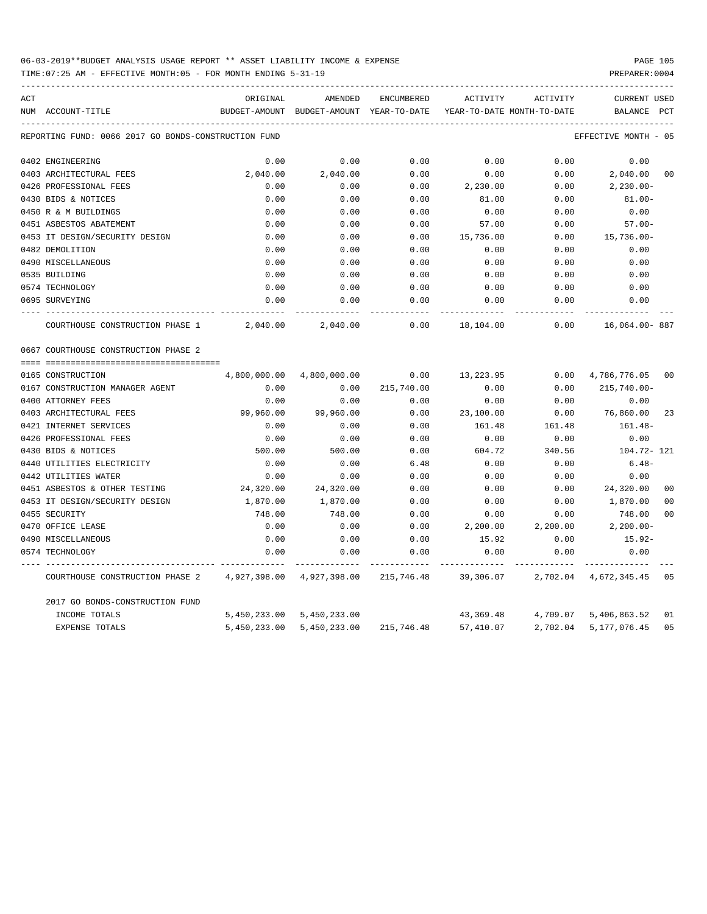06-03-2019**BUDGET ANALYSIS USAGE REPORT ** ASSET LIABILITY INCOME & EXPENSE

TIME:07:25 AM - EFFECTIVE MONTH:05 - FOR MONTH ENDING 5-31-19 PREPARER:0004

| ACT NUM | ACCOUNT-TITLE | ORIGINAL BUDGET-AMOUNT | AMENDED BUDGET-AMOUNT | ENCUMBERED YEAR-TO-DATE | ACTIVITY YEAR-TO-DATE | ACTIVITY MONTH-TO-DATE | CURRENT BALANCE | USED PCT |
|---|---|---|---|---|---|---|---|---|
| | REPORTING FUND: 0066 2017 GO BONDS-CONSTRUCTION FUND | | | | | | EFFECTIVE MONTH - 05 | |
| 0402 | ENGINEERING | 0.00 | 0.00 | 0.00 | 0.00 | 0.00 | 0.00 | |
| 0403 | ARCHITECTURAL FEES | 2,040.00 | 2,040.00 | 0.00 | 0.00 | 0.00 | 2,040.00 | 00 |
| 0426 | PROFESSIONAL FEES | 0.00 | 0.00 | 0.00 | 2,230.00 | 0.00 | 2,230.00- | |
| 0430 | BIDS & NOTICES | 0.00 | 0.00 | 0.00 | 81.00 | 0.00 | 81.00- | |
| 0450 | R & M BUILDINGS | 0.00 | 0.00 | 0.00 | 0.00 | 0.00 | 0.00 | |
| 0451 | ASBESTOS ABATEMENT | 0.00 | 0.00 | 0.00 | 57.00 | 0.00 | 57.00- | |
| 0453 | IT DESIGN/SECURITY DESIGN | 0.00 | 0.00 | 0.00 | 15,736.00 | 0.00 | 15,736.00- | |
| 0482 | DEMOLITION | 0.00 | 0.00 | 0.00 | 0.00 | 0.00 | 0.00 | |
| 0490 | MISCELLANEOUS | 0.00 | 0.00 | 0.00 | 0.00 | 0.00 | 0.00 | |
| 0535 | BUILDING | 0.00 | 0.00 | 0.00 | 0.00 | 0.00 | 0.00 | |
| 0574 | TECHNOLOGY | 0.00 | 0.00 | 0.00 | 0.00 | 0.00 | 0.00 | |
| 0695 | SURVEYING | 0.00 | 0.00 | 0.00 | 0.00 | 0.00 | 0.00 | |
| | COURTHOUSE CONSTRUCTION PHASE 1 | 2,040.00 | 2,040.00 | 0.00 | 18,104.00 | 0.00 | 16,064.00- | 887 |
| 0667 | COURTHOUSE CONSTRUCTION PHASE 2 | | | | | | | |
| 0165 | CONSTRUCTION | 4,800,000.00 | 4,800,000.00 | 0.00 | 13,223.95 | 0.00 | 4,786,776.05 | 00 |
| 0167 | CONSTRUCTION MANAGER AGENT | 0.00 | 0.00 | 215,740.00 | 0.00 | 0.00 | 215,740.00- | |
| 0400 | ATTORNEY FEES | 0.00 | 0.00 | 0.00 | 0.00 | 0.00 | 0.00 | |
| 0403 | ARCHITECTURAL FEES | 99,960.00 | 99,960.00 | 0.00 | 23,100.00 | 0.00 | 76,860.00 | 23 |
| 0421 | INTERNET SERVICES | 0.00 | 0.00 | 0.00 | 161.48 | 161.48 | 161.48- | |
| 0426 | PROFESSIONAL FEES | 0.00 | 0.00 | 0.00 | 0.00 | 0.00 | 0.00 | |
| 0430 | BIDS & NOTICES | 500.00 | 500.00 | 0.00 | 604.72 | 340.56 | 104.72- | 121 |
| 0440 | UTILITIES ELECTRICITY | 0.00 | 0.00 | 6.48 | 0.00 | 0.00 | 6.48- | |
| 0442 | UTILITIES WATER | 0.00 | 0.00 | 0.00 | 0.00 | 0.00 | 0.00 | |
| 0451 | ASBESTOS & OTHER TESTING | 24,320.00 | 24,320.00 | 0.00 | 0.00 | 0.00 | 24,320.00 | 00 |
| 0453 | IT DESIGN/SECURITY DESIGN | 1,870.00 | 1,870.00 | 0.00 | 0.00 | 0.00 | 1,870.00 | 00 |
| 0455 | SECURITY | 748.00 | 748.00 | 0.00 | 0.00 | 0.00 | 748.00 | 00 |
| 0470 | OFFICE LEASE | 0.00 | 0.00 | 0.00 | 2,200.00 | 2,200.00 | 2,200.00- | |
| 0490 | MISCELLANEOUS | 0.00 | 0.00 | 0.00 | 15.92 | 0.00 | 15.92- | |
| 0574 | TECHNOLOGY | 0.00 | 0.00 | 0.00 | 0.00 | 0.00 | 0.00 | |
| | COURTHOUSE CONSTRUCTION PHASE 2 | 4,927,398.00 | 4,927,398.00 | 215,746.48 | 39,306.07 | 2,702.04 | 4,672,345.45 | 05 |
| | 2017 GO BONDS-CONSTRUCTION FUND | | | | | | | |
| | INCOME TOTALS | 5,450,233.00 | 5,450,233.00 | | 43,369.48 | 4,709.07 | 5,406,863.52 | 01 |
| | EXPENSE TOTALS | 5,450,233.00 | 5,450,233.00 | 215,746.48 | 57,410.07 | 2,702.04 | 5,177,076.45 | 05 |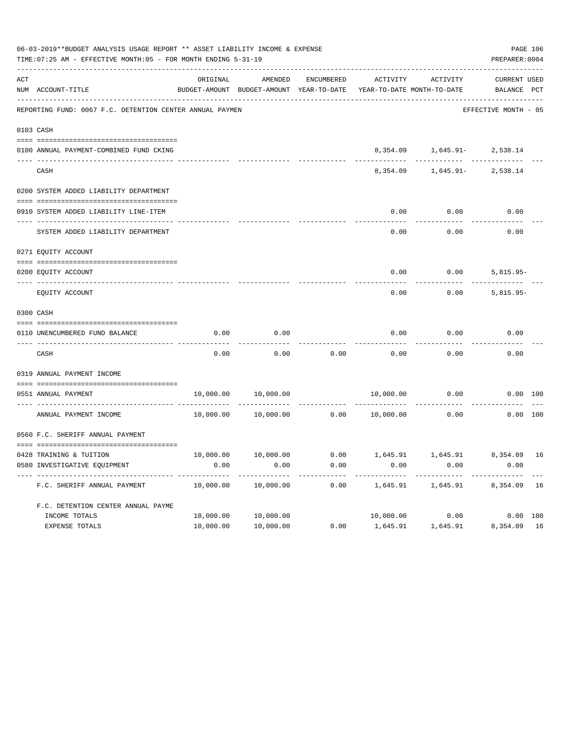06-03-2019**BUDGET ANALYSIS USAGE REPORT ** ASSET LIABILITY INCOME & EXPENSE

TIME:07:25 AM - EFFECTIVE MONTH:05 - FOR MONTH ENDING 5-31-19

PREPARER:0004

| ACT NUM | ACCOUNT-TITLE | ORIGINAL BUDGET-AMOUNT | AMENDED BUDGET-AMOUNT | ENCUMBERED YEAR-TO-DATE | ACTIVITY YEAR-TO-DATE | ACTIVITY MONTH-TO-DATE | CURRENT BALANCE | USED PCT |
|---|---|---|---|---|---|---|---|---|
| | REPORTING FUND: 0067 F.C. DETENTION CENTER ANNUAL PAYMEN | | | | | | EFFECTIVE MONTH - 05 | |
| 0103 | CASH | | | | | | | |
| 0100 | ANNUAL PAYMENT-COMBINED FUND CKING | | | | 8,354.09 | 1,645.91- | 2,538.14 | |
| | CASH | | | | 8,354.09 | 1,645.91- | 2,538.14 | |
| 0200 | SYSTEM ADDED LIABILITY DEPARTMENT | | | | | | | |
| 0910 | SYSTEM ADDED LIABILITY LINE-ITEM | | | | 0.00 | 0.00 | 0.00 | |
| | SYSTEM ADDED LIABILITY DEPARTMENT | | | | 0.00 | 0.00 | 0.00 | |
| 0271 | EQUITY ACCOUNT | | | | | | | |
| 0200 | EQUITY ACCOUNT | | | | 0.00 | 0.00 | 5,815.95- | |
| | EQUITY ACCOUNT | | | | 0.00 | 0.00 | 5,815.95- | |
| 0300 | CASH | | | | | | | |
| 0110 | UNENCUMBERED FUND BALANCE | 0.00 | 0.00 | | 0.00 | 0.00 | 0.00 | |
| | CASH | 0.00 | 0.00 | 0.00 | 0.00 | 0.00 | 0.00 | |
| 0319 | ANNUAL PAYMENT INCOME | | | | | | | |
| 0551 | ANNUAL PAYMENT | 10,000.00 | 10,000.00 | | 10,000.00 | 0.00 | 0.00 | 100 |
| | ANNUAL PAYMENT INCOME | 10,000.00 | 10,000.00 | 0.00 | 10,000.00 | 0.00 | 0.00 | 100 |
| 0560 | F.C. SHERIFF ANNUAL PAYMENT | | | | | | | |
| 0428 | TRAINING & TUITION | 10,000.00 | 10,000.00 | 0.00 | 1,645.91 | 1,645.91 | 8,354.09 | 16 |
| 0580 | INVESTIGATIVE EQUIPMENT | 0.00 | 0.00 | 0.00 | 0.00 | 0.00 | 0.00 | |
| | F.C. SHERIFF ANNUAL PAYMENT | 10,000.00 | 10,000.00 | 0.00 | 1,645.91 | 1,645.91 | 8,354.09 | 16 |
| | F.C. DETENTION CENTER ANNUAL PAYME | | | | | | | |
| | INCOME TOTALS | 10,000.00 | 10,000.00 | | 10,000.00 | 0.00 | 0.00 | 100 |
| | EXPENSE TOTALS | 10,000.00 | 10,000.00 | 0.00 | 1,645.91 | 1,645.91 | 8,354.09 | 16 |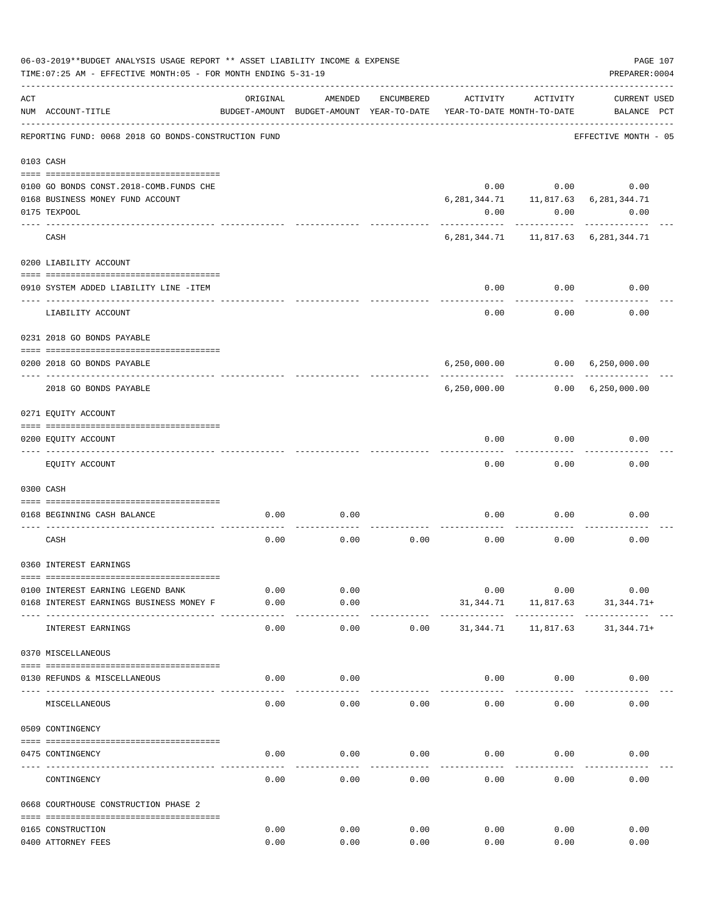06-03-2019**BUDGET ANALYSIS USAGE REPORT ** ASSET LIABILITY INCOME & EXPENSE

TIME:07:25 AM - EFFECTIVE MONTH:05 - FOR MONTH ENDING 5-31-19

PREPARER:0004

REPORTING FUND: 0068 2018 GO BONDS-CONSTRUCTION FUND — EFFECTIVE MONTH - 05

| ACT NUM | ACCOUNT-TITLE | ORIGINAL BUDGET-AMOUNT | AMENDED BUDGET-AMOUNT | ENCUMBERED YEAR-TO-DATE | ACTIVITY YEAR-TO-DATE | ACTIVITY MONTH-TO-DATE | CURRENT BALANCE | USED PCT |
|---|---|---|---|---|---|---|---|---|
| | **0103 CASH** | | | | | | | |
| 0100 | GO BONDS CONST.2018-COMB.FUNDS CHE | | | | 0.00 | 0.00 | 0.00 | |
| 0168 | BUSINESS MONEY FUND ACCOUNT | | | | 6,281,344.71 | 11,817.63 | 6,281,344.71 | |
| 0175 | TEXPOOL | | | | 0.00 | 0.00 | 0.00 | |
| | CASH | | | | 6,281,344.71 | 11,817.63 | 6,281,344.71 | |
| | **0200 LIABILITY ACCOUNT** | | | | | | | |
| 0910 | SYSTEM ADDED LIABILITY LINE -ITEM | | | | 0.00 | 0.00 | 0.00 | |
| | LIABILITY ACCOUNT | | | | 0.00 | 0.00 | 0.00 | |
| | **0231 2018 GO BONDS PAYABLE** | | | | | | | |
| 0200 | 2018 GO BONDS PAYABLE | | | | 6,250,000.00 | 0.00 | 6,250,000.00 | |
| | 2018 GO BONDS PAYABLE | | | | 6,250,000.00 | 0.00 | 6,250,000.00 | |
| | **0271 EQUITY ACCOUNT** | | | | | | | |
| 0200 | EQUITY ACCOUNT | | | | 0.00 | 0.00 | 0.00 | |
| | EQUITY ACCOUNT | | | | 0.00 | 0.00 | 0.00 | |
| | **0300 CASH** | | | | | | | |
| 0168 | BEGINNING CASH BALANCE | 0.00 | 0.00 | | 0.00 | 0.00 | 0.00 | |
| | CASH | 0.00 | 0.00 | 0.00 | 0.00 | 0.00 | 0.00 | |
| | **0360 INTEREST EARNINGS** | | | | | | | |
| 0100 | INTEREST EARNING LEGEND BANK | 0.00 | 0.00 | | 0.00 | 0.00 | 0.00 | |
| 0168 | INTEREST EARNINGS BUSINESS MONEY F | 0.00 | 0.00 | | 31,344.71 | 11,817.63 | 31,344.71+ | |
| | INTEREST EARNINGS | 0.00 | 0.00 | 0.00 | 31,344.71 | 11,817.63 | 31,344.71+ | |
| | **0370 MISCELLANEOUS** | | | | | | | |
| 0130 | REFUNDS & MISCELLANEOUS | 0.00 | 0.00 | | 0.00 | 0.00 | 0.00 | |
| | MISCELLANEOUS | 0.00 | 0.00 | 0.00 | 0.00 | 0.00 | 0.00 | |
| | **0509 CONTINGENCY** | | | | | | | |
| 0475 | CONTINGENCY | 0.00 | 0.00 | 0.00 | 0.00 | 0.00 | 0.00 | |
| | CONTINGENCY | 0.00 | 0.00 | 0.00 | 0.00 | 0.00 | 0.00 | |
| | **0668 COURTHOUSE CONSTRUCTION PHASE 2** | | | | | | | |
| 0165 | CONSTRUCTION | 0.00 | 0.00 | 0.00 | 0.00 | 0.00 | 0.00 | |
| 0400 | ATTORNEY FEES | 0.00 | 0.00 | 0.00 | 0.00 | 0.00 | 0.00 | |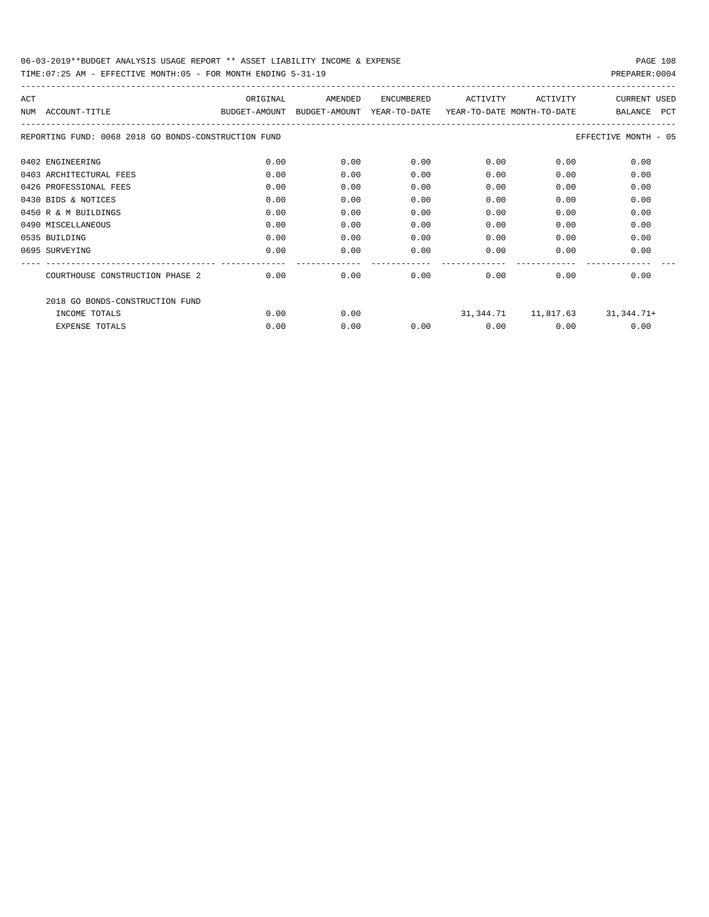06-03-2019**BUDGET ANALYSIS USAGE REPORT ** ASSET LIABILITY INCOME & EXPENSE

TIME:07:25 AM - EFFECTIVE MONTH:05 - FOR MONTH ENDING 5-31-19 PREPARER:0004

REPORTING FUND: 0068 2018 GO BONDS-CONSTRUCTION FUND — EFFECTIVE MONTH - 05

| ACT NUM | ACCOUNT-TITLE | ORIGINAL BUDGET-AMOUNT | AMENDED BUDGET-AMOUNT | ENCUMBERED YEAR-TO-DATE | ACTIVITY YEAR-TO-DATE | ACTIVITY MONTH-TO-DATE | CURRENT BALANCE | USED PCT |
|---|---|---|---|---|---|---|---|---|
| 0402 | ENGINEERING | 0.00 | 0.00 | 0.00 | 0.00 | 0.00 | 0.00 | |
| 0403 | ARCHITECTURAL FEES | 0.00 | 0.00 | 0.00 | 0.00 | 0.00 | 0.00 | |
| 0426 | PROFESSIONAL FEES | 0.00 | 0.00 | 0.00 | 0.00 | 0.00 | 0.00 | |
| 0430 | BIDS & NOTICES | 0.00 | 0.00 | 0.00 | 0.00 | 0.00 | 0.00 | |
| 0450 | R & M BUILDINGS | 0.00 | 0.00 | 0.00 | 0.00 | 0.00 | 0.00 | |
| 0490 | MISCELLANEOUS | 0.00 | 0.00 | 0.00 | 0.00 | 0.00 | 0.00 | |
| 0535 | BUILDING | 0.00 | 0.00 | 0.00 | 0.00 | 0.00 | 0.00 | |
| 0695 | SURVEYING | 0.00 | 0.00 | 0.00 | 0.00 | 0.00 | 0.00 | |
| | COURTHOUSE CONSTRUCTION PHASE 2 | 0.00 | 0.00 | 0.00 | 0.00 | 0.00 | 0.00 | |
| | 2018 GO BONDS-CONSTRUCTION FUND | | | | | | | |
| | INCOME TOTALS | 0.00 | 0.00 | | 31,344.71 | 11,817.63 | 31,344.71+ | |
| | EXPENSE TOTALS | 0.00 | 0.00 | 0.00 | 0.00 | 0.00 | 0.00 | |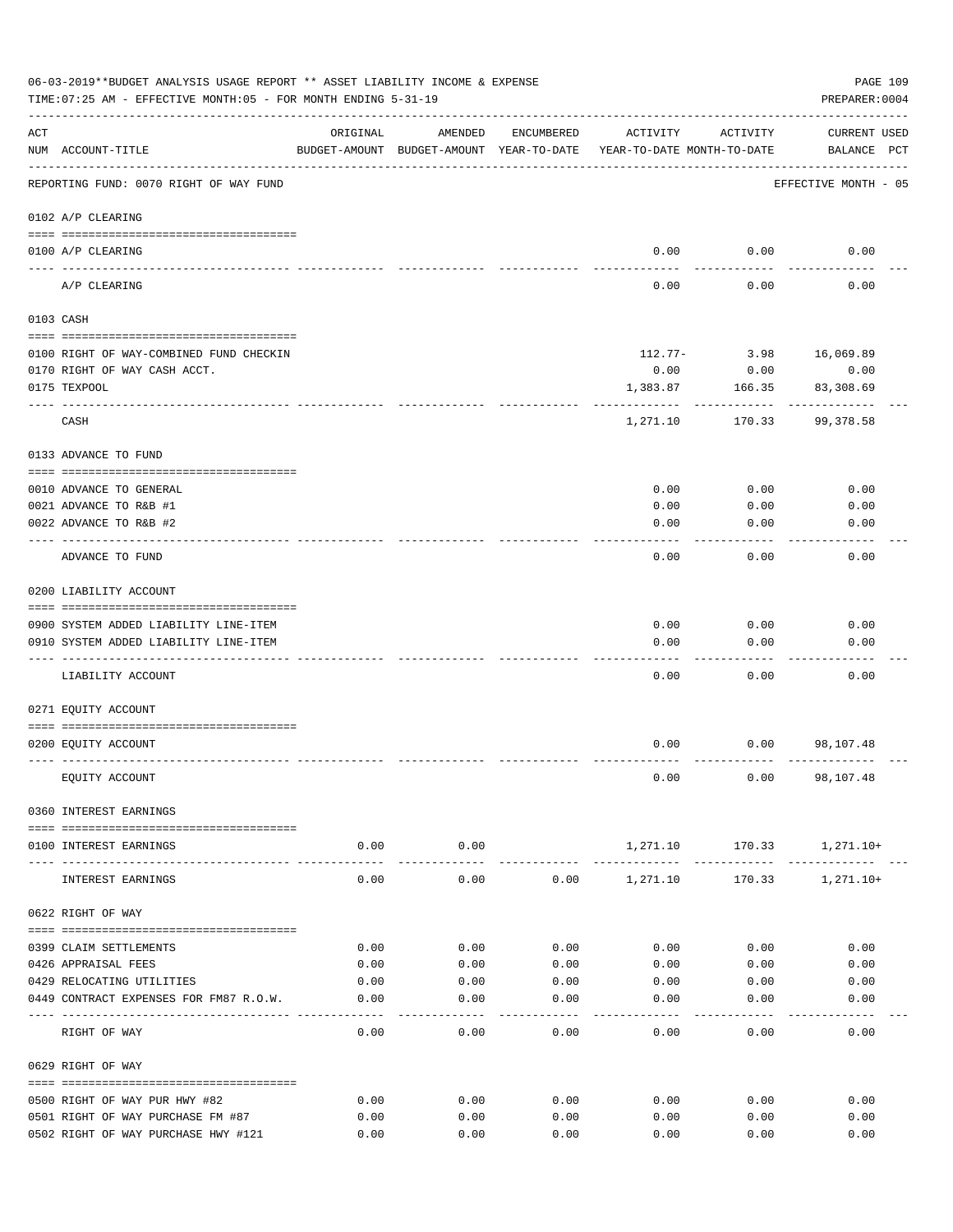06-03-2019**BUDGET ANALYSIS USAGE REPORT ** ASSET LIABILITY INCOME & EXPENSE

TIME:07:25 AM - EFFECTIVE MONTH:05 - FOR MONTH ENDING 5-31-19

PREPARER:0004

| ACT NUM | ACCOUNT-TITLE | ORIGINAL BUDGET-AMOUNT | AMENDED BUDGET-AMOUNT | ENCUMBERED YEAR-TO-DATE | ACTIVITY YEAR-TO-DATE | ACTIVITY MONTH-TO-DATE | CURRENT BALANCE | USED PCT |
|---|---|---|---|---|---|---|---|---|
| | REPORTING FUND: 0070 RIGHT OF WAY FUND | | | | | | EFFECTIVE MONTH - 05 | |
| | 0102 A/P CLEARING | | | | | | | |
| 0100 | A/P CLEARING | | | | 0.00 | 0.00 | 0.00 | |
| | A/P CLEARING | | | | 0.00 | 0.00 | 0.00 | |
| | 0103 CASH | | | | | | | |
| 0100 | RIGHT OF WAY-COMBINED FUND CHECKIN | | | | 112.77- | 3.98 | 16,069.89 | |
| 0170 | RIGHT OF WAY CASH ACCT. | | | | 0.00 | 0.00 | 0.00 | |
| 0175 | TEXPOOL | | | | 1,383.87 | 166.35 | 83,308.69 | |
| | CASH | | | | 1,271.10 | 170.33 | 99,378.58 | |
| | 0133 ADVANCE TO FUND | | | | | | | |
| 0010 | ADVANCE TO GENERAL | | | | 0.00 | 0.00 | 0.00 | |
| 0021 | ADVANCE TO R&B #1 | | | | 0.00 | 0.00 | 0.00 | |
| 0022 | ADVANCE TO R&B #2 | | | | 0.00 | 0.00 | 0.00 | |
| | ADVANCE TO FUND | | | | 0.00 | 0.00 | 0.00 | |
| | 0200 LIABILITY ACCOUNT | | | | | | | |
| 0900 | SYSTEM ADDED LIABILITY LINE-ITEM | | | | 0.00 | 0.00 | 0.00 | |
| 0910 | SYSTEM ADDED LIABILITY LINE-ITEM | | | | 0.00 | 0.00 | 0.00 | |
| | LIABILITY ACCOUNT | | | | 0.00 | 0.00 | 0.00 | |
| | 0271 EQUITY ACCOUNT | | | | | | | |
| 0200 | EQUITY ACCOUNT | | | | 0.00 | 0.00 | 98,107.48 | |
| | EQUITY ACCOUNT | | | | 0.00 | 0.00 | 98,107.48 | |
| | 0360 INTEREST EARNINGS | | | | | | | |
| 0100 | INTEREST EARNINGS | 0.00 | 0.00 | | 1,271.10 | 170.33 | 1,271.10+ | |
| | INTEREST EARNINGS | 0.00 | 0.00 | 0.00 | 1,271.10 | 170.33 | 1,271.10+ | |
| | 0622 RIGHT OF WAY | | | | | | | |
| 0399 | CLAIM SETTLEMENTS | 0.00 | 0.00 | 0.00 | 0.00 | 0.00 | 0.00 | |
| 0426 | APPRAISAL FEES | 0.00 | 0.00 | 0.00 | 0.00 | 0.00 | 0.00 | |
| 0429 | RELOCATING UTILITIES | 0.00 | 0.00 | 0.00 | 0.00 | 0.00 | 0.00 | |
| 0449 | CONTRACT EXPENSES FOR FM87 R.O.W. | 0.00 | 0.00 | 0.00 | 0.00 | 0.00 | 0.00 | |
| | RIGHT OF WAY | 0.00 | 0.00 | 0.00 | 0.00 | 0.00 | 0.00 | |
| | 0629 RIGHT OF WAY | | | | | | | |
| 0500 | RIGHT OF WAY PUR HWY #82 | 0.00 | 0.00 | 0.00 | 0.00 | 0.00 | 0.00 | |
| 0501 | RIGHT OF WAY PURCHASE FM #87 | 0.00 | 0.00 | 0.00 | 0.00 | 0.00 | 0.00 | |
| 0502 | RIGHT OF WAY PURCHASE HWY #121 | 0.00 | 0.00 | 0.00 | 0.00 | 0.00 | 0.00 | |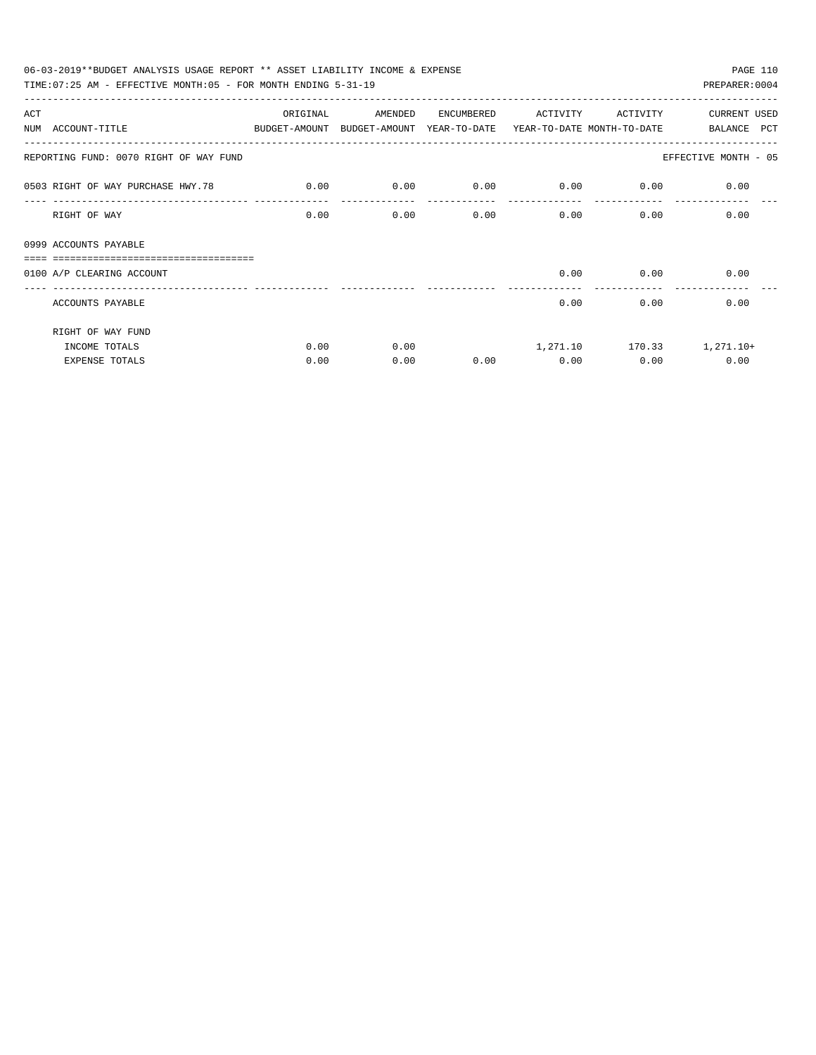06-03-2019**BUDGET ANALYSIS USAGE REPORT ** ASSET LIABILITY INCOME & EXPENSE

TIME:07:25 AM - EFFECTIVE MONTH:05 - FOR MONTH ENDING 5-31-19

PREPARER:0004

| ACT NUM | ACCOUNT-TITLE | ORIGINAL BUDGET-AMOUNT | AMENDED BUDGET-AMOUNT | ENCUMBERED YEAR-TO-DATE | ACTIVITY YEAR-TO-DATE | ACTIVITY MONTH-TO-DATE | CURRENT BALANCE | USED PCT |
|---|---|---|---|---|---|---|---|---|
| | REPORTING FUND: 0070 RIGHT OF WAY FUND | | | | | | EFFECTIVE MONTH - 05 | |
| 0503 | RIGHT OF WAY PURCHASE HWY.78 | 0.00 | 0.00 | 0.00 | 0.00 | 0.00 | 0.00 | |
| | RIGHT OF WAY | 0.00 | 0.00 | 0.00 | 0.00 | 0.00 | 0.00 | |
| 0999 | ACCOUNTS PAYABLE | | | | | | | |
| 0100 | A/P CLEARING ACCOUNT | | | | 0.00 | 0.00 | 0.00 | |
| | ACCOUNTS PAYABLE | | | | 0.00 | 0.00 | 0.00 | |
| | RIGHT OF WAY FUND | | | | | | | |
| | INCOME TOTALS | 0.00 | 0.00 | | 1,271.10 | 170.33 | 1,271.10+ | |
| | EXPENSE TOTALS | 0.00 | 0.00 | 0.00 | 0.00 | 0.00 | 0.00 | |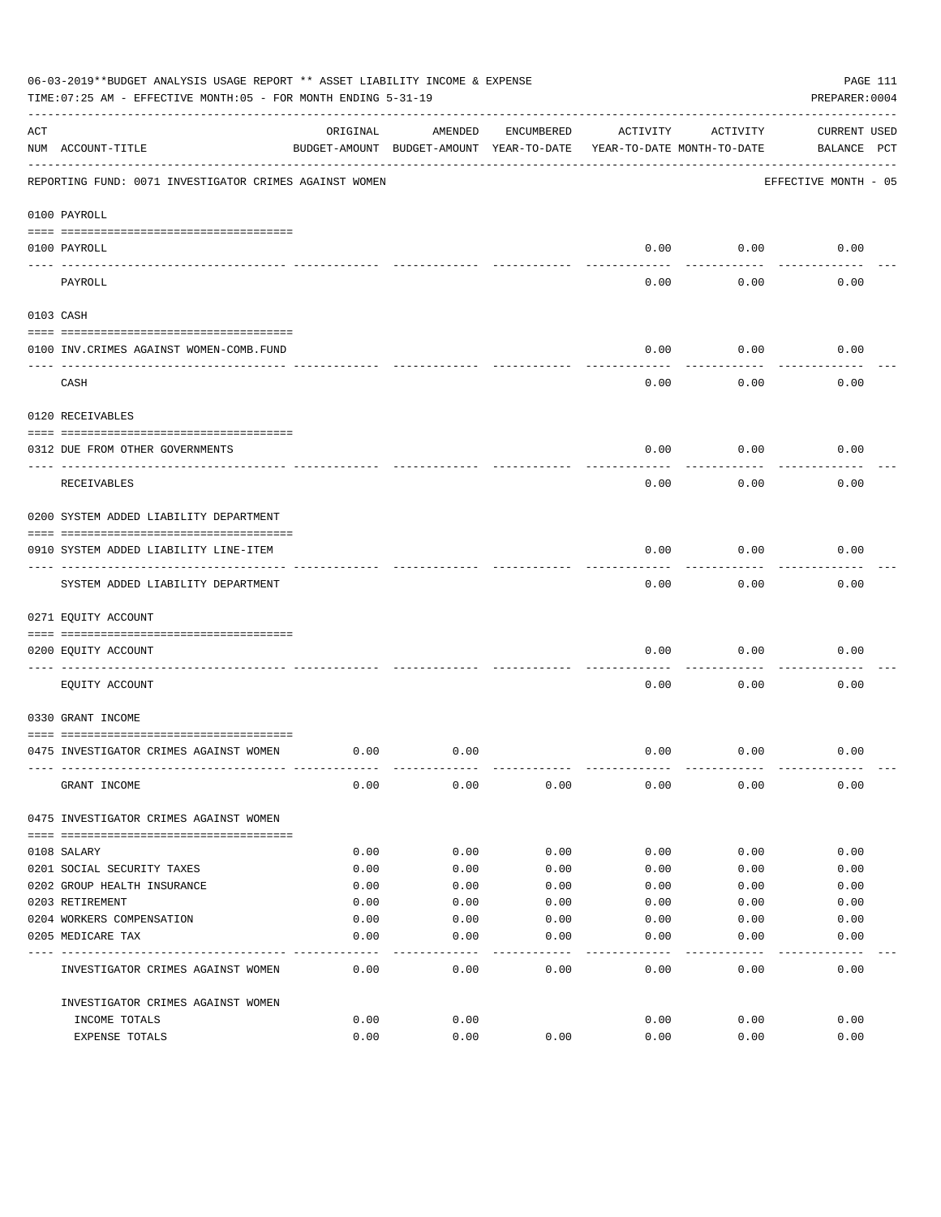06-03-2019**BUDGET ANALYSIS USAGE REPORT ** ASSET LIABILITY INCOME & EXPENSE

TIME:07:25 AM - EFFECTIVE MONTH:05 - FOR MONTH ENDING 5-31-19

PREPARER:0004

| ACT NUM | ACCOUNT-TITLE | ORIGINAL BUDGET-AMOUNT | AMENDED BUDGET-AMOUNT | ENCUMBERED YEAR-TO-DATE | ACTIVITY YEAR-TO-DATE | ACTIVITY MONTH-TO-DATE | CURRENT BALANCE | USED PCT |
|---|---|---|---|---|---|---|---|---|
| | REPORTING FUND: 0071 INVESTIGATOR CRIMES AGAINST WOMEN | | | | | | EFFECTIVE MONTH - 05 | |
| | 0100 PAYROLL | | | | | | | |
| 0100 | PAYROLL | | | | 0.00 | 0.00 | 0.00 | |
| | PAYROLL | | | | 0.00 | 0.00 | 0.00 | |
| | 0103 CASH | | | | | | | |
| 0100 | INV.CRIMES AGAINST WOMEN-COMB.FUND | | | | 0.00 | 0.00 | 0.00 | |
| | CASH | | | | 0.00 | 0.00 | 0.00 | |
| | 0120 RECEIVABLES | | | | | | | |
| 0312 | DUE FROM OTHER GOVERNMENTS | | | | 0.00 | 0.00 | 0.00 | |
| | RECEIVABLES | | | | 0.00 | 0.00 | 0.00 | |
| | 0200 SYSTEM ADDED LIABILITY DEPARTMENT | | | | | | | |
| 0910 | SYSTEM ADDED LIABILITY LINE-ITEM | | | | 0.00 | 0.00 | 0.00 | |
| | SYSTEM ADDED LIABILITY DEPARTMENT | | | | 0.00 | 0.00 | 0.00 | |
| | 0271 EQUITY ACCOUNT | | | | | | | |
| 0200 | EQUITY ACCOUNT | | | | 0.00 | 0.00 | 0.00 | |
| | EQUITY ACCOUNT | | | | 0.00 | 0.00 | 0.00 | |
| | 0330 GRANT INCOME | | | | | | | |
| 0475 | INVESTIGATOR CRIMES AGAINST WOMEN | 0.00 | 0.00 | | 0.00 | 0.00 | 0.00 | |
| | GRANT INCOME | 0.00 | 0.00 | 0.00 | 0.00 | 0.00 | 0.00 | |
| | 0475 INVESTIGATOR CRIMES AGAINST WOMEN | | | | | | | |
| 0108 | SALARY | 0.00 | 0.00 | 0.00 | 0.00 | 0.00 | 0.00 | |
| 0201 | SOCIAL SECURITY TAXES | 0.00 | 0.00 | 0.00 | 0.00 | 0.00 | 0.00 | |
| 0202 | GROUP HEALTH INSURANCE | 0.00 | 0.00 | 0.00 | 0.00 | 0.00 | 0.00 | |
| 0203 | RETIREMENT | 0.00 | 0.00 | 0.00 | 0.00 | 0.00 | 0.00 | |
| 0204 | WORKERS COMPENSATION | 0.00 | 0.00 | 0.00 | 0.00 | 0.00 | 0.00 | |
| 0205 | MEDICARE TAX | 0.00 | 0.00 | 0.00 | 0.00 | 0.00 | 0.00 | |
| | INVESTIGATOR CRIMES AGAINST WOMEN | 0.00 | 0.00 | 0.00 | 0.00 | 0.00 | 0.00 | |
| | INVESTIGATOR CRIMES AGAINST WOMEN | | | | | | | |
| | INCOME TOTALS | 0.00 | 0.00 | | 0.00 | 0.00 | 0.00 | |
| | EXPENSE TOTALS | 0.00 | 0.00 | 0.00 | 0.00 | 0.00 | 0.00 | |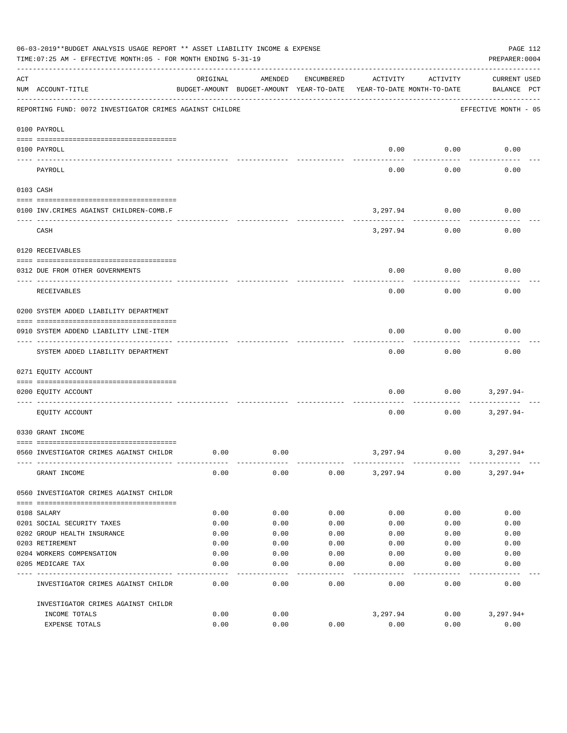06-03-2019**BUDGET ANALYSIS USAGE REPORT ** ASSET LIABILITY INCOME & EXPENSE

TIME:07:25 AM - EFFECTIVE MONTH:05 - FOR MONTH ENDING 5-31-19

PREPARER:0004

REPORTING FUND: 0072 INVESTIGATOR CRIMES AGAINST CHILDRE — EFFECTIVE MONTH - 05

| ACT NUM | ACCOUNT-TITLE | ORIGINAL BUDGET-AMOUNT | AMENDED BUDGET-AMOUNT | ENCUMBERED YEAR-TO-DATE | ACTIVITY YEAR-TO-DATE | ACTIVITY MONTH-TO-DATE | CURRENT BALANCE | USED PCT |
|---|---|---|---|---|---|---|---|---|
| **0100 PAYROLL** | | | | | | | | |
| 0100 | PAYROLL | | | | 0.00 | 0.00 | 0.00 | |
| | PAYROLL | | | | 0.00 | 0.00 | 0.00 | |
| **0103 CASH** | | | | | | | | |
| 0100 | INV.CRIMES AGAINST CHILDREN-COMB.F | | | | 3,297.94 | 0.00 | 0.00 | |
| | CASH | | | | 3,297.94 | 0.00 | 0.00 | |
| **0120 RECEIVABLES** | | | | | | | | |
| 0312 | DUE FROM OTHER GOVERNMENTS | | | | 0.00 | 0.00 | 0.00 | |
| | RECEIVABLES | | | | 0.00 | 0.00 | 0.00 | |
| **0200 SYSTEM ADDED LIABILITY DEPARTMENT** | | | | | | | | |
| 0910 | SYSTEM ADDEND LIABILITY LINE-ITEM | | | | 0.00 | 0.00 | 0.00 | |
| | SYSTEM ADDED LIABILITY DEPARTMENT | | | | 0.00 | 0.00 | 0.00 | |
| **0271 EQUITY ACCOUNT** | | | | | | | | |
| 0200 | EQUITY ACCOUNT | | | | 0.00 | 0.00 | 3,297.94- | |
| | EQUITY ACCOUNT | | | | 0.00 | 0.00 | 3,297.94- | |
| **0330 GRANT INCOME** | | | | | | | | |
| 0560 | INVESTIGATOR CRIMES AGAINST CHILDR | 0.00 | 0.00 | | 3,297.94 | 0.00 | 3,297.94+ | |
| | GRANT INCOME | 0.00 | 0.00 | 0.00 | 3,297.94 | 0.00 | 3,297.94+ | |
| **0560 INVESTIGATOR CRIMES AGAINST CHILDR** | | | | | | | | |
| 0108 | SALARY | 0.00 | 0.00 | 0.00 | 0.00 | 0.00 | 0.00 | |
| 0201 | SOCIAL SECURITY TAXES | 0.00 | 0.00 | 0.00 | 0.00 | 0.00 | 0.00 | |
| 0202 | GROUP HEALTH INSURANCE | 0.00 | 0.00 | 0.00 | 0.00 | 0.00 | 0.00 | |
| 0203 | RETIREMENT | 0.00 | 0.00 | 0.00 | 0.00 | 0.00 | 0.00 | |
| 0204 | WORKERS COMPENSATION | 0.00 | 0.00 | 0.00 | 0.00 | 0.00 | 0.00 | |
| 0205 | MEDICARE TAX | 0.00 | 0.00 | 0.00 | 0.00 | 0.00 | 0.00 | |
| | INVESTIGATOR CRIMES AGAINST CHILDR | 0.00 | 0.00 | 0.00 | 0.00 | 0.00 | 0.00 | |
| | INVESTIGATOR CRIMES AGAINST CHILDR | | | | | | | |
| | INCOME TOTALS | 0.00 | 0.00 | | 3,297.94 | 0.00 | 3,297.94+ | |
| | EXPENSE TOTALS | 0.00 | 0.00 | 0.00 | 0.00 | 0.00 | 0.00 | |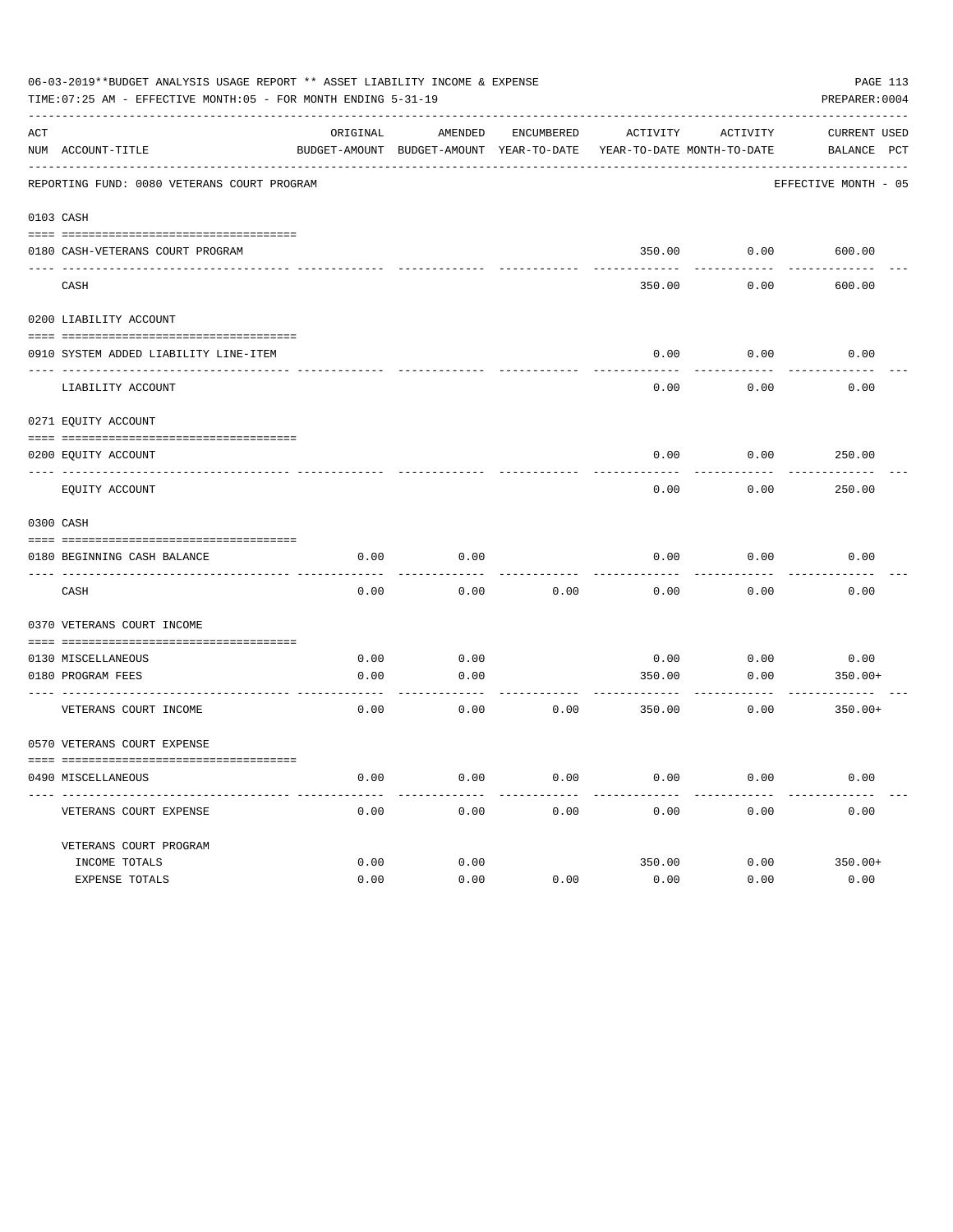06-03-2019**BUDGET ANALYSIS USAGE REPORT ** ASSET LIABILITY INCOME & EXPENSE

TIME:07:25 AM - EFFECTIVE MONTH:05 - FOR MONTH ENDING 5-31-19

PREPARER:0004

| ACT NUM | ACCOUNT-TITLE | ORIGINAL BUDGET-AMOUNT | AMENDED BUDGET-AMOUNT | ENCUMBERED YEAR-TO-DATE | ACTIVITY YEAR-TO-DATE | ACTIVITY MONTH-TO-DATE | CURRENT BALANCE | USED PCT |
|---|---|---|---|---|---|---|---|---|
| | REPORTING FUND: 0080 VETERANS COURT PROGRAM | | | | | | EFFECTIVE MONTH - 05 | |
| | 0103 CASH | | | | | | | |
| 0180 | CASH-VETERANS COURT PROGRAM | | | | 350.00 | 0.00 | 600.00 | |
| | CASH | | | | 350.00 | 0.00 | 600.00 | |
| | 0200 LIABILITY ACCOUNT | | | | | | | |
| 0910 | SYSTEM ADDED LIABILITY LINE-ITEM | | | | 0.00 | 0.00 | 0.00 | |
| | LIABILITY ACCOUNT | | | | 0.00 | 0.00 | 0.00 | |
| | 0271 EQUITY ACCOUNT | | | | | | | |
| 0200 | EQUITY ACCOUNT | | | | 0.00 | 0.00 | 250.00 | |
| | EQUITY ACCOUNT | | | | 0.00 | 0.00 | 250.00 | |
| | 0300 CASH | | | | | | | |
| 0180 | BEGINNING CASH BALANCE | 0.00 | 0.00 | | 0.00 | 0.00 | 0.00 | |
| | CASH | 0.00 | 0.00 | 0.00 | 0.00 | 0.00 | 0.00 | |
| | 0370 VETERANS COURT INCOME | | | | | | | |
| 0130 | MISCELLANEOUS | 0.00 | 0.00 | | 0.00 | 0.00 | 0.00 | |
| 0180 | PROGRAM FEES | 0.00 | 0.00 | | 350.00 | 0.00 | 350.00+ | |
| | VETERANS COURT INCOME | 0.00 | 0.00 | 0.00 | 350.00 | 0.00 | 350.00+ | |
| | 0570 VETERANS COURT EXPENSE | | | | | | | |
| 0490 | MISCELLANEOUS | 0.00 | 0.00 | 0.00 | 0.00 | 0.00 | 0.00 | |
| | VETERANS COURT EXPENSE | 0.00 | 0.00 | 0.00 | 0.00 | 0.00 | 0.00 | |
| | VETERANS COURT PROGRAM | | | | | | | |
| | INCOME TOTALS | 0.00 | 0.00 | | 350.00 | 0.00 | 350.00+ | |
| | EXPENSE TOTALS | 0.00 | 0.00 | 0.00 | 0.00 | 0.00 | 0.00 | |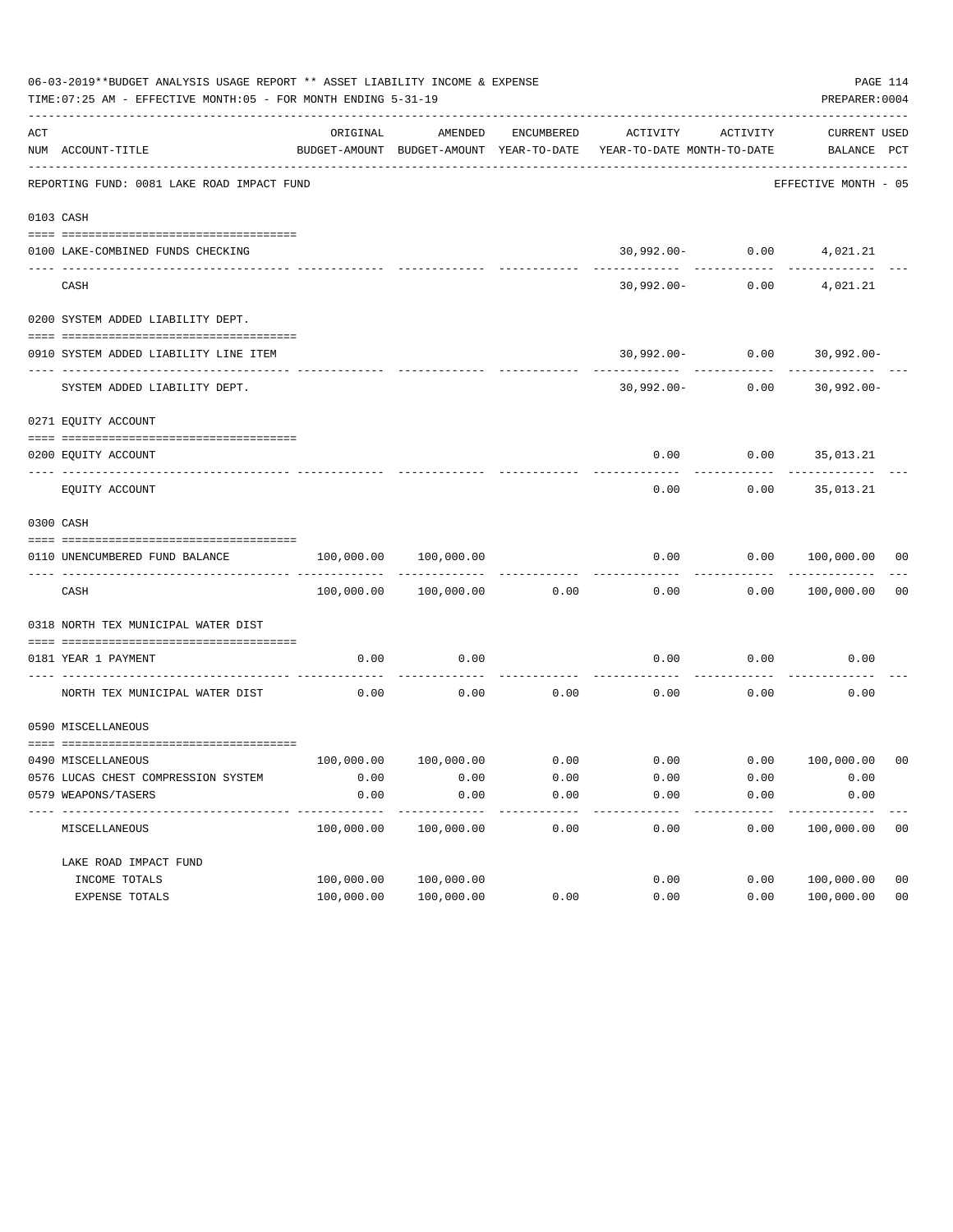06-03-2019**BUDGET ANALYSIS USAGE REPORT ** ASSET LIABILITY INCOME & EXPENSE

TIME:07:25 AM - EFFECTIVE MONTH:05 - FOR MONTH ENDING 5-31-19

PREPARER:0004

| ACT NUM | ACCOUNT-TITLE | ORIGINAL BUDGET-AMOUNT | AMENDED BUDGET-AMOUNT | ENCUMBERED YEAR-TO-DATE | ACTIVITY YEAR-TO-DATE | ACTIVITY MONTH-TO-DATE | CURRENT BALANCE | USED PCT |
|---|---|---|---|---|---|---|---|---|
| | REPORTING FUND: 0081 LAKE ROAD IMPACT FUND | | | | | | EFFECTIVE MONTH - 05 | |
| 0103 | CASH | | | | | | | |
| 0100 | LAKE-COMBINED FUNDS CHECKING | | | | 30,992.00- | 0.00 | 4,021.21 | |
| | CASH | | | | 30,992.00- | 0.00 | 4,021.21 | |
| 0200 | SYSTEM ADDED LIABILITY DEPT. | | | | | | | |
| 0910 | SYSTEM ADDED LIABILITY LINE ITEM | | | | 30,992.00- | 0.00 | 30,992.00- | |
| | SYSTEM ADDED LIABILITY DEPT. | | | | 30,992.00- | 0.00 | 30,992.00- | |
| 0271 | EQUITY ACCOUNT | | | | | | | |
| 0200 | EQUITY ACCOUNT | | | | 0.00 | 0.00 | 35,013.21 | |
| | EQUITY ACCOUNT | | | | 0.00 | 0.00 | 35,013.21 | |
| 0300 | CASH | | | | | | | |
| 0110 | UNENCUMBERED FUND BALANCE | 100,000.00 | 100,000.00 | | 0.00 | 0.00 | 100,000.00 | 00 |
| | CASH | 100,000.00 | 100,000.00 | 0.00 | 0.00 | 0.00 | 100,000.00 | 00 |
| 0318 | NORTH TEX MUNICIPAL WATER DIST | | | | | | | |
| 0181 | YEAR 1 PAYMENT | 0.00 | 0.00 | | 0.00 | 0.00 | 0.00 | |
| | NORTH TEX MUNICIPAL WATER DIST | 0.00 | 0.00 | 0.00 | 0.00 | 0.00 | 0.00 | |
| 0590 | MISCELLANEOUS | | | | | | | |
| 0490 | MISCELLANEOUS | 100,000.00 | 100,000.00 | 0.00 | 0.00 | 0.00 | 100,000.00 | 00 |
| 0576 | LUCAS CHEST COMPRESSION SYSTEM | 0.00 | 0.00 | 0.00 | 0.00 | 0.00 | 0.00 | |
| 0579 | WEAPONS/TASERS | 0.00 | 0.00 | 0.00 | 0.00 | 0.00 | 0.00 | |
| | MISCELLANEOUS | 100,000.00 | 100,000.00 | 0.00 | 0.00 | 0.00 | 100,000.00 | 00 |
| | LAKE ROAD IMPACT FUND | | | | | | | |
| | INCOME TOTALS | 100,000.00 | 100,000.00 | | 0.00 | 0.00 | 100,000.00 | 00 |
| | EXPENSE TOTALS | 100,000.00 | 100,000.00 | 0.00 | 0.00 | 0.00 | 100,000.00 | 00 |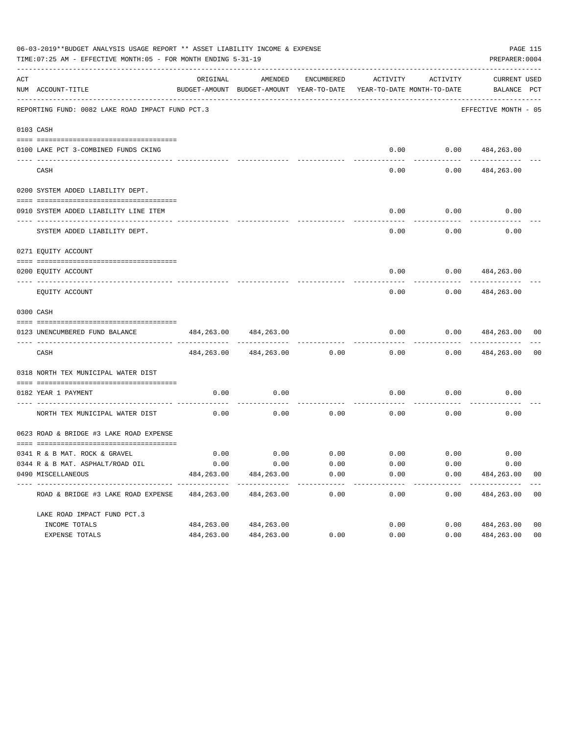06-03-2019**BUDGET ANALYSIS USAGE REPORT ** ASSET LIABILITY INCOME & EXPENSE

TIME:07:25 AM - EFFECTIVE MONTH:05 - FOR MONTH ENDING 5-31-19

PREPARER:0004

REPORTING FUND: 0082 LAKE ROAD IMPACT FUND PCT.3 — EFFECTIVE MONTH - 05

| ACT NUM | ACCOUNT-TITLE | ORIGINAL BUDGET-AMOUNT | AMENDED BUDGET-AMOUNT | ENCUMBERED YEAR-TO-DATE | ACTIVITY YEAR-TO-DATE | ACTIVITY MONTH-TO-DATE | CURRENT BALANCE | USED PCT |
|---|---|---|---|---|---|---|---|---|
| 0103 | CASH | | | | | | | |
| 0100 | LAKE PCT 3-COMBINED FUNDS CKING | | | | 0.00 | 0.00 | 484,263.00 | |
| | CASH | | | | 0.00 | 0.00 | 484,263.00 | |
| 0200 | SYSTEM ADDED LIABILITY DEPT. | | | | | | | |
| 0910 | SYSTEM ADDED LIABILITY LINE ITEM | | | | 0.00 | 0.00 | 0.00 | |
| | SYSTEM ADDED LIABILITY DEPT. | | | | 0.00 | 0.00 | 0.00 | |
| 0271 | EQUITY ACCOUNT | | | | | | | |
| 0200 | EQUITY ACCOUNT | | | | 0.00 | 0.00 | 484,263.00 | |
| | EQUITY ACCOUNT | | | | 0.00 | 0.00 | 484,263.00 | |
| 0300 | CASH | | | | | | | |
| 0123 | UNENCUMBERED FUND BALANCE | 484,263.00 | 484,263.00 | | 0.00 | 0.00 | 484,263.00 | 00 |
| | CASH | 484,263.00 | 484,263.00 | 0.00 | 0.00 | 0.00 | 484,263.00 | 00 |
| 0318 | NORTH TEX MUNICIPAL WATER DIST | | | | | | | |
| 0182 | YEAR 1 PAYMENT | 0.00 | 0.00 | | 0.00 | 0.00 | 0.00 | |
| | NORTH TEX MUNICIPAL WATER DIST | 0.00 | 0.00 | 0.00 | 0.00 | 0.00 | 0.00 | |
| 0623 | ROAD & BRIDGE #3 LAKE ROAD EXPENSE | | | | | | | |
| 0341 | R & B MAT. ROCK & GRAVEL | 0.00 | 0.00 | 0.00 | 0.00 | 0.00 | 0.00 | |
| 0344 | R & B MAT. ASPHALT/ROAD OIL | 0.00 | 0.00 | 0.00 | 0.00 | 0.00 | 0.00 | |
| 0490 | MISCELLANEOUS | 484,263.00 | 484,263.00 | 0.00 | 0.00 | 0.00 | 484,263.00 | 00 |
| | ROAD & BRIDGE #3 LAKE ROAD EXPENSE | 484,263.00 | 484,263.00 | 0.00 | 0.00 | 0.00 | 484,263.00 | 00 |
| | LAKE ROAD IMPACT FUND PCT.3 | | | | | | | |
| | INCOME TOTALS | 484,263.00 | 484,263.00 | | 0.00 | 0.00 | 484,263.00 | 00 |
| | EXPENSE TOTALS | 484,263.00 | 484,263.00 | 0.00 | 0.00 | 0.00 | 484,263.00 | 00 |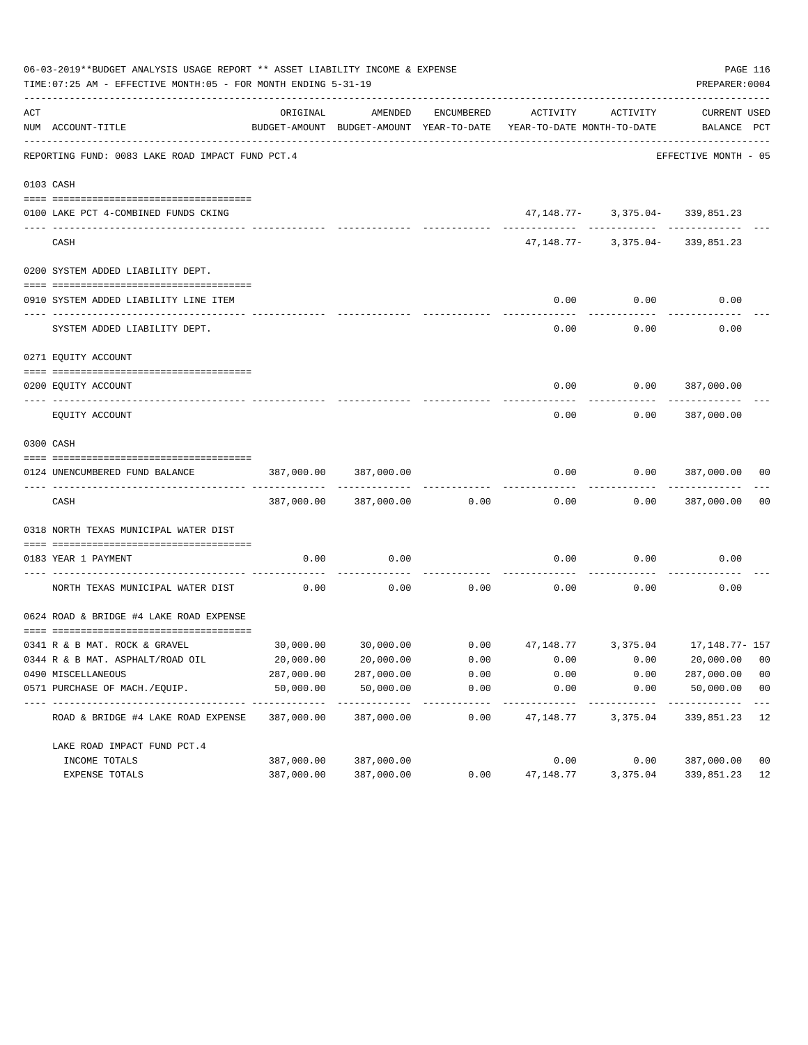06-03-2019**BUDGET ANALYSIS USAGE REPORT ** ASSET LIABILITY INCOME & EXPENSE

TIME:07:25 AM - EFFECTIVE MONTH:05 - FOR MONTH ENDING 5-31-19

PREPARER:0004

REPORTING FUND: 0083 LAKE ROAD IMPACT FUND PCT.4 — EFFECTIVE MONTH - 05

| ACT NUM | ACCOUNT-TITLE | ORIGINAL BUDGET-AMOUNT | AMENDED BUDGET-AMOUNT | ENCUMBERED YEAR-TO-DATE | ACTIVITY YEAR-TO-DATE | ACTIVITY MONTH-TO-DATE | CURRENT BALANCE | USED PCT |
|---|---|---|---|---|---|---|---|---|
| 0103 | CASH | | | | | | | |
| 0100 | LAKE PCT 4-COMBINED FUNDS CKING | | | | 47,148.77- | 3,375.04- | 339,851.23 | |
| | CASH | | | | 47,148.77- | 3,375.04- | 339,851.23 | |
| 0200 | SYSTEM ADDED LIABILITY DEPT. | | | | | | | |
| 0910 | SYSTEM ADDED LIABILITY LINE ITEM | | | | 0.00 | 0.00 | 0.00 | |
| | SYSTEM ADDED LIABILITY DEPT. | | | | 0.00 | 0.00 | 0.00 | |
| 0271 | EQUITY ACCOUNT | | | | | | | |
| 0200 | EQUITY ACCOUNT | | | | 0.00 | 0.00 | 387,000.00 | |
| | EQUITY ACCOUNT | | | | 0.00 | 0.00 | 387,000.00 | |
| 0300 | CASH | | | | | | | |
| 0124 | UNENCUMBERED FUND BALANCE | 387,000.00 | 387,000.00 | | 0.00 | 0.00 | 387,000.00 | 00 |
| | CASH | 387,000.00 | 387,000.00 | 0.00 | 0.00 | 0.00 | 387,000.00 | 00 |
| 0318 | NORTH TEXAS MUNICIPAL WATER DIST | | | | | | | |
| 0183 | YEAR 1 PAYMENT | 0.00 | 0.00 | | 0.00 | 0.00 | 0.00 | |
| | NORTH TEXAS MUNICIPAL WATER DIST | 0.00 | 0.00 | 0.00 | 0.00 | 0.00 | 0.00 | |
| 0624 | ROAD & BRIDGE #4 LAKE ROAD EXPENSE | | | | | | | |
| 0341 | R & B MAT. ROCK & GRAVEL | 30,000.00 | 30,000.00 | 0.00 | 47,148.77 | 3,375.04 | 17,148.77- | 157 |
| 0344 | R & B MAT. ASPHALT/ROAD OIL | 20,000.00 | 20,000.00 | 0.00 | 0.00 | 0.00 | 20,000.00 | 00 |
| 0490 | MISCELLANEOUS | 287,000.00 | 287,000.00 | 0.00 | 0.00 | 0.00 | 287,000.00 | 00 |
| 0571 | PURCHASE OF MACH./EQUIP. | 50,000.00 | 50,000.00 | 0.00 | 0.00 | 0.00 | 50,000.00 | 00 |
| | ROAD & BRIDGE #4 LAKE ROAD EXPENSE | 387,000.00 | 387,000.00 | 0.00 | 47,148.77 | 3,375.04 | 339,851.23 | 12 |
| | LAKE ROAD IMPACT FUND PCT.4 | | | | | | | |
| | INCOME TOTALS | 387,000.00 | 387,000.00 | | 0.00 | 0.00 | 387,000.00 | 00 |
| | EXPENSE TOTALS | 387,000.00 | 387,000.00 | 0.00 | 47,148.77 | 3,375.04 | 339,851.23 | 12 |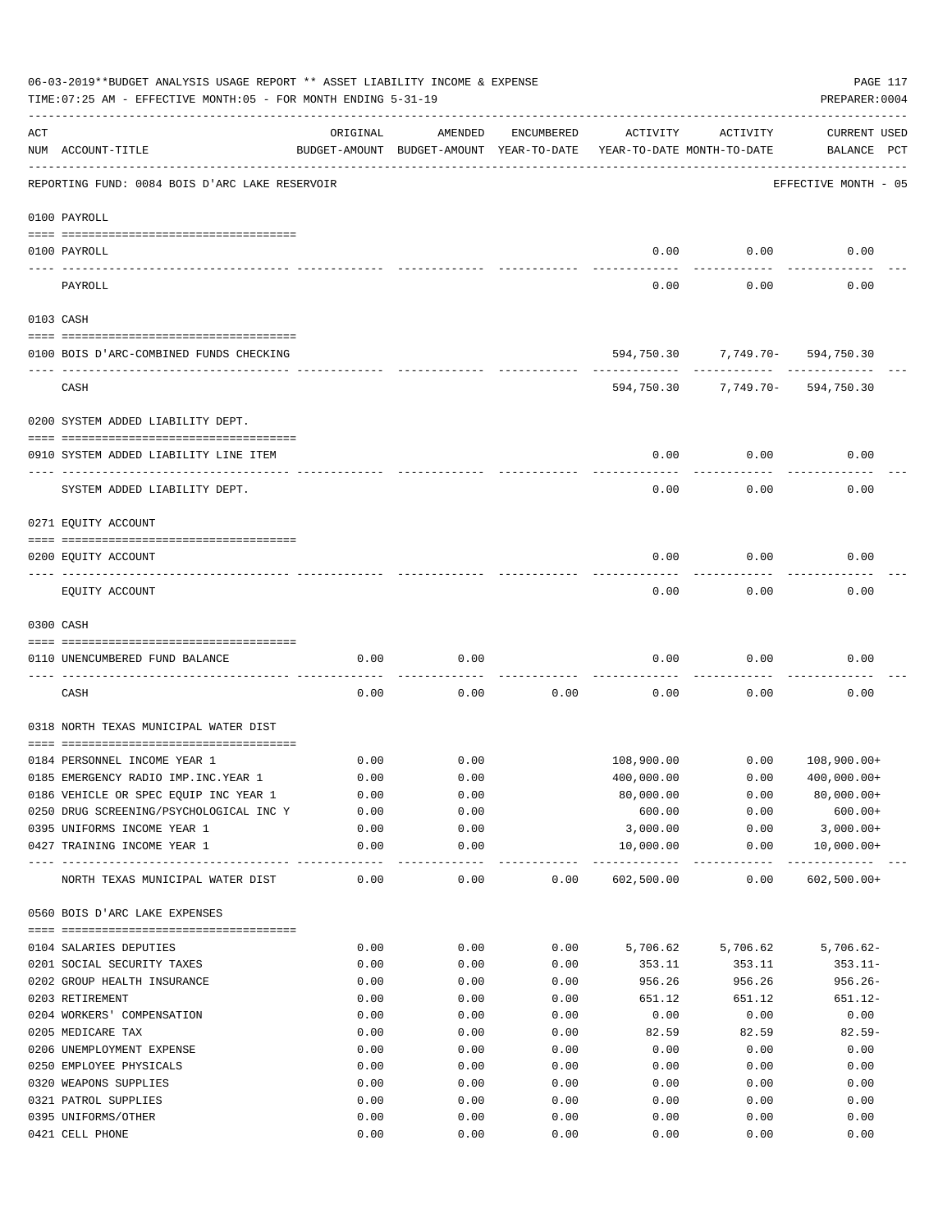06-03-2019**BUDGET ANALYSIS USAGE REPORT ** ASSET LIABILITY INCOME & EXPENSE

TIME:07:25 AM - EFFECTIVE MONTH:05 - FOR MONTH ENDING 5-31-19

PREPARER:0004

| ACT NUM | ACCOUNT-TITLE | ORIGINAL BUDGET-AMOUNT | AMENDED BUDGET-AMOUNT | ENCUMBERED YEAR-TO-DATE | ACTIVITY YEAR-TO-DATE | ACTIVITY MONTH-TO-DATE | CURRENT USED BALANCE | PCT |
|---|---|---|---|---|---|---|---|---|

REPORTING FUND: 0084 BOIS D'ARC LAKE RESERVOIR — EFFECTIVE MONTH - 05

| ACT NUM | ACCOUNT-TITLE | ORIGINAL BUDGET-AMOUNT | AMENDED BUDGET-AMOUNT | ENCUMBERED YEAR-TO-DATE | ACTIVITY YEAR-TO-DATE | ACTIVITY MONTH-TO-DATE | CURRENT USED BALANCE | PCT |
|---|---|---|---|---|---|---|---|---|
| **0100 PAYROLL** | | | | | | | | |
| 0100 | PAYROLL | | | | 0.00 | 0.00 | 0.00 | |
| | PAYROLL | | | | 0.00 | 0.00 | 0.00 | |
| **0103 CASH** | | | | | | | | |
| 0100 | BOIS D'ARC-COMBINED FUNDS CHECKING | | | | 594,750.30 | 7,749.70- | 594,750.30 | |
| | CASH | | | | 594,750.30 | 7,749.70- | 594,750.30 | |
| **0200 SYSTEM ADDED LIABILITY DEPT.** | | | | | | | | |
| 0910 | SYSTEM ADDED LIABILITY LINE ITEM | | | | 0.00 | 0.00 | 0.00 | |
| | SYSTEM ADDED LIABILITY DEPT. | | | | 0.00 | 0.00 | 0.00 | |
| **0271 EQUITY ACCOUNT** | | | | | | | | |
| 0200 | EQUITY ACCOUNT | | | | 0.00 | 0.00 | 0.00 | |
| | EQUITY ACCOUNT | | | | 0.00 | 0.00 | 0.00 | |
| **0300 CASH** | | | | | | | | |
| 0110 | UNENCUMBERED FUND BALANCE | 0.00 | 0.00 | | 0.00 | 0.00 | 0.00 | |
| | CASH | 0.00 | 0.00 | 0.00 | 0.00 | 0.00 | 0.00 | |
| **0318 NORTH TEXAS MUNICIPAL WATER DIST** | | | | | | | | |
| 0184 | PERSONNEL INCOME YEAR 1 | 0.00 | 0.00 | | 108,900.00 | 0.00 | 108,900.00+ | |
| 0185 | EMERGENCY RADIO IMP.INC.YEAR 1 | 0.00 | 0.00 | | 400,000.00 | 0.00 | 400,000.00+ | |
| 0186 | VEHICLE OR SPEC EQUIP INC YEAR 1 | 0.00 | 0.00 | | 80,000.00 | 0.00 | 80,000.00+ | |
| 0250 | DRUG SCREENING/PSYCHOLOGICAL INC Y | 0.00 | 0.00 | | 600.00 | 0.00 | 600.00+ | |
| 0395 | UNIFORMS INCOME YEAR 1 | 0.00 | 0.00 | | 3,000.00 | 0.00 | 3,000.00+ | |
| 0427 | TRAINING INCOME YEAR 1 | 0.00 | 0.00 | | 10,000.00 | 0.00 | 10,000.00+ | |
| | NORTH TEXAS MUNICIPAL WATER DIST | 0.00 | 0.00 | 0.00 | 602,500.00 | 0.00 | 602,500.00+ | |
| **0560 BOIS D'ARC LAKE EXPENSES** | | | | | | | | |
| 0104 | SALARIES DEPUTIES | 0.00 | 0.00 | 0.00 | 5,706.62 | 5,706.62 | 5,706.62- | |
| 0201 | SOCIAL SECURITY TAXES | 0.00 | 0.00 | 0.00 | 353.11 | 353.11 | 353.11- | |
| 0202 | GROUP HEALTH INSURANCE | 0.00 | 0.00 | 0.00 | 956.26 | 956.26 | 956.26- | |
| 0203 | RETIREMENT | 0.00 | 0.00 | 0.00 | 651.12 | 651.12 | 651.12- | |
| 0204 | WORKERS' COMPENSATION | 0.00 | 0.00 | 0.00 | 0.00 | 0.00 | 0.00 | |
| 0205 | MEDICARE TAX | 0.00 | 0.00 | 0.00 | 82.59 | 82.59 | 82.59- | |
| 0206 | UNEMPLOYMENT EXPENSE | 0.00 | 0.00 | 0.00 | 0.00 | 0.00 | 0.00 | |
| 0250 | EMPLOYEE PHYSICALS | 0.00 | 0.00 | 0.00 | 0.00 | 0.00 | 0.00 | |
| 0320 | WEAPONS SUPPLIES | 0.00 | 0.00 | 0.00 | 0.00 | 0.00 | 0.00 | |
| 0321 | PATROL SUPPLIES | 0.00 | 0.00 | 0.00 | 0.00 | 0.00 | 0.00 | |
| 0395 | UNIFORMS/OTHER | 0.00 | 0.00 | 0.00 | 0.00 | 0.00 | 0.00 | |
| 0421 | CELL PHONE | 0.00 | 0.00 | 0.00 | 0.00 | 0.00 | 0.00 | |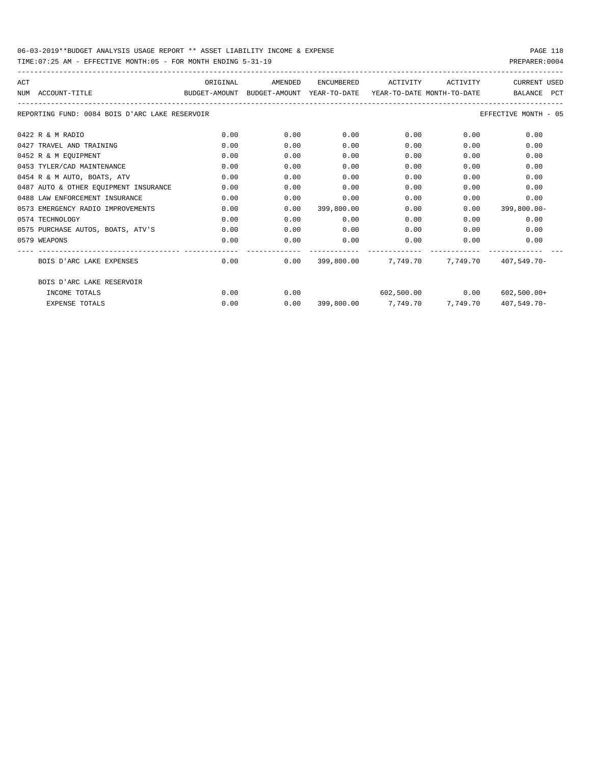06-03-2019**BUDGET ANALYSIS USAGE REPORT ** ASSET LIABILITY INCOME & EXPENSE

TIME:07:25 AM - EFFECTIVE MONTH:05 - FOR MONTH ENDING 5-31-19

PREPARER:0004

| ACT NUM | ACCOUNT-TITLE | ORIGINAL BUDGET-AMOUNT | AMENDED BUDGET-AMOUNT | ENCUMBERED YEAR-TO-DATE | ACTIVITY YEAR-TO-DATE | ACTIVITY MONTH-TO-DATE | CURRENT BALANCE | USED PCT |
|---|---|---|---|---|---|---|---|---|
| | REPORTING FUND: 0084 BOIS D'ARC LAKE RESERVOIR | | | | | | EFFECTIVE MONTH - 05 | |
| 0422 | R & M RADIO | 0.00 | 0.00 | 0.00 | 0.00 | 0.00 | 0.00 | |
| 0427 | TRAVEL AND TRAINING | 0.00 | 0.00 | 0.00 | 0.00 | 0.00 | 0.00 | |
| 0452 | R & M EQUIPMENT | 0.00 | 0.00 | 0.00 | 0.00 | 0.00 | 0.00 | |
| 0453 | TYLER/CAD MAINTENANCE | 0.00 | 0.00 | 0.00 | 0.00 | 0.00 | 0.00 | |
| 0454 | R & M AUTO, BOATS, ATV | 0.00 | 0.00 | 0.00 | 0.00 | 0.00 | 0.00 | |
| 0487 | AUTO & OTHER EQUIPMENT INSURANCE | 0.00 | 0.00 | 0.00 | 0.00 | 0.00 | 0.00 | |
| 0488 | LAW ENFORCEMENT INSURANCE | 0.00 | 0.00 | 0.00 | 0.00 | 0.00 | 0.00 | |
| 0573 | EMERGENCY RADIO IMPROVEMENTS | 0.00 | 0.00 | 399,800.00 | 0.00 | 0.00 | 399,800.00- | |
| 0574 | TECHNOLOGY | 0.00 | 0.00 | 0.00 | 0.00 | 0.00 | 0.00 | |
| 0575 | PURCHASE AUTOS, BOATS, ATV'S | 0.00 | 0.00 | 0.00 | 0.00 | 0.00 | 0.00 | |
| 0579 | WEAPONS | 0.00 | 0.00 | 0.00 | 0.00 | 0.00 | 0.00 | |
| | BOIS D'ARC LAKE EXPENSES | 0.00 | 0.00 | 399,800.00 | 7,749.70 | 7,749.70 | 407,549.70- | |
| | BOIS D'ARC LAKE RESERVOIR | | | | | | | |
| | INCOME TOTALS | 0.00 | 0.00 | | 602,500.00 | 0.00 | 602,500.00+ | |
| | EXPENSE TOTALS | 0.00 | 0.00 | 399,800.00 | 7,749.70 | 7,749.70 | 407,549.70- | |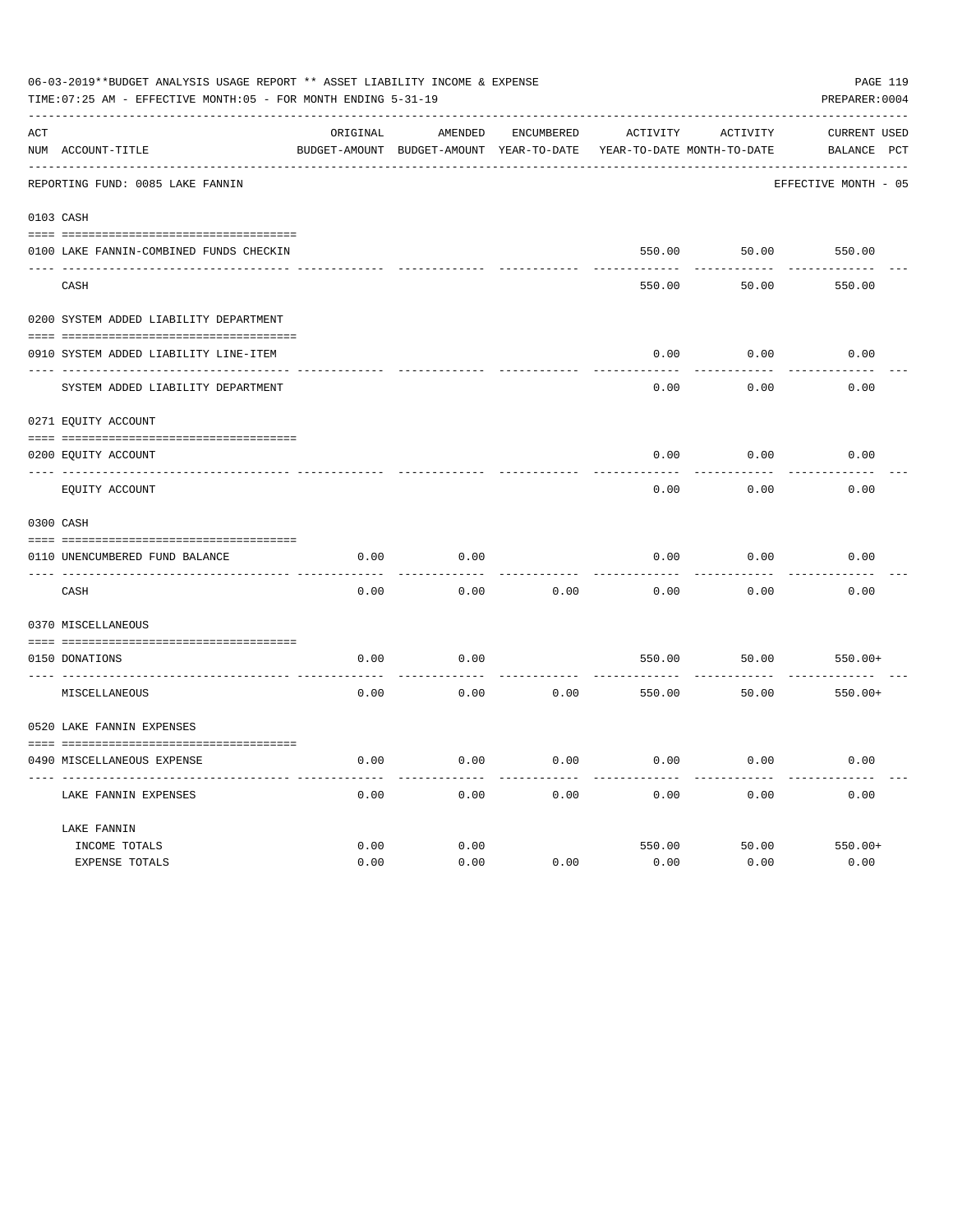06-03-2019**BUDGET ANALYSIS USAGE REPORT ** ASSET LIABILITY INCOME & EXPENSE

TIME:07:25 AM - EFFECTIVE MONTH:05 - FOR MONTH ENDING 5-31-19

PREPARER:0004

| ACT NUM | ACCOUNT-TITLE | ORIGINAL BUDGET-AMOUNT | AMENDED BUDGET-AMOUNT | ENCUMBERED YEAR-TO-DATE | ACTIVITY YEAR-TO-DATE | ACTIVITY MONTH-TO-DATE | CURRENT BALANCE | USED PCT |
|---|---|---|---|---|---|---|---|---|
| | REPORTING FUND: 0085 LAKE FANNIN | | | | | | EFFECTIVE MONTH - 05 | |
| 0103 | CASH | | | | | | | |
| 0100 | LAKE FANNIN-COMBINED FUNDS CHECKIN | | | | 550.00 | 50.00 | 550.00 | |
| | CASH | | | | 550.00 | 50.00 | 550.00 | |
| 0200 | SYSTEM ADDED LIABILITY DEPARTMENT | | | | | | | |
| 0910 | SYSTEM ADDED LIABILITY LINE-ITEM | | | | 0.00 | 0.00 | 0.00 | |
| | SYSTEM ADDED LIABILITY DEPARTMENT | | | | 0.00 | 0.00 | 0.00 | |
| 0271 | EQUITY ACCOUNT | | | | | | | |
| 0200 | EQUITY ACCOUNT | | | | 0.00 | 0.00 | 0.00 | |
| | EQUITY ACCOUNT | | | | 0.00 | 0.00 | 0.00 | |
| 0300 | CASH | | | | | | | |
| 0110 | UNENCUMBERED FUND BALANCE | 0.00 | 0.00 | | 0.00 | 0.00 | 0.00 | |
| | CASH | 0.00 | 0.00 | 0.00 | 0.00 | 0.00 | 0.00 | |
| 0370 | MISCELLANEOUS | | | | | | | |
| 0150 | DONATIONS | 0.00 | 0.00 | | 550.00 | 50.00 | 550.00+ | |
| | MISCELLANEOUS | 0.00 | 0.00 | 0.00 | 550.00 | 50.00 | 550.00+ | |
| 0520 | LAKE FANNIN EXPENSES | | | | | | | |
| 0490 | MISCELLANEOUS EXPENSE | 0.00 | 0.00 | 0.00 | 0.00 | 0.00 | 0.00 | |
| | LAKE FANNIN EXPENSES | 0.00 | 0.00 | 0.00 | 0.00 | 0.00 | 0.00 | |
| | LAKE FANNIN | | | | | | | |
| | INCOME TOTALS | 0.00 | 0.00 | | 550.00 | 50.00 | 550.00+ | |
| | EXPENSE TOTALS | 0.00 | 0.00 | 0.00 | 0.00 | 0.00 | 0.00 | |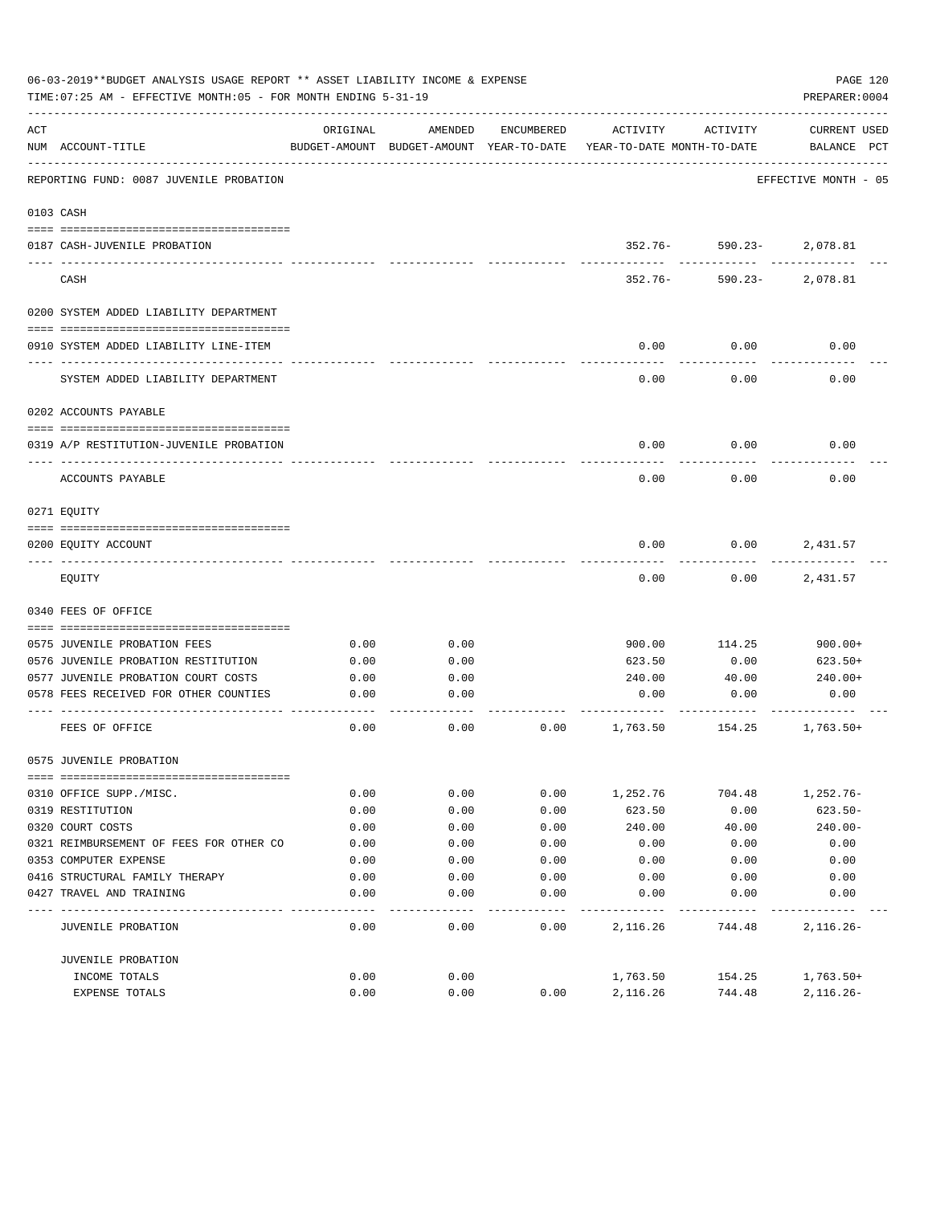06-03-2019**BUDGET ANALYSIS USAGE REPORT ** ASSET LIABILITY INCOME & EXPENSE

TIME:07:25 AM - EFFECTIVE MONTH:05 - FOR MONTH ENDING 5-31-19

PREPARER:0004

REPORTING FUND: 0087 JUVENILE PROBATION — EFFECTIVE MONTH - 05

| ACT NUM | ACCOUNT-TITLE | ORIGINAL BUDGET-AMOUNT | AMENDED BUDGET-AMOUNT | ENCUMBERED YEAR-TO-DATE | ACTIVITY YEAR-TO-DATE | ACTIVITY MONTH-TO-DATE | CURRENT USED BALANCE | PCT |
|---|---|---|---|---|---|---|---|---|
| **0103** | **CASH** | | | | | | | |
| 0187 | CASH-JUVENILE PROBATION | | | | 352.76- | 590.23- | 2,078.81 | |
| | CASH | | | | 352.76- | 590.23- | 2,078.81 | |
| **0200** | **SYSTEM ADDED LIABILITY DEPARTMENT** | | | | | | | |
| 0910 | SYSTEM ADDED LIABILITY LINE-ITEM | | | | 0.00 | 0.00 | 0.00 | |
| | SYSTEM ADDED LIABILITY DEPARTMENT | | | | 0.00 | 0.00 | 0.00 | |
| **0202** | **ACCOUNTS PAYABLE** | | | | | | | |
| 0319 | A/P RESTITUTION-JUVENILE PROBATION | | | | 0.00 | 0.00 | 0.00 | |
| | ACCOUNTS PAYABLE | | | | 0.00 | 0.00 | 0.00 | |
| **0271** | **EQUITY** | | | | | | | |
| 0200 | EQUITY ACCOUNT | | | | 0.00 | 0.00 | 2,431.57 | |
| | EQUITY | | | | 0.00 | 0.00 | 2,431.57 | |
| **0340** | **FEES OF OFFICE** | | | | | | | |
| 0575 | JUVENILE PROBATION FEES | 0.00 | 0.00 | | 900.00 | 114.25 | 900.00+ | |
| 0576 | JUVENILE PROBATION RESTITUTION | 0.00 | 0.00 | | 623.50 | 0.00 | 623.50+ | |
| 0577 | JUVENILE PROBATION COURT COSTS | 0.00 | 0.00 | | 240.00 | 40.00 | 240.00+ | |
| 0578 | FEES RECEIVED FOR OTHER COUNTIES | 0.00 | 0.00 | | 0.00 | 0.00 | 0.00 | |
| | FEES OF OFFICE | 0.00 | 0.00 | 0.00 | 1,763.50 | 154.25 | 1,763.50+ | |
| **0575** | **JUVENILE PROBATION** | | | | | | | |
| 0310 | OFFICE SUPP./MISC. | 0.00 | 0.00 | 0.00 | 1,252.76 | 704.48 | 1,252.76- | |
| 0319 | RESTITUTION | 0.00 | 0.00 | 0.00 | 623.50 | 0.00 | 623.50- | |
| 0320 | COURT COSTS | 0.00 | 0.00 | 0.00 | 240.00 | 40.00 | 240.00- | |
| 0321 | REIMBURSEMENT OF FEES FOR OTHER CO | 0.00 | 0.00 | 0.00 | 0.00 | 0.00 | 0.00 | |
| 0353 | COMPUTER EXPENSE | 0.00 | 0.00 | 0.00 | 0.00 | 0.00 | 0.00 | |
| 0416 | STRUCTURAL FAMILY THERAPY | 0.00 | 0.00 | 0.00 | 0.00 | 0.00 | 0.00 | |
| 0427 | TRAVEL AND TRAINING | 0.00 | 0.00 | 0.00 | 0.00 | 0.00 | 0.00 | |
| | JUVENILE PROBATION | 0.00 | 0.00 | 0.00 | 2,116.26 | 744.48 | 2,116.26- | |
| | **JUVENILE PROBATION** | | | | | | | |
| | INCOME TOTALS | 0.00 | 0.00 | | 1,763.50 | 154.25 | 1,763.50+ | |
| | EXPENSE TOTALS | 0.00 | 0.00 | 0.00 | 2,116.26 | 744.48 | 2,116.26- | |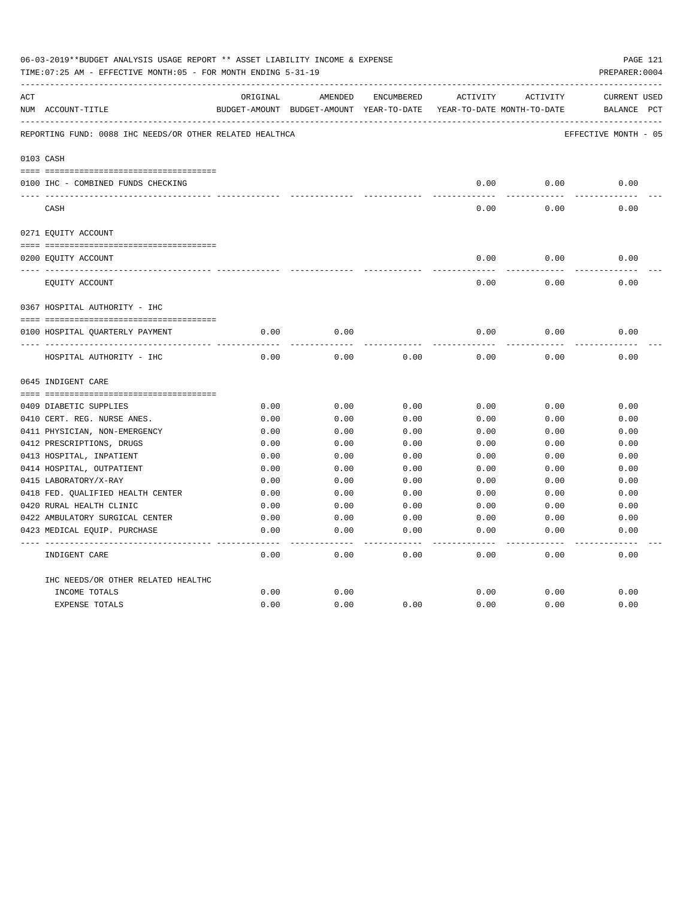06-03-2019**BUDGET ANALYSIS USAGE REPORT ** ASSET LIABILITY INCOME & EXPENSE

TIME:07:25 AM - EFFECTIVE MONTH:05 - FOR MONTH ENDING 5-31-19

PREPARER:0004

| ACT NUM | ACCOUNT-TITLE | ORIGINAL BUDGET-AMOUNT | AMENDED BUDGET-AMOUNT | ENCUMBERED YEAR-TO-DATE | ACTIVITY YEAR-TO-DATE | ACTIVITY MONTH-TO-DATE | CURRENT BALANCE | USED PCT |
|---|---|---|---|---|---|---|---|---|
| | REPORTING FUND: 0088 IHC NEEDS/OR OTHER RELATED HEALTHCA | | | | | | EFFECTIVE MONTH - 05 | |
| | 0103 CASH | | | | | | | |
| 0100 | IHC - COMBINED FUNDS CHECKING | | | | 0.00 | 0.00 | 0.00 | |
| | CASH | | | | 0.00 | 0.00 | 0.00 | |
| | 0271 EQUITY ACCOUNT | | | | | | | |
| 0200 | EQUITY ACCOUNT | | | | 0.00 | 0.00 | 0.00 | |
| | EQUITY ACCOUNT | | | | 0.00 | 0.00 | 0.00 | |
| | 0367 HOSPITAL AUTHORITY - IHC | | | | | | | |
| 0100 | HOSPITAL QUARTERLY PAYMENT | 0.00 | 0.00 | | 0.00 | 0.00 | 0.00 | |
| | HOSPITAL AUTHORITY - IHC | 0.00 | 0.00 | 0.00 | 0.00 | 0.00 | 0.00 | |
| | 0645 INDIGENT CARE | | | | | | | |
| 0409 | DIABETIC SUPPLIES | 0.00 | 0.00 | 0.00 | 0.00 | 0.00 | 0.00 | |
| 0410 | CERT. REG. NURSE ANES. | 0.00 | 0.00 | 0.00 | 0.00 | 0.00 | 0.00 | |
| 0411 | PHYSICIAN, NON-EMERGENCY | 0.00 | 0.00 | 0.00 | 0.00 | 0.00 | 0.00 | |
| 0412 | PRESCRIPTIONS, DRUGS | 0.00 | 0.00 | 0.00 | 0.00 | 0.00 | 0.00 | |
| 0413 | HOSPITAL, INPATIENT | 0.00 | 0.00 | 0.00 | 0.00 | 0.00 | 0.00 | |
| 0414 | HOSPITAL, OUTPATIENT | 0.00 | 0.00 | 0.00 | 0.00 | 0.00 | 0.00 | |
| 0415 | LABORATORY/X-RAY | 0.00 | 0.00 | 0.00 | 0.00 | 0.00 | 0.00 | |
| 0418 | FED. QUALIFIED HEALTH CENTER | 0.00 | 0.00 | 0.00 | 0.00 | 0.00 | 0.00 | |
| 0420 | RURAL HEALTH CLINIC | 0.00 | 0.00 | 0.00 | 0.00 | 0.00 | 0.00 | |
| 0422 | AMBULATORY SURGICAL CENTER | 0.00 | 0.00 | 0.00 | 0.00 | 0.00 | 0.00 | |
| 0423 | MEDICAL EQUIP. PURCHASE | 0.00 | 0.00 | 0.00 | 0.00 | 0.00 | 0.00 | |
| | INDIGENT CARE | 0.00 | 0.00 | 0.00 | 0.00 | 0.00 | 0.00 | |
| | IHC NEEDS/OR OTHER RELATED HEALTHC | | | | | | | |
| | INCOME TOTALS | 0.00 | 0.00 | | 0.00 | 0.00 | 0.00 | |
| | EXPENSE TOTALS | 0.00 | 0.00 | 0.00 | 0.00 | 0.00 | 0.00 | |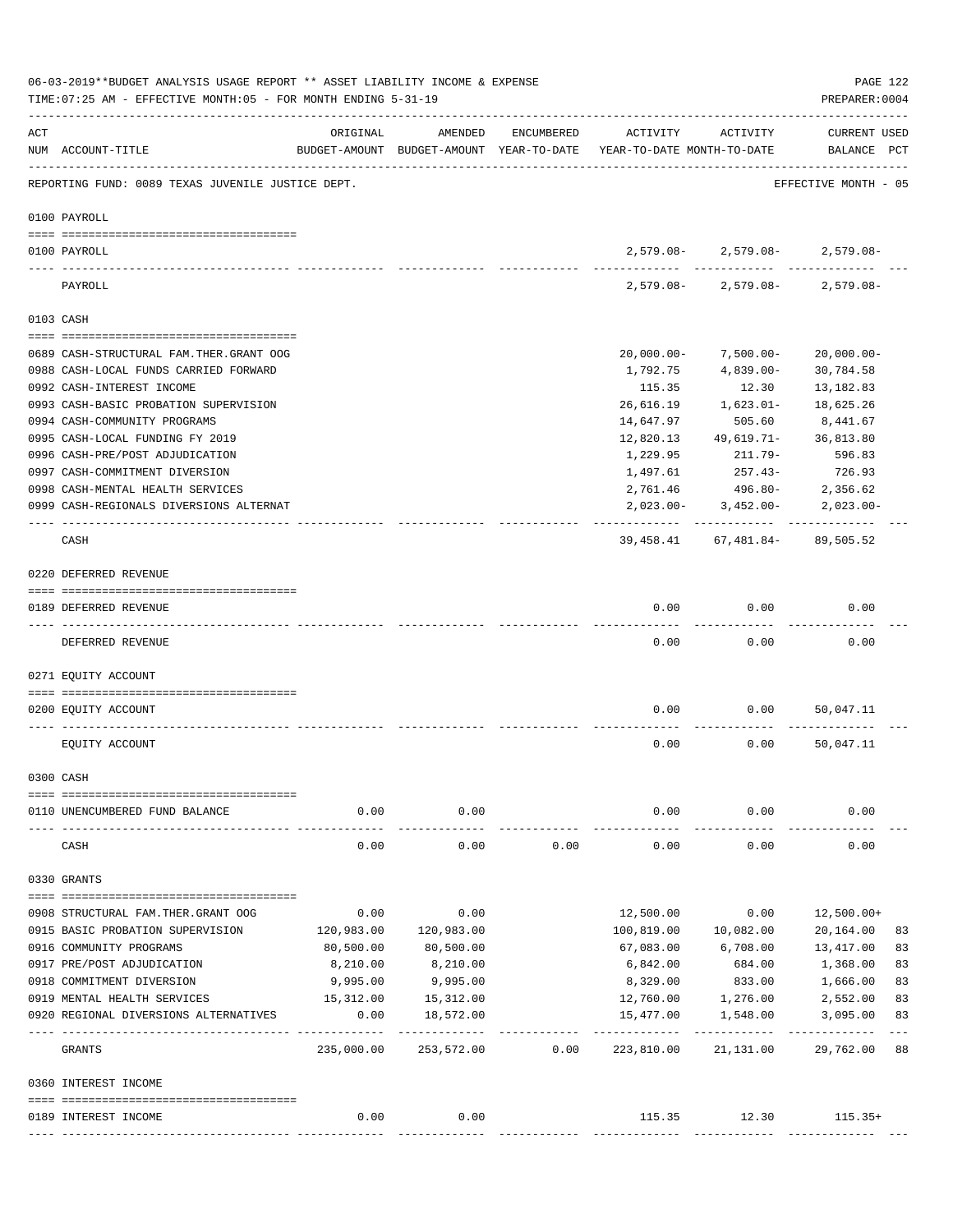06-03-2019**BUDGET ANALYSIS USAGE REPORT ** ASSET LIABILITY INCOME & EXPENSE

TIME:07:25 AM - EFFECTIVE MONTH:05 - FOR MONTH ENDING 5-31-19

PREPARER:0004

REPORTING FUND: 0089 TEXAS JUVENILE JUSTICE DEPT.

EFFECTIVE MONTH - 05

| ACT NUM | ACCOUNT-TITLE | ORIGINAL BUDGET-AMOUNT | AMENDED BUDGET-AMOUNT | ENCUMBERED YEAR-TO-DATE | ACTIVITY YEAR-TO-DATE | ACTIVITY MONTH-TO-DATE | CURRENT BALANCE | USED PCT |
|---|---|---|---|---|---|---|---|---|
| | **0100 PAYROLL** | | | | | | | |
| 0100 | PAYROLL | | | | 2,579.08- | 2,579.08- | 2,579.08- | |
| | PAYROLL | | | | 2,579.08- | 2,579.08- | 2,579.08- | |
| | **0103 CASH** | | | | | | | |
| 0689 | CASH-STRUCTURAL FAM.THER.GRANT OOG | | | | 20,000.00- | 7,500.00- | 20,000.00- | |
| 0988 | CASH-LOCAL FUNDS CARRIED FORWARD | | | | 1,792.75 | 4,839.00- | 30,784.58 | |
| 0992 | CASH-INTEREST INCOME | | | | 115.35 | 12.30 | 13,182.83 | |
| 0993 | CASH-BASIC PROBATION SUPERVISION | | | | 26,616.19 | 1,623.01- | 18,625.26 | |
| 0994 | CASH-COMMUNITY PROGRAMS | | | | 14,647.97 | 505.60 | 8,441.67 | |
| 0995 | CASH-LOCAL FUNDING FY 2019 | | | | 12,820.13 | 49,619.71- | 36,813.80 | |
| 0996 | CASH-PRE/POST ADJUDICATION | | | | 1,229.95 | 211.79- | 596.83 | |
| 0997 | CASH-COMMITMENT DIVERSION | | | | 1,497.61 | 257.43- | 726.93 | |
| 0998 | CASH-MENTAL HEALTH SERVICES | | | | 2,761.46 | 496.80- | 2,356.62 | |
| 0999 | CASH-REGIONALS DIVERSIONS ALTERNAT | | | | 2,023.00- | 3,452.00- | 2,023.00- | |
| | CASH | | | | 39,458.41 | 67,481.84- | 89,505.52 | |
| | **0220 DEFERRED REVENUE** | | | | | | | |
| 0189 | DEFERRED REVENUE | | | | 0.00 | 0.00 | 0.00 | |
| | DEFERRED REVENUE | | | | 0.00 | 0.00 | 0.00 | |
| | **0271 EQUITY ACCOUNT** | | | | | | | |
| 0200 | EQUITY ACCOUNT | | | | 0.00 | 0.00 | 50,047.11 | |
| | EQUITY ACCOUNT | | | | 0.00 | 0.00 | 50,047.11 | |
| | **0300 CASH** | | | | | | | |
| 0110 | UNENCUMBERED FUND BALANCE | 0.00 | 0.00 | | 0.00 | 0.00 | 0.00 | |
| | CASH | 0.00 | 0.00 | 0.00 | 0.00 | 0.00 | 0.00 | |
| | **0330 GRANTS** | | | | | | | |
| 0908 | STRUCTURAL FAM.THER.GRANT OOG | 0.00 | 0.00 | | 12,500.00 | 0.00 | 12,500.00+ | |
| 0915 | BASIC PROBATION SUPERVISION | 120,983.00 | 120,983.00 | | 100,819.00 | 10,082.00 | 20,164.00 | 83 |
| 0916 | COMMUNITY PROGRAMS | 80,500.00 | 80,500.00 | | 67,083.00 | 6,708.00 | 13,417.00 | 83 |
| 0917 | PRE/POST ADJUDICATION | 8,210.00 | 8,210.00 | | 6,842.00 | 684.00 | 1,368.00 | 83 |
| 0918 | COMMITMENT DIVERSION | 9,995.00 | 9,995.00 | | 8,329.00 | 833.00 | 1,666.00 | 83 |
| 0919 | MENTAL HEALTH SERVICES | 15,312.00 | 15,312.00 | | 12,760.00 | 1,276.00 | 2,552.00 | 83 |
| 0920 | REGIONAL DIVERSIONS ALTERNATIVES | 0.00 | 18,572.00 | | 15,477.00 | 1,548.00 | 3,095.00 | 83 |
| | GRANTS | 235,000.00 | 253,572.00 | 0.00 | 223,810.00 | 21,131.00 | 29,762.00 | 88 |
| | **0360 INTEREST INCOME** | | | | | | | |
| 0189 | INTEREST INCOME | 0.00 | 0.00 | | 115.35 | 12.30 | 115.35+ | |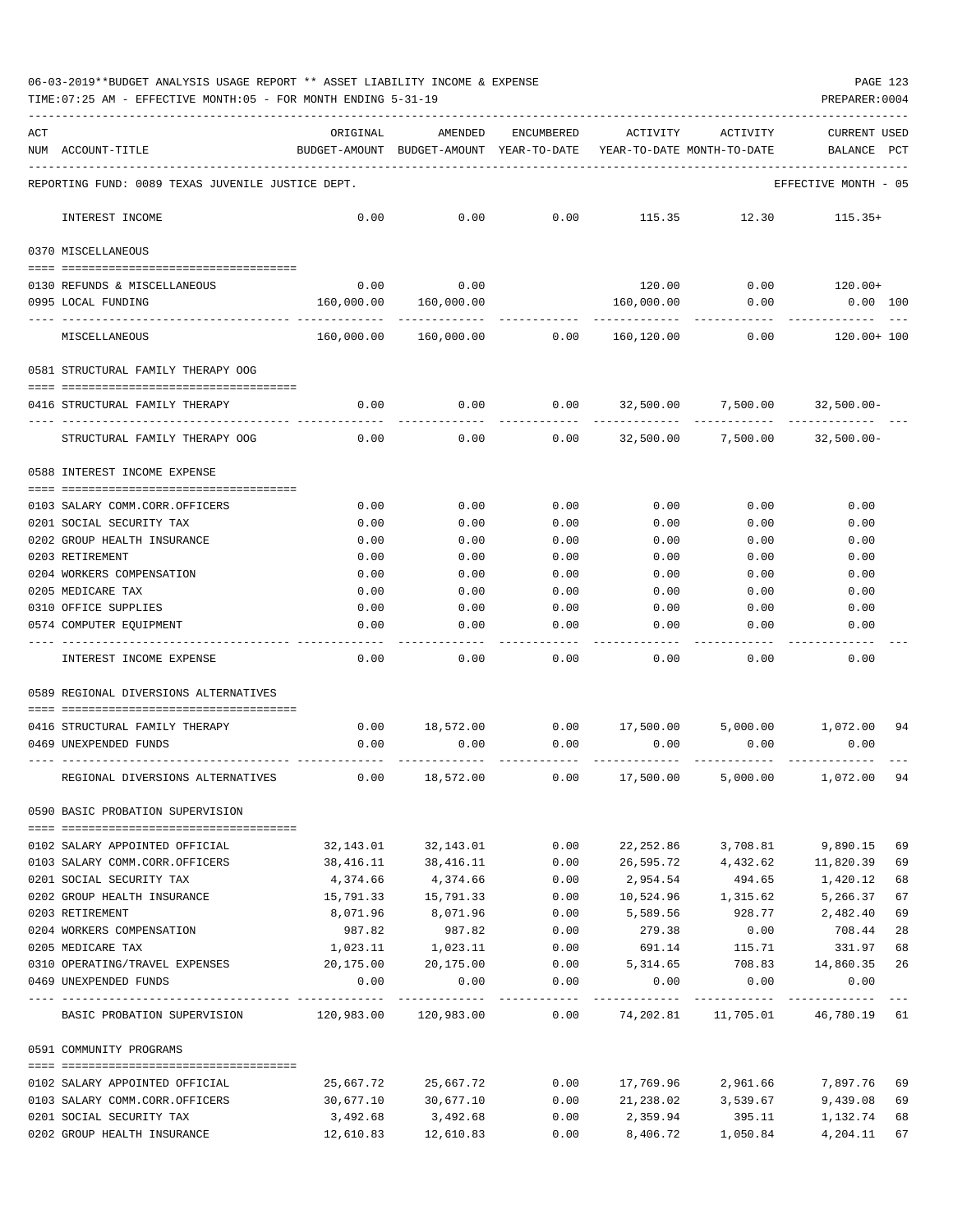06-03-2019**BUDGET ANALYSIS USAGE REPORT ** ASSET LIABILITY INCOME & EXPENSE

TIME:07:25 AM - EFFECTIVE MONTH:05 - FOR MONTH ENDING 5-31-19

PREPARER:0004

| ACT NUM | ACCOUNT-TITLE | ORIGINAL BUDGET-AMOUNT | AMENDED BUDGET-AMOUNT | ENCUMBERED YEAR-TO-DATE | ACTIVITY YEAR-TO-DATE | ACTIVITY MONTH-TO-DATE | CURRENT USED BALANCE | PCT |
|---|---|---|---|---|---|---|---|---|
| | REPORTING FUND: 0089 TEXAS JUVENILE JUSTICE DEPT. | | | | | | EFFECTIVE MONTH - 05 | |
| | INTEREST INCOME | 0.00 | 0.00 | 0.00 | 115.35 | 12.30 | 115.35+ | |
| | 0370 MISCELLANEOUS | | | | | | | |
| 0130 | REFUNDS & MISCELLANEOUS | 0.00 | 0.00 | | 120.00 | 0.00 | 120.00+ | |
| 0995 | LOCAL FUNDING | 160,000.00 | 160,000.00 | | 160,000.00 | 0.00 | 0.00 | 100 |
| | MISCELLANEOUS | 160,000.00 | 160,000.00 | 0.00 | 160,120.00 | 0.00 | 120.00+ | 100 |
| | 0581 STRUCTURAL FAMILY THERAPY OOG | | | | | | | |
| 0416 | STRUCTURAL FAMILY THERAPY | 0.00 | 0.00 | 0.00 | 32,500.00 | 7,500.00 | 32,500.00- | |
| | STRUCTURAL FAMILY THERAPY OOG | 0.00 | 0.00 | 0.00 | 32,500.00 | 7,500.00 | 32,500.00- | |
| | 0588 INTEREST INCOME EXPENSE | | | | | | | |
| 0103 | SALARY COMM.CORR.OFFICERS | 0.00 | 0.00 | 0.00 | 0.00 | 0.00 | 0.00 | |
| 0201 | SOCIAL SECURITY TAX | 0.00 | 0.00 | 0.00 | 0.00 | 0.00 | 0.00 | |
| 0202 | GROUP HEALTH INSURANCE | 0.00 | 0.00 | 0.00 | 0.00 | 0.00 | 0.00 | |
| 0203 | RETIREMENT | 0.00 | 0.00 | 0.00 | 0.00 | 0.00 | 0.00 | |
| 0204 | WORKERS COMPENSATION | 0.00 | 0.00 | 0.00 | 0.00 | 0.00 | 0.00 | |
| 0205 | MEDICARE TAX | 0.00 | 0.00 | 0.00 | 0.00 | 0.00 | 0.00 | |
| 0310 | OFFICE SUPPLIES | 0.00 | 0.00 | 0.00 | 0.00 | 0.00 | 0.00 | |
| 0574 | COMPUTER EQUIPMENT | 0.00 | 0.00 | 0.00 | 0.00 | 0.00 | 0.00 | |
| | INTEREST INCOME EXPENSE | 0.00 | 0.00 | 0.00 | 0.00 | 0.00 | 0.00 | |
| | 0589 REGIONAL DIVERSIONS ALTERNATIVES | | | | | | | |
| 0416 | STRUCTURAL FAMILY THERAPY | 0.00 | 18,572.00 | 0.00 | 17,500.00 | 5,000.00 | 1,072.00 | 94 |
| 0469 | UNEXPENDED FUNDS | 0.00 | 0.00 | 0.00 | 0.00 | 0.00 | 0.00 | |
| | REGIONAL DIVERSIONS ALTERNATIVES | 0.00 | 18,572.00 | 0.00 | 17,500.00 | 5,000.00 | 1,072.00 | 94 |
| | 0590 BASIC PROBATION SUPERVISION | | | | | | | |
| 0102 | SALARY APPOINTED OFFICIAL | 32,143.01 | 32,143.01 | 0.00 | 22,252.86 | 3,708.81 | 9,890.15 | 69 |
| 0103 | SALARY COMM.CORR.OFFICERS | 38,416.11 | 38,416.11 | 0.00 | 26,595.72 | 4,432.62 | 11,820.39 | 69 |
| 0201 | SOCIAL SECURITY TAX | 4,374.66 | 4,374.66 | 0.00 | 2,954.54 | 494.65 | 1,420.12 | 68 |
| 0202 | GROUP HEALTH INSURANCE | 15,791.33 | 15,791.33 | 0.00 | 10,524.96 | 1,315.62 | 5,266.37 | 67 |
| 0203 | RETIREMENT | 8,071.96 | 8,071.96 | 0.00 | 5,589.56 | 928.77 | 2,482.40 | 69 |
| 0204 | WORKERS COMPENSATION | 987.82 | 987.82 | 0.00 | 279.38 | 0.00 | 708.44 | 28 |
| 0205 | MEDICARE TAX | 1,023.11 | 1,023.11 | 0.00 | 691.14 | 115.71 | 331.97 | 68 |
| 0310 | OPERATING/TRAVEL EXPENSES | 20,175.00 | 20,175.00 | 0.00 | 5,314.65 | 708.83 | 14,860.35 | 26 |
| 0469 | UNEXPENDED FUNDS | 0.00 | 0.00 | 0.00 | 0.00 | 0.00 | 0.00 | |
| | BASIC PROBATION SUPERVISION | 120,983.00 | 120,983.00 | 0.00 | 74,202.81 | 11,705.01 | 46,780.19 | 61 |
| | 0591 COMMUNITY PROGRAMS | | | | | | | |
| 0102 | SALARY APPOINTED OFFICIAL | 25,667.72 | 25,667.72 | 0.00 | 17,769.96 | 2,961.66 | 7,897.76 | 69 |
| 0103 | SALARY COMM.CORR.OFFICERS | 30,677.10 | 30,677.10 | 0.00 | 21,238.02 | 3,539.67 | 9,439.08 | 69 |
| 0201 | SOCIAL SECURITY TAX | 3,492.68 | 3,492.68 | 0.00 | 2,359.94 | 395.11 | 1,132.74 | 68 |
| 0202 | GROUP HEALTH INSURANCE | 12,610.83 | 12,610.83 | 0.00 | 8,406.72 | 1,050.84 | 4,204.11 | 67 |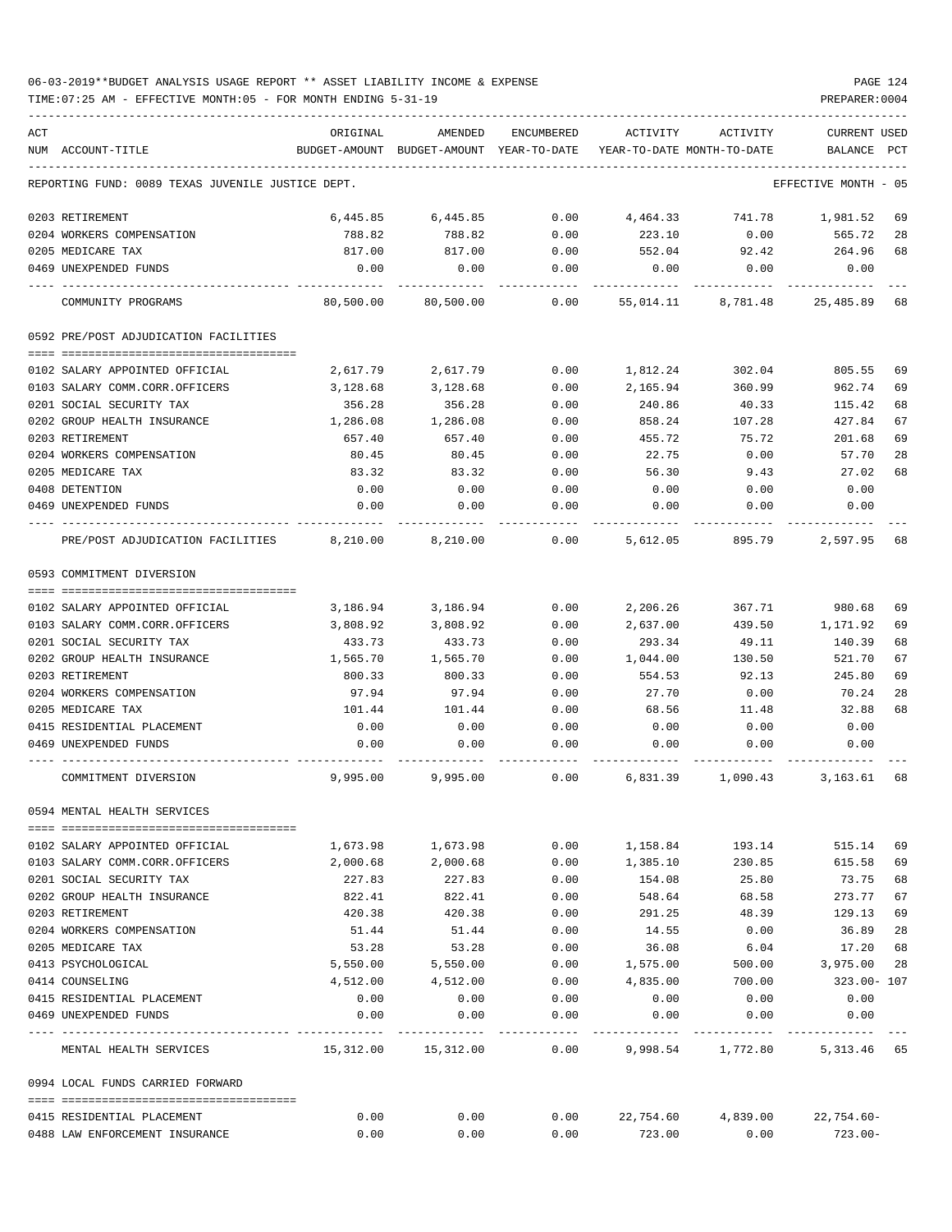06-03-2019**BUDGET ANALYSIS USAGE REPORT ** ASSET LIABILITY INCOME & EXPENSE

TIME:07:25 AM - EFFECTIVE MONTH:05 - FOR MONTH ENDING 5-31-19

PREPARER:0004

| ACT NUM | ACCOUNT-TITLE | ORIGINAL BUDGET-AMOUNT | AMENDED BUDGET-AMOUNT | ENCUMBERED YEAR-TO-DATE | ACTIVITY YEAR-TO-DATE | ACTIVITY MONTH-TO-DATE | CURRENT BALANCE | USED PCT |
|---|---|---|---|---|---|---|---|---|
| | REPORTING FUND: 0089 TEXAS JUVENILE JUSTICE DEPT. | | | | | | EFFECTIVE MONTH - 05 | |
| 0203 | RETIREMENT | 6,445.85 | 6,445.85 | 0.00 | 4,464.33 | 741.78 | 1,981.52 | 69 |
| 0204 | WORKERS COMPENSATION | 788.82 | 788.82 | 0.00 | 223.10 | 0.00 | 565.72 | 28 |
| 0205 | MEDICARE TAX | 817.00 | 817.00 | 0.00 | 552.04 | 92.42 | 264.96 | 68 |
| 0469 | UNEXPENDED FUNDS | 0.00 | 0.00 | 0.00 | 0.00 | 0.00 | 0.00 | |
| | COMMUNITY PROGRAMS | 80,500.00 | 80,500.00 | 0.00 | 55,014.11 | 8,781.48 | 25,485.89 | 68 |
| | 0592 PRE/POST ADJUDICATION FACILITIES | | | | | | | |
| 0102 | SALARY APPOINTED OFFICIAL | 2,617.79 | 2,617.79 | 0.00 | 1,812.24 | 302.04 | 805.55 | 69 |
| 0103 | SALARY COMM.CORR.OFFICERS | 3,128.68 | 3,128.68 | 0.00 | 2,165.94 | 360.99 | 962.74 | 69 |
| 0201 | SOCIAL SECURITY TAX | 356.28 | 356.28 | 0.00 | 240.86 | 40.33 | 115.42 | 68 |
| 0202 | GROUP HEALTH INSURANCE | 1,286.08 | 1,286.08 | 0.00 | 858.24 | 107.28 | 427.84 | 67 |
| 0203 | RETIREMENT | 657.40 | 657.40 | 0.00 | 455.72 | 75.72 | 201.68 | 69 |
| 0204 | WORKERS COMPENSATION | 80.45 | 80.45 | 0.00 | 22.75 | 0.00 | 57.70 | 28 |
| 0205 | MEDICARE TAX | 83.32 | 83.32 | 0.00 | 56.30 | 9.43 | 27.02 | 68 |
| 0408 | DETENTION | 0.00 | 0.00 | 0.00 | 0.00 | 0.00 | 0.00 | |
| 0469 | UNEXPENDED FUNDS | 0.00 | 0.00 | 0.00 | 0.00 | 0.00 | 0.00 | |
| | PRE/POST ADJUDICATION FACILITIES | 8,210.00 | 8,210.00 | 0.00 | 5,612.05 | 895.79 | 2,597.95 | 68 |
| | 0593 COMMITMENT DIVERSION | | | | | | | |
| 0102 | SALARY APPOINTED OFFICIAL | 3,186.94 | 3,186.94 | 0.00 | 2,206.26 | 367.71 | 980.68 | 69 |
| 0103 | SALARY COMM.CORR.OFFICERS | 3,808.92 | 3,808.92 | 0.00 | 2,637.00 | 439.50 | 1,171.92 | 69 |
| 0201 | SOCIAL SECURITY TAX | 433.73 | 433.73 | 0.00 | 293.34 | 49.11 | 140.39 | 68 |
| 0202 | GROUP HEALTH INSURANCE | 1,565.70 | 1,565.70 | 0.00 | 1,044.00 | 130.50 | 521.70 | 67 |
| 0203 | RETIREMENT | 800.33 | 800.33 | 0.00 | 554.53 | 92.13 | 245.80 | 69 |
| 0204 | WORKERS COMPENSATION | 97.94 | 97.94 | 0.00 | 27.70 | 0.00 | 70.24 | 28 |
| 0205 | MEDICARE TAX | 101.44 | 101.44 | 0.00 | 68.56 | 11.48 | 32.88 | 68 |
| 0415 | RESIDENTIAL PLACEMENT | 0.00 | 0.00 | 0.00 | 0.00 | 0.00 | 0.00 | |
| 0469 | UNEXPENDED FUNDS | 0.00 | 0.00 | 0.00 | 0.00 | 0.00 | 0.00 | |
| | COMMITMENT DIVERSION | 9,995.00 | 9,995.00 | 0.00 | 6,831.39 | 1,090.43 | 3,163.61 | 68 |
| | 0594 MENTAL HEALTH SERVICES | | | | | | | |
| 0102 | SALARY APPOINTED OFFICIAL | 1,673.98 | 1,673.98 | 0.00 | 1,158.84 | 193.14 | 515.14 | 69 |
| 0103 | SALARY COMM.CORR.OFFICERS | 2,000.68 | 2,000.68 | 0.00 | 1,385.10 | 230.85 | 615.58 | 69 |
| 0201 | SOCIAL SECURITY TAX | 227.83 | 227.83 | 0.00 | 154.08 | 25.80 | 73.75 | 68 |
| 0202 | GROUP HEALTH INSURANCE | 822.41 | 822.41 | 0.00 | 548.64 | 68.58 | 273.77 | 67 |
| 0203 | RETIREMENT | 420.38 | 420.38 | 0.00 | 291.25 | 48.39 | 129.13 | 69 |
| 0204 | WORKERS COMPENSATION | 51.44 | 51.44 | 0.00 | 14.55 | 0.00 | 36.89 | 28 |
| 0205 | MEDICARE TAX | 53.28 | 53.28 | 0.00 | 36.08 | 6.04 | 17.20 | 68 |
| 0413 | PSYCHOLOGICAL | 5,550.00 | 5,550.00 | 0.00 | 1,575.00 | 500.00 | 3,975.00 | 28 |
| 0414 | COUNSELING | 4,512.00 | 4,512.00 | 0.00 | 4,835.00 | 700.00 | 323.00- | 107 |
| 0415 | RESIDENTIAL PLACEMENT | 0.00 | 0.00 | 0.00 | 0.00 | 0.00 | 0.00 | |
| 0469 | UNEXPENDED FUNDS | 0.00 | 0.00 | 0.00 | 0.00 | 0.00 | 0.00 | |
| | MENTAL HEALTH SERVICES | 15,312.00 | 15,312.00 | 0.00 | 9,998.54 | 1,772.80 | 5,313.46 | 65 |
| | 0994 LOCAL FUNDS CARRIED FORWARD | | | | | | | |
| 0415 | RESIDENTIAL PLACEMENT | 0.00 | 0.00 | 0.00 | 22,754.60 | 4,839.00 | 22,754.60- | |
| 0488 | LAW ENFORCEMENT INSURANCE | 0.00 | 0.00 | 0.00 | 723.00 | 0.00 | 723.00- | |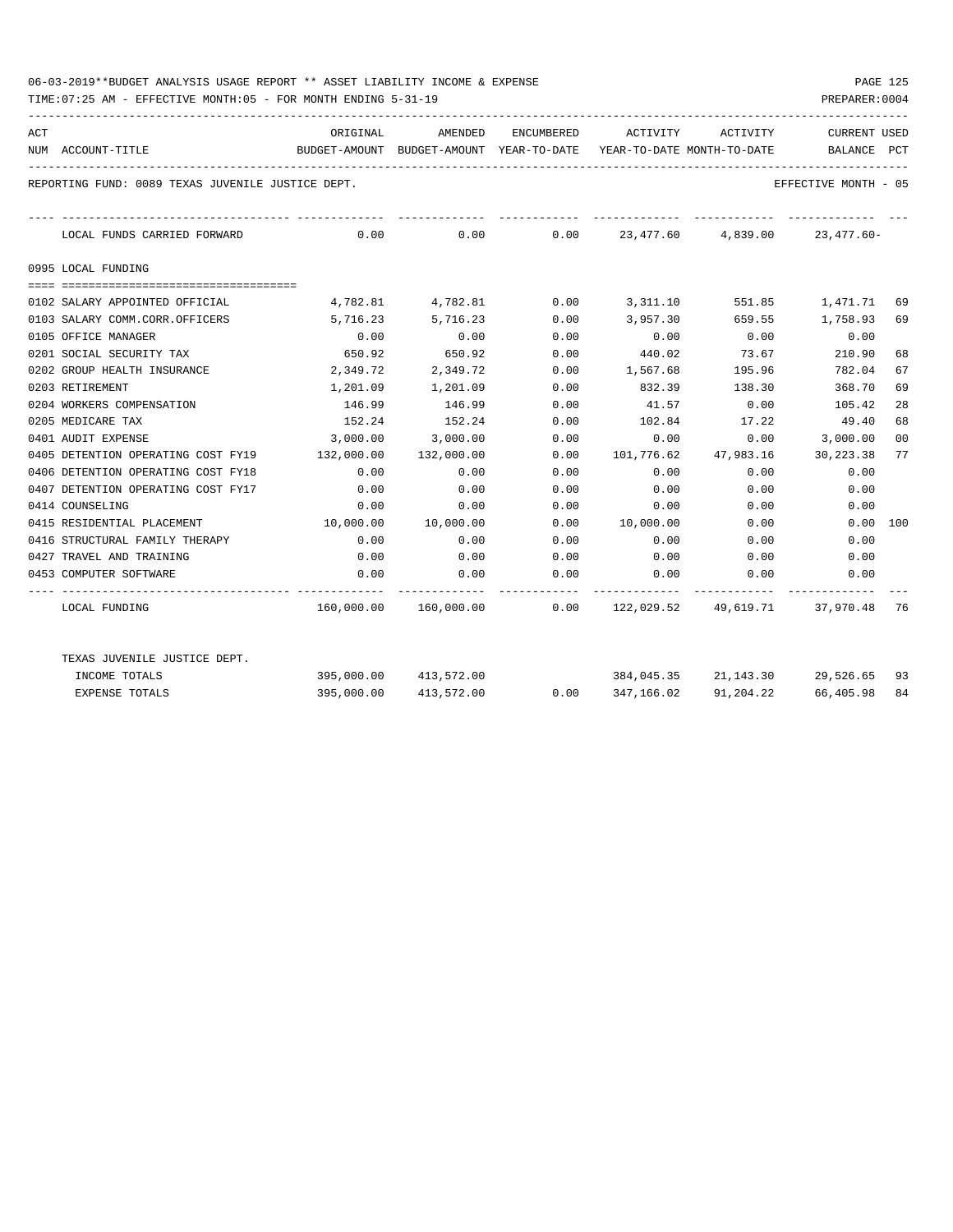06-03-2019**BUDGET ANALYSIS USAGE REPORT ** ASSET LIABILITY INCOME & EXPENSE

TIME:07:25 AM - EFFECTIVE MONTH:05 - FOR MONTH ENDING 5-31-19

PREPARER:0004

REPORTING FUND: 0089 TEXAS JUVENILE JUSTICE DEPT.

EFFECTIVE MONTH - 05

| ACT NUM | ACCOUNT-TITLE | ORIGINAL BUDGET-AMOUNT | AMENDED BUDGET-AMOUNT | ENCUMBERED YEAR-TO-DATE | ACTIVITY YEAR-TO-DATE | ACTIVITY MONTH-TO-DATE | CURRENT BALANCE | USED PCT |
|---|---|---|---|---|---|---|---|---|
| | LOCAL FUNDS CARRIED FORWARD | 0.00 | 0.00 | 0.00 | 23,477.60 | 4,839.00 | 23,477.60- | |
| | **0995 LOCAL FUNDING** | | | | | | | |
| 0102 | SALARY APPOINTED OFFICIAL | 4,782.81 | 4,782.81 | 0.00 | 3,311.10 | 551.85 | 1,471.71 | 69 |
| 0103 | SALARY COMM.CORR.OFFICERS | 5,716.23 | 5,716.23 | 0.00 | 3,957.30 | 659.55 | 1,758.93 | 69 |
| 0105 | OFFICE MANAGER | 0.00 | 0.00 | 0.00 | 0.00 | 0.00 | 0.00 | |
| 0201 | SOCIAL SECURITY TAX | 650.92 | 650.92 | 0.00 | 440.02 | 73.67 | 210.90 | 68 |
| 0202 | GROUP HEALTH INSURANCE | 2,349.72 | 2,349.72 | 0.00 | 1,567.68 | 195.96 | 782.04 | 67 |
| 0203 | RETIREMENT | 1,201.09 | 1,201.09 | 0.00 | 832.39 | 138.30 | 368.70 | 69 |
| 0204 | WORKERS COMPENSATION | 146.99 | 146.99 | 0.00 | 41.57 | 0.00 | 105.42 | 28 |
| 0205 | MEDICARE TAX | 152.24 | 152.24 | 0.00 | 102.84 | 17.22 | 49.40 | 68 |
| 0401 | AUDIT EXPENSE | 3,000.00 | 3,000.00 | 0.00 | 0.00 | 0.00 | 3,000.00 | 00 |
| 0405 | DETENTION OPERATING COST FY19 | 132,000.00 | 132,000.00 | 0.00 | 101,776.62 | 47,983.16 | 30,223.38 | 77 |
| 0406 | DETENTION OPERATING COST FY18 | 0.00 | 0.00 | 0.00 | 0.00 | 0.00 | 0.00 | |
| 0407 | DETENTION OPERATING COST FY17 | 0.00 | 0.00 | 0.00 | 0.00 | 0.00 | 0.00 | |
| 0414 | COUNSELING | 0.00 | 0.00 | 0.00 | 0.00 | 0.00 | 0.00 | |
| 0415 | RESIDENTIAL PLACEMENT | 10,000.00 | 10,000.00 | 0.00 | 10,000.00 | 0.00 | 0.00 | 100 |
| 0416 | STRUCTURAL FAMILY THERAPY | 0.00 | 0.00 | 0.00 | 0.00 | 0.00 | 0.00 | |
| 0427 | TRAVEL AND TRAINING | 0.00 | 0.00 | 0.00 | 0.00 | 0.00 | 0.00 | |
| 0453 | COMPUTER SOFTWARE | 0.00 | 0.00 | 0.00 | 0.00 | 0.00 | 0.00 | |
| | LOCAL FUNDING | 160,000.00 | 160,000.00 | 0.00 | 122,029.52 | 49,619.71 | 37,970.48 | 76 |
| | TEXAS JUVENILE JUSTICE DEPT. | | | | | | | |
| | INCOME TOTALS | 395,000.00 | 413,572.00 | | 384,045.35 | 21,143.30 | 29,526.65 | 93 |
| | EXPENSE TOTALS | 395,000.00 | 413,572.00 | 0.00 | 347,166.02 | 91,204.22 | 66,405.98 | 84 |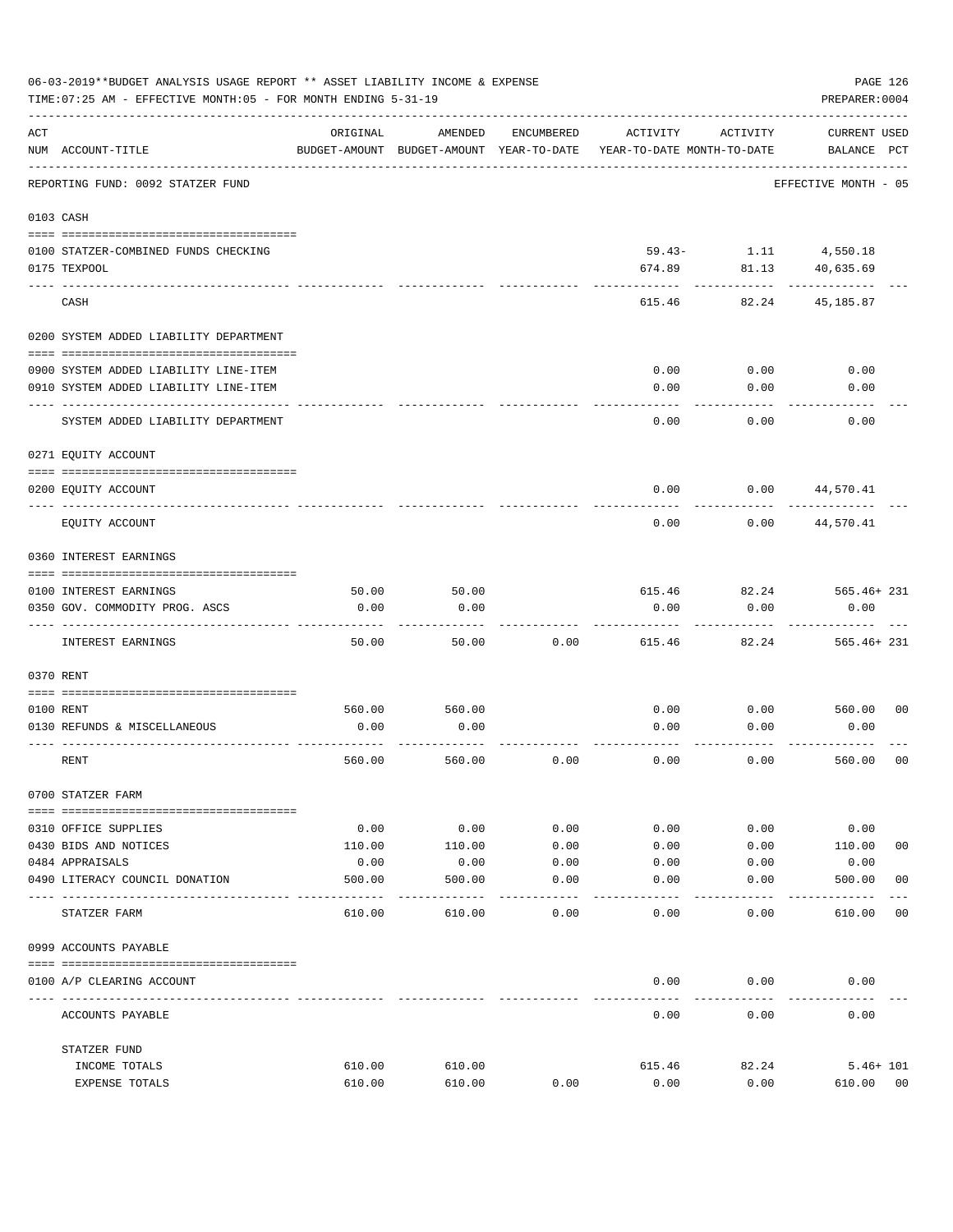06-03-2019**BUDGET ANALYSIS USAGE REPORT ** ASSET LIABILITY INCOME & EXPENSE

TIME:07:25 AM - EFFECTIVE MONTH:05 - FOR MONTH ENDING 5-31-19

PREPARER:0004

REPORTING FUND: 0092 STATZER FUND — EFFECTIVE MONTH - 05

| ACT NUM | ACCOUNT-TITLE | ORIGINAL BUDGET-AMOUNT | AMENDED BUDGET-AMOUNT | ENCUMBERED YEAR-TO-DATE | ACTIVITY YEAR-TO-DATE | ACTIVITY MONTH-TO-DATE | CURRENT USED BALANCE | PCT |
|---|---|---|---|---|---|---|---|---|
| 0103 | CASH | | | | | | | |
| 0100 | STATZER-COMBINED FUNDS CHECKING | | | | 59.43- | 1.11 | 4,550.18 | |
| 0175 | TEXPOOL | | | | 674.89 | 81.13 | 40,635.69 | |
| | CASH | | | | 615.46 | 82.24 | 45,185.87 | |
| 0200 | SYSTEM ADDED LIABILITY DEPARTMENT | | | | | | | |
| 0900 | SYSTEM ADDED LIABILITY LINE-ITEM | | | | 0.00 | 0.00 | 0.00 | |
| 0910 | SYSTEM ADDED LIABILITY LINE-ITEM | | | | 0.00 | 0.00 | 0.00 | |
| | SYSTEM ADDED LIABILITY DEPARTMENT | | | | 0.00 | 0.00 | 0.00 | |
| 0271 | EQUITY ACCOUNT | | | | | | | |
| 0200 | EQUITY ACCOUNT | | | | 0.00 | 0.00 | 44,570.41 | |
| | EQUITY ACCOUNT | | | | 0.00 | 0.00 | 44,570.41 | |
| 0360 | INTEREST EARNINGS | | | | | | | |
| 0100 | INTEREST EARNINGS | 50.00 | 50.00 | | 615.46 | 82.24 | 565.46+ | 231 |
| 0350 | GOV. COMMODITY PROG. ASCS | 0.00 | 0.00 | | 0.00 | 0.00 | 0.00 | |
| | INTEREST EARNINGS | 50.00 | 50.00 | 0.00 | 615.46 | 82.24 | 565.46+ | 231 |
| 0370 | RENT | | | | | | | |
| 0100 | RENT | 560.00 | 560.00 | | 0.00 | 0.00 | 560.00 | 00 |
| 0130 | REFUNDS & MISCELLANEOUS | 0.00 | 0.00 | | 0.00 | 0.00 | 0.00 | |
| | RENT | 560.00 | 560.00 | 0.00 | 0.00 | 0.00 | 560.00 | 00 |
| 0700 | STATZER FARM | | | | | | | |
| 0310 | OFFICE SUPPLIES | 0.00 | 0.00 | 0.00 | 0.00 | 0.00 | 0.00 | |
| 0430 | BIDS AND NOTICES | 110.00 | 110.00 | 0.00 | 0.00 | 0.00 | 110.00 | 00 |
| 0484 | APPRAISALS | 0.00 | 0.00 | 0.00 | 0.00 | 0.00 | 0.00 | |
| 0490 | LITERACY COUNCIL DONATION | 500.00 | 500.00 | 0.00 | 0.00 | 0.00 | 500.00 | 00 |
| | STATZER FARM | 610.00 | 610.00 | 0.00 | 0.00 | 0.00 | 610.00 | 00 |
| 0999 | ACCOUNTS PAYABLE | | | | | | | |
| 0100 | A/P CLEARING ACCOUNT | | | | 0.00 | 0.00 | 0.00 | |
| | ACCOUNTS PAYABLE | | | | 0.00 | 0.00 | 0.00 | |
| | STATZER FUND | | | | | | | |
| | INCOME TOTALS | 610.00 | 610.00 | | 615.46 | 82.24 | 5.46+ | 101 |
| | EXPENSE TOTALS | 610.00 | 610.00 | 0.00 | 0.00 | 0.00 | 610.00 | 00 |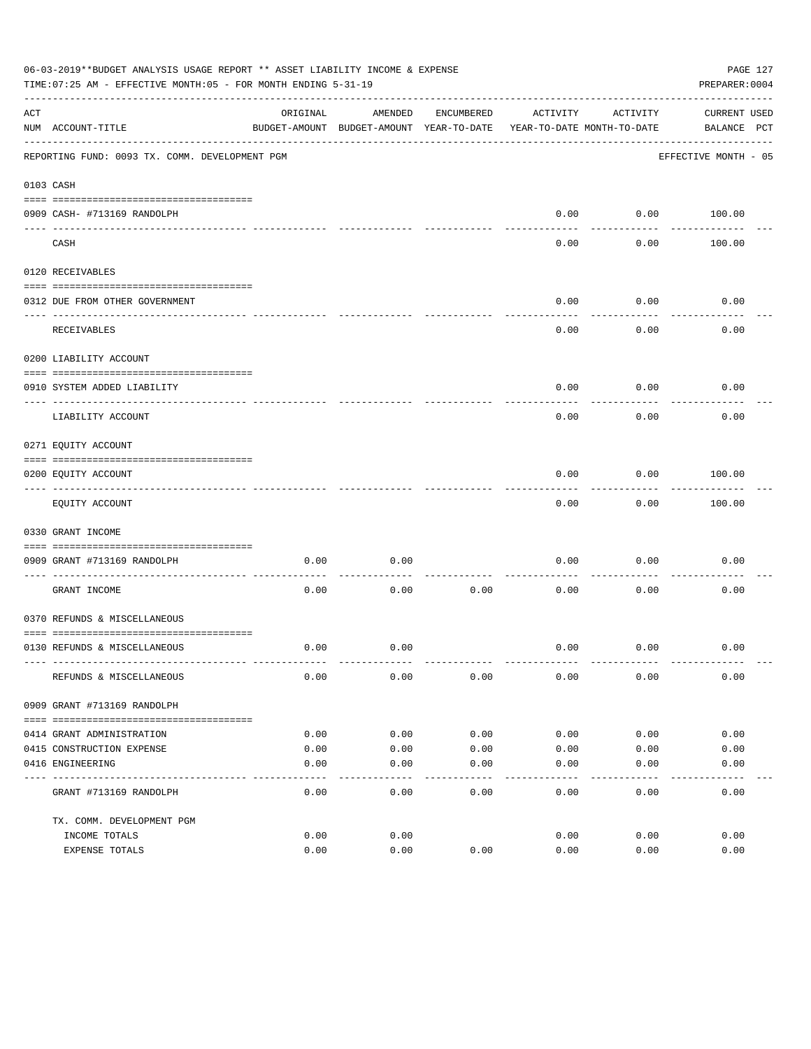06-03-2019**BUDGET ANALYSIS USAGE REPORT ** ASSET LIABILITY INCOME & EXPENSE

TIME:07:25 AM - EFFECTIVE MONTH:05 - FOR MONTH ENDING 5-31-19

PREPARER:0004

| ACT NUM | ACCOUNT-TITLE | ORIGINAL BUDGET-AMOUNT | AMENDED BUDGET-AMOUNT | ENCUMBERED YEAR-TO-DATE | ACTIVITY YEAR-TO-DATE | ACTIVITY MONTH-TO-DATE | CURRENT BALANCE | USED PCT |
|---|---|---|---|---|---|---|---|---|
| | REPORTING FUND: 0093 TX. COMM. DEVELOPMENT PGM | | | | | | EFFECTIVE MONTH - 05 | |
| 0103 | CASH | | | | | | | |
| 0909 | CASH- #713169 RANDOLPH | | | | 0.00 | 0.00 | 100.00 | |
| | CASH | | | | 0.00 | 0.00 | 100.00 | |
| 0120 | RECEIVABLES | | | | | | | |
| 0312 | DUE FROM OTHER GOVERNMENT | | | | 0.00 | 0.00 | 0.00 | |
| | RECEIVABLES | | | | 0.00 | 0.00 | 0.00 | |
| 0200 | LIABILITY ACCOUNT | | | | | | | |
| 0910 | SYSTEM ADDED LIABILITY | | | | 0.00 | 0.00 | 0.00 | |
| | LIABILITY ACCOUNT | | | | 0.00 | 0.00 | 0.00 | |
| 0271 | EQUITY ACCOUNT | | | | | | | |
| 0200 | EQUITY ACCOUNT | | | | 0.00 | 0.00 | 100.00 | |
| | EQUITY ACCOUNT | | | | 0.00 | 0.00 | 100.00 | |
| 0330 | GRANT INCOME | | | | | | | |
| 0909 | GRANT #713169 RANDOLPH | 0.00 | 0.00 | | 0.00 | 0.00 | 0.00 | |
| | GRANT INCOME | 0.00 | 0.00 | 0.00 | 0.00 | 0.00 | 0.00 | |
| 0370 | REFUNDS & MISCELLANEOUS | | | | | | | |
| 0130 | REFUNDS & MISCELLANEOUS | 0.00 | 0.00 | | 0.00 | 0.00 | 0.00 | |
| | REFUNDS & MISCELLANEOUS | 0.00 | 0.00 | 0.00 | 0.00 | 0.00 | 0.00 | |
| 0909 | GRANT #713169 RANDOLPH | | | | | | | |
| 0414 | GRANT ADMINISTRATION | 0.00 | 0.00 | 0.00 | 0.00 | 0.00 | 0.00 | |
| 0415 | CONSTRUCTION EXPENSE | 0.00 | 0.00 | 0.00 | 0.00 | 0.00 | 0.00 | |
| 0416 | ENGINEERING | 0.00 | 0.00 | 0.00 | 0.00 | 0.00 | 0.00 | |
| | GRANT #713169 RANDOLPH | 0.00 | 0.00 | 0.00 | 0.00 | 0.00 | 0.00 | |
| | TX. COMM. DEVELOPMENT PGM | | | | | | | |
| | INCOME TOTALS | 0.00 | 0.00 | | 0.00 | 0.00 | 0.00 | |
| | EXPENSE TOTALS | 0.00 | 0.00 | 0.00 | 0.00 | 0.00 | 0.00 | |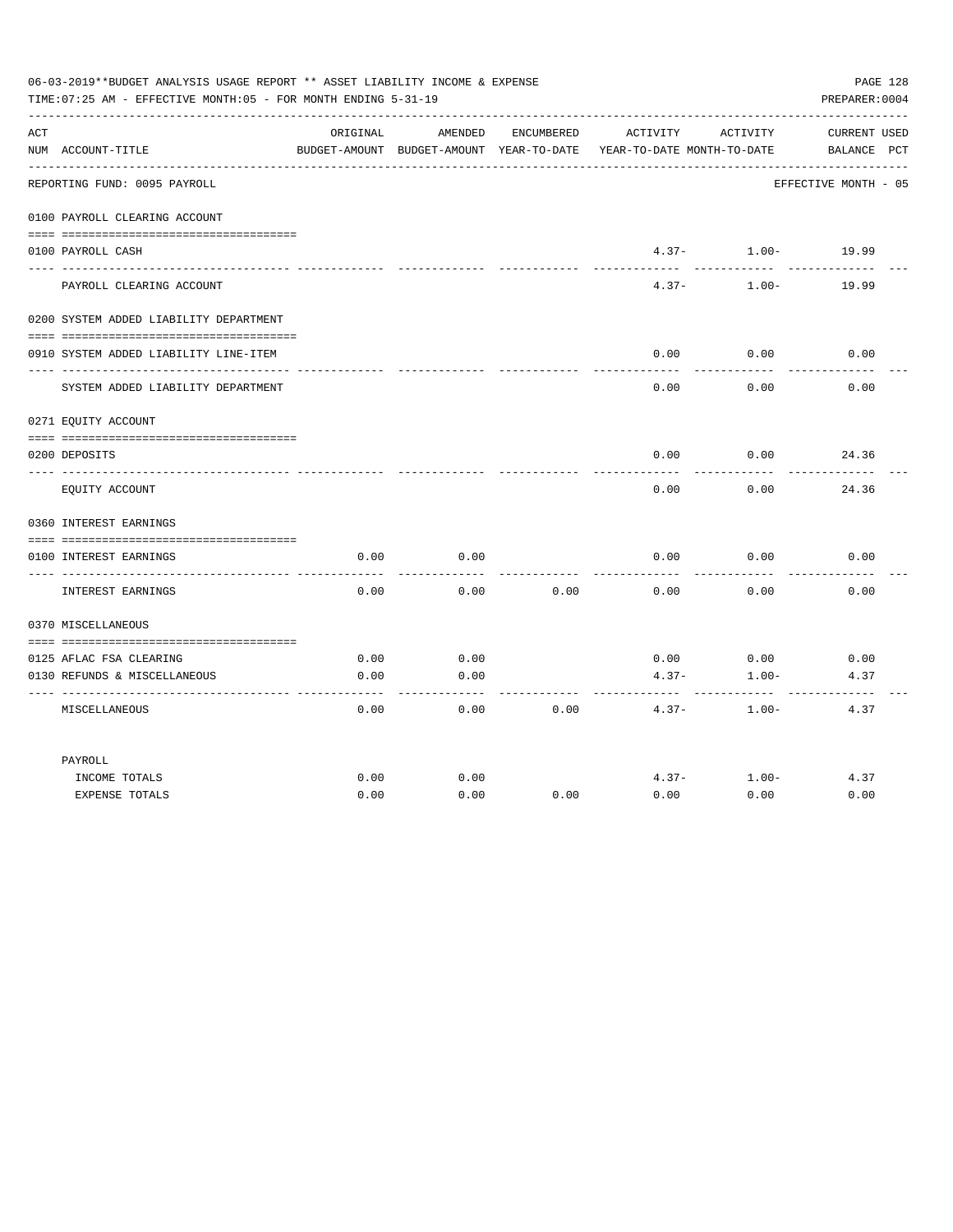06-03-2019**BUDGET ANALYSIS USAGE REPORT ** ASSET LIABILITY INCOME & EXPENSE

TIME:07:25 AM - EFFECTIVE MONTH:05 - FOR MONTH ENDING 5-31-19

PREPARER:0004

| ACT NUM | ACCOUNT-TITLE | ORIGINAL BUDGET-AMOUNT | AMENDED BUDGET-AMOUNT | ENCUMBERED YEAR-TO-DATE | ACTIVITY YEAR-TO-DATE | ACTIVITY MONTH-TO-DATE | CURRENT BALANCE | USED PCT |
|---|---|---|---|---|---|---|---|---|
| | REPORTING FUND: 0095 PAYROLL | | | | | | EFFECTIVE MONTH - 05 | |
| | 0100 PAYROLL CLEARING ACCOUNT | | | | | | | |
| 0100 | PAYROLL CASH | | | | 4.37- | 1.00- | 19.99 | |
| | PAYROLL CLEARING ACCOUNT | | | | 4.37- | 1.00- | 19.99 | |
| | 0200 SYSTEM ADDED LIABILITY DEPARTMENT | | | | | | | |
| 0910 | SYSTEM ADDED LIABILITY LINE-ITEM | | | | 0.00 | 0.00 | 0.00 | |
| | SYSTEM ADDED LIABILITY DEPARTMENT | | | | 0.00 | 0.00 | 0.00 | |
| | 0271 EQUITY ACCOUNT | | | | | | | |
| 0200 | DEPOSITS | | | | 0.00 | 0.00 | 24.36 | |
| | EQUITY ACCOUNT | | | | 0.00 | 0.00 | 24.36 | |
| | 0360 INTEREST EARNINGS | | | | | | | |
| 0100 | INTEREST EARNINGS | 0.00 | 0.00 | | 0.00 | 0.00 | 0.00 | |
| | INTEREST EARNINGS | 0.00 | 0.00 | 0.00 | 0.00 | 0.00 | 0.00 | |
| | 0370 MISCELLANEOUS | | | | | | | |
| 0125 | AFLAC FSA CLEARING | 0.00 | 0.00 | | 0.00 | 0.00 | 0.00 | |
| 0130 | REFUNDS & MISCELLANEOUS | 0.00 | 0.00 | | 4.37- | 1.00- | 4.37 | |
| | MISCELLANEOUS | 0.00 | 0.00 | 0.00 | 4.37- | 1.00- | 4.37 | |
| | PAYROLL | | | | | | | |
| | INCOME TOTALS | 0.00 | 0.00 | | 4.37- | 1.00- | 4.37 | |
| | EXPENSE TOTALS | 0.00 | 0.00 | 0.00 | 0.00 | 0.00 | 0.00 | |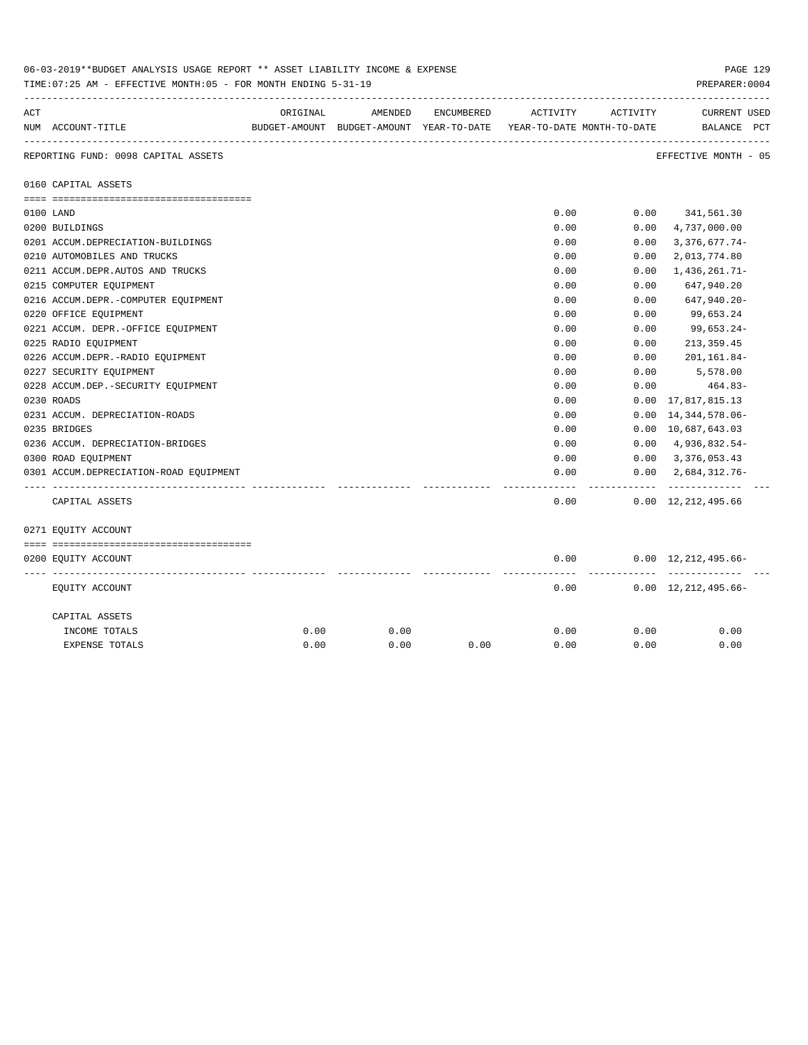06-03-2019**BUDGET ANALYSIS USAGE REPORT ** ASSET LIABILITY INCOME & EXPENSE

TIME:07:25 AM - EFFECTIVE MONTH:05 - FOR MONTH ENDING 5-31-19

PREPARER:0004

| ACT NUM | ACCOUNT-TITLE | ORIGINAL BUDGET-AMOUNT | AMENDED BUDGET-AMOUNT | ENCUMBERED YEAR-TO-DATE | ACTIVITY YEAR-TO-DATE | ACTIVITY MONTH-TO-DATE | CURRENT BALANCE | USED PCT |
|---|---|---|---|---|---|---|---|---|
| | REPORTING FUND: 0098 CAPITAL ASSETS | | | | | | EFFECTIVE MONTH - 05 | |
| | 0160 CAPITAL ASSETS | | | | | | | |
| 0100 | LAND | | | | 0.00 | 0.00 | 341,561.30 | |
| 0200 | BUILDINGS | | | | 0.00 | 0.00 | 4,737,000.00 | |
| 0201 | ACCUM.DEPRECIATION-BUILDINGS | | | | 0.00 | 0.00 | 3,376,677.74- | |
| 0210 | AUTOMOBILES AND TRUCKS | | | | 0.00 | 0.00 | 2,013,774.80 | |
| 0211 | ACCUM.DEPR.AUTOS AND TRUCKS | | | | 0.00 | 0.00 | 1,436,261.71- | |
| 0215 | COMPUTER EQUIPMENT | | | | 0.00 | 0.00 | 647,940.20 | |
| 0216 | ACCUM.DEPR.-COMPUTER EQUIPMENT | | | | 0.00 | 0.00 | 647,940.20- | |
| 0220 | OFFICE EQUIPMENT | | | | 0.00 | 0.00 | 99,653.24 | |
| 0221 | ACCUM. DEPR.-OFFICE EQUIPMENT | | | | 0.00 | 0.00 | 99,653.24- | |
| 0225 | RADIO EQUIPMENT | | | | 0.00 | 0.00 | 213,359.45 | |
| 0226 | ACCUM.DEPR.-RADIO EQUIPMENT | | | | 0.00 | 0.00 | 201,161.84- | |
| 0227 | SECURITY EQUIPMENT | | | | 0.00 | 0.00 | 5,578.00 | |
| 0228 | ACCUM.DEP.-SECURITY EQUIPMENT | | | | 0.00 | 0.00 | 464.83- | |
| 0230 | ROADS | | | | 0.00 | 0.00 | 17,817,815.13 | |
| 0231 | ACCUM. DEPRECIATION-ROADS | | | | 0.00 | 0.00 | 14,344,578.06- | |
| 0235 | BRIDGES | | | | 0.00 | 0.00 | 10,687,643.03 | |
| 0236 | ACCUM. DEPRECIATION-BRIDGES | | | | 0.00 | 0.00 | 4,936,832.54- | |
| 0300 | ROAD EQUIPMENT | | | | 0.00 | 0.00 | 3,376,053.43 | |
| 0301 | ACCUM.DEPRECIATION-ROAD EQUIPMENT | | | | 0.00 | 0.00 | 2,684,312.76- | |
| | CAPITAL ASSETS | | | | 0.00 | 0.00 | 12,212,495.66 | |
| | 0271 EQUITY ACCOUNT | | | | | | | |
| 0200 | EQUITY ACCOUNT | | | | 0.00 | 0.00 | 12,212,495.66- | |
| | EQUITY ACCOUNT | | | | 0.00 | 0.00 | 12,212,495.66- | |
| | CAPITAL ASSETS | | | | | | | |
| | INCOME TOTALS | 0.00 | 0.00 | | 0.00 | 0.00 | 0.00 | |
| | EXPENSE TOTALS | 0.00 | 0.00 | 0.00 | 0.00 | 0.00 | 0.00 | |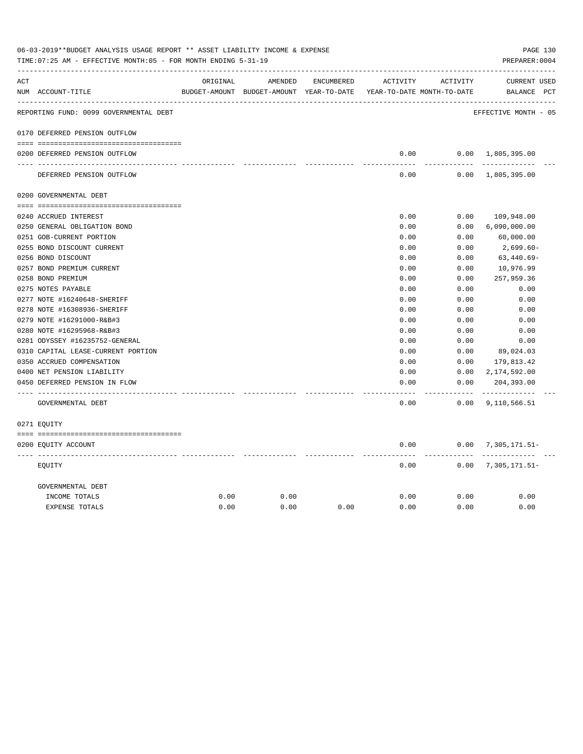06-03-2019**BUDGET ANALYSIS USAGE REPORT ** ASSET LIABILITY INCOME & EXPENSE

TIME:07:25 AM - EFFECTIVE MONTH:05 - FOR MONTH ENDING 5-31-19

PREPARER:0004

| ACT NUM | ACCOUNT-TITLE | ORIGINAL BUDGET-AMOUNT | AMENDED BUDGET-AMOUNT | ENCUMBERED YEAR-TO-DATE | ACTIVITY YEAR-TO-DATE | ACTIVITY MONTH-TO-DATE | CURRENT BALANCE | USED PCT |
|---|---|---|---|---|---|---|---|---|
| | REPORTING FUND: 0099 GOVERNMENTAL DEBT | | | | | | EFFECTIVE MONTH - 05 | |
| 0170 | DEFERRED PENSION OUTFLOW | | | | | | | |
| 0200 | DEFERRED PENSION OUTFLOW | | | | 0.00 | 0.00 | 1,805,395.00 | |
| | DEFERRED PENSION OUTFLOW | | | | 0.00 | 0.00 | 1,805,395.00 | |
| 0200 | GOVERNMENTAL DEBT | | | | | | | |
| 0240 | ACCRUED INTEREST | | | | 0.00 | 0.00 | 109,948.00 | |
| 0250 | GENERAL OBLIGATION BOND | | | | 0.00 | 0.00 | 6,090,000.00 | |
| 0251 | GOB-CURRENT PORTION | | | | 0.00 | 0.00 | 60,000.00 | |
| 0255 | BOND DISCOUNT CURRENT | | | | 0.00 | 0.00 | 2,699.60- | |
| 0256 | BOND DISCOUNT | | | | 0.00 | 0.00 | 63,440.69- | |
| 0257 | BOND PREMIUM CURRENT | | | | 0.00 | 0.00 | 10,976.99 | |
| 0258 | BOND PREMIUM | | | | 0.00 | 0.00 | 257,959.36 | |
| 0275 | NOTES PAYABLE | | | | 0.00 | 0.00 | 0.00 | |
| 0277 | NOTE #16240648-SHERIFF | | | | 0.00 | 0.00 | 0.00 | |
| 0278 | NOTE #16308936-SHERIFF | | | | 0.00 | 0.00 | 0.00 | |
| 0279 | NOTE #16291000-R&B#3 | | | | 0.00 | 0.00 | 0.00 | |
| 0280 | NOTE #16295968-R&B#3 | | | | 0.00 | 0.00 | 0.00 | |
| 0281 | ODYSSEY #16235752-GENERAL | | | | 0.00 | 0.00 | 0.00 | |
| 0310 | CAPITAL LEASE-CURRENT PORTION | | | | 0.00 | 0.00 | 89,024.03 | |
| 0350 | ACCRUED COMPENSATION | | | | 0.00 | 0.00 | 179,813.42 | |
| 0400 | NET PENSION LIABILITY | | | | 0.00 | 0.00 | 2,174,592.00 | |
| 0450 | DEFERRED PENSION IN FLOW | | | | 0.00 | 0.00 | 204,393.00 | |
| | GOVERNMENTAL DEBT | | | | 0.00 | 0.00 | 9,110,566.51 | |
| 0271 | EQUITY | | | | | | | |
| 0200 | EQUITY ACCOUNT | | | | 0.00 | 0.00 | 7,305,171.51- | |
| | EQUITY | | | | 0.00 | 0.00 | 7,305,171.51- | |
| | GOVERNMENTAL DEBT | | | | | | | |
| | INCOME TOTALS | 0.00 | 0.00 | | 0.00 | 0.00 | 0.00 | |
| | EXPENSE TOTALS | 0.00 | 0.00 | 0.00 | 0.00 | 0.00 | 0.00 | |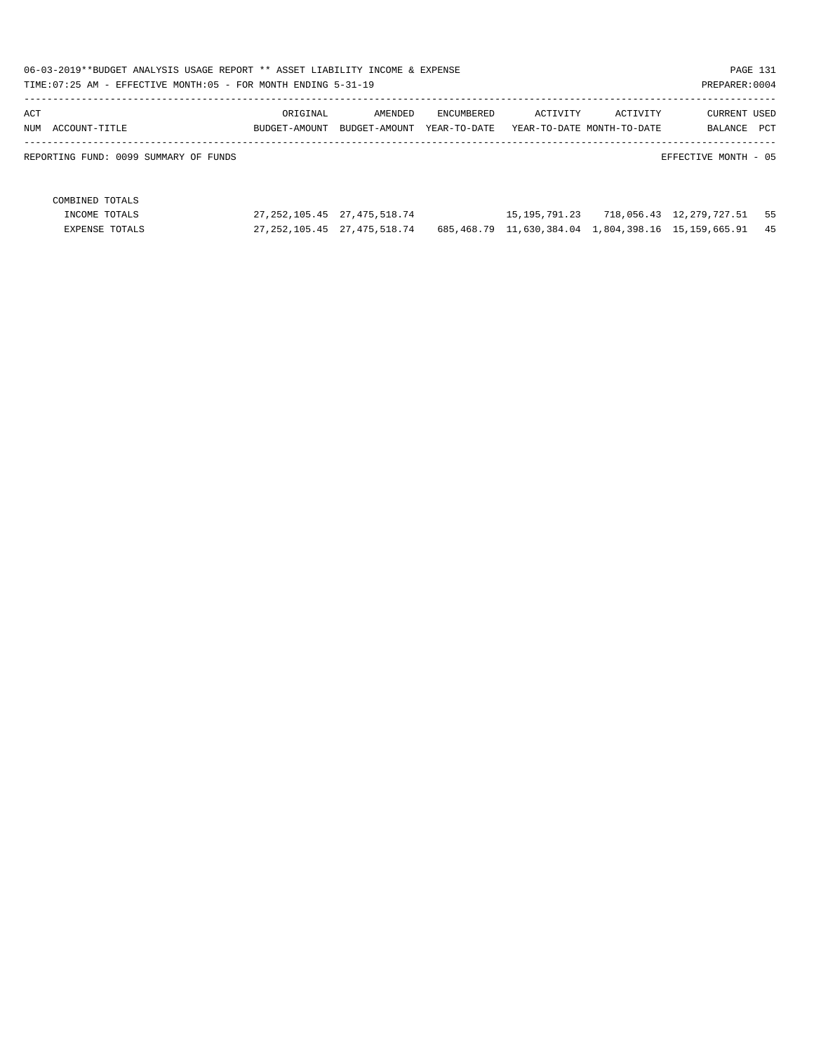06-03-2019**BUDGET ANALYSIS USAGE REPORT ** ASSET LIABILITY INCOME & EXPENSE

TIME:07:25 AM - EFFECTIVE MONTH:05 - FOR MONTH ENDING 5-31-19

PREPARER:0004

| ACT NUM ACCOUNT-TITLE | ORIGINAL BUDGET-AMOUNT | AMENDED BUDGET-AMOUNT | ENCUMBERED YEAR-TO-DATE | ACTIVITY YEAR-TO-DATE | ACTIVITY MONTH-TO-DATE | CURRENT BALANCE | USED PCT |
|---|---|---|---|---|---|---|---|
| REPORTING FUND: 0099 SUMMARY OF FUNDS | | | | | | EFFECTIVE MONTH - 05 | |
| COMBINED TOTALS | | | | | | | |
| INCOME TOTALS | 27,252,105.45 | 27,475,518.74 | | 15,195,791.23 | 718,056.43 | 12,279,727.51 | 55 |
| EXPENSE TOTALS | 27,252,105.45 | 27,475,518.74 | 685,468.79 | 11,630,384.04 | 1,804,398.16 | 15,159,665.91 | 45 |